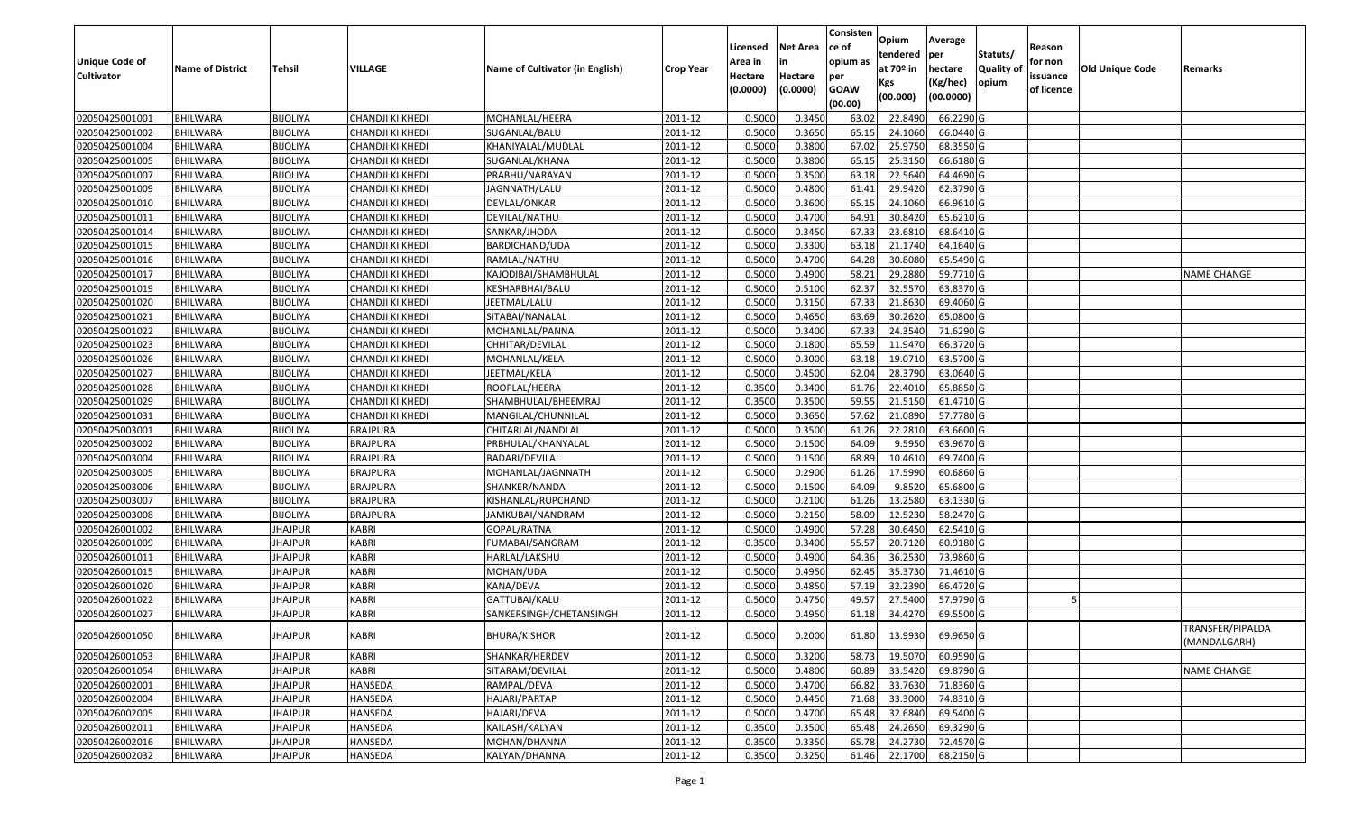| Unique Code of Cultivator | Name of District | Tehsil | VILLAGE | Name of Cultivator (in English) | Crop Year | Licensed Area in Hectare (0.0000) | Net Area in Hectare (0.0000) | Consistence of opium as per GOAW (00.00) | Opium tendered at 70º in Kgs (00.000) | Average per hectare (Kg/hec) (00.0000) | Statuts/ Quality of opium | Reason for non issuance of licence | Old Unique Code | Remarks |
|---|---|---|---|---|---|---|---|---|---|---|---|---|---|---|
| 02050425001001 | BHILWARA | BIJOLIYA | CHANDJI KI KHEDI | MOHANLAL/HEERA | 2011-12 | 0.5000 | 0.3450 | 63.02 | 22.8490 | 66.2290 | G | | | |
| 02050425001002 | BHILWARA | BIJOLIYA | CHANDJI KI KHEDI | SUGANLAL/BALU | 2011-12 | 0.5000 | 0.3650 | 65.15 | 24.1060 | 66.0440 | G | | | |
| 02050425001004 | BHILWARA | BIJOLIYA | CHANDJI KI KHEDI | KHANIYALAL/MUDLAL | 2011-12 | 0.5000 | 0.3800 | 67.02 | 25.9750 | 68.3550 | G | | | |
| 02050425001005 | BHILWARA | BIJOLIYA | CHANDJI KI KHEDI | SUGANLAL/KHANA | 2011-12 | 0.5000 | 0.3800 | 65.15 | 25.3150 | 66.6180 | G | | | |
| 02050425001007 | BHILWARA | BIJOLIYA | CHANDJI KI KHEDI | PRABHU/NARAYAN | 2011-12 | 0.5000 | 0.3500 | 63.18 | 22.5640 | 64.4690 | G | | | |
| 02050425001009 | BHILWARA | BIJOLIYA | CHANDJI KI KHEDI | JAGNNATH/LALU | 2011-12 | 0.5000 | 0.4800 | 61.41 | 29.9420 | 62.3790 | G | | | |
| 02050425001010 | BHILWARA | BIJOLIYA | CHANDJI KI KHEDI | DEVLAL/ONKAR | 2011-12 | 0.5000 | 0.3600 | 65.15 | 24.1060 | 66.9610 | G | | | |
| 02050425001011 | BHILWARA | BIJOLIYA | CHANDJI KI KHEDI | DEVILAL/NATHU | 2011-12 | 0.5000 | 0.4700 | 64.91 | 30.8420 | 65.6210 | G | | | |
| 02050425001014 | BHILWARA | BIJOLIYA | CHANDJI KI KHEDI | SANKAR/JHODA | 2011-12 | 0.5000 | 0.3450 | 67.33 | 23.6810 | 68.6410 | G | | | |
| 02050425001015 | BHILWARA | BIJOLIYA | CHANDJI KI KHEDI | BARDICHAND/UDA | 2011-12 | 0.5000 | 0.3300 | 63.18 | 21.1740 | 64.1640 | G | | | |
| 02050425001016 | BHILWARA | BIJOLIYA | CHANDJI KI KHEDI | RAMLAL/NATHU | 2011-12 | 0.5000 | 0.4700 | 64.28 | 30.8080 | 65.5490 | G | | | |
| 02050425001017 | BHILWARA | BIJOLIYA | CHANDJI KI KHEDI | KAJODIBAI/SHAMBHULAL | 2011-12 | 0.5000 | 0.4900 | 58.21 | 29.2880 | 59.7710 | G | | | NAME CHANGE |
| 02050425001019 | BHILWARA | BIJOLIYA | CHANDJI KI KHEDI | KESHARBHAI/BALU | 2011-12 | 0.5000 | 0.5100 | 62.37 | 32.5570 | 63.8370 | G | | | |
| 02050425001020 | BHILWARA | BIJOLIYA | CHANDJI KI KHEDI | JEETMAL/LALU | 2011-12 | 0.5000 | 0.3150 | 67.33 | 21.8630 | 69.4060 | G | | | |
| 02050425001021 | BHILWARA | BIJOLIYA | CHANDJI KI KHEDI | SITABAI/NANALAL | 2011-12 | 0.5000 | 0.4650 | 63.69 | 30.2620 | 65.0800 | G | | | |
| 02050425001022 | BHILWARA | BIJOLIYA | CHANDJI KI KHEDI | MOHANLAL/PANNA | 2011-12 | 0.5000 | 0.3400 | 67.33 | 24.3540 | 71.6290 | G | | | |
| 02050425001023 | BHILWARA | BIJOLIYA | CHANDJI KI KHEDI | CHHITAR/DEVILAL | 2011-12 | 0.5000 | 0.1800 | 65.59 | 11.9470 | 66.3720 | G | | | |
| 02050425001026 | BHILWARA | BIJOLIYA | CHANDJI KI KHEDI | MOHANLAL/KELA | 2011-12 | 0.5000 | 0.3000 | 63.18 | 19.0710 | 63.5700 | G | | | |
| 02050425001027 | BHILWARA | BIJOLIYA | CHANDJI KI KHEDI | JEETMAL/KELA | 2011-12 | 0.5000 | 0.4500 | 62.04 | 28.3790 | 63.0640 | G | | | |
| 02050425001028 | BHILWARA | BIJOLIYA | CHANDJI KI KHEDI | ROOPLAL/HEERA | 2011-12 | 0.3500 | 0.3400 | 61.76 | 22.4010 | 65.8850 | G | | | |
| 02050425001029 | BHILWARA | BIJOLIYA | CHANDJI KI KHEDI | SHAMBHULAL/BHEEMRAJ | 2011-12 | 0.3500 | 0.3500 | 59.55 | 21.5150 | 61.4710 | G | | | |
| 02050425001031 | BHILWARA | BIJOLIYA | CHANDJI KI KHEDI | MANGILAL/CHUNNILAL | 2011-12 | 0.5000 | 0.3650 | 57.62 | 21.0890 | 57.7780 | G | | | |
| 02050425003001 | BHILWARA | BIJOLIYA | BRAJPURA | CHITARLAL/NANDLAL | 2011-12 | 0.5000 | 0.3500 | 61.26 | 22.2810 | 63.6600 | G | | | |
| 02050425003002 | BHILWARA | BIJOLIYA | BRAJPURA | PRBHULAL/KHANYALAL | 2011-12 | 0.5000 | 0.1500 | 64.09 | 9.5950 | 63.9670 | G | | | |
| 02050425003004 | BHILWARA | BIJOLIYA | BRAJPURA | BADARI/DEVILAL | 2011-12 | 0.5000 | 0.1500 | 68.89 | 10.4610 | 69.7400 | G | | | |
| 02050425003005 | BHILWARA | BIJOLIYA | BRAJPURA | MOHANLAL/JAGNNATH | 2011-12 | 0.5000 | 0.2900 | 61.26 | 17.5990 | 60.6860 | G | | | |
| 02050425003006 | BHILWARA | BIJOLIYA | BRAJPURA | SHANKER/NANDA | 2011-12 | 0.5000 | 0.1500 | 64.09 | 9.8520 | 65.6800 | G | | | |
| 02050425003007 | BHILWARA | BIJOLIYA | BRAJPURA | KISHANLAL/RUPCHAND | 2011-12 | 0.5000 | 0.2100 | 61.26 | 13.2580 | 63.1330 | G | | | |
| 02050425003008 | BHILWARA | BIJOLIYA | BRAJPURA | JAMKUBAI/NANDRAM | 2011-12 | 0.5000 | 0.2150 | 58.09 | 12.5230 | 58.2470 | G | | | |
| 02050426001002 | BHILWARA | JHAJPUR | KABRI | GOPAL/RATNA | 2011-12 | 0.5000 | 0.4900 | 57.28 | 30.6450 | 62.5410 | G | | | |
| 02050426001009 | BHILWARA | JHAJPUR | KABRI | FUMABAI/SANGRAM | 2011-12 | 0.3500 | 0.3400 | 55.57 | 20.7120 | 60.9180 | G | | | |
| 02050426001011 | BHILWARA | JHAJPUR | KABRI | HARLAL/LAKSHU | 2011-12 | 0.5000 | 0.4900 | 64.36 | 36.2530 | 73.9860 | G | | | |
| 02050426001015 | BHILWARA | JHAJPUR | KABRI | MOHAN/UDA | 2011-12 | 0.5000 | 0.4950 | 62.45 | 35.3730 | 71.4610 | G | | | |
| 02050426001020 | BHILWARA | JHAJPUR | KABRI | KANA/DEVA | 2011-12 | 0.5000 | 0.4850 | 57.19 | 32.2390 | 66.4720 | G | | | |
| 02050426001022 | BHILWARA | JHAJPUR | KABRI | GATTUBAI/KALU | 2011-12 | 0.5000 | 0.4750 | 49.57 | 27.5400 | 57.9790 | G | 5 | | |
| 02050426001027 | BHILWARA | JHAJPUR | KABRI | SANKERSINGH/CHETANSINGH | 2011-12 | 0.5000 | 0.4950 | 61.18 | 34.4270 | 69.5500 | G | | | |
| 02050426001050 | BHILWARA | JHAJPUR | KABRI | BHURA/KISHOR | 2011-12 | 0.5000 | 0.2000 | 61.80 | 13.9930 | 69.9650 | G | | | TRANSFER/PIPALDA (MANDALGARH) |
| 02050426001053 | BHILWARA | JHAJPUR | KABRI | SHANKAR/HERDEV | 2011-12 | 0.5000 | 0.3200 | 58.73 | 19.5070 | 60.9590 | G | | | |
| 02050426001054 | BHILWARA | JHAJPUR | KABRI | SITARAM/DEVILAL | 2011-12 | 0.5000 | 0.4800 | 60.89 | 33.5420 | 69.8790 | G | | | NAME CHANGE |
| 02050426002001 | BHILWARA | JHAJPUR | HANSEDA | RAMPAL/DEVA | 2011-12 | 0.5000 | 0.4700 | 66.82 | 33.7630 | 71.8360 | G | | | |
| 02050426002004 | BHILWARA | JHAJPUR | HANSEDA | HAJARI/PARTAP | 2011-12 | 0.5000 | 0.4450 | 71.68 | 33.3000 | 74.8310 | G | | | |
| 02050426002005 | BHILWARA | JHAJPUR | HANSEDA | HAJARI/DEVA | 2011-12 | 0.5000 | 0.4700 | 65.48 | 32.6840 | 69.5400 | G | | | |
| 02050426002011 | BHILWARA | JHAJPUR | HANSEDA | KAILASH/KALYAN | 2011-12 | 0.3500 | 0.3500 | 65.48 | 24.2650 | 69.3290 | G | | | |
| 02050426002016 | BHILWARA | JHAJPUR | HANSEDA | MOHAN/DHANNA | 2011-12 | 0.3500 | 0.3350 | 65.78 | 24.2730 | 72.4570 | G | | | |
| 02050426002032 | BHILWARA | JHAJPUR | HANSEDA | KALYAN/DHANNA | 2011-12 | 0.3500 | 0.3250 | 61.46 | 22.1700 | 68.2150 | G | | | |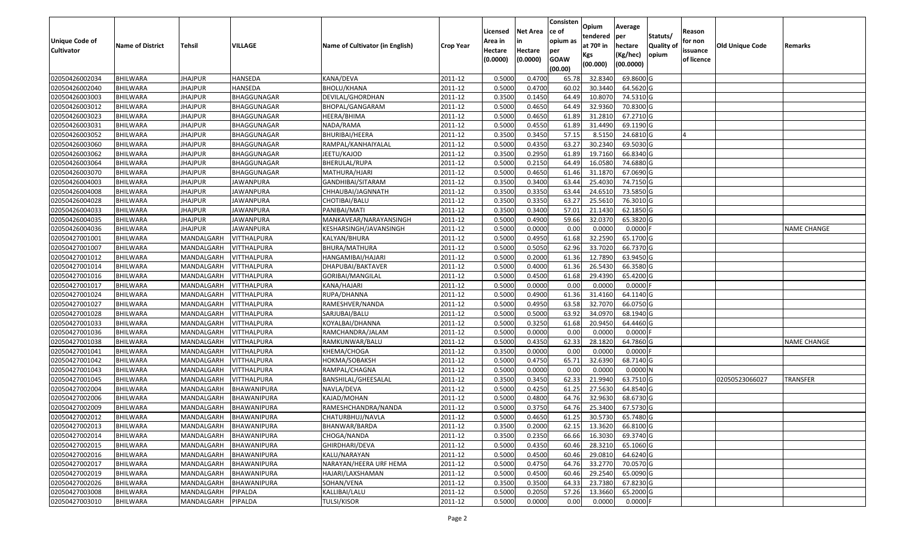| Unique Code of Cultivator | Name of District | Tehsil | VILLAGE | Name of Cultivator (in English) | Crop Year | Licensed Area in Hectare (0.0000) | Net Area in Hectare (0.0000) | Consistence of opium as per GOAW (00.00) | Opium tendered at 70º in Kgs (00.000) | Average per hectare (Kg/hec) (00.0000) | Statuts/ Quality of opium | Reason for non issuance of licence | Old Unique Code | Remarks |
|---|---|---|---|---|---|---|---|---|---|---|---|---|---|---|
| 02050426002034 | BHILWARA | JHAJPUR | HANSEDA | KANA/DEVA | 2011-12 | 0.5000 | 0.4700 | 65.78 | 32.8340 | 69.8600 | G | | | |
| 02050426002040 | BHILWARA | JHAJPUR | HANSEDA | BHOLU/KHANA | 2011-12 | 0.5000 | 0.4700 | 60.02 | 30.3440 | 64.5620 | G | | | |
| 02050426003003 | BHILWARA | JHAJPUR | BHAGGUNAGAR | DEVILAL/GHORDHAN | 2011-12 | 0.3500 | 0.1450 | 64.49 | 10.8070 | 74.5310 | G | | | |
| 02050426003012 | BHILWARA | JHAJPUR | BHAGGUNAGAR | BHOPAL/GANGARAM | 2011-12 | 0.5000 | 0.4650 | 64.49 | 32.9360 | 70.8300 | G | | | |
| 02050426003023 | BHILWARA | JHAJPUR | BHAGGUNAGAR | HEERA/BHIMA | 2011-12 | 0.5000 | 0.4650 | 61.89 | 31.2810 | 67.2710 | G | | | |
| 02050426003031 | BHILWARA | JHAJPUR | BHAGGUNAGAR | NADA/RAMA | 2011-12 | 0.5000 | 0.4550 | 61.89 | 31.4490 | 69.1190 | G | | | |
| 02050426003052 | BHILWARA | JHAJPUR | BHAGGUNAGAR | BHURIBAI/HEERA | 2011-12 | 0.3500 | 0.3450 | 57.15 | 8.5150 | 24.6810 | G | 4 | | |
| 02050426003060 | BHILWARA | JHAJPUR | BHAGGUNAGAR | RAMPAL/KANHAIYALAL | 2011-12 | 0.5000 | 0.4350 | 63.27 | 30.2340 | 69.5030 | G | | | |
| 02050426003062 | BHILWARA | JHAJPUR | BHAGGUNAGAR | JEETU/KAJOD | 2011-12 | 0.3500 | 0.2950 | 61.89 | 19.7160 | 66.8340 | G | | | |
| 02050426003064 | BHILWARA | JHAJPUR | BHAGGUNAGAR | BHERULAL/RUPA | 2011-12 | 0.5000 | 0.2150 | 64.49 | 16.0580 | 74.6880 | G | | | |
| 02050426003070 | BHILWARA | JHAJPUR | BHAGGUNAGAR | MATHURA/HJARI | 2011-12 | 0.5000 | 0.4650 | 61.46 | 31.1870 | 67.0690 | G | | | |
| 02050426004003 | BHILWARA | JHAJPUR | JAWANPURA | GANDHIBAI/SITARAM | 2011-12 | 0.3500 | 0.3400 | 63.44 | 25.4030 | 74.7150 | G | | | |
| 02050426004008 | BHILWARA | JHAJPUR | JAWANPURA | CHHAUBAI/JAGNNATH | 2011-12 | 0.3500 | 0.3350 | 63.44 | 24.6510 | 73.5850 | G | | | |
| 02050426004028 | BHILWARA | JHAJPUR | JAWANPURA | CHOTIBAI/BALU | 2011-12 | 0.3500 | 0.3350 | 63.27 | 25.5610 | 76.3010 | G | | | |
| 02050426004033 | BHILWARA | JHAJPUR | JAWANPURA | PANIBAI/MATI | 2011-12 | 0.3500 | 0.3400 | 57.01 | 21.1430 | 62.1850 | G | | | |
| 02050426004035 | BHILWARA | JHAJPUR | JAWANPURA | MANKAVEAR/NARAYANSINGH | 2011-12 | 0.5000 | 0.4900 | 59.66 | 32.0370 | 65.3820 | G | | | |
| 02050426004036 | BHILWARA | JHAJPUR | JAWANPURA | KESHARSINGH/JAVANSINGH | 2011-12 | 0.5000 | 0.0000 | 0.00 | 0.0000 | 0.0000 | F | | | NAME CHANGE |
| 02050427001001 | BHILWARA | MANDALGARH | VITTHALPURA | KALYAN/BHURA | 2011-12 | 0.5000 | 0.4950 | 61.68 | 32.2590 | 65.1700 | G | | | |
| 02050427001007 | BHILWARA | MANDALGARH | VITTHALPURA | BHURA/MATHURA | 2011-12 | 0.5000 | 0.5050 | 62.96 | 33.7020 | 66.7370 | G | | | |
| 02050427001012 | BHILWARA | MANDALGARH | VITTHALPURA | HANGAMIBAI/HAJARI | 2011-12 | 0.5000 | 0.2000 | 61.36 | 12.7890 | 63.9450 | G | | | |
| 02050427001014 | BHILWARA | MANDALGARH | VITTHALPURA | DHAPUBAI/BAKTAVER | 2011-12 | 0.5000 | 0.4000 | 61.36 | 26.5430 | 66.3580 | G | | | |
| 02050427001016 | BHILWARA | MANDALGARH | VITTHALPURA | GORIBAI/MANGILAL | 2011-12 | 0.5000 | 0.4500 | 61.68 | 29.4390 | 65.4200 | G | | | |
| 02050427001017 | BHILWARA | MANDALGARH | VITTHALPURA | KANA/HAJARI | 2011-12 | 0.5000 | 0.0000 | 0.00 | 0.0000 | 0.0000 | F | | | |
| 02050427001024 | BHILWARA | MANDALGARH | VITTHALPURA | RUPA/DHANNA | 2011-12 | 0.5000 | 0.4900 | 61.36 | 31.4160 | 64.1140 | G | | | |
| 02050427001027 | BHILWARA | MANDALGARH | VITTHALPURA | RAMESHVER/NANDA | 2011-12 | 0.5000 | 0.4950 | 63.58 | 32.7070 | 66.0750 | G | | | |
| 02050427001028 | BHILWARA | MANDALGARH | VITTHALPURA | SARJUBAI/BALU | 2011-12 | 0.5000 | 0.5000 | 63.92 | 34.0970 | 68.1940 | G | | | |
| 02050427001033 | BHILWARA | MANDALGARH | VITTHALPURA | KOYALBAI/DHANNA | 2011-12 | 0.5000 | 0.3250 | 61.68 | 20.9450 | 64.4460 | G | | | |
| 02050427001036 | BHILWARA | MANDALGARH | VITTHALPURA | RAMCHANDRA/JALAM | 2011-12 | 0.5000 | 0.0000 | 0.00 | 0.0000 | 0.0000 | F | | | |
| 02050427001038 | BHILWARA | MANDALGARH | VITTHALPURA | RAMKUNWAR/BALU | 2011-12 | 0.5000 | 0.4350 | 62.33 | 28.1820 | 64.7860 | G | | | NAME CHANGE |
| 02050427001041 | BHILWARA | MANDALGARH | VITTHALPURA | KHEMA/CHOGA | 2011-12 | 0.3500 | 0.0000 | 0.00 | 0.0000 | 0.0000 | F | | | |
| 02050427001042 | BHILWARA | MANDALGARH | VITTHALPURA | HOKMA/SOBAKSH | 2011-12 | 0.5000 | 0.4750 | 65.71 | 32.6390 | 68.7140 | G | | | |
| 02050427001043 | BHILWARA | MANDALGARH | VITTHALPURA | RAMPAL/CHAGNA | 2011-12 | 0.5000 | 0.0000 | 0.00 | 0.0000 | 0.0000 | N | | | |
| 02050427001045 | BHILWARA | MANDALGARH | VITTHALPURA | BANSHILAL/GHEESALAL | 2011-12 | 0.3500 | 0.3450 | 62.33 | 21.9940 | 63.7510 | G | | 02050523066027 | TRANSFER |
| 02050427002004 | BHILWARA | MANDALGARH | BHAWANIPURA | NAVLA/DEVA | 2011-12 | 0.5000 | 0.4250 | 61.25 | 27.5630 | 64.8540 | G | | | |
| 02050427002006 | BHILWARA | MANDALGARH | BHAWANIPURA | KAJAD/MOHAN | 2011-12 | 0.5000 | 0.4800 | 64.76 | 32.9630 | 68.6730 | G | | | |
| 02050427002009 | BHILWARA | MANDALGARH | BHAWANIPURA | RAMESHCHANDRA/NANDA | 2011-12 | 0.5000 | 0.3750 | 64.76 | 25.3400 | 67.5730 | G | | | |
| 02050427002012 | BHILWARA | MANDALGARH | BHAWANIPURA | CHATURBHUJ/NAVLA | 2011-12 | 0.5000 | 0.4650 | 61.25 | 30.5730 | 65.7480 | G | | | |
| 02050427002013 | BHILWARA | MANDALGARH | BHAWANIPURA | BHANWAR/BARDA | 2011-12 | 0.3500 | 0.2000 | 62.15 | 13.3620 | 66.8100 | G | | | |
| 02050427002014 | BHILWARA | MANDALGARH | BHAWANIPURA | CHOGA/NANDA | 2011-12 | 0.3500 | 0.2350 | 66.66 | 16.3030 | 69.3740 | G | | | |
| 02050427002015 | BHILWARA | MANDALGARH | BHAWANIPURA | GHIRDHARI/DEVA | 2011-12 | 0.5000 | 0.4350 | 60.46 | 28.3210 | 65.1060 | G | | | |
| 02050427002016 | BHILWARA | MANDALGARH | BHAWANIPURA | KALU/NARAYAN | 2011-12 | 0.5000 | 0.4500 | 60.46 | 29.0810 | 64.6240 | G | | | |
| 02050427002017 | BHILWARA | MANDALGARH | BHAWANIPURA | NARAYAN/HEERA URF HEMA | 2011-12 | 0.5000 | 0.4750 | 64.76 | 33.2770 | 70.0570 | G | | | |
| 02050427002019 | BHILWARA | MANDALGARH | BHAWANIPURA | HAJARI/LAXSHAMAN | 2011-12 | 0.5000 | 0.4500 | 60.46 | 29.2540 | 65.0090 | G | | | |
| 02050427002026 | BHILWARA | MANDALGARH | BHAWANIPURA | SOHAN/VENA | 2011-12 | 0.3500 | 0.3500 | 64.33 | 23.7380 | 67.8230 | G | | | |
| 02050427003008 | BHILWARA | MANDALGARH | PIPALDA | KALLIBAI/LALU | 2011-12 | 0.5000 | 0.2050 | 57.26 | 13.3660 | 65.2000 | G | | | |
| 02050427003010 | BHILWARA | MANDALGARH | PIPALDA | TULSI/KISOR | 2011-12 | 0.5000 | 0.0000 | 0.00 | 0.0000 | 0.0000 | F | | | |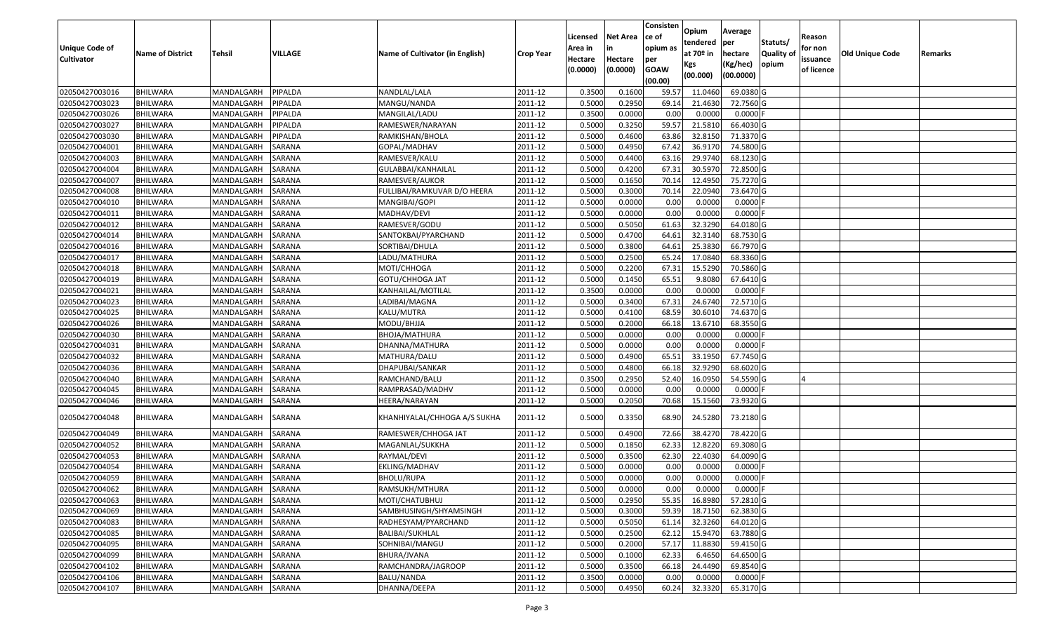| Unique Code of Cultivator | Name of District | Tehsil | VILLAGE | Name of Cultivator (in English) | Crop Year | Licensed Area in Hectare (0.0000) | Net Area in Hectare (0.0000) | Consistence of opium as per GOAW (00.00) | Opium tendered at 70º in Kgs (00.000) | Average per hectare (Kg/hec) (00.0000) | Statuts/ Quality of opium | Reason for non issuance of licence | Old Unique Code | Remarks |
|---|---|---|---|---|---|---|---|---|---|---|---|---|---|---|
| 02050427003016 | BHILWARA | MANDALGARH | PIPALDA | NANDLAL/LALA | 2011-12 | 0.3500 | 0.1600 | 59.57 | 11.0460 | 69.0380 | G | | | |
| 02050427003023 | BHILWARA | MANDALGARH | PIPALDA | MANGU/NANDA | 2011-12 | 0.5000 | 0.2950 | 69.14 | 21.4630 | 72.7560 | G | | | |
| 02050427003026 | BHILWARA | MANDALGARH | PIPALDA | MANGILAL/LADU | 2011-12 | 0.3500 | 0.0000 | 0.00 | 0.0000 | 0.0000 | F | | | |
| 02050427003027 | BHILWARA | MANDALGARH | PIPALDA | RAMESWER/NARAYAN | 2011-12 | 0.5000 | 0.3250 | 59.57 | 21.5810 | 66.4030 | G | | | |
| 02050427003030 | BHILWARA | MANDALGARH | PIPALDA | RAMKISHAN/BHOLA | 2011-12 | 0.5000 | 0.4600 | 63.86 | 32.8150 | 71.3370 | G | | | |
| 02050427004001 | BHILWARA | MANDALGARH | SARANA | GOPAL/MADHAV | 2011-12 | 0.5000 | 0.4950 | 67.42 | 36.9170 | 74.5800 | G | | | |
| 02050427004003 | BHILWARA | MANDALGARH | SARANA | RAMESVER/KALU | 2011-12 | 0.5000 | 0.4400 | 63.16 | 29.9740 | 68.1230 | G | | | |
| 02050427004004 | BHILWARA | MANDALGARH | SARANA | GULABBAI/KANHAILAL | 2011-12 | 0.5000 | 0.4200 | 67.31 | 30.5970 | 72.8500 | G | | | |
| 02050427004007 | BHILWARA | MANDALGARH | SARANA | RAMESVER/AUKOR | 2011-12 | 0.5000 | 0.1650 | 70.14 | 12.4950 | 75.7270 | G | | | |
| 02050427004008 | BHILWARA | MANDALGARH | SARANA | FULLIBAI/RAMKUVAR D/O HEERA | 2011-12 | 0.5000 | 0.3000 | 70.14 | 22.0940 | 73.6470 | G | | | |
| 02050427004010 | BHILWARA | MANDALGARH | SARANA | MANGIBAI/GOPI | 2011-12 | 0.5000 | 0.0000 | 0.00 | 0.0000 | 0.0000 | F | | | |
| 02050427004011 | BHILWARA | MANDALGARH | SARANA | MADHAV/DEVI | 2011-12 | 0.5000 | 0.0000 | 0.00 | 0.0000 | 0.0000 | F | | | |
| 02050427004012 | BHILWARA | MANDALGARH | SARANA | RAMESVER/GODU | 2011-12 | 0.5000 | 0.5050 | 61.63 | 32.3290 | 64.0180 | G | | | |
| 02050427004014 | BHILWARA | MANDALGARH | SARANA | SANTOKBAI/PYARCHAND | 2011-12 | 0.5000 | 0.4700 | 64.61 | 32.3140 | 68.7530 | G | | | |
| 02050427004016 | BHILWARA | MANDALGARH | SARANA | SORTIBAI/DHULA | 2011-12 | 0.5000 | 0.3800 | 64.61 | 25.3830 | 66.7970 | G | | | |
| 02050427004017 | BHILWARA | MANDALGARH | SARANA | LADU/MATHURA | 2011-12 | 0.5000 | 0.2500 | 65.24 | 17.0840 | 68.3360 | G | | | |
| 02050427004018 | BHILWARA | MANDALGARH | SARANA | MOTI/CHHOGA | 2011-12 | 0.5000 | 0.2200 | 67.31 | 15.5290 | 70.5860 | G | | | |
| 02050427004019 | BHILWARA | MANDALGARH | SARANA | GOTU/CHHOGA JAT | 2011-12 | 0.5000 | 0.1450 | 65.51 | 9.8080 | 67.6410 | G | | | |
| 02050427004021 | BHILWARA | MANDALGARH | SARANA | KANHAILAL/MOTILAL | 2011-12 | 0.3500 | 0.0000 | 0.00 | 0.0000 | 0.0000 | F | | | |
| 02050427004023 | BHILWARA | MANDALGARH | SARANA | LADIBAI/MAGNA | 2011-12 | 0.5000 | 0.3400 | 67.31 | 24.6740 | 72.5710 | G | | | |
| 02050427004025 | BHILWARA | MANDALGARH | SARANA | KALU/MUTRA | 2011-12 | 0.5000 | 0.4100 | 68.59 | 30.6010 | 74.6370 | G | | | |
| 02050427004026 | BHILWARA | MANDALGARH | SARANA | MODU/BHJJA | 2011-12 | 0.5000 | 0.2000 | 66.18 | 13.6710 | 68.3550 | G | | | |
| 02050427004030 | BHILWARA | MANDALGARH | SARANA | BHOJA/MATHURA | 2011-12 | 0.5000 | 0.0000 | 0.00 | 0.0000 | 0.0000 | F | | | |
| 02050427004031 | BHILWARA | MANDALGARH | SARANA | DHANNA/MATHURA | 2011-12 | 0.5000 | 0.0000 | 0.00 | 0.0000 | 0.0000 | F | | | |
| 02050427004032 | BHILWARA | MANDALGARH | SARANA | MATHURA/DALU | 2011-12 | 0.5000 | 0.4900 | 65.51 | 33.1950 | 67.7450 | G | | | |
| 02050427004036 | BHILWARA | MANDALGARH | SARANA | DHAPUBAI/SANKAR | 2011-12 | 0.5000 | 0.4800 | 66.18 | 32.9290 | 68.6020 | G | | | |
| 02050427004040 | BHILWARA | MANDALGARH | SARANA | RAMCHAND/BALU | 2011-12 | 0.3500 | 0.2950 | 52.40 | 16.0950 | 54.5590 | G | 4 | | |
| 02050427004045 | BHILWARA | MANDALGARH | SARANA | RAMPRASAD/MADHV | 2011-12 | 0.5000 | 0.0000 | 0.00 | 0.0000 | 0.0000 | F | | | |
| 02050427004046 | BHILWARA | MANDALGARH | SARANA | HEERA/NARAYAN | 2011-12 | 0.5000 | 0.2050 | 70.68 | 15.1560 | 73.9320 | G | | | |
| 02050427004048 | BHILWARA | MANDALGARH | SARANA | KHANHIYALAL/CHHOGA A/S SUKHA | 2011-12 | 0.5000 | 0.3350 | 68.90 | 24.5280 | 73.2180 | G | | | |
| 02050427004049 | BHILWARA | MANDALGARH | SARANA | RAMESWER/CHHOGA JAT | 2011-12 | 0.5000 | 0.4900 | 72.66 | 38.4270 | 78.4220 | G | | | |
| 02050427004052 | BHILWARA | MANDALGARH | SARANA | MAGANLAL/SUKKHA | 2011-12 | 0.5000 | 0.1850 | 62.33 | 12.8220 | 69.3080 | G | | | |
| 02050427004053 | BHILWARA | MANDALGARH | SARANA | RAYMAL/DEVI | 2011-12 | 0.5000 | 0.3500 | 62.30 | 22.4030 | 64.0090 | G | | | |
| 02050427004054 | BHILWARA | MANDALGARH | SARANA | EKLING/MADHAV | 2011-12 | 0.5000 | 0.0000 | 0.00 | 0.0000 | 0.0000 | F | | | |
| 02050427004059 | BHILWARA | MANDALGARH | SARANA | BHOLU/RUPA | 2011-12 | 0.5000 | 0.0000 | 0.00 | 0.0000 | 0.0000 | F | | | |
| 02050427004062 | BHILWARA | MANDALGARH | SARANA | RAMSUKH/MTHURA | 2011-12 | 0.5000 | 0.0000 | 0.00 | 0.0000 | 0.0000 | F | | | |
| 02050427004063 | BHILWARA | MANDALGARH | SARANA | MOTI/CHATUBHUJ | 2011-12 | 0.5000 | 0.2950 | 55.35 | 16.8980 | 57.2810 | G | | | |
| 02050427004069 | BHILWARA | MANDALGARH | SARANA | SAMBHUSINGH/SHYAMSINGH | 2011-12 | 0.5000 | 0.3000 | 59.39 | 18.7150 | 62.3830 | G | | | |
| 02050427004083 | BHILWARA | MANDALGARH | SARANA | RADHESYAM/PYARCHAND | 2011-12 | 0.5000 | 0.5050 | 61.14 | 32.3260 | 64.0120 | G | | | |
| 02050427004085 | BHILWARA | MANDALGARH | SARANA | BALIBAI/SUKHLAL | 2011-12 | 0.5000 | 0.2500 | 62.12 | 15.9470 | 63.7880 | G | | | |
| 02050427004095 | BHILWARA | MANDALGARH | SARANA | SOHNIBAI/MANGU | 2011-12 | 0.5000 | 0.2000 | 57.17 | 11.8830 | 59.4150 | G | | | |
| 02050427004099 | BHILWARA | MANDALGARH | SARANA | BHURA/JVANA | 2011-12 | 0.5000 | 0.1000 | 62.33 | 6.4650 | 64.6500 | G | | | |
| 02050427004102 | BHILWARA | MANDALGARH | SARANA | RAMCHANDRA/JAGROOP | 2011-12 | 0.5000 | 0.3500 | 66.18 | 24.4490 | 69.8540 | G | | | |
| 02050427004106 | BHILWARA | MANDALGARH | SARANA | BALU/NANDA | 2011-12 | 0.3500 | 0.0000 | 0.00 | 0.0000 | 0.0000 | F | | | |
| 02050427004107 | BHILWARA | MANDALGARH | SARANA | DHANNA/DEEPA | 2011-12 | 0.5000 | 0.4950 | 60.24 | 32.3320 | 65.3170 | G | | | |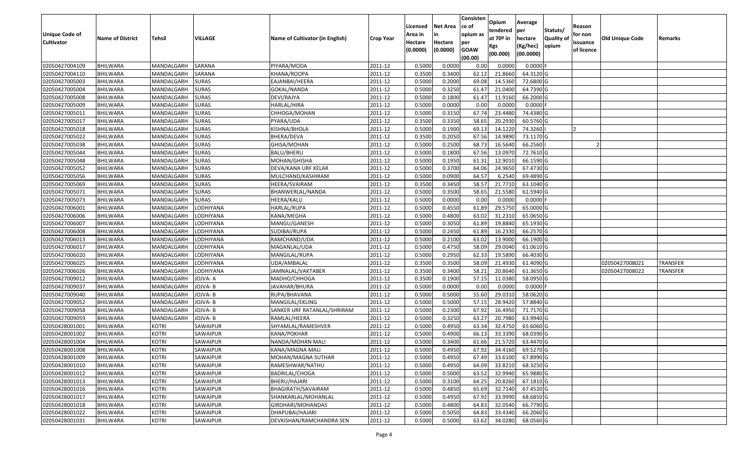| Unique Code of Cultivator | Name of District | Tehsil | VILLAGE | Name of Cultivator (in English) | Crop Year | Licensed Area in Hectare (0.0000) | Net Area in Hectare (0.0000) | Consistence of opium as per GOAW (00.00) | Opium tendered at 70º in Kgs (00.000) | Average per hectare (Kg/hec) (00.0000) | Statuts/ Quality of opium | Reason for non issuance of licence | Old Unique Code | Remarks |
|---|---|---|---|---|---|---|---|---|---|---|---|---|---|---|
| 02050427004109 | BHILWARA | MANDALGARH | SARANA | PIYARA/MODA | 2011-12 | 0.5000 | 0.0000 | 0.00 | 0.0000 | 0.0000 | F | | | |
| 02050427004110 | BHILWARA | MANDALGARH | SARANA | KHANA/ROOPA | 2011-12 | 0.3500 | 0.3400 | 62.12 | 21.8660 | 64.3120 | G | | | |
| 02050427005003 | BHILWARA | MANDALGARH | SURAS | EAJANBAI/HEERA | 2011-12 | 0.5000 | 0.2000 | 69.08 | 14.5360 | 72.6800 | G | | | |
| 02050427005004 | BHILWARA | MANDALGARH | SURAS | GOKAL/NANDA | 2011-12 | 0.5000 | 0.3250 | 61.47 | 21.0400 | 64.7390 | G | | | |
| 02050427005008 | BHILWARA | MANDALGARH | SURAS | DEVI/RAJYA | 2011-12 | 0.5000 | 0.1800 | 61.47 | 11.9160 | 66.2000 | G | | | |
| 02050427005009 | BHILWARA | MANDALGARH | SURAS | HARLAL/HIRA | 2011-12 | 0.5000 | 0.0000 | 0.00 | 0.0000 | 0.0000 | F | | | |
| 02050427005011 | BHILWARA | MANDALGARH | SURAS | CHHOGA/MOHAN | 2011-12 | 0.5000 | 0.3150 | 67.74 | 23.4480 | 74.4380 | G | | | |
| 02050427005017 | BHILWARA | MANDALGARH | SURAS | PYARA/UDA | 2011-12 | 0.3500 | 0.3350 | 58.65 | 20.2930 | 60.5760 | G | | | |
| 02050427005018 | BHILWARA | MANDALGARH | SURAS | KISHNA/BHOLA | 2011-12 | 0.5000 | 0.1900 | 69.13 | 14.1220 | 74.3260 | I | 2 | | |
| 02050427005022 | BHILWARA | MANDALGARH | SURAS | BHERA/DEVA | 2011-12 | 0.3500 | 0.2050 | 67.56 | 14.9890 | 73.1170 | G | | | |
| 02050427005038 | BHILWARA | MANDALGARH | SURAS | GHISA/MOHAN | 2011-12 | 0.5000 | 0.2500 | 68.73 | 16.5640 | 66.2560 | I | 2 | | |
| 02050427005044 | BHILWARA | MANDALGARH | SURAS | BALU/BHERU | 2011-12 | 0.5000 | 0.1800 | 67.56 | 13.0970 | 72.7610 | G | | | |
| 02050427005048 | BHILWARA | MANDALGARH | SURAS | MOHAN/GHISHA | 2011-12 | 0.5000 | 0.1950 | 61.31 | 12.9010 | 66.1590 | G | | | |
| 02050427005052 | BHILWARA | MANDALGARH | SURAS | DEVA/KANA URF KELAR | 2011-12 | 0.5000 | 0.3700 | 64.06 | 24.9650 | 67.4730 | G | | | |
| 02050427005056 | BHILWARA | MANDALGARH | SURAS | MULCHAND/KASHIRAM | 2011-12 | 0.5000 | 0.0900 | 64.57 | 6.2540 | 69.4890 | G | | | |
| 02050427005069 | BHILWARA | MANDALGARH | SURAS | HEERA/SVAIRAM | 2011-12 | 0.3500 | 0.3450 | 58.57 | 21.7710 | 63.1040 | G | | | |
| 02050427005071 | BHILWARA | MANDALGARH | SURAS | BHANWERLAL/NANDA | 2011-12 | 0.5000 | 0.3500 | 58.65 | 21.5580 | 61.5940 | G | | | |
| 02050427005073 | BHILWARA | MANDALGARH | SURAS | HEERA/KALU | 2011-12 | 0.5000 | 0.0000 | 0.00 | 0.0000 | 0.0000 | F | | | |
| 02050427006001 | BHILWARA | MANDALGARH | LODHIYANA | HARLAL/RUPA | 2011-12 | 0.5000 | 0.4550 | 61.89 | 29.5750 | 65.0000 | G | | | |
| 02050427006006 | BHILWARA | MANDALGARH | LODHIYANA | KANA/MEGHA | 2011-12 | 0.5000 | 0.4800 | 63.02 | 31.2310 | 65.0650 | G | | | |
| 02050427006007 | BHILWARA | MANDALGARH | LODHIYANA | MANGU/GANESH | 2011-12 | 0.5000 | 0.3050 | 61.89 | 19.8840 | 65.1930 | G | | | |
| 02050427006008 | BHILWARA | MANDALGARH | LODHIYANA | SUDIBAI/RUPA | 2011-12 | 0.5000 | 0.2450 | 61.89 | 16.2330 | 66.2570 | G | | | |
| 02050427006013 | BHILWARA | MANDALGARH | LODHIYANA | RAMCHAND/UDA | 2011-12 | 0.5000 | 0.2100 | 63.02 | 13.9000 | 66.1900 | G | | | |
| 02050427006017 | BHILWARA | MANDALGARH | LODHIYANA | MAGANLAL/UDA | 2011-12 | 0.5000 | 0.4750 | 58.09 | 29.0040 | 61.0610 | G | | | |
| 02050427006020 | BHILWARA | MANDALGARH | LODHIYANA | MANGILAL/RUPA | 2011-12 | 0.5000 | 0.2950 | 62.33 | 19.5890 | 66.4030 | G | | | |
| 02050427006025 | BHILWARA | MANDALGARH | LODHIYANA | UDA/AMBALAL | 2011-12 | 0.3500 | 0.3500 | 58.09 | 21.4930 | 61.4090 | G | | 02050427008021 | TRANSFER |
| 02050427006026 | BHILWARA | MANDALGARH | LODHIYANA | JAMNALAL/VAKTABER | 2011-12 | 0.3500 | 0.3400 | 58.21 | 20.8640 | 61.3650 | G | | 02050427008022 | TRANSFER |
| 02050427009012 | BHILWARA | MANDALGARH | JOJVA- A | MADHO/CHHOGA | 2011-12 | 0.3500 | 0.1900 | 57.15 | 11.0380 | 58.0950 | G | | | |
| 02050427009037 | BHILWARA | MANDALGARH | JOJVA- B | JAVAHAR/BHURA | 2011-12 | 0.5000 | 0.0000 | 0.00 | 0.0000 | 0.0000 | F | | | |
| 02050427009040 | BHILWARA | MANDALGARH | JOJVA- B | RUPA/BHAVANA | 2011-12 | 0.5000 | 0.5000 | 55.60 | 29.0310 | 58.0620 | G | | | |
| 02050427009052 | BHILWARA | MANDALGARH | JOJVA- B | MANGILAL/EKLING | 2011-12 | 0.5000 | 0.5000 | 57.15 | 28.9420 | 57.8840 | G | | | |
| 02050427009058 | BHILWARA | MANDALGARH | JOJVA- B | SANKER URF RATANLAL/SHRIRAM | 2011-12 | 0.5000 | 0.2300 | 67.92 | 16.4950 | 71.7170 | G | | | |
| 02050427009059 | BHILWARA | MANDALGARH | JOJVA- B | RAMLAL/HEERA | 2011-12 | 0.5000 | 0.3250 | 63.27 | 20.7980 | 63.9940 | G | | | |
| 02050428001001 | BHILWARA | KOTRI | SAWAIPUR | SHYAMLAL/RAMESHVER | 2011-12 | 0.5000 | 0.4950 | 63.34 | 32.4750 | 65.6060 | G | | | |
| 02050428001002 | BHILWARA | KOTRI | SAWAIPUR | KANA/POKHAR | 2011-12 | 0.5000 | 0.4900 | 66.13 | 33.3390 | 68.0390 | G | | | |
| 02050428001004 | BHILWARA | KOTRI | SAWAIPUR | NANDA/MOHAN MALI | 2011-12 | 0.5000 | 0.3400 | 61.66 | 21.5720 | 63.4470 | G | | | |
| 02050428001008 | BHILWARA | KOTRI | SAWAIPUR | KANA/MAGNA MALI | 2011-12 | 0.5000 | 0.4950 | 67.92 | 34.4160 | 69.5270 | G | | | |
| 02050428001009 | BHILWARA | KOTRI | SAWAIPUR | MOHAN/MAGNA SUTHAR | 2011-12 | 0.5000 | 0.4950 | 67.49 | 33.6100 | 67.8990 | G | | | |
| 02050428001010 | BHILWARA | KOTRI | SAWAIPUR | RAMESHWAR/NATHU | 2011-12 | 0.5000 | 0.4950 | 64.09 | 33.8210 | 68.3250 | G | | | |
| 02050428001012 | BHILWARA | KOTRI | SAWAIPUR | BADRILAL/CHOGA | 2011-12 | 0.5000 | 0.5000 | 63.52 | 32.9940 | 65.9880 | G | | | |
| 02050428001013 | BHILWARA | KOTRI | SAWAIPUR | BHERU/HAJARI | 2011-12 | 0.5000 | 0.3100 | 64.25 | 20.8260 | 67.1810 | G | | | |
| 02050428001016 | BHILWARA | KOTRI | SAWAIPUR | BHAGIRATH/SAVAIRAM | 2011-12 | 0.5000 | 0.4850 | 65.69 | 32.7140 | 67.4520 | G | | | |
| 02050428001017 | BHILWARA | KOTRI | SAWAIPUR | SHANKARLAL/MOHANLAL | 2011-12 | 0.5000 | 0.4950 | 67.92 | 33.9990 | 68.6850 | G | | | |
| 02050428001018 | BHILWARA | KOTRI | SAWAIPUR | GIRDHARI/MOHANDAS | 2011-12 | 0.5000 | 0.4800 | 64.83 | 32.0540 | 66.7790 | G | | | |
| 02050428001022 | BHILWARA | KOTRI | SAWAIPUR | DHAPUBAI/HAJARI | 2011-12 | 0.5000 | 0.5050 | 64.83 | 33.4340 | 66.2060 | G | | | |
| 02050428001031 | BHILWARA | KOTRI | SAWAIPUR | DEVKISHAN/RAMCHANDRA SEN | 2011-12 | 0.5000 | 0.5000 | 63.62 | 34.0280 | 68.0560 | G | | | |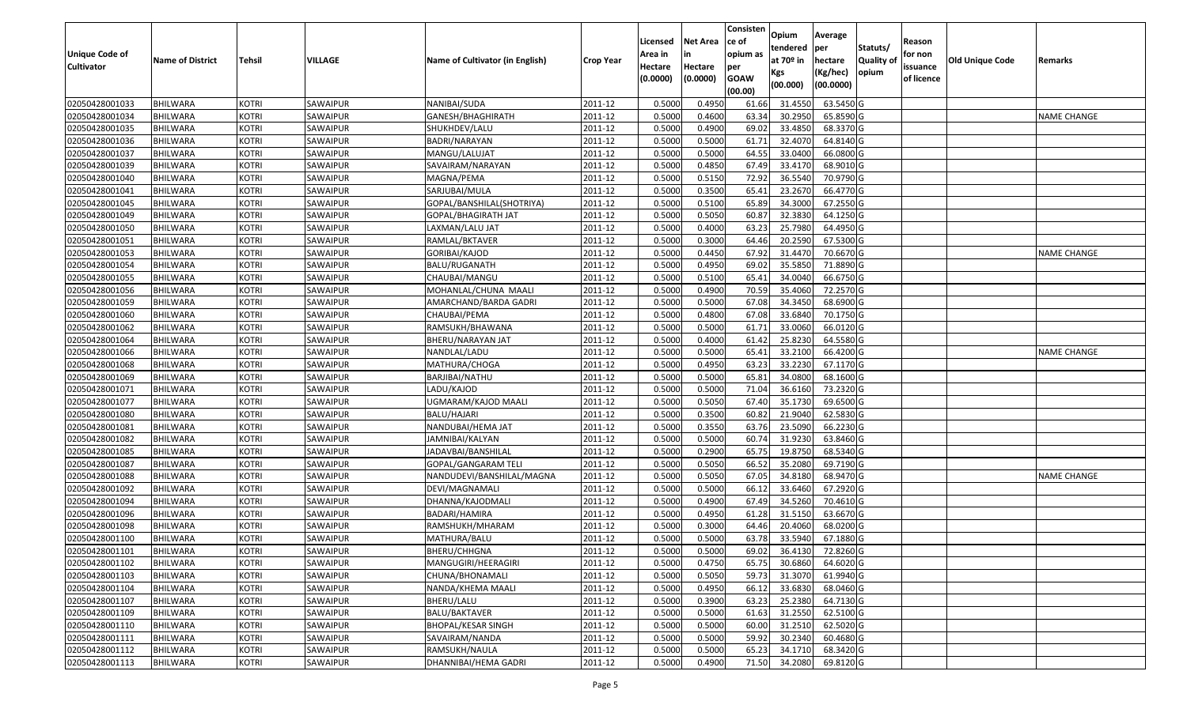| Unique Code of Cultivator | Name of District | Tehsil | VILLAGE | Name of Cultivator (in English) | Crop Year | Licensed Area in Hectare (0.0000) | Net Area in Hectare (0.0000) | Consisten ce of opium as per GOAW (00.00) | Opium tendered at 70º in Kgs (00.000) | Average per hectare (Kg/hec) (00.0000) | Statuts/ Quality of opium | Reason for non issuance of licence | Old Unique Code | Remarks |
|---|---|---|---|---|---|---|---|---|---|---|---|---|---|---|
| 02050428001033 | BHILWARA | KOTRI | SAWAIPUR | NANIBAI/SUDA | 2011-12 | 0.5000 | 0.4950 | 61.66 | 31.4550 | 63.5450 | G | | | |
| 02050428001034 | BHILWARA | KOTRI | SAWAIPUR | GANESH/BHAGHIRATH | 2011-12 | 0.5000 | 0.4600 | 63.34 | 30.2950 | 65.8590 | G | | | NAME CHANGE |
| 02050428001035 | BHILWARA | KOTRI | SAWAIPUR | SHUKHDEV/LALU | 2011-12 | 0.5000 | 0.4900 | 69.02 | 33.4850 | 68.3370 | G | | | |
| 02050428001036 | BHILWARA | KOTRI | SAWAIPUR | BADRI/NARAYAN | 2011-12 | 0.5000 | 0.5000 | 61.71 | 32.4070 | 64.8140 | G | | | |
| 02050428001037 | BHILWARA | KOTRI | SAWAIPUR | MANGU/LALUJAT | 2011-12 | 0.5000 | 0.5000 | 64.55 | 33.0400 | 66.0800 | G | | | |
| 02050428001039 | BHILWARA | KOTRI | SAWAIPUR | SAVAIRAM/NARAYAN | 2011-12 | 0.5000 | 0.4850 | 67.49 | 33.4170 | 68.9010 | G | | | |
| 02050428001040 | BHILWARA | KOTRI | SAWAIPUR | MAGNA/PEMA | 2011-12 | 0.5000 | 0.5150 | 72.92 | 36.5540 | 70.9790 | G | | | |
| 02050428001041 | BHILWARA | KOTRI | SAWAIPUR | SARJUBAI/MULA | 2011-12 | 0.5000 | 0.3500 | 65.41 | 23.2670 | 66.4770 | G | | | |
| 02050428001045 | BHILWARA | KOTRI | SAWAIPUR | GOPAL/BANSHILAL(SHOTRIYA) | 2011-12 | 0.5000 | 0.5100 | 65.89 | 34.3000 | 67.2550 | G | | | |
| 02050428001049 | BHILWARA | KOTRI | SAWAIPUR | GOPAL/BHAGIRATH JAT | 2011-12 | 0.5000 | 0.5050 | 60.87 | 32.3830 | 64.1250 | G | | | |
| 02050428001050 | BHILWARA | KOTRI | SAWAIPUR | LAXMAN/LALU JAT | 2011-12 | 0.5000 | 0.4000 | 63.23 | 25.7980 | 64.4950 | G | | | |
| 02050428001051 | BHILWARA | KOTRI | SAWAIPUR | RAMLAL/BKTAVER | 2011-12 | 0.5000 | 0.3000 | 64.46 | 20.2590 | 67.5300 | G | | | |
| 02050428001053 | BHILWARA | KOTRI | SAWAIPUR | GORIBAI/KAJOD | 2011-12 | 0.5000 | 0.4450 | 67.92 | 31.4470 | 70.6670 | G | | | NAME CHANGE |
| 02050428001054 | BHILWARA | KOTRI | SAWAIPUR | BALU/RUGANATH | 2011-12 | 0.5000 | 0.4950 | 69.02 | 35.5850 | 71.8890 | G | | | |
| 02050428001055 | BHILWARA | KOTRI | SAWAIPUR | CHAUBAI/MANGU | 2011-12 | 0.5000 | 0.5100 | 65.41 | 34.0040 | 66.6750 | G | | | |
| 02050428001056 | BHILWARA | KOTRI | SAWAIPUR | MOHANLAL/CHUNA MAALI | 2011-12 | 0.5000 | 0.4900 | 70.59 | 35.4060 | 72.2570 | G | | | |
| 02050428001059 | BHILWARA | KOTRI | SAWAIPUR | AMARCHAND/BARDA GADRI | 2011-12 | 0.5000 | 0.5000 | 67.08 | 34.3450 | 68.6900 | G | | | |
| 02050428001060 | BHILWARA | KOTRI | SAWAIPUR | CHAUBAI/PEMA | 2011-12 | 0.5000 | 0.4800 | 67.08 | 33.6840 | 70.1750 | G | | | |
| 02050428001062 | BHILWARA | KOTRI | SAWAIPUR | RAMSUKH/BHAWANA | 2011-12 | 0.5000 | 0.5000 | 61.71 | 33.0060 | 66.0120 | G | | | |
| 02050428001064 | BHILWARA | KOTRI | SAWAIPUR | BHERU/NARAYAN JAT | 2011-12 | 0.5000 | 0.4000 | 61.42 | 25.8230 | 64.5580 | G | | | |
| 02050428001066 | BHILWARA | KOTRI | SAWAIPUR | NANDLAL/LADU | 2011-12 | 0.5000 | 0.5000 | 65.41 | 33.2100 | 66.4200 | G | | | NAME CHANGE |
| 02050428001068 | BHILWARA | KOTRI | SAWAIPUR | MATHURA/CHOGA | 2011-12 | 0.5000 | 0.4950 | 63.23 | 33.2230 | 67.1170 | G | | | |
| 02050428001069 | BHILWARA | KOTRI | SAWAIPUR | BARJIBAI/NATHU | 2011-12 | 0.5000 | 0.5000 | 65.81 | 34.0800 | 68.1600 | G | | | |
| 02050428001071 | BHILWARA | KOTRI | SAWAIPUR | LADU/KAJOD | 2011-12 | 0.5000 | 0.5000 | 71.04 | 36.6160 | 73.2320 | G | | | |
| 02050428001077 | BHILWARA | KOTRI | SAWAIPUR | UGMARAM/KAJOD MAALI | 2011-12 | 0.5000 | 0.5050 | 67.40 | 35.1730 | 69.6500 | G | | | |
| 02050428001080 | BHILWARA | KOTRI | SAWAIPUR | BALU/HAJARI | 2011-12 | 0.5000 | 0.3500 | 60.82 | 21.9040 | 62.5830 | G | | | |
| 02050428001081 | BHILWARA | KOTRI | SAWAIPUR | NANDUBAI/HEMA JAT | 2011-12 | 0.5000 | 0.3550 | 63.76 | 23.5090 | 66.2230 | G | | | |
| 02050428001082 | BHILWARA | KOTRI | SAWAIPUR | JAMNIBAI/KALYAN | 2011-12 | 0.5000 | 0.5000 | 60.74 | 31.9230 | 63.8460 | G | | | |
| 02050428001085 | BHILWARA | KOTRI | SAWAIPUR | JADAVBAI/BANSHILAL | 2011-12 | 0.5000 | 0.2900 | 65.75 | 19.8750 | 68.5340 | G | | | |
| 02050428001087 | BHILWARA | KOTRI | SAWAIPUR | GOPAL/GANGARAM TELI | 2011-12 | 0.5000 | 0.5050 | 66.52 | 35.2080 | 69.7190 | G | | | |
| 02050428001088 | BHILWARA | KOTRI | SAWAIPUR | NANDUDEVI/BANSHILAL/MAGNA | 2011-12 | 0.5000 | 0.5050 | 67.05 | 34.8180 | 68.9470 | G | | | NAME CHANGE |
| 02050428001092 | BHILWARA | KOTRI | SAWAIPUR | DEVI/MAGNAMALI | 2011-12 | 0.5000 | 0.5000 | 66.12 | 33.6460 | 67.2920 | G | | | |
| 02050428001094 | BHILWARA | KOTRI | SAWAIPUR | DHANNA/KAJODMALI | 2011-12 | 0.5000 | 0.4900 | 67.49 | 34.5260 | 70.4610 | G | | | |
| 02050428001096 | BHILWARA | KOTRI | SAWAIPUR | BADARI/HAMIRA | 2011-12 | 0.5000 | 0.4950 | 61.28 | 31.5150 | 63.6670 | G | | | |
| 02050428001098 | BHILWARA | KOTRI | SAWAIPUR | RAMSHUKH/MHARAM | 2011-12 | 0.5000 | 0.3000 | 64.46 | 20.4060 | 68.0200 | G | | | |
| 02050428001100 | BHILWARA | KOTRI | SAWAIPUR | MATHURA/BALU | 2011-12 | 0.5000 | 0.5000 | 63.78 | 33.5940 | 67.1880 | G | | | |
| 02050428001101 | BHILWARA | KOTRI | SAWAIPUR | BHERU/CHHGNA | 2011-12 | 0.5000 | 0.5000 | 69.02 | 36.4130 | 72.8260 | G | | | |
| 02050428001102 | BHILWARA | KOTRI | SAWAIPUR | MANGUGIRI/HEERAGIRI | 2011-12 | 0.5000 | 0.4750 | 65.75 | 30.6860 | 64.6020 | G | | | |
| 02050428001103 | BHILWARA | KOTRI | SAWAIPUR | CHUNA/BHONAMALI | 2011-12 | 0.5000 | 0.5050 | 59.73 | 31.3070 | 61.9940 | G | | | |
| 02050428001104 | BHILWARA | KOTRI | SAWAIPUR | NANDA/KHEMA MAALI | 2011-12 | 0.5000 | 0.4950 | 66.12 | 33.6830 | 68.0460 | G | | | |
| 02050428001107 | BHILWARA | KOTRI | SAWAIPUR | BHERU/LALU | 2011-12 | 0.5000 | 0.3900 | 63.23 | 25.2380 | 64.7130 | G | | | |
| 02050428001109 | BHILWARA | KOTRI | SAWAIPUR | BALU/BAKTAVER | 2011-12 | 0.5000 | 0.5000 | 61.63 | 31.2550 | 62.5100 | G | | | |
| 02050428001110 | BHILWARA | KOTRI | SAWAIPUR | BHOPAL/KESAR SINGH | 2011-12 | 0.5000 | 0.5000 | 60.00 | 31.2510 | 62.5020 | G | | | |
| 02050428001111 | BHILWARA | KOTRI | SAWAIPUR | SAVAIRAM/NANDA | 2011-12 | 0.5000 | 0.5000 | 59.92 | 30.2340 | 60.4680 | G | | | |
| 02050428001112 | BHILWARA | KOTRI | SAWAIPUR | RAMSUKH/NAULA | 2011-12 | 0.5000 | 0.5000 | 65.23 | 34.1710 | 68.3420 | G | | | |
| 02050428001113 | BHILWARA | KOTRI | SAWAIPUR | DHANNIBAI/HEMA GADRI | 2011-12 | 0.5000 | 0.4900 | 71.50 | 34.2080 | 69.8120 | G | | | |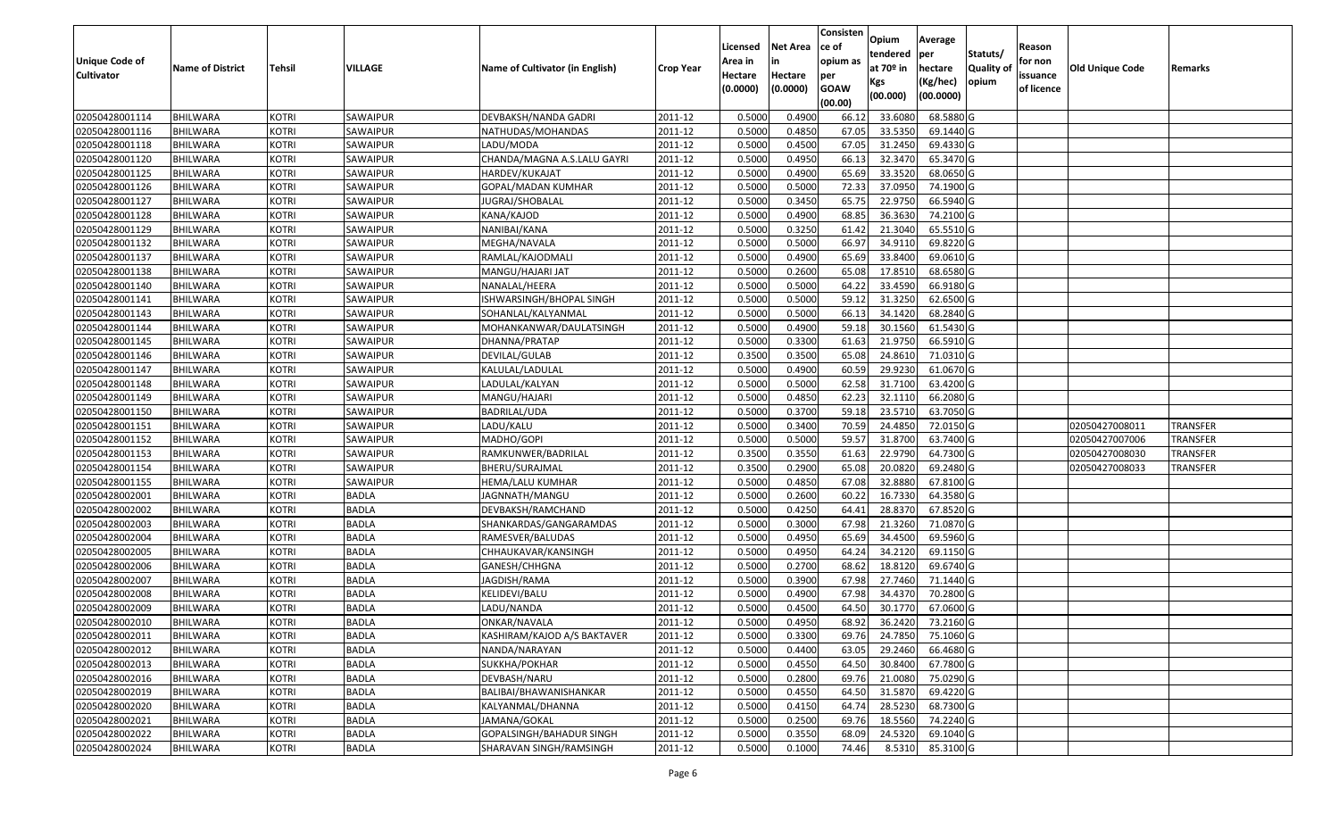| Unique Code of Cultivator | Name of District | Tehsil | VILLAGE | Name of Cultivator (in English) | Crop Year | Licensed Area in Hectare (0.0000) | Net Area in Hectare (0.0000) | Consisten ce of opium as per GOAW (00.00) | Opium tendered at 70º in Kgs (00.000) | Average per hectare (Kg/hec) (00.0000) | Statuts/ Quality of opium | Reason for non issuance of licence | Old Unique Code | Remarks |
|---|---|---|---|---|---|---|---|---|---|---|---|---|---|---|
| 02050428001114 | BHILWARA | KOTRI | SAWAIPUR | DEVBAKSH/NANDA GADRI | 2011-12 | 0.5000 | 0.4900 | 66.12 | 33.6080 | 68.5880 | G | | | |
| 02050428001116 | BHILWARA | KOTRI | SAWAIPUR | NATHUDAS/MOHANDAS | 2011-12 | 0.5000 | 0.4850 | 67.05 | 33.5350 | 69.1440 | G | | | |
| 02050428001118 | BHILWARA | KOTRI | SAWAIPUR | LADU/MODA | 2011-12 | 0.5000 | 0.4500 | 67.05 | 31.2450 | 69.4330 | G | | | |
| 02050428001120 | BHILWARA | KOTRI | SAWAIPUR | CHANDA/MAGNA A.S.LALU GAYRI | 2011-12 | 0.5000 | 0.4950 | 66.13 | 32.3470 | 65.3470 | G | | | |
| 02050428001125 | BHILWARA | KOTRI | SAWAIPUR | HARDEV/KUKAJAT | 2011-12 | 0.5000 | 0.4900 | 65.69 | 33.3520 | 68.0650 | G | | | |
| 02050428001126 | BHILWARA | KOTRI | SAWAIPUR | GOPAL/MADAN KUMHAR | 2011-12 | 0.5000 | 0.5000 | 72.33 | 37.0950 | 74.1900 | G | | | |
| 02050428001127 | BHILWARA | KOTRI | SAWAIPUR | JUGRAJ/SHOBALAL | 2011-12 | 0.5000 | 0.3450 | 65.75 | 22.9750 | 66.5940 | G | | | |
| 02050428001128 | BHILWARA | KOTRI | SAWAIPUR | KANA/KAJOD | 2011-12 | 0.5000 | 0.4900 | 68.85 | 36.3630 | 74.2100 | G | | | |
| 02050428001129 | BHILWARA | KOTRI | SAWAIPUR | NANIBAI/KANA | 2011-12 | 0.5000 | 0.3250 | 61.42 | 21.3040 | 65.5510 | G | | | |
| 02050428001132 | BHILWARA | KOTRI | SAWAIPUR | MEGHA/NAVALA | 2011-12 | 0.5000 | 0.5000 | 66.97 | 34.9110 | 69.8220 | G | | | |
| 02050428001137 | BHILWARA | KOTRI | SAWAIPUR | RAMLAL/KAJODMALI | 2011-12 | 0.5000 | 0.4900 | 65.69 | 33.8400 | 69.0610 | G | | | |
| 02050428001138 | BHILWARA | KOTRI | SAWAIPUR | MANGU/HAJARI JAT | 2011-12 | 0.5000 | 0.2600 | 65.08 | 17.8510 | 68.6580 | G | | | |
| 02050428001140 | BHILWARA | KOTRI | SAWAIPUR | NANALAL/HEERA | 2011-12 | 0.5000 | 0.5000 | 64.22 | 33.4590 | 66.9180 | G | | | |
| 02050428001141 | BHILWARA | KOTRI | SAWAIPUR | ISHWARSINGH/BHOPAL SINGH | 2011-12 | 0.5000 | 0.5000 | 59.12 | 31.3250 | 62.6500 | G | | | |
| 02050428001143 | BHILWARA | KOTRI | SAWAIPUR | SOHANLAL/KALYANMAL | 2011-12 | 0.5000 | 0.5000 | 66.13 | 34.1420 | 68.2840 | G | | | |
| 02050428001144 | BHILWARA | KOTRI | SAWAIPUR | MOHANKANWAR/DAULATSINGH | 2011-12 | 0.5000 | 0.4900 | 59.18 | 30.1560 | 61.5430 | G | | | |
| 02050428001145 | BHILWARA | KOTRI | SAWAIPUR | DHANNA/PRATAP | 2011-12 | 0.5000 | 0.3300 | 61.63 | 21.9750 | 66.5910 | G | | | |
| 02050428001146 | BHILWARA | KOTRI | SAWAIPUR | DEVILAL/GULAB | 2011-12 | 0.3500 | 0.3500 | 65.08 | 24.8610 | 71.0310 | G | | | |
| 02050428001147 | BHILWARA | KOTRI | SAWAIPUR | KALULAL/LADULAL | 2011-12 | 0.5000 | 0.4900 | 60.59 | 29.9230 | 61.0670 | G | | | |
| 02050428001148 | BHILWARA | KOTRI | SAWAIPUR | LADULAL/KALYAN | 2011-12 | 0.5000 | 0.5000 | 62.58 | 31.7100 | 63.4200 | G | | | |
| 02050428001149 | BHILWARA | KOTRI | SAWAIPUR | MANGU/HAJARI | 2011-12 | 0.5000 | 0.4850 | 62.23 | 32.1110 | 66.2080 | G | | | |
| 02050428001150 | BHILWARA | KOTRI | SAWAIPUR | BADRILAL/UDA | 2011-12 | 0.5000 | 0.3700 | 59.18 | 23.5710 | 63.7050 | G | | | |
| 02050428001151 | BHILWARA | KOTRI | SAWAIPUR | LADU/KALU | 2011-12 | 0.5000 | 0.3400 | 70.59 | 24.4850 | 72.0150 | G | | 02050427008011 | TRANSFER |
| 02050428001152 | BHILWARA | KOTRI | SAWAIPUR | MADHO/GOPI | 2011-12 | 0.5000 | 0.5000 | 59.57 | 31.8700 | 63.7400 | G | | 02050427007006 | TRANSFER |
| 02050428001153 | BHILWARA | KOTRI | SAWAIPUR | RAMKUNWER/BADRILAL | 2011-12 | 0.3500 | 0.3550 | 61.63 | 22.9790 | 64.7300 | G | | 02050427008030 | TRANSFER |
| 02050428001154 | BHILWARA | KOTRI | SAWAIPUR | BHERU/SURAJMAL | 2011-12 | 0.3500 | 0.2900 | 65.08 | 20.0820 | 69.2480 | G | | 02050427008033 | TRANSFER |
| 02050428001155 | BHILWARA | KOTRI | SAWAIPUR | HEMA/LALU KUMHAR | 2011-12 | 0.5000 | 0.4850 | 67.08 | 32.8880 | 67.8100 | G | | | |
| 02050428002001 | BHILWARA | KOTRI | BADLA | JAGNNATH/MANGU | 2011-12 | 0.5000 | 0.2600 | 60.22 | 16.7330 | 64.3580 | G | | | |
| 02050428002002 | BHILWARA | KOTRI | BADLA | DEVBAKSH/RAMCHAND | 2011-12 | 0.5000 | 0.4250 | 64.41 | 28.8370 | 67.8520 | G | | | |
| 02050428002003 | BHILWARA | KOTRI | BADLA | SHANKARDAS/GANGARAMDAS | 2011-12 | 0.5000 | 0.3000 | 67.98 | 21.3260 | 71.0870 | G | | | |
| 02050428002004 | BHILWARA | KOTRI | BADLA | RAMESVER/BALUDAS | 2011-12 | 0.5000 | 0.4950 | 65.69 | 34.4500 | 69.5960 | G | | | |
| 02050428002005 | BHILWARA | KOTRI | BADLA | CHHAUKAVAR/KANSINGH | 2011-12 | 0.5000 | 0.4950 | 64.24 | 34.2120 | 69.1150 | G | | | |
| 02050428002006 | BHILWARA | KOTRI | BADLA | GANESH/CHHGNA | 2011-12 | 0.5000 | 0.2700 | 68.62 | 18.8120 | 69.6740 | G | | | |
| 02050428002007 | BHILWARA | KOTRI | BADLA | JAGDISH/RAMA | 2011-12 | 0.5000 | 0.3900 | 67.98 | 27.7460 | 71.1440 | G | | | |
| 02050428002008 | BHILWARA | KOTRI | BADLA | KELIDEVI/BALU | 2011-12 | 0.5000 | 0.4900 | 67.98 | 34.4370 | 70.2800 | G | | | |
| 02050428002009 | BHILWARA | KOTRI | BADLA | LADU/NANDA | 2011-12 | 0.5000 | 0.4500 | 64.50 | 30.1770 | 67.0600 | G | | | |
| 02050428002010 | BHILWARA | KOTRI | BADLA | ONKAR/NAVALA | 2011-12 | 0.5000 | 0.4950 | 68.92 | 36.2420 | 73.2160 | G | | | |
| 02050428002011 | BHILWARA | KOTRI | BADLA | KASHIRAM/KAJOD A/S BAKTAVER | 2011-12 | 0.5000 | 0.3300 | 69.76 | 24.7850 | 75.1060 | G | | | |
| 02050428002012 | BHILWARA | KOTRI | BADLA | NANDA/NARAYAN | 2011-12 | 0.5000 | 0.4400 | 63.05 | 29.2460 | 66.4680 | G | | | |
| 02050428002013 | BHILWARA | KOTRI | BADLA | SUKKHA/POKHAR | 2011-12 | 0.5000 | 0.4550 | 64.50 | 30.8400 | 67.7800 | G | | | |
| 02050428002016 | BHILWARA | KOTRI | BADLA | DEVBASH/NARU | 2011-12 | 0.5000 | 0.2800 | 69.76 | 21.0080 | 75.0290 | G | | | |
| 02050428002019 | BHILWARA | KOTRI | BADLA | BALIBAI/BHAWANISHANKAR | 2011-12 | 0.5000 | 0.4550 | 64.50 | 31.5870 | 69.4220 | G | | | |
| 02050428002020 | BHILWARA | KOTRI | BADLA | KALYANMAL/DHANNA | 2011-12 | 0.5000 | 0.4150 | 64.74 | 28.5230 | 68.7300 | G | | | |
| 02050428002021 | BHILWARA | KOTRI | BADLA | JAMANA/GOKAL | 2011-12 | 0.5000 | 0.2500 | 69.76 | 18.5560 | 74.2240 | G | | | |
| 02050428002022 | BHILWARA | KOTRI | BADLA | GOPALSINGH/BAHADUR SINGH | 2011-12 | 0.5000 | 0.3550 | 68.09 | 24.5320 | 69.1040 | G | | | |
| 02050428002024 | BHILWARA | KOTRI | BADLA | SHARAVAN SINGH/RAMSINGH | 2011-12 | 0.5000 | 0.1000 | 74.46 | 8.5310 | 85.3100 | G | | | |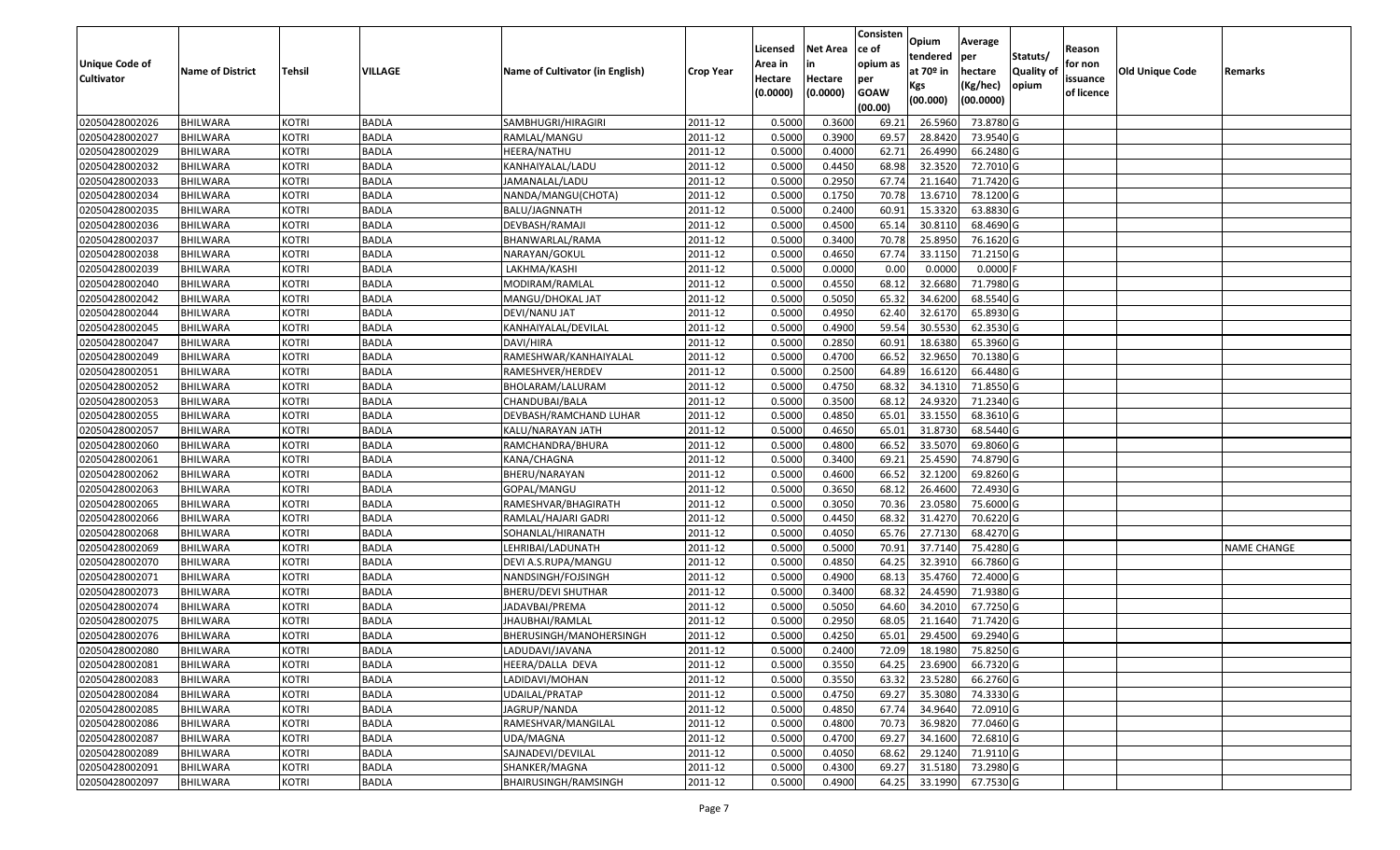| Unique Code of Cultivator | Name of District | Tehsil | VILLAGE | Name of Cultivator (in English) | Crop Year | Licensed Area in Hectare (0.0000) | Net Area in Hectare (0.0000) | Consistence of opium as per GOAW (00.00) | Opium tendered at 70º in Kgs (00.000) | Average per hectare (Kg/hec) (00.0000) | Statuts/ Quality of opium | Reason for non issuance of licence | Old Unique Code | Remarks |
|---|---|---|---|---|---|---|---|---|---|---|---|---|---|---|
| 02050428002026 | BHILWARA | KOTRI | BADLA | SAMBHUGRI/HIRAGIRI | 2011-12 | 0.5000 | 0.3600 | 69.21 | 26.5960 | 73.8780 | G | | | |
| 02050428002027 | BHILWARA | KOTRI | BADLA | RAMLAL/MANGU | 2011-12 | 0.5000 | 0.3900 | 69.57 | 28.8420 | 73.9540 | G | | | |
| 02050428002029 | BHILWARA | KOTRI | BADLA | HEERA/NATHU | 2011-12 | 0.5000 | 0.4000 | 62.71 | 26.4990 | 66.2480 | G | | | |
| 02050428002032 | BHILWARA | KOTRI | BADLA | KANHAIYALAL/LADU | 2011-12 | 0.5000 | 0.4450 | 68.98 | 32.3520 | 72.7010 | G | | | |
| 02050428002033 | BHILWARA | KOTRI | BADLA | JAMANALAL/LADU | 2011-12 | 0.5000 | 0.2950 | 67.74 | 21.1640 | 71.7420 | G | | | |
| 02050428002034 | BHILWARA | KOTRI | BADLA | NANDA/MANGU(CHOTA) | 2011-12 | 0.5000 | 0.1750 | 70.78 | 13.6710 | 78.1200 | G | | | |
| 02050428002035 | BHILWARA | KOTRI | BADLA | BALU/JAGNNATH | 2011-12 | 0.5000 | 0.2400 | 60.91 | 15.3320 | 63.8830 | G | | | |
| 02050428002036 | BHILWARA | KOTRI | BADLA | DEVBASH/RAMAJI | 2011-12 | 0.5000 | 0.4500 | 65.14 | 30.8110 | 68.4690 | G | | | |
| 02050428002037 | BHILWARA | KOTRI | BADLA | BHANWARLAL/RAMA | 2011-12 | 0.5000 | 0.3400 | 70.78 | 25.8950 | 76.1620 | G | | | |
| 02050428002038 | BHILWARA | KOTRI | BADLA | NARAYAN/GOKUL | 2011-12 | 0.5000 | 0.4650 | 67.74 | 33.1150 | 71.2150 | G | | | |
| 02050428002039 | BHILWARA | KOTRI | BADLA | LAKHMA/KASHI | 2011-12 | 0.5000 | 0.0000 | 0.00 | 0.0000 | 0.0000 | F | | | |
| 02050428002040 | BHILWARA | KOTRI | BADLA | MODIRAM/RAMLAL | 2011-12 | 0.5000 | 0.4550 | 68.12 | 32.6680 | 71.7980 | G | | | |
| 02050428002042 | BHILWARA | KOTRI | BADLA | MANGU/DHOKAL JAT | 2011-12 | 0.5000 | 0.5050 | 65.32 | 34.6200 | 68.5540 | G | | | |
| 02050428002044 | BHILWARA | KOTRI | BADLA | DEVI/NANU JAT | 2011-12 | 0.5000 | 0.4950 | 62.40 | 32.6170 | 65.8930 | G | | | |
| 02050428002045 | BHILWARA | KOTRI | BADLA | KANHAIYALAL/DEVILAL | 2011-12 | 0.5000 | 0.4900 | 59.54 | 30.5530 | 62.3530 | G | | | |
| 02050428002047 | BHILWARA | KOTRI | BADLA | DAVI/HIRA | 2011-12 | 0.5000 | 0.2850 | 60.91 | 18.6380 | 65.3960 | G | | | |
| 02050428002049 | BHILWARA | KOTRI | BADLA | RAMESHWAR/KANHAIYALAL | 2011-12 | 0.5000 | 0.4700 | 66.52 | 32.9650 | 70.1380 | G | | | |
| 02050428002051 | BHILWARA | KOTRI | BADLA | RAMESHVER/HERDEV | 2011-12 | 0.5000 | 0.2500 | 64.89 | 16.6120 | 66.4480 | G | | | |
| 02050428002052 | BHILWARA | KOTRI | BADLA | BHOLARAM/LALURAM | 2011-12 | 0.5000 | 0.4750 | 68.32 | 34.1310 | 71.8550 | G | | | |
| 02050428002053 | BHILWARA | KOTRI | BADLA | CHANDUBAI/BALA | 2011-12 | 0.5000 | 0.3500 | 68.12 | 24.9320 | 71.2340 | G | | | |
| 02050428002055 | BHILWARA | KOTRI | BADLA | DEVBASH/RAMCHAND LUHAR | 2011-12 | 0.5000 | 0.4850 | 65.01 | 33.1550 | 68.3610 | G | | | |
| 02050428002057 | BHILWARA | KOTRI | BADLA | KALU/NARAYAN JATH | 2011-12 | 0.5000 | 0.4650 | 65.01 | 31.8730 | 68.5440 | G | | | |
| 02050428002060 | BHILWARA | KOTRI | BADLA | RAMCHANDRA/BHURA | 2011-12 | 0.5000 | 0.4800 | 66.52 | 33.5070 | 69.8060 | G | | | |
| 02050428002061 | BHILWARA | KOTRI | BADLA | KANA/CHAGNA | 2011-12 | 0.5000 | 0.3400 | 69.21 | 25.4590 | 74.8790 | G | | | |
| 02050428002062 | BHILWARA | KOTRI | BADLA | BHERU/NARAYAN | 2011-12 | 0.5000 | 0.4600 | 66.52 | 32.1200 | 69.8260 | G | | | |
| 02050428002063 | BHILWARA | KOTRI | BADLA | GOPAL/MANGU | 2011-12 | 0.5000 | 0.3650 | 68.12 | 26.4600 | 72.4930 | G | | | |
| 02050428002065 | BHILWARA | KOTRI | BADLA | RAMESHVAR/BHAGIRATH | 2011-12 | 0.5000 | 0.3050 | 70.36 | 23.0580 | 75.6000 | G | | | |
| 02050428002066 | BHILWARA | KOTRI | BADLA | RAMLAL/HAJARI GADRI | 2011-12 | 0.5000 | 0.4450 | 68.32 | 31.4270 | 70.6220 | G | | | |
| 02050428002068 | BHILWARA | KOTRI | BADLA | SOHANLAL/HIRANATH | 2011-12 | 0.5000 | 0.4050 | 65.76 | 27.7130 | 68.4270 | G | | | |
| 02050428002069 | BHILWARA | KOTRI | BADLA | LEHRIBAI/LADUNATH | 2011-12 | 0.5000 | 0.5000 | 70.91 | 37.7140 | 75.4280 | G | | | NAME CHANGE |
| 02050428002070 | BHILWARA | KOTRI | BADLA | DEVI A.S.RUPA/MANGU | 2011-12 | 0.5000 | 0.4850 | 64.25 | 32.3910 | 66.7860 | G | | | |
| 02050428002071 | BHILWARA | KOTRI | BADLA | NANDSINGH/FOJSINGH | 2011-12 | 0.5000 | 0.4900 | 68.13 | 35.4760 | 72.4000 | G | | | |
| 02050428002073 | BHILWARA | KOTRI | BADLA | BHERU/DEVI SHUTHAR | 2011-12 | 0.5000 | 0.3400 | 68.32 | 24.4590 | 71.9380 | G | | | |
| 02050428002074 | BHILWARA | KOTRI | BADLA | JADAVBAI/PREMA | 2011-12 | 0.5000 | 0.5050 | 64.60 | 34.2010 | 67.7250 | G | | | |
| 02050428002075 | BHILWARA | KOTRI | BADLA | JHAUBHAI/RAMLAL | 2011-12 | 0.5000 | 0.2950 | 68.05 | 21.1640 | 71.7420 | G | | | |
| 02050428002076 | BHILWARA | KOTRI | BADLA | BHERUSINGH/MANOHERSINGH | 2011-12 | 0.5000 | 0.4250 | 65.01 | 29.4500 | 69.2940 | G | | | |
| 02050428002080 | BHILWARA | KOTRI | BADLA | LADUDAVI/JAVANA | 2011-12 | 0.5000 | 0.2400 | 72.09 | 18.1980 | 75.8250 | G | | | |
| 02050428002081 | BHILWARA | KOTRI | BADLA | HEERA/DALLA DEVA | 2011-12 | 0.5000 | 0.3550 | 64.25 | 23.6900 | 66.7320 | G | | | |
| 02050428002083 | BHILWARA | KOTRI | BADLA | LADIDAVI/MOHAN | 2011-12 | 0.5000 | 0.3550 | 63.32 | 23.5280 | 66.2760 | G | | | |
| 02050428002084 | BHILWARA | KOTRI | BADLA | UDAILAL/PRATAP | 2011-12 | 0.5000 | 0.4750 | 69.27 | 35.3080 | 74.3330 | G | | | |
| 02050428002085 | BHILWARA | KOTRI | BADLA | JAGRUP/NANDA | 2011-12 | 0.5000 | 0.4850 | 67.74 | 34.9640 | 72.0910 | G | | | |
| 02050428002086 | BHILWARA | KOTRI | BADLA | RAMESHVAR/MANGILAL | 2011-12 | 0.5000 | 0.4800 | 70.73 | 36.9820 | 77.0460 | G | | | |
| 02050428002087 | BHILWARA | KOTRI | BADLA | UDA/MAGNA | 2011-12 | 0.5000 | 0.4700 | 69.27 | 34.1600 | 72.6810 | G | | | |
| 02050428002089 | BHILWARA | KOTRI | BADLA | SAJNADEVI/DEVILAL | 2011-12 | 0.5000 | 0.4050 | 68.62 | 29.1240 | 71.9110 | G | | | |
| 02050428002091 | BHILWARA | KOTRI | BADLA | SHANKER/MAGNA | 2011-12 | 0.5000 | 0.4300 | 69.27 | 31.5180 | 73.2980 | G | | | |
| 02050428002097 | BHILWARA | KOTRI | BADLA | BHAIRUSINGH/RAMSINGH | 2011-12 | 0.5000 | 0.4900 | 64.25 | 33.1990 | 67.7530 | G | | | |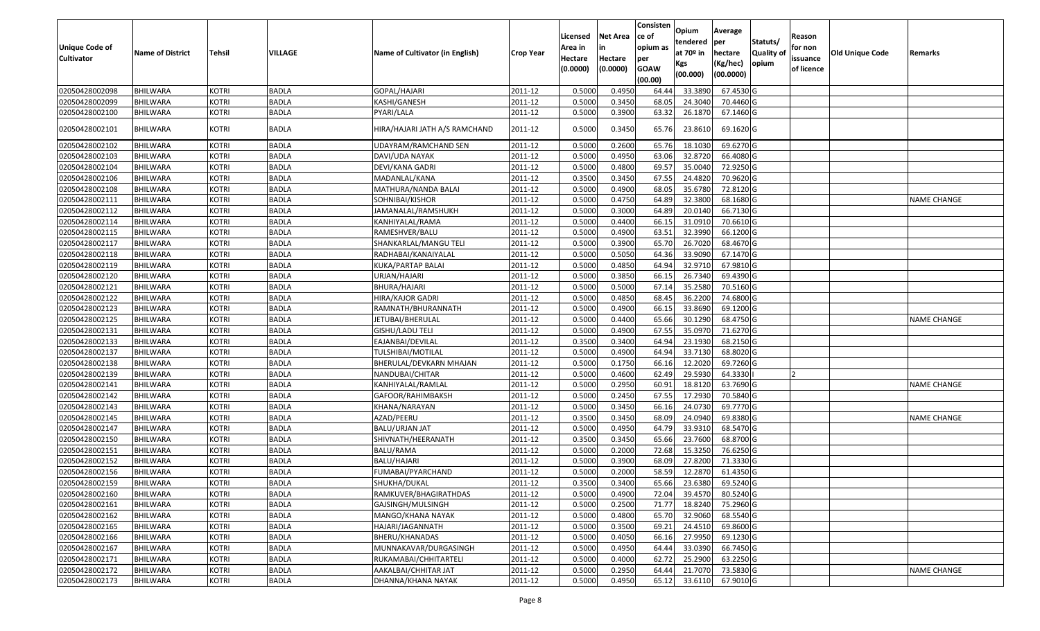| Unique Code of Cultivator | Name of District | Tehsil | VILLAGE | Name of Cultivator (in English) | Crop Year | Licensed Area in Hectare (0.0000) | Net Area in Hectare (0.0000) | Consistence of opium as per GOAW (00.00) | Opium tendered at 70º in Kgs (00.000) | Average per hectare (Kg/hec) (00.0000) | Statuts/ Quality of opium | Reason for non issuance of licence | Old Unique Code | Remarks |
|---|---|---|---|---|---|---|---|---|---|---|---|---|---|---|
| 02050428002098 | BHILWARA | KOTRI | BADLA | GOPAL/HAJARI | 2011-12 | 0.5000 | 0.4950 | 64.44 | 33.3890 | 67.4530 | G | | | |
| 02050428002099 | BHILWARA | KOTRI | BADLA | KASHI/GANESH | 2011-12 | 0.5000 | 0.3450 | 68.05 | 24.3040 | 70.4460 | G | | | |
| 02050428002100 | BHILWARA | KOTRI | BADLA | PYARI/LALA | 2011-12 | 0.5000 | 0.3900 | 63.32 | 26.1870 | 67.1460 | G | | | |
| 02050428002101 | BHILWARA | KOTRI | BADLA | HIRA/HAJARI JATH A/S RAMCHAND | 2011-12 | 0.5000 | 0.3450 | 65.76 | 23.8610 | 69.1620 | G | | | |
| 02050428002102 | BHILWARA | KOTRI | BADLA | UDAYRAM/RAMCHAND SEN | 2011-12 | 0.5000 | 0.2600 | 65.76 | 18.1030 | 69.6270 | G | | | |
| 02050428002103 | BHILWARA | KOTRI | BADLA | DAVI/UDA NAYAK | 2011-12 | 0.5000 | 0.4950 | 63.06 | 32.8720 | 66.4080 | G | | | |
| 02050428002104 | BHILWARA | KOTRI | BADLA | DEVI/KANA GADRI | 2011-12 | 0.5000 | 0.4800 | 69.57 | 35.0040 | 72.9250 | G | | | |
| 02050428002106 | BHILWARA | KOTRI | BADLA | MADANLAL/KANA | 2011-12 | 0.3500 | 0.3450 | 67.55 | 24.4820 | 70.9620 | G | | | |
| 02050428002108 | BHILWARA | KOTRI | BADLA | MATHURA/NANDA BALAI | 2011-12 | 0.5000 | 0.4900 | 68.05 | 35.6780 | 72.8120 | G | | | |
| 02050428002111 | BHILWARA | KOTRI | BADLA | SOHNIBAI/KISHOR | 2011-12 | 0.5000 | 0.4750 | 64.89 | 32.3800 | 68.1680 | G | | | NAME CHANGE |
| 02050428002112 | BHILWARA | KOTRI | BADLA | JAMANALAL/RAMSHUKH | 2011-12 | 0.5000 | 0.3000 | 64.89 | 20.0140 | 66.7130 | G | | | |
| 02050428002114 | BHILWARA | KOTRI | BADLA | KANHIYALAL/RAMA | 2011-12 | 0.5000 | 0.4400 | 66.15 | 31.0910 | 70.6610 | G | | | |
| 02050428002115 | BHILWARA | KOTRI | BADLA | RAMESHVER/BALU | 2011-12 | 0.5000 | 0.4900 | 63.51 | 32.3990 | 66.1200 | G | | | |
| 02050428002117 | BHILWARA | KOTRI | BADLA | SHANKARLAL/MANGU TELI | 2011-12 | 0.5000 | 0.3900 | 65.70 | 26.7020 | 68.4670 | G | | | |
| 02050428002118 | BHILWARA | KOTRI | BADLA | RADHABAI/KANAIYALAL | 2011-12 | 0.5000 | 0.5050 | 64.36 | 33.9090 | 67.1470 | G | | | |
| 02050428002119 | BHILWARA | KOTRI | BADLA | KUKA/PARTAP BALAI | 2011-12 | 0.5000 | 0.4850 | 64.94 | 32.9710 | 67.9810 | G | | | |
| 02050428002120 | BHILWARA | KOTRI | BADLA | URJAN/HAJARI | 2011-12 | 0.5000 | 0.3850 | 66.15 | 26.7340 | 69.4390 | G | | | |
| 02050428002121 | BHILWARA | KOTRI | BADLA | BHURA/HAJARI | 2011-12 | 0.5000 | 0.5000 | 67.14 | 35.2580 | 70.5160 | G | | | |
| 02050428002122 | BHILWARA | KOTRI | BADLA | HIRA/KAJOR GADRI | 2011-12 | 0.5000 | 0.4850 | 68.45 | 36.2200 | 74.6800 | G | | | |
| 02050428002123 | BHILWARA | KOTRI | BADLA | RAMNATH/BHURANNATH | 2011-12 | 0.5000 | 0.4900 | 66.15 | 33.8690 | 69.1200 | G | | | |
| 02050428002125 | BHILWARA | KOTRI | BADLA | JETUBAI/BHERULAL | 2011-12 | 0.5000 | 0.4400 | 65.66 | 30.1290 | 68.4750 | G | | | NAME CHANGE |
| 02050428002131 | BHILWARA | KOTRI | BADLA | GISHU/LADU TELI | 2011-12 | 0.5000 | 0.4900 | 67.55 | 35.0970 | 71.6270 | G | | | |
| 02050428002133 | BHILWARA | KOTRI | BADLA | EAJANBAI/DEVILAL | 2011-12 | 0.3500 | 0.3400 | 64.94 | 23.1930 | 68.2150 | G | | | |
| 02050428002137 | BHILWARA | KOTRI | BADLA | TULSHIBAI/MOTILAL | 2011-12 | 0.5000 | 0.4900 | 64.94 | 33.7130 | 68.8020 | G | | | |
| 02050428002138 | BHILWARA | KOTRI | BADLA | BHERULAL/DEVKARN MHAJAN | 2011-12 | 0.5000 | 0.1750 | 66.16 | 12.2020 | 69.7260 | G | | | |
| 02050428002139 | BHILWARA | KOTRI | BADLA | NANDUBAI/CHITAR | 2011-12 | 0.5000 | 0.4600 | 62.49 | 29.5930 | 64.3330 | I | 2 | | |
| 02050428002141 | BHILWARA | KOTRI | BADLA | KANHIYALAL/RAMLAL | 2011-12 | 0.5000 | 0.2950 | 60.91 | 18.8120 | 63.7690 | G | | | NAME CHANGE |
| 02050428002142 | BHILWARA | KOTRI | BADLA | GAFOOR/RAHIMBAKSH | 2011-12 | 0.5000 | 0.2450 | 67.55 | 17.2930 | 70.5840 | G | | | |
| 02050428002143 | BHILWARA | KOTRI | BADLA | KHANA/NARAYAN | 2011-12 | 0.5000 | 0.3450 | 66.16 | 24.0730 | 69.7770 | G | | | |
| 02050428002145 | BHILWARA | KOTRI | BADLA | AZAD/PEERU | 2011-12 | 0.3500 | 0.3450 | 68.09 | 24.0940 | 69.8380 | G | | | NAME CHANGE |
| 02050428002147 | BHILWARA | KOTRI | BADLA | BALU/URJAN JAT | 2011-12 | 0.5000 | 0.4950 | 64.79 | 33.9310 | 68.5470 | G | | | |
| 02050428002150 | BHILWARA | KOTRI | BADLA | SHIVNATH/HEERANATH | 2011-12 | 0.3500 | 0.3450 | 65.66 | 23.7600 | 68.8700 | G | | | |
| 02050428002151 | BHILWARA | KOTRI | BADLA | BALU/RAMA | 2011-12 | 0.5000 | 0.2000 | 72.68 | 15.3250 | 76.6250 | G | | | |
| 02050428002152 | BHILWARA | KOTRI | BADLA | BALU/HAJARI | 2011-12 | 0.5000 | 0.3900 | 68.09 | 27.8200 | 71.3330 | G | | | |
| 02050428002156 | BHILWARA | KOTRI | BADLA | FUMABAI/PYARCHAND | 2011-12 | 0.5000 | 0.2000 | 58.59 | 12.2870 | 61.4350 | G | | | |
| 02050428002159 | BHILWARA | KOTRI | BADLA | SHUKHA/DUKAL | 2011-12 | 0.3500 | 0.3400 | 65.66 | 23.6380 | 69.5240 | G | | | |
| 02050428002160 | BHILWARA | KOTRI | BADLA | RAMKUVER/BHAGIRATHDAS | 2011-12 | 0.5000 | 0.4900 | 72.04 | 39.4570 | 80.5240 | G | | | |
| 02050428002161 | BHILWARA | KOTRI | BADLA | GAJSINGH/MULSINGH | 2011-12 | 0.5000 | 0.2500 | 71.77 | 18.8240 | 75.2960 | G | | | |
| 02050428002162 | BHILWARA | KOTRI | BADLA | MANGO/KHANA NAYAK | 2011-12 | 0.5000 | 0.4800 | 65.70 | 32.9060 | 68.5540 | G | | | |
| 02050428002165 | BHILWARA | KOTRI | BADLA | HAJARI/JAGANNATH | 2011-12 | 0.5000 | 0.3500 | 69.21 | 24.4510 | 69.8600 | G | | | |
| 02050428002166 | BHILWARA | KOTRI | BADLA | BHERU/KHANADAS | 2011-12 | 0.5000 | 0.4050 | 66.16 | 27.9950 | 69.1230 | G | | | |
| 02050428002167 | BHILWARA | KOTRI | BADLA | MUNNAKAVAR/DURGASINGH | 2011-12 | 0.5000 | 0.4950 | 64.44 | 33.0390 | 66.7450 | G | | | |
| 02050428002171 | BHILWARA | KOTRI | BADLA | RUKAMABAI/CHHITARTELI | 2011-12 | 0.5000 | 0.4000 | 62.72 | 25.2900 | 63.2250 | G | | | |
| 02050428002172 | BHILWARA | KOTRI | BADLA | AAKALBAI/CHHITAR JAT | 2011-12 | 0.5000 | 0.2950 | 64.44 | 21.7070 | 73.5830 | G | | | NAME CHANGE |
| 02050428002173 | BHILWARA | KOTRI | BADLA | DHANNA/KHANA NAYAK | 2011-12 | 0.5000 | 0.4950 | 65.12 | 33.6110 | 67.9010 | G | | | |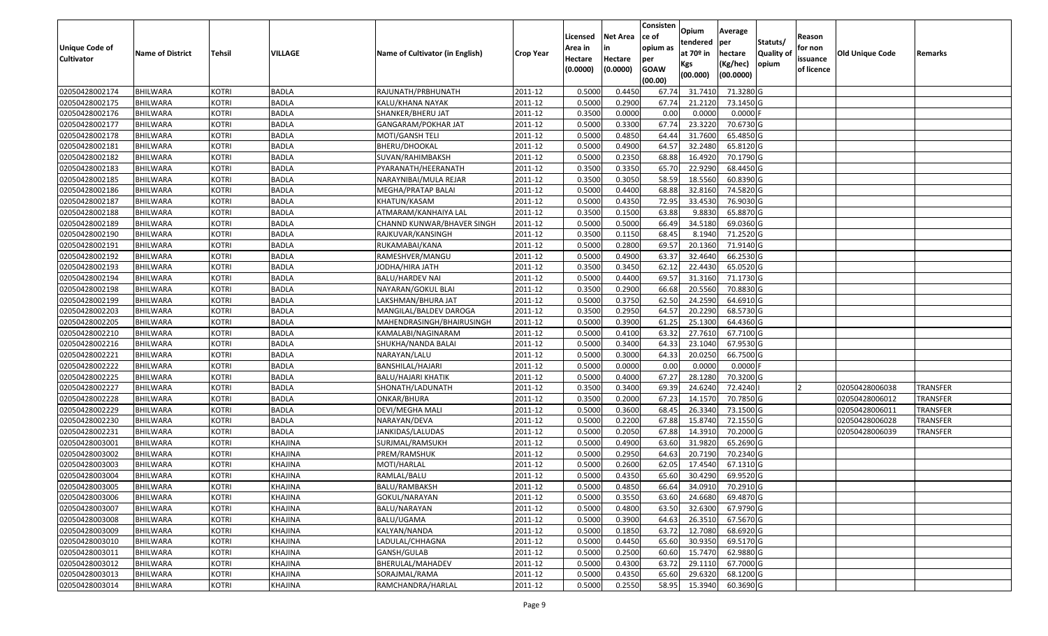| Unique Code of Cultivator | Name of District | Tehsil | VILLAGE | Name of Cultivator (in English) | Crop Year | Licensed Area in Hectare (0.0000) | Net Area in Hectare (0.0000) | Consistence of opium as per GOAW (00.00) | Opium tendered at 70º in Kgs (00.000) | Average per hectare (Kg/hec) (00.0000) | Statuts/ Quality of opium | Reason for non issuance of licence | Old Unique Code | Remarks |
|---|---|---|---|---|---|---|---|---|---|---|---|---|---|---|
| 02050428002174 | BHILWARA | KOTRI | BADLA | RAJUNATH/PRBHUNATH | 2011-12 | 0.5000 | 0.4450 | 67.74 | 31.7410 | 71.3280 | G | | | |
| 02050428002175 | BHILWARA | KOTRI | BADLA | KALU/KHANA NAYAK | 2011-12 | 0.5000 | 0.2900 | 67.74 | 21.2120 | 73.1450 | G | | | |
| 02050428002176 | BHILWARA | KOTRI | BADLA | SHANKER/BHERU JAT | 2011-12 | 0.3500 | 0.0000 | 0.00 | 0.0000 | 0.0000 | F | | | |
| 02050428002177 | BHILWARA | KOTRI | BADLA | GANGARAM/POKHAR JAT | 2011-12 | 0.5000 | 0.3300 | 67.74 | 23.3220 | 70.6730 | G | | | |
| 02050428002178 | BHILWARA | KOTRI | BADLA | MOTI/GANSH TELI | 2011-12 | 0.5000 | 0.4850 | 64.44 | 31.7600 | 65.4850 | G | | | |
| 02050428002181 | BHILWARA | KOTRI | BADLA | BHERU/DHOOKAL | 2011-12 | 0.5000 | 0.4900 | 64.57 | 32.2480 | 65.8120 | G | | | |
| 02050428002182 | BHILWARA | KOTRI | BADLA | SUVAN/RAHIMBAKSH | 2011-12 | 0.5000 | 0.2350 | 68.88 | 16.4920 | 70.1790 | G | | | |
| 02050428002183 | BHILWARA | KOTRI | BADLA | PYARANATH/HEERANATH | 2011-12 | 0.3500 | 0.3350 | 65.70 | 22.9290 | 68.4450 | G | | | |
| 02050428002185 | BHILWARA | KOTRI | BADLA | NARAYNIBAI/MULA REJAR | 2011-12 | 0.3500 | 0.3050 | 58.59 | 18.5560 | 60.8390 | G | | | |
| 02050428002186 | BHILWARA | KOTRI | BADLA | MEGHA/PRATAP BALAI | 2011-12 | 0.5000 | 0.4400 | 68.88 | 32.8160 | 74.5820 | G | | | |
| 02050428002187 | BHILWARA | KOTRI | BADLA | KHATUN/KASAM | 2011-12 | 0.5000 | 0.4350 | 72.95 | 33.4530 | 76.9030 | G | | | |
| 02050428002188 | BHILWARA | KOTRI | BADLA | ATMARAM/KANHAIYA LAL | 2011-12 | 0.3500 | 0.1500 | 63.88 | 9.8830 | 65.8870 | G | | | |
| 02050428002189 | BHILWARA | KOTRI | BADLA | CHANND KUNWAR/BHAVER SINGH | 2011-12 | 0.5000 | 0.5000 | 66.49 | 34.5180 | 69.0360 | G | | | |
| 02050428002190 | BHILWARA | KOTRI | BADLA | RAJKUVAR/KANSINGH | 2011-12 | 0.3500 | 0.1150 | 68.45 | 8.1940 | 71.2520 | G | | | |
| 02050428002191 | BHILWARA | KOTRI | BADLA | RUKAMABAI/KANA | 2011-12 | 0.5000 | 0.2800 | 69.57 | 20.1360 | 71.9140 | G | | | |
| 02050428002192 | BHILWARA | KOTRI | BADLA | RAMESHVER/MANGU | 2011-12 | 0.5000 | 0.4900 | 63.37 | 32.4640 | 66.2530 | G | | | |
| 02050428002193 | BHILWARA | KOTRI | BADLA | JODHA/HIRA JATH | 2011-12 | 0.3500 | 0.3450 | 62.12 | 22.4430 | 65.0520 | G | | | |
| 02050428002194 | BHILWARA | KOTRI | BADLA | BALU/HARDEV NAI | 2011-12 | 0.5000 | 0.4400 | 69.57 | 31.3160 | 71.1730 | G | | | |
| 02050428002198 | BHILWARA | KOTRI | BADLA | NAYARAN/GOKUL BLAI | 2011-12 | 0.3500 | 0.2900 | 66.68 | 20.5560 | 70.8830 | G | | | |
| 02050428002199 | BHILWARA | KOTRI | BADLA | LAKSHMAN/BHURA JAT | 2011-12 | 0.5000 | 0.3750 | 62.50 | 24.2590 | 64.6910 | G | | | |
| 02050428002203 | BHILWARA | KOTRI | BADLA | MANGILAL/BALDEV DAROGA | 2011-12 | 0.3500 | 0.2950 | 64.57 | 20.2290 | 68.5730 | G | | | |
| 02050428002205 | BHILWARA | KOTRI | BADLA | MAHENDRASINGH/BHAIRUSINGH | 2011-12 | 0.5000 | 0.3900 | 61.25 | 25.1300 | 64.4360 | G | | | |
| 02050428002210 | BHILWARA | KOTRI | BADLA | KAMALABI/NAGINARAM | 2011-12 | 0.5000 | 0.4100 | 63.32 | 27.7610 | 67.7100 | G | | | |
| 02050428002216 | BHILWARA | KOTRI | BADLA | SHUKHA/NANDA BALAI | 2011-12 | 0.5000 | 0.3400 | 64.33 | 23.1040 | 67.9530 | G | | | |
| 02050428002221 | BHILWARA | KOTRI | BADLA | NARAYAN/LALU | 2011-12 | 0.5000 | 0.3000 | 64.33 | 20.0250 | 66.7500 | G | | | |
| 02050428002222 | BHILWARA | KOTRI | BADLA | BANSHILAL/HAJARI | 2011-12 | 0.5000 | 0.0000 | 0.00 | 0.0000 | 0.0000 | F | | | |
| 02050428002225 | BHILWARA | KOTRI | BADLA | BALU/HAJARI KHATIK | 2011-12 | 0.5000 | 0.4000 | 67.27 | 28.1280 | 70.3200 | G | | | |
| 02050428002227 | BHILWARA | KOTRI | BADLA | SHONATH/LADUNATH | 2011-12 | 0.3500 | 0.3400 | 69.39 | 24.6240 | 72.4240 | I | 2 | 02050428006038 | TRANSFER |
| 02050428002228 | BHILWARA | KOTRI | BADLA | ONKAR/BHURA | 2011-12 | 0.3500 | 0.2000 | 67.23 | 14.1570 | 70.7850 | G | | 02050428006012 | TRANSFER |
| 02050428002229 | BHILWARA | KOTRI | BADLA | DEVI/MEGHA MALI | 2011-12 | 0.5000 | 0.3600 | 68.45 | 26.3340 | 73.1500 | G | | 02050428006011 | TRANSFER |
| 02050428002230 | BHILWARA | KOTRI | BADLA | NARAYAN/DEVA | 2011-12 | 0.5000 | 0.2200 | 67.88 | 15.8740 | 72.1550 | G | | 02050428006028 | TRANSFER |
| 02050428002231 | BHILWARA | KOTRI | BADLA | JANKIDAS/LALUDAS | 2011-12 | 0.5000 | 0.2050 | 67.88 | 14.3910 | 70.2000 | G | | 02050428006039 | TRANSFER |
| 02050428003001 | BHILWARA | KOTRI | KHAJINA | SURJMAL/RAMSUKH | 2011-12 | 0.5000 | 0.4900 | 63.60 | 31.9820 | 65.2690 | G | | | |
| 02050428003002 | BHILWARA | KOTRI | KHAJINA | PREM/RAMSHUK | 2011-12 | 0.5000 | 0.2950 | 64.63 | 20.7190 | 70.2340 | G | | | |
| 02050428003003 | BHILWARA | KOTRI | KHAJINA | MOTI/HARLAL | 2011-12 | 0.5000 | 0.2600 | 62.05 | 17.4540 | 67.1310 | G | | | |
| 02050428003004 | BHILWARA | KOTRI | KHAJINA | RAMLAL/BALU | 2011-12 | 0.5000 | 0.4350 | 65.60 | 30.4290 | 69.9520 | G | | | |
| 02050428003005 | BHILWARA | KOTRI | KHAJINA | BALU/RAMBAKSH | 2011-12 | 0.5000 | 0.4850 | 66.64 | 34.0910 | 70.2910 | G | | | |
| 02050428003006 | BHILWARA | KOTRI | KHAJINA | GOKUL/NARAYAN | 2011-12 | 0.5000 | 0.3550 | 63.60 | 24.6680 | 69.4870 | G | | | |
| 02050428003007 | BHILWARA | KOTRI | KHAJINA | BALU/NARAYAN | 2011-12 | 0.5000 | 0.4800 | 63.50 | 32.6300 | 67.9790 | G | | | |
| 02050428003008 | BHILWARA | KOTRI | KHAJINA | BALU/UGAMA | 2011-12 | 0.5000 | 0.3900 | 64.63 | 26.3510 | 67.5670 | G | | | |
| 02050428003009 | BHILWARA | KOTRI | KHAJINA | KALYAN/NANDA | 2011-12 | 0.5000 | 0.1850 | 63.72 | 12.7080 | 68.6920 | G | | | |
| 02050428003010 | BHILWARA | KOTRI | KHAJINA | LADULAL/CHHAGNA | 2011-12 | 0.5000 | 0.4450 | 65.60 | 30.9350 | 69.5170 | G | | | |
| 02050428003011 | BHILWARA | KOTRI | KHAJINA | GANSH/GULAB | 2011-12 | 0.5000 | 0.2500 | 60.60 | 15.7470 | 62.9880 | G | | | |
| 02050428003012 | BHILWARA | KOTRI | KHAJINA | BHERULAL/MAHADEV | 2011-12 | 0.5000 | 0.4300 | 63.72 | 29.1110 | 67.7000 | G | | | |
| 02050428003013 | BHILWARA | KOTRI | KHAJINA | SORAJMAL/RAMA | 2011-12 | 0.5000 | 0.4350 | 65.60 | 29.6320 | 68.1200 | G | | | |
| 02050428003014 | BHILWARA | KOTRI | KHAJINA | RAMCHANDRA/HARLAL | 2011-12 | 0.5000 | 0.2550 | 58.95 | 15.3940 | 60.3690 | G | | | |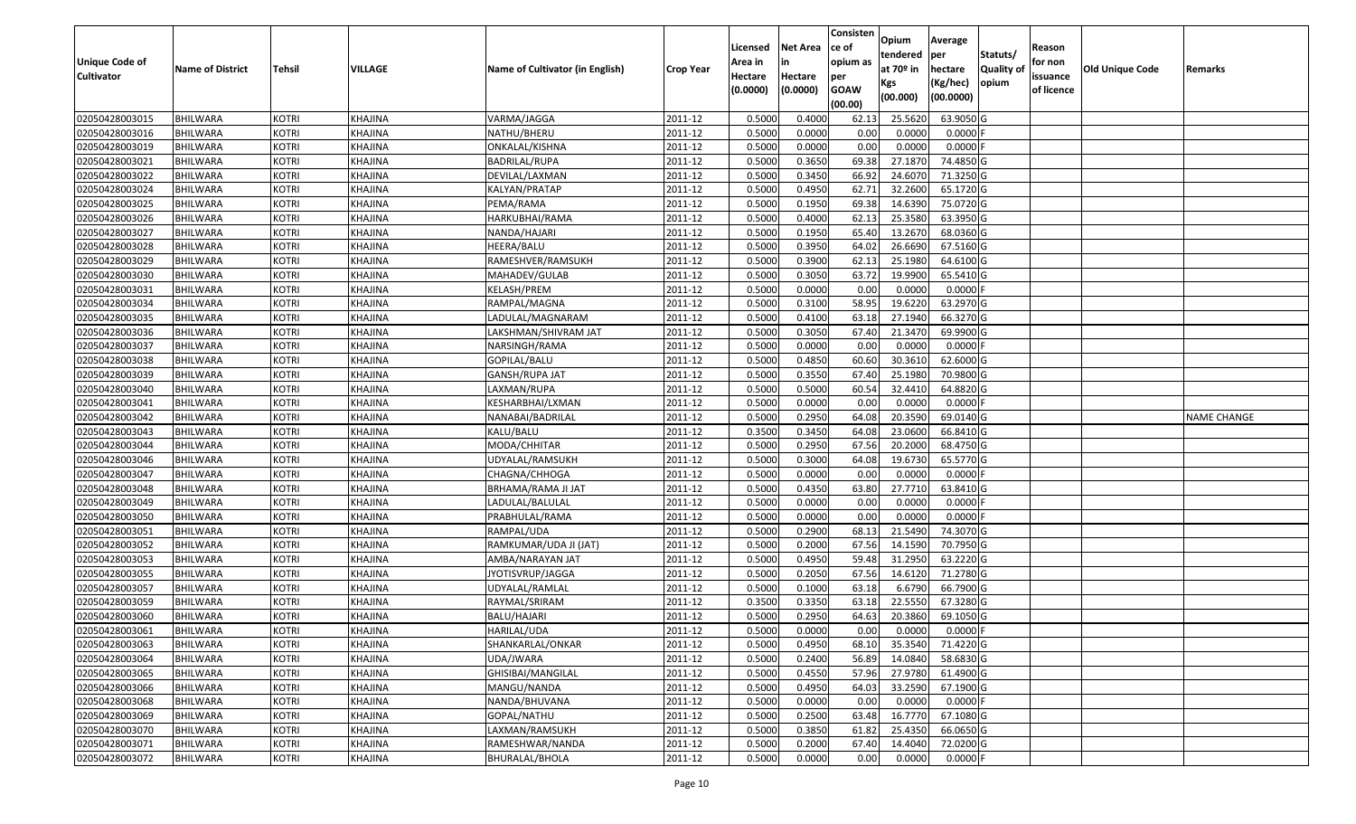| Unique Code of Cultivator | Name of District | Tehsil | VILLAGE | Name of Cultivator (in English) | Crop Year | Licensed Area in Hectare (0.0000) | Net Area in Hectare (0.0000) | Consistence of opium as per GOAW (00.00) | Opium tendered at 70º in Kgs (00.000) | Average per hectare (Kg/hec) (00.0000) | Statuts/ Quality of opium | Reason for non issuance of licence | Old Unique Code | Remarks |
|---|---|---|---|---|---|---|---|---|---|---|---|---|---|---|
| 02050428003015 | BHILWARA | KOTRI | KHAJINA | VARMA/JAGGA | 2011-12 | 0.5000 | 0.4000 | 62.13 | 25.5620 | 63.9050 | G | | | |
| 02050428003016 | BHILWARA | KOTRI | KHAJINA | NATHU/BHERU | 2011-12 | 0.5000 | 0.0000 | 0.00 | 0.0000 | 0.0000 | F | | | |
| 02050428003019 | BHILWARA | KOTRI | KHAJINA | ONKALAL/KISHNA | 2011-12 | 0.5000 | 0.0000 | 0.00 | 0.0000 | 0.0000 | F | | | |
| 02050428003021 | BHILWARA | KOTRI | KHAJINA | BADRILAL/RUPA | 2011-12 | 0.5000 | 0.3650 | 69.38 | 27.1870 | 74.4850 | G | | | |
| 02050428003022 | BHILWARA | KOTRI | KHAJINA | DEVILAL/LAXMAN | 2011-12 | 0.5000 | 0.3450 | 66.92 | 24.6070 | 71.3250 | G | | | |
| 02050428003024 | BHILWARA | KOTRI | KHAJINA | KALYAN/PRATAP | 2011-12 | 0.5000 | 0.4950 | 62.71 | 32.2600 | 65.1720 | G | | | |
| 02050428003025 | BHILWARA | KOTRI | KHAJINA | PEMA/RAMA | 2011-12 | 0.5000 | 0.1950 | 69.38 | 14.6390 | 75.0720 | G | | | |
| 02050428003026 | BHILWARA | KOTRI | KHAJINA | HARKUBHAI/RAMA | 2011-12 | 0.5000 | 0.4000 | 62.13 | 25.3580 | 63.3950 | G | | | |
| 02050428003027 | BHILWARA | KOTRI | KHAJINA | NANDA/HAJARI | 2011-12 | 0.5000 | 0.1950 | 65.40 | 13.2670 | 68.0360 | G | | | |
| 02050428003028 | BHILWARA | KOTRI | KHAJINA | HEERA/BALU | 2011-12 | 0.5000 | 0.3950 | 64.02 | 26.6690 | 67.5160 | G | | | |
| 02050428003029 | BHILWARA | KOTRI | KHAJINA | RAMESHVER/RAMSUKH | 2011-12 | 0.5000 | 0.3900 | 62.13 | 25.1980 | 64.6100 | G | | | |
| 02050428003030 | BHILWARA | KOTRI | KHAJINA | MAHADEV/GULAB | 2011-12 | 0.5000 | 0.3050 | 63.72 | 19.9900 | 65.5410 | G | | | |
| 02050428003031 | BHILWARA | KOTRI | KHAJINA | KELASH/PREM | 2011-12 | 0.5000 | 0.0000 | 0.00 | 0.0000 | 0.0000 | F | | | |
| 02050428003034 | BHILWARA | KOTRI | KHAJINA | RAMPAL/MAGNA | 2011-12 | 0.5000 | 0.3100 | 58.95 | 19.6220 | 63.2970 | G | | | |
| 02050428003035 | BHILWARA | KOTRI | KHAJINA | LADULAL/MAGNARAM | 2011-12 | 0.5000 | 0.4100 | 63.18 | 27.1940 | 66.3270 | G | | | |
| 02050428003036 | BHILWARA | KOTRI | KHAJINA | LAKSHMAN/SHIVRAM JAT | 2011-12 | 0.5000 | 0.3050 | 67.40 | 21.3470 | 69.9900 | G | | | |
| 02050428003037 | BHILWARA | KOTRI | KHAJINA | NARSINGH/RAMA | 2011-12 | 0.5000 | 0.0000 | 0.00 | 0.0000 | 0.0000 | F | | | |
| 02050428003038 | BHILWARA | KOTRI | KHAJINA | GOPILAL/BALU | 2011-12 | 0.5000 | 0.4850 | 60.60 | 30.3610 | 62.6000 | G | | | |
| 02050428003039 | BHILWARA | KOTRI | KHAJINA | GANSH/RUPA JAT | 2011-12 | 0.5000 | 0.3550 | 67.40 | 25.1980 | 70.9800 | G | | | |
| 02050428003040 | BHILWARA | KOTRI | KHAJINA | LAXMAN/RUPA | 2011-12 | 0.5000 | 0.5000 | 60.54 | 32.4410 | 64.8820 | G | | | |
| 02050428003041 | BHILWARA | KOTRI | KHAJINA | KESHARBHAI/LXMAN | 2011-12 | 0.5000 | 0.0000 | 0.00 | 0.0000 | 0.0000 | F | | | |
| 02050428003042 | BHILWARA | KOTRI | KHAJINA | NANABAI/BADRILAL | 2011-12 | 0.5000 | 0.2950 | 64.08 | 20.3590 | 69.0140 | G | | | NAME CHANGE |
| 02050428003043 | BHILWARA | KOTRI | KHAJINA | KALU/BALU | 2011-12 | 0.3500 | 0.3450 | 64.08 | 23.0600 | 66.8410 | G | | | |
| 02050428003044 | BHILWARA | KOTRI | KHAJINA | MODA/CHHITAR | 2011-12 | 0.5000 | 0.2950 | 67.56 | 20.2000 | 68.4750 | G | | | |
| 02050428003046 | BHILWARA | KOTRI | KHAJINA | UDYALAL/RAMSUKH | 2011-12 | 0.5000 | 0.3000 | 64.08 | 19.6730 | 65.5770 | G | | | |
| 02050428003047 | BHILWARA | KOTRI | KHAJINA | CHAGNA/CHHOGA | 2011-12 | 0.5000 | 0.0000 | 0.00 | 0.0000 | 0.0000 | F | | | |
| 02050428003048 | BHILWARA | KOTRI | KHAJINA | BRHAMA/RAMA JI JAT | 2011-12 | 0.5000 | 0.4350 | 63.80 | 27.7710 | 63.8410 | G | | | |
| 02050428003049 | BHILWARA | KOTRI | KHAJINA | LADULAL/BALULAL | 2011-12 | 0.5000 | 0.0000 | 0.00 | 0.0000 | 0.0000 | F | | | |
| 02050428003050 | BHILWARA | KOTRI | KHAJINA | PRABHULAL/RAMA | 2011-12 | 0.5000 | 0.0000 | 0.00 | 0.0000 | 0.0000 | F | | | |
| 02050428003051 | BHILWARA | KOTRI | KHAJINA | RAMPAL/UDA | 2011-12 | 0.5000 | 0.2900 | 68.13 | 21.5490 | 74.3070 | G | | | |
| 02050428003052 | BHILWARA | KOTRI | KHAJINA | RAMKUMAR/UDA JI (JAT) | 2011-12 | 0.5000 | 0.2000 | 67.56 | 14.1590 | 70.7950 | G | | | |
| 02050428003053 | BHILWARA | KOTRI | KHAJINA | AMBA/NARAYAN JAT | 2011-12 | 0.5000 | 0.4950 | 59.48 | 31.2950 | 63.2220 | G | | | |
| 02050428003055 | BHILWARA | KOTRI | KHAJINA | JYOTISVRUP/JAGGA | 2011-12 | 0.5000 | 0.2050 | 67.56 | 14.6120 | 71.2780 | G | | | |
| 02050428003057 | BHILWARA | KOTRI | KHAJINA | UDYALAL/RAMLAL | 2011-12 | 0.5000 | 0.1000 | 63.18 | 6.6790 | 66.7900 | G | | | |
| 02050428003059 | BHILWARA | KOTRI | KHAJINA | RAYMAL/SRIRAM | 2011-12 | 0.3500 | 0.3350 | 63.18 | 22.5550 | 67.3280 | G | | | |
| 02050428003060 | BHILWARA | KOTRI | KHAJINA | BALU/HAJARI | 2011-12 | 0.5000 | 0.2950 | 64.63 | 20.3860 | 69.1050 | G | | | |
| 02050428003061 | BHILWARA | KOTRI | KHAJINA | HARILAL/UDA | 2011-12 | 0.5000 | 0.0000 | 0.00 | 0.0000 | 0.0000 | F | | | |
| 02050428003063 | BHILWARA | KOTRI | KHAJINA | SHANKARLAL/ONKAR | 2011-12 | 0.5000 | 0.4950 | 68.10 | 35.3540 | 71.4220 | G | | | |
| 02050428003064 | BHILWARA | KOTRI | KHAJINA | UDA/JWARA | 2011-12 | 0.5000 | 0.2400 | 56.89 | 14.0840 | 58.6830 | G | | | |
| 02050428003065 | BHILWARA | KOTRI | KHAJINA | GHISIBAI/MANGILAL | 2011-12 | 0.5000 | 0.4550 | 57.96 | 27.9780 | 61.4900 | G | | | |
| 02050428003066 | BHILWARA | KOTRI | KHAJINA | MANGU/NANDA | 2011-12 | 0.5000 | 0.4950 | 64.03 | 33.2590 | 67.1900 | G | | | |
| 02050428003068 | BHILWARA | KOTRI | KHAJINA | NANDA/BHUVANA | 2011-12 | 0.5000 | 0.0000 | 0.00 | 0.0000 | 0.0000 | F | | | |
| 02050428003069 | BHILWARA | KOTRI | KHAJINA | GOPAL/NATHU | 2011-12 | 0.5000 | 0.2500 | 63.48 | 16.7770 | 67.1080 | G | | | |
| 02050428003070 | BHILWARA | KOTRI | KHAJINA | LAXMAN/RAMSUKH | 2011-12 | 0.5000 | 0.3850 | 61.82 | 25.4350 | 66.0650 | G | | | |
| 02050428003071 | BHILWARA | KOTRI | KHAJINA | RAMESHWAR/NANDA | 2011-12 | 0.5000 | 0.2000 | 67.40 | 14.4040 | 72.0200 | G | | | |
| 02050428003072 | BHILWARA | KOTRI | KHAJINA | BHURALAL/BHOLA | 2011-12 | 0.5000 | 0.0000 | 0.00 | 0.0000 | 0.0000 | F | | | |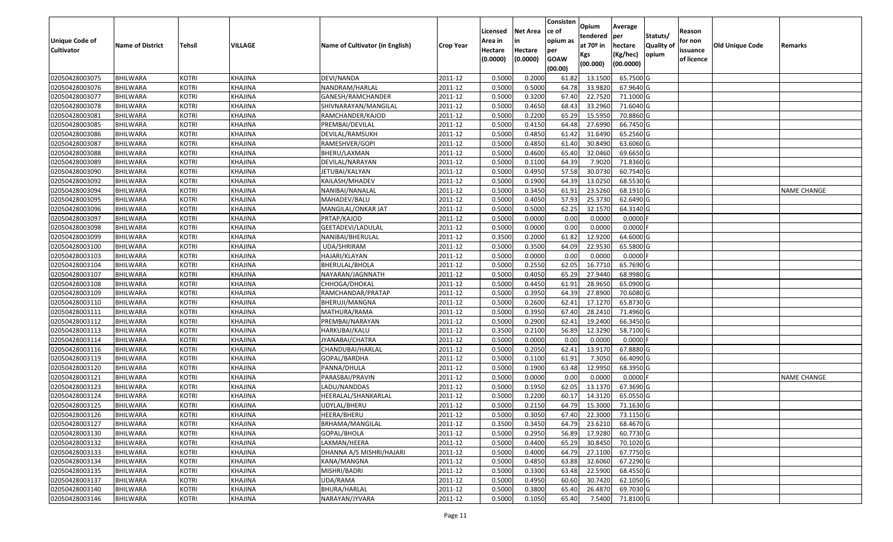| Unique Code of Cultivator | Name of District | Tehsil | VILLAGE | Name of Cultivator (in English) | Crop Year | Licensed Area in Hectare (0.0000) | Net Area in Hectare (0.0000) | Consistence of opium as per GOAW (00.00) | Opium tendered at 70º in Kgs (00.000) | Average per hectare (Kg/hec) (00.0000) | Statuts/ Quality of opium | Reason for non issuance of licence | Old Unique Code | Remarks |
|---|---|---|---|---|---|---|---|---|---|---|---|---|---|---|
| 02050428003075 | BHILWARA | KOTRI | KHAJINA | DEVI/NANDA | 2011-12 | 0.5000 | 0.2000 | 61.82 | 13.1500 | 65.7500 | G | | | |
| 02050428003076 | BHILWARA | KOTRI | KHAJINA | NANDRAM/HARLAL | 2011-12 | 0.5000 | 0.5000 | 64.78 | 33.9820 | 67.9640 | G | | | |
| 02050428003077 | BHILWARA | KOTRI | KHAJINA | GANESH/RAMCHANDER | 2011-12 | 0.5000 | 0.3200 | 67.40 | 22.7520 | 71.1000 | G | | | |
| 02050428003078 | BHILWARA | KOTRI | KHAJINA | SHIVNARAYAN/MANGILAL | 2011-12 | 0.5000 | 0.4650 | 68.43 | 33.2960 | 71.6040 | G | | | |
| 02050428003081 | BHILWARA | KOTRI | KHAJINA | RAMCHANDER/KAJOD | 2011-12 | 0.5000 | 0.2200 | 65.29 | 15.5950 | 70.8860 | G | | | |
| 02050428003085 | BHILWARA | KOTRI | KHAJINA | PREMBAI/DEVILAL | 2011-12 | 0.5000 | 0.4150 | 64.48 | 27.6990 | 66.7450 | G | | | |
| 02050428003086 | BHILWARA | KOTRI | KHAJINA | DEVILAL/RAMSUKH | 2011-12 | 0.5000 | 0.4850 | 61.42 | 31.6490 | 65.2560 | G | | | |
| 02050428003087 | BHILWARA | KOTRI | KHAJINA | RAMESHVER/GOPI | 2011-12 | 0.5000 | 0.4850 | 61.40 | 30.8490 | 63.6060 | G | | | |
| 02050428003088 | BHILWARA | KOTRI | KHAJINA | BHERU/LAXMAN | 2011-12 | 0.5000 | 0.4600 | 65.40 | 32.0460 | 69.6650 | G | | | |
| 02050428003089 | BHILWARA | KOTRI | KHAJINA | DEVILAL/NARAYAN | 2011-12 | 0.5000 | 0.1100 | 64.39 | 7.9020 | 71.8360 | G | | | |
| 02050428003090 | BHILWARA | KOTRI | KHAJINA | JETUBAI/KALYAN | 2011-12 | 0.5000 | 0.4950 | 57.58 | 30.0730 | 60.7540 | G | | | |
| 02050428003092 | BHILWARA | KOTRI | KHAJINA | KAILASH/MHADEV | 2011-12 | 0.5000 | 0.1900 | 64.39 | 13.0250 | 68.5530 | G | | | |
| 02050428003094 | BHILWARA | KOTRI | KHAJINA | NANIBAI/NANALAL | 2011-12 | 0.5000 | 0.3450 | 61.91 | 23.5260 | 68.1910 | G | | | NAME CHANGE |
| 02050428003095 | BHILWARA | KOTRI | KHAJINA | MAHADEV/BALU | 2011-12 | 0.5000 | 0.4050 | 57.93 | 25.3730 | 62.6490 | G | | | |
| 02050428003096 | BHILWARA | KOTRI | KHAJINA | MANGILAL/ONKAR JAT | 2011-12 | 0.5000 | 0.5000 | 62.25 | 32.1570 | 64.3140 | G | | | |
| 02050428003097 | BHILWARA | KOTRI | KHAJINA | PRTAP/KAJOD | 2011-12 | 0.5000 | 0.0000 | 0.00 | 0.0000 | 0.0000 | F | | | |
| 02050428003098 | BHILWARA | KOTRI | KHAJINA | GEETADEVI/LADULAL | 2011-12 | 0.5000 | 0.0000 | 0.00 | 0.0000 | 0.0000 | F | | | |
| 02050428003099 | BHILWARA | KOTRI | KHAJINA | NANIBAI/BHERULAL | 2011-12 | 0.3500 | 0.2000 | 61.82 | 12.9200 | 64.6000 | G | | | |
| 02050428003100 | BHILWARA | KOTRI | KHAJINA | UDA/SHRIRAM | 2011-12 | 0.5000 | 0.3500 | 64.09 | 22.9530 | 65.5800 | G | | | |
| 02050428003103 | BHILWARA | KOTRI | KHAJINA | HAJARI/KLAYAN | 2011-12 | 0.5000 | 0.0000 | 0.00 | 0.0000 | 0.0000 | F | | | |
| 02050428003104 | BHILWARA | KOTRI | KHAJINA | BHERULAL/BHOLA | 2011-12 | 0.5000 | 0.2550 | 62.05 | 16.7710 | 65.7690 | G | | | |
| 02050428003107 | BHILWARA | KOTRI | KHAJINA | NAYARAN/JAGNNATH | 2011-12 | 0.5000 | 0.4050 | 65.29 | 27.9440 | 68.9980 | G | | | |
| 02050428003108 | BHILWARA | KOTRI | KHAJINA | CHHOGA/DHOKAL | 2011-12 | 0.5000 | 0.4450 | 61.91 | 28.9650 | 65.0900 | G | | | |
| 02050428003109 | BHILWARA | KOTRI | KHAJINA | RAMCHANDAR/PRATAP | 2011-12 | 0.5000 | 0.3950 | 64.39 | 27.8900 | 70.6080 | G | | | |
| 02050428003110 | BHILWARA | KOTRI | KHAJINA | BHERUJI/MANGNA | 2011-12 | 0.5000 | 0.2600 | 62.41 | 17.1270 | 65.8730 | G | | | |
| 02050428003111 | BHILWARA | KOTRI | KHAJINA | MATHURA/RAMA | 2011-12 | 0.5000 | 0.3950 | 67.40 | 28.2410 | 71.4960 | G | | | |
| 02050428003112 | BHILWARA | KOTRI | KHAJINA | PREMBAI/NARAYAN | 2011-12 | 0.5000 | 0.2900 | 62.41 | 19.2400 | 66.3450 | G | | | |
| 02050428003113 | BHILWARA | KOTRI | KHAJINA | HARKUBAI/KALU | 2011-12 | 0.3500 | 0.2100 | 56.89 | 12.3290 | 58.7100 | G | | | |
| 02050428003114 | BHILWARA | KOTRI | KHAJINA | JYANABAI/CHATRA | 2011-12 | 0.5000 | 0.0000 | 0.00 | 0.0000 | 0.0000 | F | | | |
| 02050428003116 | BHILWARA | KOTRI | KHAJINA | CHANDUBAI/HARLAL | 2011-12 | 0.5000 | 0.2050 | 62.41 | 13.9170 | 67.8880 | G | | | |
| 02050428003119 | BHILWARA | KOTRI | KHAJINA | GOPAL/BARDHA | 2011-12 | 0.5000 | 0.1100 | 61.91 | 7.3050 | 66.4090 | G | | | |
| 02050428003120 | BHILWARA | KOTRI | KHAJINA | PANNA/DHULA | 2011-12 | 0.5000 | 0.1900 | 63.48 | 12.9950 | 68.3950 | G | | | |
| 02050428003121 | BHILWARA | KOTRI | KHAJINA | PARASBAI/PRAVIN | 2011-12 | 0.5000 | 0.0000 | 0.00 | 0.0000 | 0.0000 | F | | | NAME CHANGE |
| 02050428003123 | BHILWARA | KOTRI | KHAJINA | LADU/NANDDAS | 2011-12 | 0.5000 | 0.1950 | 62.05 | 13.1370 | 67.3690 | G | | | |
| 02050428003124 | BHILWARA | KOTRI | KHAJINA | HEERALAL/SHANKARLAL | 2011-12 | 0.5000 | 0.2200 | 60.17 | 14.3120 | 65.0550 | G | | | |
| 02050428003125 | BHILWARA | KOTRI | KHAJINA | UDYLAL/BHERU | 2011-12 | 0.5000 | 0.2150 | 64.79 | 15.3000 | 71.1630 | G | | | |
| 02050428003126 | BHILWARA | KOTRI | KHAJINA | HEERA/BHERU | 2011-12 | 0.5000 | 0.3050 | 67.40 | 22.3000 | 73.1150 | G | | | |
| 02050428003127 | BHILWARA | KOTRI | KHAJINA | BRHAMA/MANGILAL | 2011-12 | 0.3500 | 0.3450 | 64.79 | 23.6210 | 68.4670 | G | | | |
| 02050428003130 | BHILWARA | KOTRI | KHAJINA | GOPAL/BHOLA | 2011-12 | 0.5000 | 0.2950 | 56.89 | 17.9280 | 60.7730 | G | | | |
| 02050428003132 | BHILWARA | KOTRI | KHAJINA | LAXMAN/HEERA | 2011-12 | 0.5000 | 0.4400 | 65.29 | 30.8450 | 70.1020 | G | | | |
| 02050428003133 | BHILWARA | KOTRI | KHAJINA | DHANNA A/S MISHRI/HAJARI | 2011-12 | 0.5000 | 0.4000 | 64.79 | 27.1100 | 67.7750 | G | | | |
| 02050428003134 | BHILWARA | KOTRI | KHAJINA | KANA/MANGNA | 2011-12 | 0.5000 | 0.4850 | 63.88 | 32.6060 | 67.2290 | G | | | |
| 02050428003135 | BHILWARA | KOTRI | KHAJINA | MISHRI/BADRI | 2011-12 | 0.5000 | 0.3300 | 63.48 | 22.5900 | 68.4550 | G | | | |
| 02050428003137 | BHILWARA | KOTRI | KHAJINA | UDA/RAMA | 2011-12 | 0.5000 | 0.4950 | 60.60 | 30.7420 | 62.1050 | G | | | |
| 02050428003140 | BHILWARA | KOTRI | KHAJINA | BHURA/HARLAL | 2011-12 | 0.5000 | 0.3800 | 65.40 | 26.4870 | 69.7030 | G | | | |
| 02050428003146 | BHILWARA | KOTRI | KHAJINA | NARAYAN/JYVARA | 2011-12 | 0.5000 | 0.1050 | 65.40 | 7.5400 | 71.8100 | G | | | |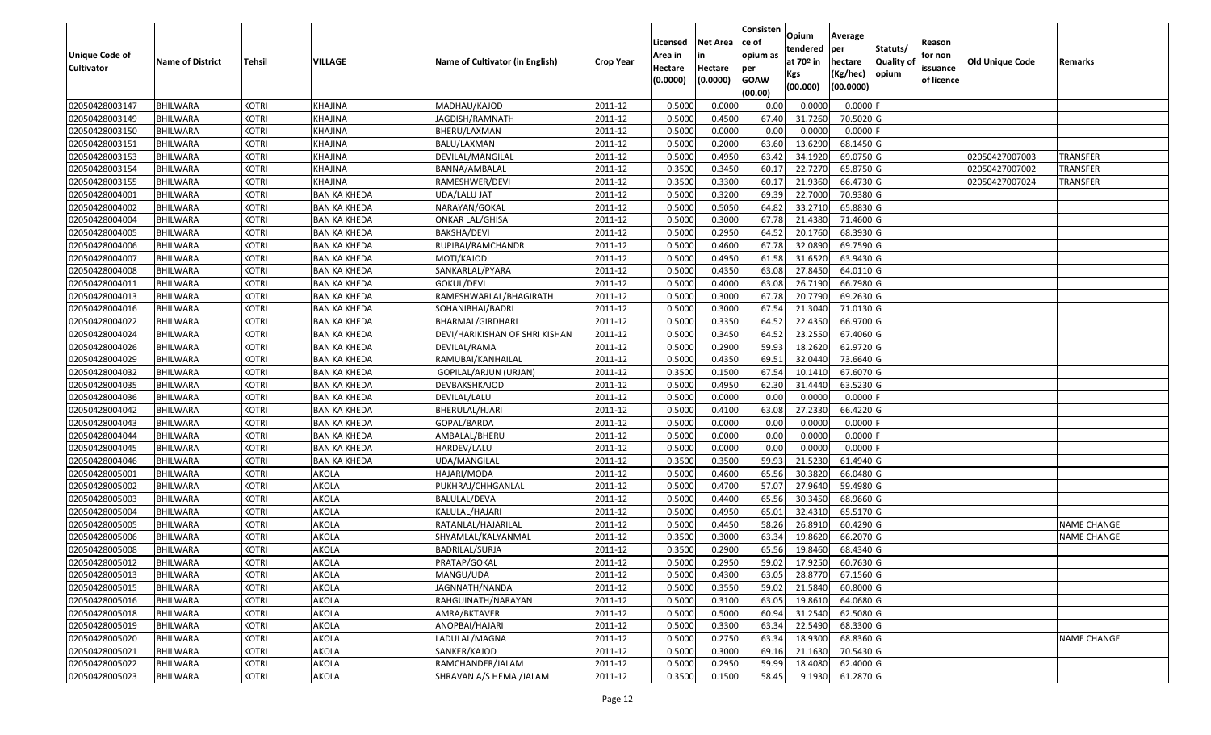| Unique Code of Cultivator | Name of District | Tehsil | VILLAGE | Name of Cultivator (in English) | Crop Year | Licensed Area in Hectare (0.0000) | Net Area in Hectare (0.0000) | Consistence of opium as per GOAW (00.00) | Opium tendered at 70º in Kgs (00.000) | Average per hectare (Kg/hec) (00.0000) | Statuts/ Quality of opium | Reason for non issuance of licence | Old Unique Code | Remarks |
|---|---|---|---|---|---|---|---|---|---|---|---|---|---|---|
| 02050428003147 | BHILWARA | KOTRI | KHAJINA | MADHAU/KAJOD | 2011-12 | 0.5000 | 0.0000 | 0.00 | 0.0000 | 0.0000 | F | | | |
| 02050428003149 | BHILWARA | KOTRI | KHAJINA | JAGDISH/RAMNATH | 2011-12 | 0.5000 | 0.4500 | 67.40 | 31.7260 | 70.5020 | G | | | |
| 02050428003150 | BHILWARA | KOTRI | KHAJINA | BHERU/LAXMAN | 2011-12 | 0.5000 | 0.0000 | 0.00 | 0.0000 | 0.0000 | F | | | |
| 02050428003151 | BHILWARA | KOTRI | KHAJINA | BALU/LAXMAN | 2011-12 | 0.5000 | 0.2000 | 63.60 | 13.6290 | 68.1450 | G | | | |
| 02050428003153 | BHILWARA | KOTRI | KHAJINA | DEVILAL/MANGILAL | 2011-12 | 0.5000 | 0.4950 | 63.42 | 34.1920 | 69.0750 | G | | 02050427007003 | TRANSFER |
| 02050428003154 | BHILWARA | KOTRI | KHAJINA | BANNA/AMBALAL | 2011-12 | 0.3500 | 0.3450 | 60.17 | 22.7270 | 65.8750 | G | | 02050427007002 | TRANSFER |
| 02050428003155 | BHILWARA | KOTRI | KHAJINA | RAMESHWER/DEVI | 2011-12 | 0.3500 | 0.3300 | 60.17 | 21.9360 | 66.4730 | G | | 02050427007024 | TRANSFER |
| 02050428004001 | BHILWARA | KOTRI | BAN KA KHEDA | UDA/LALU JAT | 2011-12 | 0.5000 | 0.3200 | 69.39 | 22.7000 | 70.9380 | G | | | |
| 02050428004002 | BHILWARA | KOTRI | BAN KA KHEDA | NARAYAN/GOKAL | 2011-12 | 0.5000 | 0.5050 | 64.82 | 33.2710 | 65.8830 | G | | | |
| 02050428004004 | BHILWARA | KOTRI | BAN KA KHEDA | ONKAR LAL/GHISA | 2011-12 | 0.5000 | 0.3000 | 67.78 | 21.4380 | 71.4600 | G | | | |
| 02050428004005 | BHILWARA | KOTRI | BAN KA KHEDA | BAKSHA/DEVI | 2011-12 | 0.5000 | 0.2950 | 64.52 | 20.1760 | 68.3930 | G | | | |
| 02050428004006 | BHILWARA | KOTRI | BAN KA KHEDA | RUPIBAI/RAMCHANDR | 2011-12 | 0.5000 | 0.4600 | 67.78 | 32.0890 | 69.7590 | G | | | |
| 02050428004007 | BHILWARA | KOTRI | BAN KA KHEDA | MOTI/KAJOD | 2011-12 | 0.5000 | 0.4950 | 61.58 | 31.6520 | 63.9430 | G | | | |
| 02050428004008 | BHILWARA | KOTRI | BAN KA KHEDA | SANKARLAL/PYARA | 2011-12 | 0.5000 | 0.4350 | 63.08 | 27.8450 | 64.0110 | G | | | |
| 02050428004011 | BHILWARA | KOTRI | BAN KA KHEDA | GOKUL/DEVI | 2011-12 | 0.5000 | 0.4000 | 63.08 | 26.7190 | 66.7980 | G | | | |
| 02050428004013 | BHILWARA | KOTRI | BAN KA KHEDA | RAMESHWARLAL/BHAGIRATH | 2011-12 | 0.5000 | 0.3000 | 67.78 | 20.7790 | 69.2630 | G | | | |
| 02050428004016 | BHILWARA | KOTRI | BAN KA KHEDA | SOHANIBHAI/BADRI | 2011-12 | 0.5000 | 0.3000 | 67.54 | 21.3040 | 71.0130 | G | | | |
| 02050428004022 | BHILWARA | KOTRI | BAN KA KHEDA | BHARMAL/GIRDHARI | 2011-12 | 0.5000 | 0.3350 | 64.52 | 22.4350 | 66.9700 | G | | | |
| 02050428004024 | BHILWARA | KOTRI | BAN KA KHEDA | DEVI/HARIKISHAN OF SHRI KISHAN | 2011-12 | 0.5000 | 0.3450 | 64.52 | 23.2550 | 67.4060 | G | | | |
| 02050428004026 | BHILWARA | KOTRI | BAN KA KHEDA | DEVILAL/RAMA | 2011-12 | 0.5000 | 0.2900 | 59.93 | 18.2620 | 62.9720 | G | | | |
| 02050428004029 | BHILWARA | KOTRI | BAN KA KHEDA | RAMUBAI/KANHAILAL | 2011-12 | 0.5000 | 0.4350 | 69.51 | 32.0440 | 73.6640 | G | | | |
| 02050428004032 | BHILWARA | KOTRI | BAN KA KHEDA | GOPILAL/ARJUN (URJAN) | 2011-12 | 0.3500 | 0.1500 | 67.54 | 10.1410 | 67.6070 | G | | | |
| 02050428004035 | BHILWARA | KOTRI | BAN KA KHEDA | DEVBAKSHKAJOD | 2011-12 | 0.5000 | 0.4950 | 62.30 | 31.4440 | 63.5230 | G | | | |
| 02050428004036 | BHILWARA | KOTRI | BAN KA KHEDA | DEVILAL/LALU | 2011-12 | 0.5000 | 0.0000 | 0.00 | 0.0000 | 0.0000 | F | | | |
| 02050428004042 | BHILWARA | KOTRI | BAN KA KHEDA | BHERULAL/HJARI | 2011-12 | 0.5000 | 0.4100 | 63.08 | 27.2330 | 66.4220 | G | | | |
| 02050428004043 | BHILWARA | KOTRI | BAN KA KHEDA | GOPAL/BARDA | 2011-12 | 0.5000 | 0.0000 | 0.00 | 0.0000 | 0.0000 | F | | | |
| 02050428004044 | BHILWARA | KOTRI | BAN KA KHEDA | AMBALAL/BHERU | 2011-12 | 0.5000 | 0.0000 | 0.00 | 0.0000 | 0.0000 | F | | | |
| 02050428004045 | BHILWARA | KOTRI | BAN KA KHEDA | HARDEV/LALU | 2011-12 | 0.5000 | 0.0000 | 0.00 | 0.0000 | 0.0000 | F | | | |
| 02050428004046 | BHILWARA | KOTRI | BAN KA KHEDA | UDA/MANGILAL | 2011-12 | 0.3500 | 0.3500 | 59.93 | 21.5230 | 61.4940 | G | | | |
| 02050428005001 | BHILWARA | KOTRI | AKOLA | HAJARI/MODA | 2011-12 | 0.5000 | 0.4600 | 65.56 | 30.3820 | 66.0480 | G | | | |
| 02050428005002 | BHILWARA | KOTRI | AKOLA | PUKHRAJ/CHHGANLAL | 2011-12 | 0.5000 | 0.4700 | 57.07 | 27.9640 | 59.4980 | G | | | |
| 02050428005003 | BHILWARA | KOTRI | AKOLA | BALULAL/DEVA | 2011-12 | 0.5000 | 0.4400 | 65.56 | 30.3450 | 68.9660 | G | | | |
| 02050428005004 | BHILWARA | KOTRI | AKOLA | KALULAL/HAJARI | 2011-12 | 0.5000 | 0.4950 | 65.01 | 32.4310 | 65.5170 | G | | | |
| 02050428005005 | BHILWARA | KOTRI | AKOLA | RATANLAL/HAJARILAL | 2011-12 | 0.5000 | 0.4450 | 58.26 | 26.8910 | 60.4290 | G | | | NAME CHANGE |
| 02050428005006 | BHILWARA | KOTRI | AKOLA | SHYAMLAL/KALYANMAL | 2011-12 | 0.3500 | 0.3000 | 63.34 | 19.8620 | 66.2070 | G | | | NAME CHANGE |
| 02050428005008 | BHILWARA | KOTRI | AKOLA | BADRILAL/SURJA | 2011-12 | 0.3500 | 0.2900 | 65.56 | 19.8460 | 68.4340 | G | | | |
| 02050428005012 | BHILWARA | KOTRI | AKOLA | PRATAP/GOKAL | 2011-12 | 0.5000 | 0.2950 | 59.02 | 17.9250 | 60.7630 | G | | | |
| 02050428005013 | BHILWARA | KOTRI | AKOLA | MANGU/UDA | 2011-12 | 0.5000 | 0.4300 | 63.05 | 28.8770 | 67.1560 | G | | | |
| 02050428005015 | BHILWARA | KOTRI | AKOLA | JAGNNATH/NANDA | 2011-12 | 0.5000 | 0.3550 | 59.02 | 21.5840 | 60.8000 | G | | | |
| 02050428005016 | BHILWARA | KOTRI | AKOLA | RAHGUINATH/NARAYAN | 2011-12 | 0.5000 | 0.3100 | 63.05 | 19.8610 | 64.0680 | G | | | |
| 02050428005018 | BHILWARA | KOTRI | AKOLA | AMRA/BKTAVER | 2011-12 | 0.5000 | 0.5000 | 60.94 | 31.2540 | 62.5080 | G | | | |
| 02050428005019 | BHILWARA | KOTRI | AKOLA | ANOPBAI/HAJARI | 2011-12 | 0.5000 | 0.3300 | 63.34 | 22.5490 | 68.3300 | G | | | |
| 02050428005020 | BHILWARA | KOTRI | AKOLA | LADULAL/MAGNA | 2011-12 | 0.5000 | 0.2750 | 63.34 | 18.9300 | 68.8360 | G | | | NAME CHANGE |
| 02050428005021 | BHILWARA | KOTRI | AKOLA | SANKER/KAJOD | 2011-12 | 0.5000 | 0.3000 | 69.16 | 21.1630 | 70.5430 | G | | | |
| 02050428005022 | BHILWARA | KOTRI | AKOLA | RAMCHANDER/JALAM | 2011-12 | 0.5000 | 0.2950 | 59.99 | 18.4080 | 62.4000 | G | | | |
| 02050428005023 | BHILWARA | KOTRI | AKOLA | SHRAVAN A/S HEMA /JALAM | 2011-12 | 0.3500 | 0.1500 | 58.45 | 9.1930 | 61.2870 | G | | | |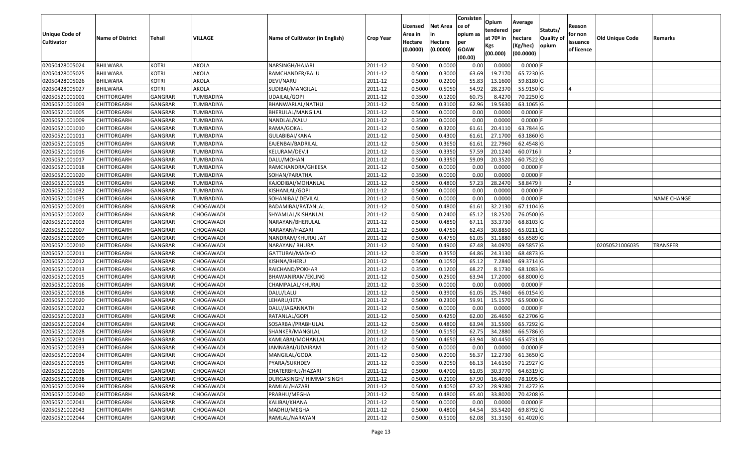| Unique Code of Cultivator | Name of District | Tehsil | VILLAGE | Name of Cultivator (in English) | Crop Year | Licensed Area in Hectare (0.0000) | Net Area in Hectare (0.0000) | Consistence of opium as per GOAW (00.00) | Opium tendered at 70º in Kgs (00.000) | Average per hectare (Kg/hec) (00.0000) | Statuts/ Quality of opium | Reason for non issuance of licence | Old Unique Code | Remarks |
|---|---|---|---|---|---|---|---|---|---|---|---|---|---|---|
| 02050428005024 | BHILWARA | KOTRI | AKOLA | NARSINGH/HAJARI | 2011-12 | 0.5000 | 0.0000 | 0.00 | 0.0000 | 0.0000 | F | | | |
| 02050428005025 | BHILWARA | KOTRI | AKOLA | RAMCHANDER/BALU | 2011-12 | 0.5000 | 0.3000 | 63.69 | 19.7170 | 65.7230 | G | | | |
| 02050428005026 | BHILWARA | KOTRI | AKOLA | DEVI/NARU | 2011-12 | 0.5000 | 0.2200 | 55.83 | 13.1600 | 59.8180 | G | | | |
| 02050428005027 | BHILWARA | KOTRI | AKOLA | SUDIBAI/MANGILAL | 2011-12 | 0.5000 | 0.5050 | 54.92 | 28.2370 | 55.9150 | G | 4 | | |
| 02050521001001 | CHITTORGARH | GANGRAR | TUMBADIYA | UDAILAL/GOPI | 2011-12 | 0.3500 | 0.1200 | 60.75 | 8.4270 | 70.2250 | G | | | |
| 02050521001003 | CHITTORGARH | GANGRAR | TUMBADIYA | BHANWARLAL/NATHU | 2011-12 | 0.5000 | 0.3100 | 62.96 | 19.5630 | 63.1065 | G | | | |
| 02050521001005 | CHITTORGARH | GANGRAR | TUMBADIYA | BHERULAL/MANGILAL | 2011-12 | 0.5000 | 0.0000 | 0.00 | 0.0000 | 0.0000 | F | | | |
| 02050521001009 | CHITTORGARH | GANGRAR | TUMBADIYA | NANDLAL/KALU | 2011-12 | 0.3500 | 0.0000 | 0.00 | 0.0000 | 0.0000 | F | | | |
| 02050521001010 | CHITTORGARH | GANGRAR | TUMBADIYA | RAMA/GOKAL | 2011-12 | 0.5000 | 0.3200 | 61.61 | 20.4110 | 63.7844 | G | | | |
| 02050521001011 | CHITTORGARH | GANGRAR | TUMBADIYA | GULABIBAI/KANA | 2011-12 | 0.5000 | 0.4300 | 61.61 | 27.1700 | 63.1860 | G | | | |
| 02050521001015 | CHITTORGARH | GANGRAR | TUMBADIYA | EAJENBAI/BADRILAL | 2011-12 | 0.5000 | 0.3650 | 61.61 | 22.7960 | 62.4548 | G | | | |
| 02050521001016 | CHITTORGARH | GANGRAR | TUMBADIYA | KELURAM/DEVJI | 2011-12 | 0.3500 | 0.3350 | 57.59 | 20.1240 | 60.0716 | I | 2 | | |
| 02050521001017 | CHITTORGARH | GANGRAR | TUMBADIYA | DALU/MOHAN | 2011-12 | 0.5000 | 0.3350 | 59.09 | 20.3520 | 60.7522 | G | | | |
| 02050521001018 | CHITTORGARH | GANGRAR | TUMBADIYA | RAMCHANDRA/GHEESA | 2011-12 | 0.5000 | 0.0000 | 0.00 | 0.0000 | 0.0000 | F | | | |
| 02050521001020 | CHITTORGARH | GANGRAR | TUMBADIYA | SOHAN/PARATHA | 2011-12 | 0.3500 | 0.0000 | 0.00 | 0.0000 | 0.0000 | F | | | |
| 02050521001025 | CHITTORGARH | GANGRAR | TUMBADIYA | KAJODIBAI/MOHANLAL | 2011-12 | 0.5000 | 0.4800 | 57.23 | 28.2470 | 58.8479 | I | 2 | | |
| 02050521001032 | CHITTORGARH | GANGRAR | TUMBADIYA | KISHANLAL/GOPI | 2011-12 | 0.5000 | 0.0000 | 0.00 | 0.0000 | 0.0000 | F | | | |
| 02050521001035 | CHITTORGARH | GANGRAR | TUMBADIYA | SOHANIBAI/ DEVILAL | 2011-12 | 0.5000 | 0.0000 | 0.00 | 0.0000 | 0.0000 | F | | | NAME CHANGE |
| 02050521002001 | CHITTORGARH | GANGRAR | CHOGAWADI | BADAMIBAI/RATANLAL | 2011-12 | 0.5000 | 0.4800 | 61.61 | 32.2130 | 67.1104 | G | | | |
| 02050521002002 | CHITTORGARH | GANGRAR | CHOGAWADI | SHYAMLAL/KISHANLAL | 2011-12 | 0.5000 | 0.2400 | 65.12 | 18.2520 | 76.0500 | G | | | |
| 02050521002003 | CHITTORGARH | GANGRAR | CHOGAWADI | NARAYAN/BHERULAL | 2011-12 | 0.5000 | 0.4850 | 67.11 | 33.3730 | 68.8103 | G | | | |
| 02050521002007 | CHITTORGARH | GANGRAR | CHOGAWADI | NARAYAN/HAZARI | 2011-12 | 0.5000 | 0.4750 | 62.43 | 30.8850 | 65.0211 | G | | | |
| 02050521002009 | CHITTORGARH | GANGRAR | CHOGAWADI | NANDRAM/KHURAJ JAT | 2011-12 | 0.5000 | 0.4750 | 61.05 | 31.1880 | 65.6589 | G | | | |
| 02050521002010 | CHITTORGARH | GANGRAR | CHOGAWADI | NARAYAN/ BHURA | 2011-12 | 0.5000 | 0.4900 | 67.48 | 34.0970 | 69.5857 | G | | 02050521006035 | TRANSFER |
| 02050521002011 | CHITTORGARH | GANGRAR | CHOGAWADI | GATTUBAI/MADHO | 2011-12 | 0.3500 | 0.3550 | 64.86 | 24.3130 | 68.4873 | G | | | |
| 02050521002012 | CHITTORGARH | GANGRAR | CHOGAWADI | KISHNA/BHERU | 2011-12 | 0.5000 | 0.1050 | 65.12 | 7.2840 | 69.3714 | G | | | |
| 02050521002013 | CHITTORGARH | GANGRAR | CHOGAWADI | RAICHAND/POKHAR | 2011-12 | 0.3500 | 0.1200 | 68.27 | 8.1730 | 68.1083 | G | | | |
| 02050521002015 | CHITTORGARH | GANGRAR | CHOGAWADI | BHAWANIRAM/EKLING | 2011-12 | 0.5000 | 0.2500 | 63.94 | 17.2000 | 68.8000 | G | | | |
| 02050521002016 | CHITTORGARH | GANGRAR | CHOGAWADI | CHAMPALAL/KHURAJ | 2011-12 | 0.3500 | 0.0000 | 0.00 | 0.0000 | 0.0000 | F | | | |
| 02050521002018 | CHITTORGARH | GANGRAR | CHOGAWADI | DALU/LALU | 2011-12 | 0.5000 | 0.3900 | 61.05 | 25.7460 | 66.0154 | G | | | |
| 02050521002020 | CHITTORGARH | GANGRAR | CHOGAWADI | LEHARU/JETA | 2011-12 | 0.5000 | 0.2300 | 59.91 | 15.1570 | 65.9000 | G | | | |
| 02050521002022 | CHITTORGARH | GANGRAR | CHOGAWADI | DALU/JAGANNATH | 2011-12 | 0.5000 | 0.0000 | 0.00 | 0.0000 | 0.0000 | F | | | |
| 02050521002023 | CHITTORGARH | GANGRAR | CHOGAWADI | RATANLAL/GOPI | 2011-12 | 0.5000 | 0.4250 | 62.00 | 26.4650 | 62.2706 | G | | | |
| 02050521002024 | CHITTORGARH | GANGRAR | CHOGAWADI | SOSARBAI/PRABHULAL | 2011-12 | 0.5000 | 0.4800 | 63.94 | 31.5500 | 65.7292 | G | | | |
| 02050521002028 | CHITTORGARH | GANGRAR | CHOGAWADI | SHANKER/MANGILAL | 2011-12 | 0.5000 | 0.5150 | 62.75 | 34.2880 | 66.5786 | G | | | |
| 02050521002031 | CHITTORGARH | GANGRAR | CHOGAWADI | KAMLABAI/MOHANLAL | 2011-12 | 0.5000 | 0.4650 | 63.94 | 30.4450 | 65.4731 | G | | | |
| 02050521002033 | CHITTORGARH | GANGRAR | CHOGAWADI | JAMNABAI/UDAIRAM | 2011-12 | 0.5000 | 0.0000 | 0.00 | 0.0000 | 0.0000 | F | | | |
| 02050521002034 | CHITTORGARH | GANGRAR | CHOGAWADI | MANGILAL/GODA | 2011-12 | 0.5000 | 0.2000 | 56.37 | 12.2730 | 61.3650 | G | | | |
| 02050521002035 | CHITTORGARH | GANGRAR | CHOGAWADI | PYARA/SUKHDEV | 2011-12 | 0.3500 | 0.2050 | 66.13 | 14.6150 | 71.2927 | G | | | |
| 02050521002036 | CHITTORGARH | GANGRAR | CHOGAWADI | CHATERBHUJ/HAZARI | 2011-12 | 0.5000 | 0.4700 | 61.05 | 30.3770 | 64.6319 | G | | | |
| 02050521002038 | CHITTORGARH | GANGRAR | CHOGAWADI | DURGASINGH/ HIMMATSINGH | 2011-12 | 0.5000 | 0.2100 | 67.90 | 16.4030 | 78.1095 | G | | | |
| 02050521002039 | CHITTORGARH | GANGRAR | CHOGAWADI | RAMLAL/HAZARI | 2011-12 | 0.5000 | 0.4050 | 67.32 | 28.9280 | 71.4272 | G | | | |
| 02050521002040 | CHITTORGARH | GANGRAR | CHOGAWADI | PRABHU/MEGHA | 2011-12 | 0.5000 | 0.4800 | 65.40 | 33.8020 | 70.4208 | G | | | |
| 02050521002041 | CHITTORGARH | GANGRAR | CHOGAWADI | KALIBAI/KHANA | 2011-12 | 0.5000 | 0.0000 | 0.00 | 0.0000 | 0.0000 | F | | | |
| 02050521002043 | CHITTORGARH | GANGRAR | CHOGAWADI | MADHU/MEGHA | 2011-12 | 0.5000 | 0.4800 | 64.54 | 33.5420 | 69.8792 | G | | | |
| 02050521002044 | CHITTORGARH | GANGRAR | CHOGAWADI | RAMLAL/NARAYAN | 2011-12 | 0.5000 | 0.5100 | 62.08 | 31.3150 | 61.4020 | G | | | |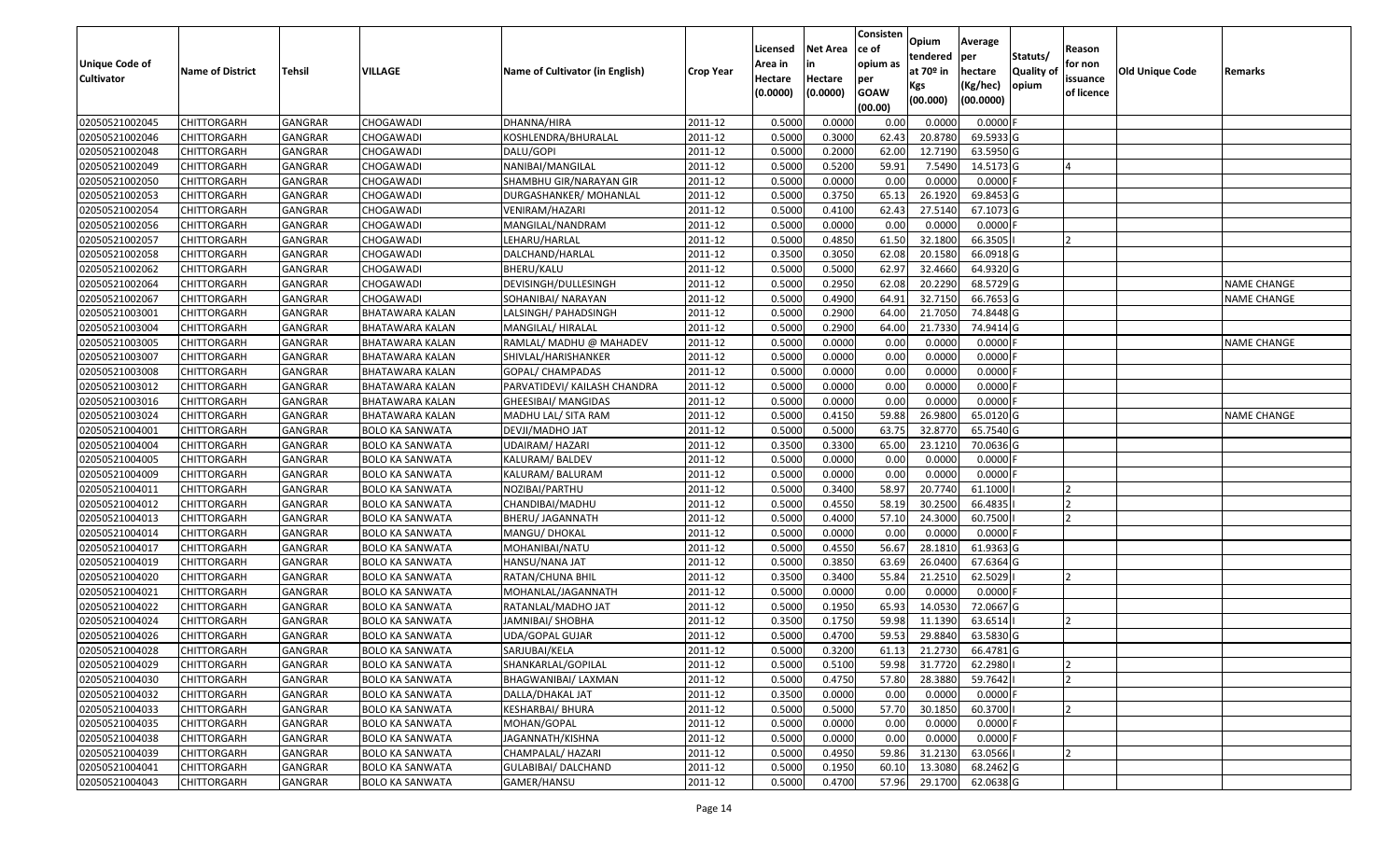| Unique Code of Cultivator | Name of District | Tehsil | VILLAGE | Name of Cultivator (in English) | Crop Year | Licensed Area in Hectare (0.0000) | Net Area in Hectare (0.0000) | Consistence of opium as per GOAW (00.00) | Opium tendered at 70º in Kgs (00.000) | Average per hectare (Kg/hec) (00.0000) | Statuts/ Quality of opium | Reason for non issuance of licence | Old Unique Code | Remarks |
|---|---|---|---|---|---|---|---|---|---|---|---|---|---|---|
| 02050521002045 | CHITTORGARH | GANGRAR | CHOGAWADI | DHANNA/HIRA | 2011-12 | 0.5000 | 0.0000 | 0.00 | 0.0000 | 0.0000 | F | | | |
| 02050521002046 | CHITTORGARH | GANGRAR | CHOGAWADI | KOSHLENDRA/BHURALAL | 2011-12 | 0.5000 | 0.3000 | 62.43 | 20.8780 | 69.5933 | G | | | |
| 02050521002048 | CHITTORGARH | GANGRAR | CHOGAWADI | DALU/GOPI | 2011-12 | 0.5000 | 0.2000 | 62.00 | 12.7190 | 63.5950 | G | | | |
| 02050521002049 | CHITTORGARH | GANGRAR | CHOGAWADI | NANIBAI/MANGILAL | 2011-12 | 0.5000 | 0.5200 | 59.91 | 7.5490 | 14.5173 | G | 4 | | |
| 02050521002050 | CHITTORGARH | GANGRAR | CHOGAWADI | SHAMBHU GIR/NARAYAN GIR | 2011-12 | 0.5000 | 0.0000 | 0.00 | 0.0000 | 0.0000 | F | | | |
| 02050521002053 | CHITTORGARH | GANGRAR | CHOGAWADI | DURGASHANKER/ MOHANLAL | 2011-12 | 0.5000 | 0.3750 | 65.13 | 26.1920 | 69.8453 | G | | | |
| 02050521002054 | CHITTORGARH | GANGRAR | CHOGAWADI | VENIRAM/HAZARI | 2011-12 | 0.5000 | 0.4100 | 62.43 | 27.5140 | 67.1073 | G | | | |
| 02050521002056 | CHITTORGARH | GANGRAR | CHOGAWADI | MANGILAL/NANDRAM | 2011-12 | 0.5000 | 0.0000 | 0.00 | 0.0000 | 0.0000 | F | | | |
| 02050521002057 | CHITTORGARH | GANGRAR | CHOGAWADI | LEHARU/HARLAL | 2011-12 | 0.5000 | 0.4850 | 61.50 | 32.1800 | 66.3505 | I | 2 | | |
| 02050521002058 | CHITTORGARH | GANGRAR | CHOGAWADI | DALCHAND/HARLAL | 2011-12 | 0.3500 | 0.3050 | 62.08 | 20.1580 | 66.0918 | G | | | |
| 02050521002062 | CHITTORGARH | GANGRAR | CHOGAWADI | BHERU/KALU | 2011-12 | 0.5000 | 0.5000 | 62.97 | 32.4660 | 64.9320 | G | | | |
| 02050521002064 | CHITTORGARH | GANGRAR | CHOGAWADI | DEVISINGH/DULLESINGH | 2011-12 | 0.5000 | 0.2950 | 62.08 | 20.2290 | 68.5729 | G | | | NAME CHANGE |
| 02050521002067 | CHITTORGARH | GANGRAR | CHOGAWADI | SOHANIBAI/ NARAYAN | 2011-12 | 0.5000 | 0.4900 | 64.91 | 32.7150 | 66.7653 | G | | | NAME CHANGE |
| 02050521003001 | CHITTORGARH | GANGRAR | BHATAWARA KALAN | LALSINGH/ PAHADSINGH | 2011-12 | 0.5000 | 0.2900 | 64.00 | 21.7050 | 74.8448 | G | | | |
| 02050521003004 | CHITTORGARH | GANGRAR | BHATAWARA KALAN | MANGILAL/ HIRALAL | 2011-12 | 0.5000 | 0.2900 | 64.00 | 21.7330 | 74.9414 | G | | | |
| 02050521003005 | CHITTORGARH | GANGRAR | BHATAWARA KALAN | RAMLAL/ MADHU @ MAHADEV | 2011-12 | 0.5000 | 0.0000 | 0.00 | 0.0000 | 0.0000 | F | | | NAME CHANGE |
| 02050521003007 | CHITTORGARH | GANGRAR | BHATAWARA KALAN | SHIVLAL/HARISHANKER | 2011-12 | 0.5000 | 0.0000 | 0.00 | 0.0000 | 0.0000 | F | | | |
| 02050521003008 | CHITTORGARH | GANGRAR | BHATAWARA KALAN | GOPAL/ CHAMPADAS | 2011-12 | 0.5000 | 0.0000 | 0.00 | 0.0000 | 0.0000 | F | | | |
| 02050521003012 | CHITTORGARH | GANGRAR | BHATAWARA KALAN | PARVATIDEVI/ KAILASH CHANDRA | 2011-12 | 0.5000 | 0.0000 | 0.00 | 0.0000 | 0.0000 | F | | | |
| 02050521003016 | CHITTORGARH | GANGRAR | BHATAWARA KALAN | GHEESIBAI/ MANGIDAS | 2011-12 | 0.5000 | 0.0000 | 0.00 | 0.0000 | 0.0000 | F | | | |
| 02050521003024 | CHITTORGARH | GANGRAR | BHATAWARA KALAN | MADHU LAL/ SITA RAM | 2011-12 | 0.5000 | 0.4150 | 59.88 | 26.9800 | 65.0120 | G | | | NAME CHANGE |
| 02050521004001 | CHITTORGARH | GANGRAR | BOLO KA SANWATA | DEVJI/MADHO JAT | 2011-12 | 0.5000 | 0.5000 | 63.75 | 32.8770 | 65.7540 | G | | | |
| 02050521004004 | CHITTORGARH | GANGRAR | BOLO KA SANWATA | UDAIRAM/ HAZARI | 2011-12 | 0.3500 | 0.3300 | 65.00 | 23.1210 | 70.0636 | G | | | |
| 02050521004005 | CHITTORGARH | GANGRAR | BOLO KA SANWATA | KALURAM/ BALDEV | 2011-12 | 0.5000 | 0.0000 | 0.00 | 0.0000 | 0.0000 | F | | | |
| 02050521004009 | CHITTORGARH | GANGRAR | BOLO KA SANWATA | KALURAM/ BALURAM | 2011-12 | 0.5000 | 0.0000 | 0.00 | 0.0000 | 0.0000 | F | | | |
| 02050521004011 | CHITTORGARH | GANGRAR | BOLO KA SANWATA | NOZIBAI/PARTHU | 2011-12 | 0.5000 | 0.3400 | 58.97 | 20.7740 | 61.1000 | I | 2 | | |
| 02050521004012 | CHITTORGARH | GANGRAR | BOLO KA SANWATA | CHANDIBAI/MADHU | 2011-12 | 0.5000 | 0.4550 | 58.19 | 30.2500 | 66.4835 | I | 2 | | |
| 02050521004013 | CHITTORGARH | GANGRAR | BOLO KA SANWATA | BHERU/ JAGANNATH | 2011-12 | 0.5000 | 0.4000 | 57.10 | 24.3000 | 60.7500 | I | 2 | | |
| 02050521004014 | CHITTORGARH | GANGRAR | BOLO KA SANWATA | MANGU/ DHOKAL | 2011-12 | 0.5000 | 0.0000 | 0.00 | 0.0000 | 0.0000 | F | | | |
| 02050521004017 | CHITTORGARH | GANGRAR | BOLO KA SANWATA | MOHANIBAI/NATU | 2011-12 | 0.5000 | 0.4550 | 56.67 | 28.1810 | 61.9363 | G | | | |
| 02050521004019 | CHITTORGARH | GANGRAR | BOLO KA SANWATA | HANSU/NANA JAT | 2011-12 | 0.5000 | 0.3850 | 63.69 | 26.0400 | 67.6364 | G | | | |
| 02050521004020 | CHITTORGARH | GANGRAR | BOLO KA SANWATA | RATAN/CHUNA BHIL | 2011-12 | 0.3500 | 0.3400 | 55.84 | 21.2510 | 62.5029 | I | 2 | | |
| 02050521004021 | CHITTORGARH | GANGRAR | BOLO KA SANWATA | MOHANLAL/JAGANNATH | 2011-12 | 0.5000 | 0.0000 | 0.00 | 0.0000 | 0.0000 | F | | | |
| 02050521004022 | CHITTORGARH | GANGRAR | BOLO KA SANWATA | RATANLAL/MADHO JAT | 2011-12 | 0.5000 | 0.1950 | 65.93 | 14.0530 | 72.0667 | G | | | |
| 02050521004024 | CHITTORGARH | GANGRAR | BOLO KA SANWATA | JAMNIBAI/ SHOBHA | 2011-12 | 0.3500 | 0.1750 | 59.98 | 11.1390 | 63.6514 | I | 2 | | |
| 02050521004026 | CHITTORGARH | GANGRAR | BOLO KA SANWATA | UDA/GOPAL GUJAR | 2011-12 | 0.5000 | 0.4700 | 59.53 | 29.8840 | 63.5830 | G | | | |
| 02050521004028 | CHITTORGARH | GANGRAR | BOLO KA SANWATA | SARJUBAI/KELA | 2011-12 | 0.5000 | 0.3200 | 61.13 | 21.2730 | 66.4781 | G | | | |
| 02050521004029 | CHITTORGARH | GANGRAR | BOLO KA SANWATA | SHANKARLAL/GOPILAL | 2011-12 | 0.5000 | 0.5100 | 59.98 | 31.7720 | 62.2980 | I | 2 | | |
| 02050521004030 | CHITTORGARH | GANGRAR | BOLO KA SANWATA | BHAGWANIBAI/ LAXMAN | 2011-12 | 0.5000 | 0.4750 | 57.80 | 28.3880 | 59.7642 | I | 2 | | |
| 02050521004032 | CHITTORGARH | GANGRAR | BOLO KA SANWATA | DALLA/DHAKAL JAT | 2011-12 | 0.3500 | 0.0000 | 0.00 | 0.0000 | 0.0000 | F | | | |
| 02050521004033 | CHITTORGARH | GANGRAR | BOLO KA SANWATA | KESHARBAI/ BHURA | 2011-12 | 0.5000 | 0.5000 | 57.70 | 30.1850 | 60.3700 | I | 2 | | |
| 02050521004035 | CHITTORGARH | GANGRAR | BOLO KA SANWATA | MOHAN/GOPAL | 2011-12 | 0.5000 | 0.0000 | 0.00 | 0.0000 | 0.0000 | F | | | |
| 02050521004038 | CHITTORGARH | GANGRAR | BOLO KA SANWATA | JAGANNATH/KISHNA | 2011-12 | 0.5000 | 0.0000 | 0.00 | 0.0000 | 0.0000 | F | | | |
| 02050521004039 | CHITTORGARH | GANGRAR | BOLO KA SANWATA | CHAMPALAL/ HAZARI | 2011-12 | 0.5000 | 0.4950 | 59.86 | 31.2130 | 63.0566 | I | 2 | | |
| 02050521004041 | CHITTORGARH | GANGRAR | BOLO KA SANWATA | GULABIBAI/ DALCHAND | 2011-12 | 0.5000 | 0.1950 | 60.10 | 13.3080 | 68.2462 | G | | | |
| 02050521004043 | CHITTORGARH | GANGRAR | BOLO KA SANWATA | GAMER/HANSU | 2011-12 | 0.5000 | 0.4700 | 57.96 | 29.1700 | 62.0638 | G | | | |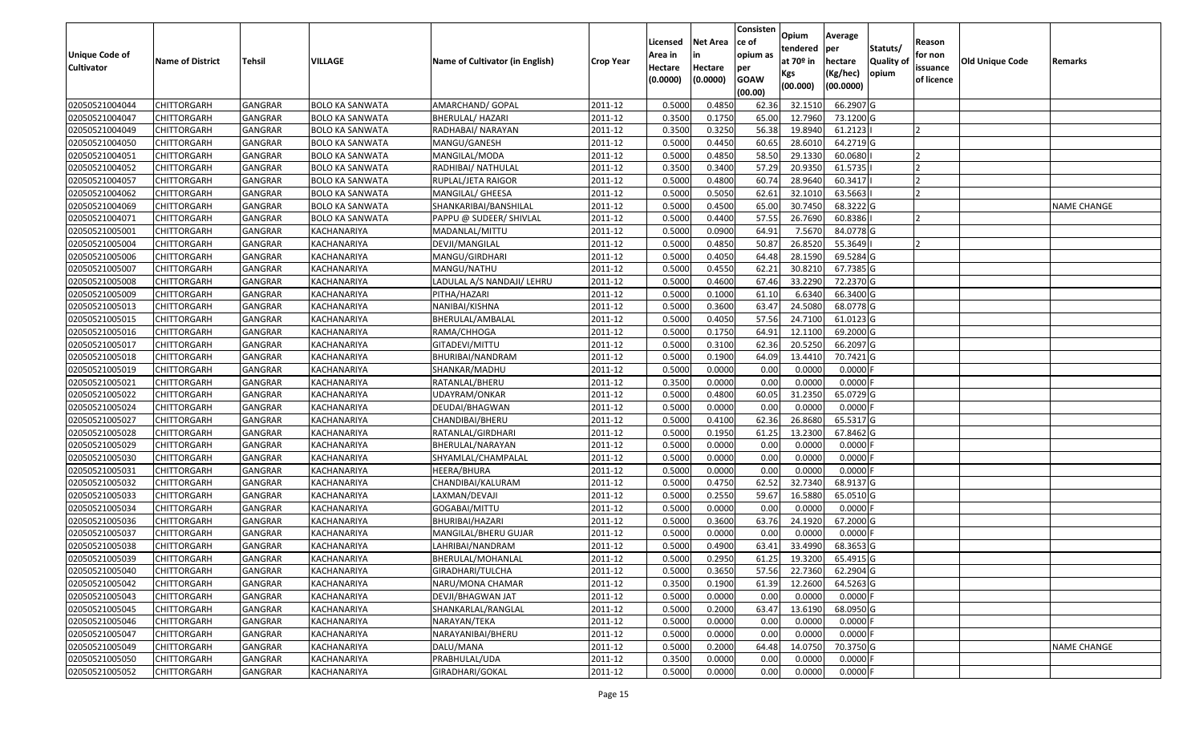| Unique Code of Cultivator | Name of District | Tehsil | VILLAGE | Name of Cultivator (in English) | Crop Year | Licensed Area in Hectare (0.0000) | Net Area in Hectare (0.0000) | Consistence of opium as per GOAW (00.00) | Opium tendered at 70º in Kgs (00.000) | Average per hectare (Kg/hec) (00.0000) | Statuts/ Quality of opium | Reason for non issuance of licence | Old Unique Code | Remarks |
|---|---|---|---|---|---|---|---|---|---|---|---|---|---|---|
| 02050521004044 | CHITTORGARH | GANGRAR | BOLO KA SANWATA | AMARCHAND/ GOPAL | 2011-12 | 0.5000 | 0.4850 | 62.36 | 32.1510 | 66.2907 | G | | | |
| 02050521004047 | CHITTORGARH | GANGRAR | BOLO KA SANWATA | BHERULAL/ HAZARI | 2011-12 | 0.3500 | 0.1750 | 65.00 | 12.7960 | 73.1200 | G | | | |
| 02050521004049 | CHITTORGARH | GANGRAR | BOLO KA SANWATA | RADHABAI/ NARAYAN | 2011-12 | 0.3500 | 0.3250 | 56.38 | 19.8940 | 61.2123 | I | 2 | | |
| 02050521004050 | CHITTORGARH | GANGRAR | BOLO KA SANWATA | MANGU/GANESH | 2011-12 | 0.5000 | 0.4450 | 60.65 | 28.6010 | 64.2719 | G | | | |
| 02050521004051 | CHITTORGARH | GANGRAR | BOLO KA SANWATA | MANGILAL/MODA | 2011-12 | 0.5000 | 0.4850 | 58.50 | 29.1330 | 60.0680 | I | 2 | | |
| 02050521004052 | CHITTORGARH | GANGRAR | BOLO KA SANWATA | RADHIBAI/ NATHULAL | 2011-12 | 0.3500 | 0.3400 | 57.29 | 20.9350 | 61.5735 | I | 2 | | |
| 02050521004057 | CHITTORGARH | GANGRAR | BOLO KA SANWATA | RUPLAL/JETA RAIGOR | 2011-12 | 0.5000 | 0.4800 | 60.74 | 28.9640 | 60.3417 | I | 2 | | |
| 02050521004062 | CHITTORGARH | GANGRAR | BOLO KA SANWATA | MANGILAL/ GHEESA | 2011-12 | 0.5000 | 0.5050 | 62.61 | 32.1010 | 63.5663 | I | 2 | | |
| 02050521004069 | CHITTORGARH | GANGRAR | BOLO KA SANWATA | SHANKARIBAI/BANSHILAL | 2011-12 | 0.5000 | 0.4500 | 65.00 | 30.7450 | 68.3222 | G | | | NAME CHANGE |
| 02050521004071 | CHITTORGARH | GANGRAR | BOLO KA SANWATA | PAPPU @ SUDEER/ SHIVLAL | 2011-12 | 0.5000 | 0.4400 | 57.55 | 26.7690 | 60.8386 | I | 2 | | |
| 02050521005001 | CHITTORGARH | GANGRAR | KACHANARIYA | MADANLAL/MITTU | 2011-12 | 0.5000 | 0.0900 | 64.91 | 7.5670 | 84.0778 | G | | | |
| 02050521005004 | CHITTORGARH | GANGRAR | KACHANARIYA | DEVJI/MANGILAL | 2011-12 | 0.5000 | 0.4850 | 50.87 | 26.8520 | 55.3649 | I | 2 | | |
| 02050521005006 | CHITTORGARH | GANGRAR | KACHANARIYA | MANGU/GIRDHARI | 2011-12 | 0.5000 | 0.4050 | 64.48 | 28.1590 | 69.5284 | G | | | |
| 02050521005007 | CHITTORGARH | GANGRAR | KACHANARIYA | MANGU/NATHU | 2011-12 | 0.5000 | 0.4550 | 62.21 | 30.8210 | 67.7385 | G | | | |
| 02050521005008 | CHITTORGARH | GANGRAR | KACHANARIYA | LADULAL A/S NANDAJI/ LEHRU | 2011-12 | 0.5000 | 0.4600 | 67.46 | 33.2290 | 72.2370 | G | | | |
| 02050521005009 | CHITTORGARH | GANGRAR | KACHANARIYA | PITHA/HAZARI | 2011-12 | 0.5000 | 0.1000 | 61.10 | 6.6340 | 66.3400 | G | | | |
| 02050521005013 | CHITTORGARH | GANGRAR | KACHANARIYA | NANIBAI/KISHNA | 2011-12 | 0.5000 | 0.3600 | 63.47 | 24.5080 | 68.0778 | G | | | |
| 02050521005015 | CHITTORGARH | GANGRAR | KACHANARIYA | BHERULAL/AMBALAL | 2011-12 | 0.5000 | 0.4050 | 57.56 | 24.7100 | 61.0123 | G | | | |
| 02050521005016 | CHITTORGARH | GANGRAR | KACHANARIYA | RAMA/CHHOGA | 2011-12 | 0.5000 | 0.1750 | 64.91 | 12.1100 | 69.2000 | G | | | |
| 02050521005017 | CHITTORGARH | GANGRAR | KACHANARIYA | GITADEVI/MITTU | 2011-12 | 0.5000 | 0.3100 | 62.36 | 20.5250 | 66.2097 | G | | | |
| 02050521005018 | CHITTORGARH | GANGRAR | KACHANARIYA | BHURIBAI/NANDRAM | 2011-12 | 0.5000 | 0.1900 | 64.09 | 13.4410 | 70.7421 | G | | | |
| 02050521005019 | CHITTORGARH | GANGRAR | KACHANARIYA | SHANKAR/MADHU | 2011-12 | 0.5000 | 0.0000 | 0.00 | 0.0000 | 0.0000 | F | | | |
| 02050521005021 | CHITTORGARH | GANGRAR | KACHANARIYA | RATANLAL/BHERU | 2011-12 | 0.3500 | 0.0000 | 0.00 | 0.0000 | 0.0000 | F | | | |
| 02050521005022 | CHITTORGARH | GANGRAR | KACHANARIYA | UDAYRAM/ONKAR | 2011-12 | 0.5000 | 0.4800 | 60.05 | 31.2350 | 65.0729 | G | | | |
| 02050521005024 | CHITTORGARH | GANGRAR | KACHANARIYA | DEUDAI/BHAGWAN | 2011-12 | 0.5000 | 0.0000 | 0.00 | 0.0000 | 0.0000 | F | | | |
| 02050521005027 | CHITTORGARH | GANGRAR | KACHANARIYA | CHANDIBAI/BHERU | 2011-12 | 0.5000 | 0.4100 | 62.36 | 26.8680 | 65.5317 | G | | | |
| 02050521005028 | CHITTORGARH | GANGRAR | KACHANARIYA | RATANLAL/GIRDHARI | 2011-12 | 0.5000 | 0.1950 | 61.25 | 13.2300 | 67.8462 | G | | | |
| 02050521005029 | CHITTORGARH | GANGRAR | KACHANARIYA | BHERULAL/NARAYAN | 2011-12 | 0.5000 | 0.0000 | 0.00 | 0.0000 | 0.0000 | F | | | |
| 02050521005030 | CHITTORGARH | GANGRAR | KACHANARIYA | SHYAMLAL/CHAMPALAL | 2011-12 | 0.5000 | 0.0000 | 0.00 | 0.0000 | 0.0000 | F | | | |
| 02050521005031 | CHITTORGARH | GANGRAR | KACHANARIYA | HEERA/BHURA | 2011-12 | 0.5000 | 0.0000 | 0.00 | 0.0000 | 0.0000 | F | | | |
| 02050521005032 | CHITTORGARH | GANGRAR | KACHANARIYA | CHANDIBAI/KALURAM | 2011-12 | 0.5000 | 0.4750 | 62.52 | 32.7340 | 68.9137 | G | | | |
| 02050521005033 | CHITTORGARH | GANGRAR | KACHANARIYA | LAXMAN/DEVAJI | 2011-12 | 0.5000 | 0.2550 | 59.67 | 16.5880 | 65.0510 | G | | | |
| 02050521005034 | CHITTORGARH | GANGRAR | KACHANARIYA | GOGABAI/MITTU | 2011-12 | 0.5000 | 0.0000 | 0.00 | 0.0000 | 0.0000 | F | | | |
| 02050521005036 | CHITTORGARH | GANGRAR | KACHANARIYA | BHURIBAI/HAZARI | 2011-12 | 0.5000 | 0.3600 | 63.76 | 24.1920 | 67.2000 | G | | | |
| 02050521005037 | CHITTORGARH | GANGRAR | KACHANARIYA | MANGILAL/BHERU GUJAR | 2011-12 | 0.5000 | 0.0000 | 0.00 | 0.0000 | 0.0000 | F | | | |
| 02050521005038 | CHITTORGARH | GANGRAR | KACHANARIYA | LAHRIBAI/NANDRAM | 2011-12 | 0.5000 | 0.4900 | 63.41 | 33.4990 | 68.3653 | G | | | |
| 02050521005039 | CHITTORGARH | GANGRAR | KACHANARIYA | BHERULAL/MOHANLAL | 2011-12 | 0.5000 | 0.2950 | 61.25 | 19.3200 | 65.4915 | G | | | |
| 02050521005040 | CHITTORGARH | GANGRAR | KACHANARIYA | GIRADHARI/TULCHA | 2011-12 | 0.5000 | 0.3650 | 57.56 | 22.7360 | 62.2904 | G | | | |
| 02050521005042 | CHITTORGARH | GANGRAR | KACHANARIYA | NARU/MONA CHAMAR | 2011-12 | 0.3500 | 0.1900 | 61.39 | 12.2600 | 64.5263 | G | | | |
| 02050521005043 | CHITTORGARH | GANGRAR | KACHANARIYA | DEVJI/BHAGWAN JAT | 2011-12 | 0.5000 | 0.0000 | 0.00 | 0.0000 | 0.0000 | F | | | |
| 02050521005045 | CHITTORGARH | GANGRAR | KACHANARIYA | SHANKARLAL/RANGLAL | 2011-12 | 0.5000 | 0.2000 | 63.47 | 13.6190 | 68.0950 | G | | | |
| 02050521005046 | CHITTORGARH | GANGRAR | KACHANARIYA | NARAYAN/TEKA | 2011-12 | 0.5000 | 0.0000 | 0.00 | 0.0000 | 0.0000 | F | | | |
| 02050521005047 | CHITTORGARH | GANGRAR | KACHANARIYA | NARAYANIBAI/BHERU | 2011-12 | 0.5000 | 0.0000 | 0.00 | 0.0000 | 0.0000 | F | | | |
| 02050521005049 | CHITTORGARH | GANGRAR | KACHANARIYA | DALU/MANA | 2011-12 | 0.5000 | 0.2000 | 64.48 | 14.0750 | 70.3750 | G | | | NAME CHANGE |
| 02050521005050 | CHITTORGARH | GANGRAR | KACHANARIYA | PRABHULAL/UDA | 2011-12 | 0.3500 | 0.0000 | 0.00 | 0.0000 | 0.0000 | F | | | |
| 02050521005052 | CHITTORGARH | GANGRAR | KACHANARIYA | GIRADHARI/GOKAL | 2011-12 | 0.5000 | 0.0000 | 0.00 | 0.0000 | 0.0000 | F | | | |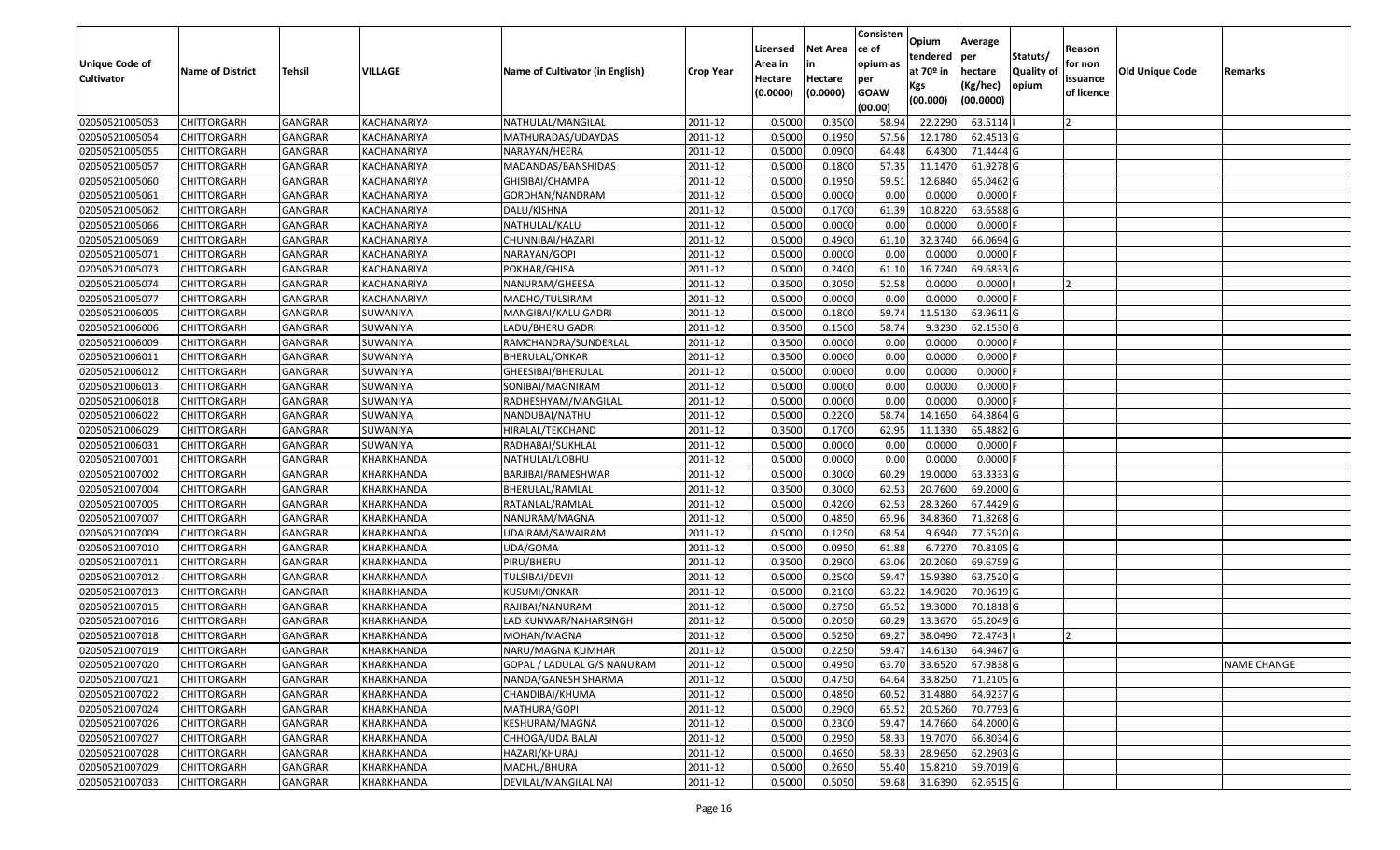| Unique Code of Cultivator | Name of District | Tehsil | VILLAGE | Name of Cultivator (in English) | Crop Year | Licensed Area in Hectare (0.0000) | Net Area in Hectare (0.0000) | Consistence of opium as per GOAW (00.00) | Opium tendered at 70º in Kgs (00.000) | Average per hectare (Kg/hec) (00.0000) | Statuts/ Quality of opium | Reason for non issuance of licence | Old Unique Code | Remarks |
|---|---|---|---|---|---|---|---|---|---|---|---|---|---|---|
| 02050521005053 | CHITTORGARH | GANGRAR | KACHANARIYA | NATHULAL/MANGILAL | 2011-12 | 0.5000 | 0.3500 | 58.94 | 22.2290 | 63.5114 | I | 2 | | |
| 02050521005054 | CHITTORGARH | GANGRAR | KACHANARIYA | MATHURADAS/UDAYDAS | 2011-12 | 0.5000 | 0.1950 | 57.56 | 12.1780 | 62.4513 | G | | | |
| 02050521005055 | CHITTORGARH | GANGRAR | KACHANARIYA | NARAYAN/HEERA | 2011-12 | 0.5000 | 0.0900 | 64.48 | 6.4300 | 71.4444 | G | | | |
| 02050521005057 | CHITTORGARH | GANGRAR | KACHANARIYA | MADANDAS/BANSHIDAS | 2011-12 | 0.5000 | 0.1800 | 57.35 | 11.1470 | 61.9278 | G | | | |
| 02050521005060 | CHITTORGARH | GANGRAR | KACHANARIYA | GHISIBAI/CHAMPA | 2011-12 | 0.5000 | 0.1950 | 59.51 | 12.6840 | 65.0462 | G | | | |
| 02050521005061 | CHITTORGARH | GANGRAR | KACHANARIYA | GORDHAN/NANDRAM | 2011-12 | 0.5000 | 0.0000 | 0.00 | 0.0000 | 0.0000 | F | | | |
| 02050521005062 | CHITTORGARH | GANGRAR | KACHANARIYA | DALU/KISHNA | 2011-12 | 0.5000 | 0.1700 | 61.39 | 10.8220 | 63.6588 | G | | | |
| 02050521005066 | CHITTORGARH | GANGRAR | KACHANARIYA | NATHULAL/KALU | 2011-12 | 0.5000 | 0.0000 | 0.00 | 0.0000 | 0.0000 | F | | | |
| 02050521005069 | CHITTORGARH | GANGRAR | KACHANARIYA | CHUNNIBAI/HAZARI | 2011-12 | 0.5000 | 0.4900 | 61.10 | 32.3740 | 66.0694 | G | | | |
| 02050521005071 | CHITTORGARH | GANGRAR | KACHANARIYA | NARAYAN/GOPI | 2011-12 | 0.5000 | 0.0000 | 0.00 | 0.0000 | 0.0000 | F | | | |
| 02050521005073 | CHITTORGARH | GANGRAR | KACHANARIYA | POKHAR/GHISA | 2011-12 | 0.5000 | 0.2400 | 61.10 | 16.7240 | 69.6833 | G | | | |
| 02050521005074 | CHITTORGARH | GANGRAR | KACHANARIYA | NANURAM/GHEESA | 2011-12 | 0.3500 | 0.3050 | 52.58 | 0.0000 | 0.0000 | I | 2 | | |
| 02050521005077 | CHITTORGARH | GANGRAR | KACHANARIYA | MADHO/TULSIRAM | 2011-12 | 0.5000 | 0.0000 | 0.00 | 0.0000 | 0.0000 | F | | | |
| 02050521006005 | CHITTORGARH | GANGRAR | SUWANIYA | MANGIBAI/KALU GADRI | 2011-12 | 0.5000 | 0.1800 | 59.74 | 11.5130 | 63.9611 | G | | | |
| 02050521006006 | CHITTORGARH | GANGRAR | SUWANIYA | LADU/BHERU GADRI | 2011-12 | 0.3500 | 0.1500 | 58.74 | 9.3230 | 62.1530 | G | | | |
| 02050521006009 | CHITTORGARH | GANGRAR | SUWANIYA | RAMCHANDRA/SUNDERLAL | 2011-12 | 0.3500 | 0.0000 | 0.00 | 0.0000 | 0.0000 | F | | | |
| 02050521006011 | CHITTORGARH | GANGRAR | SUWANIYA | BHERULAL/ONKAR | 2011-12 | 0.3500 | 0.0000 | 0.00 | 0.0000 | 0.0000 | F | | | |
| 02050521006012 | CHITTORGARH | GANGRAR | SUWANIYA | GHEESIBAI/BHERULAL | 2011-12 | 0.5000 | 0.0000 | 0.00 | 0.0000 | 0.0000 | F | | | |
| 02050521006013 | CHITTORGARH | GANGRAR | SUWANIYA | SONIBAI/MAGNIRAM | 2011-12 | 0.5000 | 0.0000 | 0.00 | 0.0000 | 0.0000 | F | | | |
| 02050521006018 | CHITTORGARH | GANGRAR | SUWANIYA | RADHESHYAM/MANGILAL | 2011-12 | 0.5000 | 0.0000 | 0.00 | 0.0000 | 0.0000 | F | | | |
| 02050521006022 | CHITTORGARH | GANGRAR | SUWANIYA | NANDUBAI/NATHU | 2011-12 | 0.5000 | 0.2200 | 58.74 | 14.1650 | 64.3864 | G | | | |
| 02050521006029 | CHITTORGARH | GANGRAR | SUWANIYA | HIRALAL/TEKCHAND | 2011-12 | 0.3500 | 0.1700 | 62.95 | 11.1330 | 65.4882 | G | | | |
| 02050521006031 | CHITTORGARH | GANGRAR | SUWANIYA | RADHABAI/SUKHLAL | 2011-12 | 0.5000 | 0.0000 | 0.00 | 0.0000 | 0.0000 | F | | | |
| 02050521007001 | CHITTORGARH | GANGRAR | KHARKHANDA | NATHULAL/LOBHU | 2011-12 | 0.5000 | 0.0000 | 0.00 | 0.0000 | 0.0000 | F | | | |
| 02050521007002 | CHITTORGARH | GANGRAR | KHARKHANDA | BARJIBAI/RAMESHWAR | 2011-12 | 0.5000 | 0.3000 | 60.29 | 19.0000 | 63.3333 | G | | | |
| 02050521007004 | CHITTORGARH | GANGRAR | KHARKHANDA | BHERULAL/RAMLAL | 2011-12 | 0.3500 | 0.3000 | 62.53 | 20.7600 | 69.2000 | G | | | |
| 02050521007005 | CHITTORGARH | GANGRAR | KHARKHANDA | RATANLAL/RAMLAL | 2011-12 | 0.5000 | 0.4200 | 62.53 | 28.3260 | 67.4429 | G | | | |
| 02050521007007 | CHITTORGARH | GANGRAR | KHARKHANDA | NANURAM/MAGNA | 2011-12 | 0.5000 | 0.4850 | 65.96 | 34.8360 | 71.8268 | G | | | |
| 02050521007009 | CHITTORGARH | GANGRAR | KHARKHANDA | UDAIRAM/SAWAIRAM | 2011-12 | 0.5000 | 0.1250 | 68.54 | 9.6940 | 77.5520 | G | | | |
| 02050521007010 | CHITTORGARH | GANGRAR | KHARKHANDA | UDA/GOMA | 2011-12 | 0.5000 | 0.0950 | 61.88 | 6.7270 | 70.8105 | G | | | |
| 02050521007011 | CHITTORGARH | GANGRAR | KHARKHANDA | PIRU/BHERU | 2011-12 | 0.3500 | 0.2900 | 63.06 | 20.2060 | 69.6759 | G | | | |
| 02050521007012 | CHITTORGARH | GANGRAR | KHARKHANDA | TULSIBAI/DEVJI | 2011-12 | 0.5000 | 0.2500 | 59.47 | 15.9380 | 63.7520 | G | | | |
| 02050521007013 | CHITTORGARH | GANGRAR | KHARKHANDA | KUSUMI/ONKAR | 2011-12 | 0.5000 | 0.2100 | 63.22 | 14.9020 | 70.9619 | G | | | |
| 02050521007015 | CHITTORGARH | GANGRAR | KHARKHANDA | RAJIBAI/NANURAM | 2011-12 | 0.5000 | 0.2750 | 65.52 | 19.3000 | 70.1818 | G | | | |
| 02050521007016 | CHITTORGARH | GANGRAR | KHARKHANDA | LAD KUNWAR/NAHARSINGH | 2011-12 | 0.5000 | 0.2050 | 60.29 | 13.3670 | 65.2049 | G | | | |
| 02050521007018 | CHITTORGARH | GANGRAR | KHARKHANDA | MOHAN/MAGNA | 2011-12 | 0.5000 | 0.5250 | 69.27 | 38.0490 | 72.4743 | I | 2 | | |
| 02050521007019 | CHITTORGARH | GANGRAR | KHARKHANDA | NARU/MAGNA KUMHAR | 2011-12 | 0.5000 | 0.2250 | 59.47 | 14.6130 | 64.9467 | G | | | |
| 02050521007020 | CHITTORGARH | GANGRAR | KHARKHANDA | GOPAL / LADULAL G/S NANURAM | 2011-12 | 0.5000 | 0.4950 | 63.70 | 33.6520 | 67.9838 | G | | | NAME CHANGE |
| 02050521007021 | CHITTORGARH | GANGRAR | KHARKHANDA | NANDA/GANESH SHARMA | 2011-12 | 0.5000 | 0.4750 | 64.64 | 33.8250 | 71.2105 | G | | | |
| 02050521007022 | CHITTORGARH | GANGRAR | KHARKHANDA | CHANDIBAI/KHUMA | 2011-12 | 0.5000 | 0.4850 | 60.52 | 31.4880 | 64.9237 | G | | | |
| 02050521007024 | CHITTORGARH | GANGRAR | KHARKHANDA | MATHURA/GOPI | 2011-12 | 0.5000 | 0.2900 | 65.52 | 20.5260 | 70.7793 | G | | | |
| 02050521007026 | CHITTORGARH | GANGRAR | KHARKHANDA | KESHURAM/MAGNA | 2011-12 | 0.5000 | 0.2300 | 59.47 | 14.7660 | 64.2000 | G | | | |
| 02050521007027 | CHITTORGARH | GANGRAR | KHARKHANDA | CHHOGA/UDA BALAI | 2011-12 | 0.5000 | 0.2950 | 58.33 | 19.7070 | 66.8034 | G | | | |
| 02050521007028 | CHITTORGARH | GANGRAR | KHARKHANDA | HAZARI/KHURAJ | 2011-12 | 0.5000 | 0.4650 | 58.33 | 28.9650 | 62.2903 | G | | | |
| 02050521007029 | CHITTORGARH | GANGRAR | KHARKHANDA | MADHU/BHURA | 2011-12 | 0.5000 | 0.2650 | 55.40 | 15.8210 | 59.7019 | G | | | |
| 02050521007033 | CHITTORGARH | GANGRAR | KHARKHANDA | DEVILAL/MANGILAL NAI | 2011-12 | 0.5000 | 0.5050 | 59.68 | 31.6390 | 62.6515 | G | | | |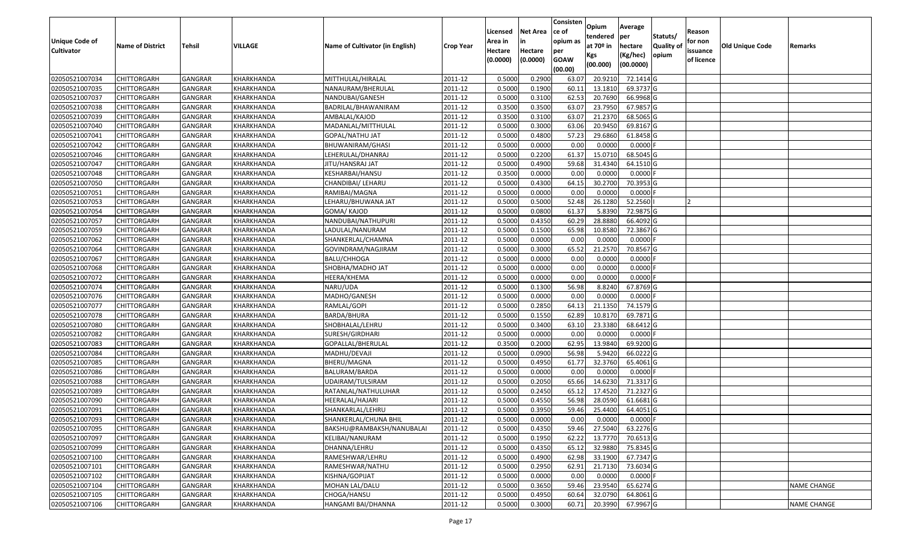| Unique Code of Cultivator | Name of District | Tehsil | VILLAGE | Name of Cultivator (in English) | Crop Year | Licensed Area in Hectare (0.0000) | Net Area in Hectare (0.0000) | Consistence of opium as per GOAW (00.00) | Opium tendered at 70º in Kgs (00.000) | Average per hectare (Kg/hec) (00.0000) | Statuts/ Quality of opium | Reason for non issuance of licence | Old Unique Code | Remarks |
|---|---|---|---|---|---|---|---|---|---|---|---|---|---|---|
| 02050521007034 | CHITTORGARH | GANGRAR | KHARKHANDA | MITTHULAL/HIRALAL | 2011-12 | 0.5000 | 0.2900 | 63.07 | 20.9210 | 72.1414 | G | | | |
| 02050521007035 | CHITTORGARH | GANGRAR | KHARKHANDA | NANAURAM/BHERULAL | 2011-12 | 0.5000 | 0.1900 | 60.11 | 13.1810 | 69.3737 | G | | | |
| 02050521007037 | CHITTORGARH | GANGRAR | KHARKHANDA | NANDUBAI/GANESH | 2011-12 | 0.5000 | 0.3100 | 62.53 | 20.7690 | 66.9968 | G | | | |
| 02050521007038 | CHITTORGARH | GANGRAR | KHARKHANDA | BADRILAL/BHAWANIRAM | 2011-12 | 0.3500 | 0.3500 | 63.07 | 23.7950 | 67.9857 | G | | | |
| 02050521007039 | CHITTORGARH | GANGRAR | KHARKHANDA | AMBALAL/KAJOD | 2011-12 | 0.3500 | 0.3100 | 63.07 | 21.2370 | 68.5065 | G | | | |
| 02050521007040 | CHITTORGARH | GANGRAR | KHARKHANDA | MADANLAL/MITTHULAL | 2011-12 | 0.5000 | 0.3000 | 63.06 | 20.9450 | 69.8167 | G | | | |
| 02050521007041 | CHITTORGARH | GANGRAR | KHARKHANDA | GOPAL/NATHU JAT | 2011-12 | 0.5000 | 0.4800 | 57.23 | 29.6860 | 61.8458 | G | | | |
| 02050521007042 | CHITTORGARH | GANGRAR | KHARKHANDA | BHUWANIRAM/GHASI | 2011-12 | 0.5000 | 0.0000 | 0.00 | 0.0000 | 0.0000 | F | | | |
| 02050521007046 | CHITTORGARH | GANGRAR | KHARKHANDA | LEHERULAL/DHANRAJ | 2011-12 | 0.5000 | 0.2200 | 61.37 | 15.0710 | 68.5045 | G | | | |
| 02050521007047 | CHITTORGARH | GANGRAR | KHARKHANDA | JITU/HANSRAJ JAT | 2011-12 | 0.5000 | 0.4900 | 59.68 | 31.4340 | 64.1510 | G | | | |
| 02050521007048 | CHITTORGARH | GANGRAR | KHARKHANDA | KESHARBAI/HANSU | 2011-12 | 0.3500 | 0.0000 | 0.00 | 0.0000 | 0.0000 | F | | | |
| 02050521007050 | CHITTORGARH | GANGRAR | KHARKHANDA | CHANDIBAI/ LEHARU | 2011-12 | 0.5000 | 0.4300 | 64.15 | 30.2700 | 70.3953 | G | | | |
| 02050521007051 | CHITTORGARH | GANGRAR | KHARKHANDA | RAMIBAI/MAGNA | 2011-12 | 0.5000 | 0.0000 | 0.00 | 0.0000 | 0.0000 | F | | | |
| 02050521007053 | CHITTORGARH | GANGRAR | KHARKHANDA | LEHARU/BHUWANA JAT | 2011-12 | 0.5000 | 0.5000 | 52.48 | 26.1280 | 52.2560 | I | 2 | | |
| 02050521007054 | CHITTORGARH | GANGRAR | KHARKHANDA | GOMA/ KAJOD | 2011-12 | 0.5000 | 0.0800 | 61.37 | 5.8390 | 72.9875 | G | | | |
| 02050521007057 | CHITTORGARH | GANGRAR | KHARKHANDA | NANDUBAI/NATHUPURI | 2011-12 | 0.5000 | 0.4350 | 60.29 | 28.8880 | 66.4092 | G | | | |
| 02050521007059 | CHITTORGARH | GANGRAR | KHARKHANDA | LADULAL/NANURAM | 2011-12 | 0.5000 | 0.1500 | 65.98 | 10.8580 | 72.3867 | G | | | |
| 02050521007062 | CHITTORGARH | GANGRAR | KHARKHANDA | SHANKERLAL/CHAMNA | 2011-12 | 0.5000 | 0.0000 | 0.00 | 0.0000 | 0.0000 | F | | | |
| 02050521007064 | CHITTORGARH | GANGRAR | KHARKHANDA | GOVINDRAM/NAGJIRAM | 2011-12 | 0.5000 | 0.3000 | 65.52 | 21.2570 | 70.8567 | G | | | |
| 02050521007067 | CHITTORGARH | GANGRAR | KHARKHANDA | BALU/CHHOGA | 2011-12 | 0.5000 | 0.0000 | 0.00 | 0.0000 | 0.0000 | F | | | |
| 02050521007068 | CHITTORGARH | GANGRAR | KHARKHANDA | SHOBHA/MADHO JAT | 2011-12 | 0.5000 | 0.0000 | 0.00 | 0.0000 | 0.0000 | F | | | |
| 02050521007072 | CHITTORGARH | GANGRAR | KHARKHANDA | HEERA/KHEMA | 2011-12 | 0.5000 | 0.0000 | 0.00 | 0.0000 | 0.0000 | F | | | |
| 02050521007074 | CHITTORGARH | GANGRAR | KHARKHANDA | NARU/UDA | 2011-12 | 0.5000 | 0.1300 | 56.98 | 8.8240 | 67.8769 | G | | | |
| 02050521007076 | CHITTORGARH | GANGRAR | KHARKHANDA | MADHO/GANESH | 2011-12 | 0.5000 | 0.0000 | 0.00 | 0.0000 | 0.0000 | F | | | |
| 02050521007077 | CHITTORGARH | GANGRAR | KHARKHANDA | RAMLAL/GOPI | 2011-12 | 0.5000 | 0.2850 | 64.13 | 21.1350 | 74.1579 | G | | | |
| 02050521007078 | CHITTORGARH | GANGRAR | KHARKHANDA | BARDA/BHURA | 2011-12 | 0.5000 | 0.1550 | 62.89 | 10.8170 | 69.7871 | G | | | |
| 02050521007080 | CHITTORGARH | GANGRAR | KHARKHANDA | SHOBHALAL/LEHRU | 2011-12 | 0.5000 | 0.3400 | 63.10 | 23.3380 | 68.6412 | G | | | |
| 02050521007082 | CHITTORGARH | GANGRAR | KHARKHANDA | SURESH/GIRDHARI | 2011-12 | 0.5000 | 0.0000 | 0.00 | 0.0000 | 0.0000 | F | | | |
| 02050521007083 | CHITTORGARH | GANGRAR | KHARKHANDA | GOPALLAL/BHERULAL | 2011-12 | 0.3500 | 0.2000 | 62.95 | 13.9840 | 69.9200 | G | | | |
| 02050521007084 | CHITTORGARH | GANGRAR | KHARKHANDA | MADHU/DEVAJI | 2011-12 | 0.5000 | 0.0900 | 56.98 | 5.9420 | 66.0222 | G | | | |
| 02050521007085 | CHITTORGARH | GANGRAR | KHARKHANDA | BHERU/MAGNA | 2011-12 | 0.5000 | 0.4950 | 61.77 | 32.3760 | 65.4061 | G | | | |
| 02050521007086 | CHITTORGARH | GANGRAR | KHARKHANDA | BALURAM/BARDA | 2011-12 | 0.5000 | 0.0000 | 0.00 | 0.0000 | 0.0000 | F | | | |
| 02050521007088 | CHITTORGARH | GANGRAR | KHARKHANDA | UDAIRAM/TULSIRAM | 2011-12 | 0.5000 | 0.2050 | 65.66 | 14.6230 | 71.3317 | G | | | |
| 02050521007089 | CHITTORGARH | GANGRAR | KHARKHANDA | RATANLAL/NATHULUHAR | 2011-12 | 0.5000 | 0.2450 | 65.12 | 17.4520 | 71.2327 | G | | | |
| 02050521007090 | CHITTORGARH | GANGRAR | KHARKHANDA | HEERALAL/HAJARI | 2011-12 | 0.5000 | 0.4550 | 56.98 | 28.0590 | 61.6681 | G | | | |
| 02050521007091 | CHITTORGARH | GANGRAR | KHARKHANDA | SHANKARLAL/LEHRU | 2011-12 | 0.5000 | 0.3950 | 59.46 | 25.4400 | 64.4051 | G | | | |
| 02050521007093 | CHITTORGARH | GANGRAR | KHARKHANDA | SHANKERLAL/CHUNA BHIL | 2011-12 | 0.5000 | 0.0000 | 0.00 | 0.0000 | 0.0000 | F | | | |
| 02050521007095 | CHITTORGARH | GANGRAR | KHARKHANDA | BAKSHU@RAMBAKSH/NANUBALAI | 2011-12 | 0.5000 | 0.4350 | 59.46 | 27.5040 | 63.2276 | G | | | |
| 02050521007097 | CHITTORGARH | GANGRAR | KHARKHANDA | KELIBAI/NANURAM | 2011-12 | 0.5000 | 0.1950 | 62.22 | 13.7770 | 70.6513 | G | | | |
| 02050521007099 | CHITTORGARH | GANGRAR | KHARKHANDA | DHANNA/LEHRU | 2011-12 | 0.5000 | 0.4350 | 65.12 | 32.9880 | 75.8345 | G | | | |
| 02050521007100 | CHITTORGARH | GANGRAR | KHARKHANDA | RAMESHWAR/LEHRU | 2011-12 | 0.5000 | 0.4900 | 62.98 | 33.1900 | 67.7347 | G | | | |
| 02050521007101 | CHITTORGARH | GANGRAR | KHARKHANDA | RAMESHWAR/NATHU | 2011-12 | 0.5000 | 0.2950 | 62.91 | 21.7130 | 73.6034 | G | | | |
| 02050521007102 | CHITTORGARH | GANGRAR | KHARKHANDA | KISHNA/GOPIJAT | 2011-12 | 0.5000 | 0.0000 | 0.00 | 0.0000 | 0.0000 | F | | | |
| 02050521007104 | CHITTORGARH | GANGRAR | KHARKHANDA | MOHAN LAL/DALU | 2011-12 | 0.5000 | 0.3650 | 59.46 | 23.9540 | 65.6274 | G | | | NAME CHANGE |
| 02050521007105 | CHITTORGARH | GANGRAR | KHARKHANDA | CHOGA/HANSU | 2011-12 | 0.5000 | 0.4950 | 60.64 | 32.0790 | 64.8061 | G | | | |
| 02050521007106 | CHITTORGARH | GANGRAR | KHARKHANDA | HANGAMI BAI/DHANNA | 2011-12 | 0.5000 | 0.3000 | 60.71 | 20.3990 | 67.9967 | G | | | NAME CHANGE |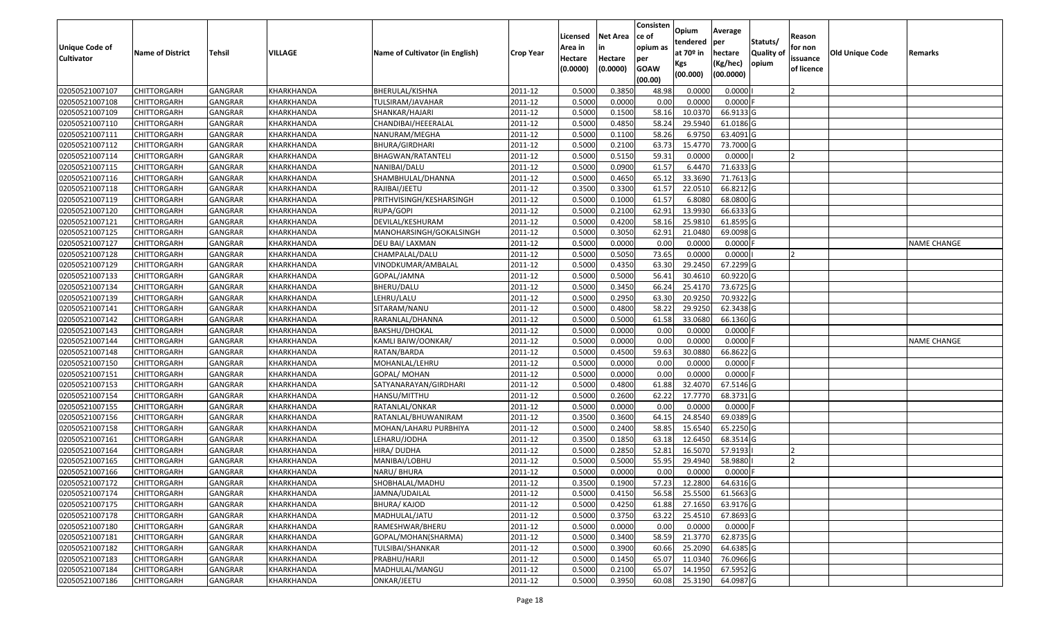| Unique Code of Cultivator | Name of District | Tehsil | VILLAGE | Name of Cultivator (in English) | Crop Year | Licensed Area in Hectare (0.0000) | Net Area in Hectare (0.0000) | Consistence of opium as per GOAW (00.00) | Opium tendered at 70º in Kgs (00.000) | Average per hectare (Kg/hec) (00.0000) | Statuts/ Quality of opium | Reason for non issuance of licence | Old Unique Code | Remarks |
|---|---|---|---|---|---|---|---|---|---|---|---|---|---|---|
| 02050521007107 | CHITTORGARH | GANGRAR | KHARKHANDA | BHERULAL/KISHNA | 2011-12 | 0.5000 | 0.3850 | 48.98 | 0.0000 | 0.0000 | I | 2 | | |
| 02050521007108 | CHITTORGARH | GANGRAR | KHARKHANDA | TULSIRAM/JAVAHAR | 2011-12 | 0.5000 | 0.0000 | 0.00 | 0.0000 | 0.0000 | F | | | |
| 02050521007109 | CHITTORGARH | GANGRAR | KHARKHANDA | SHANKAR/HAJARI | 2011-12 | 0.5000 | 0.1500 | 58.16 | 10.0370 | 66.9133 | G | | | |
| 02050521007110 | CHITTORGARH | GANGRAR | KHARKHANDA | CHANDIBAI/HEEERALAL | 2011-12 | 0.5000 | 0.4850 | 58.24 | 29.5940 | 61.0186 | G | | | |
| 02050521007111 | CHITTORGARH | GANGRAR | KHARKHANDA | NANURAM/MEGHA | 2011-12 | 0.5000 | 0.1100 | 58.26 | 6.9750 | 63.4091 | G | | | |
| 02050521007112 | CHITTORGARH | GANGRAR | KHARKHANDA | BHURA/GIRDHARI | 2011-12 | 0.5000 | 0.2100 | 63.73 | 15.4770 | 73.7000 | G | | | |
| 02050521007114 | CHITTORGARH | GANGRAR | KHARKHANDA | BHAGWAN/RATANTELI | 2011-12 | 0.5000 | 0.5150 | 59.31 | 0.0000 | 0.0000 | I | 2 | | |
| 02050521007115 | CHITTORGARH | GANGRAR | KHARKHANDA | NANIBAI/DALU | 2011-12 | 0.5000 | 0.0900 | 61.57 | 6.4470 | 71.6333 | G | | | |
| 02050521007116 | CHITTORGARH | GANGRAR | KHARKHANDA | SHAMBHULAL/DHANNA | 2011-12 | 0.5000 | 0.4650 | 65.12 | 33.3690 | 71.7613 | G | | | |
| 02050521007118 | CHITTORGARH | GANGRAR | KHARKHANDA | RAJIBAI/JEETU | 2011-12 | 0.3500 | 0.3300 | 61.57 | 22.0510 | 66.8212 | G | | | |
| 02050521007119 | CHITTORGARH | GANGRAR | KHARKHANDA | PRITHVISINGH/KESHARSINGH | 2011-12 | 0.5000 | 0.1000 | 61.57 | 6.8080 | 68.0800 | G | | | |
| 02050521007120 | CHITTORGARH | GANGRAR | KHARKHANDA | RUPA/GOPI | 2011-12 | 0.5000 | 0.2100 | 62.91 | 13.9930 | 66.6333 | G | | | |
| 02050521007121 | CHITTORGARH | GANGRAR | KHARKHANDA | DEVILAL/KESHURAM | 2011-12 | 0.5000 | 0.4200 | 58.16 | 25.9810 | 61.8595 | G | | | |
| 02050521007125 | CHITTORGARH | GANGRAR | KHARKHANDA | MANOHARSINGH/GOKALSINGH | 2011-12 | 0.5000 | 0.3050 | 62.91 | 21.0480 | 69.0098 | G | | | |
| 02050521007127 | CHITTORGARH | GANGRAR | KHARKHANDA | DEU BAI/ LAXMAN | 2011-12 | 0.5000 | 0.0000 | 0.00 | 0.0000 | 0.0000 | F | | | NAME CHANGE |
| 02050521007128 | CHITTORGARH | GANGRAR | KHARKHANDA | CHAMPALAL/DALU | 2011-12 | 0.5000 | 0.5050 | 73.65 | 0.0000 | 0.0000 | I | 2 | | |
| 02050521007129 | CHITTORGARH | GANGRAR | KHARKHANDA | VINODKUMAR/AMBALAL | 2011-12 | 0.5000 | 0.4350 | 63.30 | 29.2450 | 67.2299 | G | | | |
| 02050521007133 | CHITTORGARH | GANGRAR | KHARKHANDA | GOPAL/JAMNA | 2011-12 | 0.5000 | 0.5000 | 56.41 | 30.4610 | 60.9220 | G | | | |
| 02050521007134 | CHITTORGARH | GANGRAR | KHARKHANDA | BHERU/DALU | 2011-12 | 0.5000 | 0.3450 | 66.24 | 25.4170 | 73.6725 | G | | | |
| 02050521007139 | CHITTORGARH | GANGRAR | KHARKHANDA | LEHRU/LALU | 2011-12 | 0.5000 | 0.2950 | 63.30 | 20.9250 | 70.9322 | G | | | |
| 02050521007141 | CHITTORGARH | GANGRAR | KHARKHANDA | SITARAM/NANU | 2011-12 | 0.5000 | 0.4800 | 58.22 | 29.9250 | 62.3438 | G | | | |
| 02050521007142 | CHITTORGARH | GANGRAR | KHARKHANDA | RARANLAL/DHANNA | 2011-12 | 0.5000 | 0.5000 | 61.58 | 33.0680 | 66.1360 | G | | | |
| 02050521007143 | CHITTORGARH | GANGRAR | KHARKHANDA | BAKSHU/DHOKAL | 2011-12 | 0.5000 | 0.0000 | 0.00 | 0.0000 | 0.0000 | F | | | |
| 02050521007144 | CHITTORGARH | GANGRAR | KHARKHANDA | KAMLI BAIW/OONKAR/ | 2011-12 | 0.5000 | 0.0000 | 0.00 | 0.0000 | 0.0000 | F | | | NAME CHANGE |
| 02050521007148 | CHITTORGARH | GANGRAR | KHARKHANDA | RATAN/BARDA | 2011-12 | 0.5000 | 0.4500 | 59.63 | 30.0880 | 66.8622 | G | | | |
| 02050521007150 | CHITTORGARH | GANGRAR | KHARKHANDA | MOHANLAL/LEHRU | 2011-12 | 0.5000 | 0.0000 | 0.00 | 0.0000 | 0.0000 | F | | | |
| 02050521007151 | CHITTORGARH | GANGRAR | KHARKHANDA | GOPAL/ MOHAN | 2011-12 | 0.5000 | 0.0000 | 0.00 | 0.0000 | 0.0000 | F | | | |
| 02050521007153 | CHITTORGARH | GANGRAR | KHARKHANDA | SATYANARAYAN/GIRDHARI | 2011-12 | 0.5000 | 0.4800 | 61.88 | 32.4070 | 67.5146 | G | | | |
| 02050521007154 | CHITTORGARH | GANGRAR | KHARKHANDA | HANSU/MITTHU | 2011-12 | 0.5000 | 0.2600 | 62.22 | 17.7770 | 68.3731 | G | | | |
| 02050521007155 | CHITTORGARH | GANGRAR | KHARKHANDA | RATANLAL/ONKAR | 2011-12 | 0.5000 | 0.0000 | 0.00 | 0.0000 | 0.0000 | F | | | |
| 02050521007156 | CHITTORGARH | GANGRAR | KHARKHANDA | RATANLAL/BHUWANIRAM | 2011-12 | 0.3500 | 0.3600 | 64.15 | 24.8540 | 69.0389 | G | | | |
| 02050521007158 | CHITTORGARH | GANGRAR | KHARKHANDA | MOHAN/LAHARU PURBHIYA | 2011-12 | 0.5000 | 0.2400 | 58.85 | 15.6540 | 65.2250 | G | | | |
| 02050521007161 | CHITTORGARH | GANGRAR | KHARKHANDA | LEHARU/JODHA | 2011-12 | 0.3500 | 0.1850 | 63.18 | 12.6450 | 68.3514 | G | | | |
| 02050521007164 | CHITTORGARH | GANGRAR | KHARKHANDA | HIRA/ DUDHA | 2011-12 | 0.5000 | 0.2850 | 52.81 | 16.5070 | 57.9193 | I | 2 | | |
| 02050521007165 | CHITTORGARH | GANGRAR | KHARKHANDA | MANIBAI/LOBHU | 2011-12 | 0.5000 | 0.5000 | 55.95 | 29.4940 | 58.9880 | I | 2 | | |
| 02050521007166 | CHITTORGARH | GANGRAR | KHARKHANDA | NARU/ BHURA | 2011-12 | 0.5000 | 0.0000 | 0.00 | 0.0000 | 0.0000 | F | | | |
| 02050521007172 | CHITTORGARH | GANGRAR | KHARKHANDA | SHOBHALAL/MADHU | 2011-12 | 0.3500 | 0.1900 | 57.23 | 12.2800 | 64.6316 | G | | | |
| 02050521007174 | CHITTORGARH | GANGRAR | KHARKHANDA | JAMNA/UDAILAL | 2011-12 | 0.5000 | 0.4150 | 56.58 | 25.5500 | 61.5663 | G | | | |
| 02050521007175 | CHITTORGARH | GANGRAR | KHARKHANDA | BHURA/ KAJOD | 2011-12 | 0.5000 | 0.4250 | 61.88 | 27.1650 | 63.9176 | G | | | |
| 02050521007178 | CHITTORGARH | GANGRAR | KHARKHANDA | MADHULAL/JATU | 2011-12 | 0.5000 | 0.3750 | 63.22 | 25.4510 | 67.8693 | G | | | |
| 02050521007180 | CHITTORGARH | GANGRAR | KHARKHANDA | RAMESHWAR/BHERU | 2011-12 | 0.5000 | 0.0000 | 0.00 | 0.0000 | 0.0000 | F | | | |
| 02050521007181 | CHITTORGARH | GANGRAR | KHARKHANDA | GOPAL/MOHAN(SHARMA) | 2011-12 | 0.5000 | 0.3400 | 58.59 | 21.3770 | 62.8735 | G | | | |
| 02050521007182 | CHITTORGARH | GANGRAR | KHARKHANDA | TULSIBAI/SHANKAR | 2011-12 | 0.5000 | 0.3900 | 60.66 | 25.2090 | 64.6385 | G | | | |
| 02050521007183 | CHITTORGARH | GANGRAR | KHARKHANDA | PRABHU/HARJI | 2011-12 | 0.5000 | 0.1450 | 65.07 | 11.0340 | 76.0966 | G | | | |
| 02050521007184 | CHITTORGARH | GANGRAR | KHARKHANDA | MADHULAL/MANGU | 2011-12 | 0.5000 | 0.2100 | 65.07 | 14.1950 | 67.5952 | G | | | |
| 02050521007186 | CHITTORGARH | GANGRAR | KHARKHANDA | ONKAR/JEETU | 2011-12 | 0.5000 | 0.3950 | 60.08 | 25.3190 | 64.0987 | G | | | |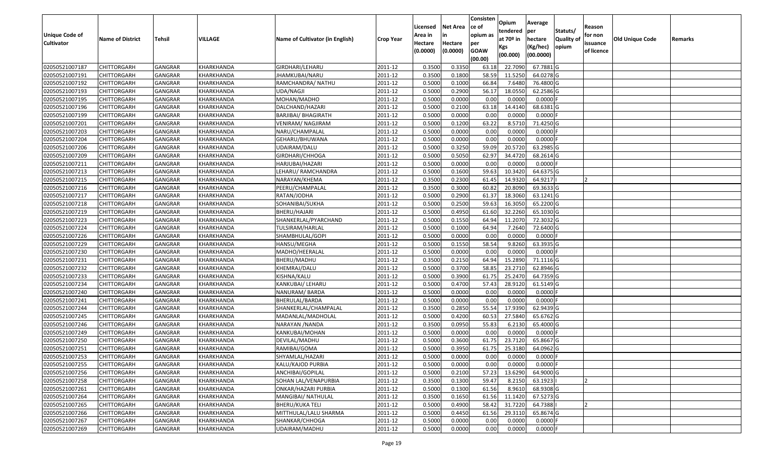| Unique Code of Cultivator | Name of District | Tehsil | VILLAGE | Name of Cultivator (in English) | Crop Year | Licensed Area in Hectare (0.0000) | Net Area in Hectare (0.0000) | Consistence of opium as per GOAW (00.00) | Opium tendered at 70º in Kgs (00.000) | Average per hectare (Kg/hec) (00.0000) | Statuts/ Quality of opium | Reason for non issuance of licence | Old Unique Code | Remarks |
|---|---|---|---|---|---|---|---|---|---|---|---|---|---|---|
| 02050521007187 | CHITTORGARH | GANGRAR | KHARKHANDA | GIRDHARI/LEHARU | 2011-12 | 0.3500 | 0.3350 | 63.18 | 22.7090 | 67.7881 | G | | | |
| 02050521007191 | CHITTORGARH | GANGRAR | KHARKHANDA | JHAMKUBAI/NARU | 2011-12 | 0.3500 | 0.1800 | 58.59 | 11.5250 | 64.0278 | G | | | |
| 02050521007192 | CHITTORGARH | GANGRAR | KHARKHANDA | RAMCHANDRA/ NATHU | 2011-12 | 0.5000 | 0.1000 | 66.84 | 7.6480 | 76.4800 | G | | | |
| 02050521007193 | CHITTORGARH | GANGRAR | KHARKHANDA | UDA/NAGJI | 2011-12 | 0.5000 | 0.2900 | 56.17 | 18.0550 | 62.2586 | G | | | |
| 02050521007195 | CHITTORGARH | GANGRAR | KHARKHANDA | MOHAN/MADHO | 2011-12 | 0.5000 | 0.0000 | 0.00 | 0.0000 | 0.0000 | F | | | |
| 02050521007196 | CHITTORGARH | GANGRAR | KHARKHANDA | DALCHAND/HAZARI | 2011-12 | 0.5000 | 0.2100 | 63.18 | 14.4140 | 68.6381 | G | | | |
| 02050521007199 | CHITTORGARH | GANGRAR | KHARKHANDA | BARJIBAI/ BHAGIRATH | 2011-12 | 0.5000 | 0.0000 | 0.00 | 0.0000 | 0.0000 | F | | | |
| 02050521007201 | CHITTORGARH | GANGRAR | KHARKHANDA | VENIRAM/ NAGJIRAM | 2011-12 | 0.5000 | 0.1200 | 63.22 | 8.5710 | 71.4250 | G | | | |
| 02050521007203 | CHITTORGARH | GANGRAR | KHARKHANDA | NARU/CHAMPALAL | 2011-12 | 0.5000 | 0.0000 | 0.00 | 0.0000 | 0.0000 | F | | | |
| 02050521007204 | CHITTORGARH | GANGRAR | KHARKHANDA | GEHARU/BHUWANA | 2011-12 | 0.5000 | 0.0000 | 0.00 | 0.0000 | 0.0000 | F | | | |
| 02050521007206 | CHITTORGARH | GANGRAR | KHARKHANDA | UDAIRAM/DALU | 2011-12 | 0.5000 | 0.3250 | 59.09 | 20.5720 | 63.2985 | G | | | |
| 02050521007209 | CHITTORGARH | GANGRAR | KHARKHANDA | GIRDHARI/CHHOGA | 2011-12 | 0.5000 | 0.5050 | 62.97 | 34.4720 | 68.2614 | G | | | |
| 02050521007211 | CHITTORGARH | GANGRAR | KHARKHANDA | HARJUBAI/HAZARI | 2011-12 | 0.5000 | 0.0000 | 0.00 | 0.0000 | 0.0000 | F | | | |
| 02050521007213 | CHITTORGARH | GANGRAR | KHARKHANDA | LEHARU/ RAMCHANDRA | 2011-12 | 0.5000 | 0.1600 | 59.63 | 10.3420 | 64.6375 | G | | | |
| 02050521007215 | CHITTORGARH | GANGRAR | KHARKHANDA | NARAYAN/KHEMA | 2011-12 | 0.3500 | 0.2300 | 61.45 | 14.9320 | 64.9217 | I | 2 | | |
| 02050521007216 | CHITTORGARH | GANGRAR | KHARKHANDA | PEERU/CHAMPALAL | 2011-12 | 0.3500 | 0.3000 | 60.82 | 20.8090 | 69.3633 | G | | | |
| 02050521007217 | CHITTORGARH | GANGRAR | KHARKHANDA | RATAN/JODHA | 2011-12 | 0.5000 | 0.2900 | 61.37 | 18.3060 | 63.1241 | G | | | |
| 02050521007218 | CHITTORGARH | GANGRAR | KHARKHANDA | SOHANIBAI/SUKHA | 2011-12 | 0.5000 | 0.2500 | 59.63 | 16.3050 | 65.2200 | G | | | |
| 02050521007219 | CHITTORGARH | GANGRAR | KHARKHANDA | BHERU/HAJARI | 2011-12 | 0.5000 | 0.4950 | 61.60 | 32.2260 | 65.1030 | G | | | |
| 02050521007223 | CHITTORGARH | GANGRAR | KHARKHANDA | SHANKERLAL/PYARCHAND | 2011-12 | 0.5000 | 0.1550 | 64.94 | 11.2070 | 72.3032 | G | | | |
| 02050521007224 | CHITTORGARH | GANGRAR | KHARKHANDA | TULSIRAM/HARLAL | 2011-12 | 0.5000 | 0.1000 | 64.94 | 7.2640 | 72.6400 | G | | | |
| 02050521007226 | CHITTORGARH | GANGRAR | KHARKHANDA | SHAMBHULAL/GOPI | 2011-12 | 0.5000 | 0.0000 | 0.00 | 0.0000 | 0.0000 | F | | | |
| 02050521007229 | CHITTORGARH | GANGRAR | KHARKHANDA | HANSU/MEGHA | 2011-12 | 0.5000 | 0.1550 | 58.54 | 9.8260 | 63.3935 | G | | | |
| 02050521007230 | CHITTORGARH | GANGRAR | KHARKHANDA | MADHO/HEERALAL | 2011-12 | 0.5000 | 0.0000 | 0.00 | 0.0000 | 0.0000 | F | | | |
| 02050521007231 | CHITTORGARH | GANGRAR | KHARKHANDA | BHERU/MADHU | 2011-12 | 0.3500 | 0.2150 | 64.94 | 15.2890 | 71.1116 | G | | | |
| 02050521007232 | CHITTORGARH | GANGRAR | KHARKHANDA | KHEMRAJ/DALU | 2011-12 | 0.5000 | 0.3700 | 58.85 | 23.2710 | 62.8946 | G | | | |
| 02050521007233 | CHITTORGARH | GANGRAR | KHARKHANDA | KISHNA/KALU | 2011-12 | 0.5000 | 0.3900 | 61.75 | 25.2470 | 64.7359 | G | | | |
| 02050521007234 | CHITTORGARH | GANGRAR | KHARKHANDA | KANKUBAI/ LEHARU | 2011-12 | 0.5000 | 0.4700 | 57.43 | 28.9120 | 61.5149 | G | | | |
| 02050521007240 | CHITTORGARH | GANGRAR | KHARKHANDA | NANURAM/ BARDA | 2011-12 | 0.5000 | 0.0000 | 0.00 | 0.0000 | 0.0000 | F | | | |
| 02050521007241 | CHITTORGARH | GANGRAR | KHARKHANDA | BHERULAL/BARDA | 2011-12 | 0.5000 | 0.0000 | 0.00 | 0.0000 | 0.0000 | F | | | |
| 02050521007244 | CHITTORGARH | GANGRAR | KHARKHANDA | SHANKERLAL/CHAMPALAL | 2011-12 | 0.3500 | 0.2850 | 55.54 | 17.9390 | 62.9439 | G | | | |
| 02050521007245 | CHITTORGARH | GANGRAR | KHARKHANDA | MADANLAL/MADHOLAL | 2011-12 | 0.5000 | 0.4200 | 60.53 | 27.5840 | 65.6762 | G | | | |
| 02050521007246 | CHITTORGARH | GANGRAR | KHARKHANDA | NARAYAN /NANDA | 2011-12 | 0.3500 | 0.0950 | 55.83 | 6.2130 | 65.4000 | G | | | |
| 02050521007249 | CHITTORGARH | GANGRAR | KHARKHANDA | KANKUBAI/MOHAN | 2011-12 | 0.5000 | 0.0000 | 0.00 | 0.0000 | 0.0000 | F | | | |
| 02050521007250 | CHITTORGARH | GANGRAR | KHARKHANDA | DEVILAL/MADHU | 2011-12 | 0.5000 | 0.3600 | 61.75 | 23.7120 | 65.8667 | G | | | |
| 02050521007251 | CHITTORGARH | GANGRAR | KHARKHANDA | RAMIBAI/GOMA | 2011-12 | 0.5000 | 0.3950 | 61.75 | 25.3180 | 64.0962 | G | | | |
| 02050521007253 | CHITTORGARH | GANGRAR | KHARKHANDA | SHYAMLAL/HAZARI | 2011-12 | 0.5000 | 0.0000 | 0.00 | 0.0000 | 0.0000 | F | | | |
| 02050521007255 | CHITTORGARH | GANGRAR | KHARKHANDA | KALU/KAJOD PURBIA | 2011-12 | 0.5000 | 0.0000 | 0.00 | 0.0000 | 0.0000 | F | | | |
| 02050521007256 | CHITTORGARH | GANGRAR | KHARKHANDA | ANCHIBAI/GOPILAL | 2011-12 | 0.5000 | 0.2100 | 57.23 | 13.6290 | 64.9000 | G | | | |
| 02050521007258 | CHITTORGARH | GANGRAR | KHARKHANDA | SOHAN LAL/VENAPURBIA | 2011-12 | 0.3500 | 0.1300 | 59.47 | 8.2150 | 63.1923 | I | 2 | | |
| 02050521007261 | CHITTORGARH | GANGRAR | KHARKHANDA | ONKAR/HAZARI PURBIA | 2011-12 | 0.5000 | 0.1300 | 61.56 | 8.9610 | 68.9308 | G | | | |
| 02050521007264 | CHITTORGARH | GANGRAR | KHARKHANDA | MANGIBAI/ NATHULAL | 2011-12 | 0.3500 | 0.1650 | 61.56 | 11.1420 | 67.5273 | G | | | |
| 02050521007265 | CHITTORGARH | GANGRAR | KHARKHANDA | BHERU/KUKA TELI | 2011-12 | 0.5000 | 0.4900 | 58.42 | 31.7220 | 64.7388 | I | 2 | | |
| 02050521007266 | CHITTORGARH | GANGRAR | KHARKHANDA | MITTHULAL/LALU SHARMA | 2011-12 | 0.5000 | 0.4450 | 61.56 | 29.3110 | 65.8674 | G | | | |
| 02050521007267 | CHITTORGARH | GANGRAR | KHARKHANDA | SHANKAR/CHHOGA | 2011-12 | 0.5000 | 0.0000 | 0.00 | 0.0000 | 0.0000 | F | | | |
| 02050521007269 | CHITTORGARH | GANGRAR | KHARKHANDA | UDAIRAM/MADHU | 2011-12 | 0.5000 | 0.0000 | 0.00 | 0.0000 | 0.0000 | F | | | |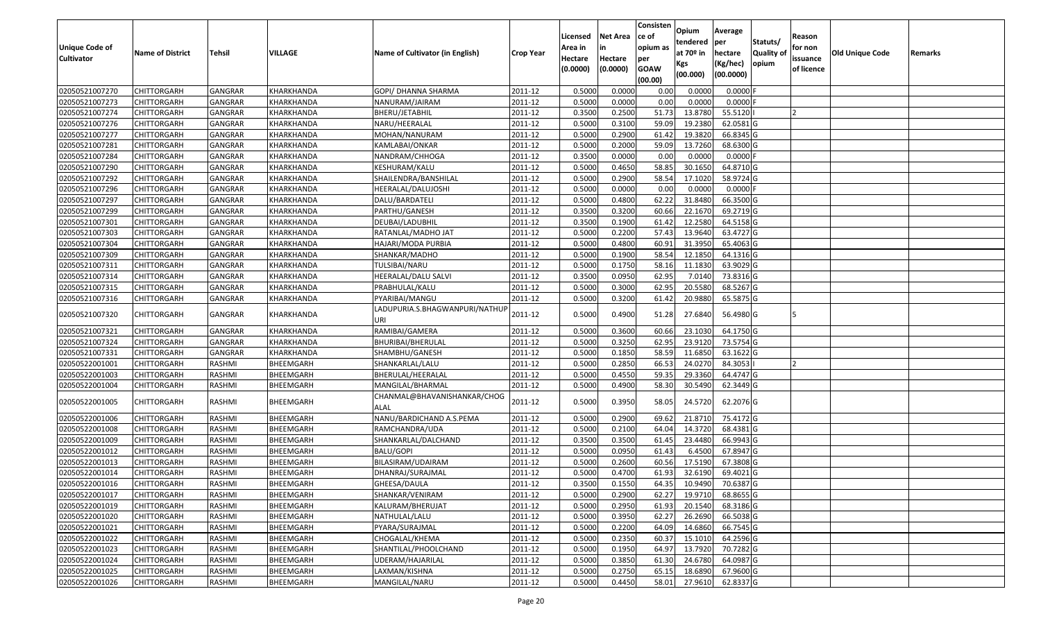| Unique Code of Cultivator | Name of District | Tehsil | VILLAGE | Name of Cultivator (in English) | Crop Year | Licensed Area in Hectare (0.0000) | Net Area in Hectare (0.0000) | Consistence of opium as per GOAW (00.00) | Opium tendered at 70º in Kgs (00.000) | Average per hectare (Kg/hec) (00.0000) | Statuts/ Quality of opium | Reason for non issuance of licence | Old Unique Code | Remarks |
|---|---|---|---|---|---|---|---|---|---|---|---|---|---|---|
| 02050521007270 | CHITTORGARH | GANGRAR | KHARKHANDA | GOPI/ DHANNA SHARMA | 2011-12 | 0.5000 | 0.0000 | 0.00 | 0.0000 | 0.0000 | F | | | |
| 02050521007273 | CHITTORGARH | GANGRAR | KHARKHANDA | NANURAM/JAIRAM | 2011-12 | 0.5000 | 0.0000 | 0.00 | 0.0000 | 0.0000 | F | | | |
| 02050521007274 | CHITTORGARH | GANGRAR | KHARKHANDA | BHERU/JETABHIL | 2011-12 | 0.3500 | 0.2500 | 51.73 | 13.8780 | 55.5120 | I | 2 | | |
| 02050521007276 | CHITTORGARH | GANGRAR | KHARKHANDA | NARU/HEERALAL | 2011-12 | 0.5000 | 0.3100 | 59.09 | 19.2380 | 62.0581 | G | | | |
| 02050521007277 | CHITTORGARH | GANGRAR | KHARKHANDA | MOHAN/NANURAM | 2011-12 | 0.5000 | 0.2900 | 61.42 | 19.3820 | 66.8345 | G | | | |
| 02050521007281 | CHITTORGARH | GANGRAR | KHARKHANDA | KAMLABAI/ONKAR | 2011-12 | 0.5000 | 0.2000 | 59.09 | 13.7260 | 68.6300 | G | | | |
| 02050521007284 | CHITTORGARH | GANGRAR | KHARKHANDA | NANDRAM/CHHOGA | 2011-12 | 0.3500 | 0.0000 | 0.00 | 0.0000 | 0.0000 | F | | | |
| 02050521007290 | CHITTORGARH | GANGRAR | KHARKHANDA | KESHURAM/KALU | 2011-12 | 0.5000 | 0.4650 | 58.85 | 30.1650 | 64.8710 | G | | | |
| 02050521007292 | CHITTORGARH | GANGRAR | KHARKHANDA | SHAILENDRA/BANSHILAL | 2011-12 | 0.5000 | 0.2900 | 58.54 | 17.1020 | 58.9724 | G | | | |
| 02050521007296 | CHITTORGARH | GANGRAR | KHARKHANDA | HEERALAL/DALUJOSHI | 2011-12 | 0.5000 | 0.0000 | 0.00 | 0.0000 | 0.0000 | F | | | |
| 02050521007297 | CHITTORGARH | GANGRAR | KHARKHANDA | DALU/BARDATELI | 2011-12 | 0.5000 | 0.4800 | 62.22 | 31.8480 | 66.3500 | G | | | |
| 02050521007299 | CHITTORGARH | GANGRAR | KHARKHANDA | PARTHU/GANESH | 2011-12 | 0.3500 | 0.3200 | 60.66 | 22.1670 | 69.2719 | G | | | |
| 02050521007301 | CHITTORGARH | GANGRAR | KHARKHANDA | DEUBAI/LADUBHIL | 2011-12 | 0.3500 | 0.1900 | 61.42 | 12.2580 | 64.5158 | G | | | |
| 02050521007303 | CHITTORGARH | GANGRAR | KHARKHANDA | RATANLAL/MADHO JAT | 2011-12 | 0.5000 | 0.2200 | 57.43 | 13.9640 | 63.4727 | G | | | |
| 02050521007304 | CHITTORGARH | GANGRAR | KHARKHANDA | HAJARI/MODA PURBIA | 2011-12 | 0.5000 | 0.4800 | 60.91 | 31.3950 | 65.4063 | G | | | |
| 02050521007309 | CHITTORGARH | GANGRAR | KHARKHANDA | SHANKAR/MADHO | 2011-12 | 0.5000 | 0.1900 | 58.54 | 12.1850 | 64.1316 | G | | | |
| 02050521007311 | CHITTORGARH | GANGRAR | KHARKHANDA | TULSIBAI/NARU | 2011-12 | 0.5000 | 0.1750 | 58.16 | 11.1830 | 63.9029 | G | | | |
| 02050521007314 | CHITTORGARH | GANGRAR | KHARKHANDA | HEERALAL/DALU SALVI | 2011-12 | 0.3500 | 0.0950 | 62.95 | 7.0140 | 73.8316 | G | | | |
| 02050521007315 | CHITTORGARH | GANGRAR | KHARKHANDA | PRABHULAL/KALU | 2011-12 | 0.5000 | 0.3000 | 62.95 | 20.5580 | 68.5267 | G | | | |
| 02050521007316 | CHITTORGARH | GANGRAR | KHARKHANDA | PYARIBAI/MANGU | 2011-12 | 0.5000 | 0.3200 | 61.42 | 20.9880 | 65.5875 | G | | | |
| 02050521007320 | CHITTORGARH | GANGRAR | KHARKHANDA | LADUPURIA.S.BHAGWANPURI/NATHUPURI | 2011-12 | 0.5000 | 0.4900 | 51.28 | 27.6840 | 56.4980 | G | 5 | | |
| 02050521007321 | CHITTORGARH | GANGRAR | KHARKHANDA | RAMIBAI/GAMERA | 2011-12 | 0.5000 | 0.3600 | 60.66 | 23.1030 | 64.1750 | G | | | |
| 02050521007324 | CHITTORGARH | GANGRAR | KHARKHANDA | BHURIBAI/BHERULAL | 2011-12 | 0.5000 | 0.3250 | 62.95 | 23.9120 | 73.5754 | G | | | |
| 02050521007331 | CHITTORGARH | GANGRAR | KHARKHANDA | SHAMBHU/GANESH | 2011-12 | 0.5000 | 0.1850 | 58.59 | 11.6850 | 63.1622 | G | | | |
| 02050522001001 | CHITTORGARH | RASHMI | BHEEMGARH | SHANKARLAL/LALU | 2011-12 | 0.5000 | 0.2850 | 66.53 | 24.0270 | 84.3053 | I | 2 | | |
| 02050522001003 | CHITTORGARH | RASHMI | BHEEMGARH | BHERULAL/HEERALAL | 2011-12 | 0.5000 | 0.4550 | 59.35 | 29.3360 | 64.4747 | G | | | |
| 02050522001004 | CHITTORGARH | RASHMI | BHEEMGARH | MANGILAL/BHARMAL | 2011-12 | 0.5000 | 0.4900 | 58.30 | 30.5490 | 62.3449 | G | | | |
| 02050522001005 | CHITTORGARH | RASHMI | BHEEMGARH | CHANMAL@BHAVANISHANKAR/CHOGALAL | 2011-12 | 0.5000 | 0.3950 | 58.05 | 24.5720 | 62.2076 | G | | | |
| 02050522001006 | CHITTORGARH | RASHMI | BHEEMGARH | NANU/BARDICHAND A.S.PEMA | 2011-12 | 0.5000 | 0.2900 | 69.62 | 21.8710 | 75.4172 | G | | | |
| 02050522001008 | CHITTORGARH | RASHMI | BHEEMGARH | RAMCHANDRA/UDA | 2011-12 | 0.5000 | 0.2100 | 64.04 | 14.3720 | 68.4381 | G | | | |
| 02050522001009 | CHITTORGARH | RASHMI | BHEEMGARH | SHANKARLAL/DALCHAND | 2011-12 | 0.3500 | 0.3500 | 61.45 | 23.4480 | 66.9943 | G | | | |
| 02050522001012 | CHITTORGARH | RASHMI | BHEEMGARH | BALU/GOPI | 2011-12 | 0.5000 | 0.0950 | 61.43 | 6.4500 | 67.8947 | G | | | |
| 02050522001013 | CHITTORGARH | RASHMI | BHEEMGARH | BILASIRAM/UDAIRAM | 2011-12 | 0.5000 | 0.2600 | 60.56 | 17.5190 | 67.3808 | G | | | |
| 02050522001014 | CHITTORGARH | RASHMI | BHEEMGARH | DHANRAJ/SURAJMAL | 2011-12 | 0.5000 | 0.4700 | 61.93 | 32.6190 | 69.4021 | G | | | |
| 02050522001016 | CHITTORGARH | RASHMI | BHEEMGARH | GHEESA/DAULA | 2011-12 | 0.3500 | 0.1550 | 64.35 | 10.9490 | 70.6387 | G | | | |
| 02050522001017 | CHITTORGARH | RASHMI | BHEEMGARH | SHANKAR/VENIRAM | 2011-12 | 0.5000 | 0.2900 | 62.27 | 19.9710 | 68.8655 | G | | | |
| 02050522001019 | CHITTORGARH | RASHMI | BHEEMGARH | KALURAM/BHERUJAT | 2011-12 | 0.5000 | 0.2950 | 61.93 | 20.1540 | 68.3186 | G | | | |
| 02050522001020 | CHITTORGARH | RASHMI | BHEEMGARH | NATHULAL/LALU | 2011-12 | 0.5000 | 0.3950 | 62.27 | 26.2690 | 66.5038 | G | | | |
| 02050522001021 | CHITTORGARH | RASHMI | BHEEMGARH | PYARA/SURAJMAL | 2011-12 | 0.5000 | 0.2200 | 64.09 | 14.6860 | 66.7545 | G | | | |
| 02050522001022 | CHITTORGARH | RASHMI | BHEEMGARH | CHOGALAL/KHEMA | 2011-12 | 0.5000 | 0.2350 | 60.37 | 15.1010 | 64.2596 | G | | | |
| 02050522001023 | CHITTORGARH | RASHMI | BHEEMGARH | SHANTILAL/PHOOLCHAND | 2011-12 | 0.5000 | 0.1950 | 64.97 | 13.7920 | 70.7282 | G | | | |
| 02050522001024 | CHITTORGARH | RASHMI | BHEEMGARH | UDERAM/HAJARILAL | 2011-12 | 0.5000 | 0.3850 | 61.30 | 24.6780 | 64.0987 | G | | | |
| 02050522001025 | CHITTORGARH | RASHMI | BHEEMGARH | LAXMAN/KISHNA | 2011-12 | 0.5000 | 0.2750 | 65.15 | 18.6890 | 67.9600 | G | | | |
| 02050522001026 | CHITTORGARH | RASHMI | BHEEMGARH | MANGILAL/NARU | 2011-12 | 0.5000 | 0.4450 | 58.01 | 27.9610 | 62.8337 | G | | | |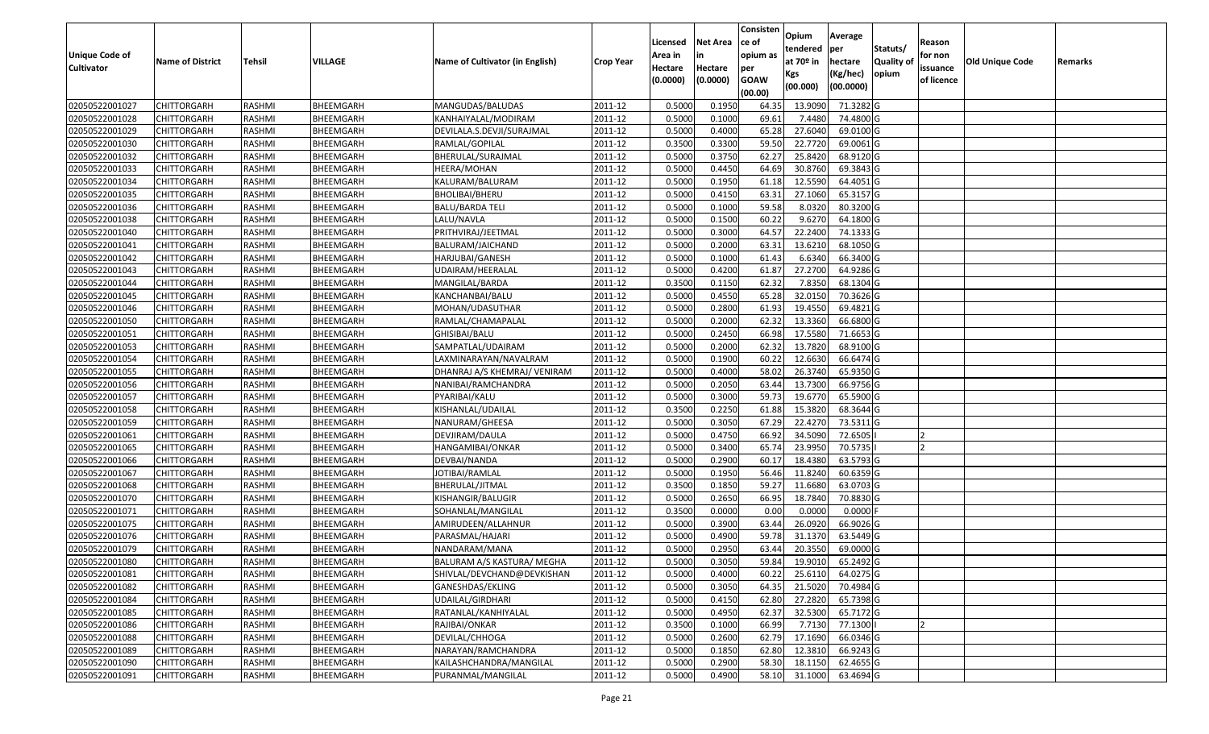| Unique Code of Cultivator | Name of District | Tehsil | VILLAGE | Name of Cultivator (in English) | Crop Year | Licensed Area in Hectare (0.0000) | Net Area in Hectare (0.0000) | Consistence of opium as per GOAW (00.00) | Opium tendered at 70º in Kgs (00.000) | Average per hectare (Kg/hec) (00.0000) | Statuts/ Quality of opium | Reason for non issuance of licence | Old Unique Code | Remarks |
|---|---|---|---|---|---|---|---|---|---|---|---|---|---|---|
| 02050522001027 | CHITTORGARH | RASHMI | BHEEMGARH | MANGUDAS/BALUDAS | 2011-12 | 0.5000 | 0.1950 | 64.35 | 13.9090 | 71.3282 | G | | | |
| 02050522001028 | CHITTORGARH | RASHMI | BHEEMGARH | KANHAIYALAL/MODIRAM | 2011-12 | 0.5000 | 0.1000 | 69.61 | 7.4480 | 74.4800 | G | | | |
| 02050522001029 | CHITTORGARH | RASHMI | BHEEMGARH | DEVILALA.S.DEVJI/SURAJMAL | 2011-12 | 0.5000 | 0.4000 | 65.28 | 27.6040 | 69.0100 | G | | | |
| 02050522001030 | CHITTORGARH | RASHMI | BHEEMGARH | RAMLAL/GOPILAL | 2011-12 | 0.3500 | 0.3300 | 59.50 | 22.7720 | 69.0061 | G | | | |
| 02050522001032 | CHITTORGARH | RASHMI | BHEEMGARH | BHERULAL/SURAJMAL | 2011-12 | 0.5000 | 0.3750 | 62.27 | 25.8420 | 68.9120 | G | | | |
| 02050522001033 | CHITTORGARH | RASHMI | BHEEMGARH | HEERA/MOHAN | 2011-12 | 0.5000 | 0.4450 | 64.69 | 30.8760 | 69.3843 | G | | | |
| 02050522001034 | CHITTORGARH | RASHMI | BHEEMGARH | KALURAM/BALURAM | 2011-12 | 0.5000 | 0.1950 | 61.18 | 12.5590 | 64.4051 | G | | | |
| 02050522001035 | CHITTORGARH | RASHMI | BHEEMGARH | BHOLIBAI/BHERU | 2011-12 | 0.5000 | 0.4150 | 63.31 | 27.1060 | 65.3157 | G | | | |
| 02050522001036 | CHITTORGARH | RASHMI | BHEEMGARH | BALU/BARDA TELI | 2011-12 | 0.5000 | 0.1000 | 59.58 | 8.0320 | 80.3200 | G | | | |
| 02050522001038 | CHITTORGARH | RASHMI | BHEEMGARH | LALU/NAVLA | 2011-12 | 0.5000 | 0.1500 | 60.22 | 9.6270 | 64.1800 | G | | | |
| 02050522001040 | CHITTORGARH | RASHMI | BHEEMGARH | PRITHVIRAJ/JEETMAL | 2011-12 | 0.5000 | 0.3000 | 64.57 | 22.2400 | 74.1333 | G | | | |
| 02050522001041 | CHITTORGARH | RASHMI | BHEEMGARH | BALURAM/JAICHAND | 2011-12 | 0.5000 | 0.2000 | 63.31 | 13.6210 | 68.1050 | G | | | |
| 02050522001042 | CHITTORGARH | RASHMI | BHEEMGARH | HARJUBAI/GANESH | 2011-12 | 0.5000 | 0.1000 | 61.43 | 6.6340 | 66.3400 | G | | | |
| 02050522001043 | CHITTORGARH | RASHMI | BHEEMGARH | UDAIRAM/HEERALAL | 2011-12 | 0.5000 | 0.4200 | 61.87 | 27.2700 | 64.9286 | G | | | |
| 02050522001044 | CHITTORGARH | RASHMI | BHEEMGARH | MANGILAL/BARDA | 2011-12 | 0.3500 | 0.1150 | 62.32 | 7.8350 | 68.1304 | G | | | |
| 02050522001045 | CHITTORGARH | RASHMI | BHEEMGARH | KANCHANBAI/BALU | 2011-12 | 0.5000 | 0.4550 | 65.28 | 32.0150 | 70.3626 | G | | | |
| 02050522001046 | CHITTORGARH | RASHMI | BHEEMGARH | MOHAN/UDASUTHAR | 2011-12 | 0.5000 | 0.2800 | 61.93 | 19.4550 | 69.4821 | G | | | |
| 02050522001050 | CHITTORGARH | RASHMI | BHEEMGARH | RAMLAL/CHAMAPALAL | 2011-12 | 0.5000 | 0.2000 | 62.32 | 13.3360 | 66.6800 | G | | | |
| 02050522001051 | CHITTORGARH | RASHMI | BHEEMGARH | GHISIBAI/BALU | 2011-12 | 0.5000 | 0.2450 | 66.98 | 17.5580 | 71.6653 | G | | | |
| 02050522001053 | CHITTORGARH | RASHMI | BHEEMGARH | SAMPATLAL/UDAIRAM | 2011-12 | 0.5000 | 0.2000 | 62.32 | 13.7820 | 68.9100 | G | | | |
| 02050522001054 | CHITTORGARH | RASHMI | BHEEMGARH | LAXMINARAYAN/NAVALRAM | 2011-12 | 0.5000 | 0.1900 | 60.22 | 12.6630 | 66.6474 | G | | | |
| 02050522001055 | CHITTORGARH | RASHMI | BHEEMGARH | DHANRAJ A/S KHEMRAJ/ VENIRAM | 2011-12 | 0.5000 | 0.4000 | 58.02 | 26.3740 | 65.9350 | G | | | |
| 02050522001056 | CHITTORGARH | RASHMI | BHEEMGARH | NANIBAI/RAMCHANDRA | 2011-12 | 0.5000 | 0.2050 | 63.44 | 13.7300 | 66.9756 | G | | | |
| 02050522001057 | CHITTORGARH | RASHMI | BHEEMGARH | PYARIBAI/KALU | 2011-12 | 0.5000 | 0.3000 | 59.73 | 19.6770 | 65.5900 | G | | | |
| 02050522001058 | CHITTORGARH | RASHMI | BHEEMGARH | KISHANLAL/UDAILAL | 2011-12 | 0.3500 | 0.2250 | 61.88 | 15.3820 | 68.3644 | G | | | |
| 02050522001059 | CHITTORGARH | RASHMI | BHEEMGARH | NANURAM/GHEESA | 2011-12 | 0.5000 | 0.3050 | 67.29 | 22.4270 | 73.5311 | G | | | |
| 02050522001061 | CHITTORGARH | RASHMI | BHEEMGARH | DEVJIRAM/DAULA | 2011-12 | 0.5000 | 0.4750 | 66.92 | 34.5090 | 72.6505 | I | 2 | | |
| 02050522001065 | CHITTORGARH | RASHMI | BHEEMGARH | HANGAMIBAI/ONKAR | 2011-12 | 0.5000 | 0.3400 | 65.74 | 23.9950 | 70.5735 | I | 2 | | |
| 02050522001066 | CHITTORGARH | RASHMI | BHEEMGARH | DEVBAI/NANDA | 2011-12 | 0.5000 | 0.2900 | 60.17 | 18.4380 | 63.5793 | G | | | |
| 02050522001067 | CHITTORGARH | RASHMI | BHEEMGARH | JOTIBAI/RAMLAL | 2011-12 | 0.5000 | 0.1950 | 56.46 | 11.8240 | 60.6359 | G | | | |
| 02050522001068 | CHITTORGARH | RASHMI | BHEEMGARH | BHERULAL/JITMAL | 2011-12 | 0.3500 | 0.1850 | 59.27 | 11.6680 | 63.0703 | G | | | |
| 02050522001070 | CHITTORGARH | RASHMI | BHEEMGARH | KISHANGIR/BALUGIR | 2011-12 | 0.5000 | 0.2650 | 66.95 | 18.7840 | 70.8830 | G | | | |
| 02050522001071 | CHITTORGARH | RASHMI | BHEEMGARH | SOHANLAL/MANGILAL | 2011-12 | 0.3500 | 0.0000 | 0.00 | 0.0000 | 0.0000 | F | | | |
| 02050522001075 | CHITTORGARH | RASHMI | BHEEMGARH | AMIRUDEEN/ALLAHNUR | 2011-12 | 0.5000 | 0.3900 | 63.44 | 26.0920 | 66.9026 | G | | | |
| 02050522001076 | CHITTORGARH | RASHMI | BHEEMGARH | PARASMAL/HAJARI | 2011-12 | 0.5000 | 0.4900 | 59.78 | 31.1370 | 63.5449 | G | | | |
| 02050522001079 | CHITTORGARH | RASHMI | BHEEMGARH | NANDARAM/MANA | 2011-12 | 0.5000 | 0.2950 | 63.44 | 20.3550 | 69.0000 | G | | | |
| 02050522001080 | CHITTORGARH | RASHMI | BHEEMGARH | BALURAM A/S KASTURA/ MEGHA | 2011-12 | 0.5000 | 0.3050 | 59.84 | 19.9010 | 65.2492 | G | | | |
| 02050522001081 | CHITTORGARH | RASHMI | BHEEMGARH | SHIVLAL/DEVCHAND@DEVKISHAN | 2011-12 | 0.5000 | 0.4000 | 60.22 | 25.6110 | 64.0275 | G | | | |
| 02050522001082 | CHITTORGARH | RASHMI | BHEEMGARH | GANESHDAS/EKLING | 2011-12 | 0.5000 | 0.3050 | 64.35 | 21.5020 | 70.4984 | G | | | |
| 02050522001084 | CHITTORGARH | RASHMI | BHEEMGARH | UDAILAL/GIRDHARI | 2011-12 | 0.5000 | 0.4150 | 62.80 | 27.2820 | 65.7398 | G | | | |
| 02050522001085 | CHITTORGARH | RASHMI | BHEEMGARH | RATANLAL/KANHIYALAL | 2011-12 | 0.5000 | 0.4950 | 62.37 | 32.5300 | 65.7172 | G | | | |
| 02050522001086 | CHITTORGARH | RASHMI | BHEEMGARH | RAJIBAI/ONKAR | 2011-12 | 0.3500 | 0.1000 | 66.99 | 7.7130 | 77.1300 | I | 2 | | |
| 02050522001088 | CHITTORGARH | RASHMI | BHEEMGARH | DEVILAL/CHHOGA | 2011-12 | 0.5000 | 0.2600 | 62.79 | 17.1690 | 66.0346 | G | | | |
| 02050522001089 | CHITTORGARH | RASHMI | BHEEMGARH | NARAYAN/RAMCHANDRA | 2011-12 | 0.5000 | 0.1850 | 62.80 | 12.3810 | 66.9243 | G | | | |
| 02050522001090 | CHITTORGARH | RASHMI | BHEEMGARH | KAILASHCHANDRA/MANGILAL | 2011-12 | 0.5000 | 0.2900 | 58.30 | 18.1150 | 62.4655 | G | | | |
| 02050522001091 | CHITTORGARH | RASHMI | BHEEMGARH | PURANMAL/MANGILAL | 2011-12 | 0.5000 | 0.4900 | 58.10 | 31.1000 | 63.4694 | G | | | |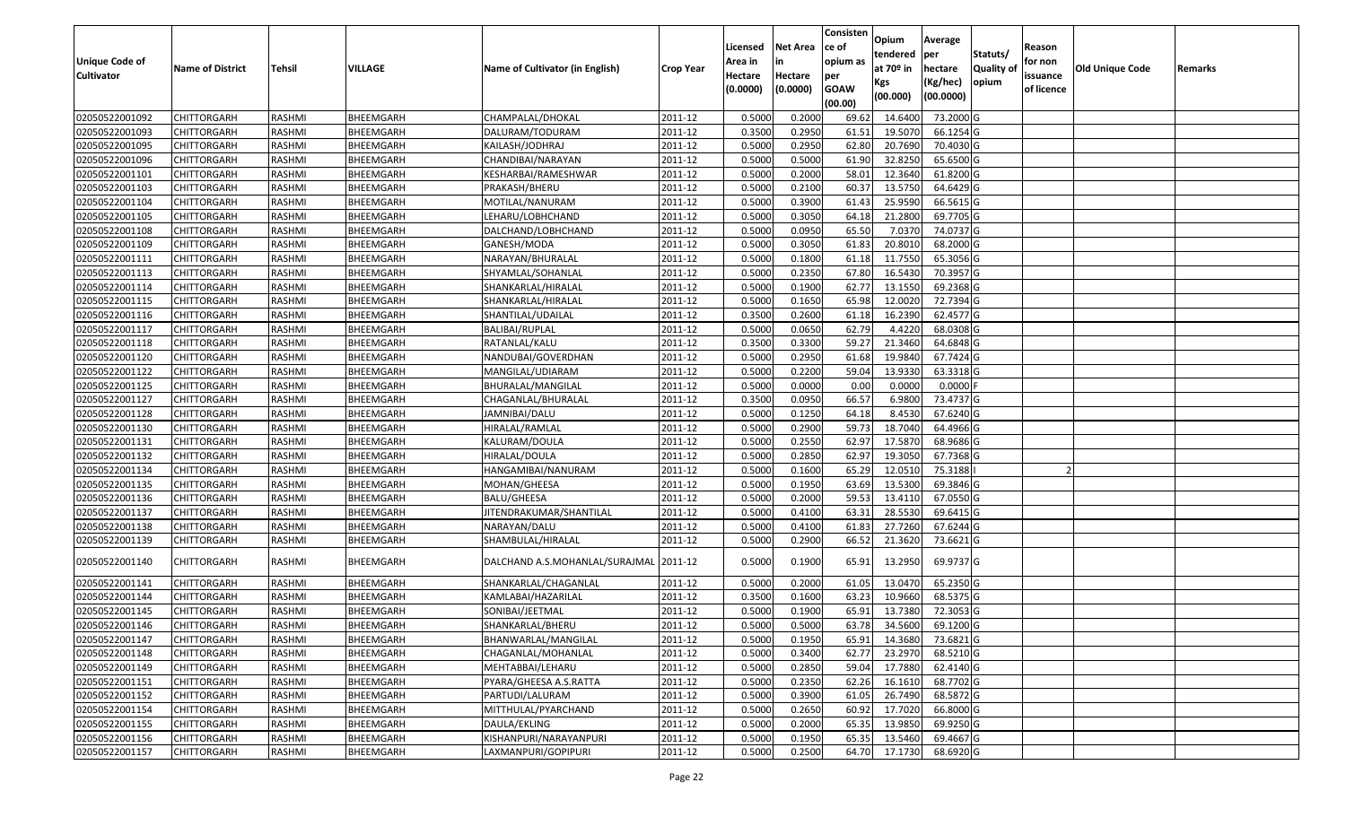| Unique Code of Cultivator | Name of District | Tehsil | VILLAGE | Name of Cultivator (in English) | Crop Year | Licensed Area in Hectare (0.0000) | Net Area in Hectare (0.0000) | Consistence of opium as per GOAW (00.00) | Opium tendered at 70º in Kgs (00.000) | Average per hectare (Kg/hec) (00.0000) | Statuts/ Quality of opium | Reason for non issuance of licence | Old Unique Code | Remarks |
|---|---|---|---|---|---|---|---|---|---|---|---|---|---|---|
| 02050522001092 | CHITTORGARH | RASHMI | BHEEMGARH | CHAMPALAL/DHOKAL | 2011-12 | 0.5000 | 0.2000 | 69.62 | 14.6400 | 73.2000 | G | | | |
| 02050522001093 | CHITTORGARH | RASHMI | BHEEMGARH | DALURAM/TODURAM | 2011-12 | 0.3500 | 0.2950 | 61.51 | 19.5070 | 66.1254 | G | | | |
| 02050522001095 | CHITTORGARH | RASHMI | BHEEMGARH | KAILASH/JODHRAJ | 2011-12 | 0.5000 | 0.2950 | 62.80 | 20.7690 | 70.4030 | G | | | |
| 02050522001096 | CHITTORGARH | RASHMI | BHEEMGARH | CHANDIBAI/NARAYAN | 2011-12 | 0.5000 | 0.5000 | 61.90 | 32.8250 | 65.6500 | G | | | |
| 02050522001101 | CHITTORGARH | RASHMI | BHEEMGARH | KESHARBAI/RAMESHWAR | 2011-12 | 0.5000 | 0.2000 | 58.01 | 12.3640 | 61.8200 | G | | | |
| 02050522001103 | CHITTORGARH | RASHMI | BHEEMGARH | PRAKASH/BHERU | 2011-12 | 0.5000 | 0.2100 | 60.37 | 13.5750 | 64.6429 | G | | | |
| 02050522001104 | CHITTORGARH | RASHMI | BHEEMGARH | MOTILAL/NANURAM | 2011-12 | 0.5000 | 0.3900 | 61.43 | 25.9590 | 66.5615 | G | | | |
| 02050522001105 | CHITTORGARH | RASHMI | BHEEMGARH | LEHARU/LOBHCHAND | 2011-12 | 0.5000 | 0.3050 | 64.18 | 21.2800 | 69.7705 | G | | | |
| 02050522001108 | CHITTORGARH | RASHMI | BHEEMGARH | DALCHAND/LOBHCHAND | 2011-12 | 0.5000 | 0.0950 | 65.50 | 7.0370 | 74.0737 | G | | | |
| 02050522001109 | CHITTORGARH | RASHMI | BHEEMGARH | GANESH/MODA | 2011-12 | 0.5000 | 0.3050 | 61.83 | 20.8010 | 68.2000 | G | | | |
| 02050522001111 | CHITTORGARH | RASHMI | BHEEMGARH | NARAYAN/BHURALAL | 2011-12 | 0.5000 | 0.1800 | 61.18 | 11.7550 | 65.3056 | G | | | |
| 02050522001113 | CHITTORGARH | RASHMI | BHEEMGARH | SHYAMLAL/SOHANLAL | 2011-12 | 0.5000 | 0.2350 | 67.80 | 16.5430 | 70.3957 | G | | | |
| 02050522001114 | CHITTORGARH | RASHMI | BHEEMGARH | SHANKARLAL/HIRALAL | 2011-12 | 0.5000 | 0.1900 | 62.77 | 13.1550 | 69.2368 | G | | | |
| 02050522001115 | CHITTORGARH | RASHMI | BHEEMGARH | SHANKARLAL/HIRALAL | 2011-12 | 0.5000 | 0.1650 | 65.98 | 12.0020 | 72.7394 | G | | | |
| 02050522001116 | CHITTORGARH | RASHMI | BHEEMGARH | SHANTILAL/UDAILAL | 2011-12 | 0.3500 | 0.2600 | 61.18 | 16.2390 | 62.4577 | G | | | |
| 02050522001117 | CHITTORGARH | RASHMI | BHEEMGARH | BALIBAI/RUPLAL | 2011-12 | 0.5000 | 0.0650 | 62.79 | 4.4220 | 68.0308 | G | | | |
| 02050522001118 | CHITTORGARH | RASHMI | BHEEMGARH | RATANLAL/KALU | 2011-12 | 0.3500 | 0.3300 | 59.27 | 21.3460 | 64.6848 | G | | | |
| 02050522001120 | CHITTORGARH | RASHMI | BHEEMGARH | NANDUBAI/GOVERDHAN | 2011-12 | 0.5000 | 0.2950 | 61.68 | 19.9840 | 67.7424 | G | | | |
| 02050522001122 | CHITTORGARH | RASHMI | BHEEMGARH | MANGILAL/UDIARAM | 2011-12 | 0.5000 | 0.2200 | 59.04 | 13.9330 | 63.3318 | G | | | |
| 02050522001125 | CHITTORGARH | RASHMI | BHEEMGARH | BHURALAL/MANGILAL | 2011-12 | 0.5000 | 0.0000 | 0.00 | 0.0000 | 0.0000 | F | | | |
| 02050522001127 | CHITTORGARH | RASHMI | BHEEMGARH | CHAGANLAL/BHURALAL | 2011-12 | 0.3500 | 0.0950 | 66.57 | 6.9800 | 73.4737 | G | | | |
| 02050522001128 | CHITTORGARH | RASHMI | BHEEMGARH | JAMNIBAI/DALU | 2011-12 | 0.5000 | 0.1250 | 64.18 | 8.4530 | 67.6240 | G | | | |
| 02050522001130 | CHITTORGARH | RASHMI | BHEEMGARH | HIRALAL/RAMLAL | 2011-12 | 0.5000 | 0.2900 | 59.73 | 18.7040 | 64.4966 | G | | | |
| 02050522001131 | CHITTORGARH | RASHMI | BHEEMGARH | KALURAM/DOULA | 2011-12 | 0.5000 | 0.2550 | 62.97 | 17.5870 | 68.9686 | G | | | |
| 02050522001132 | CHITTORGARH | RASHMI | BHEEMGARH | HIRALAL/DOULA | 2011-12 | 0.5000 | 0.2850 | 62.97 | 19.3050 | 67.7368 | G | | | |
| 02050522001134 | CHITTORGARH | RASHMI | BHEEMGARH | HANGAMIBAI/NANURAM | 2011-12 | 0.5000 | 0.1600 | 65.29 | 12.0510 | 75.3188 | I | 2 | | |
| 02050522001135 | CHITTORGARH | RASHMI | BHEEMGARH | MOHAN/GHEESA | 2011-12 | 0.5000 | 0.1950 | 63.69 | 13.5300 | 69.3846 | G | | | |
| 02050522001136 | CHITTORGARH | RASHMI | BHEEMGARH | BALU/GHEESA | 2011-12 | 0.5000 | 0.2000 | 59.53 | 13.4110 | 67.0550 | G | | | |
| 02050522001137 | CHITTORGARH | RASHMI | BHEEMGARH | JITENDRAKUMAR/SHANTILAL | 2011-12 | 0.5000 | 0.4100 | 63.31 | 28.5530 | 69.6415 | G | | | |
| 02050522001138 | CHITTORGARH | RASHMI | BHEEMGARH | NARAYAN/DALU | 2011-12 | 0.5000 | 0.4100 | 61.83 | 27.7260 | 67.6244 | G | | | |
| 02050522001139 | CHITTORGARH | RASHMI | BHEEMGARH | SHAMBULAL/HIRALAL | 2011-12 | 0.5000 | 0.2900 | 66.52 | 21.3620 | 73.6621 | G | | | |
| 02050522001140 | CHITTORGARH | RASHMI | BHEEMGARH | DALCHAND A.S.MOHANLAL/SURAJMAL | 2011-12 | 0.5000 | 0.1900 | 65.91 | 13.2950 | 69.9737 | G | | | |
| 02050522001141 | CHITTORGARH | RASHMI | BHEEMGARH | SHANKARLAL/CHAGANLAL | 2011-12 | 0.5000 | 0.2000 | 61.05 | 13.0470 | 65.2350 | G | | | |
| 02050522001144 | CHITTORGARH | RASHMI | BHEEMGARH | KAMLABAI/HAZARILAL | 2011-12 | 0.3500 | 0.1600 | 63.23 | 10.9660 | 68.5375 | G | | | |
| 02050522001145 | CHITTORGARH | RASHMI | BHEEMGARH | SONIBAI/JEETMAL | 2011-12 | 0.5000 | 0.1900 | 65.91 | 13.7380 | 72.3053 | G | | | |
| 02050522001146 | CHITTORGARH | RASHMI | BHEEMGARH | SHANKARLAL/BHERU | 2011-12 | 0.5000 | 0.5000 | 63.78 | 34.5600 | 69.1200 | G | | | |
| 02050522001147 | CHITTORGARH | RASHMI | BHEEMGARH | BHANWARLAL/MANGILAL | 2011-12 | 0.5000 | 0.1950 | 65.91 | 14.3680 | 73.6821 | G | | | |
| 02050522001148 | CHITTORGARH | RASHMI | BHEEMGARH | CHAGANLAL/MOHANLAL | 2011-12 | 0.5000 | 0.3400 | 62.77 | 23.2970 | 68.5210 | G | | | |
| 02050522001149 | CHITTORGARH | RASHMI | BHEEMGARH | MEHTABBAI/LEHARU | 2011-12 | 0.5000 | 0.2850 | 59.04 | 17.7880 | 62.4140 | G | | | |
| 02050522001151 | CHITTORGARH | RASHMI | BHEEMGARH | PYARA/GHEESA A.S.RATTA | 2011-12 | 0.5000 | 0.2350 | 62.26 | 16.1610 | 68.7702 | G | | | |
| 02050522001152 | CHITTORGARH | RASHMI | BHEEMGARH | PARTUDI/LALURAM | 2011-12 | 0.5000 | 0.3900 | 61.05 | 26.7490 | 68.5872 | G | | | |
| 02050522001154 | CHITTORGARH | RASHMI | BHEEMGARH | MITTHULAL/PYARCHAND | 2011-12 | 0.5000 | 0.2650 | 60.92 | 17.7020 | 66.8000 | G | | | |
| 02050522001155 | CHITTORGARH | RASHMI | BHEEMGARH | DAULA/EKLING | 2011-12 | 0.5000 | 0.2000 | 65.35 | 13.9850 | 69.9250 | G | | | |
| 02050522001156 | CHITTORGARH | RASHMI | BHEEMGARH | KISHANPURI/NARAYANPURI | 2011-12 | 0.5000 | 0.1950 | 65.35 | 13.5460 | 69.4667 | G | | | |
| 02050522001157 | CHITTORGARH | RASHMI | BHEEMGARH | LAXMANPURI/GOPIPURI | 2011-12 | 0.5000 | 0.2500 | 64.70 | 17.1730 | 68.6920 | G | | | |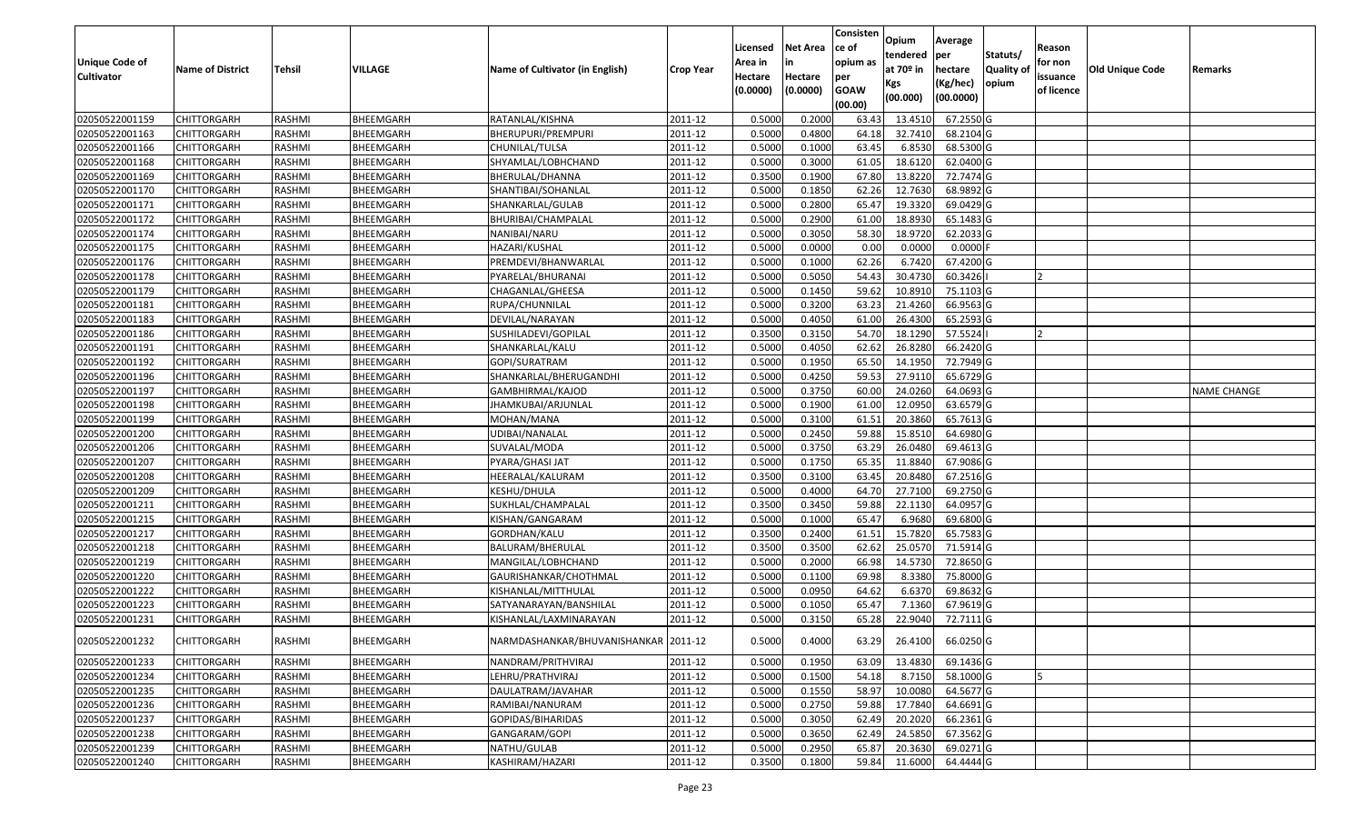| Unique Code of Cultivator | Name of District | Tehsil | VILLAGE | Name of Cultivator (in English) | Crop Year | Licensed Area in Hectare (0.0000) | Net Area in Hectare (0.0000) | Consistence of opium as per GOAW (00.00) | Opium tendered at 70º in Kgs (00.000) | Average per hectare (Kg/hec) (00.0000) | Statuts/ Quality of opium | Reason for non issuance of licence | Old Unique Code | Remarks |
|---|---|---|---|---|---|---|---|---|---|---|---|---|---|---|
| 02050522001159 | CHITTORGARH | RASHMI | BHEEMGARH | RATANLAL/KISHNA | 2011-12 | 0.5000 | 0.2000 | 63.43 | 13.4510 | 67.2550 | G | | | |
| 02050522001163 | CHITTORGARH | RASHMI | BHEEMGARH | BHERUPURI/PREMPURI | 2011-12 | 0.5000 | 0.4800 | 64.18 | 32.7410 | 68.2104 | G | | | |
| 02050522001166 | CHITTORGARH | RASHMI | BHEEMGARH | CHUNILAL/TULSA | 2011-12 | 0.5000 | 0.1000 | 63.45 | 6.8530 | 68.5300 | G | | | |
| 02050522001168 | CHITTORGARH | RASHMI | BHEEMGARH | SHYAMLAL/LOBHCHAND | 2011-12 | 0.5000 | 0.3000 | 61.05 | 18.6120 | 62.0400 | G | | | |
| 02050522001169 | CHITTORGARH | RASHMI | BHEEMGARH | BHERULAL/DHANNA | 2011-12 | 0.3500 | 0.1900 | 67.80 | 13.8220 | 72.7474 | G | | | |
| 02050522001170 | CHITTORGARH | RASHMI | BHEEMGARH | SHANTIBAI/SOHANLAL | 2011-12 | 0.5000 | 0.1850 | 62.26 | 12.7630 | 68.9892 | G | | | |
| 02050522001171 | CHITTORGARH | RASHMI | BHEEMGARH | SHANKARLAL/GULAB | 2011-12 | 0.5000 | 0.2800 | 65.47 | 19.3320 | 69.0429 | G | | | |
| 02050522001172 | CHITTORGARH | RASHMI | BHEEMGARH | BHURIBAI/CHAMPALAL | 2011-12 | 0.5000 | 0.2900 | 61.00 | 18.8930 | 65.1483 | G | | | |
| 02050522001174 | CHITTORGARH | RASHMI | BHEEMGARH | NANIBAI/NARU | 2011-12 | 0.5000 | 0.3050 | 58.30 | 18.9720 | 62.2033 | G | | | |
| 02050522001175 | CHITTORGARH | RASHMI | BHEEMGARH | HAZARI/KUSHAL | 2011-12 | 0.5000 | 0.0000 | 0.00 | 0.0000 | 0.0000 | F | | | |
| 02050522001176 | CHITTORGARH | RASHMI | BHEEMGARH | PREMDEVI/BHANWARLAL | 2011-12 | 0.5000 | 0.1000 | 62.26 | 6.7420 | 67.4200 | G | | | |
| 02050522001178 | CHITTORGARH | RASHMI | BHEEMGARH | PYARELAL/BHURANAI | 2011-12 | 0.5000 | 0.5050 | 54.43 | 30.4730 | 60.3426 | I | 2 | | |
| 02050522001179 | CHITTORGARH | RASHMI | BHEEMGARH | CHAGANLAL/GHEESA | 2011-12 | 0.5000 | 0.1450 | 59.62 | 10.8910 | 75.1103 | G | | | |
| 02050522001181 | CHITTORGARH | RASHMI | BHEEMGARH | RUPA/CHUNNILAL | 2011-12 | 0.5000 | 0.3200 | 63.23 | 21.4260 | 66.9563 | G | | | |
| 02050522001183 | CHITTORGARH | RASHMI | BHEEMGARH | DEVILAL/NARAYAN | 2011-12 | 0.5000 | 0.4050 | 61.00 | 26.4300 | 65.2593 | G | | | |
| 02050522001186 | CHITTORGARH | RASHMI | BHEEMGARH | SUSHILADEVI/GOPILAL | 2011-12 | 0.3500 | 0.3150 | 54.70 | 18.1290 | 57.5524 | I | 2 | | |
| 02050522001191 | CHITTORGARH | RASHMI | BHEEMGARH | SHANKARLAL/KALU | 2011-12 | 0.5000 | 0.4050 | 62.62 | 26.8280 | 66.2420 | G | | | |
| 02050522001192 | CHITTORGARH | RASHMI | BHEEMGARH | GOPI/SURATRAM | 2011-12 | 0.5000 | 0.1950 | 65.50 | 14.1950 | 72.7949 | G | | | |
| 02050522001196 | CHITTORGARH | RASHMI | BHEEMGARH | SHANKARLAL/BHERUGANDHI | 2011-12 | 0.5000 | 0.4250 | 59.53 | 27.9110 | 65.6729 | G | | | |
| 02050522001197 | CHITTORGARH | RASHMI | BHEEMGARH | GAMBHIRMAL/KAJOD | 2011-12 | 0.5000 | 0.3750 | 60.00 | 24.0260 | 64.0693 | G | | | NAME CHANGE |
| 02050522001198 | CHITTORGARH | RASHMI | BHEEMGARH | JHAMKUBAI/ARJUNLAL | 2011-12 | 0.5000 | 0.1900 | 61.00 | 12.0950 | 63.6579 | G | | | |
| 02050522001199 | CHITTORGARH | RASHMI | BHEEMGARH | MOHAN/MANA | 2011-12 | 0.5000 | 0.3100 | 61.51 | 20.3860 | 65.7613 | G | | | |
| 02050522001200 | CHITTORGARH | RASHMI | BHEEMGARH | UDIBAI/NANALAL | 2011-12 | 0.5000 | 0.2450 | 59.88 | 15.8510 | 64.6980 | G | | | |
| 02050522001206 | CHITTORGARH | RASHMI | BHEEMGARH | SUVALAL/MODA | 2011-12 | 0.5000 | 0.3750 | 63.29 | 26.0480 | 69.4613 | G | | | |
| 02050522001207 | CHITTORGARH | RASHMI | BHEEMGARH | PYARA/GHASI JAT | 2011-12 | 0.5000 | 0.1750 | 65.35 | 11.8840 | 67.9086 | G | | | |
| 02050522001208 | CHITTORGARH | RASHMI | BHEEMGARH | HEERALAL/KALURAM | 2011-12 | 0.3500 | 0.3100 | 63.45 | 20.8480 | 67.2516 | G | | | |
| 02050522001209 | CHITTORGARH | RASHMI | BHEEMGARH | KESHU/DHULA | 2011-12 | 0.5000 | 0.4000 | 64.70 | 27.7100 | 69.2750 | G | | | |
| 02050522001211 | CHITTORGARH | RASHMI | BHEEMGARH | SUKHLAL/CHAMPALAL | 2011-12 | 0.3500 | 0.3450 | 59.88 | 22.1130 | 64.0957 | G | | | |
| 02050522001215 | CHITTORGARH | RASHMI | BHEEMGARH | KISHAN/GANGARAM | 2011-12 | 0.5000 | 0.1000 | 65.47 | 6.9680 | 69.6800 | G | | | |
| 02050522001217 | CHITTORGARH | RASHMI | BHEEMGARH | GORDHAN/KALU | 2011-12 | 0.3500 | 0.2400 | 61.51 | 15.7820 | 65.7583 | G | | | |
| 02050522001218 | CHITTORGARH | RASHMI | BHEEMGARH | BALURAM/BHERULAL | 2011-12 | 0.3500 | 0.3500 | 62.62 | 25.0570 | 71.5914 | G | | | |
| 02050522001219 | CHITTORGARH | RASHMI | BHEEMGARH | MANGILAL/LOBHCHAND | 2011-12 | 0.5000 | 0.2000 | 66.98 | 14.5730 | 72.8650 | G | | | |
| 02050522001220 | CHITTORGARH | RASHMI | BHEEMGARH | GAURISHANKAR/CHOTHMAL | 2011-12 | 0.5000 | 0.1100 | 69.98 | 8.3380 | 75.8000 | G | | | |
| 02050522001222 | CHITTORGARH | RASHMI | BHEEMGARH | KISHANLAL/MITTHULAL | 2011-12 | 0.5000 | 0.0950 | 64.62 | 6.6370 | 69.8632 | G | | | |
| 02050522001223 | CHITTORGARH | RASHMI | BHEEMGARH | SATYANARAYAN/BANSHILAL | 2011-12 | 0.5000 | 0.1050 | 65.47 | 7.1360 | 67.9619 | G | | | |
| 02050522001231 | CHITTORGARH | RASHMI | BHEEMGARH | KISHANLAL/LAXMINARAYAN | 2011-12 | 0.5000 | 0.3150 | 65.28 | 22.9040 | 72.7111 | G | | | |
| 02050522001232 | CHITTORGARH | RASHMI | BHEEMGARH | NARMDASHANKAR/BHUVANISHANKAR | 2011-12 | 0.5000 | 0.4000 | 63.29 | 26.4100 | 66.0250 | G | | | |
| 02050522001233 | CHITTORGARH | RASHMI | BHEEMGARH | NANDRAM/PRITHVIRAJ | 2011-12 | 0.5000 | 0.1950 | 63.09 | 13.4830 | 69.1436 | G | | | |
| 02050522001234 | CHITTORGARH | RASHMI | BHEEMGARH | LEHRU/PRATHVIRAJ | 2011-12 | 0.5000 | 0.1500 | 54.18 | 8.7150 | 58.1000 | G | 5 | | |
| 02050522001235 | CHITTORGARH | RASHMI | BHEEMGARH | DAULATRAM/JAVAHAR | 2011-12 | 0.5000 | 0.1550 | 58.97 | 10.0080 | 64.5677 | G | | | |
| 02050522001236 | CHITTORGARH | RASHMI | BHEEMGARH | RAMIBAI/NANURAM | 2011-12 | 0.5000 | 0.2750 | 59.88 | 17.7840 | 64.6691 | G | | | |
| 02050522001237 | CHITTORGARH | RASHMI | BHEEMGARH | GOPIDAS/BIHARIDAS | 2011-12 | 0.5000 | 0.3050 | 62.49 | 20.2020 | 66.2361 | G | | | |
| 02050522001238 | CHITTORGARH | RASHMI | BHEEMGARH | GANGARAM/GOPI | 2011-12 | 0.5000 | 0.3650 | 62.49 | 24.5850 | 67.3562 | G | | | |
| 02050522001239 | CHITTORGARH | RASHMI | BHEEMGARH | NATHU/GULAB | 2011-12 | 0.5000 | 0.2950 | 65.87 | 20.3630 | 69.0271 | G | | | |
| 02050522001240 | CHITTORGARH | RASHMI | BHEEMGARH | KASHIRAM/HAZARI | 2011-12 | 0.3500 | 0.1800 | 59.84 | 11.6000 | 64.4444 | G | | | |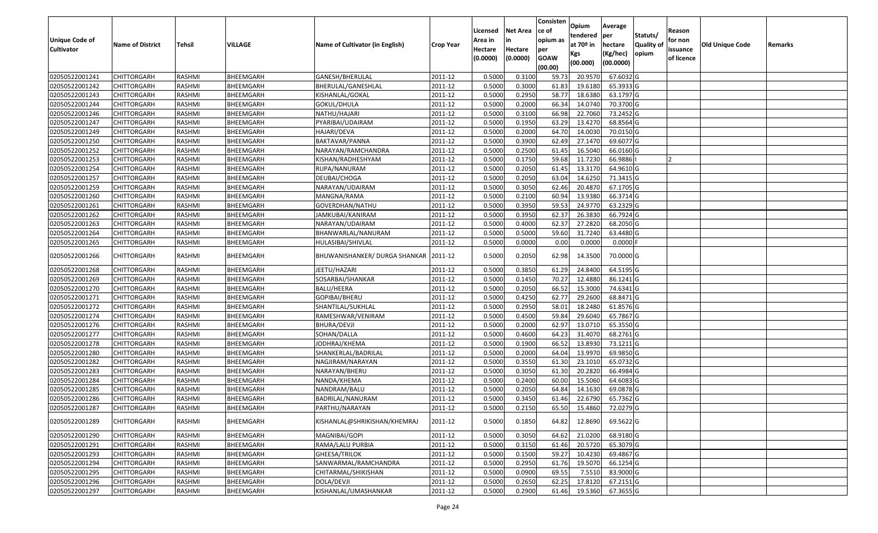| Unique Code of Cultivator | Name of District | Tehsil | VILLAGE | Name of Cultivator (in English) | Crop Year | Licensed Area in Hectare (0.0000) | Net Area in Hectare (0.0000) | Consistence of opium as per GOAW (00.00) | Opium tendered at 70º in Kgs (00.000) | Average per hectare (Kg/hec) (00.0000) | Statuts/ Quality of opium | Reason for non issuance of licence | Old Unique Code | Remarks |
|---|---|---|---|---|---|---|---|---|---|---|---|---|---|---|
| 02050522001241 | CHITTORGARH | RASHMI | BHEEMGARH | GANESH/BHERULAL | 2011-12 | 0.5000 | 0.3100 | 59.73 | 20.9570 | 67.6032 | G | | | |
| 02050522001242 | CHITTORGARH | RASHMI | BHEEMGARH | BHERULAL/GANESHLAL | 2011-12 | 0.5000 | 0.3000 | 61.83 | 19.6180 | 65.3933 | G | | | |
| 02050522001243 | CHITTORGARH | RASHMI | BHEEMGARH | KISHANLAL/GOKAL | 2011-12 | 0.5000 | 0.2950 | 58.77 | 18.6380 | 63.1797 | G | | | |
| 02050522001244 | CHITTORGARH | RASHMI | BHEEMGARH | GOKUL/DHULA | 2011-12 | 0.5000 | 0.2000 | 66.34 | 14.0740 | 70.3700 | G | | | |
| 02050522001246 | CHITTORGARH | RASHMI | BHEEMGARH | NATHU/HAJARI | 2011-12 | 0.5000 | 0.3100 | 66.98 | 22.7060 | 73.2452 | G | | | |
| 02050522001247 | CHITTORGARH | RASHMI | BHEEMGARH | PYARIBAI/UDAIRAM | 2011-12 | 0.5000 | 0.1950 | 63.29 | 13.4270 | 68.8564 | G | | | |
| 02050522001249 | CHITTORGARH | RASHMI | BHEEMGARH | HAJARI/DEVA | 2011-12 | 0.5000 | 0.2000 | 64.70 | 14.0030 | 70.0150 | G | | | |
| 02050522001250 | CHITTORGARH | RASHMI | BHEEMGARH | BAKTAVAR/PANNA | 2011-12 | 0.5000 | 0.3900 | 62.49 | 27.1470 | 69.6077 | G | | | |
| 02050522001252 | CHITTORGARH | RASHMI | BHEEMGARH | NARAYAN/RAMCHANDRA | 2011-12 | 0.5000 | 0.2500 | 61.45 | 16.5040 | 66.0160 | G | | | |
| 02050522001253 | CHITTORGARH | RASHMI | BHEEMGARH | KISHAN/RADHESHYAM | 2011-12 | 0.5000 | 0.1750 | 59.68 | 11.7230 | 66.9886 | I | 2 | | |
| 02050522001254 | CHITTORGARH | RASHMI | BHEEMGARH | RUPA/NANURAM | 2011-12 | 0.5000 | 0.2050 | 61.45 | 13.3170 | 64.9610 | G | | | |
| 02050522001257 | CHITTORGARH | RASHMI | BHEEMGARH | DEUBAI/CHOGA | 2011-12 | 0.5000 | 0.2050 | 63.04 | 14.6250 | 71.3415 | G | | | |
| 02050522001259 | CHITTORGARH | RASHMI | BHEEMGARH | NARAYAN/UDAIRAM | 2011-12 | 0.5000 | 0.3050 | 62.46 | 20.4870 | 67.1705 | G | | | |
| 02050522001260 | CHITTORGARH | RASHMI | BHEEMGARH | MANGNA/RAMA | 2011-12 | 0.5000 | 0.2100 | 60.94 | 13.9380 | 66.3714 | G | | | |
| 02050522001261 | CHITTORGARH | RASHMI | BHEEMGARH | GOVERDHAN/NATHU | 2011-12 | 0.5000 | 0.3950 | 59.53 | 24.9770 | 63.2329 | G | | | |
| 02050522001262 | CHITTORGARH | RASHMI | BHEEMGARH | JAMKUBAI/KANIRAM | 2011-12 | 0.5000 | 0.3950 | 62.37 | 26.3830 | 66.7924 | G | | | |
| 02050522001263 | CHITTORGARH | RASHMI | BHEEMGARH | NARAYAN/UDAIRAM | 2011-12 | 0.5000 | 0.4000 | 62.37 | 27.2820 | 68.2050 | G | | | |
| 02050522001264 | CHITTORGARH | RASHMI | BHEEMGARH | BHANWARLAL/NANURAM | 2011-12 | 0.5000 | 0.5000 | 59.60 | 31.7240 | 63.4480 | G | | | |
| 02050522001265 | CHITTORGARH | RASHMI | BHEEMGARH | HULASIBAI/SHIVLAL | 2011-12 | 0.5000 | 0.0000 | 0.00 | 0.0000 | 0.0000 | F | | | |
| 02050522001266 | CHITTORGARH | RASHMI | BHEEMGARH | BHUWANISHANKER/ DURGA SHANKAR | 2011-12 | 0.5000 | 0.2050 | 62.98 | 14.3500 | 70.0000 | G | | | |
| 02050522001268 | CHITTORGARH | RASHMI | BHEEMGARH | JEETU/HAZARI | 2011-12 | 0.5000 | 0.3850 | 61.29 | 24.8400 | 64.5195 | G | | | |
| 02050522001269 | CHITTORGARH | RASHMI | BHEEMGARH | SOSARBAI/SHANKAR | 2011-12 | 0.5000 | 0.1450 | 70.27 | 12.4880 | 86.1241 | G | | | |
| 02050522001270 | CHITTORGARH | RASHMI | BHEEMGARH | BALU/HEERA | 2011-12 | 0.5000 | 0.2050 | 66.52 | 15.3000 | 74.6341 | G | | | |
| 02050522001271 | CHITTORGARH | RASHMI | BHEEMGARH | GOPIBAI/BHERU | 2011-12 | 0.5000 | 0.4250 | 62.77 | 29.2600 | 68.8471 | G | | | |
| 02050522001272 | CHITTORGARH | RASHMI | BHEEMGARH | SHANTILAL/SUKHLAL | 2011-12 | 0.5000 | 0.2950 | 58.01 | 18.2480 | 61.8576 | G | | | |
| 02050522001274 | CHITTORGARH | RASHMI | BHEEMGARH | RAMESHWAR/VENIRAM | 2011-12 | 0.5000 | 0.4500 | 59.84 | 29.6040 | 65.7867 | G | | | |
| 02050522001276 | CHITTORGARH | RASHMI | BHEEMGARH | BHURA/DEVJI | 2011-12 | 0.5000 | 0.2000 | 62.97 | 13.0710 | 65.3550 | G | | | |
| 02050522001277 | CHITTORGARH | RASHMI | BHEEMGARH | SOHAN/DALLA | 2011-12 | 0.5000 | 0.4600 | 64.23 | 31.4070 | 68.2761 | G | | | |
| 02050522001278 | CHITTORGARH | RASHMI | BHEEMGARH | JODHRAJ/KHEMA | 2011-12 | 0.5000 | 0.1900 | 66.52 | 13.8930 | 73.1211 | G | | | |
| 02050522001280 | CHITTORGARH | RASHMI | BHEEMGARH | SHANKERLAL/BADRILAL | 2011-12 | 0.5000 | 0.2000 | 64.04 | 13.9970 | 69.9850 | G | | | |
| 02050522001282 | CHITTORGARH | RASHMI | BHEEMGARH | NAGJIRAM/NARAYAN | 2011-12 | 0.5000 | 0.3550 | 61.30 | 23.1010 | 65.0732 | G | | | |
| 02050522001283 | CHITTORGARH | RASHMI | BHEEMGARH | NARAYAN/BHERU | 2011-12 | 0.5000 | 0.3050 | 61.30 | 20.2820 | 66.4984 | G | | | |
| 02050522001284 | CHITTORGARH | RASHMI | BHEEMGARH | NANDA/KHEMA | 2011-12 | 0.5000 | 0.2400 | 60.00 | 15.5060 | 64.6083 | G | | | |
| 02050522001285 | CHITTORGARH | RASHMI | BHEEMGARH | NANDRAM/BALU | 2011-12 | 0.5000 | 0.2050 | 64.84 | 14.1630 | 69.0878 | G | | | |
| 02050522001286 | CHITTORGARH | RASHMI | BHEEMGARH | BADRILAL/NANURAM | 2011-12 | 0.5000 | 0.3450 | 61.46 | 22.6790 | 65.7362 | G | | | |
| 02050522001287 | CHITTORGARH | RASHMI | BHEEMGARH | PARTHU/NARAYAN | 2011-12 | 0.5000 | 0.2150 | 65.50 | 15.4860 | 72.0279 | G | | | |
| 02050522001289 | CHITTORGARH | RASHMI | BHEEMGARH | KISHANLAL@SHRIKISHAN/KHEMRAJ | 2011-12 | 0.5000 | 0.1850 | 64.82 | 12.8690 | 69.5622 | G | | | |
| 02050522001290 | CHITTORGARH | RASHMI | BHEEMGARH | MAGNIBAI/GOPI | 2011-12 | 0.5000 | 0.3050 | 64.62 | 21.0200 | 68.9180 | G | | | |
| 02050522001291 | CHITTORGARH | RASHMI | BHEEMGARH | RAMA/LALU PURBIA | 2011-12 | 0.5000 | 0.3150 | 61.46 | 20.5720 | 65.3079 | G | | | |
| 02050522001293 | CHITTORGARH | RASHMI | BHEEMGARH | GHEESA/TRILOK | 2011-12 | 0.5000 | 0.1500 | 59.27 | 10.4230 | 69.4867 | G | | | |
| 02050522001294 | CHITTORGARH | RASHMI | BHEEMGARH | SANWARMAL/RAMCHANDRA | 2011-12 | 0.5000 | 0.2950 | 61.76 | 19.5070 | 66.1254 | G | | | |
| 02050522001295 | CHITTORGARH | RASHMI | BHEEMGARH | CHITARMAL/SHIKISHAN | 2011-12 | 0.5000 | 0.0900 | 69.55 | 7.5510 | 83.9000 | G | | | |
| 02050522001296 | CHITTORGARH | RASHMI | BHEEMGARH | DOLA/DEVJI | 2011-12 | 0.5000 | 0.2650 | 62.25 | 17.8120 | 67.2151 | G | | | |
| 02050522001297 | CHITTORGARH | RASHMI | BHEEMGARH | KISHANLAL/UMASHANKAR | 2011-12 | 0.5000 | 0.2900 | 61.46 | 19.5360 | 67.3655 | G | | | |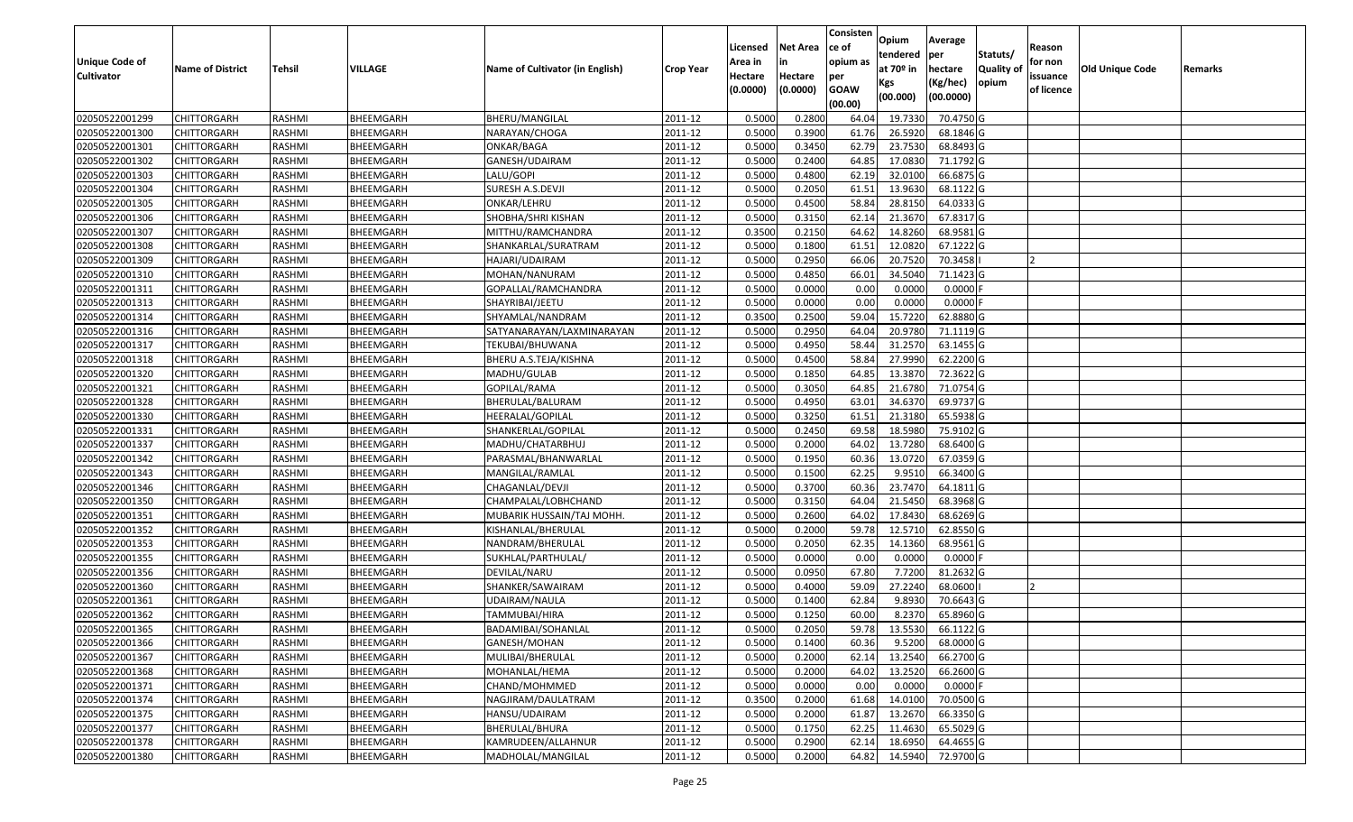| Unique Code of Cultivator | Name of District | Tehsil | VILLAGE | Name of Cultivator (in English) | Crop Year | Licensed Area in Hectare (0.0000) | Net Area in Hectare (0.0000) | Consistence of opium as per GOAW (00.00) | Opium tendered at 70º in Kgs (00.000) | Average per hectare (Kg/hec) (00.0000) | Statuts/ Quality of opium | Reason for non issuance of licence | Old Unique Code | Remarks |
|---|---|---|---|---|---|---|---|---|---|---|---|---|---|---|
| 02050522001299 | CHITTORGARH | RASHMI | BHEEMGARH | BHERU/MANGILAL | 2011-12 | 0.5000 | 0.2800 | 64.04 | 19.7330 | 70.4750 | G | | | |
| 02050522001300 | CHITTORGARH | RASHMI | BHEEMGARH | NARAYAN/CHOGA | 2011-12 | 0.5000 | 0.3900 | 61.76 | 26.5920 | 68.1846 | G | | | |
| 02050522001301 | CHITTORGARH | RASHMI | BHEEMGARH | ONKAR/BAGA | 2011-12 | 0.5000 | 0.3450 | 62.79 | 23.7530 | 68.8493 | G | | | |
| 02050522001302 | CHITTORGARH | RASHMI | BHEEMGARH | GANESH/UDAIRAM | 2011-12 | 0.5000 | 0.2400 | 64.85 | 17.0830 | 71.1792 | G | | | |
| 02050522001303 | CHITTORGARH | RASHMI | BHEEMGARH | LALU/GOPI | 2011-12 | 0.5000 | 0.4800 | 62.19 | 32.0100 | 66.6875 | G | | | |
| 02050522001304 | CHITTORGARH | RASHMI | BHEEMGARH | SURESH A.S.DEVJI | 2011-12 | 0.5000 | 0.2050 | 61.51 | 13.9630 | 68.1122 | G | | | |
| 02050522001305 | CHITTORGARH | RASHMI | BHEEMGARH | ONKAR/LEHRU | 2011-12 | 0.5000 | 0.4500 | 58.84 | 28.8150 | 64.0333 | G | | | |
| 02050522001306 | CHITTORGARH | RASHMI | BHEEMGARH | SHOBHA/SHRI KISHAN | 2011-12 | 0.5000 | 0.3150 | 62.14 | 21.3670 | 67.8317 | G | | | |
| 02050522001307 | CHITTORGARH | RASHMI | BHEEMGARH | MITTHU/RAMCHANDRA | 2011-12 | 0.3500 | 0.2150 | 64.62 | 14.8260 | 68.9581 | G | | | |
| 02050522001308 | CHITTORGARH | RASHMI | BHEEMGARH | SHANKARLAL/SURATRAM | 2011-12 | 0.5000 | 0.1800 | 61.51 | 12.0820 | 67.1222 | G | | | |
| 02050522001309 | CHITTORGARH | RASHMI | BHEEMGARH | HAJARI/UDAIRAM | 2011-12 | 0.5000 | 0.2950 | 66.06 | 20.7520 | 70.3458 | I | 2 | | |
| 02050522001310 | CHITTORGARH | RASHMI | BHEEMGARH | MOHAN/NANURAM | 2011-12 | 0.5000 | 0.4850 | 66.01 | 34.5040 | 71.1423 | G | | | |
| 02050522001311 | CHITTORGARH | RASHMI | BHEEMGARH | GOPALLAL/RAMCHANDRA | 2011-12 | 0.5000 | 0.0000 | 0.00 | 0.0000 | 0.0000 | F | | | |
| 02050522001313 | CHITTORGARH | RASHMI | BHEEMGARH | SHAYRIBAI/JEETU | 2011-12 | 0.5000 | 0.0000 | 0.00 | 0.0000 | 0.0000 | F | | | |
| 02050522001314 | CHITTORGARH | RASHMI | BHEEMGARH | SHYAMLAL/NANDRAM | 2011-12 | 0.3500 | 0.2500 | 59.04 | 15.7220 | 62.8880 | G | | | |
| 02050522001316 | CHITTORGARH | RASHMI | BHEEMGARH | SATYANARAYAN/LAXMINARAYAN | 2011-12 | 0.5000 | 0.2950 | 64.04 | 20.9780 | 71.1119 | G | | | |
| 02050522001317 | CHITTORGARH | RASHMI | BHEEMGARH | TEKUBAI/BHUWANA | 2011-12 | 0.5000 | 0.4950 | 58.44 | 31.2570 | 63.1455 | G | | | |
| 02050522001318 | CHITTORGARH | RASHMI | BHEEMGARH | BHERU A.S.TEJA/KISHNA | 2011-12 | 0.5000 | 0.4500 | 58.84 | 27.9990 | 62.2200 | G | | | |
| 02050522001320 | CHITTORGARH | RASHMI | BHEEMGARH | MADHU/GULAB | 2011-12 | 0.5000 | 0.1850 | 64.85 | 13.3870 | 72.3622 | G | | | |
| 02050522001321 | CHITTORGARH | RASHMI | BHEEMGARH | GOPILAL/RAMA | 2011-12 | 0.5000 | 0.3050 | 64.85 | 21.6780 | 71.0754 | G | | | |
| 02050522001328 | CHITTORGARH | RASHMI | BHEEMGARH | BHERULAL/BALURAM | 2011-12 | 0.5000 | 0.4950 | 63.01 | 34.6370 | 69.9737 | G | | | |
| 02050522001330 | CHITTORGARH | RASHMI | BHEEMGARH | HEERALAL/GOPILAL | 2011-12 | 0.5000 | 0.3250 | 61.51 | 21.3180 | 65.5938 | G | | | |
| 02050522001331 | CHITTORGARH | RASHMI | BHEEMGARH | SHANKERLAL/GOPILAL | 2011-12 | 0.5000 | 0.2450 | 69.58 | 18.5980 | 75.9102 | G | | | |
| 02050522001337 | CHITTORGARH | RASHMI | BHEEMGARH | MADHU/CHATARBHUJ | 2011-12 | 0.5000 | 0.2000 | 64.02 | 13.7280 | 68.6400 | G | | | |
| 02050522001342 | CHITTORGARH | RASHMI | BHEEMGARH | PARASMAL/BHANWARLAL | 2011-12 | 0.5000 | 0.1950 | 60.36 | 13.0720 | 67.0359 | G | | | |
| 02050522001343 | CHITTORGARH | RASHMI | BHEEMGARH | MANGILAL/RAMLAL | 2011-12 | 0.5000 | 0.1500 | 62.25 | 9.9510 | 66.3400 | G | | | |
| 02050522001346 | CHITTORGARH | RASHMI | BHEEMGARH | CHAGANLAL/DEVJI | 2011-12 | 0.5000 | 0.3700 | 60.36 | 23.7470 | 64.1811 | G | | | |
| 02050522001350 | CHITTORGARH | RASHMI | BHEEMGARH | CHAMPALAL/LOBHCHAND | 2011-12 | 0.5000 | 0.3150 | 64.04 | 21.5450 | 68.3968 | G | | | |
| 02050522001351 | CHITTORGARH | RASHMI | BHEEMGARH | MUBARIK HUSSAIN/TAJ MOHH. | 2011-12 | 0.5000 | 0.2600 | 64.02 | 17.8430 | 68.6269 | G | | | |
| 02050522001352 | CHITTORGARH | RASHMI | BHEEMGARH | KISHANLAL/BHERULAL | 2011-12 | 0.5000 | 0.2000 | 59.78 | 12.5710 | 62.8550 | G | | | |
| 02050522001353 | CHITTORGARH | RASHMI | BHEEMGARH | NANDRAM/BHERULAL | 2011-12 | 0.5000 | 0.2050 | 62.35 | 14.1360 | 68.9561 | G | | | |
| 02050522001355 | CHITTORGARH | RASHMI | BHEEMGARH | SUKHLAL/PARTHULAL/ | 2011-12 | 0.5000 | 0.0000 | 0.00 | 0.0000 | 0.0000 | F | | | |
| 02050522001356 | CHITTORGARH | RASHMI | BHEEMGARH | DEVILAL/NARU | 2011-12 | 0.5000 | 0.0950 | 67.80 | 7.7200 | 81.2632 | G | | | |
| 02050522001360 | CHITTORGARH | RASHMI | BHEEMGARH | SHANKER/SAWAIRAM | 2011-12 | 0.5000 | 0.4000 | 59.09 | 27.2240 | 68.0600 | I | 2 | | |
| 02050522001361 | CHITTORGARH | RASHMI | BHEEMGARH | UDAIRAM/NAULA | 2011-12 | 0.5000 | 0.1400 | 62.84 | 9.8930 | 70.6643 | G | | | |
| 02050522001362 | CHITTORGARH | RASHMI | BHEEMGARH | TAMMUBAI/HIRA | 2011-12 | 0.5000 | 0.1250 | 60.00 | 8.2370 | 65.8960 | G | | | |
| 02050522001365 | CHITTORGARH | RASHMI | BHEEMGARH | BADAMIBAI/SOHANLAL | 2011-12 | 0.5000 | 0.2050 | 59.78 | 13.5530 | 66.1122 | G | | | |
| 02050522001366 | CHITTORGARH | RASHMI | BHEEMGARH | GANESH/MOHAN | 2011-12 | 0.5000 | 0.1400 | 60.36 | 9.5200 | 68.0000 | G | | | |
| 02050522001367 | CHITTORGARH | RASHMI | BHEEMGARH | MULIBAI/BHERULAL | 2011-12 | 0.5000 | 0.2000 | 62.14 | 13.2540 | 66.2700 | G | | | |
| 02050522001368 | CHITTORGARH | RASHMI | BHEEMGARH | MOHANLAL/HEMA | 2011-12 | 0.5000 | 0.2000 | 64.02 | 13.2520 | 66.2600 | G | | | |
| 02050522001371 | CHITTORGARH | RASHMI | BHEEMGARH | CHAND/MOHMMED | 2011-12 | 0.5000 | 0.0000 | 0.00 | 0.0000 | 0.0000 | F | | | |
| 02050522001374 | CHITTORGARH | RASHMI | BHEEMGARH | NAGJIRAM/DAULATRAM | 2011-12 | 0.3500 | 0.2000 | 61.68 | 14.0100 | 70.0500 | G | | | |
| 02050522001375 | CHITTORGARH | RASHMI | BHEEMGARH | HANSU/UDAIRAM | 2011-12 | 0.5000 | 0.2000 | 61.87 | 13.2670 | 66.3350 | G | | | |
| 02050522001377 | CHITTORGARH | RASHMI | BHEEMGARH | BHERULAL/BHURA | 2011-12 | 0.5000 | 0.1750 | 62.25 | 11.4630 | 65.5029 | G | | | |
| 02050522001378 | CHITTORGARH | RASHMI | BHEEMGARH | KAMRUDEEN/ALLAHNUR | 2011-12 | 0.5000 | 0.2900 | 62.14 | 18.6950 | 64.4655 | G | | | |
| 02050522001380 | CHITTORGARH | RASHMI | BHEEMGARH | MADHOLAL/MANGILAL | 2011-12 | 0.5000 | 0.2000 | 64.82 | 14.5940 | 72.9700 | G | | | |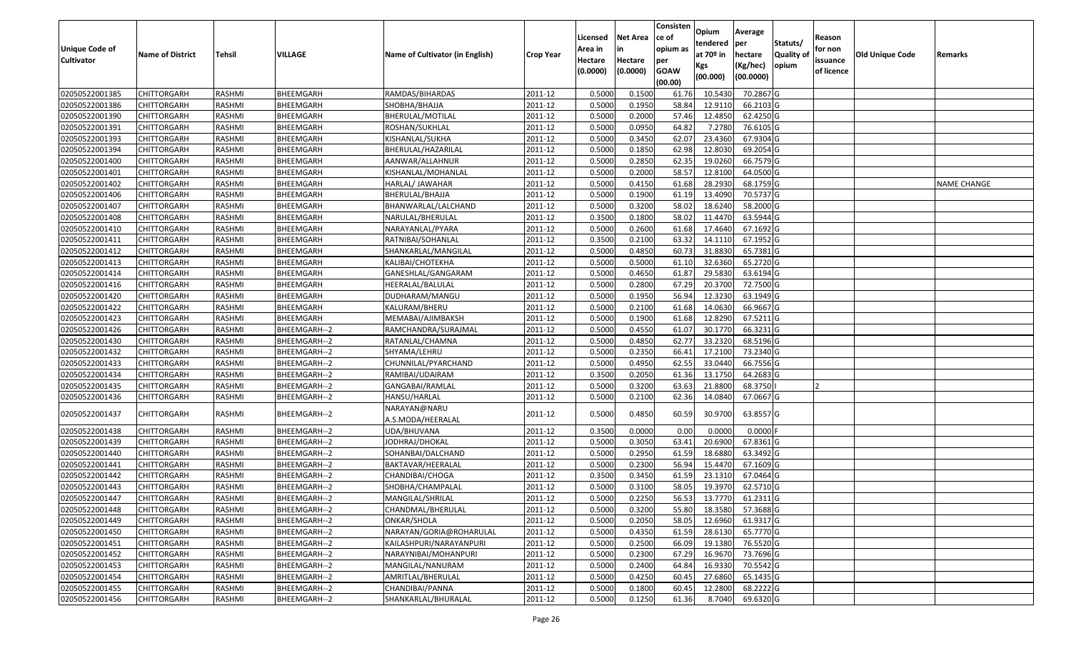| Unique Code of Cultivator | Name of District | Tehsil | VILLAGE | Name of Cultivator (in English) | Crop Year | Licensed Area in Hectare (0.0000) | Net Area in Hectare (0.0000) | Consistence of opium as per GOAW (00.00) | Opium tendered at 70º in Kgs (00.000) | Average per hectare (Kg/hec) (00.0000) | Statuts/ Quality of opium | Reason for non issuance of licence | Old Unique Code | Remarks |
|---|---|---|---|---|---|---|---|---|---|---|---|---|---|---|
| 02050522001385 | CHITTORGARH | RASHMI | BHEEMGARH | RAMDAS/BIHARDAS | 2011-12 | 0.5000 | 0.1500 | 61.76 | 10.5430 | 70.2867 | G | | | |
| 02050522001386 | CHITTORGARH | RASHMI | BHEEMGARH | SHOBHA/BHAJJA | 2011-12 | 0.5000 | 0.1950 | 58.84 | 12.9110 | 66.2103 | G | | | |
| 02050522001390 | CHITTORGARH | RASHMI | BHEEMGARH | BHERULAL/MOTILAL | 2011-12 | 0.5000 | 0.2000 | 57.46 | 12.4850 | 62.4250 | G | | | |
| 02050522001391 | CHITTORGARH | RASHMI | BHEEMGARH | ROSHAN/SUKHLAL | 2011-12 | 0.5000 | 0.0950 | 64.82 | 7.2780 | 76.6105 | G | | | |
| 02050522001393 | CHITTORGARH | RASHMI | BHEEMGARH | KISHANLAL/SUKHA | 2011-12 | 0.5000 | 0.3450 | 62.07 | 23.4360 | 67.9304 | G | | | |
| 02050522001394 | CHITTORGARH | RASHMI | BHEEMGARH | BHERULAL/HAZARILAL | 2011-12 | 0.5000 | 0.1850 | 62.98 | 12.8030 | 69.2054 | G | | | |
| 02050522001400 | CHITTORGARH | RASHMI | BHEEMGARH | AANWAR/ALLAHNUR | 2011-12 | 0.5000 | 0.2850 | 62.35 | 19.0260 | 66.7579 | G | | | |
| 02050522001401 | CHITTORGARH | RASHMI | BHEEMGARH | KISHANLAL/MOHANLAL | 2011-12 | 0.5000 | 0.2000 | 58.57 | 12.8100 | 64.0500 | G | | | |
| 02050522001402 | CHITTORGARH | RASHMI | BHEEMGARH | HARLAL/ JAWAHAR | 2011-12 | 0.5000 | 0.4150 | 61.68 | 28.2930 | 68.1759 | G | | | NAME CHANGE |
| 02050522001406 | CHITTORGARH | RASHMI | BHEEMGARH | BHERULAL/BHAJJA | 2011-12 | 0.5000 | 0.1900 | 61.19 | 13.4090 | 70.5737 | G | | | |
| 02050522001407 | CHITTORGARH | RASHMI | BHEEMGARH | BHANWARLAL/LALCHAND | 2011-12 | 0.5000 | 0.3200 | 58.02 | 18.6240 | 58.2000 | G | | | |
| 02050522001408 | CHITTORGARH | RASHMI | BHEEMGARH | NARULAL/BHERULAL | 2011-12 | 0.3500 | 0.1800 | 58.02 | 11.4470 | 63.5944 | G | | | |
| 02050522001410 | CHITTORGARH | RASHMI | BHEEMGARH | NARAYANLAL/PYARA | 2011-12 | 0.5000 | 0.2600 | 61.68 | 17.4640 | 67.1692 | G | | | |
| 02050522001411 | CHITTORGARH | RASHMI | BHEEMGARH | RATNIBAI/SOHANLAL | 2011-12 | 0.3500 | 0.2100 | 63.32 | 14.1110 | 67.1952 | G | | | |
| 02050522001412 | CHITTORGARH | RASHMI | BHEEMGARH | SHANKARLAL/MANGILAL | 2011-12 | 0.5000 | 0.4850 | 60.73 | 31.8830 | 65.7381 | G | | | |
| 02050522001413 | CHITTORGARH | RASHMI | BHEEMGARH | KALIBAI/CHOTEKHA | 2011-12 | 0.5000 | 0.5000 | 61.10 | 32.6360 | 65.2720 | G | | | |
| 02050522001414 | CHITTORGARH | RASHMI | BHEEMGARH | GANESHLAL/GANGARAM | 2011-12 | 0.5000 | 0.4650 | 61.87 | 29.5830 | 63.6194 | G | | | |
| 02050522001416 | CHITTORGARH | RASHMI | BHEEMGARH | HEERALAL/BALULAL | 2011-12 | 0.5000 | 0.2800 | 67.29 | 20.3700 | 72.7500 | G | | | |
| 02050522001420 | CHITTORGARH | RASHMI | BHEEMGARH | DUDHARAM/MANGU | 2011-12 | 0.5000 | 0.1950 | 56.94 | 12.3230 | 63.1949 | G | | | |
| 02050522001422 | CHITTORGARH | RASHMI | BHEEMGARH | KALURAM/BHERU | 2011-12 | 0.5000 | 0.2100 | 61.68 | 14.0630 | 66.9667 | G | | | |
| 02050522001423 | CHITTORGARH | RASHMI | BHEEMGARH | MEMABAI/AJIMBAKSH | 2011-12 | 0.5000 | 0.1900 | 61.68 | 12.8290 | 67.5211 | G | | | |
| 02050522001426 | CHITTORGARH | RASHMI | BHEEMGARH--2 | RAMCHANDRA/SURAJMAL | 2011-12 | 0.5000 | 0.4550 | 61.07 | 30.1770 | 66.3231 | G | | | |
| 02050522001430 | CHITTORGARH | RASHMI | BHEEMGARH--2 | RATANLAL/CHAMNA | 2011-12 | 0.5000 | 0.4850 | 62.77 | 33.2320 | 68.5196 | G | | | |
| 02050522001432 | CHITTORGARH | RASHMI | BHEEMGARH--2 | SHYAMA/LEHRU | 2011-12 | 0.5000 | 0.2350 | 66.41 | 17.2100 | 73.2340 | G | | | |
| 02050522001433 | CHITTORGARH | RASHMI | BHEEMGARH--2 | CHUNNILAL/PYARCHAND | 2011-12 | 0.5000 | 0.4950 | 62.55 | 33.0440 | 66.7556 | G | | | |
| 02050522001434 | CHITTORGARH | RASHMI | BHEEMGARH--2 | RAMIBAI/UDAIRAM | 2011-12 | 0.3500 | 0.2050 | 61.36 | 13.1750 | 64.2683 | G | | | |
| 02050522001435 | CHITTORGARH | RASHMI | BHEEMGARH--2 | GANGABAI/RAMLAL | 2011-12 | 0.5000 | 0.3200 | 63.63 | 21.8800 | 68.3750 | I | 2 | | |
| 02050522001436 | CHITTORGARH | RASHMI | BHEEMGARH--2 | HANSU/HARLAL | 2011-12 | 0.5000 | 0.2100 | 62.36 | 14.0840 | 67.0667 | G | | | |
| 02050522001437 | CHITTORGARH | RASHMI | BHEEMGARH--2 | NARAYAN@NARU A.S.MODA/HEERALAL | 2011-12 | 0.5000 | 0.4850 | 60.59 | 30.9700 | 63.8557 | G | | | |
| 02050522001438 | CHITTORGARH | RASHMI | BHEEMGARH--2 | UDA/BHUVANA | 2011-12 | 0.3500 | 0.0000 | 0.00 | 0.0000 | 0.0000 | F | | | |
| 02050522001439 | CHITTORGARH | RASHMI | BHEEMGARH--2 | JODHRAJ/DHOKAL | 2011-12 | 0.5000 | 0.3050 | 63.41 | 20.6900 | 67.8361 | G | | | |
| 02050522001440 | CHITTORGARH | RASHMI | BHEEMGARH--2 | SOHANBAI/DALCHAND | 2011-12 | 0.5000 | 0.2950 | 61.59 | 18.6880 | 63.3492 | G | | | |
| 02050522001441 | CHITTORGARH | RASHMI | BHEEMGARH--2 | BAKTAVAR/HEERALAL | 2011-12 | 0.5000 | 0.2300 | 56.94 | 15.4470 | 67.1609 | G | | | |
| 02050522001442 | CHITTORGARH | RASHMI | BHEEMGARH--2 | CHANDIBAI/CHOGA | 2011-12 | 0.3500 | 0.3450 | 61.59 | 23.1310 | 67.0464 | G | | | |
| 02050522001443 | CHITTORGARH | RASHMI | BHEEMGARH--2 | SHOBHA/CHAMPALAL | 2011-12 | 0.5000 | 0.3100 | 58.05 | 19.3970 | 62.5710 | G | | | |
| 02050522001447 | CHITTORGARH | RASHMI | BHEEMGARH--2 | MANGILAL/SHRILAL | 2011-12 | 0.5000 | 0.2250 | 56.53 | 13.7770 | 61.2311 | G | | | |
| 02050522001448 | CHITTORGARH | RASHMI | BHEEMGARH--2 | CHANDMAL/BHERULAL | 2011-12 | 0.5000 | 0.3200 | 55.80 | 18.3580 | 57.3688 | G | | | |
| 02050522001449 | CHITTORGARH | RASHMI | BHEEMGARH--2 | ONKAR/SHOLA | 2011-12 | 0.5000 | 0.2050 | 58.05 | 12.6960 | 61.9317 | G | | | |
| 02050522001450 | CHITTORGARH | RASHMI | BHEEMGARH--2 | NARAYAN/GORIA@ROHARULAL | 2011-12 | 0.5000 | 0.4350 | 61.59 | 28.6130 | 65.7770 | G | | | |
| 02050522001451 | CHITTORGARH | RASHMI | BHEEMGARH--2 | KAILASHPURI/NARAYANPURI | 2011-12 | 0.5000 | 0.2500 | 66.09 | 19.1380 | 76.5520 | G | | | |
| 02050522001452 | CHITTORGARH | RASHMI | BHEEMGARH--2 | NARAYNIBAI/MOHANPURI | 2011-12 | 0.5000 | 0.2300 | 67.29 | 16.9670 | 73.7696 | G | | | |
| 02050522001453 | CHITTORGARH | RASHMI | BHEEMGARH--2 | MANGILAL/NANURAM | 2011-12 | 0.5000 | 0.2400 | 64.84 | 16.9330 | 70.5542 | G | | | |
| 02050522001454 | CHITTORGARH | RASHMI | BHEEMGARH--2 | AMRITLAL/BHERULAL | 2011-12 | 0.5000 | 0.4250 | 60.45 | 27.6860 | 65.1435 | G | | | |
| 02050522001455 | CHITTORGARH | RASHMI | BHEEMGARH--2 | CHANDIBAI/PANNA | 2011-12 | 0.5000 | 0.1800 | 60.45 | 12.2800 | 68.2222 | G | | | |
| 02050522001456 | CHITTORGARH | RASHMI | BHEEMGARH--2 | SHANKARLAL/BHURALAL | 2011-12 | 0.5000 | 0.1250 | 61.36 | 8.7040 | 69.6320 | G | | | |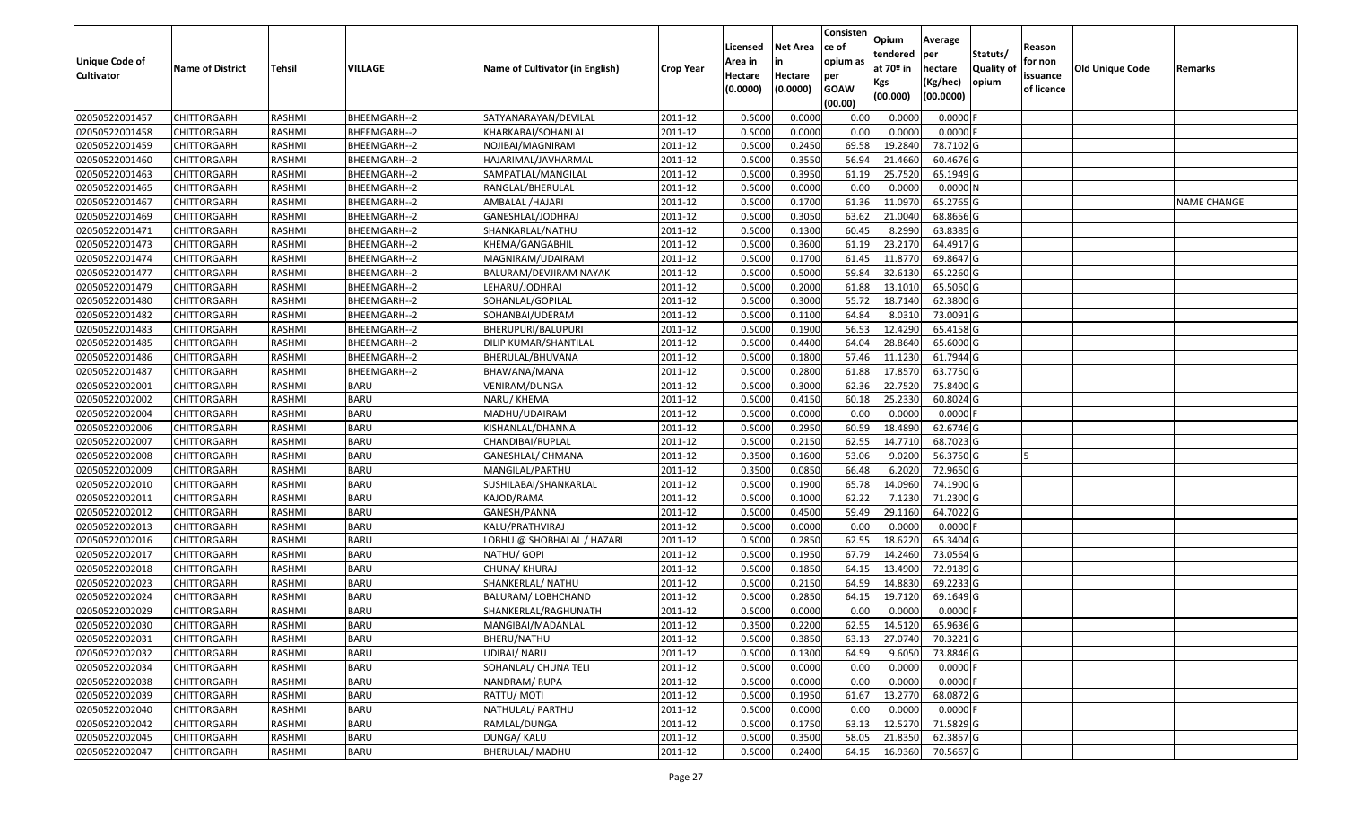| Unique Code of Cultivator | Name of District | Tehsil | VILLAGE | Name of Cultivator (in English) | Crop Year | Licensed Area in Hectare (0.0000) | Net Area in Hectare (0.0000) | Consistence of opium as per GOAW (00.00) | Opium tendered at 70º in Kgs (00.000) | Average per hectare (Kg/hec) (00.0000) | Statuts/ Quality of opium | Reason for non issuance of licence | Old Unique Code | Remarks |
|---|---|---|---|---|---|---|---|---|---|---|---|---|---|---|
| 02050522001457 | CHITTORGARH | RASHMI | BHEEMGARH--2 | SATYANARAYAN/DEVILAL | 2011-12 | 0.5000 | 0.0000 | 0.00 | 0.0000 | 0.0000 | F | | | |
| 02050522001458 | CHITTORGARH | RASHMI | BHEEMGARH--2 | KHARKABAI/SOHANLAL | 2011-12 | 0.5000 | 0.0000 | 0.00 | 0.0000 | 0.0000 | F | | | |
| 02050522001459 | CHITTORGARH | RASHMI | BHEEMGARH--2 | NOJIBAI/MAGNIRAM | 2011-12 | 0.5000 | 0.2450 | 69.58 | 19.2840 | 78.7102 | G | | | |
| 02050522001460 | CHITTORGARH | RASHMI | BHEEMGARH--2 | HAJARIMAL/JAVHARMAL | 2011-12 | 0.5000 | 0.3550 | 56.94 | 21.4660 | 60.4676 | G | | | |
| 02050522001463 | CHITTORGARH | RASHMI | BHEEMGARH--2 | SAMPATLAL/MANGILAL | 2011-12 | 0.5000 | 0.3950 | 61.19 | 25.7520 | 65.1949 | G | | | |
| 02050522001465 | CHITTORGARH | RASHMI | BHEEMGARH--2 | RANGLAL/BHERULAL | 2011-12 | 0.5000 | 0.0000 | 0.00 | 0.0000 | 0.0000 | N | | | |
| 02050522001467 | CHITTORGARH | RASHMI | BHEEMGARH--2 | AMBALAL /HAJARI | 2011-12 | 0.5000 | 0.1700 | 61.36 | 11.0970 | 65.2765 | G | | | NAME CHANGE |
| 02050522001469 | CHITTORGARH | RASHMI | BHEEMGARH--2 | GANESHLAL/JODHRAJ | 2011-12 | 0.5000 | 0.3050 | 63.62 | 21.0040 | 68.8656 | G | | | |
| 02050522001471 | CHITTORGARH | RASHMI | BHEEMGARH--2 | SHANKARLAL/NATHU | 2011-12 | 0.5000 | 0.1300 | 60.45 | 8.2990 | 63.8385 | G | | | |
| 02050522001473 | CHITTORGARH | RASHMI | BHEEMGARH--2 | KHEMA/GANGABHIL | 2011-12 | 0.5000 | 0.3600 | 61.19 | 23.2170 | 64.4917 | G | | | |
| 02050522001474 | CHITTORGARH | RASHMI | BHEEMGARH--2 | MAGNIRAM/UDAIRAM | 2011-12 | 0.5000 | 0.1700 | 61.45 | 11.8770 | 69.8647 | G | | | |
| 02050522001477 | CHITTORGARH | RASHMI | BHEEMGARH--2 | BALURAM/DEVJIRAM NAYAK | 2011-12 | 0.5000 | 0.5000 | 59.84 | 32.6130 | 65.2260 | G | | | |
| 02050522001479 | CHITTORGARH | RASHMI | BHEEMGARH--2 | LEHARU/JODHRAJ | 2011-12 | 0.5000 | 0.2000 | 61.88 | 13.1010 | 65.5050 | G | | | |
| 02050522001480 | CHITTORGARH | RASHMI | BHEEMGARH--2 | SOHANLAL/GOPILAL | 2011-12 | 0.5000 | 0.3000 | 55.72 | 18.7140 | 62.3800 | G | | | |
| 02050522001482 | CHITTORGARH | RASHMI | BHEEMGARH--2 | SOHANBAI/UDERAM | 2011-12 | 0.5000 | 0.1100 | 64.84 | 8.0310 | 73.0091 | G | | | |
| 02050522001483 | CHITTORGARH | RASHMI | BHEEMGARH--2 | BHERUPURI/BALUPURI | 2011-12 | 0.5000 | 0.1900 | 56.53 | 12.4290 | 65.4158 | G | | | |
| 02050522001485 | CHITTORGARH | RASHMI | BHEEMGARH--2 | DILIP KUMAR/SHANTILAL | 2011-12 | 0.5000 | 0.4400 | 64.04 | 28.8640 | 65.6000 | G | | | |
| 02050522001486 | CHITTORGARH | RASHMI | BHEEMGARH--2 | BHERULAL/BHUVANA | 2011-12 | 0.5000 | 0.1800 | 57.46 | 11.1230 | 61.7944 | G | | | |
| 02050522001487 | CHITTORGARH | RASHMI | BHEEMGARH--2 | BHAWANA/MANA | 2011-12 | 0.5000 | 0.2800 | 61.88 | 17.8570 | 63.7750 | G | | | |
| 02050522002001 | CHITTORGARH | RASHMI | BARU | VENIRAM/DUNGA | 2011-12 | 0.5000 | 0.3000 | 62.36 | 22.7520 | 75.8400 | G | | | |
| 02050522002002 | CHITTORGARH | RASHMI | BARU | NARU/ KHEMA | 2011-12 | 0.5000 | 0.4150 | 60.18 | 25.2330 | 60.8024 | G | | | |
| 02050522002004 | CHITTORGARH | RASHMI | BARU | MADHU/UDAIRAM | 2011-12 | 0.5000 | 0.0000 | 0.00 | 0.0000 | 0.0000 | F | | | |
| 02050522002006 | CHITTORGARH | RASHMI | BARU | KISHANLAL/DHANNA | 2011-12 | 0.5000 | 0.2950 | 60.59 | 18.4890 | 62.6746 | G | | | |
| 02050522002007 | CHITTORGARH | RASHMI | BARU | CHANDIBAI/RUPLAL | 2011-12 | 0.5000 | 0.2150 | 62.55 | 14.7710 | 68.7023 | G | | | |
| 02050522002008 | CHITTORGARH | RASHMI | BARU | GANESHLAL/ CHMANA | 2011-12 | 0.3500 | 0.1600 | 53.06 | 9.0200 | 56.3750 | G | 5 | | |
| 02050522002009 | CHITTORGARH | RASHMI | BARU | MANGILAL/PARTHU | 2011-12 | 0.3500 | 0.0850 | 66.48 | 6.2020 | 72.9650 | G | | | |
| 02050522002010 | CHITTORGARH | RASHMI | BARU | SUSHILABAI/SHANKARLAL | 2011-12 | 0.5000 | 0.1900 | 65.78 | 14.0960 | 74.1900 | G | | | |
| 02050522002011 | CHITTORGARH | RASHMI | BARU | KAJOD/RAMA | 2011-12 | 0.5000 | 0.1000 | 62.22 | 7.1230 | 71.2300 | G | | | |
| 02050522002012 | CHITTORGARH | RASHMI | BARU | GANESH/PANNA | 2011-12 | 0.5000 | 0.4500 | 59.49 | 29.1160 | 64.7022 | G | | | |
| 02050522002013 | CHITTORGARH | RASHMI | BARU | KALU/PRATHVIRAJ | 2011-12 | 0.5000 | 0.0000 | 0.00 | 0.0000 | 0.0000 | F | | | |
| 02050522002016 | CHITTORGARH | RASHMI | BARU | LOBHU @ SHOBHALAL / HAZARI | 2011-12 | 0.5000 | 0.2850 | 62.55 | 18.6220 | 65.3404 | G | | | |
| 02050522002017 | CHITTORGARH | RASHMI | BARU | NATHU/ GOPI | 2011-12 | 0.5000 | 0.1950 | 67.79 | 14.2460 | 73.0564 | G | | | |
| 02050522002018 | CHITTORGARH | RASHMI | BARU | CHUNA/ KHURAJ | 2011-12 | 0.5000 | 0.1850 | 64.15 | 13.4900 | 72.9189 | G | | | |
| 02050522002023 | CHITTORGARH | RASHMI | BARU | SHANKERLAL/ NATHU | 2011-12 | 0.5000 | 0.2150 | 64.59 | 14.8830 | 69.2233 | G | | | |
| 02050522002024 | CHITTORGARH | RASHMI | BARU | BALURAM/ LOBHCHAND | 2011-12 | 0.5000 | 0.2850 | 64.15 | 19.7120 | 69.1649 | G | | | |
| 02050522002029 | CHITTORGARH | RASHMI | BARU | SHANKERLAL/RAGHUNATH | 2011-12 | 0.5000 | 0.0000 | 0.00 | 0.0000 | 0.0000 | F | | | |
| 02050522002030 | CHITTORGARH | RASHMI | BARU | MANGIBAI/MADANLAL | 2011-12 | 0.3500 | 0.2200 | 62.55 | 14.5120 | 65.9636 | G | | | |
| 02050522002031 | CHITTORGARH | RASHMI | BARU | BHERU/NATHU | 2011-12 | 0.5000 | 0.3850 | 63.13 | 27.0740 | 70.3221 | G | | | |
| 02050522002032 | CHITTORGARH | RASHMI | BARU | UDIBAI/ NARU | 2011-12 | 0.5000 | 0.1300 | 64.59 | 9.6050 | 73.8846 | G | | | |
| 02050522002034 | CHITTORGARH | RASHMI | BARU | SOHANLAL/ CHUNA TELI | 2011-12 | 0.5000 | 0.0000 | 0.00 | 0.0000 | 0.0000 | F | | | |
| 02050522002038 | CHITTORGARH | RASHMI | BARU | NANDRAM/ RUPA | 2011-12 | 0.5000 | 0.0000 | 0.00 | 0.0000 | 0.0000 | F | | | |
| 02050522002039 | CHITTORGARH | RASHMI | BARU | RATTU/ MOTI | 2011-12 | 0.5000 | 0.1950 | 61.67 | 13.2770 | 68.0872 | G | | | |
| 02050522002040 | CHITTORGARH | RASHMI | BARU | NATHULAL/ PARTHU | 2011-12 | 0.5000 | 0.0000 | 0.00 | 0.0000 | 0.0000 | F | | | |
| 02050522002042 | CHITTORGARH | RASHMI | BARU | RAMLAL/DUNGA | 2011-12 | 0.5000 | 0.1750 | 63.13 | 12.5270 | 71.5829 | G | | | |
| 02050522002045 | CHITTORGARH | RASHMI | BARU | DUNGA/ KALU | 2011-12 | 0.5000 | 0.3500 | 58.05 | 21.8350 | 62.3857 | G | | | |
| 02050522002047 | CHITTORGARH | RASHMI | BARU | BHERULAL/ MADHU | 2011-12 | 0.5000 | 0.2400 | 64.15 | 16.9360 | 70.5667 | G | | | |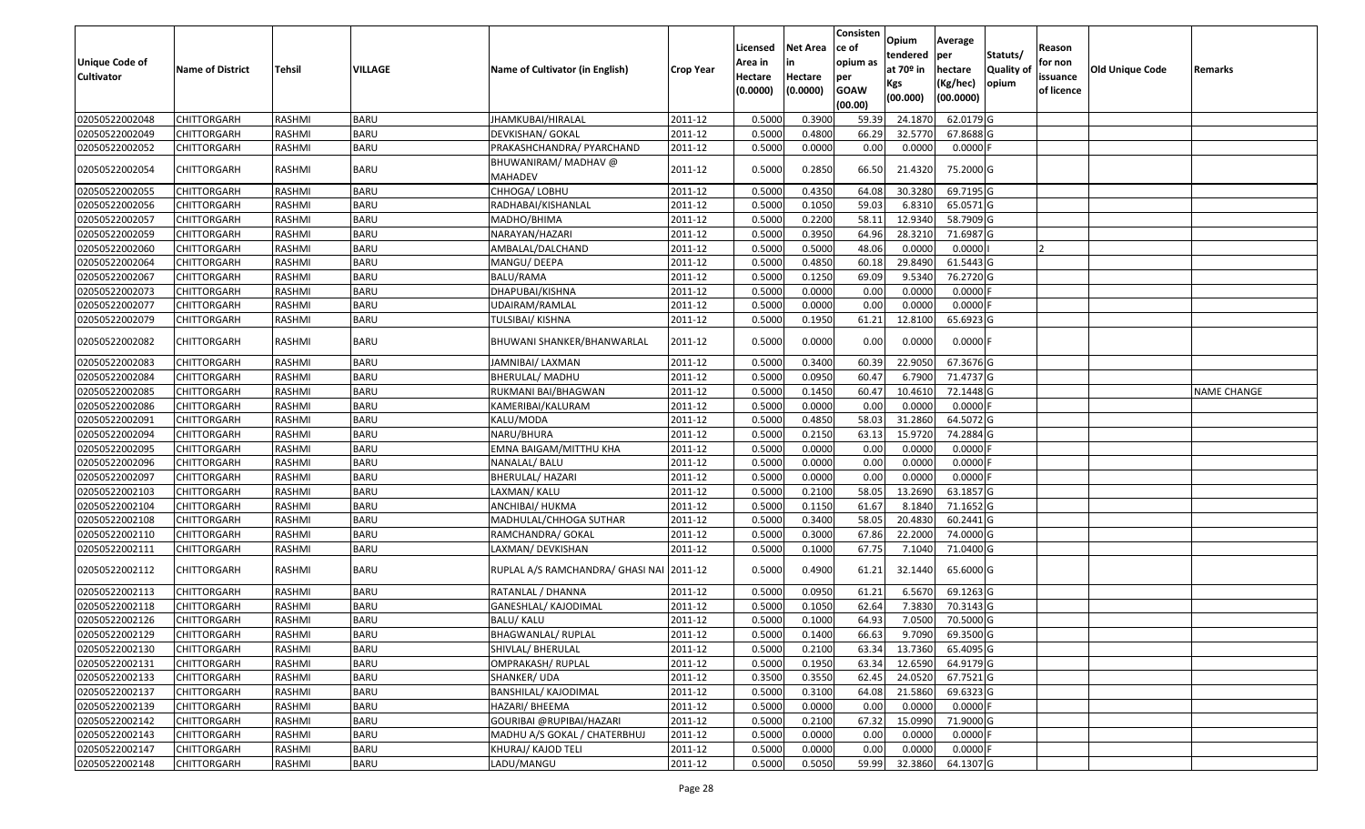| Unique Code of Cultivator | Name of District | Tehsil | VILLAGE | Name of Cultivator (in English) | Crop Year | Licensed Area in Hectare (0.0000) | Net Area in Hectare (0.0000) | Consisten ce of opium as per GOAW (00.00) | Opium tendered at 70º in Kgs (00.000) | Average per hectare (Kg/hec) (00.0000) | Statuts/ Quality of opium | Reason for non issuance of licence | Old Unique Code | Remarks |
|---|---|---|---|---|---|---|---|---|---|---|---|---|---|---|
| 02050522002048 | CHITTORGARH | RASHMI | BARU | JHAMKUBAI/HIRALAL | 2011-12 | 0.5000 | 0.3900 | 59.39 | 24.1870 | 62.0179 | G | | | |
| 02050522002049 | CHITTORGARH | RASHMI | BARU | DEVKISHAN/ GOKAL | 2011-12 | 0.5000 | 0.4800 | 66.29 | 32.5770 | 67.8688 | G | | | |
| 02050522002052 | CHITTORGARH | RASHMI | BARU | PRAKASHCHANDRA/ PYARCHAND | 2011-12 | 0.5000 | 0.0000 | 0.00 | 0.0000 | 0.0000 | F | | | |
| 02050522002054 | CHITTORGARH | RASHMI | BARU | BHUWANIRAM/ MADHAV @ MAHADEV | 2011-12 | 0.5000 | 0.2850 | 66.50 | 21.4320 | 75.2000 | G | | | |
| 02050522002055 | CHITTORGARH | RASHMI | BARU | CHHOGA/ LOBHU | 2011-12 | 0.5000 | 0.4350 | 64.08 | 30.3280 | 69.7195 | G | | | |
| 02050522002056 | CHITTORGARH | RASHMI | BARU | RADHABAI/KISHANLAL | 2011-12 | 0.5000 | 0.1050 | 59.03 | 6.8310 | 65.0571 | G | | | |
| 02050522002057 | CHITTORGARH | RASHMI | BARU | MADHO/BHIMA | 2011-12 | 0.5000 | 0.2200 | 58.11 | 12.9340 | 58.7909 | G | | | |
| 02050522002059 | CHITTORGARH | RASHMI | BARU | NARAYAN/HAZARI | 2011-12 | 0.5000 | 0.3950 | 64.96 | 28.3210 | 71.6987 | G | | | |
| 02050522002060 | CHITTORGARH | RASHMI | BARU | AMBALAL/DALCHAND | 2011-12 | 0.5000 | 0.5000 | 48.06 | 0.0000 | 0.0000 | I | 2 | | |
| 02050522002064 | CHITTORGARH | RASHMI | BARU | MANGU/ DEEPA | 2011-12 | 0.5000 | 0.4850 | 60.18 | 29.8490 | 61.5443 | G | | | |
| 02050522002067 | CHITTORGARH | RASHMI | BARU | BALU/RAMA | 2011-12 | 0.5000 | 0.1250 | 69.09 | 9.5340 | 76.2720 | G | | | |
| 02050522002073 | CHITTORGARH | RASHMI | BARU | DHAPUBAI/KISHNA | 2011-12 | 0.5000 | 0.0000 | 0.00 | 0.0000 | 0.0000 | F | | | |
| 02050522002077 | CHITTORGARH | RASHMI | BARU | UDAIRAM/RAMLAL | 2011-12 | 0.5000 | 0.0000 | 0.00 | 0.0000 | 0.0000 | F | | | |
| 02050522002079 | CHITTORGARH | RASHMI | BARU | TULSIBAI/ KISHNA | 2011-12 | 0.5000 | 0.1950 | 61.21 | 12.8100 | 65.6923 | G | | | |
| 02050522002082 | CHITTORGARH | RASHMI | BARU | BHUWANI SHANKER/BHANWARLAL | 2011-12 | 0.5000 | 0.0000 | 0.00 | 0.0000 | 0.0000 | F | | | |
| 02050522002083 | CHITTORGARH | RASHMI | BARU | JAMNIBAI/ LAXMAN | 2011-12 | 0.5000 | 0.3400 | 60.39 | 22.9050 | 67.3676 | G | | | |
| 02050522002084 | CHITTORGARH | RASHMI | BARU | BHERULAL/ MADHU | 2011-12 | 0.5000 | 0.0950 | 60.47 | 6.7900 | 71.4737 | G | | | |
| 02050522002085 | CHITTORGARH | RASHMI | BARU | RUKMANI BAI/BHAGWAN | 2011-12 | 0.5000 | 0.1450 | 60.47 | 10.4610 | 72.1448 | G | | | NAME CHANGE |
| 02050522002086 | CHITTORGARH | RASHMI | BARU | KAMERIBAI/KALURAM | 2011-12 | 0.5000 | 0.0000 | 0.00 | 0.0000 | 0.0000 | F | | | |
| 02050522002091 | CHITTORGARH | RASHMI | BARU | KALU/MODA | 2011-12 | 0.5000 | 0.4850 | 58.03 | 31.2860 | 64.5072 | G | | | |
| 02050522002094 | CHITTORGARH | RASHMI | BARU | NARU/BHURA | 2011-12 | 0.5000 | 0.2150 | 63.13 | 15.9720 | 74.2884 | G | | | |
| 02050522002095 | CHITTORGARH | RASHMI | BARU | EMNA BAIGAM/MITTHU KHA | 2011-12 | 0.5000 | 0.0000 | 0.00 | 0.0000 | 0.0000 | F | | | |
| 02050522002096 | CHITTORGARH | RASHMI | BARU | NANALAL/ BALU | 2011-12 | 0.5000 | 0.0000 | 0.00 | 0.0000 | 0.0000 | F | | | |
| 02050522002097 | CHITTORGARH | RASHMI | BARU | BHERULAL/ HAZARI | 2011-12 | 0.5000 | 0.0000 | 0.00 | 0.0000 | 0.0000 | F | | | |
| 02050522002103 | CHITTORGARH | RASHMI | BARU | LAXMAN/ KALU | 2011-12 | 0.5000 | 0.2100 | 58.05 | 13.2690 | 63.1857 | G | | | |
| 02050522002104 | CHITTORGARH | RASHMI | BARU | ANCHIBAI/ HUKMA | 2011-12 | 0.5000 | 0.1150 | 61.67 | 8.1840 | 71.1652 | G | | | |
| 02050522002108 | CHITTORGARH | RASHMI | BARU | MADHULAL/CHHOGA SUTHAR | 2011-12 | 0.5000 | 0.3400 | 58.05 | 20.4830 | 60.2441 | G | | | |
| 02050522002110 | CHITTORGARH | RASHMI | BARU | RAMCHANDRA/ GOKAL | 2011-12 | 0.5000 | 0.3000 | 67.86 | 22.2000 | 74.0000 | G | | | |
| 02050522002111 | CHITTORGARH | RASHMI | BARU | LAXMAN/ DEVKISHAN | 2011-12 | 0.5000 | 0.1000 | 67.75 | 7.1040 | 71.0400 | G | | | |
| 02050522002112 | CHITTORGARH | RASHMI | BARU | RUPLAL A/S RAMCHANDRA/ GHASI NAI | 2011-12 | 0.5000 | 0.4900 | 61.21 | 32.1440 | 65.6000 | G | | | |
| 02050522002113 | CHITTORGARH | RASHMI | BARU | RATANLAL / DHANNA | 2011-12 | 0.5000 | 0.0950 | 61.21 | 6.5670 | 69.1263 | G | | | |
| 02050522002118 | CHITTORGARH | RASHMI | BARU | GANESHLAL/ KAJODIMAL | 2011-12 | 0.5000 | 0.1050 | 62.64 | 7.3830 | 70.3143 | G | | | |
| 02050522002126 | CHITTORGARH | RASHMI | BARU | BALU/ KALU | 2011-12 | 0.5000 | 0.1000 | 64.93 | 7.0500 | 70.5000 | G | | | |
| 02050522002129 | CHITTORGARH | RASHMI | BARU | BHAGWANLAL/ RUPLAL | 2011-12 | 0.5000 | 0.1400 | 66.63 | 9.7090 | 69.3500 | G | | | |
| 02050522002130 | CHITTORGARH | RASHMI | BARU | SHIVLAL/ BHERULAL | 2011-12 | 0.5000 | 0.2100 | 63.34 | 13.7360 | 65.4095 | G | | | |
| 02050522002131 | CHITTORGARH | RASHMI | BARU | OMPRAKASH/ RUPLAL | 2011-12 | 0.5000 | 0.1950 | 63.34 | 12.6590 | 64.9179 | G | | | |
| 02050522002133 | CHITTORGARH | RASHMI | BARU | SHANKER/ UDA | 2011-12 | 0.3500 | 0.3550 | 62.45 | 24.0520 | 67.7521 | G | | | |
| 02050522002137 | CHITTORGARH | RASHMI | BARU | BANSHILAL/ KAJODIMAL | 2011-12 | 0.5000 | 0.3100 | 64.08 | 21.5860 | 69.6323 | G | | | |
| 02050522002139 | CHITTORGARH | RASHMI | BARU | HAZARI/ BHEEMA | 2011-12 | 0.5000 | 0.0000 | 0.00 | 0.0000 | 0.0000 | F | | | |
| 02050522002142 | CHITTORGARH | RASHMI | BARU | GOURIBAI @RUPIBAI/HAZARI | 2011-12 | 0.5000 | 0.2100 | 67.32 | 15.0990 | 71.9000 | G | | | |
| 02050522002143 | CHITTORGARH | RASHMI | BARU | MADHU A/S GOKAL / CHATERBHUJ | 2011-12 | 0.5000 | 0.0000 | 0.00 | 0.0000 | 0.0000 | F | | | |
| 02050522002147 | CHITTORGARH | RASHMI | BARU | KHURAJ/ KAJOD TELI | 2011-12 | 0.5000 | 0.0000 | 0.00 | 0.0000 | 0.0000 | F | | | |
| 02050522002148 | CHITTORGARH | RASHMI | BARU | LADU/MANGU | 2011-12 | 0.5000 | 0.5050 | 59.99 | 32.3860 | 64.1307 | G | | | |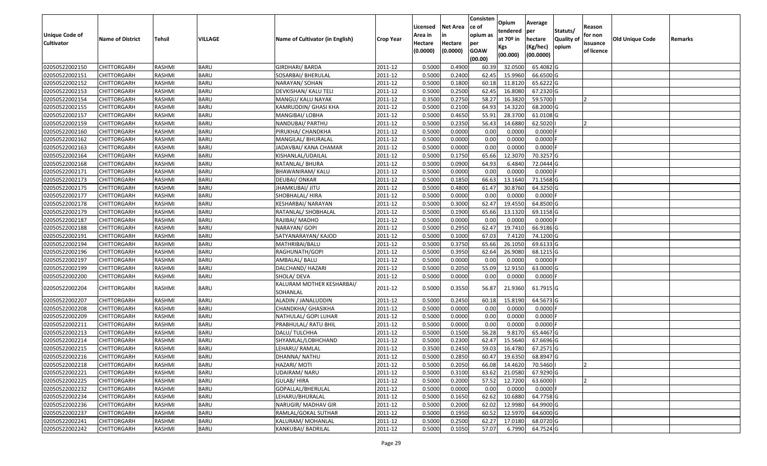| Unique Code of Cultivator | Name of District | Tehsil | VILLAGE | Name of Cultivator (in English) | Crop Year | Licensed Area in Hectare (0.0000) | Net Area in Hectare (0.0000) | Consistence of opium as per GOAW (00.00) | Opium tendered at 70º in Kgs (00.000) | Average per hectare (Kg/hec) (00.0000) | Statuts/ Quality of opium | Reason for non issuance of licence | Old Unique Code | Remarks |
|---|---|---|---|---|---|---|---|---|---|---|---|---|---|---|
| 02050522002150 | CHITTORGARH | RASHMI | BARU | GIRDHARI/ BARDA | 2011-12 | 0.5000 | 0.4900 | 60.39 | 32.0500 | 65.4082 | G | | | |
| 02050522002151 | CHITTORGARH | RASHMI | BARU | SOSARBAI/ BHERULAL | 2011-12 | 0.5000 | 0.2400 | 62.45 | 15.9960 | 66.6500 | G | | | |
| 02050522002152 | CHITTORGARH | RASHMI | BARU | NARAYAN/ SOHAN | 2011-12 | 0.5000 | 0.1800 | 60.18 | 11.8120 | 65.6222 | G | | | |
| 02050522002153 | CHITTORGARH | RASHMI | BARU | DEVKISHAN/ KALU TELI | 2011-12 | 0.5000 | 0.2500 | 62.45 | 16.8080 | 67.2320 | G | | | |
| 02050522002154 | CHITTORGARH | RASHMI | BARU | MANGU/ KALU NAYAK | 2011-12 | 0.3500 | 0.2750 | 58.27 | 16.3820 | 59.5700 | I | 2 | | |
| 02050522002155 | CHITTORGARH | RASHMI | BARU | KAMRUDDIN/ GHASI KHA | 2011-12 | 0.5000 | 0.2100 | 64.93 | 14.3220 | 68.2000 | G | | | |
| 02050522002157 | CHITTORGARH | RASHMI | BARU | MANGIBAI/ LOBHA | 2011-12 | 0.5000 | 0.4650 | 55.91 | 28.3700 | 61.0108 | G | | | |
| 02050522002159 | CHITTORGARH | RASHMI | BARU | NANDUBAI/ PARTHU | 2011-12 | 0.5000 | 0.2350 | 56.43 | 14.6880 | 62.5020 | I | 2 | | |
| 02050522002160 | CHITTORGARH | RASHMI | BARU | PIRUKHA/ CHANDKHA | 2011-12 | 0.5000 | 0.0000 | 0.00 | 0.0000 | 0.0000 | F | | | |
| 02050522002162 | CHITTORGARH | RASHMI | BARU | MANGILAL/ BHURALAL | 2011-12 | 0.5000 | 0.0000 | 0.00 | 0.0000 | 0.0000 | F | | | |
| 02050522002163 | CHITTORGARH | RASHMI | BARU | JADAVBAI/ KANA CHAMAR | 2011-12 | 0.5000 | 0.0000 | 0.00 | 0.0000 | 0.0000 | F | | | |
| 02050522002164 | CHITTORGARH | RASHMI | BARU | KISHANLAL/UDAILAL | 2011-12 | 0.5000 | 0.1750 | 65.66 | 12.3070 | 70.3257 | G | | | |
| 02050522002168 | CHITTORGARH | RASHMI | BARU | RATANLAL/ BHURA | 2011-12 | 0.5000 | 0.0900 | 64.93 | 6.4840 | 72.0444 | G | | | |
| 02050522002171 | CHITTORGARH | RASHMI | BARU | BHAWANIRAM/ KALU | 2011-12 | 0.5000 | 0.0000 | 0.00 | 0.0000 | 0.0000 | F | | | |
| 02050522002173 | CHITTORGARH | RASHMI | BARU | DEUBAI/ ONKAR | 2011-12 | 0.5000 | 0.1850 | 66.63 | 13.1640 | 71.1568 | G | | | |
| 02050522002175 | CHITTORGARH | RASHMI | BARU | JHAMKUBAI/ JITU | 2011-12 | 0.5000 | 0.4800 | 61.47 | 30.8760 | 64.3250 | G | | | |
| 02050522002177 | CHITTORGARH | RASHMI | BARU | SHOBHALAL/ HIRA | 2011-12 | 0.5000 | 0.0000 | 0.00 | 0.0000 | 0.0000 | F | | | |
| 02050522002178 | CHITTORGARH | RASHMI | BARU | KESHARBAI/ NARAYAN | 2011-12 | 0.5000 | 0.3000 | 62.47 | 19.4550 | 64.8500 | G | | | |
| 02050522002179 | CHITTORGARH | RASHMI | BARU | RATANLAL/ SHOBHALAL | 2011-12 | 0.5000 | 0.1900 | 65.66 | 13.1320 | 69.1158 | G | | | |
| 02050522002187 | CHITTORGARH | RASHMI | BARU | RAJIBAI/ MADHO | 2011-12 | 0.5000 | 0.0000 | 0.00 | 0.0000 | 0.0000 | F | | | |
| 02050522002188 | CHITTORGARH | RASHMI | BARU | NARAYAN/ GOPI | 2011-12 | 0.5000 | 0.2950 | 62.47 | 19.7410 | 66.9186 | G | | | |
| 02050522002191 | CHITTORGARH | RASHMI | BARU | SATYANARAYAN/ KAJOD | 2011-12 | 0.5000 | 0.1000 | 67.03 | 7.4120 | 74.1200 | G | | | |
| 02050522002194 | CHITTORGARH | RASHMI | BARU | MATHRIBAI/BALU | 2011-12 | 0.5000 | 0.3750 | 65.66 | 26.1050 | 69.6133 | G | | | |
| 02050522002196 | CHITTORGARH | RASHMI | BARU | RAGHUNATH/GOPI | 2011-12 | 0.5000 | 0.3950 | 62.64 | 26.9080 | 68.1215 | G | | | |
| 02050522002197 | CHITTORGARH | RASHMI | BARU | AMBALAL/ BALU | 2011-12 | 0.5000 | 0.0000 | 0.00 | 0.0000 | 0.0000 | F | | | |
| 02050522002199 | CHITTORGARH | RASHMI | BARU | DALCHAND/ HAZARI | 2011-12 | 0.5000 | 0.2050 | 55.09 | 12.9150 | 63.0000 | G | | | |
| 02050522002200 | CHITTORGARH | RASHMI | BARU | SHOLA/ DEVA | 2011-12 | 0.5000 | 0.0000 | 0.00 | 0.0000 | 0.0000 | F | | | |
| 02050522002204 | CHITTORGARH | RASHMI | BARU | KALURAM MOTHER KESHARBAI/ SOHANLAL | 2011-12 | 0.5000 | 0.3550 | 56.87 | 21.9360 | 61.7915 | G | | | |
| 02050522002207 | CHITTORGARH | RASHMI | BARU | ALADIN / JANALUDDIN | 2011-12 | 0.5000 | 0.2450 | 60.18 | 15.8190 | 64.5673 | G | | | |
| 02050522002208 | CHITTORGARH | RASHMI | BARU | CHANDKHA/ GHASIKHA | 2011-12 | 0.5000 | 0.0000 | 0.00 | 0.0000 | 0.0000 | F | | | |
| 02050522002209 | CHITTORGARH | RASHMI | BARU | NATHULAL/ GOPI LUHAR | 2011-12 | 0.5000 | 0.0000 | 0.00 | 0.0000 | 0.0000 | F | | | |
| 02050522002211 | CHITTORGARH | RASHMI | BARU | PRABHULAL/ RATU BHIL | 2011-12 | 0.5000 | 0.0000 | 0.00 | 0.0000 | 0.0000 | F | | | |
| 02050522002213 | CHITTORGARH | RASHMI | BARU | DALU/ TULCHHA | 2011-12 | 0.5000 | 0.1500 | 56.28 | 9.8170 | 65.4467 | G | | | |
| 02050522002214 | CHITTORGARH | RASHMI | BARU | SHYAMLAL/LOBHCHAND | 2011-12 | 0.5000 | 0.2300 | 62.47 | 15.5640 | 67.6696 | G | | | |
| 02050522002215 | CHITTORGARH | RASHMI | BARU | LEHARU/ RAMLAL | 2011-12 | 0.3500 | 0.2450 | 59.03 | 16.4780 | 67.2571 | G | | | |
| 02050522002216 | CHITTORGARH | RASHMI | BARU | DHANNA/ NATHU | 2011-12 | 0.5000 | 0.2850 | 60.47 | 19.6350 | 68.8947 | G | | | |
| 02050522002218 | CHITTORGARH | RASHMI | BARU | HAZARI/ MOTI | 2011-12 | 0.5000 | 0.2050 | 66.08 | 14.4620 | 70.5460 | I | 2 | | |
| 02050522002221 | CHITTORGARH | RASHMI | BARU | UDAIRAM/ NARU | 2011-12 | 0.5000 | 0.3100 | 63.62 | 21.0580 | 67.9290 | G | | | |
| 02050522002225 | CHITTORGARH | RASHMI | BARU | GULAB/ HIRA | 2011-12 | 0.5000 | 0.2000 | 57.52 | 12.7200 | 63.6000 | I | 2 | | |
| 02050522002232 | CHITTORGARH | RASHMI | BARU | GOPALLAL/BHERULAL | 2011-12 | 0.5000 | 0.0000 | 0.00 | 0.0000 | 0.0000 | F | | | |
| 02050522002234 | CHITTORGARH | RASHMI | BARU | LEHARU/BHURALAL | 2011-12 | 0.5000 | 0.1650 | 62.62 | 10.6880 | 64.7758 | G | | | |
| 02050522002236 | CHITTORGARH | RASHMI | BARU | NARUGIR/ MADHAV GIR | 2011-12 | 0.5000 | 0.2000 | 62.02 | 12.9980 | 64.9900 | G | | | |
| 02050522002237 | CHITTORGARH | RASHMI | BARU | RAMLAL/GOKAL SUTHAR | 2011-12 | 0.5000 | 0.1950 | 60.52 | 12.5970 | 64.6000 | G | | | |
| 02050522002241 | CHITTORGARH | RASHMI | BARU | KALURAM/ MOHANLAL | 2011-12 | 0.5000 | 0.2500 | 62.27 | 17.0180 | 68.0720 | G | | | |
| 02050522002242 | CHITTORGARH | RASHMI | BARU | KANKUBAI/ BADRILAL | 2011-12 | 0.5000 | 0.1050 | 57.07 | 6.7990 | 64.7524 | G | | | |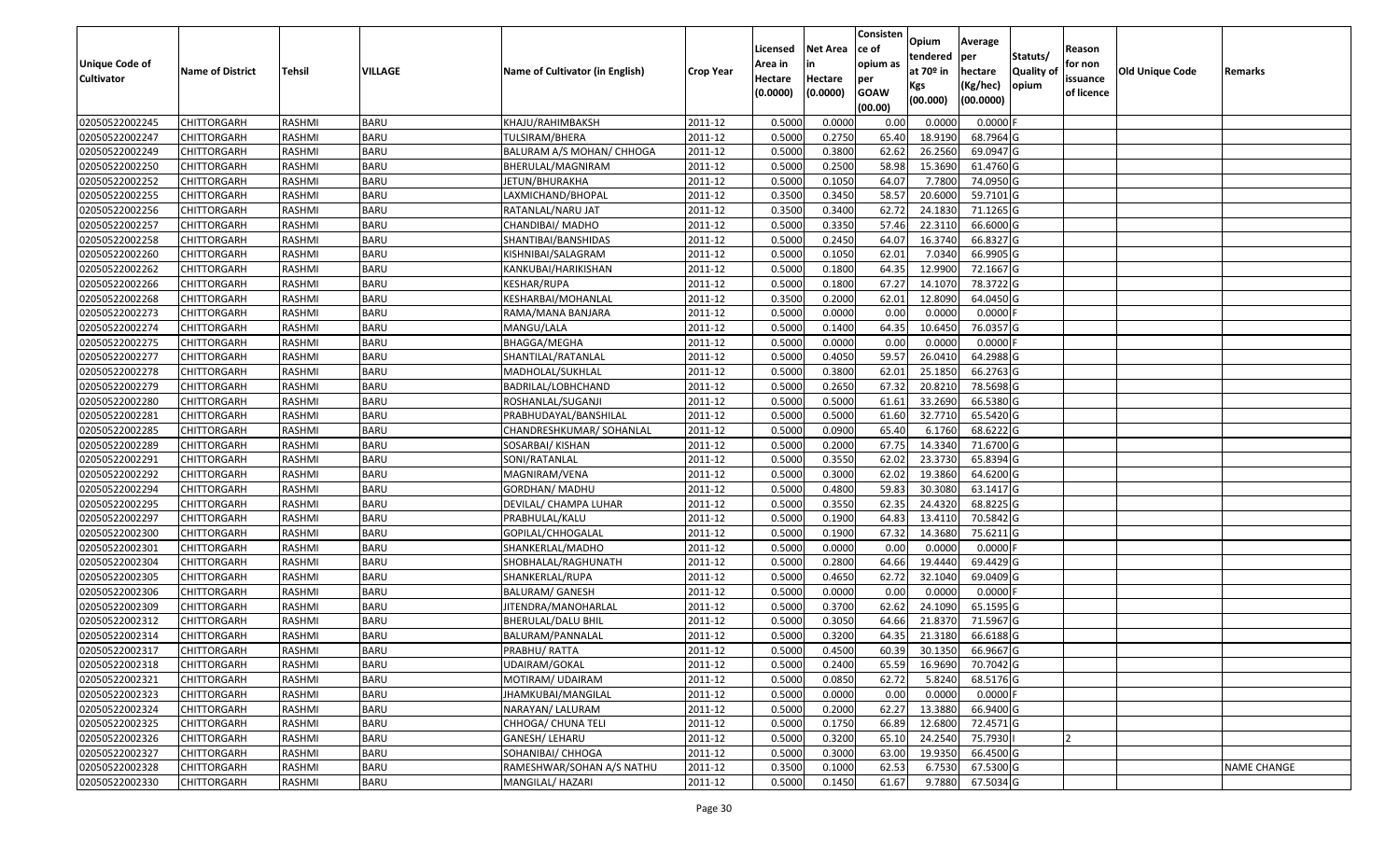| Unique Code of Cultivator | Name of District | Tehsil | VILLAGE | Name of Cultivator (in English) | Crop Year | Licensed Area in Hectare (0.0000) | Net Area in Hectare (0.0000) | Consistence of opium as per GOAW (00.00) | Opium tendered at 70º in Kgs (00.000) | Average per hectare (Kg/hec) (00.0000) | Statuts/ Quality of opium | Reason for non issuance of licence | Old Unique Code | Remarks |
|---|---|---|---|---|---|---|---|---|---|---|---|---|---|---|
| 02050522002245 | CHITTORGARH | RASHMI | BARU | KHAJU/RAHIMBAKSH | 2011-12 | 0.5000 | 0.0000 | 0.00 | 0.0000 | 0.0000 | F | | | |
| 02050522002247 | CHITTORGARH | RASHMI | BARU | TULSIRAM/BHERA | 2011-12 | 0.5000 | 0.2750 | 65.40 | 18.9190 | 68.7964 | G | | | |
| 02050522002249 | CHITTORGARH | RASHMI | BARU | BALURAM A/S MOHAN/ CHHOGA | 2011-12 | 0.5000 | 0.3800 | 62.62 | 26.2560 | 69.0947 | G | | | |
| 02050522002250 | CHITTORGARH | RASHMI | BARU | BHERULAL/MAGNIRAM | 2011-12 | 0.5000 | 0.2500 | 58.98 | 15.3690 | 61.4760 | G | | | |
| 02050522002252 | CHITTORGARH | RASHMI | BARU | JETUN/BHURAKHA | 2011-12 | 0.5000 | 0.1050 | 64.07 | 7.7800 | 74.0950 | G | | | |
| 02050522002255 | CHITTORGARH | RASHMI | BARU | LAXMICHAND/BHOPAL | 2011-12 | 0.3500 | 0.3450 | 58.57 | 20.6000 | 59.7101 | G | | | |
| 02050522002256 | CHITTORGARH | RASHMI | BARU | RATANLAL/NARU JAT | 2011-12 | 0.3500 | 0.3400 | 62.72 | 24.1830 | 71.1265 | G | | | |
| 02050522002257 | CHITTORGARH | RASHMI | BARU | CHANDIBAI/ MADHO | 2011-12 | 0.5000 | 0.3350 | 57.46 | 22.3110 | 66.6000 | G | | | |
| 02050522002258 | CHITTORGARH | RASHMI | BARU | SHANTIBAI/BANSHIDAS | 2011-12 | 0.5000 | 0.2450 | 64.07 | 16.3740 | 66.8327 | G | | | |
| 02050522002260 | CHITTORGARH | RASHMI | BARU | KISHNIBAI/SALAGRAM | 2011-12 | 0.5000 | 0.1050 | 62.01 | 7.0340 | 66.9905 | G | | | |
| 02050522002262 | CHITTORGARH | RASHMI | BARU | KANKUBAI/HARIKISHAN | 2011-12 | 0.5000 | 0.1800 | 64.35 | 12.9900 | 72.1667 | G | | | |
| 02050522002266 | CHITTORGARH | RASHMI | BARU | KESHAR/RUPA | 2011-12 | 0.5000 | 0.1800 | 67.27 | 14.1070 | 78.3722 | G | | | |
| 02050522002268 | CHITTORGARH | RASHMI | BARU | KESHARBAI/MOHANLAL | 2011-12 | 0.3500 | 0.2000 | 62.01 | 12.8090 | 64.0450 | G | | | |
| 02050522002273 | CHITTORGARH | RASHMI | BARU | RAMA/MANA BANJARA | 2011-12 | 0.5000 | 0.0000 | 0.00 | 0.0000 | 0.0000 | F | | | |
| 02050522002274 | CHITTORGARH | RASHMI | BARU | MANGU/LALA | 2011-12 | 0.5000 | 0.1400 | 64.35 | 10.6450 | 76.0357 | G | | | |
| 02050522002275 | CHITTORGARH | RASHMI | BARU | BHAGGA/MEGHA | 2011-12 | 0.5000 | 0.0000 | 0.00 | 0.0000 | 0.0000 | F | | | |
| 02050522002277 | CHITTORGARH | RASHMI | BARU | SHANTILAL/RATANLAL | 2011-12 | 0.5000 | 0.4050 | 59.57 | 26.0410 | 64.2988 | G | | | |
| 02050522002278 | CHITTORGARH | RASHMI | BARU | MADHOLAL/SUKHLAL | 2011-12 | 0.5000 | 0.3800 | 62.01 | 25.1850 | 66.2763 | G | | | |
| 02050522002279 | CHITTORGARH | RASHMI | BARU | BADRILAL/LOBHCHAND | 2011-12 | 0.5000 | 0.2650 | 67.32 | 20.8210 | 78.5698 | G | | | |
| 02050522002280 | CHITTORGARH | RASHMI | BARU | ROSHANLAL/SUGANJI | 2011-12 | 0.5000 | 0.5000 | 61.61 | 33.2690 | 66.5380 | G | | | |
| 02050522002281 | CHITTORGARH | RASHMI | BARU | PRABHUDAYAL/BANSHILAL | 2011-12 | 0.5000 | 0.5000 | 61.60 | 32.7710 | 65.5420 | G | | | |
| 02050522002285 | CHITTORGARH | RASHMI | BARU | CHANDRESHKUMAR/ SOHANLAL | 2011-12 | 0.5000 | 0.0900 | 65.40 | 6.1760 | 68.6222 | G | | | |
| 02050522002289 | CHITTORGARH | RASHMI | BARU | SOSARBAI/ KISHAN | 2011-12 | 0.5000 | 0.2000 | 67.75 | 14.3340 | 71.6700 | G | | | |
| 02050522002291 | CHITTORGARH | RASHMI | BARU | SONI/RATANLAL | 2011-12 | 0.5000 | 0.3550 | 62.02 | 23.3730 | 65.8394 | G | | | |
| 02050522002292 | CHITTORGARH | RASHMI | BARU | MAGNIRAM/VENA | 2011-12 | 0.5000 | 0.3000 | 62.02 | 19.3860 | 64.6200 | G | | | |
| 02050522002294 | CHITTORGARH | RASHMI | BARU | GORDHAN/ MADHU | 2011-12 | 0.5000 | 0.4800 | 59.83 | 30.3080 | 63.1417 | G | | | |
| 02050522002295 | CHITTORGARH | RASHMI | BARU | DEVILAL/ CHAMPA LUHAR | 2011-12 | 0.5000 | 0.3550 | 62.35 | 24.4320 | 68.8225 | G | | | |
| 02050522002297 | CHITTORGARH | RASHMI | BARU | PRABHULAL/KALU | 2011-12 | 0.5000 | 0.1900 | 64.83 | 13.4110 | 70.5842 | G | | | |
| 02050522002300 | CHITTORGARH | RASHMI | BARU | GOPILAL/CHHOGALAL | 2011-12 | 0.5000 | 0.1900 | 67.32 | 14.3680 | 75.6211 | G | | | |
| 02050522002301 | CHITTORGARH | RASHMI | BARU | SHANKERLAL/MADHO | 2011-12 | 0.5000 | 0.0000 | 0.00 | 0.0000 | 0.0000 | F | | | |
| 02050522002304 | CHITTORGARH | RASHMI | BARU | SHOBHALAL/RAGHUNATH | 2011-12 | 0.5000 | 0.2800 | 64.66 | 19.4440 | 69.4429 | G | | | |
| 02050522002305 | CHITTORGARH | RASHMI | BARU | SHANKERLAL/RUPA | 2011-12 | 0.5000 | 0.4650 | 62.72 | 32.1040 | 69.0409 | G | | | |
| 02050522002306 | CHITTORGARH | RASHMI | BARU | BALURAM/ GANESH | 2011-12 | 0.5000 | 0.0000 | 0.00 | 0.0000 | 0.0000 | F | | | |
| 02050522002309 | CHITTORGARH | RASHMI | BARU | JITENDRA/MANOHARLAL | 2011-12 | 0.5000 | 0.3700 | 62.62 | 24.1090 | 65.1595 | G | | | |
| 02050522002312 | CHITTORGARH | RASHMI | BARU | BHERULAL/DALU BHIL | 2011-12 | 0.5000 | 0.3050 | 64.66 | 21.8370 | 71.5967 | G | | | |
| 02050522002314 | CHITTORGARH | RASHMI | BARU | BALURAM/PANNALAL | 2011-12 | 0.5000 | 0.3200 | 64.35 | 21.3180 | 66.6188 | G | | | |
| 02050522002317 | CHITTORGARH | RASHMI | BARU | PRABHU/ RATTA | 2011-12 | 0.5000 | 0.4500 | 60.39 | 30.1350 | 66.9667 | G | | | |
| 02050522002318 | CHITTORGARH | RASHMI | BARU | UDAIRAM/GOKAL | 2011-12 | 0.5000 | 0.2400 | 65.59 | 16.9690 | 70.7042 | G | | | |
| 02050522002321 | CHITTORGARH | RASHMI | BARU | MOTIRAM/ UDAIRAM | 2011-12 | 0.5000 | 0.0850 | 62.72 | 5.8240 | 68.5176 | G | | | |
| 02050522002323 | CHITTORGARH | RASHMI | BARU | JHAMKUBAI/MANGILAL | 2011-12 | 0.5000 | 0.0000 | 0.00 | 0.0000 | 0.0000 | F | | | |
| 02050522002324 | CHITTORGARH | RASHMI | BARU | NARAYAN/ LALURAM | 2011-12 | 0.5000 | 0.2000 | 62.27 | 13.3880 | 66.9400 | G | | | |
| 02050522002325 | CHITTORGARH | RASHMI | BARU | CHHOGA/ CHUNA TELI | 2011-12 | 0.5000 | 0.1750 | 66.89 | 12.6800 | 72.4571 | G | | | |
| 02050522002326 | CHITTORGARH | RASHMI | BARU | GANESH/ LEHARU | 2011-12 | 0.5000 | 0.3200 | 65.10 | 24.2540 | 75.7930 | I | 2 | | |
| 02050522002327 | CHITTORGARH | RASHMI | BARU | SOHANIBAI/ CHHOGA | 2011-12 | 0.5000 | 0.3000 | 63.00 | 19.9350 | 66.4500 | G | | | |
| 02050522002328 | CHITTORGARH | RASHMI | BARU | RAMESHWAR/SOHAN A/S NATHU | 2011-12 | 0.3500 | 0.1000 | 62.53 | 6.7530 | 67.5300 | G | | | NAME CHANGE |
| 02050522002330 | CHITTORGARH | RASHMI | BARU | MANGILAL/ HAZARI | 2011-12 | 0.5000 | 0.1450 | 61.67 | 9.7880 | 67.5034 | G | | | |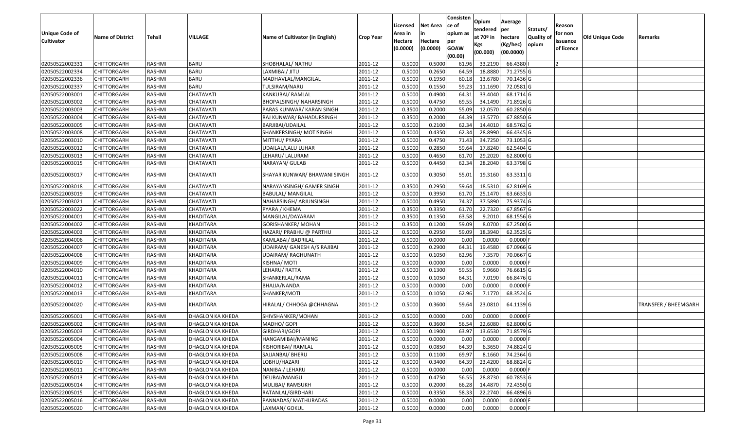| Unique Code of Cultivator | Name of District | Tehsil | VILLAGE | Name of Cultivator (in English) | Crop Year | Licensed Area in Hectare (0.0000) | Net Area in Hectare (0.0000) | Consisten ce of opium as per GOAW (00.00) | Opium tendered at 70º in Kgs (00.000) | Average per hectare (Kg/hec) (00.0000) | Statuts/ Quality of opium | Reason for non issuance of licence | Old Unique Code | Remarks |
|---|---|---|---|---|---|---|---|---|---|---|---|---|---|---|
| 02050522002331 | CHITTORGARH | RASHMI | BARU | SHOBHALAL/ NATHU | 2011-12 | 0.5000 | 0.5000 | 61.96 | 33.2190 | 66.4380 | I | 2 | | |
| 02050522002334 | CHITTORGARH | RASHMI | BARU | LAXMIBAI/ JITU | 2011-12 | 0.5000 | 0.2650 | 64.59 | 18.8880 | 71.2755 | G | | | |
| 02050522002336 | CHITTORGARH | RASHMI | BARU | MADHAVLAL/MANGILAL | 2011-12 | 0.5000 | 0.1950 | 60.18 | 13.6780 | 70.1436 | G | | | |
| 02050522002337 | CHITTORGARH | RASHMI | BARU | TULSIRAM/NARU | 2011-12 | 0.5000 | 0.1550 | 59.23 | 11.1690 | 72.0581 | G | | | |
| 02050522003001 | CHITTORGARH | RASHMI | CHATAVATI | KANKUBAI/ RAMLAL | 2011-12 | 0.5000 | 0.4900 | 64.31 | 33.4040 | 68.1714 | G | | | |
| 02050522003002 | CHITTORGARH | RASHMI | CHATAVATI | BHOPALSINGH/ NAHARSINGH | 2011-12 | 0.5000 | 0.4750 | 69.55 | 34.1490 | 71.8926 | G | | | |
| 02050522003003 | CHITTORGARH | RASHMI | CHATAVATI | PARAS KUNWAR/ KARAN SINGH | 2011-12 | 0.3500 | 0.2000 | 55.09 | 12.0570 | 60.2850 | G | | | |
| 02050522003004 | CHITTORGARH | RASHMI | CHATAVATI | RAJ KUNWAR/ BAHADURSINGH | 2011-12 | 0.3500 | 0.2000 | 64.39 | 13.5770 | 67.8850 | G | | | |
| 02050522003005 | CHITTORGARH | RASHMI | CHATAVATI | BARJIBAI/UDAILAL | 2011-12 | 0.5000 | 0.2100 | 62.34 | 14.4010 | 68.5762 | G | | | |
| 02050522003008 | CHITTORGARH | RASHMI | CHATAVATI | SHANKERSINGH/ MOTISINGH | 2011-12 | 0.5000 | 0.4350 | 62.34 | 28.8990 | 66.4345 | G | | | |
| 02050522003010 | CHITTORGARH | RASHMI | CHATAVATI | MITTHU/ PYARA | 2011-12 | 0.5000 | 0.4750 | 71.43 | 34.7250 | 73.1053 | G | | | |
| 02050522003012 | CHITTORGARH | RASHMI | CHATAVATI | UDAILAL/LALU LUHAR | 2011-12 | 0.5000 | 0.2850 | 59.64 | 17.8240 | 62.5404 | G | | | |
| 02050522003013 | CHITTORGARH | RASHMI | CHATAVATI | LEHARU/ LALURAM | 2011-12 | 0.5000 | 0.4650 | 61.70 | 29.2020 | 62.8000 | G | | | |
| 02050522003015 | CHITTORGARH | RASHMI | CHATAVATI | NARAYAN/ GULAB | 2011-12 | 0.5000 | 0.4450 | 62.34 | 28.2040 | 63.3798 | G | | | |
| 02050522003017 | CHITTORGARH | RASHMI | CHATAVATI | SHAYAR KUNWAR/ BHAWANI SINGH | 2011-12 | 0.5000 | 0.3050 | 55.01 | 19.3160 | 63.3311 | G | | | |
| 02050522003018 | CHITTORGARH | RASHMI | CHATAVATI | NARAYANSINGH/ GAMER SINGH | 2011-12 | 0.3500 | 0.2950 | 59.64 | 18.5310 | 62.8169 | G | | | |
| 02050522003019 | CHITTORGARH | RASHMI | CHATAVATI | BABULAL/ MANGILAL | 2011-12 | 0.5000 | 0.3950 | 61.70 | 25.1470 | 63.6633 | G | | | |
| 02050522003021 | CHITTORGARH | RASHMI | CHATAVATI | NAHARSINGH/ ARJUNSINGH | 2011-12 | 0.5000 | 0.4950 | 74.37 | 37.5890 | 75.9374 | G | | | |
| 02050522003022 | CHITTORGARH | RASHMI | CHATAVATI | PYARA / KHEMA | 2011-12 | 0.3500 | 0.3350 | 61.70 | 22.7320 | 67.8567 | G | | | |
| 02050522004001 | CHITTORGARH | RASHMI | KHADITARA | MANGILAL/DAYARAM | 2011-12 | 0.3500 | 0.1350 | 63.58 | 9.2010 | 68.1556 | G | | | |
| 02050522004002 | CHITTORGARH | RASHMI | KHADITARA | GORISHANKER/ MOHAN | 2011-12 | 0.3500 | 0.1200 | 59.09 | 8.0700 | 67.2500 | G | | | |
| 02050522004003 | CHITTORGARH | RASHMI | KHADITARA | HAZARI/ PRABHU @ PARTHU | 2011-12 | 0.5000 | 0.2950 | 59.09 | 18.3940 | 62.3525 | G | | | |
| 02050522004006 | CHITTORGARH | RASHMI | KHADITARA | KAMLABAI/ BADRILAL | 2011-12 | 0.5000 | 0.0000 | 0.00 | 0.0000 | 0.0000 | F | | | |
| 02050522004007 | CHITTORGARH | RASHMI | KHADITARA | UDAIRAM/ GANESH A/S RAJIBAI | 2011-12 | 0.5000 | 0.2900 | 64.31 | 19.4580 | 67.0966 | G | | | |
| 02050522004008 | CHITTORGARH | RASHMI | KHADITARA | UDAIRAM/ RAGHUNATH | 2011-12 | 0.5000 | 0.1050 | 62.96 | 7.3570 | 70.0667 | G | | | |
| 02050522004009 | CHITTORGARH | RASHMI | KHADITARA | KISHNA/ MOTI | 2011-12 | 0.5000 | 0.0000 | 0.00 | 0.0000 | 0.0000 | F | | | |
| 02050522004010 | CHITTORGARH | RASHMI | KHADITARA | LEHARU/ RATTA | 2011-12 | 0.5000 | 0.1300 | 59.55 | 9.9660 | 76.6615 | G | | | |
| 02050522004011 | CHITTORGARH | RASHMI | KHADITARA | SHANKERLAL/RAMA | 2011-12 | 0.5000 | 0.1050 | 64.31 | 7.0190 | 66.8476 | G | | | |
| 02050522004012 | CHITTORGARH | RASHMI | KHADITARA | BHAJJA/NANDA | 2011-12 | 0.5000 | 0.0000 | 0.00 | 0.0000 | 0.0000 | F | | | |
| 02050522004013 | CHITTORGARH | RASHMI | KHADITARA | SHANKER/MOTI | 2011-12 | 0.5000 | 0.1050 | 62.96 | 7.1770 | 68.3524 | G | | | |
| 02050522004020 | CHITTORGARH | RASHMI | KHADITARA | HIRALAL/ CHHOGA @CHHAGNA | 2011-12 | 0.5000 | 0.3600 | 59.64 | 23.0810 | 64.1139 | G | | | TRANSFER / BHEEMGARH |
| 02050522005001 | CHITTORGARH | RASHMI | DHAGLON KA KHEDA | SHIVSHANKER/MOHAN | 2011-12 | 0.5000 | 0.0000 | 0.00 | 0.0000 | 0.0000 | F | | | |
| 02050522005002 | CHITTORGARH | RASHMI | DHAGLON KA KHEDA | MADHO/ GOPI | 2011-12 | 0.5000 | 0.3600 | 56.54 | 22.6080 | 62.8000 | G | | | |
| 02050522005003 | CHITTORGARH | RASHMI | DHAGLON KA KHEDA | GIRDHARI/GOPI | 2011-12 | 0.5000 | 0.1900 | 63.97 | 13.6530 | 71.8579 | G | | | |
| 02050522005004 | CHITTORGARH | RASHMI | DHAGLON KA KHEDA | HANGAMIBAI/MANING | 2011-12 | 0.5000 | 0.0000 | 0.00 | 0.0000 | 0.0000 | F | | | |
| 02050522005005 | CHITTORGARH | RASHMI | DHAGLON KA KHEDA | KISHORIBAI/ RAMLAL | 2011-12 | 0.5000 | 0.0850 | 64.39 | 6.3650 | 74.8824 | G | | | |
| 02050522005008 | CHITTORGARH | RASHMI | DHAGLON KA KHEDA | SAJJANBAI/ BHERU | 2011-12 | 0.5000 | 0.1100 | 69.97 | 8.1660 | 74.2364 | G | | | |
| 02050522005010 | CHITTORGARH | RASHMI | DHAGLON KA KHEDA | LOBHU/HAZARI | 2011-12 | 0.5000 | 0.3400 | 64.39 | 23.4200 | 68.8824 | G | | | |
| 02050522005011 | CHITTORGARH | RASHMI | DHAGLON KA KHEDA | NANIBAI/ LEHARU | 2011-12 | 0.5000 | 0.0000 | 0.00 | 0.0000 | 0.0000 | F | | | |
| 02050522005013 | CHITTORGARH | RASHMI | DHAGLON KA KHEDA | DEUBAI/MANGU | 2011-12 | 0.5000 | 0.4750 | 56.55 | 28.8730 | 60.7853 | G | | | |
| 02050522005014 | CHITTORGARH | RASHMI | DHAGLON KA KHEDA | MULIBAI/ RAMSUKH | 2011-12 | 0.5000 | 0.2000 | 66.28 | 14.4870 | 72.4350 | G | | | |
| 02050522005015 | CHITTORGARH | RASHMI | DHAGLON KA KHEDA | RATANLAL/GIRDHARI | 2011-12 | 0.5000 | 0.3350 | 58.33 | 22.2740 | 66.4896 | G | | | |
| 02050522005016 | CHITTORGARH | RASHMI | DHAGLON KA KHEDA | PANNADAS/ MATHURADAS | 2011-12 | 0.5000 | 0.0000 | 0.00 | 0.0000 | 0.0000 | F | | | |
| 02050522005020 | CHITTORGARH | RASHMI | DHAGLON KA KHEDA | LAXMAN/ GOKUL | 2011-12 | 0.5000 | 0.0000 | 0.00 | 0.0000 | 0.0000 | F | | | |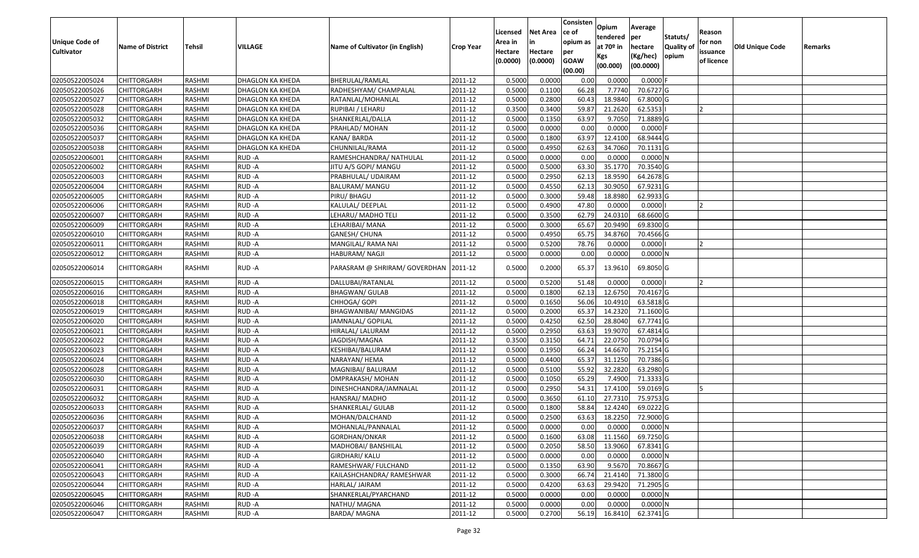| Unique Code of Cultivator | Name of District | Tehsil | VILLAGE | Name of Cultivator (in English) | Crop Year | Licensed Area in Hectare (0.0000) | Net Area in Hectare (0.0000) | Consistence of opium as per GOAW (00.00) | Opium tendered at 70º in Kgs (00.000) | Average per hectare (Kg/hec) (00.0000) | Statuts/ Quality of opium | Reason for non issuance of licence | Old Unique Code | Remarks |
|---|---|---|---|---|---|---|---|---|---|---|---|---|---|---|
| 02050522005024 | CHITTORGARH | RASHMI | DHAGLON KA KHEDA | BHERULAL/RAMLAL | 2011-12 | 0.5000 | 0.0000 | 0.00 | 0.0000 | 0.0000 | F | | | |
| 02050522005026 | CHITTORGARH | RASHMI | DHAGLON KA KHEDA | RADHESHYAM/ CHAMPALAL | 2011-12 | 0.5000 | 0.1100 | 66.28 | 7.7740 | 70.6727 | G | | | |
| 02050522005027 | CHITTORGARH | RASHMI | DHAGLON KA KHEDA | RATANLAL/MOHANLAL | 2011-12 | 0.5000 | 0.2800 | 60.43 | 18.9840 | 67.8000 | G | | | |
| 02050522005028 | CHITTORGARH | RASHMI | DHAGLON KA KHEDA | RUPIBAI / LEHARU | 2011-12 | 0.3500 | 0.3400 | 59.87 | 21.2620 | 62.5353 | I | 2 | | |
| 02050522005032 | CHITTORGARH | RASHMI | DHAGLON KA KHEDA | SHANKERLAL/DALLA | 2011-12 | 0.5000 | 0.1350 | 63.97 | 9.7050 | 71.8889 | G | | | |
| 02050522005036 | CHITTORGARH | RASHMI | DHAGLON KA KHEDA | PRAHLAD/ MOHAN | 2011-12 | 0.5000 | 0.0000 | 0.00 | 0.0000 | 0.0000 | F | | | |
| 02050522005037 | CHITTORGARH | RASHMI | DHAGLON KA KHEDA | KANA/ BARDA | 2011-12 | 0.5000 | 0.1800 | 63.97 | 12.4100 | 68.9444 | G | | | |
| 02050522005038 | CHITTORGARH | RASHMI | DHAGLON KA KHEDA | CHUNNILAL/RAMA | 2011-12 | 0.5000 | 0.4950 | 62.63 | 34.7060 | 70.1131 | G | | | |
| 02050522006001 | CHITTORGARH | RASHMI | RUD -A | RAMESHCHANDRA/ NATHULAL | 2011-12 | 0.5000 | 0.0000 | 0.00 | 0.0000 | 0.0000 | N | | | |
| 02050522006002 | CHITTORGARH | RASHMI | RUD -A | JITU A/S GOPI/ MANGU | 2011-12 | 0.5000 | 0.5000 | 63.30 | 35.1770 | 70.3540 | G | | | |
| 02050522006003 | CHITTORGARH | RASHMI | RUD -A | PRABHULAL/ UDAIRAM | 2011-12 | 0.5000 | 0.2950 | 62.13 | 18.9590 | 64.2678 | G | | | |
| 02050522006004 | CHITTORGARH | RASHMI | RUD -A | BALURAM/ MANGU | 2011-12 | 0.5000 | 0.4550 | 62.13 | 30.9050 | 67.9231 | G | | | |
| 02050522006005 | CHITTORGARH | RASHMI | RUD -A | PIRU/ BHAGU | 2011-12 | 0.5000 | 0.3000 | 59.48 | 18.8980 | 62.9933 | G | | | |
| 02050522006006 | CHITTORGARH | RASHMI | RUD -A | KALULAL/ DEEPLAL | 2011-12 | 0.5000 | 0.4900 | 47.80 | 0.0000 | 0.0000 | I | 2 | | |
| 02050522006007 | CHITTORGARH | RASHMI | RUD -A | LEHARU/ MADHO TELI | 2011-12 | 0.5000 | 0.3500 | 62.79 | 24.0310 | 68.6600 | G | | | |
| 02050522006009 | CHITTORGARH | RASHMI | RUD -A | LEHARIBAI/ MANA | 2011-12 | 0.5000 | 0.3000 | 65.67 | 20.9490 | 69.8300 | G | | | |
| 02050522006010 | CHITTORGARH | RASHMI | RUD -A | GANESH/ CHUNA | 2011-12 | 0.5000 | 0.4950 | 65.75 | 34.8760 | 70.4566 | G | | | |
| 02050522006011 | CHITTORGARH | RASHMI | RUD -A | MANGILAL/ RAMA NAI | 2011-12 | 0.5000 | 0.5200 | 78.76 | 0.0000 | 0.0000 | I | 2 | | |
| 02050522006012 | CHITTORGARH | RASHMI | RUD -A | HABURAM/ NAGJI | 2011-12 | 0.5000 | 0.0000 | 0.00 | 0.0000 | 0.0000 | N | | | |
| 02050522006014 | CHITTORGARH | RASHMI | RUD -A | PARASRAM @ SHRIRAM/ GOVERDHAN | 2011-12 | 0.5000 | 0.2000 | 65.37 | 13.9610 | 69.8050 | G | | | |
| 02050522006015 | CHITTORGARH | RASHMI | RUD -A | DALLUBAI/RATANLAL | 2011-12 | 0.5000 | 0.5200 | 51.48 | 0.0000 | 0.0000 | I | 2 | | |
| 02050522006016 | CHITTORGARH | RASHMI | RUD -A | BHAGWAN/ GULAB | 2011-12 | 0.5000 | 0.1800 | 62.13 | 12.6750 | 70.4167 | G | | | |
| 02050522006018 | CHITTORGARH | RASHMI | RUD -A | CHHOGA/ GOPI | 2011-12 | 0.5000 | 0.1650 | 56.06 | 10.4910 | 63.5818 | G | | | |
| 02050522006019 | CHITTORGARH | RASHMI | RUD -A | BHAGWANIBAI/ MANGIDAS | 2011-12 | 0.5000 | 0.2000 | 65.37 | 14.2320 | 71.1600 | G | | | |
| 02050522006020 | CHITTORGARH | RASHMI | RUD -A | JAMNALAL/ GOPILAL | 2011-12 | 0.5000 | 0.4250 | 62.50 | 28.8040 | 67.7741 | G | | | |
| 02050522006021 | CHITTORGARH | RASHMI | RUD -A | HIRALAL/ LALURAM | 2011-12 | 0.5000 | 0.2950 | 63.63 | 19.9070 | 67.4814 | G | | | |
| 02050522006022 | CHITTORGARH | RASHMI | RUD -A | JAGDISH/MAGNA | 2011-12 | 0.3500 | 0.3150 | 64.71 | 22.0750 | 70.0794 | G | | | |
| 02050522006023 | CHITTORGARH | RASHMI | RUD -A | KESHIBAI/BALURAM | 2011-12 | 0.5000 | 0.1950 | 66.24 | 14.6670 | 75.2154 | G | | | |
| 02050522006024 | CHITTORGARH | RASHMI | RUD -A | NARAYAN/ HEMA | 2011-12 | 0.5000 | 0.4400 | 65.37 | 31.1250 | 70.7386 | G | | | |
| 02050522006028 | CHITTORGARH | RASHMI | RUD -A | MAGNIBAI/ BALURAM | 2011-12 | 0.5000 | 0.5100 | 55.92 | 32.2820 | 63.2980 | G | | | |
| 02050522006030 | CHITTORGARH | RASHMI | RUD -A | OMPRAKASH/ MOHAN | 2011-12 | 0.5000 | 0.1050 | 65.29 | 7.4900 | 71.3333 | G | | | |
| 02050522006031 | CHITTORGARH | RASHMI | RUD -A | DINESHCHANDRA/JAMNALAL | 2011-12 | 0.5000 | 0.2950 | 54.31 | 17.4100 | 59.0169 | G | 5 | | |
| 02050522006032 | CHITTORGARH | RASHMI | RUD -A | HANSRAJ/ MADHO | 2011-12 | 0.5000 | 0.3650 | 61.10 | 27.7310 | 75.9753 | G | | | |
| 02050522006033 | CHITTORGARH | RASHMI | RUD -A | SHANKERLAL/ GULAB | 2011-12 | 0.5000 | 0.1800 | 58.84 | 12.4240 | 69.0222 | G | | | |
| 02050522006036 | CHITTORGARH | RASHMI | RUD -A | MOHAN/DALCHAND | 2011-12 | 0.5000 | 0.2500 | 63.63 | 18.2250 | 72.9000 | G | | | |
| 02050522006037 | CHITTORGARH | RASHMI | RUD -A | MOHANLAL/PANNALAL | 2011-12 | 0.5000 | 0.0000 | 0.00 | 0.0000 | 0.0000 | N | | | |
| 02050522006038 | CHITTORGARH | RASHMI | RUD -A | GORDHAN/ONKAR | 2011-12 | 0.5000 | 0.1600 | 63.08 | 11.1560 | 69.7250 | G | | | |
| 02050522006039 | CHITTORGARH | RASHMI | RUD -A | MADHOBAI/ BANSHILAL | 2011-12 | 0.5000 | 0.2050 | 58.50 | 13.9060 | 67.8341 | G | | | |
| 02050522006040 | CHITTORGARH | RASHMI | RUD -A | GIRDHARI/ KALU | 2011-12 | 0.5000 | 0.0000 | 0.00 | 0.0000 | 0.0000 | N | | | |
| 02050522006041 | CHITTORGARH | RASHMI | RUD -A | RAMESHWAR/ FULCHAND | 2011-12 | 0.5000 | 0.1350 | 63.90 | 9.5670 | 70.8667 | G | | | |
| 02050522006043 | CHITTORGARH | RASHMI | RUD -A | KAILASHCHANDRA/ RAMESHWAR | 2011-12 | 0.5000 | 0.3000 | 66.74 | 21.4140 | 71.3800 | G | | | |
| 02050522006044 | CHITTORGARH | RASHMI | RUD -A | HARLAL/ JAIRAM | 2011-12 | 0.5000 | 0.4200 | 63.63 | 29.9420 | 71.2905 | G | | | |
| 02050522006045 | CHITTORGARH | RASHMI | RUD -A | SHANKERLAL/PYARCHAND | 2011-12 | 0.5000 | 0.0000 | 0.00 | 0.0000 | 0.0000 | N | | | |
| 02050522006046 | CHITTORGARH | RASHMI | RUD -A | NATHU/ MAGNA | 2011-12 | 0.5000 | 0.0000 | 0.00 | 0.0000 | 0.0000 | N | | | |
| 02050522006047 | CHITTORGARH | RASHMI | RUD -A | BARDA/ MAGNA | 2011-12 | 0.5000 | 0.2700 | 56.19 | 16.8410 | 62.3741 | G | | | |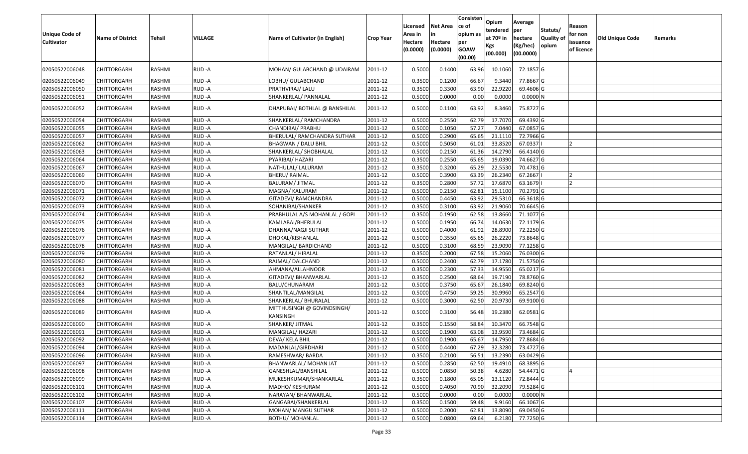| Unique Code of Cultivator | Name of District | Tehsil | VILLAGE | Name of Cultivator (in English) | Crop Year | Licensed Area in Hectare (0.0000) | Net Area in Hectare (0.0000) | Consisten ce of opium as per GOAW (00.00) | Opium tendered at 70º in Kgs (00.000) | Average per hectare (Kg/hec) (00.0000) | Statuts/ Quality of opium | Reason for non issuance of licence | Old Unique Code | Remarks |
|---|---|---|---|---|---|---|---|---|---|---|---|---|---|---|
| 02050522006048 | CHITTORGARH | RASHMI | RUD -A | MOHAN/ GULABCHAND @ UDAIRAM | 2011-12 | 0.5000 | 0.1400 | 63.96 | 10.1060 | 72.1857 | G | | | |
| 02050522006049 | CHITTORGARH | RASHMI | RUD -A | LOBHU/ GULABCHAND | 2011-12 | 0.3500 | 0.1200 | 66.67 | 9.3440 | 77.8667 | G | | | |
| 02050522006050 | CHITTORGARH | RASHMI | RUD -A | PRATHVIRAJ/ LALU | 2011-12 | 0.3500 | 0.3300 | 63.90 | 22.9220 | 69.4606 | G | | | |
| 02050522006051 | CHITTORGARH | RASHMI | RUD -A | SHANKERLAL/ PANNALAL | 2011-12 | 0.5000 | 0.0000 | 0.00 | 0.0000 | 0.0000 | N | | | |
| 02050522006052 | CHITTORGARH | RASHMI | RUD -A | DHAPUBAI/ BOTHLAL @ BANSHILAL | 2011-12 | 0.5000 | 0.1100 | 63.92 | 8.3460 | 75.8727 | G | | | |
| 02050522006054 | CHITTORGARH | RASHMI | RUD -A | SHANKERLAL/ RAMCHANDRA | 2011-12 | 0.5000 | 0.2550 | 62.79 | 17.7070 | 69.4392 | G | | | |
| 02050522006055 | CHITTORGARH | RASHMI | RUD -A | CHANDIBAI/ PRABHU | 2011-12 | 0.5000 | 0.1050 | 57.27 | 7.0440 | 67.0857 | G | | | |
| 02050522006057 | CHITTORGARH | RASHMI | RUD -A | BHERULAL/ RAMCHANDRA SUTHAR | 2011-12 | 0.5000 | 0.2900 | 65.65 | 21.1110 | 72.7966 | G | | | |
| 02050522006062 | CHITTORGARH | RASHMI | RUD -A | BHAGWAN / DALU BHIL | 2011-12 | 0.5000 | 0.5050 | 61.01 | 33.8520 | 67.0337 | I | 2 | | |
| 02050522006063 | CHITTORGARH | RASHMI | RUD -A | SHANKERLAL/ SHOBHALAL | 2011-12 | 0.5000 | 0.2150 | 61.36 | 14.2790 | 66.4140 | G | | | |
| 02050522006064 | CHITTORGARH | RASHMI | RUD -A | PYARIBAI/ HAZARI | 2011-12 | 0.3500 | 0.2550 | 65.65 | 19.0390 | 74.6627 | G | | | |
| 02050522006067 | CHITTORGARH | RASHMI | RUD -A | NATHULAL/ LALURAM | 2011-12 | 0.3500 | 0.3200 | 65.29 | 22.5530 | 70.4781 | G | | | |
| 02050522006069 | CHITTORGARH | RASHMI | RUD -A | BHERU/ RAIMAL | 2011-12 | 0.5000 | 0.3900 | 63.39 | 26.2340 | 67.2667 | I | 2 | | |
| 02050522006070 | CHITTORGARH | RASHMI | RUD -A | BALURAM/ JITMAL | 2011-12 | 0.3500 | 0.2800 | 57.72 | 17.6870 | 63.1679 | I | 2 | | |
| 02050522006071 | CHITTORGARH | RASHMI | RUD -A | MAGNA/ KALURAM | 2011-12 | 0.5000 | 0.2150 | 62.81 | 15.1100 | 70.2791 | G | | | |
| 02050522006072 | CHITTORGARH | RASHMI | RUD -A | GITADEVI/ RAMCHANDRA | 2011-12 | 0.5000 | 0.4450 | 63.92 | 29.5310 | 66.3618 | G | | | |
| 02050522006073 | CHITTORGARH | RASHMI | RUD -A | SOHANIBAI/SHANKER | 2011-12 | 0.3500 | 0.3100 | 63.92 | 21.9060 | 70.6645 | G | | | |
| 02050522006074 | CHITTORGARH | RASHMI | RUD -A | PRABHULAL A/S MOHANLAL / GOPI | 2011-12 | 0.3500 | 0.1950 | 62.58 | 13.8660 | 71.1077 | G | | | |
| 02050522006075 | CHITTORGARH | RASHMI | RUD -A | KAMLABAI/BHERULAL | 2011-12 | 0.5000 | 0.1950 | 66.74 | 14.0630 | 72.1179 | G | | | |
| 02050522006076 | CHITTORGARH | RASHMI | RUD -A | DHANNA/NAGJI SUTHAR | 2011-12 | 0.5000 | 0.4000 | 61.92 | 28.8900 | 72.2250 | G | | | |
| 02050522006077 | CHITTORGARH | RASHMI | RUD -A | DHOKAL/KISHANLAL | 2011-12 | 0.5000 | 0.3550 | 65.65 | 26.2220 | 73.8648 | G | | | |
| 02050522006078 | CHITTORGARH | RASHMI | RUD -A | MANGILAL/ BARDICHAND | 2011-12 | 0.5000 | 0.3100 | 68.59 | 23.9090 | 77.1258 | G | | | |
| 02050522006079 | CHITTORGARH | RASHMI | RUD -A | RATANLAL/ HIRALAL | 2011-12 | 0.3500 | 0.2000 | 67.58 | 15.2060 | 76.0300 | G | | | |
| 02050522006080 | CHITTORGARH | RASHMI | RUD -A | RAJMAL/ DALCHAND | 2011-12 | 0.5000 | 0.2400 | 62.79 | 17.1780 | 71.5750 | G | | | |
| 02050522006081 | CHITTORGARH | RASHMI | RUD -A | AHMANA/ALLAHNOOR | 2011-12 | 0.3500 | 0.2300 | 57.33 | 14.9550 | 65.0217 | G | | | |
| 02050522006082 | CHITTORGARH | RASHMI | RUD -A | GITADEVI/ BHANWARLAL | 2011-12 | 0.3500 | 0.2500 | 68.64 | 19.7190 | 78.8760 | G | | | |
| 02050522006083 | CHITTORGARH | RASHMI | RUD -A | BALU/CHUNARAM | 2011-12 | 0.5000 | 0.3750 | 65.67 | 26.1840 | 69.8240 | G | | | |
| 02050522006084 | CHITTORGARH | RASHMI | RUD -A | SHANTILAL/MANGILAL | 2011-12 | 0.5000 | 0.4750 | 59.25 | 30.9960 | 65.2547 | G | | | |
| 02050522006088 | CHITTORGARH | RASHMI | RUD -A | SHANKERLAL/ BHURALAL | 2011-12 | 0.5000 | 0.3000 | 62.50 | 20.9730 | 69.9100 | G | | | |
| 02050522006089 | CHITTORGARH | RASHMI | RUD -A | MITTHUSINGH @ GOVINDSINGH/ KANSINGH | 2011-12 | 0.5000 | 0.3100 | 56.48 | 19.2380 | 62.0581 | G | | | |
| 02050522006090 | CHITTORGARH | RASHMI | RUD -A | SHANKER/ JITMAL | 2011-12 | 0.3500 | 0.1550 | 58.84 | 10.3470 | 66.7548 | G | | | |
| 02050522006091 | CHITTORGARH | RASHMI | RUD -A | MANGILAL/ HAZARI | 2011-12 | 0.5000 | 0.1900 | 63.08 | 13.9590 | 73.4684 | G | | | |
| 02050522006092 | CHITTORGARH | RASHMI | RUD -A | DEVA/ KELA BHIL | 2011-12 | 0.5000 | 0.1900 | 65.67 | 14.7950 | 77.8684 | G | | | |
| 02050522006094 | CHITTORGARH | RASHMI | RUD -A | MADANLAL/GIRDHARI | 2011-12 | 0.5000 | 0.4400 | 67.29 | 32.3280 | 73.4727 | G | | | |
| 02050522006096 | CHITTORGARH | RASHMI | RUD -A | RAMESHWAR/ BARDA | 2011-12 | 0.3500 | 0.2100 | 56.51 | 13.2390 | 63.0429 | G | | | |
| 02050522006097 | CHITTORGARH | RASHMI | RUD -A | BHANWARLAL/ MOHAN JAT | 2011-12 | 0.5000 | 0.2850 | 62.50 | 19.4910 | 68.3895 | G | | | |
| 02050522006098 | CHITTORGARH | RASHMI | RUD -A | GANESHLAL/BANSHILAL | 2011-12 | 0.5000 | 0.0850 | 50.38 | 4.6280 | 54.4471 | G | 4 | | |
| 02050522006099 | CHITTORGARH | RASHMI | RUD -A | MUKESHKUMAR/SHANKARLAL | 2011-12 | 0.3500 | 0.1800 | 65.05 | 13.1120 | 72.8444 | G | | | |
| 02050522006101 | CHITTORGARH | RASHMI | RUD -A | MADHO/ KESHURAM | 2011-12 | 0.5000 | 0.4050 | 70.90 | 32.2090 | 79.5284 | G | | | |
| 02050522006102 | CHITTORGARH | RASHMI | RUD -A | NARAYAN/ BHANWARLAL | 2011-12 | 0.5000 | 0.0000 | 0.00 | 0.0000 | 0.0000 | N | | | |
| 02050522006107 | CHITTORGARH | RASHMI | RUD -A | GANGABAI/SHANKERLAL | 2011-12 | 0.3500 | 0.1500 | 59.48 | 9.9160 | 66.1067 | G | | | |
| 02050522006111 | CHITTORGARH | RASHMI | RUD -A | MOHAN/ MANGU SUTHAR | 2011-12 | 0.5000 | 0.2000 | 62.81 | 13.8090 | 69.0450 | G | | | |
| 02050522006114 | CHITTORGARH | RASHMI | RUD -A | BOTHU/ MOHANLAL | 2011-12 | 0.5000 | 0.0800 | 69.64 | 6.2180 | 77.7250 | G | | | |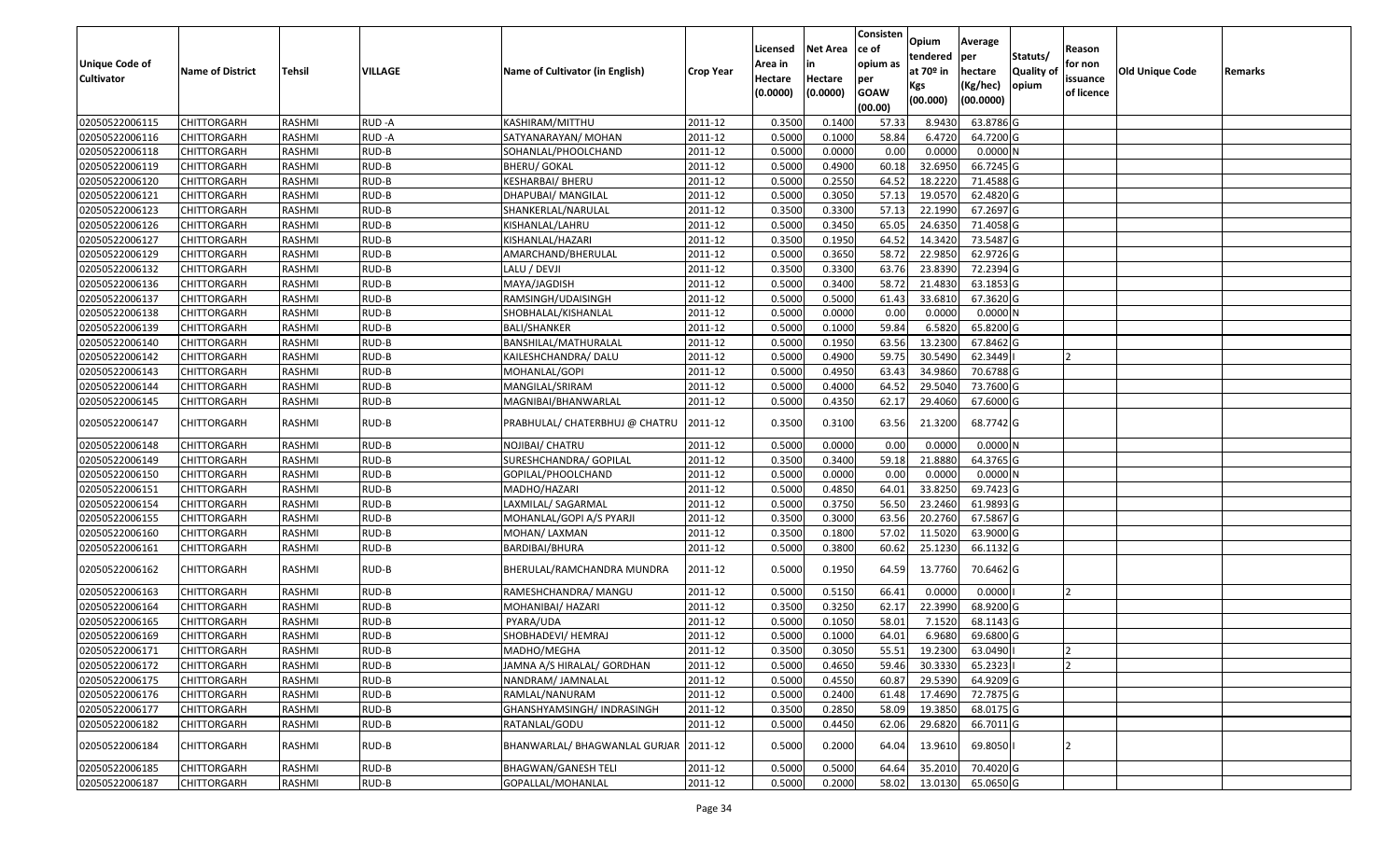| Unique Code of Cultivator | Name of District | Tehsil | VILLAGE | Name of Cultivator (in English) | Crop Year | Licensed Area in Hectare (0.0000) | Net Area in Hectare (0.0000) | Consisten ce of opium as per GOAW (00.00) | Opium tendered at 70º in Kgs (00.000) | Average per hectare (Kg/hec) (00.0000) | Statuts/ Quality of opium | Reason for non issuance of licence | Old Unique Code | Remarks |
|---|---|---|---|---|---|---|---|---|---|---|---|---|---|---|
| 02050522006115 | CHITTORGARH | RASHMI | RUD -A | KASHIRAM/MITTHU | 2011-12 | 0.3500 | 0.1400 | 57.33 | 8.9430 | 63.8786 | G | | | |
| 02050522006116 | CHITTORGARH | RASHMI | RUD -A | SATYANARAYAN/ MOHAN | 2011-12 | 0.5000 | 0.1000 | 58.84 | 6.4720 | 64.7200 | G | | | |
| 02050522006118 | CHITTORGARH | RASHMI | RUD-B | SOHANLAL/PHOOLCHAND | 2011-12 | 0.5000 | 0.0000 | 0.00 | 0.0000 | 0.0000 | N | | | |
| 02050522006119 | CHITTORGARH | RASHMI | RUD-B | BHERU/ GOKAL | 2011-12 | 0.5000 | 0.4900 | 60.18 | 32.6950 | 66.7245 | G | | | |
| 02050522006120 | CHITTORGARH | RASHMI | RUD-B | KESHARBAI/ BHERU | 2011-12 | 0.5000 | 0.2550 | 64.52 | 18.2220 | 71.4588 | G | | | |
| 02050522006121 | CHITTORGARH | RASHMI | RUD-B | DHAPUBAI/ MANGILAL | 2011-12 | 0.5000 | 0.3050 | 57.13 | 19.0570 | 62.4820 | G | | | |
| 02050522006123 | CHITTORGARH | RASHMI | RUD-B | SHANKERLAL/NARULAL | 2011-12 | 0.3500 | 0.3300 | 57.13 | 22.1990 | 67.2697 | G | | | |
| 02050522006126 | CHITTORGARH | RASHMI | RUD-B | KISHANLAL/LAHRU | 2011-12 | 0.5000 | 0.3450 | 65.05 | 24.6350 | 71.4058 | G | | | |
| 02050522006127 | CHITTORGARH | RASHMI | RUD-B | KISHANLAL/HAZARI | 2011-12 | 0.3500 | 0.1950 | 64.52 | 14.3420 | 73.5487 | G | | | |
| 02050522006129 | CHITTORGARH | RASHMI | RUD-B | AMARCHAND/BHERULAL | 2011-12 | 0.5000 | 0.3650 | 58.72 | 22.9850 | 62.9726 | G | | | |
| 02050522006132 | CHITTORGARH | RASHMI | RUD-B | LALU / DEVJI | 2011-12 | 0.3500 | 0.3300 | 63.76 | 23.8390 | 72.2394 | G | | | |
| 02050522006136 | CHITTORGARH | RASHMI | RUD-B | MAYA/JAGDISH | 2011-12 | 0.5000 | 0.3400 | 58.72 | 21.4830 | 63.1853 | G | | | |
| 02050522006137 | CHITTORGARH | RASHMI | RUD-B | RAMSINGH/UDAISINGH | 2011-12 | 0.5000 | 0.5000 | 61.43 | 33.6810 | 67.3620 | G | | | |
| 02050522006138 | CHITTORGARH | RASHMI | RUD-B | SHOBHALAL/KISHANLAL | 2011-12 | 0.5000 | 0.0000 | 0.00 | 0.0000 | 0.0000 | N | | | |
| 02050522006139 | CHITTORGARH | RASHMI | RUD-B | BALI/SHANKER | 2011-12 | 0.5000 | 0.1000 | 59.84 | 6.5820 | 65.8200 | G | | | |
| 02050522006140 | CHITTORGARH | RASHMI | RUD-B | BANSHILAL/MATHURALAL | 2011-12 | 0.5000 | 0.1950 | 63.56 | 13.2300 | 67.8462 | G | | | |
| 02050522006142 | CHITTORGARH | RASHMI | RUD-B | KAILESHCHANDRA/ DALU | 2011-12 | 0.5000 | 0.4900 | 59.75 | 30.5490 | 62.3449 | I | 2 | | |
| 02050522006143 | CHITTORGARH | RASHMI | RUD-B | MOHANLAL/GOPI | 2011-12 | 0.5000 | 0.4950 | 63.43 | 34.9860 | 70.6788 | G | | | |
| 02050522006144 | CHITTORGARH | RASHMI | RUD-B | MANGILAL/SRIRAM | 2011-12 | 0.5000 | 0.4000 | 64.52 | 29.5040 | 73.7600 | G | | | |
| 02050522006145 | CHITTORGARH | RASHMI | RUD-B | MAGNIBAI/BHANWARLAL | 2011-12 | 0.5000 | 0.4350 | 62.17 | 29.4060 | 67.6000 | G | | | |
| 02050522006147 | CHITTORGARH | RASHMI | RUD-B | PRABHULAL/ CHATERBHUJ @ CHATRU | 2011-12 | 0.3500 | 0.3100 | 63.56 | 21.3200 | 68.7742 | G | | | |
| 02050522006148 | CHITTORGARH | RASHMI | RUD-B | NOJIBAI/ CHATRU | 2011-12 | 0.5000 | 0.0000 | 0.00 | 0.0000 | 0.0000 | N | | | |
| 02050522006149 | CHITTORGARH | RASHMI | RUD-B | SURESHCHANDRA/ GOPILAL | 2011-12 | 0.3500 | 0.3400 | 59.18 | 21.8880 | 64.3765 | G | | | |
| 02050522006150 | CHITTORGARH | RASHMI | RUD-B | GOPILAL/PHOOLCHAND | 2011-12 | 0.5000 | 0.0000 | 0.00 | 0.0000 | 0.0000 | N | | | |
| 02050522006151 | CHITTORGARH | RASHMI | RUD-B | MADHO/HAZARI | 2011-12 | 0.5000 | 0.4850 | 64.01 | 33.8250 | 69.7423 | G | | | |
| 02050522006154 | CHITTORGARH | RASHMI | RUD-B | LAXMILAL/ SAGARMAL | 2011-12 | 0.5000 | 0.3750 | 56.50 | 23.2460 | 61.9893 | G | | | |
| 02050522006155 | CHITTORGARH | RASHMI | RUD-B | MOHANLAL/GOPI A/S PYARJI | 2011-12 | 0.3500 | 0.3000 | 63.56 | 20.2760 | 67.5867 | G | | | |
| 02050522006160 | CHITTORGARH | RASHMI | RUD-B | MOHAN/ LAXMAN | 2011-12 | 0.3500 | 0.1800 | 57.02 | 11.5020 | 63.9000 | G | | | |
| 02050522006161 | CHITTORGARH | RASHMI | RUD-B | BARDIBAI/BHURA | 2011-12 | 0.5000 | 0.3800 | 60.62 | 25.1230 | 66.1132 | G | | | |
| 02050522006162 | CHITTORGARH | RASHMI | RUD-B | BHERULAL/RAMCHANDRA MUNDRA | 2011-12 | 0.5000 | 0.1950 | 64.59 | 13.7760 | 70.6462 | G | | | |
| 02050522006163 | CHITTORGARH | RASHMI | RUD-B | RAMESHCHANDRA/ MANGU | 2011-12 | 0.5000 | 0.5150 | 66.41 | 0.0000 | 0.0000 | I | 2 | | |
| 02050522006164 | CHITTORGARH | RASHMI | RUD-B | MOHANIBAI/ HAZARI | 2011-12 | 0.3500 | 0.3250 | 62.17 | 22.3990 | 68.9200 | G | | | |
| 02050522006165 | CHITTORGARH | RASHMI | RUD-B | PYARA/UDA | 2011-12 | 0.5000 | 0.1050 | 58.01 | 7.1520 | 68.1143 | G | | | |
| 02050522006169 | CHITTORGARH | RASHMI | RUD-B | SHOBHADEVI/ HEMRAJ | 2011-12 | 0.5000 | 0.1000 | 64.01 | 6.9680 | 69.6800 | G | | | |
| 02050522006171 | CHITTORGARH | RASHMI | RUD-B | MADHO/MEGHA | 2011-12 | 0.3500 | 0.3050 | 55.51 | 19.2300 | 63.0490 | I | 2 | | |
| 02050522006172 | CHITTORGARH | RASHMI | RUD-B | JAMNA A/S HIRALAL/ GORDHAN | 2011-12 | 0.5000 | 0.4650 | 59.46 | 30.3330 | 65.2323 | I | 2 | | |
| 02050522006175 | CHITTORGARH | RASHMI | RUD-B | NANDRAM/ JAMNALAL | 2011-12 | 0.5000 | 0.4550 | 60.87 | 29.5390 | 64.9209 | G | | | |
| 02050522006176 | CHITTORGARH | RASHMI | RUD-B | RAMLAL/NANURAM | 2011-12 | 0.5000 | 0.2400 | 61.48 | 17.4690 | 72.7875 | G | | | |
| 02050522006177 | CHITTORGARH | RASHMI | RUD-B | GHANSHYAMSINGH/ INDRASINGH | 2011-12 | 0.3500 | 0.2850 | 58.09 | 19.3850 | 68.0175 | G | | | |
| 02050522006182 | CHITTORGARH | RASHMI | RUD-B | RATANLAL/GODU | 2011-12 | 0.5000 | 0.4450 | 62.06 | 29.6820 | 66.7011 | G | | | |
| 02050522006184 | CHITTORGARH | RASHMI | RUD-B | BHANWARLAL/ BHAGWANLAL GURJAR | 2011-12 | 0.5000 | 0.2000 | 64.04 | 13.9610 | 69.8050 | I | 2 | | |
| 02050522006185 | CHITTORGARH | RASHMI | RUD-B | BHAGWAN/GANESH TELI | 2011-12 | 0.5000 | 0.5000 | 64.64 | 35.2010 | 70.4020 | G | | | |
| 02050522006187 | CHITTORGARH | RASHMI | RUD-B | GOPALLAL/MOHANLAL | 2011-12 | 0.5000 | 0.2000 | 58.02 | 13.0130 | 65.0650 | G | | | |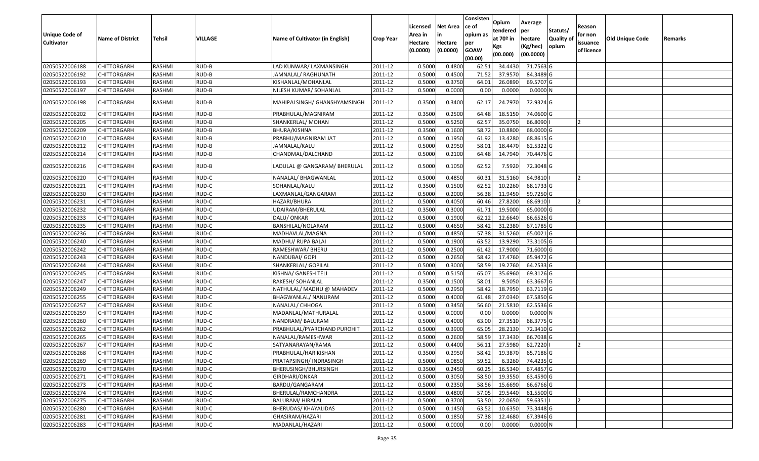| Unique Code of Cultivator | Name of District | Tehsil | VILLAGE | Name of Cultivator (in English) | Crop Year | Licensed Area in Hectare (0.0000) | Net Area in Hectare (0.0000) | Consistence of opium as per GOAW (00.00) | Opium tendered at 70º in Kgs (00.000) | Average per hectare (Kg/hec) (00.0000) | Statuts/ Quality of opium | Reason for non issuance of licence | Old Unique Code | Remarks |
|---|---|---|---|---|---|---|---|---|---|---|---|---|---|---|
| 02050522006188 | CHITTORGARH | RASHMI | RUD-B | LAD KUNWAR/ LAXMANSINGH | 2011-12 | 0.5000 | 0.4800 | 62.51 | 34.4430 | 71.7563 | G | | | |
| 02050522006192 | CHITTORGARH | RASHMI | RUD-B | JAMNALAL/ RAGHUNATH | 2011-12 | 0.5000 | 0.4500 | 71.52 | 37.9570 | 84.3489 | G | | | |
| 02050522006193 | CHITTORGARH | RASHMI | RUD-B | KISHANLAL/MOHANLAL | 2011-12 | 0.5000 | 0.3750 | 64.01 | 26.0890 | 69.5707 | G | | | |
| 02050522006197 | CHITTORGARH | RASHMI | RUD-B | NILESH KUMAR/ SOHANLAL | 2011-12 | 0.5000 | 0.0000 | 0.00 | 0.0000 | 0.0000 | N | | | |
| 02050522006198 | CHITTORGARH | RASHMI | RUD-B | MAHIPALSINGH/ GHANSHYAMSINGH | 2011-12 | 0.3500 | 0.3400 | 62.17 | 24.7970 | 72.9324 | G | | | |
| 02050522006202 | CHITTORGARH | RASHMI | RUD-B | PRABHULAL/MAGNIRAM | 2011-12 | 0.3500 | 0.2500 | 64.48 | 18.5150 | 74.0600 | G | | | |
| 02050522006205 | CHITTORGARH | RASHMI | RUD-B | SHANKERLAL/ MOHAN | 2011-12 | 0.5000 | 0.5250 | 62.57 | 35.0750 | 66.8090 | I | 2 | | |
| 02050522006209 | CHITTORGARH | RASHMI | RUD-B | BHURA/KISHNA | 2011-12 | 0.3500 | 0.1600 | 58.72 | 10.8800 | 68.0000 | G | | | |
| 02050522006210 | CHITTORGARH | RASHMI | RUD-B | PRABHU/MAGNIRAM JAT | 2011-12 | 0.5000 | 0.1950 | 61.92 | 13.4280 | 68.8615 | G | | | |
| 02050522006212 | CHITTORGARH | RASHMI | RUD-B | JAMNALAL/KALU | 2011-12 | 0.5000 | 0.2950 | 58.01 | 18.4470 | 62.5322 | G | | | |
| 02050522006214 | CHITTORGARH | RASHMI | RUD-B | CHANDMAL/DALCHAND | 2011-12 | 0.5000 | 0.2100 | 64.48 | 14.7940 | 70.4476 | G | | | |
| 02050522006216 | CHITTORGARH | RASHMI | RUD-B | LADULAL @ GANGARAM/ BHERULAL | 2011-12 | 0.5000 | 0.1050 | 62.52 | 7.5920 | 72.3048 | G | | | |
| 02050522006220 | CHITTORGARH | RASHMI | RUD-C | NANALAL/ BHAGWANLAL | 2011-12 | 0.5000 | 0.4850 | 60.31 | 31.5160 | 64.9810 | I | 2 | | |
| 02050522006221 | CHITTORGARH | RASHMI | RUD-C | SOHANLAL/KALU | 2011-12 | 0.3500 | 0.1500 | 62.52 | 10.2260 | 68.1733 | G | | | |
| 02050522006230 | CHITTORGARH | RASHMI | RUD-C | LAXMANLAL/GANGARAM | 2011-12 | 0.5000 | 0.2000 | 56.38 | 11.9450 | 59.7250 | G | | | |
| 02050522006231 | CHITTORGARH | RASHMI | RUD-C | HAZARI/BHURA | 2011-12 | 0.5000 | 0.4050 | 60.46 | 27.8200 | 68.6910 | I | 2 | | |
| 02050522006232 | CHITTORGARH | RASHMI | RUD-C | UDAIRAM/BHERULAL | 2011-12 | 0.3500 | 0.3000 | 61.71 | 19.5000 | 65.0000 | G | | | |
| 02050522006233 | CHITTORGARH | RASHMI | RUD-C | DALU/ ONKAR | 2011-12 | 0.5000 | 0.1900 | 62.12 | 12.6640 | 66.6526 | G | | | |
| 02050522006235 | CHITTORGARH | RASHMI | RUD-C | BANSHILAL/NOLARAM | 2011-12 | 0.5000 | 0.4650 | 58.42 | 31.2380 | 67.1785 | G | | | |
| 02050522006236 | CHITTORGARH | RASHMI | RUD-C | MADHAVLAL/MAGNA | 2011-12 | 0.5000 | 0.4850 | 57.38 | 31.5260 | 65.0021 | G | | | |
| 02050522006240 | CHITTORGARH | RASHMI | RUD-C | MADHU/ RUPA BALAI | 2011-12 | 0.5000 | 0.1900 | 63.52 | 13.9290 | 73.3105 | G | | | |
| 02050522006242 | CHITTORGARH | RASHMI | RUD-C | RAMESHWAR/ BHERU | 2011-12 | 0.5000 | 0.2500 | 61.42 | 17.9000 | 71.6000 | G | | | |
| 02050522006243 | CHITTORGARH | RASHMI | RUD-C | NANDUBAI/ GOPI | 2011-12 | 0.5000 | 0.2650 | 58.42 | 17.4760 | 65.9472 | G | | | |
| 02050522006244 | CHITTORGARH | RASHMI | RUD-C | SHANKERLAL/ GOPILAL | 2011-12 | 0.5000 | 0.3000 | 58.59 | 19.2760 | 64.2533 | G | | | |
| 02050522006245 | CHITTORGARH | RASHMI | RUD-C | KISHNA/ GANESH TELI | 2011-12 | 0.5000 | 0.5150 | 65.07 | 35.6960 | 69.3126 | G | | | |
| 02050522006247 | CHITTORGARH | RASHMI | RUD-C | RAKESH/ SOHANLAL | 2011-12 | 0.3500 | 0.1500 | 58.01 | 9.5050 | 63.3667 | G | | | |
| 02050522006249 | CHITTORGARH | RASHMI | RUD-C | NATHULAL/ MADHU @ MAHADEV | 2011-12 | 0.5000 | 0.2950 | 58.42 | 18.7950 | 63.7119 | G | | | |
| 02050522006255 | CHITTORGARH | RASHMI | RUD-C | BHAGWANLAL/ NANURAM | 2011-12 | 0.5000 | 0.4000 | 61.48 | 27.0340 | 67.5850 | G | | | |
| 02050522006257 | CHITTORGARH | RASHMI | RUD-C | NANALAL/ CHHOGA | 2011-12 | 0.5000 | 0.3450 | 56.60 | 21.5810 | 62.5536 | G | | | |
| 02050522006259 | CHITTORGARH | RASHMI | RUD-C | MADANLAL/MATHURALAL | 2011-12 | 0.5000 | 0.0000 | 0.00 | 0.0000 | 0.0000 | N | | | |
| 02050522006260 | CHITTORGARH | RASHMI | RUD-C | NANDRAM/ BALURAM | 2011-12 | 0.5000 | 0.4000 | 63.00 | 27.3510 | 68.3775 | G | | | |
| 02050522006262 | CHITTORGARH | RASHMI | RUD-C | PRABHULAL/PYARCHAND PUROHIT | 2011-12 | 0.5000 | 0.3900 | 65.05 | 28.2130 | 72.3410 | G | | | |
| 02050522006265 | CHITTORGARH | RASHMI | RUD-C | NANALAL/RAMESHWAR | 2011-12 | 0.5000 | 0.2600 | 58.59 | 17.3430 | 66.7038 | G | | | |
| 02050522006267 | CHITTORGARH | RASHMI | RUD-C | SATYANARAYAN/RAMA | 2011-12 | 0.5000 | 0.4400 | 56.11 | 27.5980 | 62.7220 | I | 2 | | |
| 02050522006268 | CHITTORGARH | RASHMI | RUD-C | PRABHULAL/HARIKISHAN | 2011-12 | 0.3500 | 0.2950 | 58.42 | 19.3870 | 65.7186 | G | | | |
| 02050522006269 | CHITTORGARH | RASHMI | RUD-C | PRATAPSINGH/ INDRASINGH | 2011-12 | 0.5000 | 0.0850 | 59.52 | 6.3260 | 74.4235 | G | | | |
| 02050522006270 | CHITTORGARH | RASHMI | RUD-C | BHERUSINGH/BHURSINGH | 2011-12 | 0.3500 | 0.2450 | 60.25 | 16.5340 | 67.4857 | G | | | |
| 02050522006271 | CHITTORGARH | RASHMI | RUD-C | GIRDHARI/ONKAR | 2011-12 | 0.5000 | 0.3050 | 58.50 | 19.3550 | 63.4590 | G | | | |
| 02050522006273 | CHITTORGARH | RASHMI | RUD-C | BARDU/GANGARAM | 2011-12 | 0.5000 | 0.2350 | 58.56 | 15.6690 | 66.6766 | G | | | |
| 02050522006274 | CHITTORGARH | RASHMI | RUD-C | BHERULAL/RAMCHANDRA | 2011-12 | 0.5000 | 0.4800 | 57.05 | 29.5440 | 61.5500 | G | | | |
| 02050522006275 | CHITTORGARH | RASHMI | RUD-C | BALURAM/ HIRALAL | 2011-12 | 0.5000 | 0.3700 | 53.50 | 22.0650 | 59.6351 | I | 2 | | |
| 02050522006280 | CHITTORGARH | RASHMI | RUD-C | BHERUDAS/ KHAYALIDAS | 2011-12 | 0.5000 | 0.1450 | 63.52 | 10.6350 | 73.3448 | G | | | |
| 02050522006281 | CHITTORGARH | RASHMI | RUD-C | GHASIRAM/HAZARI | 2011-12 | 0.5000 | 0.1850 | 57.38 | 12.4680 | 67.3946 | G | | | |
| 02050522006283 | CHITTORGARH | RASHMI | RUD-C | MADANLAL/HAZARI | 2011-12 | 0.5000 | 0.0000 | 0.00 | 0.0000 | 0.0000 | N | | | |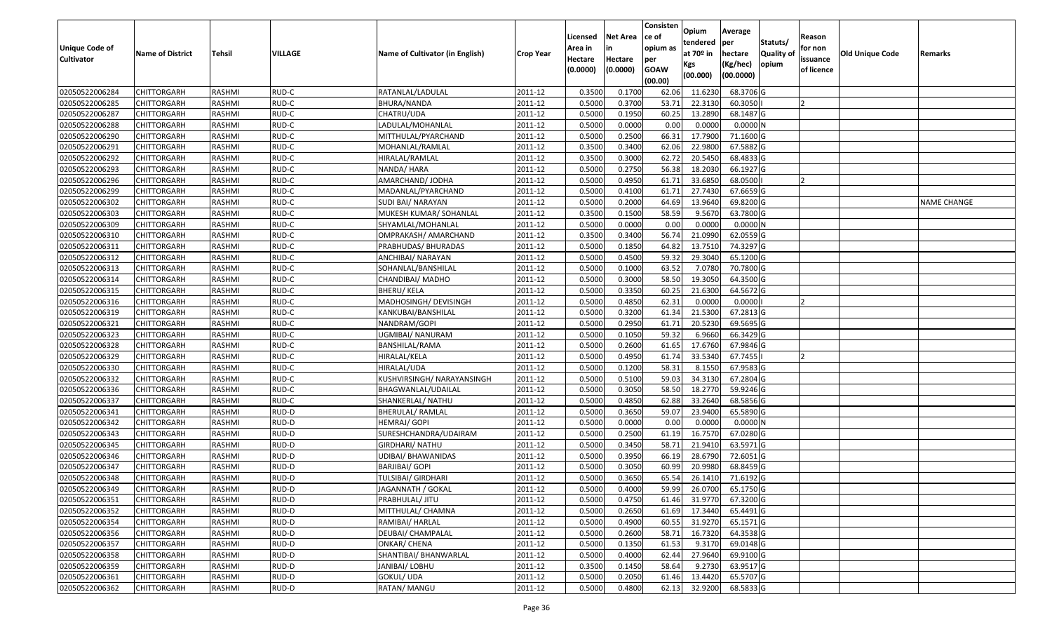| Unique Code of Cultivator | Name of District | Tehsil | VILLAGE | Name of Cultivator (in English) | Crop Year | Licensed Area in Hectare (0.0000) | Net Area in Hectare (0.0000) | Consistence of opium as per GOAW (00.00) | Opium tendered at 70º in Kgs (00.000) | Average per hectare (Kg/hec) (00.0000) | Statuts/ Quality of opium | Reason for non issuance of licence | Old Unique Code | Remarks |
|---|---|---|---|---|---|---|---|---|---|---|---|---|---|---|
| 02050522006284 | CHITTORGARH | RASHMI | RUD-C | RATANLAL/LADULAL | 2011-12 | 0.3500 | 0.1700 | 62.06 | 11.6230 | 68.3706 | G | | | |
| 02050522006285 | CHITTORGARH | RASHMI | RUD-C | BHURA/NANDA | 2011-12 | 0.5000 | 0.3700 | 53.71 | 22.3130 | 60.3050 | I | 2 | | |
| 02050522006287 | CHITTORGARH | RASHMI | RUD-C | CHATRU/UDA | 2011-12 | 0.5000 | 0.1950 | 60.25 | 13.2890 | 68.1487 | G | | | |
| 02050522006288 | CHITTORGARH | RASHMI | RUD-C | LADULAL/MOHANLAL | 2011-12 | 0.5000 | 0.0000 | 0.00 | 0.0000 | 0.0000 | N | | | |
| 02050522006290 | CHITTORGARH | RASHMI | RUD-C | MITTHULAL/PYARCHAND | 2011-12 | 0.5000 | 0.2500 | 66.31 | 17.7900 | 71.1600 | G | | | |
| 02050522006291 | CHITTORGARH | RASHMI | RUD-C | MOHANLAL/RAMLAL | 2011-12 | 0.3500 | 0.3400 | 62.06 | 22.9800 | 67.5882 | G | | | |
| 02050522006292 | CHITTORGARH | RASHMI | RUD-C | HIRALAL/RAMLAL | 2011-12 | 0.3500 | 0.3000 | 62.72 | 20.5450 | 68.4833 | G | | | |
| 02050522006293 | CHITTORGARH | RASHMI | RUD-C | NANDA/ HARA | 2011-12 | 0.5000 | 0.2750 | 56.38 | 18.2030 | 66.1927 | G | | | |
| 02050522006296 | CHITTORGARH | RASHMI | RUD-C | AMARCHAND/ JODHA | 2011-12 | 0.5000 | 0.4950 | 61.71 | 33.6850 | 68.0500 | I | 2 | | |
| 02050522006299 | CHITTORGARH | RASHMI | RUD-C | MADANLAL/PYARCHAND | 2011-12 | 0.5000 | 0.4100 | 61.71 | 27.7430 | 67.6659 | G | | | |
| 02050522006302 | CHITTORGARH | RASHMI | RUD-C | SUDI BAI/ NARAYAN | 2011-12 | 0.5000 | 0.2000 | 64.69 | 13.9640 | 69.8200 | G | | | NAME CHANGE |
| 02050522006303 | CHITTORGARH | RASHMI | RUD-C | MUKESH KUMAR/ SOHANLAL | 2011-12 | 0.3500 | 0.1500 | 58.59 | 9.5670 | 63.7800 | G | | | |
| 02050522006309 | CHITTORGARH | RASHMI | RUD-C | SHYAMLAL/MOHANLAL | 2011-12 | 0.5000 | 0.0000 | 0.00 | 0.0000 | 0.0000 | N | | | |
| 02050522006310 | CHITTORGARH | RASHMI | RUD-C | OMPRAKASH/ AMARCHAND | 2011-12 | 0.3500 | 0.3400 | 56.74 | 21.0990 | 62.0559 | G | | | |
| 02050522006311 | CHITTORGARH | RASHMI | RUD-C | PRABHUDAS/ BHURADAS | 2011-12 | 0.5000 | 0.1850 | 64.82 | 13.7510 | 74.3297 | G | | | |
| 02050522006312 | CHITTORGARH | RASHMI | RUD-C | ANCHIBAI/ NARAYAN | 2011-12 | 0.5000 | 0.4500 | 59.32 | 29.3040 | 65.1200 | G | | | |
| 02050522006313 | CHITTORGARH | RASHMI | RUD-C | SOHANLAL/BANSHILAL | 2011-12 | 0.5000 | 0.1000 | 63.52 | 7.0780 | 70.7800 | G | | | |
| 02050522006314 | CHITTORGARH | RASHMI | RUD-C | CHANDIBAI/ MADHO | 2011-12 | 0.5000 | 0.3000 | 58.50 | 19.3050 | 64.3500 | G | | | |
| 02050522006315 | CHITTORGARH | RASHMI | RUD-C | BHERU/ KELA | 2011-12 | 0.5000 | 0.3350 | 60.25 | 21.6300 | 64.5672 | G | | | |
| 02050522006316 | CHITTORGARH | RASHMI | RUD-C | MADHOSINGH/ DEVISINGH | 2011-12 | 0.5000 | 0.4850 | 62.31 | 0.0000 | 0.0000 | I | 2 | | |
| 02050522006319 | CHITTORGARH | RASHMI | RUD-C | KANKUBAI/BANSHILAL | 2011-12 | 0.5000 | 0.3200 | 61.34 | 21.5300 | 67.2813 | G | | | |
| 02050522006321 | CHITTORGARH | RASHMI | RUD-C | NANDRAM/GOPI | 2011-12 | 0.5000 | 0.2950 | 61.71 | 20.5230 | 69.5695 | G | | | |
| 02050522006323 | CHITTORGARH | RASHMI | RUD-C | UGMIBAI/ NANURAM | 2011-12 | 0.5000 | 0.1050 | 59.32 | 6.9660 | 66.3429 | G | | | |
| 02050522006328 | CHITTORGARH | RASHMI | RUD-C | BANSHILAL/RAMA | 2011-12 | 0.5000 | 0.2600 | 61.65 | 17.6760 | 67.9846 | G | | | |
| 02050522006329 | CHITTORGARH | RASHMI | RUD-C | HIRALAL/KELA | 2011-12 | 0.5000 | 0.4950 | 61.74 | 33.5340 | 67.7455 | I | 2 | | |
| 02050522006330 | CHITTORGARH | RASHMI | RUD-C | HIRALAL/UDA | 2011-12 | 0.5000 | 0.1200 | 58.31 | 8.1550 | 67.9583 | G | | | |
| 02050522006332 | CHITTORGARH | RASHMI | RUD-C | KUSHVIRSINGH/ NARAYANSINGH | 2011-12 | 0.5000 | 0.5100 | 59.03 | 34.3130 | 67.2804 | G | | | |
| 02050522006336 | CHITTORGARH | RASHMI | RUD-C | BHAGWANLAL/UDAILAL | 2011-12 | 0.5000 | 0.3050 | 58.50 | 18.2770 | 59.9246 | G | | | |
| 02050522006337 | CHITTORGARH | RASHMI | RUD-C | SHANKERLAL/ NATHU | 2011-12 | 0.5000 | 0.4850 | 62.88 | 33.2640 | 68.5856 | G | | | |
| 02050522006341 | CHITTORGARH | RASHMI | RUD-D | BHERULAL/ RAMLAL | 2011-12 | 0.5000 | 0.3650 | 59.07 | 23.9400 | 65.5890 | G | | | |
| 02050522006342 | CHITTORGARH | RASHMI | RUD-D | HEMRAJ/ GOPI | 2011-12 | 0.5000 | 0.0000 | 0.00 | 0.0000 | 0.0000 | N | | | |
| 02050522006343 | CHITTORGARH | RASHMI | RUD-D | SURESHCHANDRA/UDAIRAM | 2011-12 | 0.5000 | 0.2500 | 61.19 | 16.7570 | 67.0280 | G | | | |
| 02050522006345 | CHITTORGARH | RASHMI | RUD-D | GIRDHARI/ NATHU | 2011-12 | 0.5000 | 0.3450 | 58.71 | 21.9410 | 63.5971 | G | | | |
| 02050522006346 | CHITTORGARH | RASHMI | RUD-D | UDIBAI/ BHAWANIDAS | 2011-12 | 0.5000 | 0.3950 | 66.19 | 28.6790 | 72.6051 | G | | | |
| 02050522006347 | CHITTORGARH | RASHMI | RUD-D | BARJIBAI/ GOPI | 2011-12 | 0.5000 | 0.3050 | 60.99 | 20.9980 | 68.8459 | G | | | |
| 02050522006348 | CHITTORGARH | RASHMI | RUD-D | TULSIBAI/ GIRDHARI | 2011-12 | 0.5000 | 0.3650 | 65.54 | 26.1410 | 71.6192 | G | | | |
| 02050522006349 | CHITTORGARH | RASHMI | RUD-D | JAGANNATH / GOKAL | 2011-12 | 0.5000 | 0.4000 | 59.99 | 26.0700 | 65.1750 | G | | | |
| 02050522006351 | CHITTORGARH | RASHMI | RUD-D | PRABHULAL/ JITU | 2011-12 | 0.5000 | 0.4750 | 61.46 | 31.9770 | 67.3200 | G | | | |
| 02050522006352 | CHITTORGARH | RASHMI | RUD-D | MITTHULAL/ CHAMNA | 2011-12 | 0.5000 | 0.2650 | 61.69 | 17.3440 | 65.4491 | G | | | |
| 02050522006354 | CHITTORGARH | RASHMI | RUD-D | RAMIBAI/ HARLAL | 2011-12 | 0.5000 | 0.4900 | 60.55 | 31.9270 | 65.1571 | G | | | |
| 02050522006356 | CHITTORGARH | RASHMI | RUD-D | DEUBAI/ CHAMPALAL | 2011-12 | 0.5000 | 0.2600 | 58.71 | 16.7320 | 64.3538 | G | | | |
| 02050522006357 | CHITTORGARH | RASHMI | RUD-D | ONKAR/ CHENA | 2011-12 | 0.5000 | 0.1350 | 61.53 | 9.3170 | 69.0148 | G | | | |
| 02050522006358 | CHITTORGARH | RASHMI | RUD-D | SHANTIBAI/ BHANWARLAL | 2011-12 | 0.5000 | 0.4000 | 62.44 | 27.9640 | 69.9100 | G | | | |
| 02050522006359 | CHITTORGARH | RASHMI | RUD-D | JANIBAI/ LOBHU | 2011-12 | 0.3500 | 0.1450 | 58.64 | 9.2730 | 63.9517 | G | | | |
| 02050522006361 | CHITTORGARH | RASHMI | RUD-D | GOKUL/ UDA | 2011-12 | 0.5000 | 0.2050 | 61.46 | 13.4420 | 65.5707 | G | | | |
| 02050522006362 | CHITTORGARH | RASHMI | RUD-D | RATAN/ MANGU | 2011-12 | 0.5000 | 0.4800 | 62.13 | 32.9200 | 68.5833 | G | | | |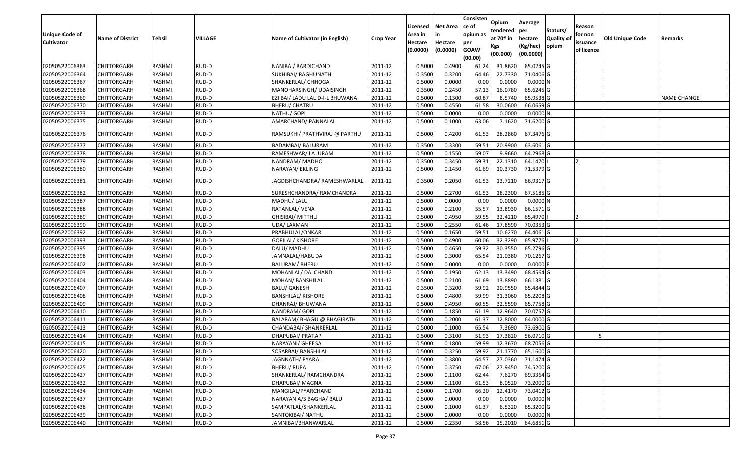| Unique Code of Cultivator | Name of District | Tehsil | VILLAGE | Name of Cultivator (in English) | Crop Year | Licensed Area in Hectare (0.0000) | Net Area in Hectare (0.0000) | Consistence of opium as per GOAW (00.00) | Opium tendered at 70º in Kgs (00.000) | Average per hectare (Kg/hec) (00.0000) | Statuts/ Quality of opium | Reason for non issuance of licence | Old Unique Code | Remarks |
|---|---|---|---|---|---|---|---|---|---|---|---|---|---|---|
| 02050522006363 | CHITTORGARH | RASHMI | RUD-D | NANIBAI/ BARDICHAND | 2011-12 | 0.5000 | 0.4900 | 61.24 | 31.8620 | 65.0245 | G | | | |
| 02050522006364 | CHITTORGARH | RASHMI | RUD-D | SUKHIBAI/ RAGHUNATH | 2011-12 | 0.3500 | 0.3200 | 64.46 | 22.7330 | 71.0406 | G | | | |
| 02050522006367 | CHITTORGARH | RASHMI | RUD-D | SHANKERLAL/ CHHOGA | 2011-12 | 0.5000 | 0.0000 | 0.00 | 0.0000 | 0.0000 | N | | | |
| 02050522006368 | CHITTORGARH | RASHMI | RUD-D | MANOHARSINGH/ UDAISINGH | 2011-12 | 0.3500 | 0.2450 | 57.13 | 16.0780 | 65.6245 | G | | | |
| 02050522006369 | CHITTORGARH | RASHMI | RUD-D | EZI BAI/ LADU LAL D-I-L BHUWANA | 2011-12 | 0.5000 | 0.1300 | 60.87 | 8.5740 | 65.9538 | G | | | NAME CHANGE |
| 02050522006370 | CHITTORGARH | RASHMI | RUD-D | BHERU/ CHATRU | 2011-12 | 0.5000 | 0.4550 | 61.58 | 30.0600 | 66.0659 | G | | | |
| 02050522006373 | CHITTORGARH | RASHMI | RUD-D | NATHU/ GOPI | 2011-12 | 0.5000 | 0.0000 | 0.00 | 0.0000 | 0.0000 | N | | | |
| 02050522006375 | CHITTORGARH | RASHMI | RUD-D | AMARCHAND/ PANNALAL | 2011-12 | 0.5000 | 0.1000 | 63.06 | 7.1620 | 71.6200 | G | | | |
| 02050522006376 | CHITTORGARH | RASHMI | RUD-D | RAMSUKHI/ PRATHVIRAJ @ PARTHU | 2011-12 | 0.5000 | 0.4200 | 61.53 | 28.2860 | 67.3476 | G | | | |
| 02050522006377 | CHITTORGARH | RASHMI | RUD-D | BADAMBAI/ BALURAM | 2011-12 | 0.3500 | 0.3300 | 59.51 | 20.9900 | 63.6061 | G | | | |
| 02050522006378 | CHITTORGARH | RASHMI | RUD-D | RAMESHWAR/ LALURAM | 2011-12 | 0.5000 | 0.1550 | 59.07 | 9.9660 | 64.2968 | G | | | |
| 02050522006379 | CHITTORGARH | RASHMI | RUD-D | NANDRAM/ MADHO | 2011-12 | 0.3500 | 0.3450 | 59.31 | 22.1310 | 64.1470 | I | 2 | | |
| 02050522006380 | CHITTORGARH | RASHMI | RUD-D | NARAYAN/ EKLING | 2011-12 | 0.5000 | 0.1450 | 61.69 | 10.3730 | 71.5379 | G | | | |
| 02050522006381 | CHITTORGARH | RASHMI | RUD-D | JAGDISHCHANDRA/ RAMESHWARLAL | 2011-12 | 0.3500 | 0.2050 | 61.53 | 13.7210 | 66.9317 | G | | | |
| 02050522006382 | CHITTORGARH | RASHMI | RUD-D | SURESHCHANDRA/ RAMCHANDRA | 2011-12 | 0.5000 | 0.2700 | 61.53 | 18.2300 | 67.5185 | G | | | |
| 02050522006387 | CHITTORGARH | RASHMI | RUD-D | MADHU/ LALU | 2011-12 | 0.5000 | 0.0000 | 0.00 | 0.0000 | 0.0000 | N | | | |
| 02050522006388 | CHITTORGARH | RASHMI | RUD-D | RATANLAL/ VENA | 2011-12 | 0.5000 | 0.2100 | 55.57 | 13.8930 | 66.1571 | G | | | |
| 02050522006389 | CHITTORGARH | RASHMI | RUD-D | GHISIBAI/ MITTHU | 2011-12 | 0.5000 | 0.4950 | 59.55 | 32.4210 | 65.4970 | I | 2 | | |
| 02050522006390 | CHITTORGARH | RASHMI | RUD-D | UDA/ LAXMAN | 2011-12 | 0.5000 | 0.2550 | 61.46 | 17.8590 | 70.0353 | G | | | |
| 02050522006392 | CHITTORGARH | RASHMI | RUD-D | PRABHULAL/ONKAR | 2011-12 | 0.5000 | 0.1650 | 59.51 | 10.6270 | 64.4061 | G | | | |
| 02050522006393 | CHITTORGARH | RASHMI | RUD-D | GOPILAL/ KISHORE | 2011-12 | 0.5000 | 0.4900 | 60.06 | 32.3290 | 65.9776 | I | 2 | | |
| 02050522006395 | CHITTORGARH | RASHMI | RUD-D | DALU/ MADHU | 2011-12 | 0.5000 | 0.4650 | 59.32 | 30.3550 | 65.2796 | G | | | |
| 02050522006398 | CHITTORGARH | RASHMI | RUD-D | JAMNALAL/HABUDA | 2011-12 | 0.5000 | 0.3000 | 65.54 | 21.0380 | 70.1267 | G | | | |
| 02050522006402 | CHITTORGARH | RASHMI | RUD-D | BALURAM/ BHERU | 2011-12 | 0.5000 | 0.0000 | 0.00 | 0.0000 | 0.0000 | F | | | |
| 02050522006403 | CHITTORGARH | RASHMI | RUD-D | MOHANLAL/ DALCHAND | 2011-12 | 0.5000 | 0.1950 | 62.13 | 13.3490 | 68.4564 | G | | | |
| 02050522006404 | CHITTORGARH | RASHMI | RUD-D | MOHAN/ BANSHILAL | 2011-12 | 0.5000 | 0.2100 | 61.69 | 13.8890 | 66.1381 | G | | | |
| 02050522006407 | CHITTORGARH | RASHMI | RUD-D | BALU/ GANESH | 2011-12 | 0.3500 | 0.3200 | 59.92 | 20.9550 | 65.4844 | G | | | |
| 02050522006408 | CHITTORGARH | RASHMI | RUD-D | BANSHILAL/ KISHORE | 2011-12 | 0.5000 | 0.4800 | 59.99 | 31.3060 | 65.2208 | G | | | |
| 02050522006409 | CHITTORGARH | RASHMI | RUD-D | DHANRAJ/ BHUWANA | 2011-12 | 0.5000 | 0.4950 | 60.55 | 32.5590 | 65.7758 | G | | | |
| 02050522006410 | CHITTORGARH | RASHMI | RUD-D | NANDRAM/ GOPI | 2011-12 | 0.5000 | 0.1850 | 61.19 | 12.9640 | 70.0757 | G | | | |
| 02050522006411 | CHITTORGARH | RASHMI | RUD-D | BALARAM/ BHAGU @ BHAGIRATH | 2011-12 | 0.5000 | 0.2000 | 61.37 | 12.8000 | 64.0000 | G | | | |
| 02050522006413 | CHITTORGARH | RASHMI | RUD-D | CHANDABAI/ SHANKERLAL | 2011-12 | 0.5000 | 0.1000 | 65.54 | 7.3690 | 73.6900 | G | | | |
| 02050522006414 | CHITTORGARH | RASHMI | RUD-D | DHAPUBAI/ PRATAP | 2011-12 | 0.5000 | 0.3100 | 51.93 | 17.3820 | 56.0710 | G | 5 | | |
| 02050522006415 | CHITTORGARH | RASHMI | RUD-D | NARAYANI/ GHEESA | 2011-12 | 0.5000 | 0.1800 | 59.99 | 12.3670 | 68.7056 | G | | | |
| 02050522006420 | CHITTORGARH | RASHMI | RUD-D | SOSARBAI/ BANSHILAL | 2011-12 | 0.5000 | 0.3250 | 59.92 | 21.1770 | 65.1600 | G | | | |
| 02050522006422 | CHITTORGARH | RASHMI | RUD-D | JAGNNATH/ PYARA | 2011-12 | 0.5000 | 0.3800 | 64.57 | 27.0360 | 71.1474 | G | | | |
| 02050522006425 | CHITTORGARH | RASHMI | RUD-D | BHERU/ RUPA | 2011-12 | 0.5000 | 0.3750 | 67.06 | 27.9450 | 74.5200 | G | | | |
| 02050522006427 | CHITTORGARH | RASHMI | RUD-D | SHANKERLAL/ RAMCHANDRA | 2011-12 | 0.5000 | 0.1100 | 62.44 | 7.6270 | 69.3364 | G | | | |
| 02050522006432 | CHITTORGARH | RASHMI | RUD-D | DHAPUBAI/ MAGNA | 2011-12 | 0.5000 | 0.1100 | 61.53 | 8.0520 | 73.2000 | G | | | |
| 02050522006434 | CHITTORGARH | RASHMI | RUD-D | MANGILAL/PYARCHAND | 2011-12 | 0.5000 | 0.1700 | 66.20 | 12.4170 | 73.0412 | G | | | |
| 02050522006437 | CHITTORGARH | RASHMI | RUD-D | NARAYAN A/S BAGHA/ BALU | 2011-12 | 0.5000 | 0.0000 | 0.00 | 0.0000 | 0.0000 | N | | | |
| 02050522006438 | CHITTORGARH | RASHMI | RUD-D | SAMPATLAL/SHANKERLAL | 2011-12 | 0.5000 | 0.1000 | 61.37 | 6.5320 | 65.3200 | G | | | |
| 02050522006439 | CHITTORGARH | RASHMI | RUD-D | SANTOKIBAI/ NATHU | 2011-12 | 0.5000 | 0.0000 | 0.00 | 0.0000 | 0.0000 | N | | | |
| 02050522006440 | CHITTORGARH | RASHMI | RUD-D | JAMNIBAI/BHANWARLAL | 2011-12 | 0.5000 | 0.2350 | 58.56 | 15.2010 | 64.6851 | G | | | |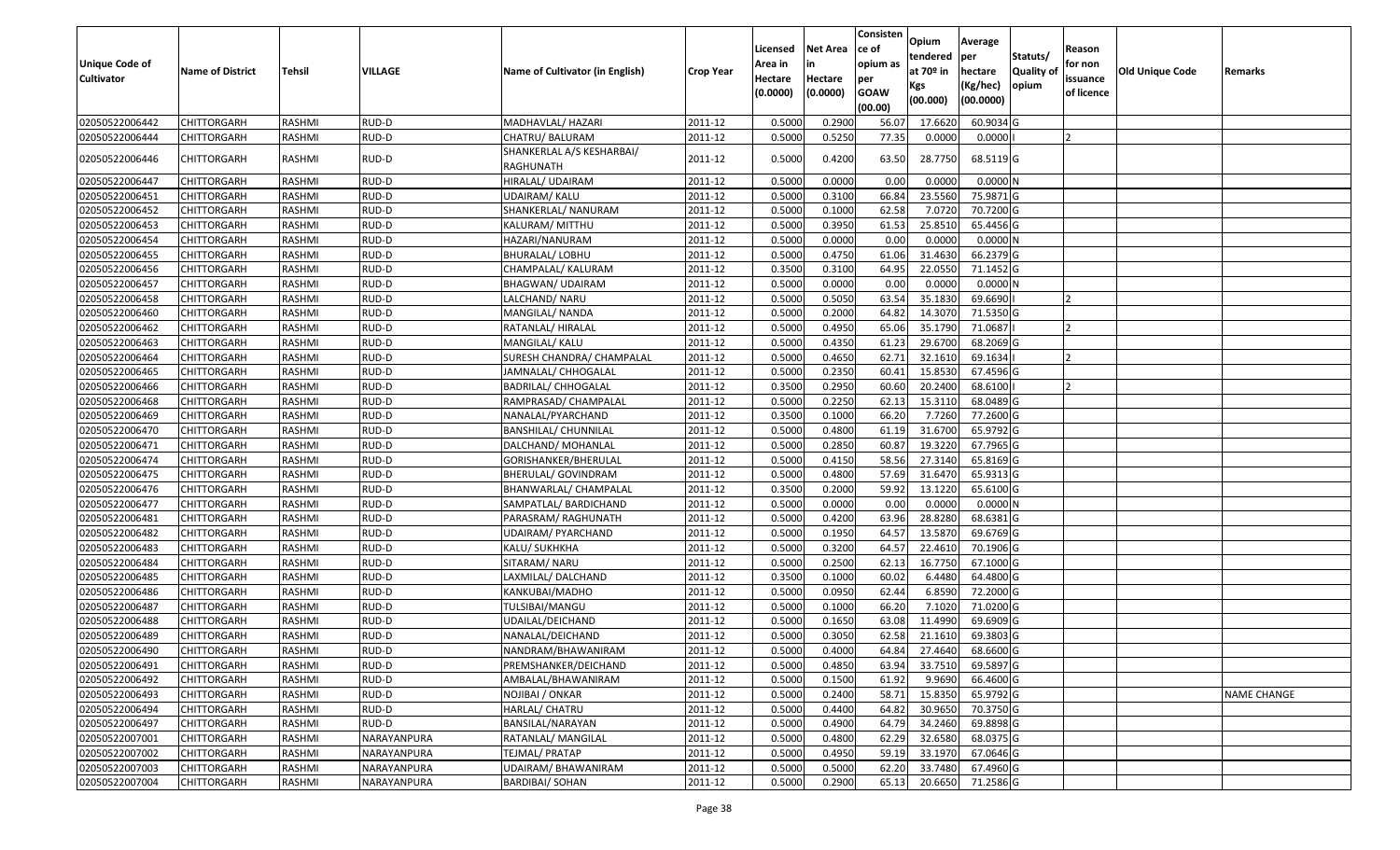| Unique Code of Cultivator | Name of District | Tehsil | VILLAGE | Name of Cultivator (in English) | Crop Year | Licensed Area in Hectare (0.0000) | Net Area in Hectare (0.0000) | Consistence of opium as per GOAW (00.00) | Opium tendered at 70º in Kgs (00.000) | Average per hectare (Kg/hec) (00.0000) | Statuts/ Quality of opium | Reason for non issuance of licence | Old Unique Code | Remarks |
|---|---|---|---|---|---|---|---|---|---|---|---|---|---|---|
| 02050522006442 | CHITTORGARH | RASHMI | RUD-D | MADHAVLAL/ HAZARI | 2011-12 | 0.5000 | 0.2900 | 56.07 | 17.6620 | 60.9034 | G | | | |
| 02050522006444 | CHITTORGARH | RASHMI | RUD-D | CHATRU/ BALURAM | 2011-12 | 0.5000 | 0.5250 | 77.35 | 0.0000 | 0.0000 | I | 2 | | |
| 02050522006446 | CHITTORGARH | RASHMI | RUD-D | SHANKERLAL A/S KESHARBAI/ RAGHUNATH | 2011-12 | 0.5000 | 0.4200 | 63.50 | 28.7750 | 68.5119 | G | | | |
| 02050522006447 | CHITTORGARH | RASHMI | RUD-D | HIRALAL/ UDAIRAM | 2011-12 | 0.5000 | 0.0000 | 0.00 | 0.0000 | 0.0000 | N | | | |
| 02050522006451 | CHITTORGARH | RASHMI | RUD-D | UDAIRAM/ KALU | 2011-12 | 0.5000 | 0.3100 | 66.84 | 23.5560 | 75.9871 | G | | | |
| 02050522006452 | CHITTORGARH | RASHMI | RUD-D | SHANKERLAL/ NANURAM | 2011-12 | 0.5000 | 0.1000 | 62.58 | 7.0720 | 70.7200 | G | | | |
| 02050522006453 | CHITTORGARH | RASHMI | RUD-D | KALURAM/ MITTHU | 2011-12 | 0.5000 | 0.3950 | 61.53 | 25.8510 | 65.4456 | G | | | |
| 02050522006454 | CHITTORGARH | RASHMI | RUD-D | HAZARI/NANURAM | 2011-12 | 0.5000 | 0.0000 | 0.00 | 0.0000 | 0.0000 | N | | | |
| 02050522006455 | CHITTORGARH | RASHMI | RUD-D | BHURALAL/ LOBHU | 2011-12 | 0.5000 | 0.4750 | 61.06 | 31.4630 | 66.2379 | G | | | |
| 02050522006456 | CHITTORGARH | RASHMI | RUD-D | CHAMPALAL/ KALURAM | 2011-12 | 0.3500 | 0.3100 | 64.95 | 22.0550 | 71.1452 | G | | | |
| 02050522006457 | CHITTORGARH | RASHMI | RUD-D | BHAGWAN/ UDAIRAM | 2011-12 | 0.5000 | 0.0000 | 0.00 | 0.0000 | 0.0000 | N | | | |
| 02050522006458 | CHITTORGARH | RASHMI | RUD-D | LALCHAND/ NARU | 2011-12 | 0.5000 | 0.5050 | 63.54 | 35.1830 | 69.6690 | I | 2 | | |
| 02050522006460 | CHITTORGARH | RASHMI | RUD-D | MANGILAL/ NANDA | 2011-12 | 0.5000 | 0.2000 | 64.82 | 14.3070 | 71.5350 | G | | | |
| 02050522006462 | CHITTORGARH | RASHMI | RUD-D | RATANLAL/ HIRALAL | 2011-12 | 0.5000 | 0.4950 | 65.06 | 35.1790 | 71.0687 | I | 2 | | |
| 02050522006463 | CHITTORGARH | RASHMI | RUD-D | MANGILAL/ KALU | 2011-12 | 0.5000 | 0.4350 | 61.23 | 29.6700 | 68.2069 | G | | | |
| 02050522006464 | CHITTORGARH | RASHMI | RUD-D | SURESH CHANDRA/ CHAMPALAL | 2011-12 | 0.5000 | 0.4650 | 62.71 | 32.1610 | 69.1634 | I | 2 | | |
| 02050522006465 | CHITTORGARH | RASHMI | RUD-D | JAMNALAL/ CHHOGALAL | 2011-12 | 0.5000 | 0.2350 | 60.41 | 15.8530 | 67.4596 | G | | | |
| 02050522006466 | CHITTORGARH | RASHMI | RUD-D | BADRILAL/ CHHOGALAL | 2011-12 | 0.3500 | 0.2950 | 60.60 | 20.2400 | 68.6100 | I | 2 | | |
| 02050522006468 | CHITTORGARH | RASHMI | RUD-D | RAMPRASAD/ CHAMPALAL | 2011-12 | 0.5000 | 0.2250 | 62.13 | 15.3110 | 68.0489 | G | | | |
| 02050522006469 | CHITTORGARH | RASHMI | RUD-D | NANALAL/PYARCHAND | 2011-12 | 0.3500 | 0.1000 | 66.20 | 7.7260 | 77.2600 | G | | | |
| 02050522006470 | CHITTORGARH | RASHMI | RUD-D | BANSHILAL/ CHUNNILAL | 2011-12 | 0.5000 | 0.4800 | 61.19 | 31.6700 | 65.9792 | G | | | |
| 02050522006471 | CHITTORGARH | RASHMI | RUD-D | DALCHAND/ MOHANLAL | 2011-12 | 0.5000 | 0.2850 | 60.87 | 19.3220 | 67.7965 | G | | | |
| 02050522006474 | CHITTORGARH | RASHMI | RUD-D | GORISHANKER/BHERULAL | 2011-12 | 0.5000 | 0.4150 | 58.56 | 27.3140 | 65.8169 | G | | | |
| 02050522006475 | CHITTORGARH | RASHMI | RUD-D | BHERULAL/ GOVINDRAM | 2011-12 | 0.5000 | 0.4800 | 57.69 | 31.6470 | 65.9313 | G | | | |
| 02050522006476 | CHITTORGARH | RASHMI | RUD-D | BHANWARLAL/ CHAMPALAL | 2011-12 | 0.3500 | 0.2000 | 59.92 | 13.1220 | 65.6100 | G | | | |
| 02050522006477 | CHITTORGARH | RASHMI | RUD-D | SAMPATLAL/ BARDICHAND | 2011-12 | 0.5000 | 0.0000 | 0.00 | 0.0000 | 0.0000 | N | | | |
| 02050522006481 | CHITTORGARH | RASHMI | RUD-D | PARASRAM/ RAGHUNATH | 2011-12 | 0.5000 | 0.4200 | 63.96 | 28.8280 | 68.6381 | G | | | |
| 02050522006482 | CHITTORGARH | RASHMI | RUD-D | UDAIRAM/ PYARCHAND | 2011-12 | 0.5000 | 0.1950 | 64.57 | 13.5870 | 69.6769 | G | | | |
| 02050522006483 | CHITTORGARH | RASHMI | RUD-D | KALU/ SUKHKHA | 2011-12 | 0.5000 | 0.3200 | 64.57 | 22.4610 | 70.1906 | G | | | |
| 02050522006484 | CHITTORGARH | RASHMI | RUD-D | SITARAM/ NARU | 2011-12 | 0.5000 | 0.2500 | 62.13 | 16.7750 | 67.1000 | G | | | |
| 02050522006485 | CHITTORGARH | RASHMI | RUD-D | LAXMILAL/ DALCHAND | 2011-12 | 0.3500 | 0.1000 | 60.02 | 6.4480 | 64.4800 | G | | | |
| 02050522006486 | CHITTORGARH | RASHMI | RUD-D | KANKUBAI/MADHO | 2011-12 | 0.5000 | 0.0950 | 62.44 | 6.8590 | 72.2000 | G | | | |
| 02050522006487 | CHITTORGARH | RASHMI | RUD-D | TULSIBAI/MANGU | 2011-12 | 0.5000 | 0.1000 | 66.20 | 7.1020 | 71.0200 | G | | | |
| 02050522006488 | CHITTORGARH | RASHMI | RUD-D | UDAILAL/DEICHAND | 2011-12 | 0.5000 | 0.1650 | 63.08 | 11.4990 | 69.6909 | G | | | |
| 02050522006489 | CHITTORGARH | RASHMI | RUD-D | NANALAL/DEICHAND | 2011-12 | 0.5000 | 0.3050 | 62.58 | 21.1610 | 69.3803 | G | | | |
| 02050522006490 | CHITTORGARH | RASHMI | RUD-D | NANDRAM/BHAWANIRAM | 2011-12 | 0.5000 | 0.4000 | 64.84 | 27.4640 | 68.6600 | G | | | |
| 02050522006491 | CHITTORGARH | RASHMI | RUD-D | PREMSHANKER/DEICHAND | 2011-12 | 0.5000 | 0.4850 | 63.94 | 33.7510 | 69.5897 | G | | | |
| 02050522006492 | CHITTORGARH | RASHMI | RUD-D | AMBALAL/BHAWANIRAM | 2011-12 | 0.5000 | 0.1500 | 61.92 | 9.9690 | 66.4600 | G | | | |
| 02050522006493 | CHITTORGARH | RASHMI | RUD-D | NOJIBAI / ONKAR | 2011-12 | 0.5000 | 0.2400 | 58.71 | 15.8350 | 65.9792 | G | | | NAME CHANGE |
| 02050522006494 | CHITTORGARH | RASHMI | RUD-D | HARLAL/ CHATRU | 2011-12 | 0.5000 | 0.4400 | 64.82 | 30.9650 | 70.3750 | G | | | |
| 02050522006497 | CHITTORGARH | RASHMI | RUD-D | BANSILAL/NARAYAN | 2011-12 | 0.5000 | 0.4900 | 64.79 | 34.2460 | 69.8898 | G | | | |
| 02050522007001 | CHITTORGARH | RASHMI | NARAYANPURA | RATANLAL/ MANGILAL | 2011-12 | 0.5000 | 0.4800 | 62.29 | 32.6580 | 68.0375 | G | | | |
| 02050522007002 | CHITTORGARH | RASHMI | NARAYANPURA | TEJMAL/ PRATAP | 2011-12 | 0.5000 | 0.4950 | 59.19 | 33.1970 | 67.0646 | G | | | |
| 02050522007003 | CHITTORGARH | RASHMI | NARAYANPURA | UDAIRAM/ BHAWANIRAM | 2011-12 | 0.5000 | 0.5000 | 62.20 | 33.7480 | 67.4960 | G | | | |
| 02050522007004 | CHITTORGARH | RASHMI | NARAYANPURA | BARDIBAI/ SOHAN | 2011-12 | 0.5000 | 0.2900 | 65.13 | 20.6650 | 71.2586 | G | | | |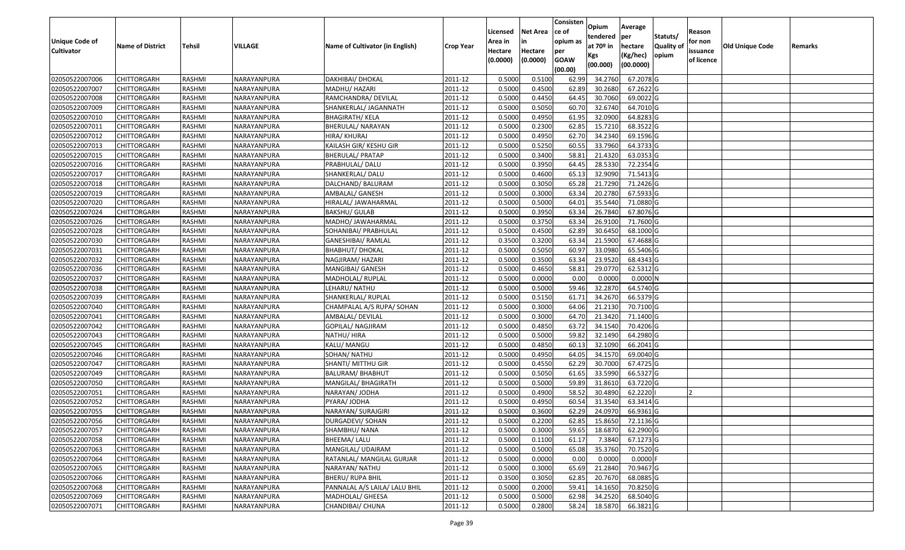| Unique Code of Cultivator | Name of District | Tehsil | VILLAGE | Name of Cultivator (in English) | Crop Year | Licensed Area in Hectare (0.0000) | Net Area in Hectare (0.0000) | Consisten ce of opium as per GOAW (00.00) | Opium tendered at 70º in Kgs (00.000) | Average per hectare (Kg/hec) (00.0000) | Statuts/ Quality of opium | Reason for non issuance of licence | Old Unique Code | Remarks |
|---|---|---|---|---|---|---|---|---|---|---|---|---|---|---|
| 02050522007006 | CHITTORGARH | RASHMI | NARAYANPURA | DAKHIBAI/ DHOKAL | 2011-12 | 0.5000 | 0.5100 | 62.99 | 34.2760 | 67.2078 | G | | | |
| 02050522007007 | CHITTORGARH | RASHMI | NARAYANPURA | MADHU/ HAZARI | 2011-12 | 0.5000 | 0.4500 | 62.89 | 30.2680 | 67.2622 | G | | | |
| 02050522007008 | CHITTORGARH | RASHMI | NARAYANPURA | RAMCHANDRA/ DEVILAL | 2011-12 | 0.5000 | 0.4450 | 64.45 | 30.7060 | 69.0022 | G | | | |
| 02050522007009 | CHITTORGARH | RASHMI | NARAYANPURA | SHANKERLAL/ JAGANNATH | 2011-12 | 0.5000 | 0.5050 | 60.70 | 32.6740 | 64.7010 | G | | | |
| 02050522007010 | CHITTORGARH | RASHMI | NARAYANPURA | BHAGIRATH/ KELA | 2011-12 | 0.5000 | 0.4950 | 61.95 | 32.0900 | 64.8283 | G | | | |
| 02050522007011 | CHITTORGARH | RASHMI | NARAYANPURA | BHERULAL/ NARAYAN | 2011-12 | 0.5000 | 0.2300 | 62.85 | 15.7210 | 68.3522 | G | | | |
| 02050522007012 | CHITTORGARH | RASHMI | NARAYANPURA | HIRA/ KHURAJ | 2011-12 | 0.5000 | 0.4950 | 62.70 | 34.2340 | 69.1596 | G | | | |
| 02050522007013 | CHITTORGARH | RASHMI | NARAYANPURA | KAILASH GIR/ KESHU GIR | 2011-12 | 0.5000 | 0.5250 | 60.55 | 33.7960 | 64.3733 | G | | | |
| 02050522007015 | CHITTORGARH | RASHMI | NARAYANPURA | BHERULAL/ PRATAP | 2011-12 | 0.5000 | 0.3400 | 58.81 | 21.4320 | 63.0353 | G | | | |
| 02050522007016 | CHITTORGARH | RASHMI | NARAYANPURA | PRABHULAL/ DALU | 2011-12 | 0.5000 | 0.3950 | 64.45 | 28.5330 | 72.2354 | G | | | |
| 02050522007017 | CHITTORGARH | RASHMI | NARAYANPURA | SHANKERLAL/ DALU | 2011-12 | 0.5000 | 0.4600 | 65.13 | 32.9090 | 71.5413 | G | | | |
| 02050522007018 | CHITTORGARH | RASHMI | NARAYANPURA | DALCHAND/ BALURAM | 2011-12 | 0.5000 | 0.3050 | 65.28 | 21.7290 | 71.2426 | G | | | |
| 02050522007019 | CHITTORGARH | RASHMI | NARAYANPURA | AMBALAL/ GANESH | 2011-12 | 0.5000 | 0.3000 | 63.34 | 20.2780 | 67.5933 | G | | | |
| 02050522007020 | CHITTORGARH | RASHMI | NARAYANPURA | HIRALAL/ JAWAHARMAL | 2011-12 | 0.5000 | 0.5000 | 64.01 | 35.5440 | 71.0880 | G | | | |
| 02050522007024 | CHITTORGARH | RASHMI | NARAYANPURA | BAKSHU/ GULAB | 2011-12 | 0.5000 | 0.3950 | 63.34 | 26.7840 | 67.8076 | G | | | |
| 02050522007026 | CHITTORGARH | RASHMI | NARAYANPURA | MADHO/ JAWAHARMAL | 2011-12 | 0.5000 | 0.3750 | 63.34 | 26.9100 | 71.7600 | G | | | |
| 02050522007028 | CHITTORGARH | RASHMI | NARAYANPURA | SOHANIBAI/ PRABHULAL | 2011-12 | 0.5000 | 0.4500 | 62.89 | 30.6450 | 68.1000 | G | | | |
| 02050522007030 | CHITTORGARH | RASHMI | NARAYANPURA | GANESHIBAI/ RAMLAL | 2011-12 | 0.3500 | 0.3200 | 63.34 | 21.5900 | 67.4688 | G | | | |
| 02050522007031 | CHITTORGARH | RASHMI | NARAYANPURA | BHABHUT/ DHOKAL | 2011-12 | 0.5000 | 0.5050 | 60.97 | 33.0980 | 65.5406 | G | | | |
| 02050522007032 | CHITTORGARH | RASHMI | NARAYANPURA | NAGJIRAM/ HAZARI | 2011-12 | 0.5000 | 0.3500 | 63.34 | 23.9520 | 68.4343 | G | | | |
| 02050522007036 | CHITTORGARH | RASHMI | NARAYANPURA | MANGIBAI/ GANESH | 2011-12 | 0.5000 | 0.4650 | 58.81 | 29.0770 | 62.5312 | G | | | |
| 02050522007037 | CHITTORGARH | RASHMI | NARAYANPURA | MADHOLAL/ RUPLAL | 2011-12 | 0.5000 | 0.0000 | 0.00 | 0.0000 | 0.0000 | N | | | |
| 02050522007038 | CHITTORGARH | RASHMI | NARAYANPURA | LEHARU/ NATHU | 2011-12 | 0.5000 | 0.5000 | 59.46 | 32.2870 | 64.5740 | G | | | |
| 02050522007039 | CHITTORGARH | RASHMI | NARAYANPURA | SHANKERLAL/ RUPLAL | 2011-12 | 0.5000 | 0.5150 | 61.71 | 34.2670 | 66.5379 | G | | | |
| 02050522007040 | CHITTORGARH | RASHMI | NARAYANPURA | CHAMPALAL A/S RUPA/ SOHAN | 2011-12 | 0.5000 | 0.3000 | 64.06 | 21.2130 | 70.7100 | G | | | |
| 02050522007041 | CHITTORGARH | RASHMI | NARAYANPURA | AMBALAL/ DEVILAL | 2011-12 | 0.5000 | 0.3000 | 64.70 | 21.3420 | 71.1400 | G | | | |
| 02050522007042 | CHITTORGARH | RASHMI | NARAYANPURA | GOPILAL/ NAGJIRAM | 2011-12 | 0.5000 | 0.4850 | 63.72 | 34.1540 | 70.4206 | G | | | |
| 02050522007043 | CHITTORGARH | RASHMI | NARAYANPURA | NATHU/ HIRA | 2011-12 | 0.5000 | 0.5000 | 59.82 | 32.1490 | 64.2980 | G | | | |
| 02050522007045 | CHITTORGARH | RASHMI | NARAYANPURA | KALU/ MANGU | 2011-12 | 0.5000 | 0.4850 | 60.13 | 32.1090 | 66.2041 | G | | | |
| 02050522007046 | CHITTORGARH | RASHMI | NARAYANPURA | SOHAN/ NATHU | 2011-12 | 0.5000 | 0.4950 | 64.05 | 34.1570 | 69.0040 | G | | | |
| 02050522007047 | CHITTORGARH | RASHMI | NARAYANPURA | SHANTI/ MITTHU GIR | 2011-12 | 0.5000 | 0.4550 | 62.29 | 30.7000 | 67.4725 | G | | | |
| 02050522007049 | CHITTORGARH | RASHMI | NARAYANPURA | BALURAM/ BHABHUT | 2011-12 | 0.5000 | 0.5050 | 61.65 | 33.5990 | 66.5327 | G | | | |
| 02050522007050 | CHITTORGARH | RASHMI | NARAYANPURA | MANGILAL/ BHAGIRATH | 2011-12 | 0.5000 | 0.5000 | 59.89 | 31.8610 | 63.7220 | G | | | |
| 02050522007051 | CHITTORGARH | RASHMI | NARAYANPURA | NARAYAN/ JODHA | 2011-12 | 0.5000 | 0.4900 | 58.52 | 30.4890 | 62.2220 | I | 2 | | |
| 02050522007052 | CHITTORGARH | RASHMI | NARAYANPURA | PYARA/ JODHA | 2011-12 | 0.5000 | 0.4950 | 60.54 | 31.3540 | 63.3414 | G | | | |
| 02050522007055 | CHITTORGARH | RASHMI | NARAYANPURA | NARAYAN/ SURAJGIRI | 2011-12 | 0.5000 | 0.3600 | 62.29 | 24.0970 | 66.9361 | G | | | |
| 02050522007056 | CHITTORGARH | RASHMI | NARAYANPURA | DURGADEVI/ SOHAN | 2011-12 | 0.5000 | 0.2200 | 62.85 | 15.8650 | 72.1136 | G | | | |
| 02050522007057 | CHITTORGARH | RASHMI | NARAYANPURA | SHAMBHU/ NANA | 2011-12 | 0.5000 | 0.3000 | 59.65 | 18.6870 | 62.2900 | G | | | |
| 02050522007058 | CHITTORGARH | RASHMI | NARAYANPURA | BHEEMA/ LALU | 2011-12 | 0.5000 | 0.1100 | 61.17 | 7.3840 | 67.1273 | G | | | |
| 02050522007063 | CHITTORGARH | RASHMI | NARAYANPURA | MANGILAL/ UDAIRAM | 2011-12 | 0.5000 | 0.5000 | 65.08 | 35.3760 | 70.7520 | G | | | |
| 02050522007064 | CHITTORGARH | RASHMI | NARAYANPURA | RATANLAL/ MANGILAL GURJAR | 2011-12 | 0.5000 | 0.0000 | 0.00 | 0.0000 | 0.0000 | F | | | |
| 02050522007065 | CHITTORGARH | RASHMI | NARAYANPURA | NARAYAN/ NATHU | 2011-12 | 0.5000 | 0.3000 | 65.69 | 21.2840 | 70.9467 | G | | | |
| 02050522007066 | CHITTORGARH | RASHMI | NARAYANPURA | BHERU/ RUPA BHIL | 2011-12 | 0.3500 | 0.3050 | 62.85 | 20.7670 | 68.0885 | G | | | |
| 02050522007068 | CHITTORGARH | RASHMI | NARAYANPURA | PANNALAL A/S LAILA/ LALU BHIL | 2011-12 | 0.5000 | 0.2000 | 59.41 | 14.1650 | 70.8250 | G | | | |
| 02050522007069 | CHITTORGARH | RASHMI | NARAYANPURA | MADHOLAL/ GHEESA | 2011-12 | 0.5000 | 0.5000 | 62.98 | 34.2520 | 68.5040 | G | | | |
| 02050522007071 | CHITTORGARH | RASHMI | NARAYANPURA | CHANDIBAI/ CHUNA | 2011-12 | 0.5000 | 0.2800 | 58.24 | 18.5870 | 66.3821 | G | | | |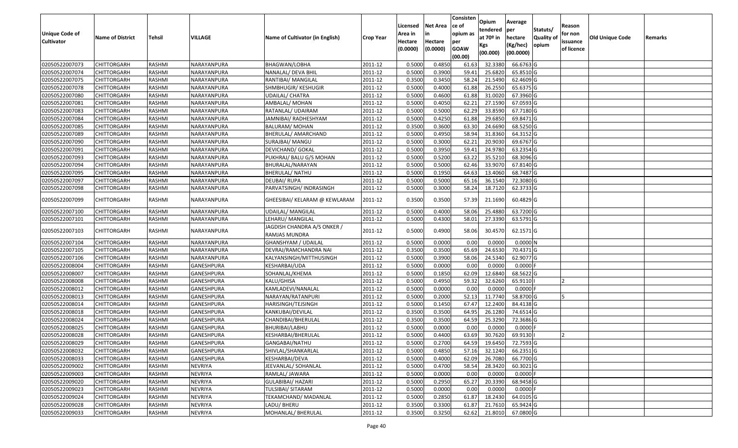| Unique Code of Cultivator | Name of District | Tehsil | VILLAGE | Name of Cultivator (in English) | Crop Year | Licensed Area in Hectare (0.0000) | Net Area in Hectare (0.0000) | Consisten ce of opium as per GOAW (00.00) | Opium tendered at 70º in Kgs (00.000) | Average per hectare (Kg/hec) (00.0000) | Statuts/ Quality of opium | Reason for non issuance of licence | Old Unique Code | Remarks |
|---|---|---|---|---|---|---|---|---|---|---|---|---|---|---|
| 02050522007073 | CHITTORGARH | RASHMI | NARAYANPURA | BHAGWAN/LOBHA | 2011-12 | 0.5000 | 0.4850 | 61.63 | 32.3380 | 66.6763 | G | | | |
| 02050522007074 | CHITTORGARH | RASHMI | NARAYANPURA | NANALAL/ DEVA BHIL | 2011-12 | 0.5000 | 0.3900 | 59.41 | 25.6820 | 65.8510 | G | | | |
| 02050522007075 | CHITTORGARH | RASHMI | NARAYANPURA | RANTIBAI/ MANGILAL | 2011-12 | 0.3500 | 0.3450 | 58.24 | 21.5490 | 62.4609 | G | | | |
| 02050522007078 | CHITTORGARH | RASHMI | NARAYANPURA | SHMBHUGIR/ KESHUGIR | 2011-12 | 0.5000 | 0.4000 | 61.88 | 26.2550 | 65.6375 | G | | | |
| 02050522007080 | CHITTORGARH | RASHMI | NARAYANPURA | UDAILAL/ CHATRA | 2011-12 | 0.5000 | 0.4600 | 61.88 | 31.0020 | 67.3960 | G | | | |
| 02050522007081 | CHITTORGARH | RASHMI | NARAYANPURA | AMBALAL/ MOHAN | 2011-12 | 0.5000 | 0.4050 | 62.21 | 27.1590 | 67.0593 | G | | | |
| 02050522007083 | CHITTORGARH | RASHMI | NARAYANPURA | RATANLAL/ UDAIRAM | 2011-12 | 0.5000 | 0.5000 | 62.29 | 33.8590 | 67.7180 | G | | | |
| 02050522007084 | CHITTORGARH | RASHMI | NARAYANPURA | JAMNIBAI/ RADHESHYAM | 2011-12 | 0.5000 | 0.4250 | 61.88 | 29.6850 | 69.8471 | G | | | |
| 02050522007085 | CHITTORGARH | RASHMI | NARAYANPURA | BALURAM/ MOHAN | 2011-12 | 0.3500 | 0.3600 | 63.30 | 24.6690 | 68.5250 | G | | | |
| 02050522007089 | CHITTORGARH | RASHMI | NARAYANPURA | BHERULAL/ AMARCHAND | 2011-12 | 0.5000 | 0.4950 | 58.94 | 31.8360 | 64.3152 | G | | | |
| 02050522007090 | CHITTORGARH | RASHMI | NARAYANPURA | SURAJBAI/ MANGU | 2011-12 | 0.5000 | 0.3000 | 62.21 | 20.9030 | 69.6767 | G | | | |
| 02050522007091 | CHITTORGARH | RASHMI | NARAYANPURA | DEVICHAND/ GOKAL | 2011-12 | 0.5000 | 0.3950 | 59.41 | 24.9780 | 63.2354 | G | | | |
| 02050522007093 | CHITTORGARH | RASHMI | NARAYANPURA | PUKHRAJ/ BALU G/S MOHAN | 2011-12 | 0.5000 | 0.5200 | 63.22 | 35.5210 | 68.3096 | G | | | |
| 02050522007094 | CHITTORGARH | RASHMI | NARAYANPURA | BHURALAL/NARAYAN | 2011-12 | 0.5000 | 0.5000 | 62.46 | 33.9070 | 67.8140 | G | | | |
| 02050522007095 | CHITTORGARH | RASHMI | NARAYANPURA | BHERULAL/ NATHU | 2011-12 | 0.5000 | 0.1950 | 64.63 | 13.4060 | 68.7487 | G | | | |
| 02050522007097 | CHITTORGARH | RASHMI | NARAYANPURA | DEUBAI/ RUPA | 2011-12 | 0.5000 | 0.5000 | 65.16 | 36.1540 | 72.3080 | G | | | |
| 02050522007098 | CHITTORGARH | RASHMI | NARAYANPURA | PARVATSINGH/ INDRASINGH | 2011-12 | 0.5000 | 0.3000 | 58.24 | 18.7120 | 62.3733 | G | | | |
| 02050522007099 | CHITTORGARH | RASHMI | NARAYANPURA | GHEESIBAI/ KELARAM @ KEWLARAM | 2011-12 | 0.3500 | 0.3500 | 57.39 | 21.1690 | 60.4829 | G | | | |
| 02050522007100 | CHITTORGARH | RASHMI | NARAYANPURA | UDAILAL/ MANGILAL | 2011-12 | 0.5000 | 0.4000 | 58.06 | 25.4880 | 63.7200 | G | | | |
| 02050522007101 | CHITTORGARH | RASHMI | NARAYANPURA | LEHARU/ MANGILAL | 2011-12 | 0.5000 | 0.4300 | 58.01 | 27.3390 | 63.5791 | G | | | |
| 02050522007103 | CHITTORGARH | RASHMI | NARAYANPURA | JAGDISH CHANDRA A/S ONKER / RAMJAS MUNDRA | 2011-12 | 0.5000 | 0.4900 | 58.06 | 30.4570 | 62.1571 | G | | | |
| 02050522007104 | CHITTORGARH | RASHMI | NARAYANPURA | GHANSHYAM / UDAILAL | 2011-12 | 0.5000 | 0.0000 | 0.00 | 0.0000 | 0.0000 | N | | | |
| 02050522007105 | CHITTORGARH | RASHMI | NARAYANPURA | DEVRAJ/RAMCHANDRA NAI | 2011-12 | 0.3500 | 0.3500 | 65.69 | 24.6530 | 70.4371 | G | | | |
| 02050522007106 | CHITTORGARH | RASHMI | NARAYANPURA | KALYANSINGH/MITTHUSINGH | 2011-12 | 0.5000 | 0.3900 | 58.06 | 24.5340 | 62.9077 | G | | | |
| 02050522008004 | CHITTORGARH | RASHMI | GANESHPURA | KESHARBAI/UDA | 2011-12 | 0.5000 | 0.0000 | 0.00 | 0.0000 | 0.0000 | F | | | |
| 02050522008007 | CHITTORGARH | RASHMI | GANESHPURA | SOHANLAL/KHEMA | 2011-12 | 0.5000 | 0.1850 | 62.09 | 12.6840 | 68.5622 | G | | | |
| 02050522008008 | CHITTORGARH | RASHMI | GANESHPURA | KALU/GHISA | 2011-12 | 0.5000 | 0.4950 | 59.32 | 32.6260 | 65.9110 | I | 2 | | |
| 02050522008012 | CHITTORGARH | RASHMI | GANESHPURA | KAMLADEVI/NANALAL | 2011-12 | 0.5000 | 0.0000 | 0.00 | 0.0000 | 0.0000 | F | | | |
| 02050522008013 | CHITTORGARH | RASHMI | GANESHPURA | NARAYAN/RATANPURI | 2011-12 | 0.5000 | 0.2000 | 52.13 | 11.7740 | 58.8700 | G | 5 | | |
| 02050522008014 | CHITTORGARH | RASHMI | GANESHPURA | HARISINGH/TEJSINGH | 2011-12 | 0.5000 | 0.1450 | 67.47 | 12.2400 | 84.4138 | G | | | |
| 02050522008018 | CHITTORGARH | RASHMI | GANESHPURA | KANKUBAI/DEVILAL | 2011-12 | 0.3500 | 0.3500 | 64.95 | 26.1280 | 74.6514 | G | | | |
| 02050522008024 | CHITTORGARH | RASHMI | GANESHPURA | CHANDIBAI/BHERULAL | 2011-12 | 0.3500 | 0.3500 | 64.59 | 25.3290 | 72.3686 | G | | | |
| 02050522008025 | CHITTORGARH | RASHMI | GANESHPURA | BHURIBAI/LABHU | 2011-12 | 0.5000 | 0.0000 | 0.00 | 0.0000 | 0.0000 | F | | | |
| 02050522008028 | CHITTORGARH | RASHMI | GANESHPURA | KESHARBAI/BHERULAL | 2011-12 | 0.5000 | 0.4400 | 63.69 | 30.7620 | 69.9130 | I | 2 | | |
| 02050522008029 | CHITTORGARH | RASHMI | GANESHPURA | GANGABAI/NATHU | 2011-12 | 0.5000 | 0.2700 | 64.59 | 19.6450 | 72.7593 | G | | | |
| 02050522008032 | CHITTORGARH | RASHMI | GANESHPURA | SHIVLAL/SHANKARLAL | 2011-12 | 0.5000 | 0.4850 | 57.16 | 32.1240 | 66.2351 | G | | | |
| 02050522008033 | CHITTORGARH | RASHMI | GANESHPURA | KESHARBAI/DEVA | 2011-12 | 0.5000 | 0.4000 | 62.09 | 26.7080 | 66.7700 | G | | | |
| 02050522009002 | CHITTORGARH | RASHMI | NEVRIYA | JEEVANLAL/ SOHANLAL | 2011-12 | 0.5000 | 0.4700 | 58.54 | 28.3420 | 60.3021 | G | | | |
| 02050522009003 | CHITTORGARH | RASHMI | NEVRIYA | RAMLAL/ JAWARA | 2011-12 | 0.5000 | 0.0000 | 0.00 | 0.0000 | 0.0000 | F | | | |
| 02050522009020 | CHITTORGARH | RASHMI | NEVRIYA | GULABIBAI/ HAZARI | 2011-12 | 0.5000 | 0.2950 | 65.27 | 20.3390 | 68.9458 | G | | | |
| 02050522009023 | CHITTORGARH | RASHMI | NEVRIYA | TULSIBAI/ SITARAM | 2011-12 | 0.5000 | 0.0000 | 0.00 | 0.0000 | 0.0000 | F | | | |
| 02050522009024 | CHITTORGARH | RASHMI | NEVRIYA | TEKAMCHAND/ MADANLAL | 2011-12 | 0.5000 | 0.2850 | 61.87 | 18.2430 | 64.0105 | G | | | |
| 02050522009028 | CHITTORGARH | RASHMI | NEVRIYA | LADU/ BHERU | 2011-12 | 0.3500 | 0.3300 | 61.87 | 21.7610 | 65.9424 | G | | | |
| 02050522009033 | CHITTORGARH | RASHMI | NEVRIYA | MOHANLAL/ BHERULAL | 2011-12 | 0.3500 | 0.3250 | 62.62 | 21.8010 | 67.0800 | G | | | |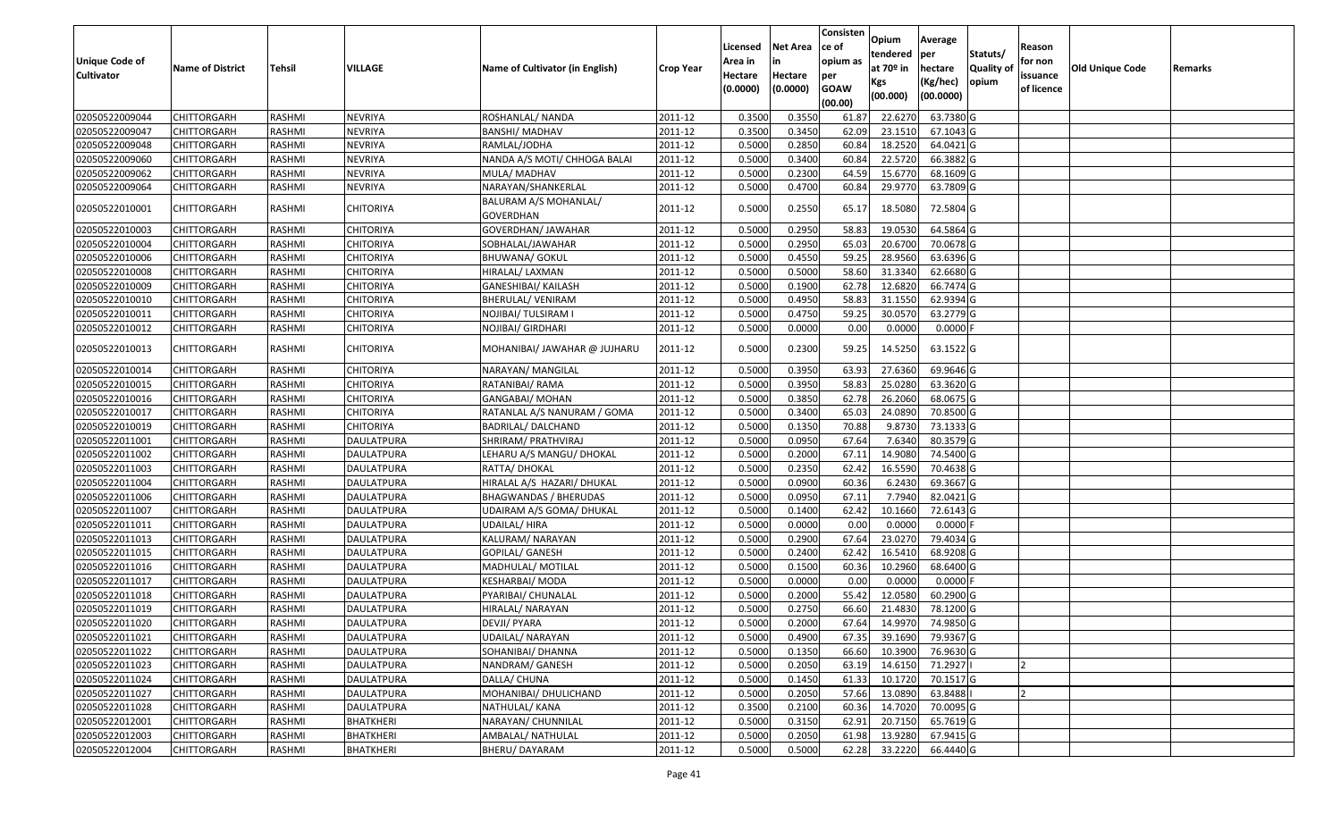| Unique Code of Cultivator | Name of District | Tehsil | VILLAGE | Name of Cultivator (in English) | Crop Year | Licensed Area in Hectare (0.0000) | Net Area in Hectare (0.0000) | Consistence of opium as per GOAW (00.00) | Opium tendered at 70º in Kgs (00.000) | Average per hectare (Kg/hec) (00.0000) | Statuts/ Quality of opium | Reason for non issuance of licence | Old Unique Code | Remarks |
|---|---|---|---|---|---|---|---|---|---|---|---|---|---|---|
| 02050522009044 | CHITTORGARH | RASHMI | NEVRIYA | ROSHANLAL/ NANDA | 2011-12 | 0.3500 | 0.3550 | 61.87 | 22.6270 | 63.7380 | G | | | |
| 02050522009047 | CHITTORGARH | RASHMI | NEVRIYA | BANSHI/ MADHAV | 2011-12 | 0.3500 | 0.3450 | 62.09 | 23.1510 | 67.1043 | G | | | |
| 02050522009048 | CHITTORGARH | RASHMI | NEVRIYA | RAMLAL/JODHA | 2011-12 | 0.5000 | 0.2850 | 60.84 | 18.2520 | 64.0421 | G | | | |
| 02050522009060 | CHITTORGARH | RASHMI | NEVRIYA | NANDA A/S MOTI/ CHHOGA BALAI | 2011-12 | 0.5000 | 0.3400 | 60.84 | 22.5720 | 66.3882 | G | | | |
| 02050522009062 | CHITTORGARH | RASHMI | NEVRIYA | MULA/ MADHAV | 2011-12 | 0.5000 | 0.2300 | 64.59 | 15.6770 | 68.1609 | G | | | |
| 02050522009064 | CHITTORGARH | RASHMI | NEVRIYA | NARAYAN/SHANKERLAL | 2011-12 | 0.5000 | 0.4700 | 60.84 | 29.9770 | 63.7809 | G | | | |
| 02050522010001 | CHITTORGARH | RASHMI | CHITORIYA | BALURAM A/S MOHANLAL/ GOVERDHAN | 2011-12 | 0.5000 | 0.2550 | 65.17 | 18.5080 | 72.5804 | G | | | |
| 02050522010003 | CHITTORGARH | RASHMI | CHITORIYA | GOVERDHAN/ JAWAHAR | 2011-12 | 0.5000 | 0.2950 | 58.83 | 19.0530 | 64.5864 | G | | | |
| 02050522010004 | CHITTORGARH | RASHMI | CHITORIYA | SOBHALAL/JAWAHAR | 2011-12 | 0.5000 | 0.2950 | 65.03 | 20.6700 | 70.0678 | G | | | |
| 02050522010006 | CHITTORGARH | RASHMI | CHITORIYA | BHUWANA/ GOKUL | 2011-12 | 0.5000 | 0.4550 | 59.25 | 28.9560 | 63.6396 | G | | | |
| 02050522010008 | CHITTORGARH | RASHMI | CHITORIYA | HIRALAL/ LAXMAN | 2011-12 | 0.5000 | 0.5000 | 58.60 | 31.3340 | 62.6680 | G | | | |
| 02050522010009 | CHITTORGARH | RASHMI | CHITORIYA | GANESHIBAI/ KAILASH | 2011-12 | 0.5000 | 0.1900 | 62.78 | 12.6820 | 66.7474 | G | | | |
| 02050522010010 | CHITTORGARH | RASHMI | CHITORIYA | BHERULAL/ VENIRAM | 2011-12 | 0.5000 | 0.4950 | 58.83 | 31.1550 | 62.9394 | G | | | |
| 02050522010011 | CHITTORGARH | RASHMI | CHITORIYA | NOJIBAI/ TULSIRAM I | 2011-12 | 0.5000 | 0.4750 | 59.25 | 30.0570 | 63.2779 | G | | | |
| 02050522010012 | CHITTORGARH | RASHMI | CHITORIYA | NOJIBAI/ GIRDHARI | 2011-12 | 0.5000 | 0.0000 | 0.00 | 0.0000 | 0.0000 | F | | | |
| 02050522010013 | CHITTORGARH | RASHMI | CHITORIYA | MOHANIBAI/ JAWAHAR @ JUJHARU | 2011-12 | 0.5000 | 0.2300 | 59.25 | 14.5250 | 63.1522 | G | | | |
| 02050522010014 | CHITTORGARH | RASHMI | CHITORIYA | NARAYAN/ MANGILAL | 2011-12 | 0.5000 | 0.3950 | 63.93 | 27.6360 | 69.9646 | G | | | |
| 02050522010015 | CHITTORGARH | RASHMI | CHITORIYA | RATANIBAI/ RAMA | 2011-12 | 0.5000 | 0.3950 | 58.83 | 25.0280 | 63.3620 | G | | | |
| 02050522010016 | CHITTORGARH | RASHMI | CHITORIYA | GANGABAI/ MOHAN | 2011-12 | 0.5000 | 0.3850 | 62.78 | 26.2060 | 68.0675 | G | | | |
| 02050522010017 | CHITTORGARH | RASHMI | CHITORIYA | RATANLAL A/S NANURAM / GOMA | 2011-12 | 0.5000 | 0.3400 | 65.03 | 24.0890 | 70.8500 | G | | | |
| 02050522010019 | CHITTORGARH | RASHMI | CHITORIYA | BADRILAL/ DALCHAND | 2011-12 | 0.5000 | 0.1350 | 70.88 | 9.8730 | 73.1333 | G | | | |
| 02050522011001 | CHITTORGARH | RASHMI | DAULATPURA | SHRIRAM/ PRATHVIRAJ | 2011-12 | 0.5000 | 0.0950 | 67.64 | 7.6340 | 80.3579 | G | | | |
| 02050522011002 | CHITTORGARH | RASHMI | DAULATPURA | LEHARU A/S MANGU/ DHOKAL | 2011-12 | 0.5000 | 0.2000 | 67.11 | 14.9080 | 74.5400 | G | | | |
| 02050522011003 | CHITTORGARH | RASHMI | DAULATPURA | RATTA/ DHOKAL | 2011-12 | 0.5000 | 0.2350 | 62.42 | 16.5590 | 70.4638 | G | | | |
| 02050522011004 | CHITTORGARH | RASHMI | DAULATPURA | HIRALAL A/S HAZARI/ DHUKAL | 2011-12 | 0.5000 | 0.0900 | 60.36 | 6.2430 | 69.3667 | G | | | |
| 02050522011006 | CHITTORGARH | RASHMI | DAULATPURA | BHAGWANDAS / BHERUDAS | 2011-12 | 0.5000 | 0.0950 | 67.11 | 7.7940 | 82.0421 | G | | | |
| 02050522011007 | CHITTORGARH | RASHMI | DAULATPURA | UDAIRAM A/S GOMA/ DHUKAL | 2011-12 | 0.5000 | 0.1400 | 62.42 | 10.1660 | 72.6143 | G | | | |
| 02050522011011 | CHITTORGARH | RASHMI | DAULATPURA | UDAILAL/ HIRA | 2011-12 | 0.5000 | 0.0000 | 0.00 | 0.0000 | 0.0000 | F | | | |
| 02050522011013 | CHITTORGARH | RASHMI | DAULATPURA | KALURAM/ NARAYAN | 2011-12 | 0.5000 | 0.2900 | 67.64 | 23.0270 | 79.4034 | G | | | |
| 02050522011015 | CHITTORGARH | RASHMI | DAULATPURA | GOPILAL/ GANESH | 2011-12 | 0.5000 | 0.2400 | 62.42 | 16.5410 | 68.9208 | G | | | |
| 02050522011016 | CHITTORGARH | RASHMI | DAULATPURA | MADHULAL/ MOTILAL | 2011-12 | 0.5000 | 0.1500 | 60.36 | 10.2960 | 68.6400 | G | | | |
| 02050522011017 | CHITTORGARH | RASHMI | DAULATPURA | KESHARBAI/ MODA | 2011-12 | 0.5000 | 0.0000 | 0.00 | 0.0000 | 0.0000 | F | | | |
| 02050522011018 | CHITTORGARH | RASHMI | DAULATPURA | PYARIBAI/ CHUNALAL | 2011-12 | 0.5000 | 0.2000 | 55.42 | 12.0580 | 60.2900 | G | | | |
| 02050522011019 | CHITTORGARH | RASHMI | DAULATPURA | HIRALAL/ NARAYAN | 2011-12 | 0.5000 | 0.2750 | 66.60 | 21.4830 | 78.1200 | G | | | |
| 02050522011020 | CHITTORGARH | RASHMI | DAULATPURA | DEVJI/ PYARA | 2011-12 | 0.5000 | 0.2000 | 67.64 | 14.9970 | 74.9850 | G | | | |
| 02050522011021 | CHITTORGARH | RASHMI | DAULATPURA | UDAILAL/ NARAYAN | 2011-12 | 0.5000 | 0.4900 | 67.35 | 39.1690 | 79.9367 | G | | | |
| 02050522011022 | CHITTORGARH | RASHMI | DAULATPURA | SOHANIBAI/ DHANNA | 2011-12 | 0.5000 | 0.1350 | 66.60 | 10.3900 | 76.9630 | G | | | |
| 02050522011023 | CHITTORGARH | RASHMI | DAULATPURA | NANDRAM/ GANESH | 2011-12 | 0.5000 | 0.2050 | 63.19 | 14.6150 | 71.2927 | I | 2 | | |
| 02050522011024 | CHITTORGARH | RASHMI | DAULATPURA | DALLA/ CHUNA | 2011-12 | 0.5000 | 0.1450 | 61.33 | 10.1720 | 70.1517 | G | | | |
| 02050522011027 | CHITTORGARH | RASHMI | DAULATPURA | MOHANIBAI/ DHULICHAND | 2011-12 | 0.5000 | 0.2050 | 57.66 | 13.0890 | 63.8488 | I | 2 | | |
| 02050522011028 | CHITTORGARH | RASHMI | DAULATPURA | NATHULAL/ KANA | 2011-12 | 0.3500 | 0.2100 | 60.36 | 14.7020 | 70.0095 | G | | | |
| 02050522012001 | CHITTORGARH | RASHMI | BHATKHERI | NARAYAN/ CHUNNILAL | 2011-12 | 0.5000 | 0.3150 | 62.91 | 20.7150 | 65.7619 | G | | | |
| 02050522012003 | CHITTORGARH | RASHMI | BHATKHERI | AMBALAL/ NATHULAL | 2011-12 | 0.5000 | 0.2050 | 61.98 | 13.9280 | 67.9415 | G | | | |
| 02050522012004 | CHITTORGARH | RASHMI | BHATKHERI | BHERU/ DAYARAM | 2011-12 | 0.5000 | 0.5000 | 62.28 | 33.2220 | 66.4440 | G | | | |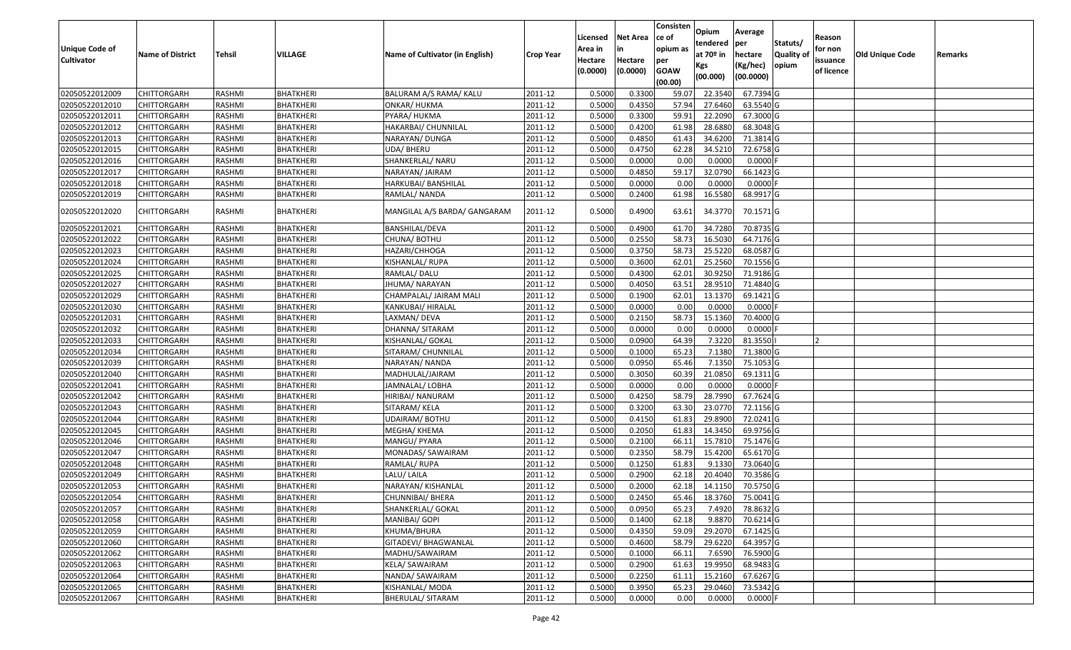| Unique Code of Cultivator | Name of District | Tehsil | VILLAGE | Name of Cultivator (in English) | Crop Year | Licensed Area in Hectare (0.0000) | Net Area in Hectare (0.0000) | Consisten ce of opium as per GOAW (00.00) | Opium tendered at 70º in Kgs (00.000) | Average per hectare (Kg/hec) (00.0000) | Statuts/ Quality of opium | Reason for non issuance of licence | Old Unique Code | Remarks |
|---|---|---|---|---|---|---|---|---|---|---|---|---|---|---|
| 02050522012009 | CHITTORGARH | RASHMI | BHATKHERI | BALURAM A/S RAMA/ KALU | 2011-12 | 0.5000 | 0.3300 | 59.07 | 22.3540 | 67.7394 | G | | | |
| 02050522012010 | CHITTORGARH | RASHMI | BHATKHERI | ONKAR/ HUKMA | 2011-12 | 0.5000 | 0.4350 | 57.94 | 27.6460 | 63.5540 | G | | | |
| 02050522012011 | CHITTORGARH | RASHMI | BHATKHERI | PYARA/ HUKMA | 2011-12 | 0.5000 | 0.3300 | 59.91 | 22.2090 | 67.3000 | G | | | |
| 02050522012012 | CHITTORGARH | RASHMI | BHATKHERI | HAKARBAI/ CHUNNILAL | 2011-12 | 0.5000 | 0.4200 | 61.98 | 28.6880 | 68.3048 | G | | | |
| 02050522012013 | CHITTORGARH | RASHMI | BHATKHERI | NARAYAN/ DUNGA | 2011-12 | 0.5000 | 0.4850 | 61.43 | 34.6200 | 71.3814 | G | | | |
| 02050522012015 | CHITTORGARH | RASHMI | BHATKHERI | UDA/ BHERU | 2011-12 | 0.5000 | 0.4750 | 62.28 | 34.5210 | 72.6758 | G | | | |
| 02050522012016 | CHITTORGARH | RASHMI | BHATKHERI | SHANKERLAL/ NARU | 2011-12 | 0.5000 | 0.0000 | 0.00 | 0.0000 | 0.0000 | F | | | |
| 02050522012017 | CHITTORGARH | RASHMI | BHATKHERI | NARAYAN/ JAIRAM | 2011-12 | 0.5000 | 0.4850 | 59.17 | 32.0790 | 66.1423 | G | | | |
| 02050522012018 | CHITTORGARH | RASHMI | BHATKHERI | HARKUBAI/ BANSHILAL | 2011-12 | 0.5000 | 0.0000 | 0.00 | 0.0000 | 0.0000 | F | | | |
| 02050522012019 | CHITTORGARH | RASHMI | BHATKHERI | RAMLAL/ NANDA | 2011-12 | 0.5000 | 0.2400 | 61.98 | 16.5580 | 68.9917 | G | | | |
| 02050522012020 | CHITTORGARH | RASHMI | BHATKHERI | MANGILAL A/S BARDA/ GANGARAM | 2011-12 | 0.5000 | 0.4900 | 63.61 | 34.3770 | 70.1571 | G | | | |
| 02050522012021 | CHITTORGARH | RASHMI | BHATKHERI | BANSHILAL/DEVA | 2011-12 | 0.5000 | 0.4900 | 61.70 | 34.7280 | 70.8735 | G | | | |
| 02050522012022 | CHITTORGARH | RASHMI | BHATKHERI | CHUNA/ BOTHU | 2011-12 | 0.5000 | 0.2550 | 58.73 | 16.5030 | 64.7176 | G | | | |
| 02050522012023 | CHITTORGARH | RASHMI | BHATKHERI | HAZARI/CHHOGA | 2011-12 | 0.5000 | 0.3750 | 58.73 | 25.5220 | 68.0587 | G | | | |
| 02050522012024 | CHITTORGARH | RASHMI | BHATKHERI | KISHANLAL/ RUPA | 2011-12 | 0.5000 | 0.3600 | 62.01 | 25.2560 | 70.1556 | G | | | |
| 02050522012025 | CHITTORGARH | RASHMI | BHATKHERI | RAMLAL/ DALU | 2011-12 | 0.5000 | 0.4300 | 62.01 | 30.9250 | 71.9186 | G | | | |
| 02050522012027 | CHITTORGARH | RASHMI | BHATKHERI | JHUMA/ NARAYAN | 2011-12 | 0.5000 | 0.4050 | 63.51 | 28.9510 | 71.4840 | G | | | |
| 02050522012029 | CHITTORGARH | RASHMI | BHATKHERI | CHAMPALAL/ JAIRAM MALI | 2011-12 | 0.5000 | 0.1900 | 62.01 | 13.1370 | 69.1421 | G | | | |
| 02050522012030 | CHITTORGARH | RASHMI | BHATKHERI | KANKUBAI/ HIRALAL | 2011-12 | 0.5000 | 0.0000 | 0.00 | 0.0000 | 0.0000 | F | | | |
| 02050522012031 | CHITTORGARH | RASHMI | BHATKHERI | LAXMAN/ DEVA | 2011-12 | 0.5000 | 0.2150 | 58.73 | 15.1360 | 70.4000 | G | | | |
| 02050522012032 | CHITTORGARH | RASHMI | BHATKHERI | DHANNA/ SITARAM | 2011-12 | 0.5000 | 0.0000 | 0.00 | 0.0000 | 0.0000 | F | | | |
| 02050522012033 | CHITTORGARH | RASHMI | BHATKHERI | KISHANLAL/ GOKAL | 2011-12 | 0.5000 | 0.0900 | 64.39 | 7.3220 | 81.3550 | I | 2 | | |
| 02050522012034 | CHITTORGARH | RASHMI | BHATKHERI | SITARAM/ CHUNNILAL | 2011-12 | 0.5000 | 0.1000 | 65.23 | 7.1380 | 71.3800 | G | | | |
| 02050522012039 | CHITTORGARH | RASHMI | BHATKHERI | NARAYAN/ NANDA | 2011-12 | 0.5000 | 0.0950 | 65.46 | 7.1350 | 75.1053 | G | | | |
| 02050522012040 | CHITTORGARH | RASHMI | BHATKHERI | MADHULAL/JAIRAM | 2011-12 | 0.5000 | 0.3050 | 60.39 | 21.0850 | 69.1311 | G | | | |
| 02050522012041 | CHITTORGARH | RASHMI | BHATKHERI | JAMNALAL/ LOBHA | 2011-12 | 0.5000 | 0.0000 | 0.00 | 0.0000 | 0.0000 | F | | | |
| 02050522012042 | CHITTORGARH | RASHMI | BHATKHERI | HIRIBAI/ NANURAM | 2011-12 | 0.5000 | 0.4250 | 58.79 | 28.7990 | 67.7624 | G | | | |
| 02050522012043 | CHITTORGARH | RASHMI | BHATKHERI | SITARAM/ KELA | 2011-12 | 0.5000 | 0.3200 | 63.30 | 23.0770 | 72.1156 | G | | | |
| 02050522012044 | CHITTORGARH | RASHMI | BHATKHERI | UDAIRAM/ BOTHU | 2011-12 | 0.5000 | 0.4150 | 61.83 | 29.8900 | 72.0241 | G | | | |
| 02050522012045 | CHITTORGARH | RASHMI | BHATKHERI | MEGHA/ KHEMA | 2011-12 | 0.5000 | 0.2050 | 61.83 | 14.3450 | 69.9756 | G | | | |
| 02050522012046 | CHITTORGARH | RASHMI | BHATKHERI | MANGU/ PYARA | 2011-12 | 0.5000 | 0.2100 | 66.11 | 15.7810 | 75.1476 | G | | | |
| 02050522012047 | CHITTORGARH | RASHMI | BHATKHERI | MONADAS/ SAWAIRAM | 2011-12 | 0.5000 | 0.2350 | 58.79 | 15.4200 | 65.6170 | G | | | |
| 02050522012048 | CHITTORGARH | RASHMI | BHATKHERI | RAMLAL/ RUPA | 2011-12 | 0.5000 | 0.1250 | 61.83 | 9.1330 | 73.0640 | G | | | |
| 02050522012049 | CHITTORGARH | RASHMI | BHATKHERI | LALU/ LAILA | 2011-12 | 0.5000 | 0.2900 | 62.18 | 20.4040 | 70.3586 | G | | | |
| 02050522012053 | CHITTORGARH | RASHMI | BHATKHERI | NARAYAN/ KISHANLAL | 2011-12 | 0.5000 | 0.2000 | 62.18 | 14.1150 | 70.5750 | G | | | |
| 02050522012054 | CHITTORGARH | RASHMI | BHATKHERI | CHUNNIBAI/ BHERA | 2011-12 | 0.5000 | 0.2450 | 65.46 | 18.3760 | 75.0041 | G | | | |
| 02050522012057 | CHITTORGARH | RASHMI | BHATKHERI | SHANKERLAL/ GOKAL | 2011-12 | 0.5000 | 0.0950 | 65.23 | 7.4920 | 78.8632 | G | | | |
| 02050522012058 | CHITTORGARH | RASHMI | BHATKHERI | MANIBAI/ GOPI | 2011-12 | 0.5000 | 0.1400 | 62.18 | 9.8870 | 70.6214 | G | | | |
| 02050522012059 | CHITTORGARH | RASHMI | BHATKHERI | KHUMA/BHURA | 2011-12 | 0.5000 | 0.4350 | 59.09 | 29.2070 | 67.1425 | G | | | |
| 02050522012060 | CHITTORGARH | RASHMI | BHATKHERI | GITADEVI/ BHAGWANLAL | 2011-12 | 0.5000 | 0.4600 | 58.79 | 29.6220 | 64.3957 | G | | | |
| 02050522012062 | CHITTORGARH | RASHMI | BHATKHERI | MADHU/SAWAIRAM | 2011-12 | 0.5000 | 0.1000 | 66.11 | 7.6590 | 76.5900 | G | | | |
| 02050522012063 | CHITTORGARH | RASHMI | BHATKHERI | KELA/ SAWAIRAM | 2011-12 | 0.5000 | 0.2900 | 61.63 | 19.9950 | 68.9483 | G | | | |
| 02050522012064 | CHITTORGARH | RASHMI | BHATKHERI | NANDA/ SAWAIRAM | 2011-12 | 0.5000 | 0.2250 | 61.11 | 15.2160 | 67.6267 | G | | | |
| 02050522012065 | CHITTORGARH | RASHMI | BHATKHERI | KISHANLAL/ MODA | 2011-12 | 0.5000 | 0.3950 | 65.23 | 29.0460 | 73.5342 | G | | | |
| 02050522012067 | CHITTORGARH | RASHMI | BHATKHERI | BHERULAL/ SITARAM | 2011-12 | 0.5000 | 0.0000 | 0.00 | 0.0000 | 0.0000 | F | | | |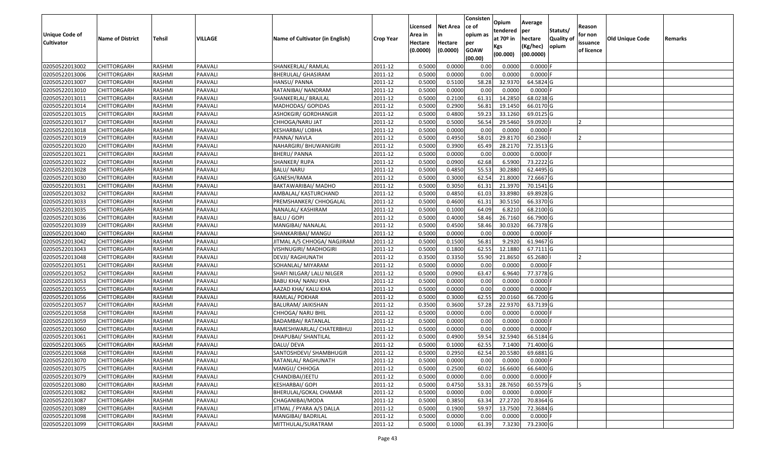| Unique Code of Cultivator | Name of District | Tehsil | VILLAGE | Name of Cultivator (in English) | Crop Year | Licensed Area in Hectare (0.0000) | Net Area in Hectare (0.0000) | Consistence of opium as per GOAW (00.00) | Opium tendered at 70º in Kgs (00.000) | Average per hectare (Kg/hec) (00.0000) | Statuts/ Quality of opium | Reason for non issuance of licence | Old Unique Code | Remarks |
|---|---|---|---|---|---|---|---|---|---|---|---|---|---|---|
| 02050522013002 | CHITTORGARH | RASHMI | PAAVALI | SHANKERLAL/ RAMLAL | 2011-12 | 0.5000 | 0.0000 | 0.00 | 0.0000 | 0.0000 | F | | | |
| 02050522013006 | CHITTORGARH | RASHMI | PAAVALI | BHERULAL/ GHASIRAM | 2011-12 | 0.5000 | 0.0000 | 0.00 | 0.0000 | 0.0000 | F | | | |
| 02050522013007 | CHITTORGARH | RASHMI | PAAVALI | HANSU/ PANNA | 2011-12 | 0.5000 | 0.5100 | 58.28 | 32.9370 | 64.5824 | G | | | |
| 02050522013010 | CHITTORGARH | RASHMI | PAAVALI | RATANIBAI/ NANDRAM | 2011-12 | 0.5000 | 0.0000 | 0.00 | 0.0000 | 0.0000 | F | | | |
| 02050522013011 | CHITTORGARH | RASHMI | PAAVALI | SHANKERLAL/ BRAJLAL | 2011-12 | 0.5000 | 0.2100 | 61.31 | 14.2850 | 68.0238 | G | | | |
| 02050522013014 | CHITTORGARH | RASHMI | PAAVALI | MADHODAS/ GOPIDAS | 2011-12 | 0.5000 | 0.2900 | 56.81 | 19.1450 | 66.0170 | G | | | |
| 02050522013015 | CHITTORGARH | RASHMI | PAAVALI | ASHOKGIR/ GORDHANGIR | 2011-12 | 0.5000 | 0.4800 | 59.23 | 33.1260 | 69.0125 | G | | | |
| 02050522013017 | CHITTORGARH | RASHMI | PAAVALI | CHHOGA/NARU JAT | 2011-12 | 0.5000 | 0.5000 | 56.54 | 29.5460 | 59.0920 | I | 2 | | |
| 02050522013018 | CHITTORGARH | RASHMI | PAAVALI | KESHARBAI/ LOBHA | 2011-12 | 0.5000 | 0.0000 | 0.00 | 0.0000 | 0.0000 | F | | | |
| 02050522013019 | CHITTORGARH | RASHMI | PAAVALI | PANNA/ NAVLA | 2011-12 | 0.5000 | 0.4950 | 58.01 | 29.8170 | 60.2360 | I | 2 | | |
| 02050522013020 | CHITTORGARH | RASHMI | PAAVALI | NAHARGIRI/ BHUWANIGIRI | 2011-12 | 0.5000 | 0.3900 | 65.49 | 28.2170 | 72.3513 | G | | | |
| 02050522013021 | CHITTORGARH | RASHMI | PAAVALI | BHERU/ PANNA | 2011-12 | 0.5000 | 0.0000 | 0.00 | 0.0000 | 0.0000 | F | | | |
| 02050522013022 | CHITTORGARH | RASHMI | PAAVALI | SHANKER/ RUPA | 2011-12 | 0.5000 | 0.0900 | 62.68 | 6.5900 | 73.2222 | G | | | |
| 02050522013028 | CHITTORGARH | RASHMI | PAAVALI | BALU/ NARU | 2011-12 | 0.5000 | 0.4850 | 55.53 | 30.2880 | 62.4495 | G | | | |
| 02050522013030 | CHITTORGARH | RASHMI | PAAVALI | GANESH/RAMA | 2011-12 | 0.5000 | 0.3000 | 62.54 | 21.8000 | 72.6667 | G | | | |
| 02050522013031 | CHITTORGARH | RASHMI | PAAVALI | BAKTAWARIBAI/ MADHO | 2011-12 | 0.5000 | 0.3050 | 61.31 | 21.3970 | 70.1541 | G | | | |
| 02050522013032 | CHITTORGARH | RASHMI | PAAVALI | AMBALAL/ KASTURCHAND | 2011-12 | 0.5000 | 0.4850 | 61.03 | 33.8980 | 69.8928 | G | | | |
| 02050522013033 | CHITTORGARH | RASHMI | PAAVALI | PREMSHANKER/ CHHOGALAL | 2011-12 | 0.5000 | 0.4600 | 61.31 | 30.5150 | 66.3370 | G | | | |
| 02050522013035 | CHITTORGARH | RASHMI | PAAVALI | NANALAL/ KASHIRAM | 2011-12 | 0.5000 | 0.1000 | 64.09 | 6.8210 | 68.2100 | G | | | |
| 02050522013036 | CHITTORGARH | RASHMI | PAAVALI | BALU / GOPI | 2011-12 | 0.5000 | 0.4000 | 58.46 | 26.7160 | 66.7900 | G | | | |
| 02050522013039 | CHITTORGARH | RASHMI | PAAVALI | MANGIBAI/ NANALAL | 2011-12 | 0.5000 | 0.4500 | 58.46 | 30.0320 | 66.7378 | G | | | |
| 02050522013040 | CHITTORGARH | RASHMI | PAAVALI | SHANKARIBAI/ MANGU | 2011-12 | 0.5000 | 0.0000 | 0.00 | 0.0000 | 0.0000 | F | | | |
| 02050522013042 | CHITTORGARH | RASHMI | PAAVALI | JITMAL A/S CHHOGA/ NAGJIRAM | 2011-12 | 0.5000 | 0.1500 | 56.81 | 9.2920 | 61.9467 | G | | | |
| 02050522013043 | CHITTORGARH | RASHMI | PAAVALI | VISHNUGIRI/ MADHOGIRI | 2011-12 | 0.5000 | 0.1800 | 62.55 | 12.1880 | 67.7111 | G | | | |
| 02050522013048 | CHITTORGARH | RASHMI | PAAVALI | DEVJI/ RAGHUNATH | 2011-12 | 0.3500 | 0.3350 | 55.90 | 21.8650 | 65.2680 | I | 2 | | |
| 02050522013051 | CHITTORGARH | RASHMI | PAAVALI | SOHANLAL/ MIYARAM | 2011-12 | 0.5000 | 0.0000 | 0.00 | 0.0000 | 0.0000 | F | | | |
| 02050522013052 | CHITTORGARH | RASHMI | PAAVALI | SHAFI NILGAR/ LALU NILGER | 2011-12 | 0.5000 | 0.0900 | 63.47 | 6.9640 | 77.3778 | G | | | |
| 02050522013053 | CHITTORGARH | RASHMI | PAAVALI | BABU KHA/ NANU KHA | 2011-12 | 0.5000 | 0.0000 | 0.00 | 0.0000 | 0.0000 | F | | | |
| 02050522013055 | CHITTORGARH | RASHMI | PAAVALI | AAZAD KHA/ KALU KHA | 2011-12 | 0.5000 | 0.0000 | 0.00 | 0.0000 | 0.0000 | F | | | |
| 02050522013056 | CHITTORGARH | RASHMI | PAAVALI | RAMLAL/ POKHAR | 2011-12 | 0.5000 | 0.3000 | 62.55 | 20.0160 | 66.7200 | G | | | |
| 02050522013057 | CHITTORGARH | RASHMI | PAAVALI | BALURAM/ JAIKISHAN | 2011-12 | 0.3500 | 0.3600 | 57.28 | 22.9370 | 63.7139 | G | | | |
| 02050522013058 | CHITTORGARH | RASHMI | PAAVALI | CHHOGA/ NARU BHIL | 2011-12 | 0.5000 | 0.0000 | 0.00 | 0.0000 | 0.0000 | F | | | |
| 02050522013059 | CHITTORGARH | RASHMI | PAAVALI | BADAMBAI/ RATANLAL | 2011-12 | 0.5000 | 0.0000 | 0.00 | 0.0000 | 0.0000 | F | | | |
| 02050522013060 | CHITTORGARH | RASHMI | PAAVALI | RAMESHWARLAL/ CHATERBHUJ | 2011-12 | 0.5000 | 0.0000 | 0.00 | 0.0000 | 0.0000 | F | | | |
| 02050522013061 | CHITTORGARH | RASHMI | PAAVALI | DHAPUBAI/ SHANTILAL | 2011-12 | 0.5000 | 0.4900 | 59.54 | 32.5940 | 66.5184 | G | | | |
| 02050522013065 | CHITTORGARH | RASHMI | PAAVALI | DALU/ DEVA | 2011-12 | 0.5000 | 0.1000 | 62.55 | 7.1400 | 71.4000 | G | | | |
| 02050522013068 | CHITTORGARH | RASHMI | PAAVALI | SANTOSHDEVI/ SHAMBHUGIR | 2011-12 | 0.5000 | 0.2950 | 62.54 | 20.5580 | 69.6881 | G | | | |
| 02050522013070 | CHITTORGARH | RASHMI | PAAVALI | RATANLAL/ RAGHUNATH | 2011-12 | 0.5000 | 0.0000 | 0.00 | 0.0000 | 0.0000 | F | | | |
| 02050522013075 | CHITTORGARH | RASHMI | PAAVALI | MANGU/ CHHOGA | 2011-12 | 0.5000 | 0.2500 | 60.02 | 16.6600 | 66.6400 | G | | | |
| 02050522013079 | CHITTORGARH | RASHMI | PAAVALI | CHANDIBAI/JEETU | 2011-12 | 0.5000 | 0.0000 | 0.00 | 0.0000 | 0.0000 | F | | | |
| 02050522013080 | CHITTORGARH | RASHMI | PAAVALI | KESHARBAI/ GOPI | 2011-12 | 0.5000 | 0.4750 | 53.31 | 28.7650 | 60.5579 | G | 5 | | |
| 02050522013082 | CHITTORGARH | RASHMI | PAAVALI | BHERULAL/GOKAL CHAMAR | 2011-12 | 0.5000 | 0.0000 | 0.00 | 0.0000 | 0.0000 | F | | | |
| 02050522013087 | CHITTORGARH | RASHMI | PAAVALI | CHAGANIBAI/MODA | 2011-12 | 0.5000 | 0.3850 | 63.34 | 27.2720 | 70.8364 | G | | | |
| 02050522013089 | CHITTORGARH | RASHMI | PAAVALI | JITMAL / PYARA A/S DALLA | 2011-12 | 0.5000 | 0.1900 | 59.97 | 13.7500 | 72.3684 | G | | | |
| 02050522013098 | CHITTORGARH | RASHMI | PAAVALI | MANGIBAI/ BADRILAL | 2011-12 | 0.5000 | 0.0000 | 0.00 | 0.0000 | 0.0000 | F | | | |
| 02050522013099 | CHITTORGARH | RASHMI | PAAVALI | MITTHULAL/SURATRAM | 2011-12 | 0.5000 | 0.1000 | 61.39 | 7.3230 | 73.2300 | G | | | |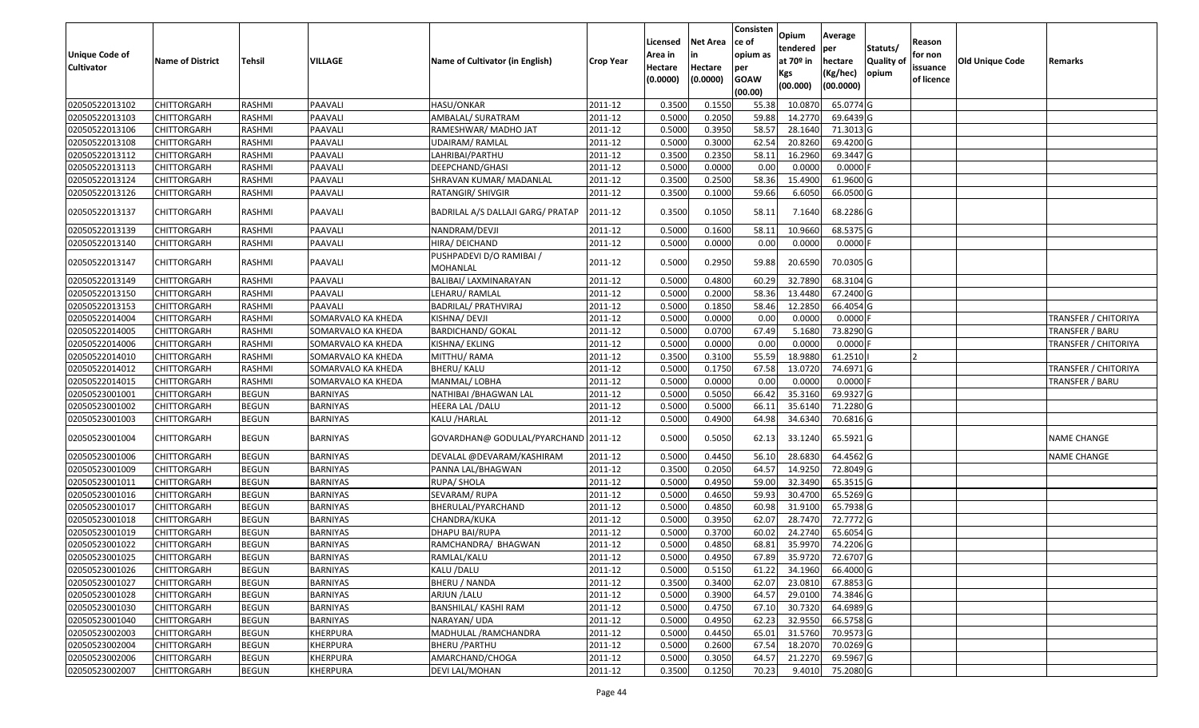| Unique Code of Cultivator | Name of District | Tehsil | VILLAGE | Name of Cultivator (in English) | Crop Year | Licensed Area in Hectare (0.0000) | Net Area in Hectare (0.0000) | Consistence of opium as per GOAW (00.00) | Opium tendered at 70º in Kgs (00.000) | Average per hectare (Kg/hec) (00.0000) | Statuts/ Quality of opium | Reason for non issuance of licence | Old Unique Code | Remarks |
|---|---|---|---|---|---|---|---|---|---|---|---|---|---|---|
| 02050522013102 | CHITTORGARH | RASHMI | PAAVALI | HASU/ONKAR | 2011-12 | 0.3500 | 0.1550 | 55.38 | 10.0870 | 65.0774 | G | | | |
| 02050522013103 | CHITTORGARH | RASHMI | PAAVALI | AMBALAL/ SURATRAM | 2011-12 | 0.5000 | 0.2050 | 59.88 | 14.2770 | 69.6439 | G | | | |
| 02050522013106 | CHITTORGARH | RASHMI | PAAVALI | RAMESHWAR/ MADHO JAT | 2011-12 | 0.5000 | 0.3950 | 58.57 | 28.1640 | 71.3013 | G | | | |
| 02050522013108 | CHITTORGARH | RASHMI | PAAVALI | UDAIRAM/ RAMLAL | 2011-12 | 0.5000 | 0.3000 | 62.54 | 20.8260 | 69.4200 | G | | | |
| 02050522013112 | CHITTORGARH | RASHMI | PAAVALI | LAHRIBAI/PARTHU | 2011-12 | 0.3500 | 0.2350 | 58.11 | 16.2960 | 69.3447 | G | | | |
| 02050522013113 | CHITTORGARH | RASHMI | PAAVALI | DEEPCHAND/GHASI | 2011-12 | 0.5000 | 0.0000 | 0.00 | 0.0000 | 0.0000 | F | | | |
| 02050522013124 | CHITTORGARH | RASHMI | PAAVALI | SHRAVAN KUMAR/ MADANLAL | 2011-12 | 0.3500 | 0.2500 | 58.36 | 15.4900 | 61.9600 | G | | | |
| 02050522013126 | CHITTORGARH | RASHMI | PAAVALI | RATANGIR/ SHIVGIR | 2011-12 | 0.3500 | 0.1000 | 59.66 | 6.6050 | 66.0500 | G | | | |
| 02050522013137 | CHITTORGARH | RASHMI | PAAVALI | BADRILAL A/S DALLAJI GARG/ PRATAP | 2011-12 | 0.3500 | 0.1050 | 58.11 | 7.1640 | 68.2286 | G | | | |
| 02050522013139 | CHITTORGARH | RASHMI | PAAVALI | NANDRAM/DEVJI | 2011-12 | 0.5000 | 0.1600 | 58.11 | 10.9660 | 68.5375 | G | | | |
| 02050522013140 | CHITTORGARH | RASHMI | PAAVALI | HIRA/ DEICHAND | 2011-12 | 0.5000 | 0.0000 | 0.00 | 0.0000 | 0.0000 | F | | | |
| 02050522013147 | CHITTORGARH | RASHMI | PAAVALI | PUSHPADEVI D/O RAMIBAI / MOHANLAL | 2011-12 | 0.5000 | 0.2950 | 59.88 | 20.6590 | 70.0305 | G | | | |
| 02050522013149 | CHITTORGARH | RASHMI | PAAVALI | BALIBAI/ LAXMINARAYAN | 2011-12 | 0.5000 | 0.4800 | 60.29 | 32.7890 | 68.3104 | G | | | |
| 02050522013150 | CHITTORGARH | RASHMI | PAAVALI | LEHARU/ RAMLAL | 2011-12 | 0.5000 | 0.2000 | 58.36 | 13.4480 | 67.2400 | G | | | |
| 02050522013153 | CHITTORGARH | RASHMI | PAAVALI | BADRILAL/ PRATHVIRAJ | 2011-12 | 0.5000 | 0.1850 | 58.46 | 12.2850 | 66.4054 | G | | | |
| 02050522014004 | CHITTORGARH | RASHMI | SOMARVALO KA KHEDA | KISHNA/ DEVJI | 2011-12 | 0.5000 | 0.0000 | 0.00 | 0.0000 | 0.0000 | F | | | TRANSFER / CHITORIYA |
| 02050522014005 | CHITTORGARH | RASHMI | SOMARVALO KA KHEDA | BARDICHAND/ GOKAL | 2011-12 | 0.5000 | 0.0700 | 67.49 | 5.1680 | 73.8290 | G | | | TRANSFER / BARU |
| 02050522014006 | CHITTORGARH | RASHMI | SOMARVALO KA KHEDA | KISHNA/ EKLING | 2011-12 | 0.5000 | 0.0000 | 0.00 | 0.0000 | 0.0000 | F | | | TRANSFER / CHITORIYA |
| 02050522014010 | CHITTORGARH | RASHMI | SOMARVALO KA KHEDA | MITTHU/ RAMA | 2011-12 | 0.3500 | 0.3100 | 55.59 | 18.9880 | 61.2510 | I | 2 | | |
| 02050522014012 | CHITTORGARH | RASHMI | SOMARVALO KA KHEDA | BHERU/ KALU | 2011-12 | 0.5000 | 0.1750 | 67.58 | 13.0720 | 74.6971 | G | | | TRANSFER / CHITORIYA |
| 02050522014015 | CHITTORGARH | RASHMI | SOMARVALO KA KHEDA | MANMAL/ LOBHA | 2011-12 | 0.5000 | 0.0000 | 0.00 | 0.0000 | 0.0000 | F | | | TRANSFER / BARU |
| 02050523001001 | CHITTORGARH | BEGUN | BARNIYAS | NATHIBAI /BHAGWAN LAL | 2011-12 | 0.5000 | 0.5050 | 66.42 | 35.3160 | 69.9327 | G | | | |
| 02050523001002 | CHITTORGARH | BEGUN | BARNIYAS | HEERA LAL /DALU | 2011-12 | 0.5000 | 0.5000 | 66.11 | 35.6140 | 71.2280 | G | | | |
| 02050523001003 | CHITTORGARH | BEGUN | BARNIYAS | KALU /HARLAL | 2011-12 | 0.5000 | 0.4900 | 64.98 | 34.6340 | 70.6816 | G | | | |
| 02050523001004 | CHITTORGARH | BEGUN | BARNIYAS | GOVARDHAN@ GODULAL/PYARCHAND | 2011-12 | 0.5000 | 0.5050 | 62.13 | 33.1240 | 65.5921 | G | | | NAME CHANGE |
| 02050523001006 | CHITTORGARH | BEGUN | BARNIYAS | DEVALAL @DEVARAM/KASHIRAM | 2011-12 | 0.5000 | 0.4450 | 56.10 | 28.6830 | 64.4562 | G | | | NAME CHANGE |
| 02050523001009 | CHITTORGARH | BEGUN | BARNIYAS | PANNA LAL/BHAGWAN | 2011-12 | 0.3500 | 0.2050 | 64.57 | 14.9250 | 72.8049 | G | | | |
| 02050523001011 | CHITTORGARH | BEGUN | BARNIYAS | RUPA/ SHOLA | 2011-12 | 0.5000 | 0.4950 | 59.00 | 32.3490 | 65.3515 | G | | | |
| 02050523001016 | CHITTORGARH | BEGUN | BARNIYAS | SEVARAM/ RUPA | 2011-12 | 0.5000 | 0.4650 | 59.93 | 30.4700 | 65.5269 | G | | | |
| 02050523001017 | CHITTORGARH | BEGUN | BARNIYAS | BHERULAL/PYARCHAND | 2011-12 | 0.5000 | 0.4850 | 60.98 | 31.9100 | 65.7938 | G | | | |
| 02050523001018 | CHITTORGARH | BEGUN | BARNIYAS | CHANDRA/KUKA | 2011-12 | 0.5000 | 0.3950 | 62.07 | 28.7470 | 72.7772 | G | | | |
| 02050523001019 | CHITTORGARH | BEGUN | BARNIYAS | DHAPU BAI/RUPA | 2011-12 | 0.5000 | 0.3700 | 60.02 | 24.2740 | 65.6054 | G | | | |
| 02050523001022 | CHITTORGARH | BEGUN | BARNIYAS | RAMCHANDRA/ BHAGWAN | 2011-12 | 0.5000 | 0.4850 | 68.81 | 35.9970 | 74.2206 | G | | | |
| 02050523001025 | CHITTORGARH | BEGUN | BARNIYAS | RAMLAL/KALU | 2011-12 | 0.5000 | 0.4950 | 67.89 | 35.9720 | 72.6707 | G | | | |
| 02050523001026 | CHITTORGARH | BEGUN | BARNIYAS | KALU /DALU | 2011-12 | 0.5000 | 0.5150 | 61.22 | 34.1960 | 66.4000 | G | | | |
| 02050523001027 | CHITTORGARH | BEGUN | BARNIYAS | BHERU / NANDA | 2011-12 | 0.3500 | 0.3400 | 62.07 | 23.0810 | 67.8853 | G | | | |
| 02050523001028 | CHITTORGARH | BEGUN | BARNIYAS | ARJUN /LALU | 2011-12 | 0.5000 | 0.3900 | 64.57 | 29.0100 | 74.3846 | G | | | |
| 02050523001030 | CHITTORGARH | BEGUN | BARNIYAS | BANSHILAL/ KASHI RAM | 2011-12 | 0.5000 | 0.4750 | 67.10 | 30.7320 | 64.6989 | G | | | |
| 02050523001040 | CHITTORGARH | BEGUN | BARNIYAS | NARAYAN/ UDA | 2011-12 | 0.5000 | 0.4950 | 62.23 | 32.9550 | 66.5758 | G | | | |
| 02050523002003 | CHITTORGARH | BEGUN | KHERPURA | MADHULAL /RAMCHANDRA | 2011-12 | 0.5000 | 0.4450 | 65.01 | 31.5760 | 70.9573 | G | | | |
| 02050523002004 | CHITTORGARH | BEGUN | KHERPURA | BHERU /PARTHU | 2011-12 | 0.5000 | 0.2600 | 67.54 | 18.2070 | 70.0269 | G | | | |
| 02050523002006 | CHITTORGARH | BEGUN | KHERPURA | AMARCHAND/CHOGA | 2011-12 | 0.5000 | 0.3050 | 64.57 | 21.2270 | 69.5967 | G | | | |
| 02050523002007 | CHITTORGARH | BEGUN | KHERPURA | DEVI LAL/MOHAN | 2011-12 | 0.3500 | 0.1250 | 70.23 | 9.4010 | 75.2080 | G | | | |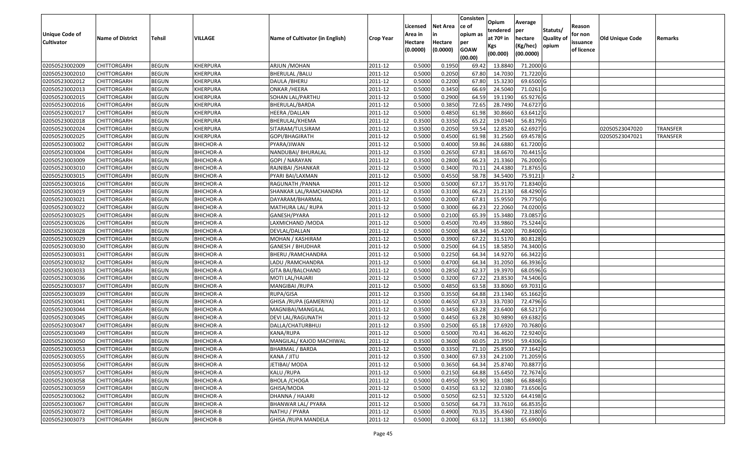| Unique Code of Cultivator | Name of District | Tehsil | VILLAGE | Name of Cultivator (in English) | Crop Year | Licensed Area in Hectare (0.0000) | Net Area in Hectare (0.0000) | Consistence of opium as per GOAW (00.00) | Opium tendered at 70º in Kgs (00.000) | Average per hectare (Kg/hec) (00.0000) | Statuts/ Quality of opium | Reason for non issuance of licence | Old Unique Code | Remarks |
|---|---|---|---|---|---|---|---|---|---|---|---|---|---|---|
| 02050523002009 | CHITTORGARH | BEGUN | KHERPURA | ARJUN /MOHAN | 2011-12 | 0.5000 | 0.1950 | 69.42 | 13.8840 | 71.2000 | G | | | |
| 02050523002010 | CHITTORGARH | BEGUN | KHERPURA | BHERULAL /BALU | 2011-12 | 0.5000 | 0.2050 | 67.80 | 14.7030 | 71.7220 | G | | | |
| 02050523002012 | CHITTORGARH | BEGUN | KHERPURA | DAULA /BHERU | 2011-12 | 0.5000 | 0.2200 | 67.80 | 15.3230 | 69.6500 | G | | | |
| 02050523002013 | CHITTORGARH | BEGUN | KHERPURA | ONKAR /HEERA | 2011-12 | 0.5000 | 0.3450 | 66.69 | 24.5040 | 71.0261 | G | | | |
| 02050523002015 | CHITTORGARH | BEGUN | KHERPURA | SOHAN LAL/PARTHU | 2011-12 | 0.5000 | 0.2900 | 64.59 | 19.1190 | 65.9276 | G | | | |
| 02050523002016 | CHITTORGARH | BEGUN | KHERPURA | BHERULAL/BARDA | 2011-12 | 0.5000 | 0.3850 | 72.65 | 28.7490 | 74.6727 | G | | | |
| 02050523002017 | CHITTORGARH | BEGUN | KHERPURA | HEERA /DALLAN | 2011-12 | 0.5000 | 0.4850 | 61.98 | 30.8660 | 63.6412 | G | | | |
| 02050523002018 | CHITTORGARH | BEGUN | KHERPURA | BHERULAL/KHEMA | 2011-12 | 0.3500 | 0.3350 | 65.22 | 19.0340 | 56.8179 | G | | | |
| 02050523002024 | CHITTORGARH | BEGUN | KHERPURA | SITARAM/TULSIRAM | 2011-12 | 0.3500 | 0.2050 | 59.54 | 12.8520 | 62.6927 | G | | 02050523047020 | TRANSFER |
| 02050523002025 | CHITTORGARH | BEGUN | KHERPURA | GOPI/BHAGIRATH | 2011-12 | 0.5000 | 0.4500 | 61.98 | 31.2560 | 69.4578 | G | | 02050523047021 | TRANSFER |
| 02050523003002 | CHITTORGARH | BEGUN | BHICHOR-A | PYARA/JIWAN | 2011-12 | 0.5000 | 0.4000 | 59.86 | 24.6880 | 61.7200 | G | | | |
| 02050523003004 | CHITTORGARH | BEGUN | BHICHOR-A | NANDUBAI/ BHURALAL | 2011-12 | 0.3500 | 0.2650 | 67.81 | 18.6670 | 70.4415 | G | | | |
| 02050523003009 | CHITTORGARH | BEGUN | BHICHOR-A | GOPI / NARAYAN | 2011-12 | 0.3500 | 0.2800 | 66.23 | 21.3360 | 76.2000 | G | | | |
| 02050523003010 | CHITTORGARH | BEGUN | BHICHOR-A | RAJNIBAI /SHANKAR | 2011-12 | 0.5000 | 0.3400 | 70.11 | 24.4380 | 71.8765 | G | | | |
| 02050523003015 | CHITTORGARH | BEGUN | BHICHOR-A | PYARI BAI/LAXMAN | 2011-12 | 0.5000 | 0.4550 | 58.78 | 34.5400 | 75.9121 | I | 2 | | |
| 02050523003016 | CHITTORGARH | BEGUN | BHICHOR-A | RAGUNATH /PANNA | 2011-12 | 0.5000 | 0.5000 | 67.17 | 35.9170 | 71.8340 | G | | | |
| 02050523003019 | CHITTORGARH | BEGUN | BHICHOR-A | SHANKAR LAL/RAMCHANDRA | 2011-12 | 0.3500 | 0.3100 | 66.23 | 21.2130 | 68.4290 | G | | | |
| 02050523003021 | CHITTORGARH | BEGUN | BHICHOR-A | DAYARAM/BHARMAL | 2011-12 | 0.5000 | 0.2000 | 67.81 | 15.9550 | 79.7750 | G | | | |
| 02050523003022 | CHITTORGARH | BEGUN | BHICHOR-A | MATHURA LAL/ RUPA | 2011-12 | 0.5000 | 0.3000 | 66.23 | 22.2060 | 74.0200 | G | | | |
| 02050523003025 | CHITTORGARH | BEGUN | BHICHOR-A | GANESH/PYARA | 2011-12 | 0.5000 | 0.2100 | 65.39 | 15.3480 | 73.0857 | G | | | |
| 02050523003026 | CHITTORGARH | BEGUN | BHICHOR-A | LAXMICHAND /MODA | 2011-12 | 0.5000 | 0.4500 | 70.49 | 33.9860 | 75.5244 | G | | | |
| 02050523003028 | CHITTORGARH | BEGUN | BHICHOR-A | DEVLAL/DALLAN | 2011-12 | 0.5000 | 0.5000 | 68.34 | 35.4200 | 70.8400 | G | | | |
| 02050523003029 | CHITTORGARH | BEGUN | BHICHOR-A | MOHAN / KASHIRAM | 2011-12 | 0.5000 | 0.3900 | 67.22 | 31.5170 | 80.8128 | G | | | |
| 02050523003030 | CHITTORGARH | BEGUN | BHICHOR-A | GANESH / BHUDHAR | 2011-12 | 0.5000 | 0.2500 | 64.15 | 18.5850 | 74.3400 | G | | | |
| 02050523003031 | CHITTORGARH | BEGUN | BHICHOR-A | BHERU /RAMCHANDRA | 2011-12 | 0.5000 | 0.2250 | 64.34 | 14.9270 | 66.3422 | G | | | |
| 02050523003032 | CHITTORGARH | BEGUN | BHICHOR-A | LADU /RAMCHANDRA | 2011-12 | 0.5000 | 0.4700 | 64.34 | 31.2050 | 66.3936 | G | | | |
| 02050523003033 | CHITTORGARH | BEGUN | BHICHOR-A | GITA BAI/BALCHAND | 2011-12 | 0.5000 | 0.2850 | 62.37 | 19.3970 | 68.0596 | G | | | |
| 02050523003036 | CHITTORGARH | BEGUN | BHICHOR-A | MOTI LAL/HAJARI | 2011-12 | 0.5000 | 0.3200 | 67.22 | 23.8530 | 74.5406 | G | | | |
| 02050523003037 | CHITTORGARH | BEGUN | BHICHOR-A | MANGIBAI /RUPA | 2011-12 | 0.5000 | 0.4850 | 63.58 | 33.8060 | 69.7031 | G | | | |
| 02050523003039 | CHITTORGARH | BEGUN | BHICHOR-A | RUPA/GISA | 2011-12 | 0.3500 | 0.3550 | 64.88 | 23.1340 | 65.1662 | G | | | |
| 02050523003041 | CHITTORGARH | BEGUN | BHICHOR-A | GHISA /RUPA (GAMERIYA) | 2011-12 | 0.5000 | 0.4650 | 67.33 | 33.7030 | 72.4796 | G | | | |
| 02050523003044 | CHITTORGARH | BEGUN | BHICHOR-A | MAGNIBAI/MANGILAL | 2011-12 | 0.3500 | 0.3450 | 63.28 | 23.6400 | 68.5217 | G | | | |
| 02050523003045 | CHITTORGARH | BEGUN | BHICHOR-A | DEVI LAL/RAGUNATH | 2011-12 | 0.5000 | 0.4450 | 63.28 | 30.9890 | 69.6382 | G | | | |
| 02050523003047 | CHITTORGARH | BEGUN | BHICHOR-A | DALLA/CHATURBHUJ | 2011-12 | 0.3500 | 0.2500 | 65.18 | 17.6920 | 70.7680 | G | | | |
| 02050523003049 | CHITTORGARH | BEGUN | BHICHOR-A | KANA/RUPA | 2011-12 | 0.5000 | 0.5000 | 70.41 | 36.4620 | 72.9240 | G | | | |
| 02050523003050 | CHITTORGARH | BEGUN | BHICHOR-A | MANGILAL/ KAJOD MACHIWAL | 2011-12 | 0.3500 | 0.3600 | 60.05 | 21.3950 | 59.4306 | G | | | |
| 02050523003053 | CHITTORGARH | BEGUN | BHICHOR-A | BHARMAL / BARDA | 2011-12 | 0.5000 | 0.3350 | 71.10 | 25.8500 | 77.1642 | G | | | |
| 02050523003055 | CHITTORGARH | BEGUN | BHICHOR-A | KANA / JITU | 2011-12 | 0.3500 | 0.3400 | 67.33 | 24.2100 | 71.2059 | G | | | |
| 02050523003056 | CHITTORGARH | BEGUN | BHICHOR-A | JETIBAI/ MODA | 2011-12 | 0.5000 | 0.3650 | 64.34 | 25.8740 | 70.8877 | G | | | |
| 02050523003057 | CHITTORGARH | BEGUN | BHICHOR-A | KALU /RUPA | 2011-12 | 0.5000 | 0.2150 | 64.88 | 15.6450 | 72.7674 | G | | | |
| 02050523003058 | CHITTORGARH | BEGUN | BHICHOR-A | BHOLA /CHOGA | 2011-12 | 0.5000 | 0.4950 | 59.90 | 33.1080 | 66.8848 | G | | | |
| 02050523003059 | CHITTORGARH | BEGUN | BHICHOR-A | GHISA/MODA | 2011-12 | 0.5000 | 0.4350 | 63.12 | 32.0380 | 73.6506 | G | | | |
| 02050523003062 | CHITTORGARH | BEGUN | BHICHOR-A | DHANNA / HAJARI | 2011-12 | 0.5000 | 0.5050 | 62.51 | 32.5320 | 64.4198 | G | | | |
| 02050523003067 | CHITTORGARH | BEGUN | BHICHOR-A | BHANWAR LAL/ PYARA | 2011-12 | 0.5000 | 0.5050 | 64.73 | 33.7610 | 66.8535 | G | | | |
| 02050523003072 | CHITTORGARH | BEGUN | BHICHOR-B | NATHU / PYARA | 2011-12 | 0.5000 | 0.4900 | 70.35 | 35.4360 | 72.3180 | G | | | |
| 02050523003073 | CHITTORGARH | BEGUN | BHICHOR-B | GHISA /RUPA MANDELA | 2011-12 | 0.5000 | 0.2000 | 63.12 | 13.1380 | 65.6900 | G | | | |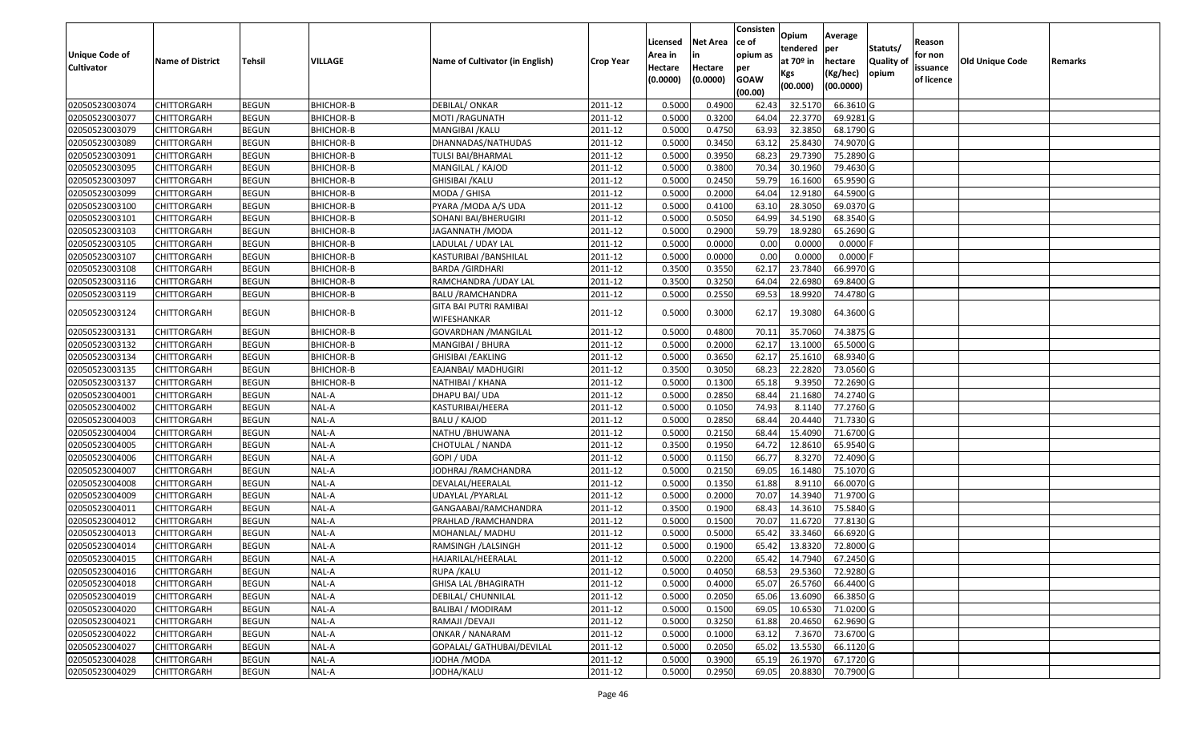| Unique Code of Cultivator | Name of District | Tehsil | VILLAGE | Name of Cultivator (in English) | Crop Year | Licensed Area in Hectare (0.0000) | Net Area in Hectare (0.0000) | Consistence of opium as per GOAW (00.00) | Opium tendered at 70º in Kgs (00.000) | Average per hectare (Kg/hec) (00.0000) | Statuts/ Quality of opium | Reason for non issuance of licence | Old Unique Code | Remarks |
|---|---|---|---|---|---|---|---|---|---|---|---|---|---|---|
| 02050523003074 | CHITTORGARH | BEGUN | BHICHOR-B | DEBILAL/ ONKAR | 2011-12 | 0.5000 | 0.4900 | 62.43 | 32.5170 | 66.3610 | G | | | |
| 02050523003077 | CHITTORGARH | BEGUN | BHICHOR-B | MOTI /RAGUNATH | 2011-12 | 0.5000 | 0.3200 | 64.04 | 22.3770 | 69.9281 | G | | | |
| 02050523003079 | CHITTORGARH | BEGUN | BHICHOR-B | MANGIBAI /KALU | 2011-12 | 0.5000 | 0.4750 | 63.93 | 32.3850 | 68.1790 | G | | | |
| 02050523003089 | CHITTORGARH | BEGUN | BHICHOR-B | DHANNADAS/NATHUDAS | 2011-12 | 0.5000 | 0.3450 | 63.12 | 25.8430 | 74.9070 | G | | | |
| 02050523003091 | CHITTORGARH | BEGUN | BHICHOR-B | TULSI BAI/BHARMAL | 2011-12 | 0.5000 | 0.3950 | 68.23 | 29.7390 | 75.2890 | G | | | |
| 02050523003095 | CHITTORGARH | BEGUN | BHICHOR-B | MANGILAL / KAJOD | 2011-12 | 0.5000 | 0.3800 | 70.34 | 30.1960 | 79.4630 | G | | | |
| 02050523003097 | CHITTORGARH | BEGUN | BHICHOR-B | GHISIBAI /KALU | 2011-12 | 0.5000 | 0.2450 | 59.79 | 16.1600 | 65.9590 | G | | | |
| 02050523003099 | CHITTORGARH | BEGUN | BHICHOR-B | MODA / GHISA | 2011-12 | 0.5000 | 0.2000 | 64.04 | 12.9180 | 64.5900 | G | | | |
| 02050523003100 | CHITTORGARH | BEGUN | BHICHOR-B | PYARA /MODA A/S UDA | 2011-12 | 0.5000 | 0.4100 | 63.10 | 28.3050 | 69.0370 | G | | | |
| 02050523003101 | CHITTORGARH | BEGUN | BHICHOR-B | SOHANI BAI/BHERUGIRI | 2011-12 | 0.5000 | 0.5050 | 64.99 | 34.5190 | 68.3540 | G | | | |
| 02050523003103 | CHITTORGARH | BEGUN | BHICHOR-B | JAGANNATH /MODA | 2011-12 | 0.5000 | 0.2900 | 59.79 | 18.9280 | 65.2690 | G | | | |
| 02050523003105 | CHITTORGARH | BEGUN | BHICHOR-B | LADULAL / UDAY LAL | 2011-12 | 0.5000 | 0.0000 | 0.00 | 0.0000 | 0.0000 | F | | | |
| 02050523003107 | CHITTORGARH | BEGUN | BHICHOR-B | KASTURIBAI /BANSHILAL | 2011-12 | 0.5000 | 0.0000 | 0.00 | 0.0000 | 0.0000 | F | | | |
| 02050523003108 | CHITTORGARH | BEGUN | BHICHOR-B | BARDA /GIRDHARI | 2011-12 | 0.3500 | 0.3550 | 62.17 | 23.7840 | 66.9970 | G | | | |
| 02050523003116 | CHITTORGARH | BEGUN | BHICHOR-B | RAMCHANDRA /UDAY LAL | 2011-12 | 0.3500 | 0.3250 | 64.04 | 22.6980 | 69.8400 | G | | | |
| 02050523003119 | CHITTORGARH | BEGUN | BHICHOR-B | BALU /RAMCHANDRA | 2011-12 | 0.5000 | 0.2550 | 69.53 | 18.9920 | 74.4780 | G | | | |
| 02050523003124 | CHITTORGARH | BEGUN | BHICHOR-B | GITA BAI PUTRI RAMIBAI WIFESHANKAR | 2011-12 | 0.5000 | 0.3000 | 62.17 | 19.3080 | 64.3600 | G | | | |
| 02050523003131 | CHITTORGARH | BEGUN | BHICHOR-B | GOVARDHAN /MANGILAL | 2011-12 | 0.5000 | 0.4800 | 70.11 | 35.7060 | 74.3875 | G | | | |
| 02050523003132 | CHITTORGARH | BEGUN | BHICHOR-B | MANGIBAI / BHURA | 2011-12 | 0.5000 | 0.2000 | 62.17 | 13.1000 | 65.5000 | G | | | |
| 02050523003134 | CHITTORGARH | BEGUN | BHICHOR-B | GHISIBAI /EAKLING | 2011-12 | 0.5000 | 0.3650 | 62.17 | 25.1610 | 68.9340 | G | | | |
| 02050523003135 | CHITTORGARH | BEGUN | BHICHOR-B | EAJANBAI/ MADHUGIRI | 2011-12 | 0.3500 | 0.3050 | 68.23 | 22.2820 | 73.0560 | G | | | |
| 02050523003137 | CHITTORGARH | BEGUN | BHICHOR-B | NATHIBAI / KHANA | 2011-12 | 0.5000 | 0.1300 | 65.18 | 9.3950 | 72.2690 | G | | | |
| 02050523004001 | CHITTORGARH | BEGUN | NAL-A | DHAPU BAI/ UDA | 2011-12 | 0.5000 | 0.2850 | 68.44 | 21.1680 | 74.2740 | G | | | |
| 02050523004002 | CHITTORGARH | BEGUN | NAL-A | KASTURIBAI/HEERA | 2011-12 | 0.5000 | 0.1050 | 74.93 | 8.1140 | 77.2760 | G | | | |
| 02050523004003 | CHITTORGARH | BEGUN | NAL-A | BALU / KAJOD | 2011-12 | 0.5000 | 0.2850 | 68.44 | 20.4440 | 71.7330 | G | | | |
| 02050523004004 | CHITTORGARH | BEGUN | NAL-A | NATHU /BHUWANA | 2011-12 | 0.5000 | 0.2150 | 68.44 | 15.4090 | 71.6700 | G | | | |
| 02050523004005 | CHITTORGARH | BEGUN | NAL-A | CHOTULAL / NANDA | 2011-12 | 0.3500 | 0.1950 | 64.72 | 12.8610 | 65.9540 | G | | | |
| 02050523004006 | CHITTORGARH | BEGUN | NAL-A | GOPI / UDA | 2011-12 | 0.5000 | 0.1150 | 66.77 | 8.3270 | 72.4090 | G | | | |
| 02050523004007 | CHITTORGARH | BEGUN | NAL-A | JODHRAJ /RAMCHANDRA | 2011-12 | 0.5000 | 0.2150 | 69.05 | 16.1480 | 75.1070 | G | | | |
| 02050523004008 | CHITTORGARH | BEGUN | NAL-A | DEVALAL/HEERALAL | 2011-12 | 0.5000 | 0.1350 | 61.88 | 8.9110 | 66.0070 | G | | | |
| 02050523004009 | CHITTORGARH | BEGUN | NAL-A | UDAYLAL /PYARLAL | 2011-12 | 0.5000 | 0.2000 | 70.07 | 14.3940 | 71.9700 | G | | | |
| 02050523004011 | CHITTORGARH | BEGUN | NAL-A | GANGAABAI/RAMCHANDRA | 2011-12 | 0.3500 | 0.1900 | 68.43 | 14.3610 | 75.5840 | G | | | |
| 02050523004012 | CHITTORGARH | BEGUN | NAL-A | PRAHLAD /RAMCHANDRA | 2011-12 | 0.5000 | 0.1500 | 70.07 | 11.6720 | 77.8130 | G | | | |
| 02050523004013 | CHITTORGARH | BEGUN | NAL-A | MOHANLAL/ MADHU | 2011-12 | 0.5000 | 0.5000 | 65.42 | 33.3460 | 66.6920 | G | | | |
| 02050523004014 | CHITTORGARH | BEGUN | NAL-A | RAMSINGH /LALSINGH | 2011-12 | 0.5000 | 0.1900 | 65.42 | 13.8320 | 72.8000 | G | | | |
| 02050523004015 | CHITTORGARH | BEGUN | NAL-A | HAJARILAL/HEERALAL | 2011-12 | 0.5000 | 0.2200 | 65.42 | 14.7940 | 67.2450 | G | | | |
| 02050523004016 | CHITTORGARH | BEGUN | NAL-A | RUPA /KALU | 2011-12 | 0.5000 | 0.4050 | 68.53 | 29.5360 | 72.9280 | G | | | |
| 02050523004018 | CHITTORGARH | BEGUN | NAL-A | GHISA LAL /BHAGIRATH | 2011-12 | 0.5000 | 0.4000 | 65.07 | 26.5760 | 66.4400 | G | | | |
| 02050523004019 | CHITTORGARH | BEGUN | NAL-A | DEBILAL/ CHUNNILAL | 2011-12 | 0.5000 | 0.2050 | 65.06 | 13.6090 | 66.3850 | G | | | |
| 02050523004020 | CHITTORGARH | BEGUN | NAL-A | BALIBAI / MODIRAM | 2011-12 | 0.5000 | 0.1500 | 69.05 | 10.6530 | 71.0200 | G | | | |
| 02050523004021 | CHITTORGARH | BEGUN | NAL-A | RAMAJI /DEVAJI | 2011-12 | 0.5000 | 0.3250 | 61.88 | 20.4650 | 62.9690 | G | | | |
| 02050523004022 | CHITTORGARH | BEGUN | NAL-A | ONKAR / NANARAM | 2011-12 | 0.5000 | 0.1000 | 63.12 | 7.3670 | 73.6700 | G | | | |
| 02050523004027 | CHITTORGARH | BEGUN | NAL-A | GOPALAL/ GATHUBAI/DEVILAL | 2011-12 | 0.5000 | 0.2050 | 65.02 | 13.5530 | 66.1120 | G | | | |
| 02050523004028 | CHITTORGARH | BEGUN | NAL-A | JODHA /MODA | 2011-12 | 0.5000 | 0.3900 | 65.19 | 26.1970 | 67.1720 | G | | | |
| 02050523004029 | CHITTORGARH | BEGUN | NAL-A | JODHA/KALU | 2011-12 | 0.5000 | 0.2950 | 69.05 | 20.8830 | 70.7900 | G | | | |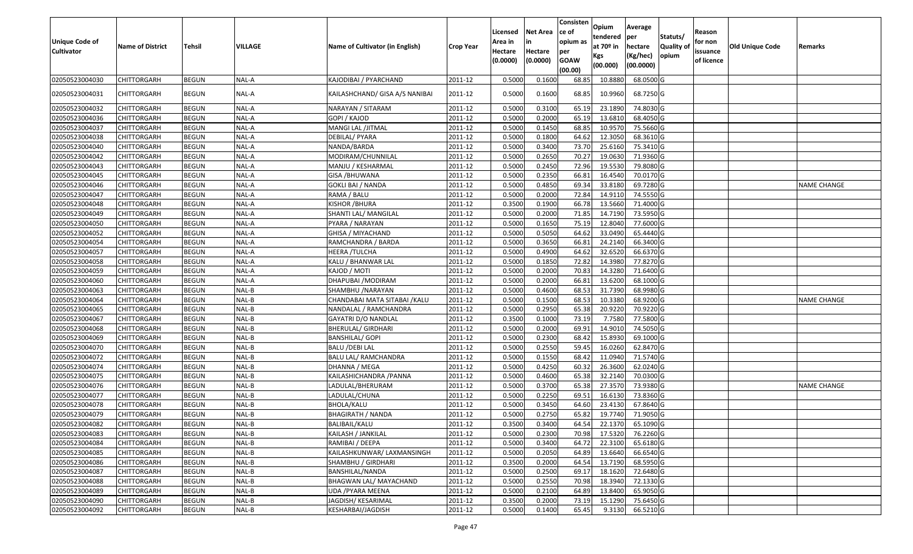| Unique Code of Cultivator | Name of District | Tehsil | VILLAGE | Name of Cultivator (in English) | Crop Year | Licensed Area in Hectare (0.0000) | Net Area in Hectare (0.0000) | Consistence of opium as per GOAW (00.00) | Opium tendered at 70º in Kgs (00.000) | Average per hectare (Kg/hec) (00.0000) | Statuts/ Quality of opium | Reason for non issuance of licence | Old Unique Code | Remarks |
|---|---|---|---|---|---|---|---|---|---|---|---|---|---|---|
| 02050523004030 | CHITTORGARH | BEGUN | NAL-A | KAJODIBAI / PYARCHAND | 2011-12 | 0.5000 | 0.1600 | 68.85 | 10.8880 | 68.0500 | G | | | |
| 02050523004031 | CHITTORGARH | BEGUN | NAL-A | KAILASHCHAND/ GISA A/S NANIBAI | 2011-12 | 0.5000 | 0.1600 | 68.85 | 10.9960 | 68.7250 | G | | | |
| 02050523004032 | CHITTORGARH | BEGUN | NAL-A | NARAYAN / SITARAM | 2011-12 | 0.5000 | 0.3100 | 65.19 | 23.1890 | 74.8030 | G | | | |
| 02050523004036 | CHITTORGARH | BEGUN | NAL-A | GOPI / KAJOD | 2011-12 | 0.5000 | 0.2000 | 65.19 | 13.6810 | 68.4050 | G | | | |
| 02050523004037 | CHITTORGARH | BEGUN | NAL-A | MANGI LAL /JITMAL | 2011-12 | 0.5000 | 0.1450 | 68.85 | 10.9570 | 75.5660 | G | | | |
| 02050523004038 | CHITTORGARH | BEGUN | NAL-A | DEBILAL/ PYARA | 2011-12 | 0.5000 | 0.1800 | 64.62 | 12.3050 | 68.3610 | G | | | |
| 02050523004040 | CHITTORGARH | BEGUN | NAL-A | NANDA/BARDA | 2011-12 | 0.5000 | 0.3400 | 73.70 | 25.6160 | 75.3410 | G | | | |
| 02050523004042 | CHITTORGARH | BEGUN | NAL-A | MODIRAM/CHUNNILAL | 2011-12 | 0.5000 | 0.2650 | 70.27 | 19.0630 | 71.9360 | G | | | |
| 02050523004043 | CHITTORGARH | BEGUN | NAL-A | MANJU / KESHARMAL | 2011-12 | 0.5000 | 0.2450 | 72.96 | 19.5530 | 79.8080 | G | | | |
| 02050523004045 | CHITTORGARH | BEGUN | NAL-A | GISA /BHUWANA | 2011-12 | 0.5000 | 0.2350 | 66.81 | 16.4540 | 70.0170 | G | | | |
| 02050523004046 | CHITTORGARH | BEGUN | NAL-A | GOKLI BAI / NANDA | 2011-12 | 0.5000 | 0.4850 | 69.34 | 33.8180 | 69.7280 | G | | | NAME CHANGE |
| 02050523004047 | CHITTORGARH | BEGUN | NAL-A | RAMA / BALU | 2011-12 | 0.5000 | 0.2000 | 72.84 | 14.9110 | 74.5550 | G | | | |
| 02050523004048 | CHITTORGARH | BEGUN | NAL-A | KISHOR /BHURA | 2011-12 | 0.3500 | 0.1900 | 66.78 | 13.5660 | 71.4000 | G | | | |
| 02050523004049 | CHITTORGARH | BEGUN | NAL-A | SHANTI LAL/ MANGILAL | 2011-12 | 0.5000 | 0.2000 | 71.85 | 14.7190 | 73.5950 | G | | | |
| 02050523004050 | CHITTORGARH | BEGUN | NAL-A | PYARA / NARAYAN | 2011-12 | 0.5000 | 0.1650 | 75.19 | 12.8040 | 77.6000 | G | | | |
| 02050523004052 | CHITTORGARH | BEGUN | NAL-A | GHISA / MIYACHAND | 2011-12 | 0.5000 | 0.5050 | 64.62 | 33.0490 | 65.4440 | G | | | |
| 02050523004054 | CHITTORGARH | BEGUN | NAL-A | RAMCHANDRA / BARDA | 2011-12 | 0.5000 | 0.3650 | 66.81 | 24.2140 | 66.3400 | G | | | |
| 02050523004057 | CHITTORGARH | BEGUN | NAL-A | HEERA /TULCHA | 2011-12 | 0.5000 | 0.4900 | 64.62 | 32.6520 | 66.6370 | G | | | |
| 02050523004058 | CHITTORGARH | BEGUN | NAL-A | KALU / BHANWAR LAL | 2011-12 | 0.5000 | 0.1850 | 72.82 | 14.3980 | 77.8270 | G | | | |
| 02050523004059 | CHITTORGARH | BEGUN | NAL-A | KAJOD / MOTI | 2011-12 | 0.5000 | 0.2000 | 70.83 | 14.3280 | 71.6400 | G | | | |
| 02050523004060 | CHITTORGARH | BEGUN | NAL-A | DHAPUBAI /MODIRAM | 2011-12 | 0.5000 | 0.2000 | 66.81 | 13.6200 | 68.1000 | G | | | |
| 02050523004063 | CHITTORGARH | BEGUN | NAL-B | SHAMBHU /NARAYAN | 2011-12 | 0.5000 | 0.4600 | 68.53 | 31.7390 | 68.9980 | G | | | |
| 02050523004064 | CHITTORGARH | BEGUN | NAL-B | CHANDABAI MATA SITABAI /KALU | 2011-12 | 0.5000 | 0.1500 | 68.53 | 10.3380 | 68.9200 | G | | | NAME CHANGE |
| 02050523004065 | CHITTORGARH | BEGUN | NAL-B | NANDALAL / RAMCHANDRA | 2011-12 | 0.5000 | 0.2950 | 65.38 | 20.9220 | 70.9220 | G | | | |
| 02050523004067 | CHITTORGARH | BEGUN | NAL-B | GAYATRI D/O NANDLAL | 2011-12 | 0.3500 | 0.1000 | 73.19 | 7.7580 | 77.5800 | G | | | |
| 02050523004068 | CHITTORGARH | BEGUN | NAL-B | BHERULAL/ GIRDHARI | 2011-12 | 0.5000 | 0.2000 | 69.91 | 14.9010 | 74.5050 | G | | | |
| 02050523004069 | CHITTORGARH | BEGUN | NAL-B | BANSHILAL/ GOPI | 2011-12 | 0.5000 | 0.2300 | 68.42 | 15.8930 | 69.1000 | G | | | |
| 02050523004070 | CHITTORGARH | BEGUN | NAL-B | BALU /DEBI LAL | 2011-12 | 0.5000 | 0.2550 | 59.45 | 16.0260 | 62.8470 | G | | | |
| 02050523004072 | CHITTORGARH | BEGUN | NAL-B | BALU LAL/ RAMCHANDRA | 2011-12 | 0.5000 | 0.1550 | 68.42 | 11.0940 | 71.5740 | G | | | |
| 02050523004074 | CHITTORGARH | BEGUN | NAL-B | DHANNA / MEGA | 2011-12 | 0.5000 | 0.4250 | 60.32 | 26.3600 | 62.0240 | G | | | |
| 02050523004075 | CHITTORGARH | BEGUN | NAL-B | KAILASHCHANDRA /PANNA | 2011-12 | 0.5000 | 0.4600 | 65.38 | 32.2140 | 70.0300 | G | | | |
| 02050523004076 | CHITTORGARH | BEGUN | NAL-B | LADULAL/BHERURAM | 2011-12 | 0.5000 | 0.3700 | 65.38 | 27.3570 | 73.9380 | G | | | NAME CHANGE |
| 02050523004077 | CHITTORGARH | BEGUN | NAL-B | LADULAL/CHUNA | 2011-12 | 0.5000 | 0.2250 | 69.51 | 16.6130 | 73.8360 | G | | | |
| 02050523004078 | CHITTORGARH | BEGUN | NAL-B | BHOLA/KALU | 2011-12 | 0.5000 | 0.3450 | 64.60 | 23.4130 | 67.8640 | G | | | |
| 02050523004079 | CHITTORGARH | BEGUN | NAL-B | BHAGIRATH / NANDA | 2011-12 | 0.5000 | 0.2750 | 65.82 | 19.7740 | 71.9050 | G | | | |
| 02050523004082 | CHITTORGARH | BEGUN | NAL-B | BALIBAIL/KALU | 2011-12 | 0.3500 | 0.3400 | 64.54 | 22.1370 | 65.1090 | G | | | |
| 02050523004083 | CHITTORGARH | BEGUN | NAL-B | KAILASH / JANKILAL | 2011-12 | 0.5000 | 0.2300 | 70.98 | 17.5320 | 76.2260 | G | | | |
| 02050523004084 | CHITTORGARH | BEGUN | NAL-B | RAMIBAI / DEEPA | 2011-12 | 0.5000 | 0.3400 | 64.72 | 22.3100 | 65.6180 | G | | | |
| 02050523004085 | CHITTORGARH | BEGUN | NAL-B | KAILASHKUNWAR/ LAXMANSINGH | 2011-12 | 0.5000 | 0.2050 | 64.89 | 13.6640 | 66.6540 | G | | | |
| 02050523004086 | CHITTORGARH | BEGUN | NAL-B | SHAMBHU / GIRDHARI | 2011-12 | 0.3500 | 0.2000 | 64.54 | 13.7190 | 68.5950 | G | | | |
| 02050523004087 | CHITTORGARH | BEGUN | NAL-B | BANSHILAL/NANDA | 2011-12 | 0.5000 | 0.2500 | 69.17 | 18.1620 | 72.6480 | G | | | |
| 02050523004088 | CHITTORGARH | BEGUN | NAL-B | BHAGWAN LAL/ MAYACHAND | 2011-12 | 0.5000 | 0.2550 | 70.98 | 18.3940 | 72.1330 | G | | | |
| 02050523004089 | CHITTORGARH | BEGUN | NAL-B | UDA /PYARA MEENA | 2011-12 | 0.5000 | 0.2100 | 64.89 | 13.8400 | 65.9050 | G | | | |
| 02050523004090 | CHITTORGARH | BEGUN | NAL-B | JAGDISH/ KESARIMAL | 2011-12 | 0.3500 | 0.2000 | 73.19 | 15.1290 | 75.6450 | G | | | |
| 02050523004092 | CHITTORGARH | BEGUN | NAL-B | KESHARBAI/JAGDISH | 2011-12 | 0.5000 | 0.1400 | 65.45 | 9.3130 | 66.5210 | G | | | |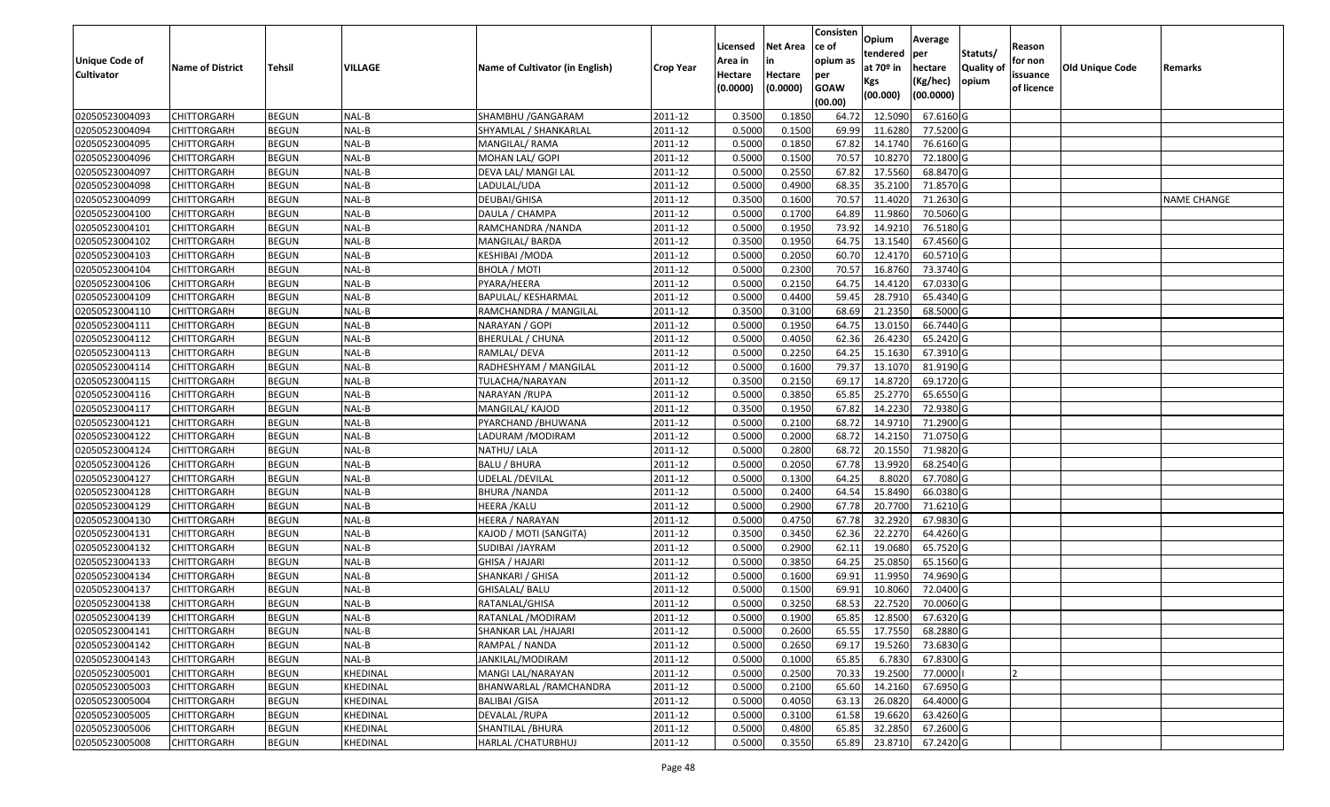| Unique Code of Cultivator | Name of District | Tehsil | VILLAGE | Name of Cultivator (in English) | Crop Year | Licensed Area in Hectare (0.0000) | Net Area in Hectare (0.0000) | Consistence of opium as per GOAW (00.00) | Opium tendered at 70º in Kgs (00.000) | Average per hectare (Kg/hec) (00.0000) | Statuts/ Quality of opium | Reason for non issuance of licence | Old Unique Code | Remarks |
|---|---|---|---|---|---|---|---|---|---|---|---|---|---|---|
| 02050523004093 | CHITTORGARH | BEGUN | NAL-B | SHAMBHU /GANGARAM | 2011-12 | 0.3500 | 0.1850 | 64.72 | 12.5090 | 67.6160 | G | | | |
| 02050523004094 | CHITTORGARH | BEGUN | NAL-B | SHYAMLAL / SHANKARLAL | 2011-12 | 0.5000 | 0.1500 | 69.99 | 11.6280 | 77.5200 | G | | | |
| 02050523004095 | CHITTORGARH | BEGUN | NAL-B | MANGILAL/ RAMA | 2011-12 | 0.5000 | 0.1850 | 67.82 | 14.1740 | 76.6160 | G | | | |
| 02050523004096 | CHITTORGARH | BEGUN | NAL-B | MOHAN LAL/ GOPI | 2011-12 | 0.5000 | 0.1500 | 70.57 | 10.8270 | 72.1800 | G | | | |
| 02050523004097 | CHITTORGARH | BEGUN | NAL-B | DEVA LAL/ MANGI LAL | 2011-12 | 0.5000 | 0.2550 | 67.82 | 17.5560 | 68.8470 | G | | | |
| 02050523004098 | CHITTORGARH | BEGUN | NAL-B | LADULAL/UDA | 2011-12 | 0.5000 | 0.4900 | 68.35 | 35.2100 | 71.8570 | G | | | |
| 02050523004099 | CHITTORGARH | BEGUN | NAL-B | DEUBAI/GHISA | 2011-12 | 0.3500 | 0.1600 | 70.57 | 11.4020 | 71.2630 | G | | | NAME CHANGE |
| 02050523004100 | CHITTORGARH | BEGUN | NAL-B | DAULA / CHAMPA | 2011-12 | 0.5000 | 0.1700 | 64.89 | 11.9860 | 70.5060 | G | | | |
| 02050523004101 | CHITTORGARH | BEGUN | NAL-B | RAMCHANDRA /NANDA | 2011-12 | 0.5000 | 0.1950 | 73.92 | 14.9210 | 76.5180 | G | | | |
| 02050523004102 | CHITTORGARH | BEGUN | NAL-B | MANGILAL/ BARDA | 2011-12 | 0.3500 | 0.1950 | 64.75 | 13.1540 | 67.4560 | G | | | |
| 02050523004103 | CHITTORGARH | BEGUN | NAL-B | KESHIBAI /MODA | 2011-12 | 0.5000 | 0.2050 | 60.70 | 12.4170 | 60.5710 | G | | | |
| 02050523004104 | CHITTORGARH | BEGUN | NAL-B | BHOLA / MOTI | 2011-12 | 0.5000 | 0.2300 | 70.57 | 16.8760 | 73.3740 | G | | | |
| 02050523004106 | CHITTORGARH | BEGUN | NAL-B | PYARA/HEERA | 2011-12 | 0.5000 | 0.2150 | 64.75 | 14.4120 | 67.0330 | G | | | |
| 02050523004109 | CHITTORGARH | BEGUN | NAL-B | BAPULAL/ KESHARMAL | 2011-12 | 0.5000 | 0.4400 | 59.45 | 28.7910 | 65.4340 | G | | | |
| 02050523004110 | CHITTORGARH | BEGUN | NAL-B | RAMCHANDRA / MANGILAL | 2011-12 | 0.3500 | 0.3100 | 68.69 | 21.2350 | 68.5000 | G | | | |
| 02050523004111 | CHITTORGARH | BEGUN | NAL-B | NARAYAN / GOPI | 2011-12 | 0.5000 | 0.1950 | 64.75 | 13.0150 | 66.7440 | G | | | |
| 02050523004112 | CHITTORGARH | BEGUN | NAL-B | BHERULAL / CHUNA | 2011-12 | 0.5000 | 0.4050 | 62.36 | 26.4230 | 65.2420 | G | | | |
| 02050523004113 | CHITTORGARH | BEGUN | NAL-B | RAMLAL/ DEVA | 2011-12 | 0.5000 | 0.2250 | 64.25 | 15.1630 | 67.3910 | G | | | |
| 02050523004114 | CHITTORGARH | BEGUN | NAL-B | RADHESHYAM / MANGILAL | 2011-12 | 0.5000 | 0.1600 | 79.37 | 13.1070 | 81.9190 | G | | | |
| 02050523004115 | CHITTORGARH | BEGUN | NAL-B | TULACHA/NARAYAN | 2011-12 | 0.3500 | 0.2150 | 69.17 | 14.8720 | 69.1720 | G | | | |
| 02050523004116 | CHITTORGARH | BEGUN | NAL-B | NARAYAN /RUPA | 2011-12 | 0.5000 | 0.3850 | 65.85 | 25.2770 | 65.6550 | G | | | |
| 02050523004117 | CHITTORGARH | BEGUN | NAL-B | MANGILAL/ KAJOD | 2011-12 | 0.3500 | 0.1950 | 67.82 | 14.2230 | 72.9380 | G | | | |
| 02050523004121 | CHITTORGARH | BEGUN | NAL-B | PYARCHAND /BHUWANA | 2011-12 | 0.5000 | 0.2100 | 68.72 | 14.9710 | 71.2900 | G | | | |
| 02050523004122 | CHITTORGARH | BEGUN | NAL-B | LADURAM /MODIRAM | 2011-12 | 0.5000 | 0.2000 | 68.72 | 14.2150 | 71.0750 | G | | | |
| 02050523004124 | CHITTORGARH | BEGUN | NAL-B | NATHU/ LALA | 2011-12 | 0.5000 | 0.2800 | 68.72 | 20.1550 | 71.9820 | G | | | |
| 02050523004126 | CHITTORGARH | BEGUN | NAL-B | BALU / BHURA | 2011-12 | 0.5000 | 0.2050 | 67.78 | 13.9920 | 68.2540 | G | | | |
| 02050523004127 | CHITTORGARH | BEGUN | NAL-B | UDELAL /DEVILAL | 2011-12 | 0.5000 | 0.1300 | 64.25 | 8.8020 | 67.7080 | G | | | |
| 02050523004128 | CHITTORGARH | BEGUN | NAL-B | BHURA /NANDA | 2011-12 | 0.5000 | 0.2400 | 64.54 | 15.8490 | 66.0380 | G | | | |
| 02050523004129 | CHITTORGARH | BEGUN | NAL-B | HEERA /KALU | 2011-12 | 0.5000 | 0.2900 | 67.78 | 20.7700 | 71.6210 | G | | | |
| 02050523004130 | CHITTORGARH | BEGUN | NAL-B | HEERA / NARAYAN | 2011-12 | 0.5000 | 0.4750 | 67.78 | 32.2920 | 67.9830 | G | | | |
| 02050523004131 | CHITTORGARH | BEGUN | NAL-B | KAJOD / MOTI (SANGITA) | 2011-12 | 0.3500 | 0.3450 | 62.36 | 22.2270 | 64.4260 | G | | | |
| 02050523004132 | CHITTORGARH | BEGUN | NAL-B | SUDIBAI /JAYRAM | 2011-12 | 0.5000 | 0.2900 | 62.11 | 19.0680 | 65.7520 | G | | | |
| 02050523004133 | CHITTORGARH | BEGUN | NAL-B | GHISA / HAJARI | 2011-12 | 0.5000 | 0.3850 | 64.25 | 25.0850 | 65.1560 | G | | | |
| 02050523004134 | CHITTORGARH | BEGUN | NAL-B | SHANKARI / GHISA | 2011-12 | 0.5000 | 0.1600 | 69.91 | 11.9950 | 74.9690 | G | | | |
| 02050523004137 | CHITTORGARH | BEGUN | NAL-B | GHISALAL/ BALU | 2011-12 | 0.5000 | 0.1500 | 69.91 | 10.8060 | 72.0400 | G | | | |
| 02050523004138 | CHITTORGARH | BEGUN | NAL-B | RATANLAL/GHISA | 2011-12 | 0.5000 | 0.3250 | 68.53 | 22.7520 | 70.0060 | G | | | |
| 02050523004139 | CHITTORGARH | BEGUN | NAL-B | RATANLAL /MODIRAM | 2011-12 | 0.5000 | 0.1900 | 65.85 | 12.8500 | 67.6320 | G | | | |
| 02050523004141 | CHITTORGARH | BEGUN | NAL-B | SHANKAR LAL /HAJARI | 2011-12 | 0.5000 | 0.2600 | 65.55 | 17.7550 | 68.2880 | G | | | |
| 02050523004142 | CHITTORGARH | BEGUN | NAL-B | RAMPAL / NANDA | 2011-12 | 0.5000 | 0.2650 | 69.17 | 19.5260 | 73.6830 | G | | | |
| 02050523004143 | CHITTORGARH | BEGUN | NAL-B | JANKILAL/MODIRAM | 2011-12 | 0.5000 | 0.1000 | 65.85 | 6.7830 | 67.8300 | G | | | |
| 02050523005001 | CHITTORGARH | BEGUN | KHEDINAL | MANGI LAL/NARAYAN | 2011-12 | 0.5000 | 0.2500 | 70.33 | 19.2500 | 77.0000 | I | 2 | | |
| 02050523005003 | CHITTORGARH | BEGUN | KHEDINAL | BHANWARLAL /RAMCHANDRA | 2011-12 | 0.5000 | 0.2100 | 65.60 | 14.2160 | 67.6950 | G | | | |
| 02050523005004 | CHITTORGARH | BEGUN | KHEDINAL | BALIBAI /GISA | 2011-12 | 0.5000 | 0.4050 | 63.13 | 26.0820 | 64.4000 | G | | | |
| 02050523005005 | CHITTORGARH | BEGUN | KHEDINAL | DEVALAL /RUPA | 2011-12 | 0.5000 | 0.3100 | 61.58 | 19.6620 | 63.4260 | G | | | |
| 02050523005006 | CHITTORGARH | BEGUN | KHEDINAL | SHANTILAL /BHURA | 2011-12 | 0.5000 | 0.4800 | 65.85 | 32.2850 | 67.2600 | G | | | |
| 02050523005008 | CHITTORGARH | BEGUN | KHEDINAL | HARLAL /CHATURBHUJ | 2011-12 | 0.5000 | 0.3550 | 65.89 | 23.8710 | 67.2420 | G | | | |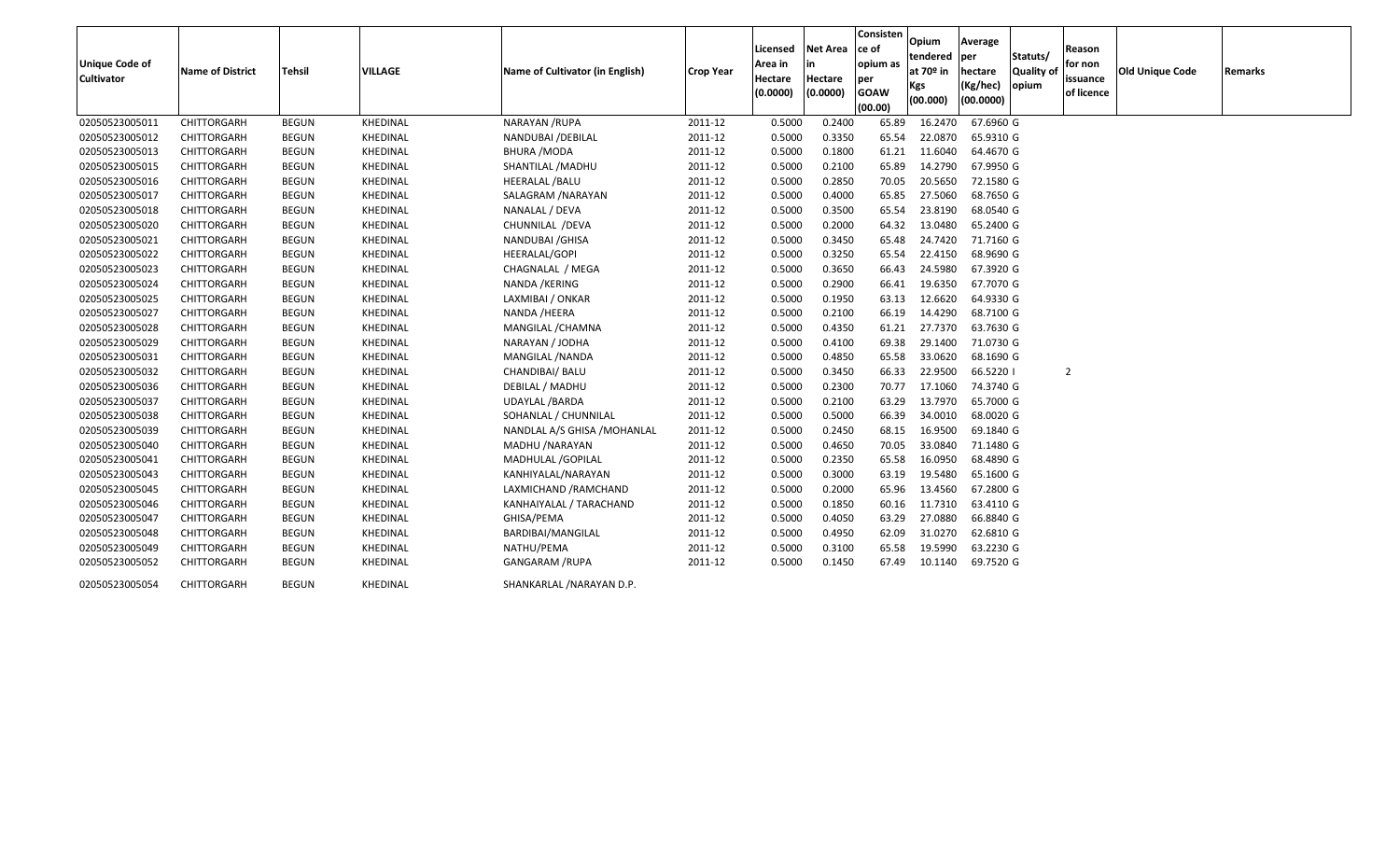| Unique Code of Cultivator | Name of District | Tehsil | VILLAGE | Name of Cultivator (in English) | Crop Year | Licensed Area in Hectare (0.0000) | Net Area in Hectare (0.0000) | Consistence of opium as per GOAW (00.00) | Opium tendered at 70º in Kgs (00.000) | Average per hectare (Kg/hec) (00.0000) | Statuts/ Quality of opium | Reason for non issuance of licence | Old Unique Code | Remarks |
|---|---|---|---|---|---|---|---|---|---|---|---|---|---|---|
| 02050523005011 | CHITTORGARH | BEGUN | KHEDINAL | NARAYAN /RUPA | 2011-12 | 0.5000 | 0.2400 | 65.89 | 16.2470 | 67.6960 | G | | | |
| 02050523005012 | CHITTORGARH | BEGUN | KHEDINAL | NANDUBAI /DEBILAL | 2011-12 | 0.5000 | 0.3350 | 65.54 | 22.0870 | 65.9310 | G | | | |
| 02050523005013 | CHITTORGARH | BEGUN | KHEDINAL | BHURA /MODA | 2011-12 | 0.5000 | 0.1800 | 61.21 | 11.6040 | 64.4670 | G | | | |
| 02050523005015 | CHITTORGARH | BEGUN | KHEDINAL | SHANTILAL /MADHU | 2011-12 | 0.5000 | 0.2100 | 65.89 | 14.2790 | 67.9950 | G | | | |
| 02050523005016 | CHITTORGARH | BEGUN | KHEDINAL | HEERALAL /BALU | 2011-12 | 0.5000 | 0.2850 | 70.05 | 20.5650 | 72.1580 | G | | | |
| 02050523005017 | CHITTORGARH | BEGUN | KHEDINAL | SALAGRAM /NARAYAN | 2011-12 | 0.5000 | 0.4000 | 65.85 | 27.5060 | 68.7650 | G | | | |
| 02050523005018 | CHITTORGARH | BEGUN | KHEDINAL | NANALAL / DEVA | 2011-12 | 0.5000 | 0.3500 | 65.54 | 23.8190 | 68.0540 | G | | | |
| 02050523005020 | CHITTORGARH | BEGUN | KHEDINAL | CHUNNILAL /DEVA | 2011-12 | 0.5000 | 0.2000 | 64.32 | 13.0480 | 65.2400 | G | | | |
| 02050523005021 | CHITTORGARH | BEGUN | KHEDINAL | NANDUBAI /GHISA | 2011-12 | 0.5000 | 0.3450 | 65.48 | 24.7420 | 71.7160 | G | | | |
| 02050523005022 | CHITTORGARH | BEGUN | KHEDINAL | HEERALAL/GOPI | 2011-12 | 0.5000 | 0.3250 | 65.54 | 22.4150 | 68.9690 | G | | | |
| 02050523005023 | CHITTORGARH | BEGUN | KHEDINAL | CHAGNALAL / MEGA | 2011-12 | 0.5000 | 0.3650 | 66.43 | 24.5980 | 67.3920 | G | | | |
| 02050523005024 | CHITTORGARH | BEGUN | KHEDINAL | NANDA /KERING | 2011-12 | 0.5000 | 0.2900 | 66.41 | 19.6350 | 67.7070 | G | | | |
| 02050523005025 | CHITTORGARH | BEGUN | KHEDINAL | LAXMIBAI / ONKAR | 2011-12 | 0.5000 | 0.1950 | 63.13 | 12.6620 | 64.9330 | G | | | |
| 02050523005027 | CHITTORGARH | BEGUN | KHEDINAL | NANDA /HEERA | 2011-12 | 0.5000 | 0.2100 | 66.19 | 14.4290 | 68.7100 | G | | | |
| 02050523005028 | CHITTORGARH | BEGUN | KHEDINAL | MANGILAL /CHAMNA | 2011-12 | 0.5000 | 0.4350 | 61.21 | 27.7370 | 63.7630 | G | | | |
| 02050523005029 | CHITTORGARH | BEGUN | KHEDINAL | NARAYAN / JODHA | 2011-12 | 0.5000 | 0.4100 | 69.38 | 29.1400 | 71.0730 | G | | | |
| 02050523005031 | CHITTORGARH | BEGUN | KHEDINAL | MANGILAL /NANDA | 2011-12 | 0.5000 | 0.4850 | 65.58 | 33.0620 | 68.1690 | G | | | |
| 02050523005032 | CHITTORGARH | BEGUN | KHEDINAL | CHANDIBAI/ BALU | 2011-12 | 0.5000 | 0.3450 | 66.33 | 22.9500 | 66.5220 | I | 2 | | |
| 02050523005036 | CHITTORGARH | BEGUN | KHEDINAL | DEBILAL / MADHU | 2011-12 | 0.5000 | 0.2300 | 70.77 | 17.1060 | 74.3740 | G | | | |
| 02050523005037 | CHITTORGARH | BEGUN | KHEDINAL | UDAYLAL /BARDA | 2011-12 | 0.5000 | 0.2100 | 63.29 | 13.7970 | 65.7000 | G | | | |
| 02050523005038 | CHITTORGARH | BEGUN | KHEDINAL | SOHANLAL / CHUNNILAL | 2011-12 | 0.5000 | 0.5000 | 66.39 | 34.0010 | 68.0020 | G | | | |
| 02050523005039 | CHITTORGARH | BEGUN | KHEDINAL | NANDLAL A/S GHISA /MOHANLAL | 2011-12 | 0.5000 | 0.2450 | 68.15 | 16.9500 | 69.1840 | G | | | |
| 02050523005040 | CHITTORGARH | BEGUN | KHEDINAL | MADHU /NARAYAN | 2011-12 | 0.5000 | 0.4650 | 70.05 | 33.0840 | 71.1480 | G | | | |
| 02050523005041 | CHITTORGARH | BEGUN | KHEDINAL | MADHULAL /GOPILAL | 2011-12 | 0.5000 | 0.2350 | 65.58 | 16.0950 | 68.4890 | G | | | |
| 02050523005043 | CHITTORGARH | BEGUN | KHEDINAL | KANHIYALAL/NARAYAN | 2011-12 | 0.5000 | 0.3000 | 63.19 | 19.5480 | 65.1600 | G | | | |
| 02050523005045 | CHITTORGARH | BEGUN | KHEDINAL | LAXMICHAND /RAMCHAND | 2011-12 | 0.5000 | 0.2000 | 65.96 | 13.4560 | 67.2800 | G | | | |
| 02050523005046 | CHITTORGARH | BEGUN | KHEDINAL | KANHAIYALAL / TARACHAND | 2011-12 | 0.5000 | 0.1850 | 60.16 | 11.7310 | 63.4110 | G | | | |
| 02050523005047 | CHITTORGARH | BEGUN | KHEDINAL | GHISA/PEMA | 2011-12 | 0.5000 | 0.4050 | 63.29 | 27.0880 | 66.8840 | G | | | |
| 02050523005048 | CHITTORGARH | BEGUN | KHEDINAL | BARDIBAI/MANGILAL | 2011-12 | 0.5000 | 0.4950 | 62.09 | 31.0270 | 62.6810 | G | | | |
| 02050523005049 | CHITTORGARH | BEGUN | KHEDINAL | NATHU/PEMA | 2011-12 | 0.5000 | 0.3100 | 65.58 | 19.5990 | 63.2230 | G | | | |
| 02050523005052 | CHITTORGARH | BEGUN | KHEDINAL | GANGARAM /RUPA | 2011-12 | 0.5000 | 0.1450 | 67.49 | 10.1140 | 69.7520 | G | | | |
| 02050523005054 | CHITTORGARH | BEGUN | KHEDINAL | SHANKARLAL /NARAYAN D.P. | | | | | | | | | | |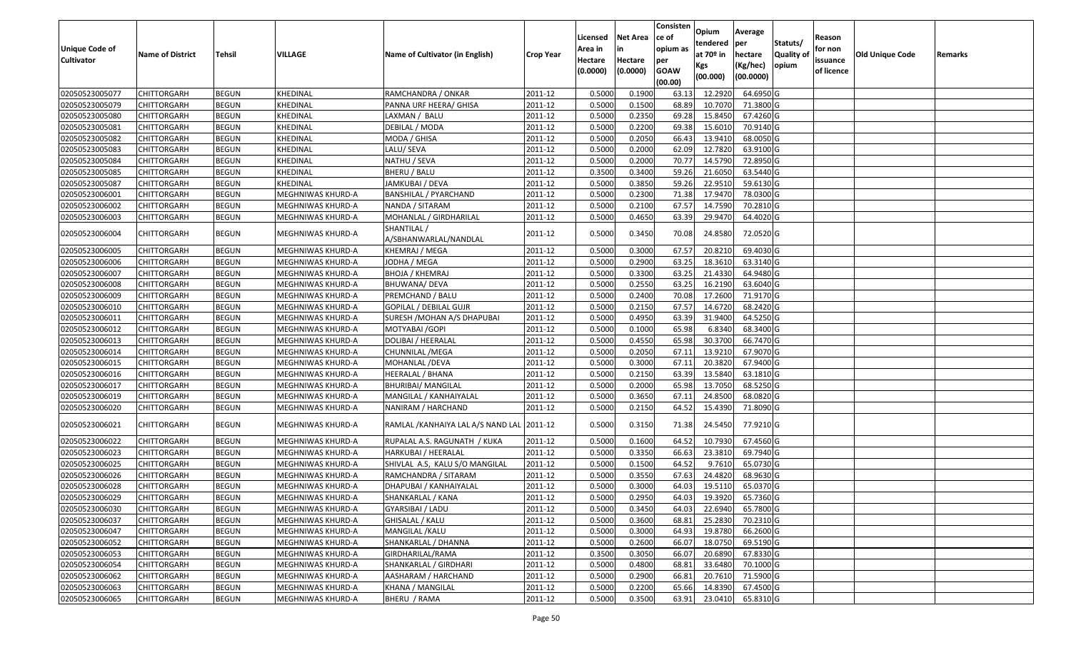| Unique Code of Cultivator | Name of District | Tehsil | VILLAGE | Name of Cultivator (in English) | Crop Year | Licensed Area in Hectare (0.0000) | Net Area in Hectare (0.0000) | Consistence of opium as per GOAW (00.00) | Opium tendered at 70º in Kgs (00.000) | Average per hectare (Kg/hec) (00.0000) | Statuts/ Quality of opium | Reason for non issuance of licence | Old Unique Code | Remarks |
|---|---|---|---|---|---|---|---|---|---|---|---|---|---|---|
| 02050523005077 | CHITTORGARH | BEGUN | KHEDINAL | RAMCHANDRA / ONKAR | 2011-12 | 0.5000 | 0.1900 | 63.13 | 12.2920 | 64.6950 | G | | | |
| 02050523005079 | CHITTORGARH | BEGUN | KHEDINAL | PANNA URF HEERA/ GHISA | 2011-12 | 0.5000 | 0.1500 | 68.89 | 10.7070 | 71.3800 | G | | | |
| 02050523005080 | CHITTORGARH | BEGUN | KHEDINAL | LAXMAN / BALU | 2011-12 | 0.5000 | 0.2350 | 69.28 | 15.8450 | 67.4260 | G | | | |
| 02050523005081 | CHITTORGARH | BEGUN | KHEDINAL | DEBILAL / MODA | 2011-12 | 0.5000 | 0.2200 | 69.38 | 15.6010 | 70.9140 | G | | | |
| 02050523005082 | CHITTORGARH | BEGUN | KHEDINAL | MODA / GHISA | 2011-12 | 0.5000 | 0.2050 | 66.43 | 13.9410 | 68.0050 | G | | | |
| 02050523005083 | CHITTORGARH | BEGUN | KHEDINAL | LALU/ SEVA | 2011-12 | 0.5000 | 0.2000 | 62.09 | 12.7820 | 63.9100 | G | | | |
| 02050523005084 | CHITTORGARH | BEGUN | KHEDINAL | NATHU / SEVA | 2011-12 | 0.5000 | 0.2000 | 70.77 | 14.5790 | 72.8950 | G | | | |
| 02050523005085 | CHITTORGARH | BEGUN | KHEDINAL | BHERU / BALU | 2011-12 | 0.3500 | 0.3400 | 59.26 | 21.6050 | 63.5440 | G | | | |
| 02050523005087 | CHITTORGARH | BEGUN | KHEDINAL | JAMKUBAI / DEVA | 2011-12 | 0.5000 | 0.3850 | 59.26 | 22.9510 | 59.6130 | G | | | |
| 02050523006001 | CHITTORGARH | BEGUN | MEGHNIWAS KHURD-A | BANSHILAL / PYARCHAND | 2011-12 | 0.5000 | 0.2300 | 71.38 | 17.9470 | 78.0300 | G | | | |
| 02050523006002 | CHITTORGARH | BEGUN | MEGHNIWAS KHURD-A | NANDA / SITARAM | 2011-12 | 0.5000 | 0.2100 | 67.57 | 14.7590 | 70.2810 | G | | | |
| 02050523006003 | CHITTORGARH | BEGUN | MEGHNIWAS KHURD-A | MOHANLAL / GIRDHARILAL | 2011-12 | 0.5000 | 0.4650 | 63.39 | 29.9470 | 64.4020 | G | | | |
| 02050523006004 | CHITTORGARH | BEGUN | MEGHNIWAS KHURD-A | SHANTILAL / A/SBHANWARLAL/NANDLAL | 2011-12 | 0.5000 | 0.3450 | 70.08 | 24.8580 | 72.0520 | G | | | |
| 02050523006005 | CHITTORGARH | BEGUN | MEGHNIWAS KHURD-A | KHEMRAJ / MEGA | 2011-12 | 0.5000 | 0.3000 | 67.57 | 20.8210 | 69.4030 | G | | | |
| 02050523006006 | CHITTORGARH | BEGUN | MEGHNIWAS KHURD-A | JODHA / MEGA | 2011-12 | 0.5000 | 0.2900 | 63.25 | 18.3610 | 63.3140 | G | | | |
| 02050523006007 | CHITTORGARH | BEGUN | MEGHNIWAS KHURD-A | BHOJA / KHEMRAJ | 2011-12 | 0.5000 | 0.3300 | 63.25 | 21.4330 | 64.9480 | G | | | |
| 02050523006008 | CHITTORGARH | BEGUN | MEGHNIWAS KHURD-A | BHUWANA/ DEVA | 2011-12 | 0.5000 | 0.2550 | 63.25 | 16.2190 | 63.6040 | G | | | |
| 02050523006009 | CHITTORGARH | BEGUN | MEGHNIWAS KHURD-A | PREMCHAND / BALU | 2011-12 | 0.5000 | 0.2400 | 70.08 | 17.2600 | 71.9170 | G | | | |
| 02050523006010 | CHITTORGARH | BEGUN | MEGHNIWAS KHURD-A | GOPILAL / DEBILAL GUJR | 2011-12 | 0.5000 | 0.2150 | 67.57 | 14.6720 | 68.2420 | G | | | |
| 02050523006011 | CHITTORGARH | BEGUN | MEGHNIWAS KHURD-A | SURESH /MOHAN A/S DHAPUBAI | 2011-12 | 0.5000 | 0.4950 | 63.39 | 31.9400 | 64.5250 | G | | | |
| 02050523006012 | CHITTORGARH | BEGUN | MEGHNIWAS KHURD-A | MOTYABAI /GOPI | 2011-12 | 0.5000 | 0.1000 | 65.98 | 6.8340 | 68.3400 | G | | | |
| 02050523006013 | CHITTORGARH | BEGUN | MEGHNIWAS KHURD-A | DOLIBAI / HEERALAL | 2011-12 | 0.5000 | 0.4550 | 65.98 | 30.3700 | 66.7470 | G | | | |
| 02050523006014 | CHITTORGARH | BEGUN | MEGHNIWAS KHURD-A | CHUNNILAL /MEGA | 2011-12 | 0.5000 | 0.2050 | 67.11 | 13.9210 | 67.9070 | G | | | |
| 02050523006015 | CHITTORGARH | BEGUN | MEGHNIWAS KHURD-A | MOHANLAL /DEVA | 2011-12 | 0.5000 | 0.3000 | 67.11 | 20.3820 | 67.9400 | G | | | |
| 02050523006016 | CHITTORGARH | BEGUN | MEGHNIWAS KHURD-A | HEERALAL / BHANA | 2011-12 | 0.5000 | 0.2150 | 63.39 | 13.5840 | 63.1810 | G | | | |
| 02050523006017 | CHITTORGARH | BEGUN | MEGHNIWAS KHURD-A | BHURIBAI/ MANGILAL | 2011-12 | 0.5000 | 0.2000 | 65.98 | 13.7050 | 68.5250 | G | | | |
| 02050523006019 | CHITTORGARH | BEGUN | MEGHNIWAS KHURD-A | MANGILAL / KANHAIYALAL | 2011-12 | 0.5000 | 0.3650 | 67.11 | 24.8500 | 68.0820 | G | | | |
| 02050523006020 | CHITTORGARH | BEGUN | MEGHNIWAS KHURD-A | NANIRAM / HARCHAND | 2011-12 | 0.5000 | 0.2150 | 64.52 | 15.4390 | 71.8090 | G | | | |
| 02050523006021 | CHITTORGARH | BEGUN | MEGHNIWAS KHURD-A | RAMLAL /KANHAIYA LAL A/S NAND LAL | 2011-12 | 0.5000 | 0.3150 | 71.38 | 24.5450 | 77.9210 | G | | | |
| 02050523006022 | CHITTORGARH | BEGUN | MEGHNIWAS KHURD-A | RUPALAL A.S. RAGUNATH / KUKA | 2011-12 | 0.5000 | 0.1600 | 64.52 | 10.7930 | 67.4560 | G | | | |
| 02050523006023 | CHITTORGARH | BEGUN | MEGHNIWAS KHURD-A | HARKUBAI / HEERALAL | 2011-12 | 0.5000 | 0.3350 | 66.63 | 23.3810 | 69.7940 | G | | | |
| 02050523006025 | CHITTORGARH | BEGUN | MEGHNIWAS KHURD-A | SHIVLAL A.S, KALU S/O MANGILAL | 2011-12 | 0.5000 | 0.1500 | 64.52 | 9.7610 | 65.0730 | G | | | |
| 02050523006026 | CHITTORGARH | BEGUN | MEGHNIWAS KHURD-A | RAMCHANDRA / SITARAM | 2011-12 | 0.5000 | 0.3550 | 67.63 | 24.4820 | 68.9630 | G | | | |
| 02050523006028 | CHITTORGARH | BEGUN | MEGHNIWAS KHURD-A | DHAPUBAI / KANHAIYALAL | 2011-12 | 0.5000 | 0.3000 | 64.03 | 19.5110 | 65.0370 | G | | | |
| 02050523006029 | CHITTORGARH | BEGUN | MEGHNIWAS KHURD-A | SHANKARLAL / KANA | 2011-12 | 0.5000 | 0.2950 | 64.03 | 19.3920 | 65.7360 | G | | | |
| 02050523006030 | CHITTORGARH | BEGUN | MEGHNIWAS KHURD-A | GYARSIBAI / LADU | 2011-12 | 0.5000 | 0.3450 | 64.03 | 22.6940 | 65.7800 | G | | | |
| 02050523006037 | CHITTORGARH | BEGUN | MEGHNIWAS KHURD-A | GHISALAL / KALU | 2011-12 | 0.5000 | 0.3600 | 68.81 | 25.2830 | 70.2310 | G | | | |
| 02050523006047 | CHITTORGARH | BEGUN | MEGHNIWAS KHURD-A | MANGILAL /KALU | 2011-12 | 0.5000 | 0.3000 | 64.93 | 19.8780 | 66.2600 | G | | | |
| 02050523006052 | CHITTORGARH | BEGUN | MEGHNIWAS KHURD-A | SHANKARLAL / DHANNA | 2011-12 | 0.5000 | 0.2600 | 66.07 | 18.0750 | 69.5190 | G | | | |
| 02050523006053 | CHITTORGARH | BEGUN | MEGHNIWAS KHURD-A | GIRDHARILAL/RAMA | 2011-12 | 0.3500 | 0.3050 | 66.07 | 20.6890 | 67.8330 | G | | | |
| 02050523006054 | CHITTORGARH | BEGUN | MEGHNIWAS KHURD-A | SHANKARLAL / GIRDHARI | 2011-12 | 0.5000 | 0.4800 | 68.81 | 33.6480 | 70.1000 | G | | | |
| 02050523006062 | CHITTORGARH | BEGUN | MEGHNIWAS KHURD-A | AASHARAM / HARCHAND | 2011-12 | 0.5000 | 0.2900 | 66.81 | 20.7610 | 71.5900 | G | | | |
| 02050523006063 | CHITTORGARH | BEGUN | MEGHNIWAS KHURD-A | KHANA / MANGILAL | 2011-12 | 0.5000 | 0.2200 | 65.66 | 14.8390 | 67.4500 | G | | | |
| 02050523006065 | CHITTORGARH | BEGUN | MEGHNIWAS KHURD-A | BHERU / RAMA | 2011-12 | 0.5000 | 0.3500 | 63.91 | 23.0410 | 65.8310 | G | | | |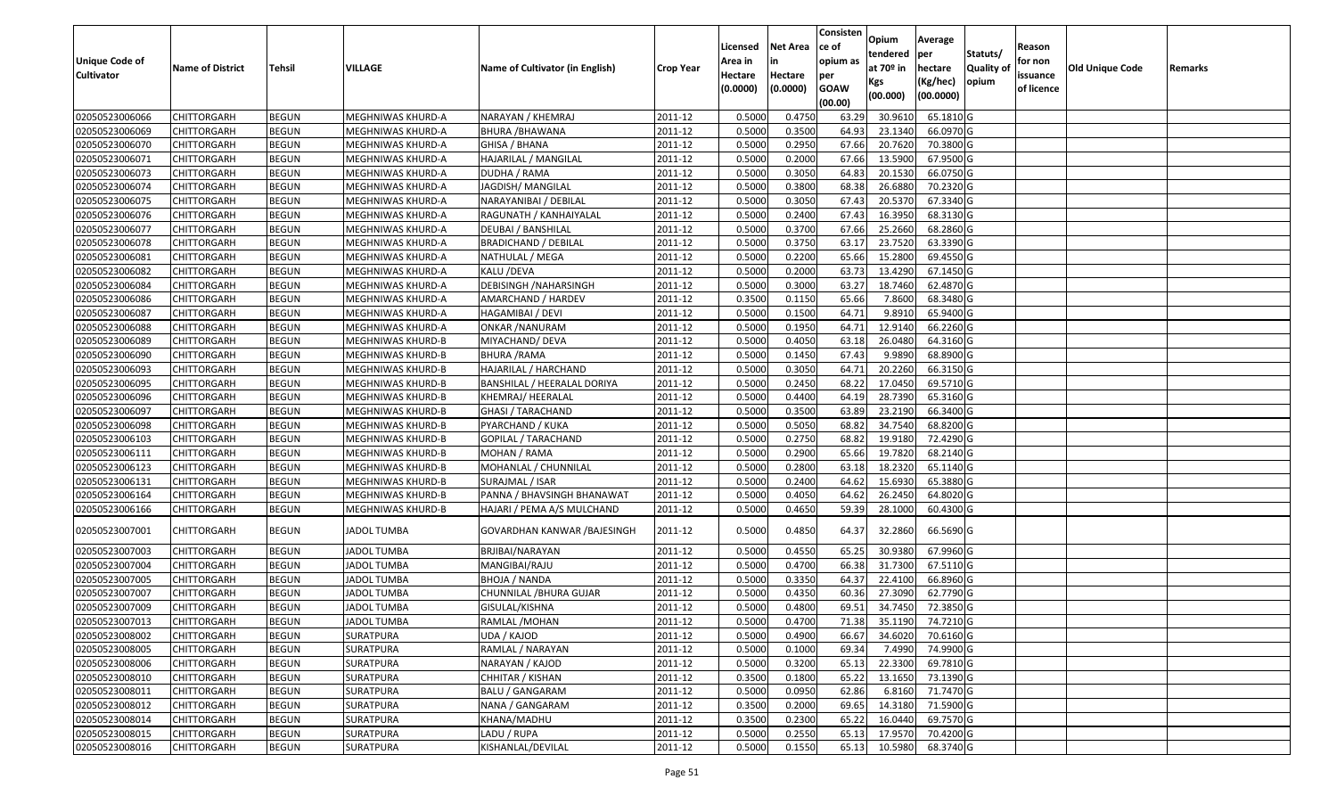| Unique Code of Cultivator | Name of District | Tehsil | VILLAGE | Name of Cultivator (in English) | Crop Year | Licensed Area in Hectare (0.0000) | Net Area in Hectare (0.0000) | Consisten ce of opium as per GOAW (00.00) | Opium tendered at 70º in Kgs (00.000) | Average per hectare (Kg/hec) (00.0000) | Statuts/ Quality of opium | Reason for non issuance of licence | Old Unique Code | Remarks |
|---|---|---|---|---|---|---|---|---|---|---|---|---|---|---|
| 02050523006066 | CHITTORGARH | BEGUN | MEGHNIWAS KHURD-A | NARAYAN / KHEMRAJ | 2011-12 | 0.5000 | 0.4750 | 63.29 | 30.9610 | 65.1810 | G | | | |
| 02050523006069 | CHITTORGARH | BEGUN | MEGHNIWAS KHURD-A | BHURA /BHAWANA | 2011-12 | 0.5000 | 0.3500 | 64.93 | 23.1340 | 66.0970 | G | | | |
| 02050523006070 | CHITTORGARH | BEGUN | MEGHNIWAS KHURD-A | GHISA / BHANA | 2011-12 | 0.5000 | 0.2950 | 67.66 | 20.7620 | 70.3800 | G | | | |
| 02050523006071 | CHITTORGARH | BEGUN | MEGHNIWAS KHURD-A | HAJARILAL / MANGILAL | 2011-12 | 0.5000 | 0.2000 | 67.66 | 13.5900 | 67.9500 | G | | | |
| 02050523006073 | CHITTORGARH | BEGUN | MEGHNIWAS KHURD-A | DUDHA / RAMA | 2011-12 | 0.5000 | 0.3050 | 64.83 | 20.1530 | 66.0750 | G | | | |
| 02050523006074 | CHITTORGARH | BEGUN | MEGHNIWAS KHURD-A | JAGDISH/ MANGILAL | 2011-12 | 0.5000 | 0.3800 | 68.38 | 26.6880 | 70.2320 | G | | | |
| 02050523006075 | CHITTORGARH | BEGUN | MEGHNIWAS KHURD-A | NARAYANIBAI / DEBILAL | 2011-12 | 0.5000 | 0.3050 | 67.43 | 20.5370 | 67.3340 | G | | | |
| 02050523006076 | CHITTORGARH | BEGUN | MEGHNIWAS KHURD-A | RAGUNATH / KANHAIYALAL | 2011-12 | 0.5000 | 0.2400 | 67.43 | 16.3950 | 68.3130 | G | | | |
| 02050523006077 | CHITTORGARH | BEGUN | MEGHNIWAS KHURD-A | DEUBAI / BANSHILAL | 2011-12 | 0.5000 | 0.3700 | 67.66 | 25.2660 | 68.2860 | G | | | |
| 02050523006078 | CHITTORGARH | BEGUN | MEGHNIWAS KHURD-A | BRADICHAND / DEBILAL | 2011-12 | 0.5000 | 0.3750 | 63.17 | 23.7520 | 63.3390 | G | | | |
| 02050523006081 | CHITTORGARH | BEGUN | MEGHNIWAS KHURD-A | NATHULAL / MEGA | 2011-12 | 0.5000 | 0.2200 | 65.66 | 15.2800 | 69.4550 | G | | | |
| 02050523006082 | CHITTORGARH | BEGUN | MEGHNIWAS KHURD-A | KALU /DEVA | 2011-12 | 0.5000 | 0.2000 | 63.73 | 13.4290 | 67.1450 | G | | | |
| 02050523006084 | CHITTORGARH | BEGUN | MEGHNIWAS KHURD-A | DEBISINGH /NAHARSINGH | 2011-12 | 0.5000 | 0.3000 | 63.27 | 18.7460 | 62.4870 | G | | | |
| 02050523006086 | CHITTORGARH | BEGUN | MEGHNIWAS KHURD-A | AMARCHAND / HARDEV | 2011-12 | 0.3500 | 0.1150 | 65.66 | 7.8600 | 68.3480 | G | | | |
| 02050523006087 | CHITTORGARH | BEGUN | MEGHNIWAS KHURD-A | HAGAMIBAI / DEVI | 2011-12 | 0.5000 | 0.1500 | 64.71 | 9.8910 | 65.9400 | G | | | |
| 02050523006088 | CHITTORGARH | BEGUN | MEGHNIWAS KHURD-A | ONKAR /NANURAM | 2011-12 | 0.5000 | 0.1950 | 64.71 | 12.9140 | 66.2260 | G | | | |
| 02050523006089 | CHITTORGARH | BEGUN | MEGHNIWAS KHURD-B | MIYACHAND/ DEVA | 2011-12 | 0.5000 | 0.4050 | 63.18 | 26.0480 | 64.3160 | G | | | |
| 02050523006090 | CHITTORGARH | BEGUN | MEGHNIWAS KHURD-B | BHURA /RAMA | 2011-12 | 0.5000 | 0.1450 | 67.43 | 9.9890 | 68.8900 | G | | | |
| 02050523006093 | CHITTORGARH | BEGUN | MEGHNIWAS KHURD-B | HAJARILAL / HARCHAND | 2011-12 | 0.5000 | 0.3050 | 64.71 | 20.2260 | 66.3150 | G | | | |
| 02050523006095 | CHITTORGARH | BEGUN | MEGHNIWAS KHURD-B | BANSHILAL / HEERALAL DORIYA | 2011-12 | 0.5000 | 0.2450 | 68.22 | 17.0450 | 69.5710 | G | | | |
| 02050523006096 | CHITTORGARH | BEGUN | MEGHNIWAS KHURD-B | KHEMRAJ/ HEERALAL | 2011-12 | 0.5000 | 0.4400 | 64.19 | 28.7390 | 65.3160 | G | | | |
| 02050523006097 | CHITTORGARH | BEGUN | MEGHNIWAS KHURD-B | GHASI / TARACHAND | 2011-12 | 0.5000 | 0.3500 | 63.89 | 23.2190 | 66.3400 | G | | | |
| 02050523006098 | CHITTORGARH | BEGUN | MEGHNIWAS KHURD-B | PYARCHAND / KUKA | 2011-12 | 0.5000 | 0.5050 | 68.82 | 34.7540 | 68.8200 | G | | | |
| 02050523006103 | CHITTORGARH | BEGUN | MEGHNIWAS KHURD-B | GOPILAL / TARACHAND | 2011-12 | 0.5000 | 0.2750 | 68.82 | 19.9180 | 72.4290 | G | | | |
| 02050523006111 | CHITTORGARH | BEGUN | MEGHNIWAS KHURD-B | MOHAN / RAMA | 2011-12 | 0.5000 | 0.2900 | 65.66 | 19.7820 | 68.2140 | G | | | |
| 02050523006123 | CHITTORGARH | BEGUN | MEGHNIWAS KHURD-B | MOHANLAL / CHUNNILAL | 2011-12 | 0.5000 | 0.2800 | 63.18 | 18.2320 | 65.1140 | G | | | |
| 02050523006131 | CHITTORGARH | BEGUN | MEGHNIWAS KHURD-B | SURAJMAL / ISAR | 2011-12 | 0.5000 | 0.2400 | 64.62 | 15.6930 | 65.3880 | G | | | |
| 02050523006164 | CHITTORGARH | BEGUN | MEGHNIWAS KHURD-B | PANNA / BHAVSINGH BHANAWAT | 2011-12 | 0.5000 | 0.4050 | 64.62 | 26.2450 | 64.8020 | G | | | |
| 02050523006166 | CHITTORGARH | BEGUN | MEGHNIWAS KHURD-B | HAJARI / PEMA A/S MULCHAND | 2011-12 | 0.5000 | 0.4650 | 59.39 | 28.1000 | 60.4300 | G | | | |
| 02050523007001 | CHITTORGARH | BEGUN | JADOL TUMBA | GOVARDHAN KANWAR /BAJESINGH | 2011-12 | 0.5000 | 0.4850 | 64.37 | 32.2860 | 66.5690 | G | | | |
| 02050523007003 | CHITTORGARH | BEGUN | JADOL TUMBA | BRJIBAI/NARAYAN | 2011-12 | 0.5000 | 0.4550 | 65.25 | 30.9380 | 67.9960 | G | | | |
| 02050523007004 | CHITTORGARH | BEGUN | JADOL TUMBA | MANGIBAI/RAJU | 2011-12 | 0.5000 | 0.4700 | 66.38 | 31.7300 | 67.5110 | G | | | |
| 02050523007005 | CHITTORGARH | BEGUN | JADOL TUMBA | BHOJA / NANDA | 2011-12 | 0.5000 | 0.3350 | 64.37 | 22.4100 | 66.8960 | G | | | |
| 02050523007007 | CHITTORGARH | BEGUN | JADOL TUMBA | CHUNNILAL /BHURA GUJAR | 2011-12 | 0.5000 | 0.4350 | 60.36 | 27.3090 | 62.7790 | G | | | |
| 02050523007009 | CHITTORGARH | BEGUN | JADOL TUMBA | GISULAL/KISHNA | 2011-12 | 0.5000 | 0.4800 | 69.51 | 34.7450 | 72.3850 | G | | | |
| 02050523007013 | CHITTORGARH | BEGUN | JADOL TUMBA | RAMLAL /MOHAN | 2011-12 | 0.5000 | 0.4700 | 71.38 | 35.1190 | 74.7210 | G | | | |
| 02050523008002 | CHITTORGARH | BEGUN | SURATPURA | UDA / KAJOD | 2011-12 | 0.5000 | 0.4900 | 66.67 | 34.6020 | 70.6160 | G | | | |
| 02050523008005 | CHITTORGARH | BEGUN | SURATPURA | RAMLAL / NARAYAN | 2011-12 | 0.5000 | 0.1000 | 69.34 | 7.4990 | 74.9900 | G | | | |
| 02050523008006 | CHITTORGARH | BEGUN | SURATPURA | NARAYAN / KAJOD | 2011-12 | 0.5000 | 0.3200 | 65.13 | 22.3300 | 69.7810 | G | | | |
| 02050523008010 | CHITTORGARH | BEGUN | SURATPURA | CHHITAR / KISHAN | 2011-12 | 0.3500 | 0.1800 | 65.22 | 13.1650 | 73.1390 | G | | | |
| 02050523008011 | CHITTORGARH | BEGUN | SURATPURA | BALU / GANGARAM | 2011-12 | 0.5000 | 0.0950 | 62.86 | 6.8160 | 71.7470 | G | | | |
| 02050523008012 | CHITTORGARH | BEGUN | SURATPURA | NANA / GANGARAM | 2011-12 | 0.3500 | 0.2000 | 69.65 | 14.3180 | 71.5900 | G | | | |
| 02050523008014 | CHITTORGARH | BEGUN | SURATPURA | KHANA/MADHU | 2011-12 | 0.3500 | 0.2300 | 65.22 | 16.0440 | 69.7570 | G | | | |
| 02050523008015 | CHITTORGARH | BEGUN | SURATPURA | LADU / RUPA | 2011-12 | 0.5000 | 0.2550 | 65.13 | 17.9570 | 70.4200 | G | | | |
| 02050523008016 | CHITTORGARH | BEGUN | SURATPURA | KISHANLAL/DEVILAL | 2011-12 | 0.5000 | 0.1550 | 65.13 | 10.5980 | 68.3740 | G | | | |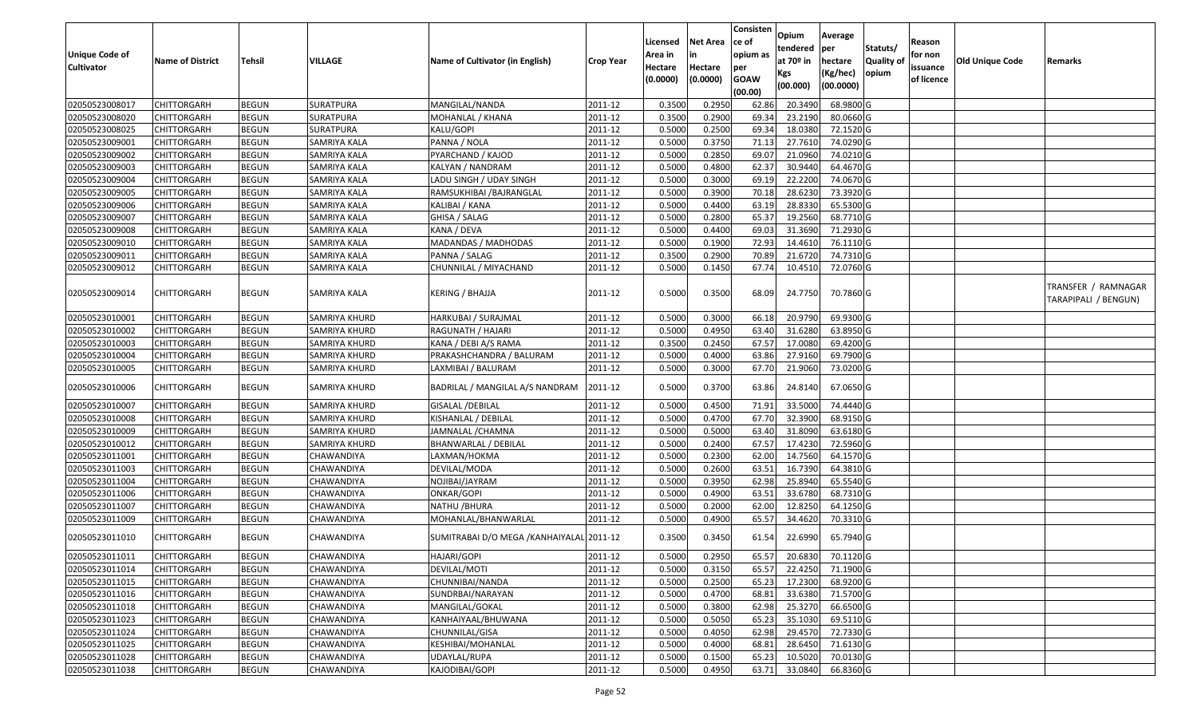| Unique Code of Cultivator | Name of District | Tehsil | VILLAGE | Name of Cultivator (in English) | Crop Year | Licensed Area in Hectare (0.0000) | Net Area in Hectare (0.0000) | Consistence of opium as per GOAW (00.00) | Opium tendered at 70º in Kgs (00.000) | Average per hectare (Kg/hec) (00.0000) | Statuts/ Quality of opium | Reason for non issuance of licence | Old Unique Code | Remarks |
|---|---|---|---|---|---|---|---|---|---|---|---|---|---|---|
| 02050523008017 | CHITTORGARH | BEGUN | SURATPURA | MANGILAL/NANDA | 2011-12 | 0.3500 | 0.2950 | 62.86 | 20.3490 | 68.9800 | G | | | |
| 02050523008020 | CHITTORGARH | BEGUN | SURATPURA | MOHANLAL / KHANA | 2011-12 | 0.3500 | 0.2900 | 69.34 | 23.2190 | 80.0660 | G | | | |
| 02050523008025 | CHITTORGARH | BEGUN | SURATPURA | KALU/GOPI | 2011-12 | 0.5000 | 0.2500 | 69.34 | 18.0380 | 72.1520 | G | | | |
| 02050523009001 | CHITTORGARH | BEGUN | SAMRIYA KALA | PANNA / NOLA | 2011-12 | 0.5000 | 0.3750 | 71.13 | 27.7610 | 74.0290 | G | | | |
| 02050523009002 | CHITTORGARH | BEGUN | SAMRIYA KALA | PYARCHAND / KAJOD | 2011-12 | 0.5000 | 0.2850 | 69.07 | 21.0960 | 74.0210 | G | | | |
| 02050523009003 | CHITTORGARH | BEGUN | SAMRIYA KALA | KALYAN / NANDRAM | 2011-12 | 0.5000 | 0.4800 | 62.37 | 30.9440 | 64.4670 | G | | | |
| 02050523009004 | CHITTORGARH | BEGUN | SAMRIYA KALA | LADU SINGH / UDAY SINGH | 2011-12 | 0.5000 | 0.3000 | 69.19 | 22.2200 | 74.0670 | G | | | |
| 02050523009005 | CHITTORGARH | BEGUN | SAMRIYA KALA | RAMSUKHIBAI /BAJRANGLAL | 2011-12 | 0.5000 | 0.3900 | 70.18 | 28.6230 | 73.3920 | G | | | |
| 02050523009006 | CHITTORGARH | BEGUN | SAMRIYA KALA | KALIBAI / KANA | 2011-12 | 0.5000 | 0.4400 | 63.19 | 28.8330 | 65.5300 | G | | | |
| 02050523009007 | CHITTORGARH | BEGUN | SAMRIYA KALA | GHISA / SALAG | 2011-12 | 0.5000 | 0.2800 | 65.37 | 19.2560 | 68.7710 | G | | | |
| 02050523009008 | CHITTORGARH | BEGUN | SAMRIYA KALA | KANA / DEVA | 2011-12 | 0.5000 | 0.4400 | 69.03 | 31.3690 | 71.2930 | G | | | |
| 02050523009010 | CHITTORGARH | BEGUN | SAMRIYA KALA | MADANDAS / MADHODAS | 2011-12 | 0.5000 | 0.1900 | 72.93 | 14.4610 | 76.1110 | G | | | |
| 02050523009011 | CHITTORGARH | BEGUN | SAMRIYA KALA | PANNA / SALAG | 2011-12 | 0.3500 | 0.2900 | 70.89 | 21.6720 | 74.7310 | G | | | |
| 02050523009012 | CHITTORGARH | BEGUN | SAMRIYA KALA | CHUNNILAL / MIYACHAND | 2011-12 | 0.5000 | 0.1450 | 67.74 | 10.4510 | 72.0760 | G | | | |
| 02050523009014 | CHITTORGARH | BEGUN | SAMRIYA KALA | KERING / BHAJJA | 2011-12 | 0.5000 | 0.3500 | 68.09 | 24.7750 | 70.7860 | G | | | TRANSFER / RAMNAGAR TARAPIPALI / BENGUN) |
| 02050523010001 | CHITTORGARH | BEGUN | SAMRIYA KHURD | HARKUBAI / SURAJMAL | 2011-12 | 0.5000 | 0.3000 | 66.18 | 20.9790 | 69.9300 | G | | | |
| 02050523010002 | CHITTORGARH | BEGUN | SAMRIYA KHURD | RAGUNATH / HAJARI | 2011-12 | 0.5000 | 0.4950 | 63.40 | 31.6280 | 63.8950 | G | | | |
| 02050523010003 | CHITTORGARH | BEGUN | SAMRIYA KHURD | KANA / DEBI A/S RAMA | 2011-12 | 0.3500 | 0.2450 | 67.57 | 17.0080 | 69.4200 | G | | | |
| 02050523010004 | CHITTORGARH | BEGUN | SAMRIYA KHURD | PRAKASHCHANDRA / BALURAM | 2011-12 | 0.5000 | 0.4000 | 63.86 | 27.9160 | 69.7900 | G | | | |
| 02050523010005 | CHITTORGARH | BEGUN | SAMRIYA KHURD | LAXMIBAI / BALURAM | 2011-12 | 0.5000 | 0.3000 | 67.70 | 21.9060 | 73.0200 | G | | | |
| 02050523010006 | CHITTORGARH | BEGUN | SAMRIYA KHURD | BADRILAL / MANGILAL A/S NANDRAM | 2011-12 | 0.5000 | 0.3700 | 63.86 | 24.8140 | 67.0650 | G | | | |
| 02050523010007 | CHITTORGARH | BEGUN | SAMRIYA KHURD | GISALAL /DEBILAL | 2011-12 | 0.5000 | 0.4500 | 71.91 | 33.5000 | 74.4440 | G | | | |
| 02050523010008 | CHITTORGARH | BEGUN | SAMRIYA KHURD | KISHANLAL / DEBILAL | 2011-12 | 0.5000 | 0.4700 | 67.70 | 32.3900 | 68.9150 | G | | | |
| 02050523010009 | CHITTORGARH | BEGUN | SAMRIYA KHURD | JAMNALAL /CHAMNA | 2011-12 | 0.5000 | 0.5000 | 63.40 | 31.8090 | 63.6180 | G | | | |
| 02050523010012 | CHITTORGARH | BEGUN | SAMRIYA KHURD | BHANWARLAL / DEBILAL | 2011-12 | 0.5000 | 0.2400 | 67.57 | 17.4230 | 72.5960 | G | | | |
| 02050523011001 | CHITTORGARH | BEGUN | CHAWANDIYA | LAXMAN/HOKMA | 2011-12 | 0.5000 | 0.2300 | 62.00 | 14.7560 | 64.1570 | G | | | |
| 02050523011003 | CHITTORGARH | BEGUN | CHAWANDIYA | DEVILAL/MODA | 2011-12 | 0.5000 | 0.2600 | 63.51 | 16.7390 | 64.3810 | G | | | |
| 02050523011004 | CHITTORGARH | BEGUN | CHAWANDIYA | NOJIBAI/JAYRAM | 2011-12 | 0.5000 | 0.3950 | 62.98 | 25.8940 | 65.5540 | G | | | |
| 02050523011006 | CHITTORGARH | BEGUN | CHAWANDIYA | ONKAR/GOPI | 2011-12 | 0.5000 | 0.4900 | 63.51 | 33.6780 | 68.7310 | G | | | |
| 02050523011007 | CHITTORGARH | BEGUN | CHAWANDIYA | NATHU /BHURA | 2011-12 | 0.5000 | 0.2000 | 62.00 | 12.8250 | 64.1250 | G | | | |
| 02050523011009 | CHITTORGARH | BEGUN | CHAWANDIYA | MOHANLAL/BHANWARLAL | 2011-12 | 0.5000 | 0.4900 | 65.57 | 34.4620 | 70.3310 | G | | | |
| 02050523011010 | CHITTORGARH | BEGUN | CHAWANDIYA | SUMITRABAI D/O MEGA /KANHAIYALAL | 2011-12 | 0.3500 | 0.3450 | 61.54 | 22.6990 | 65.7940 | G | | | |
| 02050523011011 | CHITTORGARH | BEGUN | CHAWANDIYA | HAJARI/GOPI | 2011-12 | 0.5000 | 0.2950 | 65.57 | 20.6830 | 70.1120 | G | | | |
| 02050523011014 | CHITTORGARH | BEGUN | CHAWANDIYA | DEVILAL/MOTI | 2011-12 | 0.5000 | 0.3150 | 65.57 | 22.4250 | 71.1900 | G | | | |
| 02050523011015 | CHITTORGARH | BEGUN | CHAWANDIYA | CHUNNIBAI/NANDA | 2011-12 | 0.5000 | 0.2500 | 65.23 | 17.2300 | 68.9200 | G | | | |
| 02050523011016 | CHITTORGARH | BEGUN | CHAWANDIYA | SUNDRBAI/NARAYAN | 2011-12 | 0.5000 | 0.4700 | 68.81 | 33.6380 | 71.5700 | G | | | |
| 02050523011018 | CHITTORGARH | BEGUN | CHAWANDIYA | MANGILAL/GOKAL | 2011-12 | 0.5000 | 0.3800 | 62.98 | 25.3270 | 66.6500 | G | | | |
| 02050523011023 | CHITTORGARH | BEGUN | CHAWANDIYA | KANHAIYAAL/BHUWANA | 2011-12 | 0.5000 | 0.5050 | 65.23 | 35.1030 | 69.5110 | G | | | |
| 02050523011024 | CHITTORGARH | BEGUN | CHAWANDIYA | CHUNNILAL/GISA | 2011-12 | 0.5000 | 0.4050 | 62.98 | 29.4570 | 72.7330 | G | | | |
| 02050523011025 | CHITTORGARH | BEGUN | CHAWANDIYA | KESHIBAI/MOHANLAL | 2011-12 | 0.5000 | 0.4000 | 68.81 | 28.6450 | 71.6130 | G | | | |
| 02050523011028 | CHITTORGARH | BEGUN | CHAWANDIYA | UDAYLAL/RUPA | 2011-12 | 0.5000 | 0.1500 | 65.23 | 10.5020 | 70.0130 | G | | | |
| 02050523011038 | CHITTORGARH | BEGUN | CHAWANDIYA | KAJODIBAI/GOPI | 2011-12 | 0.5000 | 0.4950 | 63.71 | 33.0840 | 66.8360 | G | | | |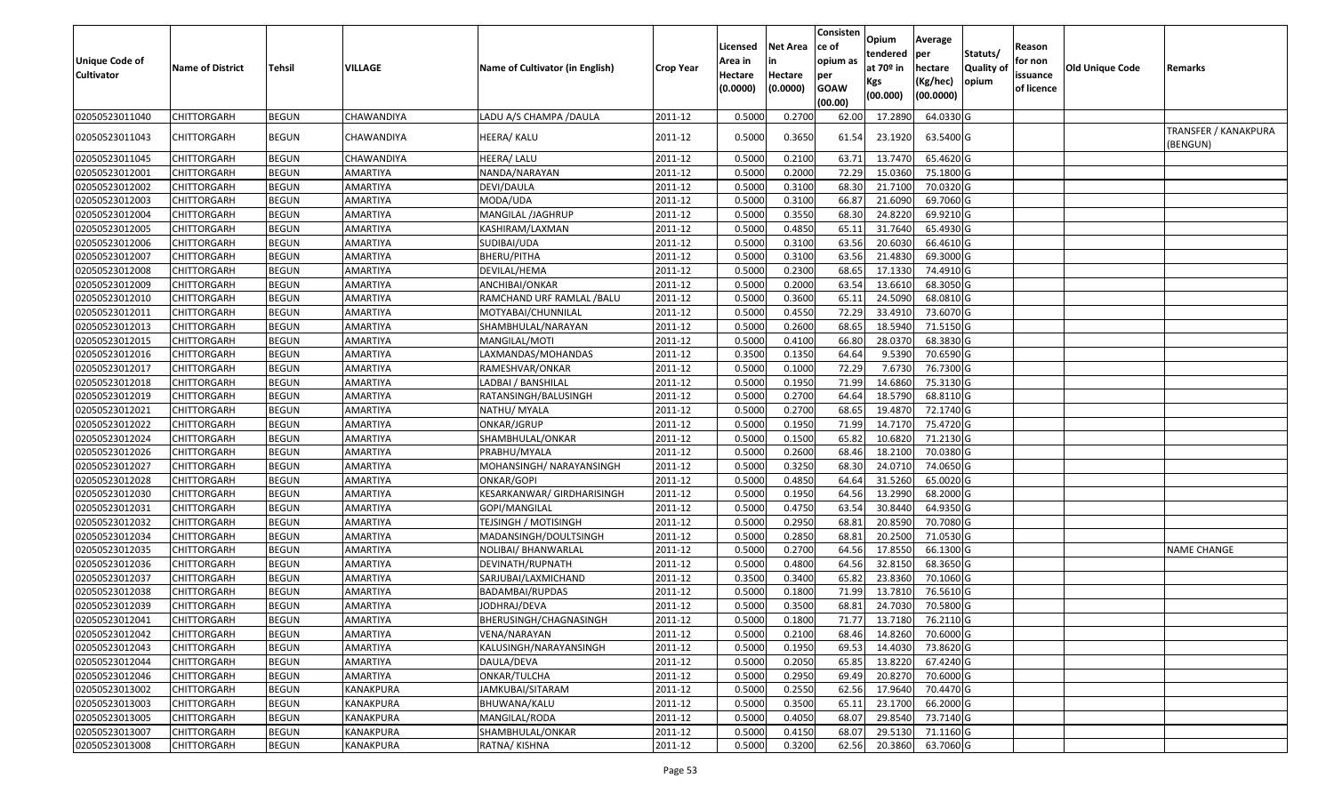| Unique Code of Cultivator | Name of District | Tehsil | VILLAGE | Name of Cultivator (in English) | Crop Year | Licensed Area in Hectare (0.0000) | Net Area in Hectare (0.0000) | Consistence of opium as per GOAW (00.00) | Opium tendered at 70º in Kgs (00.000) | Average per hectare (Kg/hec) (00.0000) | Statuts/ Quality of opium | Reason for non issuance of licence | Old Unique Code | Remarks |
|---|---|---|---|---|---|---|---|---|---|---|---|---|---|---|
| 02050523011040 | CHITTORGARH | BEGUN | CHAWANDIYA | LADU A/S CHAMPA /DAULA | 2011-12 | 0.5000 | 0.2700 | 62.00 | 17.2890 | 64.0330 | G | | | |
| 02050523011043 | CHITTORGARH | BEGUN | CHAWANDIYA | HEERA/ KALU | 2011-12 | 0.5000 | 0.3650 | 61.54 | 23.1920 | 63.5400 | G | | | TRANSFER / KANAKPURA (BENGUN) |
| 02050523011045 | CHITTORGARH | BEGUN | CHAWANDIYA | HEERA/ LALU | 2011-12 | 0.5000 | 0.2100 | 63.71 | 13.7470 | 65.4620 | G | | | |
| 02050523012001 | CHITTORGARH | BEGUN | AMARTIYA | NANDA/NARAYAN | 2011-12 | 0.5000 | 0.2000 | 72.29 | 15.0360 | 75.1800 | G | | | |
| 02050523012002 | CHITTORGARH | BEGUN | AMARTIYA | DEVI/DAULA | 2011-12 | 0.5000 | 0.3100 | 68.30 | 21.7100 | 70.0320 | G | | | |
| 02050523012003 | CHITTORGARH | BEGUN | AMARTIYA | MODA/UDA | 2011-12 | 0.5000 | 0.3100 | 66.87 | 21.6090 | 69.7060 | G | | | |
| 02050523012004 | CHITTORGARH | BEGUN | AMARTIYA | MANGILAL /JAGHRUP | 2011-12 | 0.5000 | 0.3550 | 68.30 | 24.8220 | 69.9210 | G | | | |
| 02050523012005 | CHITTORGARH | BEGUN | AMARTIYA | KASHIRAM/LAXMAN | 2011-12 | 0.5000 | 0.4850 | 65.11 | 31.7640 | 65.4930 | G | | | |
| 02050523012006 | CHITTORGARH | BEGUN | AMARTIYA | SUDIBAI/UDA | 2011-12 | 0.5000 | 0.3100 | 63.56 | 20.6030 | 66.4610 | G | | | |
| 02050523012007 | CHITTORGARH | BEGUN | AMARTIYA | BHERU/PITHA | 2011-12 | 0.5000 | 0.3100 | 63.56 | 21.4830 | 69.3000 | G | | | |
| 02050523012008 | CHITTORGARH | BEGUN | AMARTIYA | DEVILAL/HEMA | 2011-12 | 0.5000 | 0.2300 | 68.65 | 17.1330 | 74.4910 | G | | | |
| 02050523012009 | CHITTORGARH | BEGUN | AMARTIYA | ANCHIBAI/ONKAR | 2011-12 | 0.5000 | 0.2000 | 63.54 | 13.6610 | 68.3050 | G | | | |
| 02050523012010 | CHITTORGARH | BEGUN | AMARTIYA | RAMCHAND URF RAMLAL /BALU | 2011-12 | 0.5000 | 0.3600 | 65.11 | 24.5090 | 68.0810 | G | | | |
| 02050523012011 | CHITTORGARH | BEGUN | AMARTIYA | MOTYABAI/CHUNNILAL | 2011-12 | 0.5000 | 0.4550 | 72.29 | 33.4910 | 73.6070 | G | | | |
| 02050523012013 | CHITTORGARH | BEGUN | AMARTIYA | SHAMBHULAL/NARAYAN | 2011-12 | 0.5000 | 0.2600 | 68.65 | 18.5940 | 71.5150 | G | | | |
| 02050523012015 | CHITTORGARH | BEGUN | AMARTIYA | MANGILAL/MOTI | 2011-12 | 0.5000 | 0.4100 | 66.80 | 28.0370 | 68.3830 | G | | | |
| 02050523012016 | CHITTORGARH | BEGUN | AMARTIYA | LAXMANDAS/MOHANDAS | 2011-12 | 0.3500 | 0.1350 | 64.64 | 9.5390 | 70.6590 | G | | | |
| 02050523012017 | CHITTORGARH | BEGUN | AMARTIYA | RAMESHVAR/ONKAR | 2011-12 | 0.5000 | 0.1000 | 72.29 | 7.6730 | 76.7300 | G | | | |
| 02050523012018 | CHITTORGARH | BEGUN | AMARTIYA | LADBAI / BANSHILAL | 2011-12 | 0.5000 | 0.1950 | 71.99 | 14.6860 | 75.3130 | G | | | |
| 02050523012019 | CHITTORGARH | BEGUN | AMARTIYA | RATANSINGH/BALUSINGH | 2011-12 | 0.5000 | 0.2700 | 64.64 | 18.5790 | 68.8110 | G | | | |
| 02050523012021 | CHITTORGARH | BEGUN | AMARTIYA | NATHU/ MYALA | 2011-12 | 0.5000 | 0.2700 | 68.65 | 19.4870 | 72.1740 | G | | | |
| 02050523012022 | CHITTORGARH | BEGUN | AMARTIYA | ONKAR/JGRUP | 2011-12 | 0.5000 | 0.1950 | 71.99 | 14.7170 | 75.4720 | G | | | |
| 02050523012024 | CHITTORGARH | BEGUN | AMARTIYA | SHAMBHULAL/ONKAR | 2011-12 | 0.5000 | 0.1500 | 65.82 | 10.6820 | 71.2130 | G | | | |
| 02050523012026 | CHITTORGARH | BEGUN | AMARTIYA | PRABHU/MYALA | 2011-12 | 0.5000 | 0.2600 | 68.46 | 18.2100 | 70.0380 | G | | | |
| 02050523012027 | CHITTORGARH | BEGUN | AMARTIYA | MOHANSINGH/ NARAYANSINGH | 2011-12 | 0.5000 | 0.3250 | 68.30 | 24.0710 | 74.0650 | G | | | |
| 02050523012028 | CHITTORGARH | BEGUN | AMARTIYA | ONKAR/GOPI | 2011-12 | 0.5000 | 0.4850 | 64.64 | 31.5260 | 65.0020 | G | | | |
| 02050523012030 | CHITTORGARH | BEGUN | AMARTIYA | KESARKANWAR/ GIRDHARISINGH | 2011-12 | 0.5000 | 0.1950 | 64.56 | 13.2990 | 68.2000 | G | | | |
| 02050523012031 | CHITTORGARH | BEGUN | AMARTIYA | GOPI/MANGILAL | 2011-12 | 0.5000 | 0.4750 | 63.54 | 30.8440 | 64.9350 | G | | | |
| 02050523012032 | CHITTORGARH | BEGUN | AMARTIYA | TEJSINGH / MOTISINGH | 2011-12 | 0.5000 | 0.2950 | 68.81 | 20.8590 | 70.7080 | G | | | |
| 02050523012034 | CHITTORGARH | BEGUN | AMARTIYA | MADANSINGH/DOULTSINGH | 2011-12 | 0.5000 | 0.2850 | 68.81 | 20.2500 | 71.0530 | G | | | |
| 02050523012035 | CHITTORGARH | BEGUN | AMARTIYA | NOLIBAI/ BHANWARLAL | 2011-12 | 0.5000 | 0.2700 | 64.56 | 17.8550 | 66.1300 | G | | | NAME CHANGE |
| 02050523012036 | CHITTORGARH | BEGUN | AMARTIYA | DEVINATH/RUPNATH | 2011-12 | 0.5000 | 0.4800 | 64.56 | 32.8150 | 68.3650 | G | | | |
| 02050523012037 | CHITTORGARH | BEGUN | AMARTIYA | SARJUBAI/LAXMICHAND | 2011-12 | 0.3500 | 0.3400 | 65.82 | 23.8360 | 70.1060 | G | | | |
| 02050523012038 | CHITTORGARH | BEGUN | AMARTIYA | BADAMBAI/RUPDAS | 2011-12 | 0.5000 | 0.1800 | 71.99 | 13.7810 | 76.5610 | G | | | |
| 02050523012039 | CHITTORGARH | BEGUN | AMARTIYA | JODHRAJ/DEVA | 2011-12 | 0.5000 | 0.3500 | 68.81 | 24.7030 | 70.5800 | G | | | |
| 02050523012041 | CHITTORGARH | BEGUN | AMARTIYA | BHERUSINGH/CHAGNASINGH | 2011-12 | 0.5000 | 0.1800 | 71.77 | 13.7180 | 76.2110 | G | | | |
| 02050523012042 | CHITTORGARH | BEGUN | AMARTIYA | VENA/NARAYAN | 2011-12 | 0.5000 | 0.2100 | 68.46 | 14.8260 | 70.6000 | G | | | |
| 02050523012043 | CHITTORGARH | BEGUN | AMARTIYA | KALUSINGH/NARAYANSINGH | 2011-12 | 0.5000 | 0.1950 | 69.53 | 14.4030 | 73.8620 | G | | | |
| 02050523012044 | CHITTORGARH | BEGUN | AMARTIYA | DAULA/DEVA | 2011-12 | 0.5000 | 0.2050 | 65.85 | 13.8220 | 67.4240 | G | | | |
| 02050523012046 | CHITTORGARH | BEGUN | AMARTIYA | ONKAR/TULCHA | 2011-12 | 0.5000 | 0.2950 | 69.49 | 20.8270 | 70.6000 | G | | | |
| 02050523013002 | CHITTORGARH | BEGUN | KANAKPURA | JAMKUBAI/SITARAM | 2011-12 | 0.5000 | 0.2550 | 62.56 | 17.9640 | 70.4470 | G | | | |
| 02050523013003 | CHITTORGARH | BEGUN | KANAKPURA | BHUWANA/KALU | 2011-12 | 0.5000 | 0.3500 | 65.11 | 23.1700 | 66.2000 | G | | | |
| 02050523013005 | CHITTORGARH | BEGUN | KANAKPURA | MANGILAL/RODA | 2011-12 | 0.5000 | 0.4050 | 68.07 | 29.8540 | 73.7140 | G | | | |
| 02050523013007 | CHITTORGARH | BEGUN | KANAKPURA | SHAMBHULAL/ONKAR | 2011-12 | 0.5000 | 0.4150 | 68.07 | 29.5130 | 71.1160 | G | | | |
| 02050523013008 | CHITTORGARH | BEGUN | KANAKPURA | RATNA/ KISHNA | 2011-12 | 0.5000 | 0.3200 | 62.56 | 20.3860 | 63.7060 | G | | | |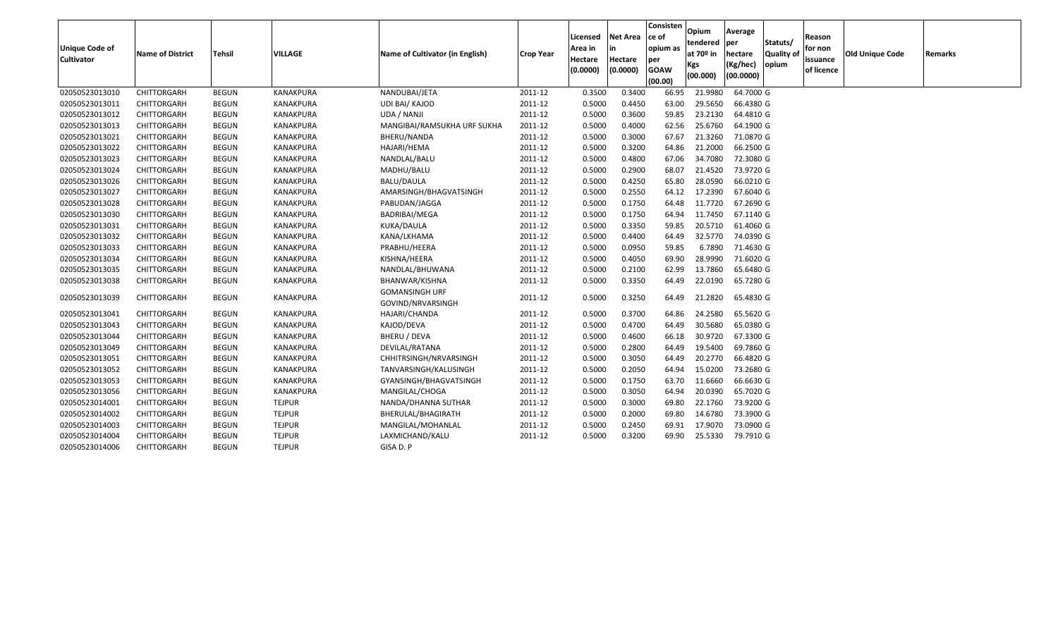| Unique Code of Cultivator | Name of District | Tehsil | VILLAGE | Name of Cultivator (in English) | Crop Year | Licensed Area in Hectare (0.0000) | Net Area in Hectare (0.0000) | Consistence of opium as per GOAW (00.00) | Opium tendered at 70º in Kgs (00.000) | Average per hectare (Kg/hec) (00.0000) | Statuts/ Quality of opium | Reason for non issuance of licence | Old Unique Code | Remarks |
|---|---|---|---|---|---|---|---|---|---|---|---|---|---|---|
| 02050523013010 | CHITTORGARH | BEGUN | KANAKPURA | NANDUBAI/JETA | 2011-12 | 0.3500 | 0.3400 | 66.95 | 21.9980 | 64.7000 | G | | | |
| 02050523013011 | CHITTORGARH | BEGUN | KANAKPURA | UDI BAI/ KAJOD | 2011-12 | 0.5000 | 0.4450 | 63.00 | 29.5650 | 66.4380 | G | | | |
| 02050523013012 | CHITTORGARH | BEGUN | KANAKPURA | UDA / NANJI | 2011-12 | 0.5000 | 0.3600 | 59.85 | 23.2130 | 64.4810 | G | | | |
| 02050523013013 | CHITTORGARH | BEGUN | KANAKPURA | MANGIBAI/RAMSUKHA URF SUKHA | 2011-12 | 0.5000 | 0.4000 | 62.56 | 25.6760 | 64.1900 | G | | | |
| 02050523013021 | CHITTORGARH | BEGUN | KANAKPURA | BHERU/NANDA | 2011-12 | 0.5000 | 0.3000 | 67.67 | 21.3260 | 71.0870 | G | | | |
| 02050523013022 | CHITTORGARH | BEGUN | KANAKPURA | HAJARI/HEMA | 2011-12 | 0.5000 | 0.3200 | 64.86 | 21.2000 | 66.2500 | G | | | |
| 02050523013023 | CHITTORGARH | BEGUN | KANAKPURA | NANDLAL/BALU | 2011-12 | 0.5000 | 0.4800 | 67.06 | 34.7080 | 72.3080 | G | | | |
| 02050523013024 | CHITTORGARH | BEGUN | KANAKPURA | MADHU/BALU | 2011-12 | 0.5000 | 0.2900 | 68.07 | 21.4520 | 73.9720 | G | | | |
| 02050523013026 | CHITTORGARH | BEGUN | KANAKPURA | BALU/DAULA | 2011-12 | 0.5000 | 0.4250 | 65.80 | 28.0590 | 66.0210 | G | | | |
| 02050523013027 | CHITTORGARH | BEGUN | KANAKPURA | AMARSINGH/BHAGVATSINGH | 2011-12 | 0.5000 | 0.2550 | 64.12 | 17.2390 | 67.6040 | G | | | |
| 02050523013028 | CHITTORGARH | BEGUN | KANAKPURA | PABUDAN/JAGGA | 2011-12 | 0.5000 | 0.1750 | 64.48 | 11.7720 | 67.2690 | G | | | |
| 02050523013030 | CHITTORGARH | BEGUN | KANAKPURA | BADRIBAI/MEGA | 2011-12 | 0.5000 | 0.1750 | 64.94 | 11.7450 | 67.1140 | G | | | |
| 02050523013031 | CHITTORGARH | BEGUN | KANAKPURA | KUKA/DAULA | 2011-12 | 0.5000 | 0.3350 | 59.85 | 20.5710 | 61.4060 | G | | | |
| 02050523013032 | CHITTORGARH | BEGUN | KANAKPURA | KANA/LKHAMA | 2011-12 | 0.5000 | 0.4400 | 64.49 | 32.5770 | 74.0390 | G | | | |
| 02050523013033 | CHITTORGARH | BEGUN | KANAKPURA | PRABHU/HEERA | 2011-12 | 0.5000 | 0.0950 | 59.85 | 6.7890 | 71.4630 | G | | | |
| 02050523013034 | CHITTORGARH | BEGUN | KANAKPURA | KISHNA/HEERA | 2011-12 | 0.5000 | 0.4050 | 69.90 | 28.9990 | 71.6020 | G | | | |
| 02050523013035 | CHITTORGARH | BEGUN | KANAKPURA | NANDLAL/BHUWANA | 2011-12 | 0.5000 | 0.2100 | 62.99 | 13.7860 | 65.6480 | G | | | |
| 02050523013038 | CHITTORGARH | BEGUN | KANAKPURA | BHANWAR/KISHNA | 2011-12 | 0.5000 | 0.3350 | 64.49 | 22.0190 | 65.7280 | G | | | |
| 02050523013039 | CHITTORGARH | BEGUN | KANAKPURA | GOMANSINGH URF GOVIND/NRVARSINGH | 2011-12 | 0.5000 | 0.3250 | 64.49 | 21.2820 | 65.4830 | G | | | |
| 02050523013041 | CHITTORGARH | BEGUN | KANAKPURA | HAJARI/CHANDA | 2011-12 | 0.5000 | 0.3700 | 64.86 | 24.2580 | 65.5620 | G | | | |
| 02050523013043 | CHITTORGARH | BEGUN | KANAKPURA | KAJOD/DEVA | 2011-12 | 0.5000 | 0.4700 | 64.49 | 30.5680 | 65.0380 | G | | | |
| 02050523013044 | CHITTORGARH | BEGUN | KANAKPURA | BHERU / DEVA | 2011-12 | 0.5000 | 0.4600 | 66.18 | 30.9720 | 67.3300 | G | | | |
| 02050523013049 | CHITTORGARH | BEGUN | KANAKPURA | DEVILAL/RATANA | 2011-12 | 0.5000 | 0.2800 | 64.49 | 19.5400 | 69.7860 | G | | | |
| 02050523013051 | CHITTORGARH | BEGUN | KANAKPURA | CHHITRSINGH/NRVARSINGH | 2011-12 | 0.5000 | 0.3050 | 64.49 | 20.2770 | 66.4820 | G | | | |
| 02050523013052 | CHITTORGARH | BEGUN | KANAKPURA | TANVARSINGH/KALUSINGH | 2011-12 | 0.5000 | 0.2050 | 64.94 | 15.0200 | 73.2680 | G | | | |
| 02050523013053 | CHITTORGARH | BEGUN | KANAKPURA | GYANSINGH/BHAGVATSINGH | 2011-12 | 0.5000 | 0.1750 | 63.70 | 11.6660 | 66.6630 | G | | | |
| 02050523013056 | CHITTORGARH | BEGUN | KANAKPURA | MANGILAL/CHOGA | 2011-12 | 0.5000 | 0.3050 | 64.94 | 20.0390 | 65.7020 | G | | | |
| 02050523014001 | CHITTORGARH | BEGUN | TEJPUR | NANDA/DHANNA SUTHAR | 2011-12 | 0.5000 | 0.3000 | 69.80 | 22.1760 | 73.9200 | G | | | |
| 02050523014002 | CHITTORGARH | BEGUN | TEJPUR | BHERULAL/BHAGIRATH | 2011-12 | 0.5000 | 0.2000 | 69.80 | 14.6780 | 73.3900 | G | | | |
| 02050523014003 | CHITTORGARH | BEGUN | TEJPUR | MANGILAL/MOHANLAL | 2011-12 | 0.5000 | 0.2450 | 69.91 | 17.9070 | 73.0900 | G | | | |
| 02050523014004 | CHITTORGARH | BEGUN | TEJPUR | LAXMICHAND/KALU | 2011-12 | 0.5000 | 0.3200 | 69.90 | 25.5330 | 79.7910 | G | | | |
| 02050523014006 | CHITTORGARH | BEGUN | TEJPUR | GISA D. P | | | | | | | | | | |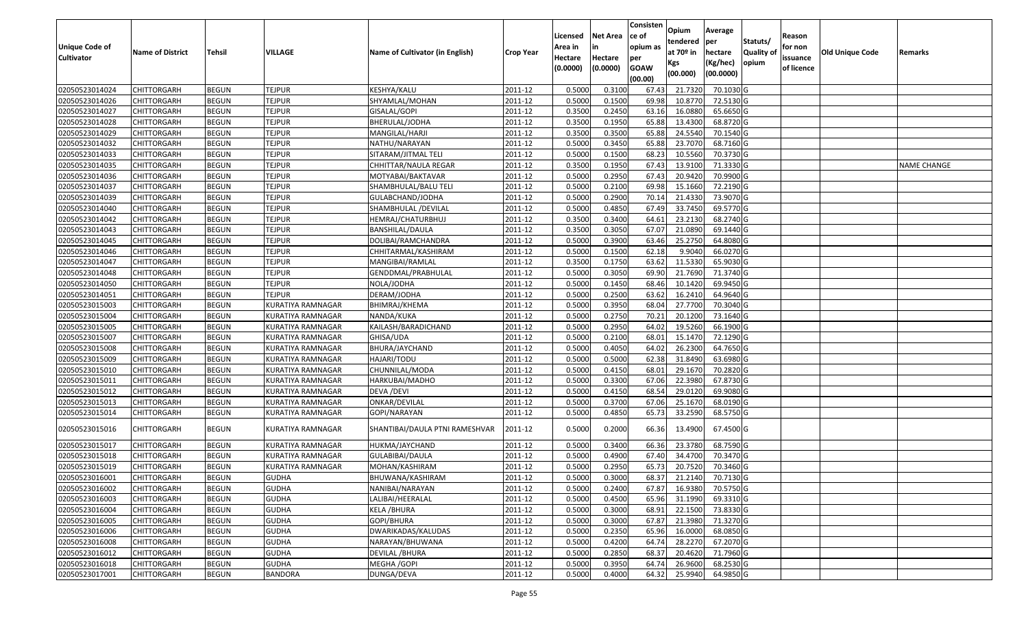| Unique Code of Cultivator | Name of District | Tehsil | VILLAGE | Name of Cultivator (in English) | Crop Year | Licensed Area in Hectare (0.0000) | Net Area in Hectare (0.0000) | Consistence of opium as per GOAW (00.00) | Opium tendered at 70º in Kgs (00.000) | Average per hectare (Kg/hec) (00.0000) | Statuts/ Quality of opium | Reason for non issuance of licence | Old Unique Code | Remarks |
|---|---|---|---|---|---|---|---|---|---|---|---|---|---|---|
| 02050523014024 | CHITTORGARH | BEGUN | TEJPUR | KESHYA/KALU | 2011-12 | 0.5000 | 0.3100 | 67.43 | 21.7320 | 70.1030 | G | | | |
| 02050523014026 | CHITTORGARH | BEGUN | TEJPUR | SHYAMLAL/MOHAN | 2011-12 | 0.5000 | 0.1500 | 69.98 | 10.8770 | 72.5130 | G | | | |
| 02050523014027 | CHITTORGARH | BEGUN | TEJPUR | GISALAL/GOPI | 2011-12 | 0.3500 | 0.2450 | 63.16 | 16.0880 | 65.6650 | G | | | |
| 02050523014028 | CHITTORGARH | BEGUN | TEJPUR | BHERULAL/JODHA | 2011-12 | 0.3500 | 0.1950 | 65.88 | 13.4300 | 68.8720 | G | | | |
| 02050523014029 | CHITTORGARH | BEGUN | TEJPUR | MANGILAL/HARJI | 2011-12 | 0.3500 | 0.3500 | 65.88 | 24.5540 | 70.1540 | G | | | |
| 02050523014032 | CHITTORGARH | BEGUN | TEJPUR | NATHU/NARAYAN | 2011-12 | 0.5000 | 0.3450 | 65.88 | 23.7070 | 68.7160 | G | | | |
| 02050523014033 | CHITTORGARH | BEGUN | TEJPUR | SITARAM/JITMAL TELI | 2011-12 | 0.5000 | 0.1500 | 68.23 | 10.5560 | 70.3730 | G | | | |
| 02050523014035 | CHITTORGARH | BEGUN | TEJPUR | CHHITTAR/NAULA REGAR | 2011-12 | 0.3500 | 0.1950 | 67.43 | 13.9100 | 71.3330 | G | | | NAME CHANGE |
| 02050523014036 | CHITTORGARH | BEGUN | TEJPUR | MOTYABAI/BAKTAVAR | 2011-12 | 0.5000 | 0.2950 | 67.43 | 20.9420 | 70.9900 | G | | | |
| 02050523014037 | CHITTORGARH | BEGUN | TEJPUR | SHAMBHULAL/BALU TELI | 2011-12 | 0.5000 | 0.2100 | 69.98 | 15.1660 | 72.2190 | G | | | |
| 02050523014039 | CHITTORGARH | BEGUN | TEJPUR | GULABCHAND/JODHA | 2011-12 | 0.5000 | 0.2900 | 70.14 | 21.4330 | 73.9070 | G | | | |
| 02050523014040 | CHITTORGARH | BEGUN | TEJPUR | SHAMBHULAL /DEVILAL | 2011-12 | 0.5000 | 0.4850 | 67.49 | 33.7450 | 69.5770 | G | | | |
| 02050523014042 | CHITTORGARH | BEGUN | TEJPUR | HEMRAJ/CHATURBHUJ | 2011-12 | 0.3500 | 0.3400 | 64.61 | 23.2130 | 68.2740 | G | | | |
| 02050523014043 | CHITTORGARH | BEGUN | TEJPUR | BANSHILAL/DAULA | 2011-12 | 0.3500 | 0.3050 | 67.07 | 21.0890 | 69.1440 | G | | | |
| 02050523014045 | CHITTORGARH | BEGUN | TEJPUR | DOLIBAI/RAMCHANDRA | 2011-12 | 0.5000 | 0.3900 | 63.46 | 25.2750 | 64.8080 | G | | | |
| 02050523014046 | CHITTORGARH | BEGUN | TEJPUR | CHHITARMAL/KASHIRAM | 2011-12 | 0.5000 | 0.1500 | 62.18 | 9.9040 | 66.0270 | G | | | |
| 02050523014047 | CHITTORGARH | BEGUN | TEJPUR | MANGIBAI/RAMLAL | 2011-12 | 0.3500 | 0.1750 | 63.62 | 11.5330 | 65.9030 | G | | | |
| 02050523014048 | CHITTORGARH | BEGUN | TEJPUR | GENDDMAL/PRABHULAL | 2011-12 | 0.5000 | 0.3050 | 69.90 | 21.7690 | 71.3740 | G | | | |
| 02050523014050 | CHITTORGARH | BEGUN | TEJPUR | NOLA/JODHA | 2011-12 | 0.5000 | 0.1450 | 68.46 | 10.1420 | 69.9450 | G | | | |
| 02050523014051 | CHITTORGARH | BEGUN | TEJPUR | DERAM/JODHA | 2011-12 | 0.5000 | 0.2500 | 63.62 | 16.2410 | 64.9640 | G | | | |
| 02050523015003 | CHITTORGARH | BEGUN | KURATIYA RAMNAGAR | BHIMRAJ/KHEMA | 2011-12 | 0.5000 | 0.3950 | 68.04 | 27.7700 | 70.3040 | G | | | |
| 02050523015004 | CHITTORGARH | BEGUN | KURATIYA RAMNAGAR | NANDA/KUKA | 2011-12 | 0.5000 | 0.2750 | 70.21 | 20.1200 | 73.1640 | G | | | |
| 02050523015005 | CHITTORGARH | BEGUN | KURATIYA RAMNAGAR | KAILASH/BARADICHAND | 2011-12 | 0.5000 | 0.2950 | 64.02 | 19.5260 | 66.1900 | G | | | |
| 02050523015007 | CHITTORGARH | BEGUN | KURATIYA RAMNAGAR | GHISA/UDA | 2011-12 | 0.5000 | 0.2100 | 68.01 | 15.1470 | 72.1290 | G | | | |
| 02050523015008 | CHITTORGARH | BEGUN | KURATIYA RAMNAGAR | BHURA/JAYCHAND | 2011-12 | 0.5000 | 0.4050 | 64.02 | 26.2300 | 64.7650 | G | | | |
| 02050523015009 | CHITTORGARH | BEGUN | KURATIYA RAMNAGAR | HAJARI/TODU | 2011-12 | 0.5000 | 0.5000 | 62.38 | 31.8490 | 63.6980 | G | | | |
| 02050523015010 | CHITTORGARH | BEGUN | KURATIYA RAMNAGAR | CHUNNILAL/MODA | 2011-12 | 0.5000 | 0.4150 | 68.01 | 29.1670 | 70.2820 | G | | | |
| 02050523015011 | CHITTORGARH | BEGUN | KURATIYA RAMNAGAR | HARKUBAI/MADHO | 2011-12 | 0.5000 | 0.3300 | 67.06 | 22.3980 | 67.8730 | G | | | |
| 02050523015012 | CHITTORGARH | BEGUN | KURATIYA RAMNAGAR | DEVA /DEVI | 2011-12 | 0.5000 | 0.4150 | 68.54 | 29.0120 | 69.9080 | G | | | |
| 02050523015013 | CHITTORGARH | BEGUN | KURATIYA RAMNAGAR | ONKAR/DEVILAL | 2011-12 | 0.5000 | 0.3700 | 67.06 | 25.1670 | 68.0190 | G | | | |
| 02050523015014 | CHITTORGARH | BEGUN | KURATIYA RAMNAGAR | GOPI/NARAYAN | 2011-12 | 0.5000 | 0.4850 | 65.73 | 33.2590 | 68.5750 | G | | | |
| 02050523015016 | CHITTORGARH | BEGUN | KURATIYA RAMNAGAR | SHANTIBAI/DAULA PTNI RAMESHVAR | 2011-12 | 0.5000 | 0.2000 | 66.36 | 13.4900 | 67.4500 | G | | | |
| 02050523015017 | CHITTORGARH | BEGUN | KURATIYA RAMNAGAR | HUKMA/JAYCHAND | 2011-12 | 0.5000 | 0.3400 | 66.36 | 23.3780 | 68.7590 | G | | | |
| 02050523015018 | CHITTORGARH | BEGUN | KURATIYA RAMNAGAR | GULABIBAI/DAULA | 2011-12 | 0.5000 | 0.4900 | 67.40 | 34.4700 | 70.3470 | G | | | |
| 02050523015019 | CHITTORGARH | BEGUN | KURATIYA RAMNAGAR | MOHAN/KASHIRAM | 2011-12 | 0.5000 | 0.2950 | 65.73 | 20.7520 | 70.3460 | G | | | |
| 02050523016001 | CHITTORGARH | BEGUN | GUDHA | BHUWANA/KASHIRAM | 2011-12 | 0.5000 | 0.3000 | 68.37 | 21.2140 | 70.7130 | G | | | |
| 02050523016002 | CHITTORGARH | BEGUN | GUDHA | NANIBAI/NARAYAN | 2011-12 | 0.5000 | 0.2400 | 67.87 | 16.9380 | 70.5750 | G | | | |
| 02050523016003 | CHITTORGARH | BEGUN | GUDHA | LALIBAI/HEERALAL | 2011-12 | 0.5000 | 0.4500 | 65.96 | 31.1990 | 69.3310 | G | | | |
| 02050523016004 | CHITTORGARH | BEGUN | GUDHA | KELA /BHURA | 2011-12 | 0.5000 | 0.3000 | 68.91 | 22.1500 | 73.8330 | G | | | |
| 02050523016005 | CHITTORGARH | BEGUN | GUDHA | GOPI/BHURA | 2011-12 | 0.5000 | 0.3000 | 67.87 | 21.3980 | 71.3270 | G | | | |
| 02050523016006 | CHITTORGARH | BEGUN | GUDHA | DWARIKADAS/KALUDAS | 2011-12 | 0.5000 | 0.2350 | 65.96 | 16.0000 | 68.0850 | G | | | |
| 02050523016008 | CHITTORGARH | BEGUN | GUDHA | NARAYAN/BHUWANA | 2011-12 | 0.5000 | 0.4200 | 64.74 | 28.2270 | 67.2070 | G | | | |
| 02050523016012 | CHITTORGARH | BEGUN | GUDHA | DEVILAL /BHURA | 2011-12 | 0.5000 | 0.2850 | 68.37 | 20.4620 | 71.7960 | G | | | |
| 02050523016018 | CHITTORGARH | BEGUN | GUDHA | MEGHA /GOPI | 2011-12 | 0.5000 | 0.3950 | 64.74 | 26.9600 | 68.2530 | G | | | |
| 02050523017001 | CHITTORGARH | BEGUN | BANDORA | DUNGA/DEVA | 2011-12 | 0.5000 | 0.4000 | 64.32 | 25.9940 | 64.9850 | G | | | |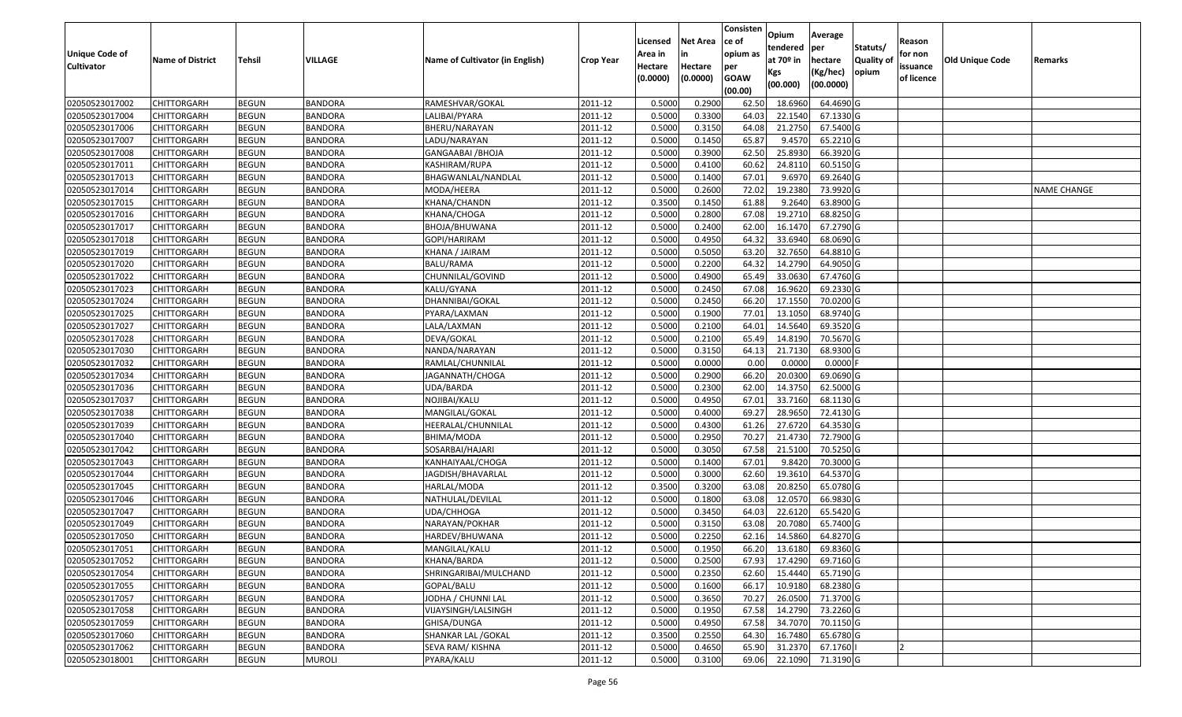| Unique Code of Cultivator | Name of District | Tehsil | VILLAGE | Name of Cultivator (in English) | Crop Year | Licensed Area in Hectare (0.0000) | Net Area in Hectare (0.0000) | Consistence of opium as per GOAW (00.00) | Opium tendered at 70º in Kgs (00.000) | Average per hectare (Kg/hec) (00.0000) | Statuts/ Quality of opium | Reason for non issuance of licence | Old Unique Code | Remarks |
|---|---|---|---|---|---|---|---|---|---|---|---|---|---|---|
| 02050523017002 | CHITTORGARH | BEGUN | BANDORA | RAMESHVAR/GOKAL | 2011-12 | 0.5000 | 0.2900 | 62.50 | 18.6960 | 64.4690 | G | | | |
| 02050523017004 | CHITTORGARH | BEGUN | BANDORA | LALIBAI/PYARA | 2011-12 | 0.5000 | 0.3300 | 64.03 | 22.1540 | 67.1330 | G | | | |
| 02050523017006 | CHITTORGARH | BEGUN | BANDORA | BHERU/NARAYAN | 2011-12 | 0.5000 | 0.3150 | 64.08 | 21.2750 | 67.5400 | G | | | |
| 02050523017007 | CHITTORGARH | BEGUN | BANDORA | LADU/NARAYAN | 2011-12 | 0.5000 | 0.1450 | 65.87 | 9.4570 | 65.2210 | G | | | |
| 02050523017008 | CHITTORGARH | BEGUN | BANDORA | GANGAABAI /BHOJA | 2011-12 | 0.5000 | 0.3900 | 62.50 | 25.8930 | 66.3920 | G | | | |
| 02050523017011 | CHITTORGARH | BEGUN | BANDORA | KASHIRAM/RUPA | 2011-12 | 0.5000 | 0.4100 | 60.62 | 24.8110 | 60.5150 | G | | | |
| 02050523017013 | CHITTORGARH | BEGUN | BANDORA | BHAGWANLAL/NANDLAL | 2011-12 | 0.5000 | 0.1400 | 67.01 | 9.6970 | 69.2640 | G | | | |
| 02050523017014 | CHITTORGARH | BEGUN | BANDORA | MODA/HEERA | 2011-12 | 0.5000 | 0.2600 | 72.02 | 19.2380 | 73.9920 | G | | | NAME CHANGE |
| 02050523017015 | CHITTORGARH | BEGUN | BANDORA | KHANA/CHANDN | 2011-12 | 0.3500 | 0.1450 | 61.88 | 9.2640 | 63.8900 | G | | | |
| 02050523017016 | CHITTORGARH | BEGUN | BANDORA | KHANA/CHOGA | 2011-12 | 0.5000 | 0.2800 | 67.08 | 19.2710 | 68.8250 | G | | | |
| 02050523017017 | CHITTORGARH | BEGUN | BANDORA | BHOJA/BHUWANA | 2011-12 | 0.5000 | 0.2400 | 62.00 | 16.1470 | 67.2790 | G | | | |
| 02050523017018 | CHITTORGARH | BEGUN | BANDORA | GOPI/HARIRAM | 2011-12 | 0.5000 | 0.4950 | 64.32 | 33.6940 | 68.0690 | G | | | |
| 02050523017019 | CHITTORGARH | BEGUN | BANDORA | KHANA / JAIRAM | 2011-12 | 0.5000 | 0.5050 | 63.20 | 32.7650 | 64.8810 | G | | | |
| 02050523017020 | CHITTORGARH | BEGUN | BANDORA | BALU/RAMA | 2011-12 | 0.5000 | 0.2200 | 64.32 | 14.2790 | 64.9050 | G | | | |
| 02050523017022 | CHITTORGARH | BEGUN | BANDORA | CHUNNILAL/GOVIND | 2011-12 | 0.5000 | 0.4900 | 65.49 | 33.0630 | 67.4760 | G | | | |
| 02050523017023 | CHITTORGARH | BEGUN | BANDORA | KALU/GYANA | 2011-12 | 0.5000 | 0.2450 | 67.08 | 16.9620 | 69.2330 | G | | | |
| 02050523017024 | CHITTORGARH | BEGUN | BANDORA | DHANNIBAI/GOKAL | 2011-12 | 0.5000 | 0.2450 | 66.20 | 17.1550 | 70.0200 | G | | | |
| 02050523017025 | CHITTORGARH | BEGUN | BANDORA | PYARA/LAXMAN | 2011-12 | 0.5000 | 0.1900 | 77.01 | 13.1050 | 68.9740 | G | | | |
| 02050523017027 | CHITTORGARH | BEGUN | BANDORA | LALA/LAXMAN | 2011-12 | 0.5000 | 0.2100 | 64.01 | 14.5640 | 69.3520 | G | | | |
| 02050523017028 | CHITTORGARH | BEGUN | BANDORA | DEVA/GOKAL | 2011-12 | 0.5000 | 0.2100 | 65.49 | 14.8190 | 70.5670 | G | | | |
| 02050523017030 | CHITTORGARH | BEGUN | BANDORA | NANDA/NARAYAN | 2011-12 | 0.5000 | 0.3150 | 64.13 | 21.7130 | 68.9300 | G | | | |
| 02050523017032 | CHITTORGARH | BEGUN | BANDORA | RAMLAL/CHUNNILAL | 2011-12 | 0.5000 | 0.0000 | 0.00 | 0.0000 | 0.0000 | F | | | |
| 02050523017034 | CHITTORGARH | BEGUN | BANDORA | JAGANNATH/CHOGA | 2011-12 | 0.5000 | 0.2900 | 66.20 | 20.0300 | 69.0690 | G | | | |
| 02050523017036 | CHITTORGARH | BEGUN | BANDORA | UDA/BARDA | 2011-12 | 0.5000 | 0.2300 | 62.00 | 14.3750 | 62.5000 | G | | | |
| 02050523017037 | CHITTORGARH | BEGUN | BANDORA | NOJIBAI/KALU | 2011-12 | 0.5000 | 0.4950 | 67.01 | 33.7160 | 68.1130 | G | | | |
| 02050523017038 | CHITTORGARH | BEGUN | BANDORA | MANGILAL/GOKAL | 2011-12 | 0.5000 | 0.4000 | 69.27 | 28.9650 | 72.4130 | G | | | |
| 02050523017039 | CHITTORGARH | BEGUN | BANDORA | HEERALAL/CHUNNILAL | 2011-12 | 0.5000 | 0.4300 | 61.26 | 27.6720 | 64.3530 | G | | | |
| 02050523017040 | CHITTORGARH | BEGUN | BANDORA | BHIMA/MODA | 2011-12 | 0.5000 | 0.2950 | 70.27 | 21.4730 | 72.7900 | G | | | |
| 02050523017042 | CHITTORGARH | BEGUN | BANDORA | SOSARBAI/HAJARI | 2011-12 | 0.5000 | 0.3050 | 67.58 | 21.5100 | 70.5250 | G | | | |
| 02050523017043 | CHITTORGARH | BEGUN | BANDORA | KANHAIYAAL/CHOGA | 2011-12 | 0.5000 | 0.1400 | 67.01 | 9.8420 | 70.3000 | G | | | |
| 02050523017044 | CHITTORGARH | BEGUN | BANDORA | JAGDISH/BHAVARLAL | 2011-12 | 0.5000 | 0.3000 | 62.60 | 19.3610 | 64.5370 | G | | | |
| 02050523017045 | CHITTORGARH | BEGUN | BANDORA | HARLAL/MODA | 2011-12 | 0.3500 | 0.3200 | 63.08 | 20.8250 | 65.0780 | G | | | |
| 02050523017046 | CHITTORGARH | BEGUN | BANDORA | NATHULAL/DEVILAL | 2011-12 | 0.5000 | 0.1800 | 63.08 | 12.0570 | 66.9830 | G | | | |
| 02050523017047 | CHITTORGARH | BEGUN | BANDORA | UDA/CHHOGA | 2011-12 | 0.5000 | 0.3450 | 64.03 | 22.6120 | 65.5420 | G | | | |
| 02050523017049 | CHITTORGARH | BEGUN | BANDORA | NARAYAN/POKHAR | 2011-12 | 0.5000 | 0.3150 | 63.08 | 20.7080 | 65.7400 | G | | | |
| 02050523017050 | CHITTORGARH | BEGUN | BANDORA | HARDEV/BHUWANA | 2011-12 | 0.5000 | 0.2250 | 62.16 | 14.5860 | 64.8270 | G | | | |
| 02050523017051 | CHITTORGARH | BEGUN | BANDORA | MANGILAL/KALU | 2011-12 | 0.5000 | 0.1950 | 66.20 | 13.6180 | 69.8360 | G | | | |
| 02050523017052 | CHITTORGARH | BEGUN | BANDORA | KHANA/BARDA | 2011-12 | 0.5000 | 0.2500 | 67.93 | 17.4290 | 69.7160 | G | | | |
| 02050523017054 | CHITTORGARH | BEGUN | BANDORA | SHRINGARIBAI/MULCHAND | 2011-12 | 0.5000 | 0.2350 | 62.60 | 15.4440 | 65.7190 | G | | | |
| 02050523017055 | CHITTORGARH | BEGUN | BANDORA | GOPAL/BALU | 2011-12 | 0.5000 | 0.1600 | 66.17 | 10.9180 | 68.2380 | G | | | |
| 02050523017057 | CHITTORGARH | BEGUN | BANDORA | JODHA / CHUNNI LAL | 2011-12 | 0.5000 | 0.3650 | 70.27 | 26.0500 | 71.3700 | G | | | |
| 02050523017058 | CHITTORGARH | BEGUN | BANDORA | VIJAYSINGH/LALSINGH | 2011-12 | 0.5000 | 0.1950 | 67.58 | 14.2790 | 73.2260 | G | | | |
| 02050523017059 | CHITTORGARH | BEGUN | BANDORA | GHISA/DUNGA | 2011-12 | 0.5000 | 0.4950 | 67.58 | 34.7070 | 70.1150 | G | | | |
| 02050523017060 | CHITTORGARH | BEGUN | BANDORA | SHANKAR LAL /GOKAL | 2011-12 | 0.3500 | 0.2550 | 64.30 | 16.7480 | 65.6780 | G | | | |
| 02050523017062 | CHITTORGARH | BEGUN | BANDORA | SEVA RAM/ KISHNA | 2011-12 | 0.5000 | 0.4650 | 65.90 | 31.2370 | 67.1760 | I | 2 | | |
| 02050523018001 | CHITTORGARH | BEGUN | MUROLI | PYARA/KALU | 2011-12 | 0.5000 | 0.3100 | 69.06 | 22.1090 | 71.3190 | G | | | |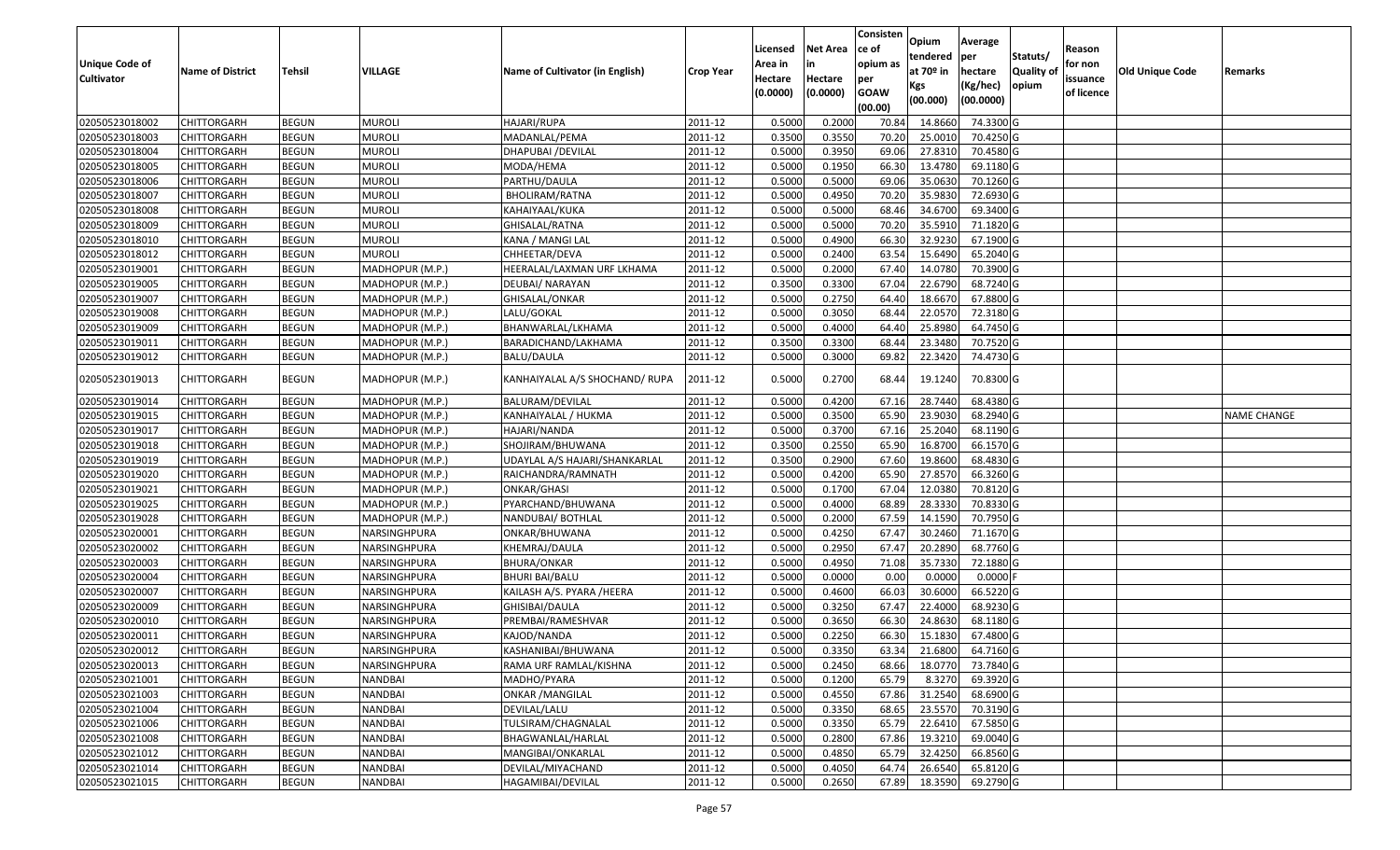| Unique Code of Cultivator | Name of District | Tehsil | VILLAGE | Name of Cultivator (in English) | Crop Year | Licensed Area in Hectare (0.0000) | Net Area in Hectare (0.0000) | Consistence of opium as per GOAW (00.00) | Opium tendered at 70º in Kgs (00.000) | Average per hectare (Kg/hec) (00.0000) | Statuts/ Quality of opium | Reason for non issuance of licence | Old Unique Code | Remarks |
|---|---|---|---|---|---|---|---|---|---|---|---|---|---|---|
| 02050523018002 | CHITTORGARH | BEGUN | MUROLI | HAJARI/RUPA | 2011-12 | 0.5000 | 0.2000 | 70.84 | 14.8660 | 74.3300 | G | | | |
| 02050523018003 | CHITTORGARH | BEGUN | MUROLI | MADANLAL/PEMA | 2011-12 | 0.3500 | 0.3550 | 70.20 | 25.0010 | 70.4250 | G | | | |
| 02050523018004 | CHITTORGARH | BEGUN | MUROLI | DHAPUBAI /DEVILAL | 2011-12 | 0.5000 | 0.3950 | 69.06 | 27.8310 | 70.4580 | G | | | |
| 02050523018005 | CHITTORGARH | BEGUN | MUROLI | MODA/HEMA | 2011-12 | 0.5000 | 0.1950 | 66.30 | 13.4780 | 69.1180 | G | | | |
| 02050523018006 | CHITTORGARH | BEGUN | MUROLI | PARTHU/DAULA | 2011-12 | 0.5000 | 0.5000 | 69.06 | 35.0630 | 70.1260 | G | | | |
| 02050523018007 | CHITTORGARH | BEGUN | MUROLI | BHOLIRAM/RATNA | 2011-12 | 0.5000 | 0.4950 | 70.20 | 35.9830 | 72.6930 | G | | | |
| 02050523018008 | CHITTORGARH | BEGUN | MUROLI | KAHAIYAAL/KUKA | 2011-12 | 0.5000 | 0.5000 | 68.46 | 34.6700 | 69.3400 | G | | | |
| 02050523018009 | CHITTORGARH | BEGUN | MUROLI | GHISALAL/RATNA | 2011-12 | 0.5000 | 0.5000 | 70.20 | 35.5910 | 71.1820 | G | | | |
| 02050523018010 | CHITTORGARH | BEGUN | MUROLI | KANA / MANGI LAL | 2011-12 | 0.5000 | 0.4900 | 66.30 | 32.9230 | 67.1900 | G | | | |
| 02050523018012 | CHITTORGARH | BEGUN | MUROLI | CHHEETAR/DEVA | 2011-12 | 0.5000 | 0.2400 | 63.54 | 15.6490 | 65.2040 | G | | | |
| 02050523019001 | CHITTORGARH | BEGUN | MADHOPUR (M.P.) | HEERALAL/LAXMAN URF LKHAMA | 2011-12 | 0.5000 | 0.2000 | 67.40 | 14.0780 | 70.3900 | G | | | |
| 02050523019005 | CHITTORGARH | BEGUN | MADHOPUR (M.P.) | DEUBAI/ NARAYAN | 2011-12 | 0.3500 | 0.3300 | 67.04 | 22.6790 | 68.7240 | G | | | |
| 02050523019007 | CHITTORGARH | BEGUN | MADHOPUR (M.P.) | GHISALAL/ONKAR | 2011-12 | 0.5000 | 0.2750 | 64.40 | 18.6670 | 67.8800 | G | | | |
| 02050523019008 | CHITTORGARH | BEGUN | MADHOPUR (M.P.) | LALU/GOKAL | 2011-12 | 0.5000 | 0.3050 | 68.44 | 22.0570 | 72.3180 | G | | | |
| 02050523019009 | CHITTORGARH | BEGUN | MADHOPUR (M.P.) | BHANWARLAL/LKHAMA | 2011-12 | 0.5000 | 0.4000 | 64.40 | 25.8980 | 64.7450 | G | | | |
| 02050523019011 | CHITTORGARH | BEGUN | MADHOPUR (M.P.) | BARADICHAND/LAKHAMA | 2011-12 | 0.3500 | 0.3300 | 68.44 | 23.3480 | 70.7520 | G | | | |
| 02050523019012 | CHITTORGARH | BEGUN | MADHOPUR (M.P.) | BALU/DAULA | 2011-12 | 0.5000 | 0.3000 | 69.82 | 22.3420 | 74.4730 | G | | | |
| 02050523019013 | CHITTORGARH | BEGUN | MADHOPUR (M.P.) | KANHAIYALAL A/S SHOCHAND/ RUPA | 2011-12 | 0.5000 | 0.2700 | 68.44 | 19.1240 | 70.8300 | G | | | |
| 02050523019014 | CHITTORGARH | BEGUN | MADHOPUR (M.P.) | BALURAM/DEVILAL | 2011-12 | 0.5000 | 0.4200 | 67.16 | 28.7440 | 68.4380 | G | | | |
| 02050523019015 | CHITTORGARH | BEGUN | MADHOPUR (M.P.) | KANHAIYALAL / HUKMA | 2011-12 | 0.5000 | 0.3500 | 65.90 | 23.9030 | 68.2940 | G | | | NAME CHANGE |
| 02050523019017 | CHITTORGARH | BEGUN | MADHOPUR (M.P.) | HAJARI/NANDA | 2011-12 | 0.5000 | 0.3700 | 67.16 | 25.2040 | 68.1190 | G | | | |
| 02050523019018 | CHITTORGARH | BEGUN | MADHOPUR (M.P.) | SHOJIRAM/BHUWANA | 2011-12 | 0.3500 | 0.2550 | 65.90 | 16.8700 | 66.1570 | G | | | |
| 02050523019019 | CHITTORGARH | BEGUN | MADHOPUR (M.P.) | UDAYLAL A/S HAJARI/SHANKARLAL | 2011-12 | 0.3500 | 0.2900 | 67.60 | 19.8600 | 68.4830 | G | | | |
| 02050523019020 | CHITTORGARH | BEGUN | MADHOPUR (M.P.) | RAICHANDRA/RAMNATH | 2011-12 | 0.5000 | 0.4200 | 65.90 | 27.8570 | 66.3260 | G | | | |
| 02050523019021 | CHITTORGARH | BEGUN | MADHOPUR (M.P.) | ONKAR/GHASI | 2011-12 | 0.5000 | 0.1700 | 67.04 | 12.0380 | 70.8120 | G | | | |
| 02050523019025 | CHITTORGARH | BEGUN | MADHOPUR (M.P.) | PYARCHAND/BHUWANA | 2011-12 | 0.5000 | 0.4000 | 68.89 | 28.3330 | 70.8330 | G | | | |
| 02050523019028 | CHITTORGARH | BEGUN | MADHOPUR (M.P.) | NANDUBAI/ BOTHLAL | 2011-12 | 0.5000 | 0.2000 | 67.59 | 14.1590 | 70.7950 | G | | | |
| 02050523020001 | CHITTORGARH | BEGUN | NARSINGHPURA | ONKAR/BHUWANA | 2011-12 | 0.5000 | 0.4250 | 67.47 | 30.2460 | 71.1670 | G | | | |
| 02050523020002 | CHITTORGARH | BEGUN | NARSINGHPURA | KHEMRAJ/DAULA | 2011-12 | 0.5000 | 0.2950 | 67.47 | 20.2890 | 68.7760 | G | | | |
| 02050523020003 | CHITTORGARH | BEGUN | NARSINGHPURA | BHURA/ONKAR | 2011-12 | 0.5000 | 0.4950 | 71.08 | 35.7330 | 72.1880 | G | | | |
| 02050523020004 | CHITTORGARH | BEGUN | NARSINGHPURA | BHURI BAI/BALU | 2011-12 | 0.5000 | 0.0000 | 0.00 | 0.0000 | 0.0000 | F | | | |
| 02050523020007 | CHITTORGARH | BEGUN | NARSINGHPURA | KAILASH A/S. PYARA /HEERA | 2011-12 | 0.5000 | 0.4600 | 66.03 | 30.6000 | 66.5220 | G | | | |
| 02050523020009 | CHITTORGARH | BEGUN | NARSINGHPURA | GHISIBAI/DAULA | 2011-12 | 0.5000 | 0.3250 | 67.47 | 22.4000 | 68.9230 | G | | | |
| 02050523020010 | CHITTORGARH | BEGUN | NARSINGHPURA | PREMBAI/RAMESHVAR | 2011-12 | 0.5000 | 0.3650 | 66.30 | 24.8630 | 68.1180 | G | | | |
| 02050523020011 | CHITTORGARH | BEGUN | NARSINGHPURA | KAJOD/NANDA | 2011-12 | 0.5000 | 0.2250 | 66.30 | 15.1830 | 67.4800 | G | | | |
| 02050523020012 | CHITTORGARH | BEGUN | NARSINGHPURA | KASHANIBAI/BHUWANA | 2011-12 | 0.5000 | 0.3350 | 63.34 | 21.6800 | 64.7160 | G | | | |
| 02050523020013 | CHITTORGARH | BEGUN | NARSINGHPURA | RAMA URF RAMLAL/KISHNA | 2011-12 | 0.5000 | 0.2450 | 68.66 | 18.0770 | 73.7840 | G | | | |
| 02050523021001 | CHITTORGARH | BEGUN | NANDBAI | MADHO/PYARA | 2011-12 | 0.5000 | 0.1200 | 65.79 | 8.3270 | 69.3920 | G | | | |
| 02050523021003 | CHITTORGARH | BEGUN | NANDBAI | ONKAR /MANGILAL | 2011-12 | 0.5000 | 0.4550 | 67.86 | 31.2540 | 68.6900 | G | | | |
| 02050523021004 | CHITTORGARH | BEGUN | NANDBAI | DEVILAL/LALU | 2011-12 | 0.5000 | 0.3350 | 68.65 | 23.5570 | 70.3190 | G | | | |
| 02050523021006 | CHITTORGARH | BEGUN | NANDBAI | TULSIRAM/CHAGNALAL | 2011-12 | 0.5000 | 0.3350 | 65.79 | 22.6410 | 67.5850 | G | | | |
| 02050523021008 | CHITTORGARH | BEGUN | NANDBAI | BHAGWANLAL/HARLAL | 2011-12 | 0.5000 | 0.2800 | 67.86 | 19.3210 | 69.0040 | G | | | |
| 02050523021012 | CHITTORGARH | BEGUN | NANDBAI | MANGIBAI/ONKARLAL | 2011-12 | 0.5000 | 0.4850 | 65.79 | 32.4250 | 66.8560 | G | | | |
| 02050523021014 | CHITTORGARH | BEGUN | NANDBAI | DEVILAL/MIYACHAND | 2011-12 | 0.5000 | 0.4050 | 64.74 | 26.6540 | 65.8120 | G | | | |
| 02050523021015 | CHITTORGARH | BEGUN | NANDBAI | HAGAMIBAI/DEVILAL | 2011-12 | 0.5000 | 0.2650 | 67.89 | 18.3590 | 69.2790 | G | | | |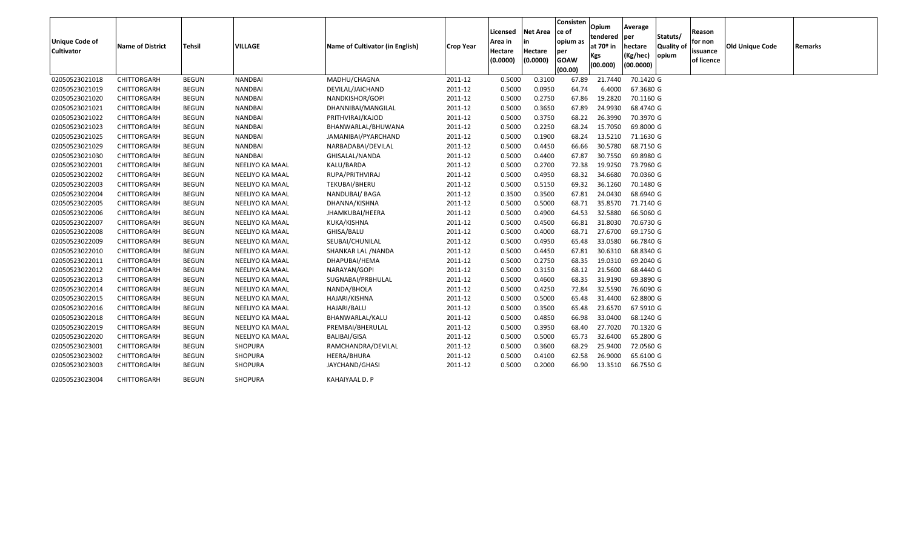| Unique Code of Cultivator | Name of District | Tehsil | VILLAGE | Name of Cultivator (in English) | Crop Year | Licensed Area in Hectare (0.0000) | Net Area in Hectare (0.0000) | Consistence of opium as per GOAW (00.00) | Opium tendered at 70º in Kgs (00.000) | Average per hectare (Kg/hec) (00.0000) | Statuts/ Quality of opium | Reason for non issuance of licence | Old Unique Code | Remarks |
|---|---|---|---|---|---|---|---|---|---|---|---|---|---|---|
| 02050523021018 | CHITTORGARH | BEGUN | NANDBAI | MADHU/CHAGNA | 2011-12 | 0.5000 | 0.3100 | 67.89 | 21.7440 | 70.1420 | G | | | |
| 02050523021019 | CHITTORGARH | BEGUN | NANDBAI | DEVILAL/JAICHAND | 2011-12 | 0.5000 | 0.0950 | 64.74 | 6.4000 | 67.3680 | G | | | |
| 02050523021020 | CHITTORGARH | BEGUN | NANDBAI | NANDKISHOR/GOPI | 2011-12 | 0.5000 | 0.2750 | 67.86 | 19.2820 | 70.1160 | G | | | |
| 02050523021021 | CHITTORGARH | BEGUN | NANDBAI | DHANNIBAI/MANGILAL | 2011-12 | 0.5000 | 0.3650 | 67.89 | 24.9930 | 68.4740 | G | | | |
| 02050523021022 | CHITTORGARH | BEGUN | NANDBAI | PRITHVIRAJ/KAJOD | 2011-12 | 0.5000 | 0.3750 | 68.22 | 26.3990 | 70.3970 | G | | | |
| 02050523021023 | CHITTORGARH | BEGUN | NANDBAI | BHANWARLAL/BHUWANA | 2011-12 | 0.5000 | 0.2250 | 68.24 | 15.7050 | 69.8000 | G | | | |
| 02050523021025 | CHITTORGARH | BEGUN | NANDBAI | JAMANIBAI/PYARCHAND | 2011-12 | 0.5000 | 0.1900 | 68.24 | 13.5210 | 71.1630 | G | | | |
| 02050523021029 | CHITTORGARH | BEGUN | NANDBAI | NARBADABAI/DEVILAL | 2011-12 | 0.5000 | 0.4450 | 66.66 | 30.5780 | 68.7150 | G | | | |
| 02050523021030 | CHITTORGARH | BEGUN | NANDBAI | GHISALAL/NANDA | 2011-12 | 0.5000 | 0.4400 | 67.87 | 30.7550 | 69.8980 | G | | | |
| 02050523022001 | CHITTORGARH | BEGUN | NEELIYO KA MAAL | KALU/BARDA | 2011-12 | 0.5000 | 0.2700 | 72.38 | 19.9250 | 73.7960 | G | | | |
| 02050523022002 | CHITTORGARH | BEGUN | NEELIYO KA MAAL | RUPA/PRITHVIRAJ | 2011-12 | 0.5000 | 0.4950 | 68.32 | 34.6680 | 70.0360 | G | | | |
| 02050523022003 | CHITTORGARH | BEGUN | NEELIYO KA MAAL | TEKUBAI/BHERU | 2011-12 | 0.5000 | 0.5150 | 69.32 | 36.1260 | 70.1480 | G | | | |
| 02050523022004 | CHITTORGARH | BEGUN | NEELIYO KA MAAL | NANDUBAI/ BAGA | 2011-12 | 0.3500 | 0.3500 | 67.81 | 24.0430 | 68.6940 | G | | | |
| 02050523022005 | CHITTORGARH | BEGUN | NEELIYO KA MAAL | DHANNA/KISHNA | 2011-12 | 0.5000 | 0.5000 | 68.71 | 35.8570 | 71.7140 | G | | | |
| 02050523022006 | CHITTORGARH | BEGUN | NEELIYO KA MAAL | JHAMKUBAI/HEERA | 2011-12 | 0.5000 | 0.4900 | 64.53 | 32.5880 | 66.5060 | G | | | |
| 02050523022007 | CHITTORGARH | BEGUN | NEELIYO KA MAAL | KUKA/KISHNA | 2011-12 | 0.5000 | 0.4500 | 66.81 | 31.8030 | 70.6730 | G | | | |
| 02050523022008 | CHITTORGARH | BEGUN | NEELIYO KA MAAL | GHISA/BALU | 2011-12 | 0.5000 | 0.4000 | 68.71 | 27.6700 | 69.1750 | G | | | |
| 02050523022009 | CHITTORGARH | BEGUN | NEELIYO KA MAAL | SEUBAI/CHUNILAL | 2011-12 | 0.5000 | 0.4950 | 65.48 | 33.0580 | 66.7840 | G | | | |
| 02050523022010 | CHITTORGARH | BEGUN | NEELIYO KA MAAL | SHANKAR LAL /NANDA | 2011-12 | 0.5000 | 0.4450 | 67.81 | 30.6310 | 68.8340 | G | | | |
| 02050523022011 | CHITTORGARH | BEGUN | NEELIYO KA MAAL | DHAPUBAI/HEMA | 2011-12 | 0.5000 | 0.2750 | 68.35 | 19.0310 | 69.2040 | G | | | |
| 02050523022012 | CHITTORGARH | BEGUN | NEELIYO KA MAAL | NARAYAN/GOPI | 2011-12 | 0.5000 | 0.3150 | 68.12 | 21.5600 | 68.4440 | G | | | |
| 02050523022013 | CHITTORGARH | BEGUN | NEELIYO KA MAAL | SUGNABAI/PRBHULAL | 2011-12 | 0.5000 | 0.4600 | 68.35 | 31.9190 | 69.3890 | G | | | |
| 02050523022014 | CHITTORGARH | BEGUN | NEELIYO KA MAAL | NANDA/BHOLA | 2011-12 | 0.5000 | 0.4250 | 72.84 | 32.5590 | 76.6090 | G | | | |
| 02050523022015 | CHITTORGARH | BEGUN | NEELIYO KA MAAL | HAJARI/KISHNA | 2011-12 | 0.5000 | 0.5000 | 65.48 | 31.4400 | 62.8800 | G | | | |
| 02050523022016 | CHITTORGARH | BEGUN | NEELIYO KA MAAL | HAJARI/BALU | 2011-12 | 0.5000 | 0.3500 | 65.48 | 23.6570 | 67.5910 | G | | | |
| 02050523022018 | CHITTORGARH | BEGUN | NEELIYO KA MAAL | BHANWARLAL/KALU | 2011-12 | 0.5000 | 0.4850 | 66.98 | 33.0400 | 68.1240 | G | | | |
| 02050523022019 | CHITTORGARH | BEGUN | NEELIYO KA MAAL | PREMBAI/BHERULAL | 2011-12 | 0.5000 | 0.3950 | 68.40 | 27.7020 | 70.1320 | G | | | |
| 02050523022020 | CHITTORGARH | BEGUN | NEELIYO KA MAAL | BALIBAI/GISA | 2011-12 | 0.5000 | 0.5000 | 65.73 | 32.6400 | 65.2800 | G | | | |
| 02050523023001 | CHITTORGARH | BEGUN | SHOPURA | RAMCHANDRA/DEVILAL | 2011-12 | 0.5000 | 0.3600 | 68.29 | 25.9400 | 72.0560 | G | | | |
| 02050523023002 | CHITTORGARH | BEGUN | SHOPURA | HEERA/BHURA | 2011-12 | 0.5000 | 0.4100 | 62.58 | 26.9000 | 65.6100 | G | | | |
| 02050523023003 | CHITTORGARH | BEGUN | SHOPURA | JAYCHAND/GHASI | 2011-12 | 0.5000 | 0.2000 | 66.90 | 13.3510 | 66.7550 | G | | | |
| 02050523023004 | CHITTORGARH | BEGUN | SHOPURA | KAHAIYAAL D. P | | | | | | | | | | |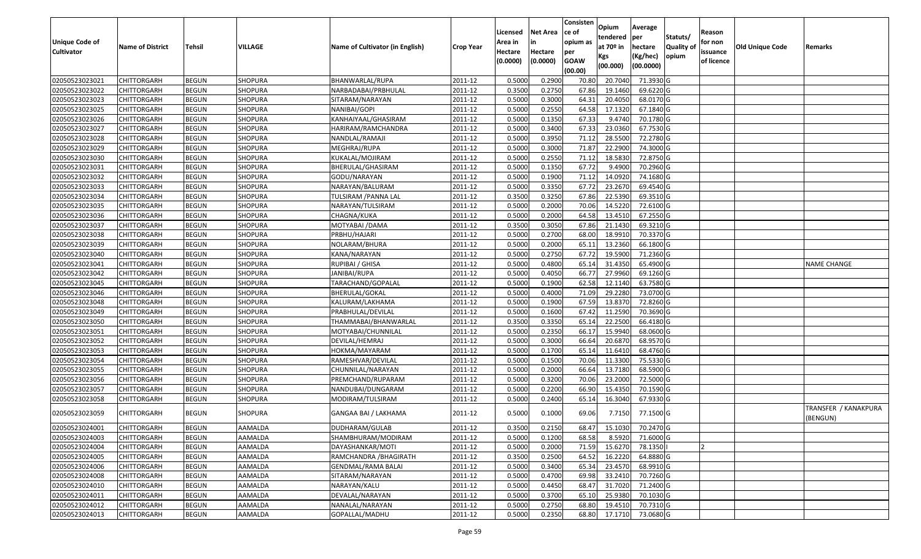| Unique Code of Cultivator | Name of District | Tehsil | VILLAGE | Name of Cultivator (in English) | Crop Year | Licensed Area in Hectare (0.0000) | Net Area in Hectare (0.0000) | Consistence of opium as per GOAW (00.00) | Opium tendered at 70º in Kgs (00.000) | Average per hectare (Kg/hec) (00.0000) | Statuts/ Quality of opium | Reason for non issuance of licence | Old Unique Code | Remarks |
|---|---|---|---|---|---|---|---|---|---|---|---|---|---|---|
| 02050523023021 | CHITTORGARH | BEGUN | SHOPURA | BHANWARLAL/RUPA | 2011-12 | 0.5000 | 0.2900 | 70.80 | 20.7040 | 71.3930 | G | | | |
| 02050523023022 | CHITTORGARH | BEGUN | SHOPURA | NARBADABAI/PRBHULAL | 2011-12 | 0.3500 | 0.2750 | 67.86 | 19.1460 | 69.6220 | G | | | |
| 02050523023023 | CHITTORGARH | BEGUN | SHOPURA | SITARAM/NARAYAN | 2011-12 | 0.5000 | 0.3000 | 64.31 | 20.4050 | 68.0170 | G | | | |
| 02050523023025 | CHITTORGARH | BEGUN | SHOPURA | NANIBAI/GOPI | 2011-12 | 0.5000 | 0.2550 | 64.58 | 17.1320 | 67.1840 | G | | | |
| 02050523023026 | CHITTORGARH | BEGUN | SHOPURA | KANHAIYAAL/GHASIRAM | 2011-12 | 0.5000 | 0.1350 | 67.33 | 9.4740 | 70.1780 | G | | | |
| 02050523023027 | CHITTORGARH | BEGUN | SHOPURA | HARIRAM/RAMCHANDRA | 2011-12 | 0.5000 | 0.3400 | 67.33 | 23.0360 | 67.7530 | G | | | |
| 02050523023028 | CHITTORGARH | BEGUN | SHOPURA | NANDLAL/RAMAJI | 2011-12 | 0.5000 | 0.3950 | 71.12 | 28.5500 | 72.2780 | G | | | |
| 02050523023029 | CHITTORGARH | BEGUN | SHOPURA | MEGHRAJ/RUPA | 2011-12 | 0.5000 | 0.3000 | 71.87 | 22.2900 | 74.3000 | G | | | |
| 02050523023030 | CHITTORGARH | BEGUN | SHOPURA | KUKALAL/MOJIRAM | 2011-12 | 0.5000 | 0.2550 | 71.12 | 18.5830 | 72.8750 | G | | | |
| 02050523023031 | CHITTORGARH | BEGUN | SHOPURA | BHERULAL/GHASIRAM | 2011-12 | 0.5000 | 0.1350 | 67.72 | 9.4900 | 70.2960 | G | | | |
| 02050523023032 | CHITTORGARH | BEGUN | SHOPURA | GODU/NARAYAN | 2011-12 | 0.5000 | 0.1900 | 71.12 | 14.0920 | 74.1680 | G | | | |
| 02050523023033 | CHITTORGARH | BEGUN | SHOPURA | NARAYAN/BALURAM | 2011-12 | 0.5000 | 0.3350 | 67.72 | 23.2670 | 69.4540 | G | | | |
| 02050523023034 | CHITTORGARH | BEGUN | SHOPURA | TULSIRAM /PANNA LAL | 2011-12 | 0.3500 | 0.3250 | 67.86 | 22.5390 | 69.3510 | G | | | |
| 02050523023035 | CHITTORGARH | BEGUN | SHOPURA | NARAYAN/TULSIRAM | 2011-12 | 0.5000 | 0.2000 | 70.06 | 14.5220 | 72.6100 | G | | | |
| 02050523023036 | CHITTORGARH | BEGUN | SHOPURA | CHAGNA/KUKA | 2011-12 | 0.5000 | 0.2000 | 64.58 | 13.4510 | 67.2550 | G | | | |
| 02050523023037 | CHITTORGARH | BEGUN | SHOPURA | MOTYABAI /DAMA | 2011-12 | 0.3500 | 0.3050 | 67.86 | 21.1430 | 69.3210 | G | | | |
| 02050523023038 | CHITTORGARH | BEGUN | SHOPURA | PRBHU/HAJARI | 2011-12 | 0.5000 | 0.2700 | 68.00 | 18.9910 | 70.3370 | G | | | |
| 02050523023039 | CHITTORGARH | BEGUN | SHOPURA | NOLARAM/BHURA | 2011-12 | 0.5000 | 0.2000 | 65.11 | 13.2360 | 66.1800 | G | | | |
| 02050523023040 | CHITTORGARH | BEGUN | SHOPURA | KANA/NARAYAN | 2011-12 | 0.5000 | 0.2750 | 67.72 | 19.5900 | 71.2360 | G | | | |
| 02050523023041 | CHITTORGARH | BEGUN | SHOPURA | RUPIBAI / GHISA | 2011-12 | 0.5000 | 0.4800 | 65.14 | 31.4350 | 65.4900 | G | | | NAME CHANGE |
| 02050523023042 | CHITTORGARH | BEGUN | SHOPURA | JANIBAI/RUPA | 2011-12 | 0.5000 | 0.4050 | 66.77 | 27.9960 | 69.1260 | G | | | |
| 02050523023045 | CHITTORGARH | BEGUN | SHOPURA | TARACHAND/GOPALAL | 2011-12 | 0.5000 | 0.1900 | 62.58 | 12.1140 | 63.7580 | G | | | |
| 02050523023046 | CHITTORGARH | BEGUN | SHOPURA | BHERULAL/GOKAL | 2011-12 | 0.5000 | 0.4000 | 71.09 | 29.2280 | 73.0700 | G | | | |
| 02050523023048 | CHITTORGARH | BEGUN | SHOPURA | KALURAM/LAKHAMA | 2011-12 | 0.5000 | 0.1900 | 67.59 | 13.8370 | 72.8260 | G | | | |
| 02050523023049 | CHITTORGARH | BEGUN | SHOPURA | PRABHULAL/DEVILAL | 2011-12 | 0.5000 | 0.1600 | 67.42 | 11.2590 | 70.3690 | G | | | |
| 02050523023050 | CHITTORGARH | BEGUN | SHOPURA | THAMMABAI/BHANWARLAL | 2011-12 | 0.3500 | 0.3350 | 65.14 | 22.2500 | 66.4180 | G | | | |
| 02050523023051 | CHITTORGARH | BEGUN | SHOPURA | MOTYABAI/CHUNNILAL | 2011-12 | 0.5000 | 0.2350 | 66.17 | 15.9940 | 68.0600 | G | | | |
| 02050523023052 | CHITTORGARH | BEGUN | SHOPURA | DEVILAL/HEMRAJ | 2011-12 | 0.5000 | 0.3000 | 66.64 | 20.6870 | 68.9570 | G | | | |
| 02050523023053 | CHITTORGARH | BEGUN | SHOPURA | HOKMA/MAYARAM | 2011-12 | 0.5000 | 0.1700 | 65.14 | 11.6410 | 68.4760 | G | | | |
| 02050523023054 | CHITTORGARH | BEGUN | SHOPURA | RAMESHVAR/DEVILAL | 2011-12 | 0.5000 | 0.1500 | 70.06 | 11.3300 | 75.5330 | G | | | |
| 02050523023055 | CHITTORGARH | BEGUN | SHOPURA | CHUNNILAL/NARAYAN | 2011-12 | 0.5000 | 0.2000 | 66.64 | 13.7180 | 68.5900 | G | | | |
| 02050523023056 | CHITTORGARH | BEGUN | SHOPURA | PREMCHAND/RUPARAM | 2011-12 | 0.5000 | 0.3200 | 70.06 | 23.2000 | 72.5000 | G | | | |
| 02050523023057 | CHITTORGARH | BEGUN | SHOPURA | NANDUBAI/DUNGARAM | 2011-12 | 0.5000 | 0.2200 | 66.90 | 15.4350 | 70.1590 | G | | | |
| 02050523023058 | CHITTORGARH | BEGUN | SHOPURA | MODIRAM/TULSIRAM | 2011-12 | 0.5000 | 0.2400 | 65.14 | 16.3040 | 67.9330 | G | | | |
| 02050523023059 | CHITTORGARH | BEGUN | SHOPURA | GANGAA BAI / LAKHAMA | 2011-12 | 0.5000 | 0.1000 | 69.06 | 7.7150 | 77.1500 | G | | | TRANSFER / KANAKPURA (BENGUN) |
| 02050523024001 | CHITTORGARH | BEGUN | AAMALDA | DUDHARAM/GULAB | 2011-12 | 0.3500 | 0.2150 | 68.47 | 15.1030 | 70.2470 | G | | | |
| 02050523024003 | CHITTORGARH | BEGUN | AAMALDA | SHAMBHURAM/MODIRAM | 2011-12 | 0.5000 | 0.1200 | 68.58 | 8.5920 | 71.6000 | G | | | |
| 02050523024004 | CHITTORGARH | BEGUN | AAMALDA | DAYASHANKAR/MOTI | 2011-12 | 0.5000 | 0.2000 | 71.59 | 15.6270 | 78.1350 | I | 2 | | |
| 02050523024005 | CHITTORGARH | BEGUN | AAMALDA | RAMCHANDRA /BHAGIRATH | 2011-12 | 0.3500 | 0.2500 | 64.52 | 16.2220 | 64.8880 | G | | | |
| 02050523024006 | CHITTORGARH | BEGUN | AAMALDA | GENDMAL/RAMA BALAI | 2011-12 | 0.5000 | 0.3400 | 65.34 | 23.4570 | 68.9910 | G | | | |
| 02050523024008 | CHITTORGARH | BEGUN | AAMALDA | SITARAM/NARAYAN | 2011-12 | 0.5000 | 0.4700 | 69.98 | 33.2410 | 70.7260 | G | | | |
| 02050523024010 | CHITTORGARH | BEGUN | AAMALDA | NARAYAN/KALU | 2011-12 | 0.5000 | 0.4450 | 68.47 | 31.7020 | 71.2400 | G | | | |
| 02050523024011 | CHITTORGARH | BEGUN | AAMALDA | DEVALAL/NARAYAN | 2011-12 | 0.5000 | 0.3700 | 65.10 | 25.9380 | 70.1030 | G | | | |
| 02050523024012 | CHITTORGARH | BEGUN | AAMALDA | NANALAL/NARAYAN | 2011-12 | 0.5000 | 0.2750 | 68.80 | 19.4510 | 70.7310 | G | | | |
| 02050523024013 | CHITTORGARH | BEGUN | AAMALDA | GOPALLAL/MADHU | 2011-12 | 0.5000 | 0.2350 | 68.80 | 17.1710 | 73.0680 | G | | | |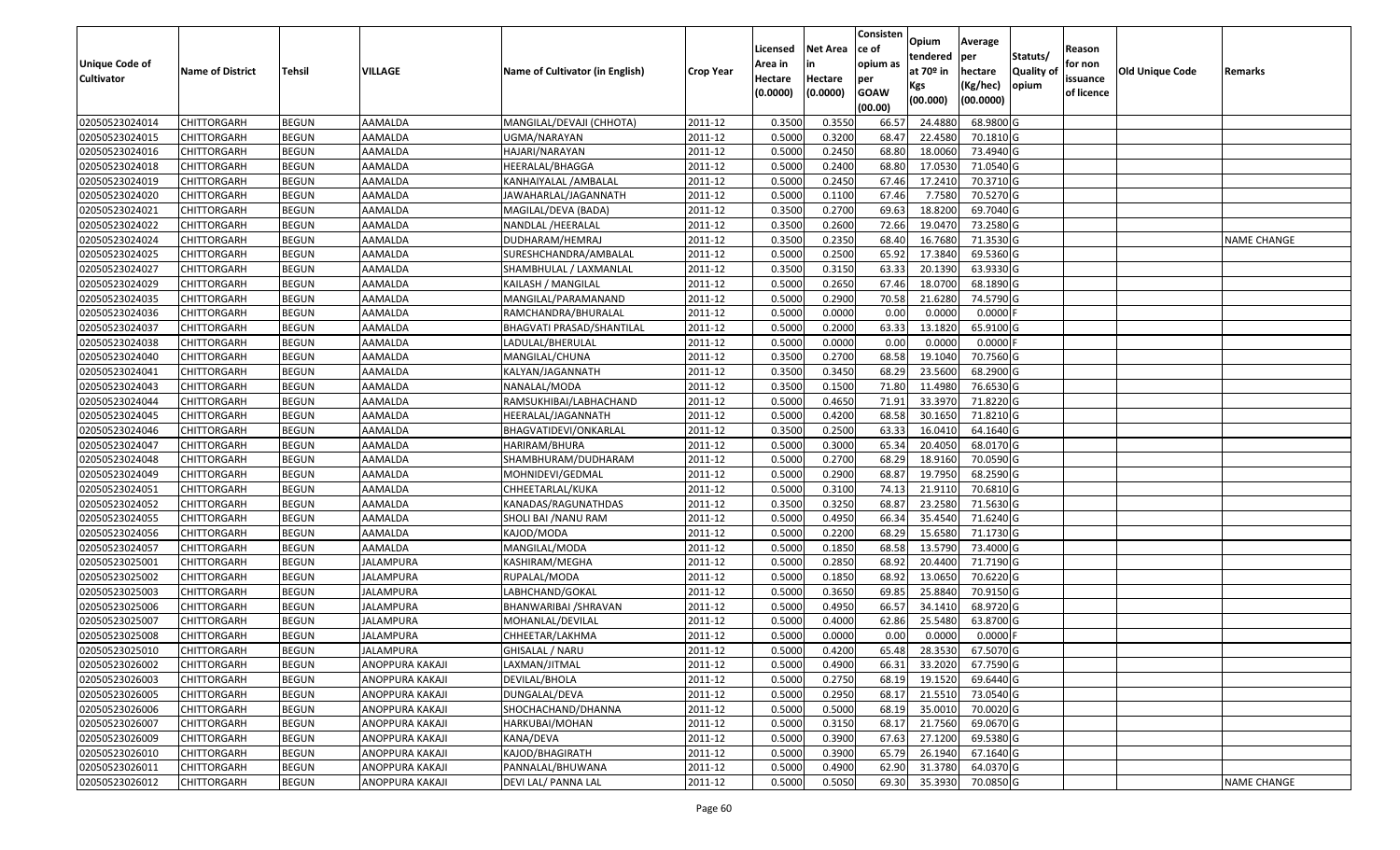| Unique Code of Cultivator | Name of District | Tehsil | VILLAGE | Name of Cultivator (in English) | Crop Year | Licensed Area in Hectare (0.0000) | Net Area in Hectare (0.0000) | Consistence of opium as per GOAW (00.00) | Opium tendered at 70º in Kgs (00.000) | Average per hectare (Kg/hec) (00.0000) | Statuts/ Quality of opium | Reason for non issuance of licence | Old Unique Code | Remarks |
|---|---|---|---|---|---|---|---|---|---|---|---|---|---|---|
| 02050523024014 | CHITTORGARH | BEGUN | AAMALDA | MANGILAL/DEVAJI (CHHOTA) | 2011-12 | 0.3500 | 0.3550 | 66.57 | 24.4880 | 68.9800 | G | | | |
| 02050523024015 | CHITTORGARH | BEGUN | AAMALDA | UGMA/NARAYAN | 2011-12 | 0.5000 | 0.3200 | 68.47 | 22.4580 | 70.1810 | G | | | |
| 02050523024016 | CHITTORGARH | BEGUN | AAMALDA | HAJARI/NARAYAN | 2011-12 | 0.5000 | 0.2450 | 68.80 | 18.0060 | 73.4940 | G | | | |
| 02050523024018 | CHITTORGARH | BEGUN | AAMALDA | HEERALAL/BHAGGA | 2011-12 | 0.5000 | 0.2400 | 68.80 | 17.0530 | 71.0540 | G | | | |
| 02050523024019 | CHITTORGARH | BEGUN | AAMALDA | KANHAIYALAL /AMBALAL | 2011-12 | 0.5000 | 0.2450 | 67.46 | 17.2410 | 70.3710 | G | | | |
| 02050523024020 | CHITTORGARH | BEGUN | AAMALDA | JAWAHARLAL/JAGANNATH | 2011-12 | 0.5000 | 0.1100 | 67.46 | 7.7580 | 70.5270 | G | | | |
| 02050523024021 | CHITTORGARH | BEGUN | AAMALDA | MAGILAL/DEVA (BADA) | 2011-12 | 0.3500 | 0.2700 | 69.63 | 18.8200 | 69.7040 | G | | | |
| 02050523024022 | CHITTORGARH | BEGUN | AAMALDA | NANDLAL /HEERALAL | 2011-12 | 0.3500 | 0.2600 | 72.66 | 19.0470 | 73.2580 | G | | | |
| 02050523024024 | CHITTORGARH | BEGUN | AAMALDA | DUDHARAM/HEMRAJ | 2011-12 | 0.3500 | 0.2350 | 68.40 | 16.7680 | 71.3530 | G | | | NAME CHANGE |
| 02050523024025 | CHITTORGARH | BEGUN | AAMALDA | SURESHCHANDRA/AMBALAL | 2011-12 | 0.5000 | 0.2500 | 65.92 | 17.3840 | 69.5360 | G | | | |
| 02050523024027 | CHITTORGARH | BEGUN | AAMALDA | SHAMBHULAL / LAXMANLAL | 2011-12 | 0.3500 | 0.3150 | 63.33 | 20.1390 | 63.9330 | G | | | |
| 02050523024029 | CHITTORGARH | BEGUN | AAMALDA | KAILASH / MANGILAL | 2011-12 | 0.5000 | 0.2650 | 67.46 | 18.0700 | 68.1890 | G | | | |
| 02050523024035 | CHITTORGARH | BEGUN | AAMALDA | MANGILAL/PARAMANAND | 2011-12 | 0.5000 | 0.2900 | 70.58 | 21.6280 | 74.5790 | G | | | |
| 02050523024036 | CHITTORGARH | BEGUN | AAMALDA | RAMCHANDRA/BHURALAL | 2011-12 | 0.5000 | 0.0000 | 0.00 | 0.0000 | 0.0000 | F | | | |
| 02050523024037 | CHITTORGARH | BEGUN | AAMALDA | BHAGVATI PRASAD/SHANTILAL | 2011-12 | 0.5000 | 0.2000 | 63.33 | 13.1820 | 65.9100 | G | | | |
| 02050523024038 | CHITTORGARH | BEGUN | AAMALDA | LADULAL/BHERULAL | 2011-12 | 0.5000 | 0.0000 | 0.00 | 0.0000 | 0.0000 | F | | | |
| 02050523024040 | CHITTORGARH | BEGUN | AAMALDA | MANGILAL/CHUNA | 2011-12 | 0.3500 | 0.2700 | 68.58 | 19.1040 | 70.7560 | G | | | |
| 02050523024041 | CHITTORGARH | BEGUN | AAMALDA | KALYAN/JAGANNATH | 2011-12 | 0.3500 | 0.3450 | 68.29 | 23.5600 | 68.2900 | G | | | |
| 02050523024043 | CHITTORGARH | BEGUN | AAMALDA | NANALAL/MODA | 2011-12 | 0.3500 | 0.1500 | 71.80 | 11.4980 | 76.6530 | G | | | |
| 02050523024044 | CHITTORGARH | BEGUN | AAMALDA | RAMSUKHIBAI/LABHACHAND | 2011-12 | 0.5000 | 0.4650 | 71.91 | 33.3970 | 71.8220 | G | | | |
| 02050523024045 | CHITTORGARH | BEGUN | AAMALDA | HEERALAL/JAGANNATH | 2011-12 | 0.5000 | 0.4200 | 68.58 | 30.1650 | 71.8210 | G | | | |
| 02050523024046 | CHITTORGARH | BEGUN | AAMALDA | BHAGVATIDEVI/ONKARLAL | 2011-12 | 0.3500 | 0.2500 | 63.33 | 16.0410 | 64.1640 | G | | | |
| 02050523024047 | CHITTORGARH | BEGUN | AAMALDA | HARIRAM/BHURA | 2011-12 | 0.5000 | 0.3000 | 65.34 | 20.4050 | 68.0170 | G | | | |
| 02050523024048 | CHITTORGARH | BEGUN | AAMALDA | SHAMBHURAM/DUDHARAM | 2011-12 | 0.5000 | 0.2700 | 68.29 | 18.9160 | 70.0590 | G | | | |
| 02050523024049 | CHITTORGARH | BEGUN | AAMALDA | MOHNIDEVI/GEDMAL | 2011-12 | 0.5000 | 0.2900 | 68.87 | 19.7950 | 68.2590 | G | | | |
| 02050523024051 | CHITTORGARH | BEGUN | AAMALDA | CHHEETARLAL/KUKA | 2011-12 | 0.5000 | 0.3100 | 74.13 | 21.9110 | 70.6810 | G | | | |
| 02050523024052 | CHITTORGARH | BEGUN | AAMALDA | KANADAS/RAGUNATHDAS | 2011-12 | 0.3500 | 0.3250 | 68.87 | 23.2580 | 71.5630 | G | | | |
| 02050523024055 | CHITTORGARH | BEGUN | AAMALDA | SHOLI BAI /NANU RAM | 2011-12 | 0.5000 | 0.4950 | 66.34 | 35.4540 | 71.6240 | G | | | |
| 02050523024056 | CHITTORGARH | BEGUN | AAMALDA | KAJOD/MODA | 2011-12 | 0.5000 | 0.2200 | 68.29 | 15.6580 | 71.1730 | G | | | |
| 02050523024057 | CHITTORGARH | BEGUN | AAMALDA | MANGILAL/MODA | 2011-12 | 0.5000 | 0.1850 | 68.58 | 13.5790 | 73.4000 | G | | | |
| 02050523025001 | CHITTORGARH | BEGUN | JALAMPURA | KASHIRAM/MEGHA | 2011-12 | 0.5000 | 0.2850 | 68.92 | 20.4400 | 71.7190 | G | | | |
| 02050523025002 | CHITTORGARH | BEGUN | JALAMPURA | RUPALAL/MODA | 2011-12 | 0.5000 | 0.1850 | 68.92 | 13.0650 | 70.6220 | G | | | |
| 02050523025003 | CHITTORGARH | BEGUN | JALAMPURA | LABHCHAND/GOKAL | 2011-12 | 0.5000 | 0.3650 | 69.85 | 25.8840 | 70.9150 | G | | | |
| 02050523025006 | CHITTORGARH | BEGUN | JALAMPURA | BHANWARIBAI /SHRAVAN | 2011-12 | 0.5000 | 0.4950 | 66.57 | 34.1410 | 68.9720 | G | | | |
| 02050523025007 | CHITTORGARH | BEGUN | JALAMPURA | MOHANLAL/DEVILAL | 2011-12 | 0.5000 | 0.4000 | 62.86 | 25.5480 | 63.8700 | G | | | |
| 02050523025008 | CHITTORGARH | BEGUN | JALAMPURA | CHHEETAR/LAKHMA | 2011-12 | 0.5000 | 0.0000 | 0.00 | 0.0000 | 0.0000 | F | | | |
| 02050523025010 | CHITTORGARH | BEGUN | JALAMPURA | GHISALAL / NARU | 2011-12 | 0.5000 | 0.4200 | 65.48 | 28.3530 | 67.5070 | G | | | |
| 02050523026002 | CHITTORGARH | BEGUN | ANOPPURA KAKAJI | LAXMAN/JITMAL | 2011-12 | 0.5000 | 0.4900 | 66.31 | 33.2020 | 67.7590 | G | | | |
| 02050523026003 | CHITTORGARH | BEGUN | ANOPPURA KAKAJI | DEVILAL/BHOLA | 2011-12 | 0.5000 | 0.2750 | 68.19 | 19.1520 | 69.6440 | G | | | |
| 02050523026005 | CHITTORGARH | BEGUN | ANOPPURA KAKAJI | DUNGALAL/DEVA | 2011-12 | 0.5000 | 0.2950 | 68.17 | 21.5510 | 73.0540 | G | | | |
| 02050523026006 | CHITTORGARH | BEGUN | ANOPPURA KAKAJI | SHOCHACHAND/DHANNA | 2011-12 | 0.5000 | 0.5000 | 68.19 | 35.0010 | 70.0020 | G | | | |
| 02050523026007 | CHITTORGARH | BEGUN | ANOPPURA KAKAJI | HARKUBAI/MOHAN | 2011-12 | 0.5000 | 0.3150 | 68.17 | 21.7560 | 69.0670 | G | | | |
| 02050523026009 | CHITTORGARH | BEGUN | ANOPPURA KAKAJI | KANA/DEVA | 2011-12 | 0.5000 | 0.3900 | 67.63 | 27.1200 | 69.5380 | G | | | |
| 02050523026010 | CHITTORGARH | BEGUN | ANOPPURA KAKAJI | KAJOD/BHAGIRATH | 2011-12 | 0.5000 | 0.3900 | 65.79 | 26.1940 | 67.1640 | G | | | |
| 02050523026011 | CHITTORGARH | BEGUN | ANOPPURA KAKAJI | PANNALAL/BHUWANA | 2011-12 | 0.5000 | 0.4900 | 62.90 | 31.3780 | 64.0370 | G | | | |
| 02050523026012 | CHITTORGARH | BEGUN | ANOPPURA KAKAJI | DEVI LAL/ PANNA LAL | 2011-12 | 0.5000 | 0.5050 | 69.30 | 35.3930 | 70.0850 | G | | | NAME CHANGE |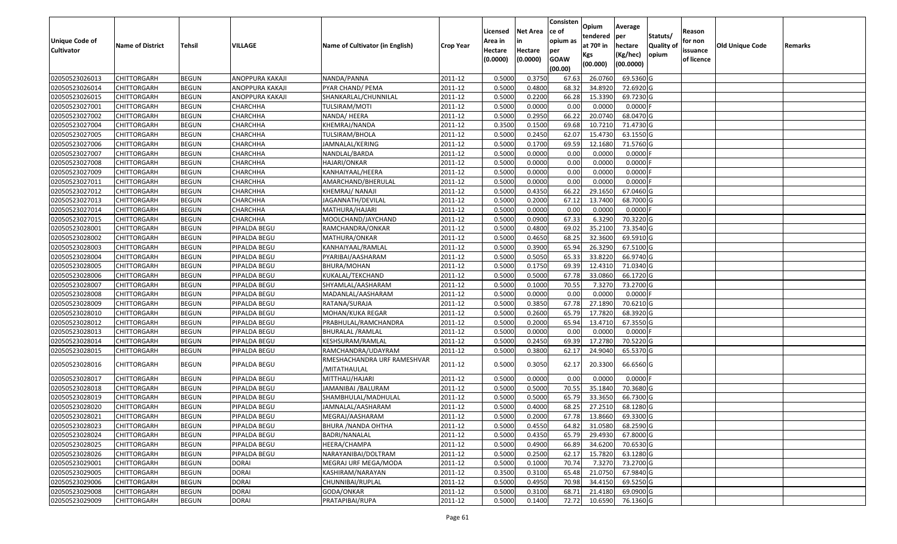| Unique Code of Cultivator | Name of District | Tehsil | VILLAGE | Name of Cultivator (in English) | Crop Year | Licensed Area in Hectare (0.0000) | Net Area in Hectare (0.0000) | Consistence of opium as per GOAW (00.00) | Opium tendered at 70º in Kgs (00.000) | Average per hectare (Kg/hec) (00.0000) | Statuts/ Quality of opium | Reason for non issuance of licence | Old Unique Code | Remarks |
|---|---|---|---|---|---|---|---|---|---|---|---|---|---|---|
| 02050523026013 | CHITTORGARH | BEGUN | ANOPPURA KAKAJI | NANDA/PANNA | 2011-12 | 0.5000 | 0.3750 | 67.63 | 26.0760 | 69.5360 | G | | | |
| 02050523026014 | CHITTORGARH | BEGUN | ANOPPURA KAKAJI | PYAR CHAND/ PEMA | 2011-12 | 0.5000 | 0.4800 | 68.32 | 34.8920 | 72.6920 | G | | | |
| 02050523026015 | CHITTORGARH | BEGUN | ANOPPURA KAKAJI | SHANKARLAL/CHUNNILAL | 2011-12 | 0.5000 | 0.2200 | 66.28 | 15.3390 | 69.7230 | G | | | |
| 02050523027001 | CHITTORGARH | BEGUN | CHARCHHA | TULSIRAM/MOTI | 2011-12 | 0.5000 | 0.0000 | 0.00 | 0.0000 | 0.0000 | F | | | |
| 02050523027002 | CHITTORGARH | BEGUN | CHARCHHA | NANDA/ HEERA | 2011-12 | 0.5000 | 0.2950 | 66.22 | 20.0740 | 68.0470 | G | | | |
| 02050523027004 | CHITTORGARH | BEGUN | CHARCHHA | KHEMRAJ/NANDA | 2011-12 | 0.3500 | 0.1500 | 69.68 | 10.7210 | 71.4730 | G | | | |
| 02050523027005 | CHITTORGARH | BEGUN | CHARCHHA | TULSIRAM/BHOLA | 2011-12 | 0.5000 | 0.2450 | 62.07 | 15.4730 | 63.1550 | G | | | |
| 02050523027006 | CHITTORGARH | BEGUN | CHARCHHA | JAMNALAL/KERING | 2011-12 | 0.5000 | 0.1700 | 69.59 | 12.1680 | 71.5760 | G | | | |
| 02050523027007 | CHITTORGARH | BEGUN | CHARCHHA | NANDLAL/BARDA | 2011-12 | 0.5000 | 0.0000 | 0.00 | 0.0000 | 0.0000 | F | | | |
| 02050523027008 | CHITTORGARH | BEGUN | CHARCHHA | HAJARI/ONKAR | 2011-12 | 0.5000 | 0.0000 | 0.00 | 0.0000 | 0.0000 | F | | | |
| 02050523027009 | CHITTORGARH | BEGUN | CHARCHHA | KANHAIYAAL/HEERA | 2011-12 | 0.5000 | 0.0000 | 0.00 | 0.0000 | 0.0000 | F | | | |
| 02050523027011 | CHITTORGARH | BEGUN | CHARCHHA | AMARCHAND/BHERULAL | 2011-12 | 0.5000 | 0.0000 | 0.00 | 0.0000 | 0.0000 | F | | | |
| 02050523027012 | CHITTORGARH | BEGUN | CHARCHHA | KHEMRAJ/ NANAJI | 2011-12 | 0.5000 | 0.4350 | 66.22 | 29.1650 | 67.0460 | G | | | |
| 02050523027013 | CHITTORGARH | BEGUN | CHARCHHA | JAGANNATH/DEVILAL | 2011-12 | 0.5000 | 0.2000 | 67.12 | 13.7400 | 68.7000 | G | | | |
| 02050523027014 | CHITTORGARH | BEGUN | CHARCHHA | MATHURA/HAJARI | 2011-12 | 0.5000 | 0.0000 | 0.00 | 0.0000 | 0.0000 | F | | | |
| 02050523027015 | CHITTORGARH | BEGUN | CHARCHHA | MOOLCHAND/JAYCHAND | 2011-12 | 0.5000 | 0.0900 | 67.33 | 6.3290 | 70.3220 | G | | | |
| 02050523028001 | CHITTORGARH | BEGUN | PIPALDA BEGU | RAMCHANDRA/ONKAR | 2011-12 | 0.5000 | 0.4800 | 69.02 | 35.2100 | 73.3540 | G | | | |
| 02050523028002 | CHITTORGARH | BEGUN | PIPALDA BEGU | MATHURA/ONKAR | 2011-12 | 0.5000 | 0.4650 | 68.25 | 32.3600 | 69.5910 | G | | | |
| 02050523028003 | CHITTORGARH | BEGUN | PIPALDA BEGU | KANHAIYAAL/RAMLAL | 2011-12 | 0.5000 | 0.3900 | 65.94 | 26.3290 | 67.5100 | G | | | |
| 02050523028004 | CHITTORGARH | BEGUN | PIPALDA BEGU | PYARIBAI/AASHARAM | 2011-12 | 0.5000 | 0.5050 | 65.33 | 33.8220 | 66.9740 | G | | | |
| 02050523028005 | CHITTORGARH | BEGUN | PIPALDA BEGU | BHURA/MOHAN | 2011-12 | 0.5000 | 0.1750 | 69.39 | 12.4310 | 71.0340 | G | | | |
| 02050523028006 | CHITTORGARH | BEGUN | PIPALDA BEGU | KUKALAL/TEKCHAND | 2011-12 | 0.5000 | 0.5000 | 67.78 | 33.0860 | 66.1720 | G | | | |
| 02050523028007 | CHITTORGARH | BEGUN | PIPALDA BEGU | SHYAMLAL/AASHARAM | 2011-12 | 0.5000 | 0.1000 | 70.55 | 7.3270 | 73.2700 | G | | | |
| 02050523028008 | CHITTORGARH | BEGUN | PIPALDA BEGU | MADANLAL/AASHARAM | 2011-12 | 0.5000 | 0.0000 | 0.00 | 0.0000 | 0.0000 | F | | | |
| 02050523028009 | CHITTORGARH | BEGUN | PIPALDA BEGU | RATANA/SURAJA | 2011-12 | 0.5000 | 0.3850 | 67.78 | 27.1890 | 70.6210 | G | | | |
| 02050523028010 | CHITTORGARH | BEGUN | PIPALDA BEGU | MOHAN/KUKA REGAR | 2011-12 | 0.5000 | 0.2600 | 65.79 | 17.7820 | 68.3920 | G | | | |
| 02050523028012 | CHITTORGARH | BEGUN | PIPALDA BEGU | PRABHULAL/RAMCHANDRA | 2011-12 | 0.5000 | 0.2000 | 65.94 | 13.4710 | 67.3550 | G | | | |
| 02050523028013 | CHITTORGARH | BEGUN | PIPALDA BEGU | BHURALAL /RAMLAL | 2011-12 | 0.5000 | 0.0000 | 0.00 | 0.0000 | 0.0000 | F | | | |
| 02050523028014 | CHITTORGARH | BEGUN | PIPALDA BEGU | KESHSURAM/RAMLAL | 2011-12 | 0.5000 | 0.2450 | 69.39 | 17.2780 | 70.5220 | G | | | |
| 02050523028015 | CHITTORGARH | BEGUN | PIPALDA BEGU | RAMCHANDRA/UDAYRAM | 2011-12 | 0.5000 | 0.3800 | 62.17 | 24.9040 | 65.5370 | G | | | |
| 02050523028016 | CHITTORGARH | BEGUN | PIPALDA BEGU | RMESHACHANDRA URF RAMESHVAR /MITATHAULAL | 2011-12 | 0.5000 | 0.3050 | 62.17 | 20.3300 | 66.6560 | G | | | |
| 02050523028017 | CHITTORGARH | BEGUN | PIPALDA BEGU | MITTHAU/HAJARI | 2011-12 | 0.5000 | 0.0000 | 0.00 | 0.0000 | 0.0000 | F | | | |
| 02050523028018 | CHITTORGARH | BEGUN | PIPALDA BEGU | JAMANIBAI /BALURAM | 2011-12 | 0.5000 | 0.5000 | 70.55 | 35.1840 | 70.3680 | G | | | |
| 02050523028019 | CHITTORGARH | BEGUN | PIPALDA BEGU | SHAMBHULAL/MADHULAL | 2011-12 | 0.5000 | 0.5000 | 65.79 | 33.3650 | 66.7300 | G | | | |
| 02050523028020 | CHITTORGARH | BEGUN | PIPALDA BEGU | JAMNALAL/AASHARAM | 2011-12 | 0.5000 | 0.4000 | 68.25 | 27.2510 | 68.1280 | G | | | |
| 02050523028021 | CHITTORGARH | BEGUN | PIPALDA BEGU | MEGRAJ/AASHARAM | 2011-12 | 0.5000 | 0.2000 | 67.78 | 13.8660 | 69.3300 | G | | | |
| 02050523028023 | CHITTORGARH | BEGUN | PIPALDA BEGU | BHURA /NANDA OHTHA | 2011-12 | 0.5000 | 0.4550 | 64.82 | 31.0580 | 68.2590 | G | | | |
| 02050523028024 | CHITTORGARH | BEGUN | PIPALDA BEGU | BADRI/NANALAL | 2011-12 | 0.5000 | 0.4350 | 65.79 | 29.4930 | 67.8000 | G | | | |
| 02050523028025 | CHITTORGARH | BEGUN | PIPALDA BEGU | HEERA/CHAMPA | 2011-12 | 0.5000 | 0.4900 | 66.89 | 34.6200 | 70.6530 | G | | | |
| 02050523028026 | CHITTORGARH | BEGUN | PIPALDA BEGU | NARAYANIBAI/DOLTRAM | 2011-12 | 0.5000 | 0.2500 | 62.17 | 15.7820 | 63.1280 | G | | | |
| 02050523029001 | CHITTORGARH | BEGUN | DORAI | MEGRAJ URF MEGA/MODA | 2011-12 | 0.5000 | 0.1000 | 70.74 | 7.3270 | 73.2700 | G | | | |
| 02050523029005 | CHITTORGARH | BEGUN | DORAI | KASHIRAM/NARAYAN | 2011-12 | 0.3500 | 0.3100 | 65.48 | 21.0750 | 67.9840 | G | | | |
| 02050523029006 | CHITTORGARH | BEGUN | DORAI | CHUNNIBAI/RUPLAL | 2011-12 | 0.5000 | 0.4950 | 70.98 | 34.4150 | 69.5250 | G | | | |
| 02050523029008 | CHITTORGARH | BEGUN | DORAI | GODA/ONKAR | 2011-12 | 0.5000 | 0.3100 | 68.71 | 21.4180 | 69.0900 | G | | | |
| 02050523029009 | CHITTORGARH | BEGUN | DORAI | PRATAPIBAI/RUPA | 2011-12 | 0.5000 | 0.1400 | 72.72 | 10.6590 | 76.1360 | G | | | |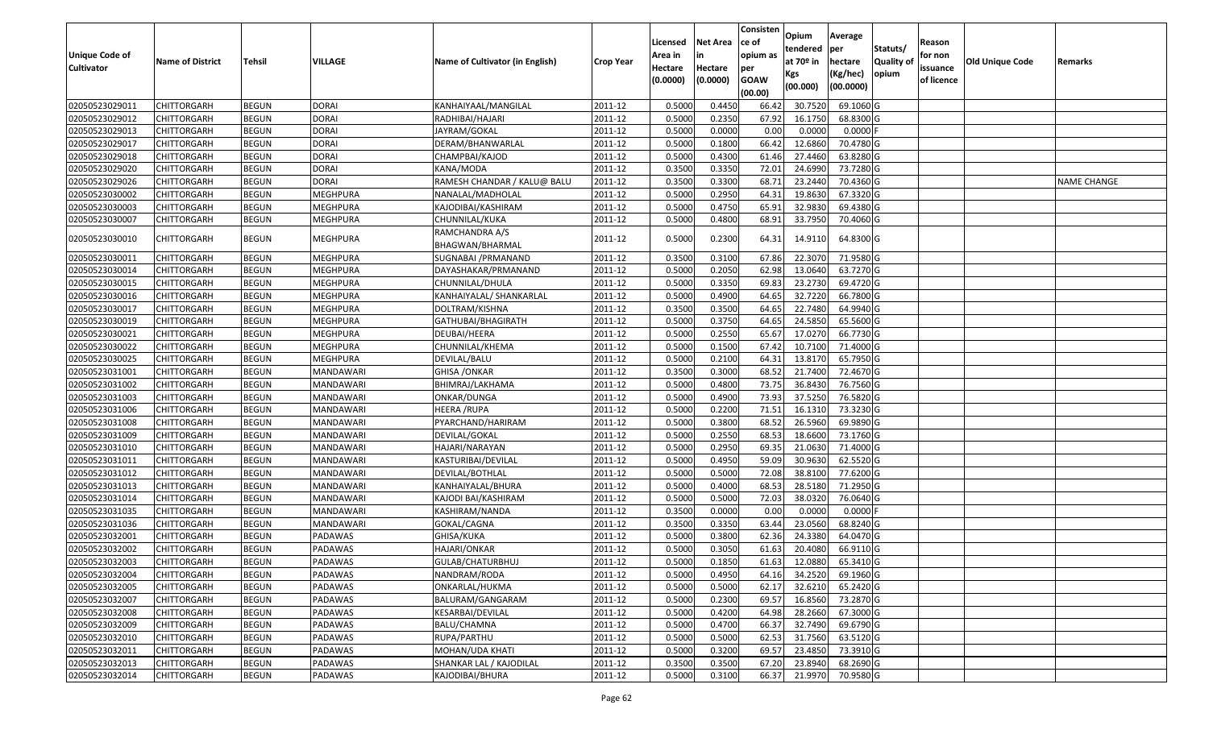| Unique Code of Cultivator | Name of District | Tehsil | VILLAGE | Name of Cultivator (in English) | Crop Year | Licensed Area in Hectare (0.0000) | Net Area in Hectare (0.0000) | Consistence of opium as per GOAW (00.00) | Opium tendered at 70º in Kgs (00.000) | Average per hectare (Kg/hec) (00.0000) | Statuts/ Quality of opium | Reason for non issuance of licence | Old Unique Code | Remarks |
|---|---|---|---|---|---|---|---|---|---|---|---|---|---|---|
| 02050523029011 | CHITTORGARH | BEGUN | DORAI | KANHAIYAAL/MANGILAL | 2011-12 | 0.5000 | 0.4450 | 66.42 | 30.7520 | 69.1060 | G | | | |
| 02050523029012 | CHITTORGARH | BEGUN | DORAI | RADHIBAI/HAJARI | 2011-12 | 0.5000 | 0.2350 | 67.92 | 16.1750 | 68.8300 | G | | | |
| 02050523029013 | CHITTORGARH | BEGUN | DORAI | JAYRAM/GOKAL | 2011-12 | 0.5000 | 0.0000 | 0.00 | 0.0000 | 0.0000 | F | | | |
| 02050523029017 | CHITTORGARH | BEGUN | DORAI | DERAM/BHANWARLAL | 2011-12 | 0.5000 | 0.1800 | 66.42 | 12.6860 | 70.4780 | G | | | |
| 02050523029018 | CHITTORGARH | BEGUN | DORAI | CHAMPBAI/KAJOD | 2011-12 | 0.5000 | 0.4300 | 61.46 | 27.4460 | 63.8280 | G | | | |
| 02050523029020 | CHITTORGARH | BEGUN | DORAI | KANA/MODA | 2011-12 | 0.3500 | 0.3350 | 72.01 | 24.6990 | 73.7280 | G | | | |
| 02050523029026 | CHITTORGARH | BEGUN | DORAI | RAMESH CHANDAR / KALU@ BALU | 2011-12 | 0.3500 | 0.3300 | 68.71 | 23.2440 | 70.4360 | G | | | NAME CHANGE |
| 02050523030002 | CHITTORGARH | BEGUN | MEGHPURA | NANALAL/MADHOLAL | 2011-12 | 0.5000 | 0.2950 | 64.31 | 19.8630 | 67.3320 | G | | | |
| 02050523030003 | CHITTORGARH | BEGUN | MEGHPURA | KAJODIBAI/KASHIRAM | 2011-12 | 0.5000 | 0.4750 | 65.91 | 32.9830 | 69.4380 | G | | | |
| 02050523030007 | CHITTORGARH | BEGUN | MEGHPURA | CHUNNILAL/KUKA | 2011-12 | 0.5000 | 0.4800 | 68.91 | 33.7950 | 70.4060 | G | | | |
| 02050523030010 | CHITTORGARH | BEGUN | MEGHPURA | RAMCHANDRA A/S BHAGWAN/BHARMAL | 2011-12 | 0.5000 | 0.2300 | 64.31 | 14.9110 | 64.8300 | G | | | |
| 02050523030011 | CHITTORGARH | BEGUN | MEGHPURA | SUGNABAI /PRMANAND | 2011-12 | 0.3500 | 0.3100 | 67.86 | 22.3070 | 71.9580 | G | | | |
| 02050523030014 | CHITTORGARH | BEGUN | MEGHPURA | DAYASHAKAR/PRMANAND | 2011-12 | 0.5000 | 0.2050 | 62.98 | 13.0640 | 63.7270 | G | | | |
| 02050523030015 | CHITTORGARH | BEGUN | MEGHPURA | CHUNNILAL/DHULA | 2011-12 | 0.5000 | 0.3350 | 69.83 | 23.2730 | 69.4720 | G | | | |
| 02050523030016 | CHITTORGARH | BEGUN | MEGHPURA | KANHAIYALAL/ SHANKARLAL | 2011-12 | 0.5000 | 0.4900 | 64.65 | 32.7220 | 66.7800 | G | | | |
| 02050523030017 | CHITTORGARH | BEGUN | MEGHPURA | DOLTRAM/KISHNA | 2011-12 | 0.3500 | 0.3500 | 64.65 | 22.7480 | 64.9940 | G | | | |
| 02050523030019 | CHITTORGARH | BEGUN | MEGHPURA | GATHUBAI/BHAGIRATH | 2011-12 | 0.5000 | 0.3750 | 64.65 | 24.5850 | 65.5600 | G | | | |
| 02050523030021 | CHITTORGARH | BEGUN | MEGHPURA | DEUBAI/HEERA | 2011-12 | 0.5000 | 0.2550 | 65.67 | 17.0270 | 66.7730 | G | | | |
| 02050523030022 | CHITTORGARH | BEGUN | MEGHPURA | CHUNNILAL/KHEMA | 2011-12 | 0.5000 | 0.1500 | 67.42 | 10.7100 | 71.4000 | G | | | |
| 02050523030025 | CHITTORGARH | BEGUN | MEGHPURA | DEVILAL/BALU | 2011-12 | 0.5000 | 0.2100 | 64.31 | 13.8170 | 65.7950 | G | | | |
| 02050523031001 | CHITTORGARH | BEGUN | MANDAWARI | GHISA /ONKAR | 2011-12 | 0.3500 | 0.3000 | 68.52 | 21.7400 | 72.4670 | G | | | |
| 02050523031002 | CHITTORGARH | BEGUN | MANDAWARI | BHIMRAJ/LAKHAMA | 2011-12 | 0.5000 | 0.4800 | 73.75 | 36.8430 | 76.7560 | G | | | |
| 02050523031003 | CHITTORGARH | BEGUN | MANDAWARI | ONKAR/DUNGA | 2011-12 | 0.5000 | 0.4900 | 73.93 | 37.5250 | 76.5820 | G | | | |
| 02050523031006 | CHITTORGARH | BEGUN | MANDAWARI | HEERA /RUPA | 2011-12 | 0.5000 | 0.2200 | 71.51 | 16.1310 | 73.3230 | G | | | |
| 02050523031008 | CHITTORGARH | BEGUN | MANDAWARI | PYARCHAND/HARIRAM | 2011-12 | 0.5000 | 0.3800 | 68.52 | 26.5960 | 69.9890 | G | | | |
| 02050523031009 | CHITTORGARH | BEGUN | MANDAWARI | DEVILAL/GOKAL | 2011-12 | 0.5000 | 0.2550 | 68.53 | 18.6600 | 73.1760 | G | | | |
| 02050523031010 | CHITTORGARH | BEGUN | MANDAWARI | HAJARI/NARAYAN | 2011-12 | 0.5000 | 0.2950 | 69.35 | 21.0630 | 71.4000 | G | | | |
| 02050523031011 | CHITTORGARH | BEGUN | MANDAWARI | KASTURIBAI/DEVILAL | 2011-12 | 0.5000 | 0.4950 | 59.09 | 30.9630 | 62.5520 | G | | | |
| 02050523031012 | CHITTORGARH | BEGUN | MANDAWARI | DEVILAL/BOTHLAL | 2011-12 | 0.5000 | 0.5000 | 72.08 | 38.8100 | 77.6200 | G | | | |
| 02050523031013 | CHITTORGARH | BEGUN | MANDAWARI | KANHAIYALAL/BHURA | 2011-12 | 0.5000 | 0.4000 | 68.53 | 28.5180 | 71.2950 | G | | | |
| 02050523031014 | CHITTORGARH | BEGUN | MANDAWARI | KAJODI BAI/KASHIRAM | 2011-12 | 0.5000 | 0.5000 | 72.03 | 38.0320 | 76.0640 | G | | | |
| 02050523031035 | CHITTORGARH | BEGUN | MANDAWARI | KASHIRAM/NANDA | 2011-12 | 0.3500 | 0.0000 | 0.00 | 0.0000 | 0.0000 | F | | | |
| 02050523031036 | CHITTORGARH | BEGUN | MANDAWARI | GOKAL/CAGNA | 2011-12 | 0.3500 | 0.3350 | 63.44 | 23.0560 | 68.8240 | G | | | |
| 02050523032001 | CHITTORGARH | BEGUN | PADAWAS | GHISA/KUKA | 2011-12 | 0.5000 | 0.3800 | 62.36 | 24.3380 | 64.0470 | G | | | |
| 02050523032002 | CHITTORGARH | BEGUN | PADAWAS | HAJARI/ONKAR | 2011-12 | 0.5000 | 0.3050 | 61.63 | 20.4080 | 66.9110 | G | | | |
| 02050523032003 | CHITTORGARH | BEGUN | PADAWAS | GULAB/CHATURBHUJ | 2011-12 | 0.5000 | 0.1850 | 61.63 | 12.0880 | 65.3410 | G | | | |
| 02050523032004 | CHITTORGARH | BEGUN | PADAWAS | NANDRAM/RODA | 2011-12 | 0.5000 | 0.4950 | 64.16 | 34.2520 | 69.1960 | G | | | |
| 02050523032005 | CHITTORGARH | BEGUN | PADAWAS | ONKARLAL/HUKMA | 2011-12 | 0.5000 | 0.5000 | 62.17 | 32.6210 | 65.2420 | G | | | |
| 02050523032007 | CHITTORGARH | BEGUN | PADAWAS | BALURAM/GANGARAM | 2011-12 | 0.5000 | 0.2300 | 69.57 | 16.8560 | 73.2870 | G | | | |
| 02050523032008 | CHITTORGARH | BEGUN | PADAWAS | KESARBAI/DEVILAL | 2011-12 | 0.5000 | 0.4200 | 64.98 | 28.2660 | 67.3000 | G | | | |
| 02050523032009 | CHITTORGARH | BEGUN | PADAWAS | BALU/CHAMNA | 2011-12 | 0.5000 | 0.4700 | 66.37 | 32.7490 | 69.6790 | G | | | |
| 02050523032010 | CHITTORGARH | BEGUN | PADAWAS | RUPA/PARTHU | 2011-12 | 0.5000 | 0.5000 | 62.53 | 31.7560 | 63.5120 | G | | | |
| 02050523032011 | CHITTORGARH | BEGUN | PADAWAS | MOHAN/UDA KHATI | 2011-12 | 0.5000 | 0.3200 | 69.57 | 23.4850 | 73.3910 | G | | | |
| 02050523032013 | CHITTORGARH | BEGUN | PADAWAS | SHANKAR LAL / KAJODILAL | 2011-12 | 0.3500 | 0.3500 | 67.20 | 23.8940 | 68.2690 | G | | | |
| 02050523032014 | CHITTORGARH | BEGUN | PADAWAS | KAJODIBAI/BHURA | 2011-12 | 0.5000 | 0.3100 | 66.37 | 21.9970 | 70.9580 | G | | | |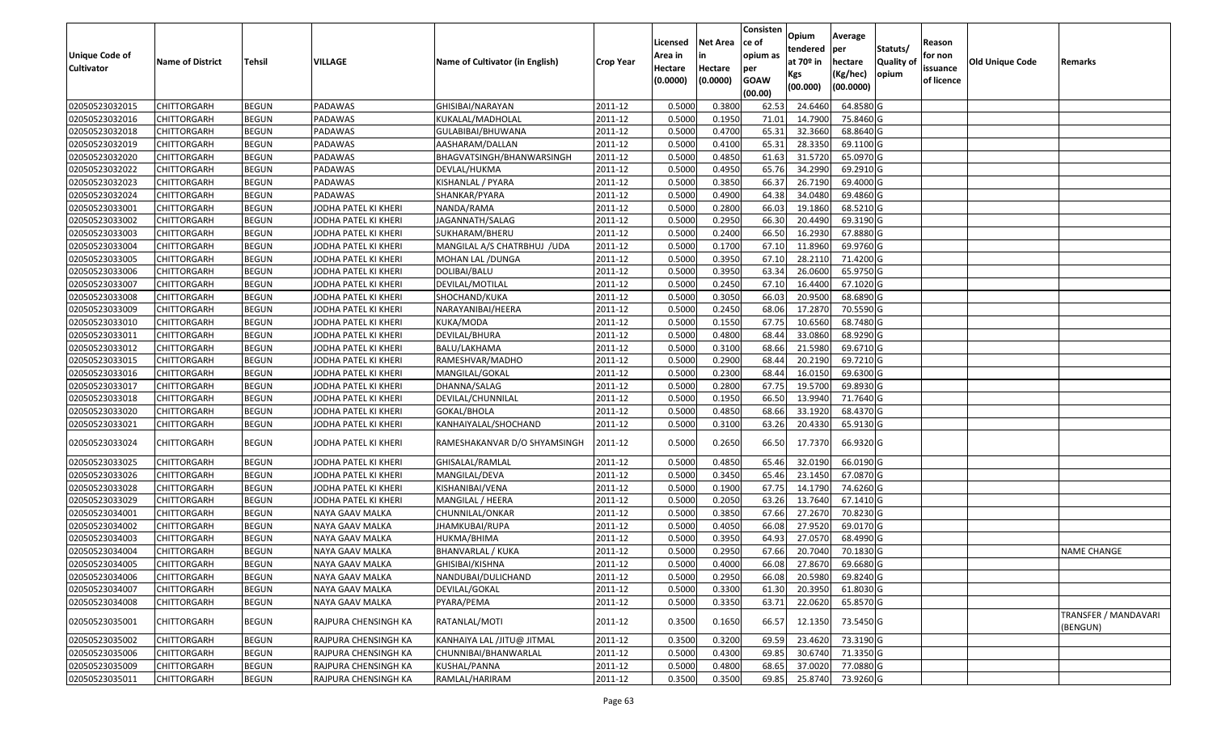| Unique Code of Cultivator | Name of District | Tehsil | VILLAGE | Name of Cultivator (in English) | Crop Year | Licensed Area in Hectare (0.0000) | Net Area in Hectare (0.0000) | Consistence of opium as per GOAW (00.00) | Opium tendered at 70º in Kgs (00.000) | Average per hectare (Kg/hec) (00.0000) | Statuts/ Quality of opium | Reason for non issuance of licence | Old Unique Code | Remarks |
|---|---|---|---|---|---|---|---|---|---|---|---|---|---|---|
| 02050523032015 | CHITTORGARH | BEGUN | PADAWAS | GHISIBAI/NARAYAN | 2011-12 | 0.5000 | 0.3800 | 62.53 | 24.6460 | 64.8580 | G | | | |
| 02050523032016 | CHITTORGARH | BEGUN | PADAWAS | KUKALAL/MADHOLAL | 2011-12 | 0.5000 | 0.1950 | 71.01 | 14.7900 | 75.8460 | G | | | |
| 02050523032018 | CHITTORGARH | BEGUN | PADAWAS | GULABIBAI/BHUWANA | 2011-12 | 0.5000 | 0.4700 | 65.31 | 32.3660 | 68.8640 | G | | | |
| 02050523032019 | CHITTORGARH | BEGUN | PADAWAS | AASHARAM/DALLAN | 2011-12 | 0.5000 | 0.4100 | 65.31 | 28.3350 | 69.1100 | G | | | |
| 02050523032020 | CHITTORGARH | BEGUN | PADAWAS | BHAGVATSINGH/BHANWARSINGH | 2011-12 | 0.5000 | 0.4850 | 61.63 | 31.5720 | 65.0970 | G | | | |
| 02050523032022 | CHITTORGARH | BEGUN | PADAWAS | DEVLAL/HUKMA | 2011-12 | 0.5000 | 0.4950 | 65.76 | 34.2990 | 69.2910 | G | | | |
| 02050523032023 | CHITTORGARH | BEGUN | PADAWAS | KISHANLAL / PYARA | 2011-12 | 0.5000 | 0.3850 | 66.37 | 26.7190 | 69.4000 | G | | | |
| 02050523032024 | CHITTORGARH | BEGUN | PADAWAS | SHANKAR/PYARA | 2011-12 | 0.5000 | 0.4900 | 64.38 | 34.0480 | 69.4860 | G | | | |
| 02050523033001 | CHITTORGARH | BEGUN | JODHA PATEL KI KHERI | NANDA/RAMA | 2011-12 | 0.5000 | 0.2800 | 66.03 | 19.1860 | 68.5210 | G | | | |
| 02050523033002 | CHITTORGARH | BEGUN | JODHA PATEL KI KHERI | JAGANNATH/SALAG | 2011-12 | 0.5000 | 0.2950 | 66.30 | 20.4490 | 69.3190 | G | | | |
| 02050523033003 | CHITTORGARH | BEGUN | JODHA PATEL KI KHERI | SUKHARAM/BHERU | 2011-12 | 0.5000 | 0.2400 | 66.50 | 16.2930 | 67.8880 | G | | | |
| 02050523033004 | CHITTORGARH | BEGUN | JODHA PATEL KI KHERI | MANGILAL A/S CHATRBHUJ /UDA | 2011-12 | 0.5000 | 0.1700 | 67.10 | 11.8960 | 69.9760 | G | | | |
| 02050523033005 | CHITTORGARH | BEGUN | JODHA PATEL KI KHERI | MOHAN LAL /DUNGA | 2011-12 | 0.5000 | 0.3950 | 67.10 | 28.2110 | 71.4200 | G | | | |
| 02050523033006 | CHITTORGARH | BEGUN | JODHA PATEL KI KHERI | DOLIBAI/BALU | 2011-12 | 0.5000 | 0.3950 | 63.34 | 26.0600 | 65.9750 | G | | | |
| 02050523033007 | CHITTORGARH | BEGUN | JODHA PATEL KI KHERI | DEVILAL/MOTILAL | 2011-12 | 0.5000 | 0.2450 | 67.10 | 16.4400 | 67.1020 | G | | | |
| 02050523033008 | CHITTORGARH | BEGUN | JODHA PATEL KI KHERI | SHOCHAND/KUKA | 2011-12 | 0.5000 | 0.3050 | 66.03 | 20.9500 | 68.6890 | G | | | |
| 02050523033009 | CHITTORGARH | BEGUN | JODHA PATEL KI KHERI | NARAYANIBAI/HEERA | 2011-12 | 0.5000 | 0.2450 | 68.06 | 17.2870 | 70.5590 | G | | | |
| 02050523033010 | CHITTORGARH | BEGUN | JODHA PATEL KI KHERI | KUKA/MODA | 2011-12 | 0.5000 | 0.1550 | 67.75 | 10.6560 | 68.7480 | G | | | |
| 02050523033011 | CHITTORGARH | BEGUN | JODHA PATEL KI KHERI | DEVILAL/BHURA | 2011-12 | 0.5000 | 0.4800 | 68.44 | 33.0860 | 68.9290 | G | | | |
| 02050523033012 | CHITTORGARH | BEGUN | JODHA PATEL KI KHERI | BALU/LAKHAMA | 2011-12 | 0.5000 | 0.3100 | 68.66 | 21.5980 | 69.6710 | G | | | |
| 02050523033015 | CHITTORGARH | BEGUN | JODHA PATEL KI KHERI | RAMESHVAR/MADHO | 2011-12 | 0.5000 | 0.2900 | 68.44 | 20.2190 | 69.7210 | G | | | |
| 02050523033016 | CHITTORGARH | BEGUN | JODHA PATEL KI KHERI | MANGILAL/GOKAL | 2011-12 | 0.5000 | 0.2300 | 68.44 | 16.0150 | 69.6300 | G | | | |
| 02050523033017 | CHITTORGARH | BEGUN | JODHA PATEL KI KHERI | DHANNA/SALAG | 2011-12 | 0.5000 | 0.2800 | 67.75 | 19.5700 | 69.8930 | G | | | |
| 02050523033018 | CHITTORGARH | BEGUN | JODHA PATEL KI KHERI | DEVILAL/CHUNNILAL | 2011-12 | 0.5000 | 0.1950 | 66.50 | 13.9940 | 71.7640 | G | | | |
| 02050523033020 | CHITTORGARH | BEGUN | JODHA PATEL KI KHERI | GOKAL/BHOLA | 2011-12 | 0.5000 | 0.4850 | 68.66 | 33.1920 | 68.4370 | G | | | |
| 02050523033021 | CHITTORGARH | BEGUN | JODHA PATEL KI KHERI | KANHAIYALAL/SHOCHAND | 2011-12 | 0.5000 | 0.3100 | 63.26 | 20.4330 | 65.9130 | G | | | |
| 02050523033024 | CHITTORGARH | BEGUN | JODHA PATEL KI KHERI | RAMESHAKANVAR D/O SHYAMSINGH | 2011-12 | 0.5000 | 0.2650 | 66.50 | 17.7370 | 66.9320 | G | | | |
| 02050523033025 | CHITTORGARH | BEGUN | JODHA PATEL KI KHERI | GHISALAL/RAMLAL | 2011-12 | 0.5000 | 0.4850 | 65.46 | 32.0190 | 66.0190 | G | | | |
| 02050523033026 | CHITTORGARH | BEGUN | JODHA PATEL KI KHERI | MANGILAL/DEVA | 2011-12 | 0.5000 | 0.3450 | 65.46 | 23.1450 | 67.0870 | G | | | |
| 02050523033028 | CHITTORGARH | BEGUN | JODHA PATEL KI KHERI | KISHANIBAI/VENA | 2011-12 | 0.5000 | 0.1900 | 67.75 | 14.1790 | 74.6260 | G | | | |
| 02050523033029 | CHITTORGARH | BEGUN | JODHA PATEL KI KHERI | MANGILAL / HEERA | 2011-12 | 0.5000 | 0.2050 | 63.26 | 13.7640 | 67.1410 | G | | | |
| 02050523034001 | CHITTORGARH | BEGUN | NAYA GAAV MALKA | CHUNNILAL/ONKAR | 2011-12 | 0.5000 | 0.3850 | 67.66 | 27.2670 | 70.8230 | G | | | |
| 02050523034002 | CHITTORGARH | BEGUN | NAYA GAAV MALKA | JHAMKUBAI/RUPA | 2011-12 | 0.5000 | 0.4050 | 66.08 | 27.9520 | 69.0170 | G | | | |
| 02050523034003 | CHITTORGARH | BEGUN | NAYA GAAV MALKA | HUKMA/BHIMA | 2011-12 | 0.5000 | 0.3950 | 64.93 | 27.0570 | 68.4990 | G | | | |
| 02050523034004 | CHITTORGARH | BEGUN | NAYA GAAV MALKA | BHANVARLAL / KUKA | 2011-12 | 0.5000 | 0.2950 | 67.66 | 20.7040 | 70.1830 | G | | | NAME CHANGE |
| 02050523034005 | CHITTORGARH | BEGUN | NAYA GAAV MALKA | GHISIBAI/KISHNA | 2011-12 | 0.5000 | 0.4000 | 66.08 | 27.8670 | 69.6680 | G | | | |
| 02050523034006 | CHITTORGARH | BEGUN | NAYA GAAV MALKA | NANDUBAI/DULICHAND | 2011-12 | 0.5000 | 0.2950 | 66.08 | 20.5980 | 69.8240 | G | | | |
| 02050523034007 | CHITTORGARH | BEGUN | NAYA GAAV MALKA | DEVILAL/GOKAL | 2011-12 | 0.5000 | 0.3300 | 61.30 | 20.3950 | 61.8030 | G | | | |
| 02050523034008 | CHITTORGARH | BEGUN | NAYA GAAV MALKA | PYARA/PEMA | 2011-12 | 0.5000 | 0.3350 | 63.71 | 22.0620 | 65.8570 | G | | | |
| 02050523035001 | CHITTORGARH | BEGUN | RAJPURA CHENSINGH KA | RATANLAL/MOTI | 2011-12 | 0.3500 | 0.1650 | 66.57 | 12.1350 | 73.5450 | G | | | TRANSFER / MANDAVARI (BENGUN) |
| 02050523035002 | CHITTORGARH | BEGUN | RAJPURA CHENSINGH KA | KANHAIYA LAL /JITU@ JITMAL | 2011-12 | 0.3500 | 0.3200 | 69.59 | 23.4620 | 73.3190 | G | | | |
| 02050523035006 | CHITTORGARH | BEGUN | RAJPURA CHENSINGH KA | CHUNNIBAI/BHANWARLAL | 2011-12 | 0.5000 | 0.4300 | 69.85 | 30.6740 | 71.3350 | G | | | |
| 02050523035009 | CHITTORGARH | BEGUN | RAJPURA CHENSINGH KA | KUSHAL/PANNA | 2011-12 | 0.5000 | 0.4800 | 68.65 | 37.0020 | 77.0880 | G | | | |
| 02050523035011 | CHITTORGARH | BEGUN | RAJPURA CHENSINGH KA | RAMLAL/HARIRAM | 2011-12 | 0.3500 | 0.3500 | 69.85 | 25.8740 | 73.9260 | G | | | |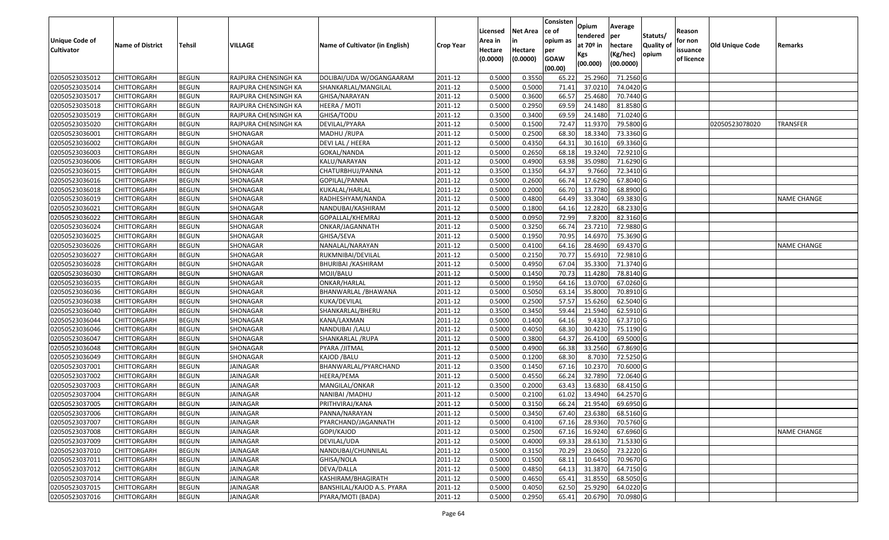| Unique Code of Cultivator | Name of District | Tehsil | VILLAGE | Name of Cultivator (in English) | Crop Year | Licensed Area in Hectare (0.0000) | Net Area in Hectare (0.0000) | Consistence of opium as per GOAW (00.00) | Opium tendered at 70º in Kgs (00.000) | Average per hectare (Kg/hec) (00.0000) | Statuts/ Quality of opium | Reason for non issuance of licence | Old Unique Code | Remarks |
|---|---|---|---|---|---|---|---|---|---|---|---|---|---|---|
| 02050523035012 | CHITTORGARH | BEGUN | RAJPURA CHENSINGH KA | DOLIBAI/UDA W/OGANGAARAM | 2011-12 | 0.5000 | 0.3550 | 65.22 | 25.2960 | 71.2560 | G | | | |
| 02050523035014 | CHITTORGARH | BEGUN | RAJPURA CHENSINGH KA | SHANKARLAL/MANGILAL | 2011-12 | 0.5000 | 0.5000 | 71.41 | 37.0210 | 74.0420 | G | | | |
| 02050523035017 | CHITTORGARH | BEGUN | RAJPURA CHENSINGH KA | GHISA/NARAYAN | 2011-12 | 0.5000 | 0.3600 | 66.57 | 25.4680 | 70.7440 | G | | | |
| 02050523035018 | CHITTORGARH | BEGUN | RAJPURA CHENSINGH KA | HEERA / MOTI | 2011-12 | 0.5000 | 0.2950 | 69.59 | 24.1480 | 81.8580 | G | | | |
| 02050523035019 | CHITTORGARH | BEGUN | RAJPURA CHENSINGH KA | GHISA/TODU | 2011-12 | 0.3500 | 0.3400 | 69.59 | 24.1480 | 71.0240 | G | | | |
| 02050523035020 | CHITTORGARH | BEGUN | RAJPURA CHENSINGH KA | DEVILAL/PYARA | 2011-12 | 0.5000 | 0.1500 | 72.47 | 11.9370 | 79.5800 | G | | 02050523078020 | TRANSFER |
| 02050523036001 | CHITTORGARH | BEGUN | SHONAGAR | MADHU /RUPA | 2011-12 | 0.5000 | 0.2500 | 68.30 | 18.3340 | 73.3360 | G | | | |
| 02050523036002 | CHITTORGARH | BEGUN | SHONAGAR | DEVI LAL / HEERA | 2011-12 | 0.5000 | 0.4350 | 64.31 | 30.1610 | 69.3360 | G | | | |
| 02050523036003 | CHITTORGARH | BEGUN | SHONAGAR | GOKAL/NANDA | 2011-12 | 0.5000 | 0.2650 | 68.18 | 19.3240 | 72.9210 | G | | | |
| 02050523036006 | CHITTORGARH | BEGUN | SHONAGAR | KALU/NARAYAN | 2011-12 | 0.5000 | 0.4900 | 63.98 | 35.0980 | 71.6290 | G | | | |
| 02050523036015 | CHITTORGARH | BEGUN | SHONAGAR | CHATURBHUJ/PANNA | 2011-12 | 0.3500 | 0.1350 | 64.37 | 9.7660 | 72.3410 | G | | | |
| 02050523036016 | CHITTORGARH | BEGUN | SHONAGAR | GOPILAL/PANNA | 2011-12 | 0.5000 | 0.2600 | 66.74 | 17.6290 | 67.8040 | G | | | |
| 02050523036018 | CHITTORGARH | BEGUN | SHONAGAR | KUKALAL/HARLAL | 2011-12 | 0.5000 | 0.2000 | 66.70 | 13.7780 | 68.8900 | G | | | |
| 02050523036019 | CHITTORGARH | BEGUN | SHONAGAR | RADHESHYAM/NANDA | 2011-12 | 0.5000 | 0.4800 | 64.49 | 33.3040 | 69.3830 | G | | | NAME CHANGE |
| 02050523036021 | CHITTORGARH | BEGUN | SHONAGAR | NANDUBAI/KASHIRAM | 2011-12 | 0.5000 | 0.1800 | 64.16 | 12.2820 | 68.2330 | G | | | |
| 02050523036022 | CHITTORGARH | BEGUN | SHONAGAR | GOPALLAL/KHEMRAJ | 2011-12 | 0.5000 | 0.0950 | 72.99 | 7.8200 | 82.3160 | G | | | |
| 02050523036024 | CHITTORGARH | BEGUN | SHONAGAR | ONKAR/JAGANNATH | 2011-12 | 0.5000 | 0.3250 | 66.74 | 23.7210 | 72.9880 | G | | | |
| 02050523036025 | CHITTORGARH | BEGUN | SHONAGAR | GHISA/SEVA | 2011-12 | 0.5000 | 0.1950 | 70.95 | 14.6970 | 75.3690 | G | | | |
| 02050523036026 | CHITTORGARH | BEGUN | SHONAGAR | NANALAL/NARAYAN | 2011-12 | 0.5000 | 0.4100 | 64.16 | 28.4690 | 69.4370 | G | | | NAME CHANGE |
| 02050523036027 | CHITTORGARH | BEGUN | SHONAGAR | RUKMNIBAI/DEVILAL | 2011-12 | 0.5000 | 0.2150 | 70.77 | 15.6910 | 72.9810 | G | | | |
| 02050523036028 | CHITTORGARH | BEGUN | SHONAGAR | BHURIBAI /KASHIRAM | 2011-12 | 0.5000 | 0.4950 | 67.04 | 35.3300 | 71.3740 | G | | | |
| 02050523036030 | CHITTORGARH | BEGUN | SHONAGAR | MOJI/BALU | 2011-12 | 0.5000 | 0.1450 | 70.73 | 11.4280 | 78.8140 | G | | | |
| 02050523036035 | CHITTORGARH | BEGUN | SHONAGAR | ONKAR/HARLAL | 2011-12 | 0.5000 | 0.1950 | 64.16 | 13.0700 | 67.0260 | G | | | |
| 02050523036036 | CHITTORGARH | BEGUN | SHONAGAR | BHANWARLAL /BHAWANA | 2011-12 | 0.5000 | 0.5050 | 63.14 | 35.8000 | 70.8910 | G | | | |
| 02050523036038 | CHITTORGARH | BEGUN | SHONAGAR | KUKA/DEVILAL | 2011-12 | 0.5000 | 0.2500 | 57.57 | 15.6260 | 62.5040 | G | | | |
| 02050523036040 | CHITTORGARH | BEGUN | SHONAGAR | SHANKARLAL/BHERU | 2011-12 | 0.3500 | 0.3450 | 59.44 | 21.5940 | 62.5910 | G | | | |
| 02050523036044 | CHITTORGARH | BEGUN | SHONAGAR | KANA/LAXMAN | 2011-12 | 0.5000 | 0.1400 | 64.16 | 9.4320 | 67.3710 | G | | | |
| 02050523036046 | CHITTORGARH | BEGUN | SHONAGAR | NANDUBAI /LALU | 2011-12 | 0.5000 | 0.4050 | 68.30 | 30.4230 | 75.1190 | G | | | |
| 02050523036047 | CHITTORGARH | BEGUN | SHONAGAR | SHANKARLAL /RUPA | 2011-12 | 0.5000 | 0.3800 | 64.37 | 26.4100 | 69.5000 | G | | | |
| 02050523036048 | CHITTORGARH | BEGUN | SHONAGAR | PYARA /JITMAL | 2011-12 | 0.5000 | 0.4900 | 66.38 | 33.2560 | 67.8690 | G | | | |
| 02050523036049 | CHITTORGARH | BEGUN | SHONAGAR | KAJOD /BALU | 2011-12 | 0.5000 | 0.1200 | 68.30 | 8.7030 | 72.5250 | G | | | |
| 02050523037001 | CHITTORGARH | BEGUN | JAINAGAR | BHANWARLAL/PYARCHAND | 2011-12 | 0.3500 | 0.1450 | 67.16 | 10.2370 | 70.6000 | G | | | |
| 02050523037002 | CHITTORGARH | BEGUN | JAINAGAR | HEERA/PEMA | 2011-12 | 0.5000 | 0.4550 | 66.24 | 32.7890 | 72.0640 | G | | | |
| 02050523037003 | CHITTORGARH | BEGUN | JAINAGAR | MANGILAL/ONKAR | 2011-12 | 0.3500 | 0.2000 | 63.43 | 13.6830 | 68.4150 | G | | | |
| 02050523037004 | CHITTORGARH | BEGUN | JAINAGAR | NANIBAI /MADHU | 2011-12 | 0.5000 | 0.2100 | 61.02 | 13.4940 | 64.2570 | G | | | |
| 02050523037005 | CHITTORGARH | BEGUN | JAINAGAR | PRITHVIRAJ/KANA | 2011-12 | 0.5000 | 0.3150 | 66.24 | 21.9540 | 69.6950 | G | | | |
| 02050523037006 | CHITTORGARH | BEGUN | JAINAGAR | PANNA/NARAYAN | 2011-12 | 0.5000 | 0.3450 | 67.40 | 23.6380 | 68.5160 | G | | | |
| 02050523037007 | CHITTORGARH | BEGUN | JAINAGAR | PYARCHAND/JAGANNATH | 2011-12 | 0.5000 | 0.4100 | 67.16 | 28.9360 | 70.5760 | G | | | |
| 02050523037008 | CHITTORGARH | BEGUN | JAINAGAR | GOPI/KAJOD | 2011-12 | 0.5000 | 0.2500 | 67.16 | 16.9240 | 67.6960 | G | | | NAME CHANGE |
| 02050523037009 | CHITTORGARH | BEGUN | JAINAGAR | DEVILAL/UDA | 2011-12 | 0.5000 | 0.4000 | 69.33 | 28.6130 | 71.5330 | G | | | |
| 02050523037010 | CHITTORGARH | BEGUN | JAINAGAR | NANDUBAI/CHUNNILAL | 2011-12 | 0.5000 | 0.3150 | 70.29 | 23.0650 | 73.2220 | G | | | |
| 02050523037011 | CHITTORGARH | BEGUN | JAINAGAR | GHISA/NOLA | 2011-12 | 0.5000 | 0.1500 | 68.11 | 10.6450 | 70.9670 | G | | | |
| 02050523037012 | CHITTORGARH | BEGUN | JAINAGAR | DEVA/DALLA | 2011-12 | 0.5000 | 0.4850 | 64.13 | 31.3870 | 64.7150 | G | | | |
| 02050523037014 | CHITTORGARH | BEGUN | JAINAGAR | KASHIRAM/BHAGIRATH | 2011-12 | 0.5000 | 0.4650 | 65.41 | 31.8550 | 68.5050 | G | | | |
| 02050523037015 | CHITTORGARH | BEGUN | JAINAGAR | BANSHILAL/KAJOD A.S. PYARA | 2011-12 | 0.5000 | 0.4050 | 62.50 | 25.9290 | 64.0220 | G | | | |
| 02050523037016 | CHITTORGARH | BEGUN | JAINAGAR | PYARA/MOTI (BADA) | 2011-12 | 0.5000 | 0.2950 | 65.41 | 20.6790 | 70.0980 | G | | | |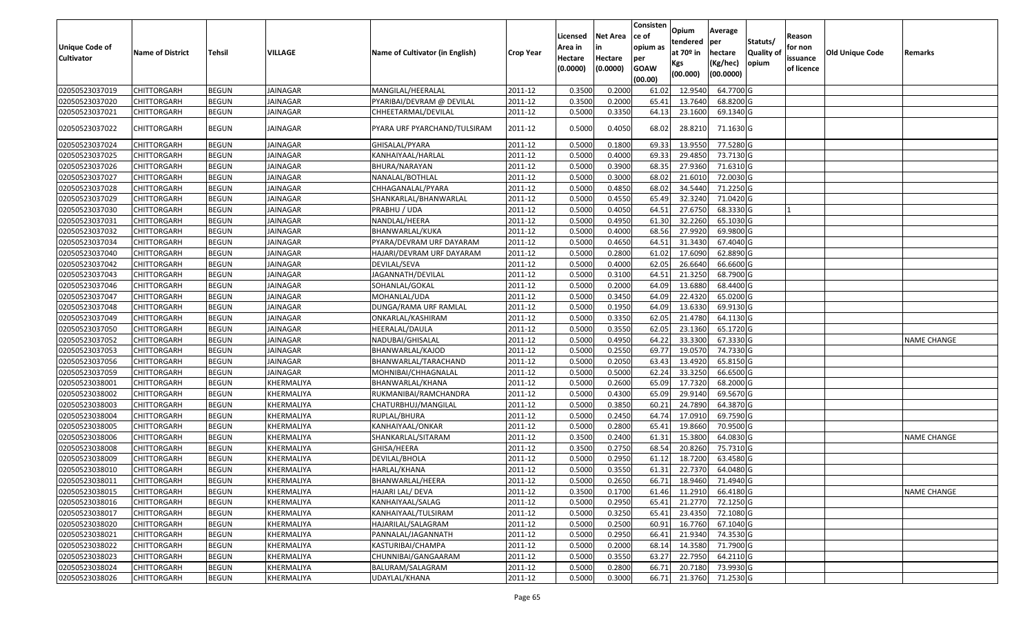| Unique Code of Cultivator | Name of District | Tehsil | VILLAGE | Name of Cultivator (in English) | Crop Year | Licensed Area in Hectare (0.0000) | Net Area in Hectare (0.0000) | Consisten ce of opium as per GOAW (00.00) | Opium tendered at 70º in Kgs (00.000) | Average per hectare (Kg/hec) (00.0000) | Statuts/ Quality of opium | Reason for non issuance of licence | Old Unique Code | Remarks |
|---|---|---|---|---|---|---|---|---|---|---|---|---|---|---|
| 02050523037019 | CHITTORGARH | BEGUN | JAINAGAR | MANGILAL/HEERALAL | 2011-12 | 0.3500 | 0.2000 | 61.02 | 12.9540 | 64.7700 | G | | | |
| 02050523037020 | CHITTORGARH | BEGUN | JAINAGAR | PYARIBAI/DEVRAM @ DEVILAL | 2011-12 | 0.3500 | 0.2000 | 65.41 | 13.7640 | 68.8200 | G | | | |
| 02050523037021 | CHITTORGARH | BEGUN | JAINAGAR | CHHEETARMAL/DEVILAL | 2011-12 | 0.5000 | 0.3350 | 64.13 | 23.1600 | 69.1340 | G | | | |
| 02050523037022 | CHITTORGARH | BEGUN | JAINAGAR | PYARA URF PYARCHAND/TULSIRAM | 2011-12 | 0.5000 | 0.4050 | 68.02 | 28.8210 | 71.1630 | G | | | |
| 02050523037024 | CHITTORGARH | BEGUN | JAINAGAR | GHISALAL/PYARA | 2011-12 | 0.5000 | 0.1800 | 69.33 | 13.9550 | 77.5280 | G | | | |
| 02050523037025 | CHITTORGARH | BEGUN | JAINAGAR | KANHAIYAAL/HARLAL | 2011-12 | 0.5000 | 0.4000 | 69.33 | 29.4850 | 73.7130 | G | | | |
| 02050523037026 | CHITTORGARH | BEGUN | JAINAGAR | BHURA/NARAYAN | 2011-12 | 0.5000 | 0.3900 | 68.35 | 27.9360 | 71.6310 | G | | | |
| 02050523037027 | CHITTORGARH | BEGUN | JAINAGAR | NANALAL/BOTHLAL | 2011-12 | 0.5000 | 0.3000 | 68.02 | 21.6010 | 72.0030 | G | | | |
| 02050523037028 | CHITTORGARH | BEGUN | JAINAGAR | CHHAGANALAL/PYARA | 2011-12 | 0.5000 | 0.4850 | 68.02 | 34.5440 | 71.2250 | G | | | |
| 02050523037029 | CHITTORGARH | BEGUN | JAINAGAR | SHANKARLAL/BHANWARLAL | 2011-12 | 0.5000 | 0.4550 | 65.49 | 32.3240 | 71.0420 | G | | | |
| 02050523037030 | CHITTORGARH | BEGUN | JAINAGAR | PRABHU / UDA | 2011-12 | 0.5000 | 0.4050 | 64.51 | 27.6750 | 68.3330 | G | 1 | | |
| 02050523037031 | CHITTORGARH | BEGUN | JAINAGAR | NANDLAL/HEERA | 2011-12 | 0.5000 | 0.4950 | 61.30 | 32.2260 | 65.1030 | G | | | |
| 02050523037032 | CHITTORGARH | BEGUN | JAINAGAR | BHANWARLAL/KUKA | 2011-12 | 0.5000 | 0.4000 | 68.56 | 27.9920 | 69.9800 | G | | | |
| 02050523037034 | CHITTORGARH | BEGUN | JAINAGAR | PYARA/DEVRAM URF DAYARAM | 2011-12 | 0.5000 | 0.4650 | 64.51 | 31.3430 | 67.4040 | G | | | |
| 02050523037040 | CHITTORGARH | BEGUN | JAINAGAR | HAJARI/DEVRAM URF DAYARAM | 2011-12 | 0.5000 | 0.2800 | 61.02 | 17.6090 | 62.8890 | G | | | |
| 02050523037042 | CHITTORGARH | BEGUN | JAINAGAR | DEVILAL/SEVA | 2011-12 | 0.5000 | 0.4000 | 62.05 | 26.6640 | 66.6600 | G | | | |
| 02050523037043 | CHITTORGARH | BEGUN | JAINAGAR | JAGANNATH/DEVILAL | 2011-12 | 0.5000 | 0.3100 | 64.51 | 21.3250 | 68.7900 | G | | | |
| 02050523037046 | CHITTORGARH | BEGUN | JAINAGAR | SOHANLAL/GOKAL | 2011-12 | 0.5000 | 0.2000 | 64.09 | 13.6880 | 68.4400 | G | | | |
| 02050523037047 | CHITTORGARH | BEGUN | JAINAGAR | MOHANLAL/UDA | 2011-12 | 0.5000 | 0.3450 | 64.09 | 22.4320 | 65.0200 | G | | | |
| 02050523037048 | CHITTORGARH | BEGUN | JAINAGAR | DUNGA/RAMA URF RAMLAL | 2011-12 | 0.5000 | 0.1950 | 64.09 | 13.6330 | 69.9130 | G | | | |
| 02050523037049 | CHITTORGARH | BEGUN | JAINAGAR | ONKARLAL/KASHIRAM | 2011-12 | 0.5000 | 0.3350 | 62.05 | 21.4780 | 64.1130 | G | | | |
| 02050523037050 | CHITTORGARH | BEGUN | JAINAGAR | HEERALAL/DAULA | 2011-12 | 0.5000 | 0.3550 | 62.05 | 23.1360 | 65.1720 | G | | | |
| 02050523037052 | CHITTORGARH | BEGUN | JAINAGAR | NADUBAI/GHISALAL | 2011-12 | 0.5000 | 0.4950 | 64.22 | 33.3300 | 67.3330 | G | | | NAME CHANGE |
| 02050523037053 | CHITTORGARH | BEGUN | JAINAGAR | BHANWARLAL/KAJOD | 2011-12 | 0.5000 | 0.2550 | 69.77 | 19.0570 | 74.7330 | G | | | |
| 02050523037056 | CHITTORGARH | BEGUN | JAINAGAR | BHANWARLAL/TARACHAND | 2011-12 | 0.5000 | 0.2050 | 63.43 | 13.4920 | 65.8150 | G | | | |
| 02050523037059 | CHITTORGARH | BEGUN | JAINAGAR | MOHNIBAI/CHHAGNALAL | 2011-12 | 0.5000 | 0.5000 | 62.24 | 33.3250 | 66.6500 | G | | | |
| 02050523038001 | CHITTORGARH | BEGUN | KHERMALIYA | BHANWARLAL/KHANA | 2011-12 | 0.5000 | 0.2600 | 65.09 | 17.7320 | 68.2000 | G | | | |
| 02050523038002 | CHITTORGARH | BEGUN | KHERMALIYA | RUKMANIBAI/RAMCHANDRA | 2011-12 | 0.5000 | 0.4300 | 65.09 | 29.9140 | 69.5670 | G | | | |
| 02050523038003 | CHITTORGARH | BEGUN | KHERMALIYA | CHATURBHUJ/MANGILAL | 2011-12 | 0.5000 | 0.3850 | 60.21 | 24.7890 | 64.3870 | G | | | |
| 02050523038004 | CHITTORGARH | BEGUN | KHERMALIYA | RUPLAL/BHURA | 2011-12 | 0.5000 | 0.2450 | 64.74 | 17.0910 | 69.7590 | G | | | |
| 02050523038005 | CHITTORGARH | BEGUN | KHERMALIYA | KANHAIYAAL/ONKAR | 2011-12 | 0.5000 | 0.2800 | 65.41 | 19.8660 | 70.9500 | G | | | |
| 02050523038006 | CHITTORGARH | BEGUN | KHERMALIYA | SHANKARLAL/SITARAM | 2011-12 | 0.3500 | 0.2400 | 61.31 | 15.3800 | 64.0830 | G | | | NAME CHANGE |
| 02050523038008 | CHITTORGARH | BEGUN | KHERMALIYA | GHISA/HEERA | 2011-12 | 0.3500 | 0.2750 | 68.54 | 20.8260 | 75.7310 | G | | | |
| 02050523038009 | CHITTORGARH | BEGUN | KHERMALIYA | DEVILAL/BHOLA | 2011-12 | 0.5000 | 0.2950 | 61.12 | 18.7200 | 63.4580 | G | | | |
| 02050523038010 | CHITTORGARH | BEGUN | KHERMALIYA | HARLAL/KHANA | 2011-12 | 0.5000 | 0.3550 | 61.31 | 22.7370 | 64.0480 | G | | | |
| 02050523038011 | CHITTORGARH | BEGUN | KHERMALIYA | BHANWARLAL/HEERA | 2011-12 | 0.5000 | 0.2650 | 66.71 | 18.9460 | 71.4940 | G | | | |
| 02050523038015 | CHITTORGARH | BEGUN | KHERMALIYA | HAJARI LAL/ DEVA | 2011-12 | 0.3500 | 0.1700 | 61.46 | 11.2910 | 66.4180 | G | | | NAME CHANGE |
| 02050523038016 | CHITTORGARH | BEGUN | KHERMALIYA | KANHAIYAAL/SALAG | 2011-12 | 0.5000 | 0.2950 | 65.41 | 21.2770 | 72.1250 | G | | | |
| 02050523038017 | CHITTORGARH | BEGUN | KHERMALIYA | KANHAIYAAL/TULSIRAM | 2011-12 | 0.5000 | 0.3250 | 65.41 | 23.4350 | 72.1080 | G | | | |
| 02050523038020 | CHITTORGARH | BEGUN | KHERMALIYA | HAJARILAL/SALAGRAM | 2011-12 | 0.5000 | 0.2500 | 60.91 | 16.7760 | 67.1040 | G | | | |
| 02050523038021 | CHITTORGARH | BEGUN | KHERMALIYA | PANNALAL/JAGANNATH | 2011-12 | 0.5000 | 0.2950 | 66.41 | 21.9340 | 74.3530 | G | | | |
| 02050523038022 | CHITTORGARH | BEGUN | KHERMALIYA | KASTURIBAI/CHAMPA | 2011-12 | 0.5000 | 0.2000 | 68.14 | 14.3580 | 71.7900 | G | | | |
| 02050523038023 | CHITTORGARH | BEGUN | KHERMALIYA | CHUNNIBAI/GANGAARAM | 2011-12 | 0.5000 | 0.3550 | 63.27 | 22.7950 | 64.2110 | G | | | |
| 02050523038024 | CHITTORGARH | BEGUN | KHERMALIYA | BALURAM/SALAGRAM | 2011-12 | 0.5000 | 0.2800 | 66.71 | 20.7180 | 73.9930 | G | | | |
| 02050523038026 | CHITTORGARH | BEGUN | KHERMALIYA | UDAYLAL/KHANA | 2011-12 | 0.5000 | 0.3000 | 66.71 | 21.3760 | 71.2530 | G | | | |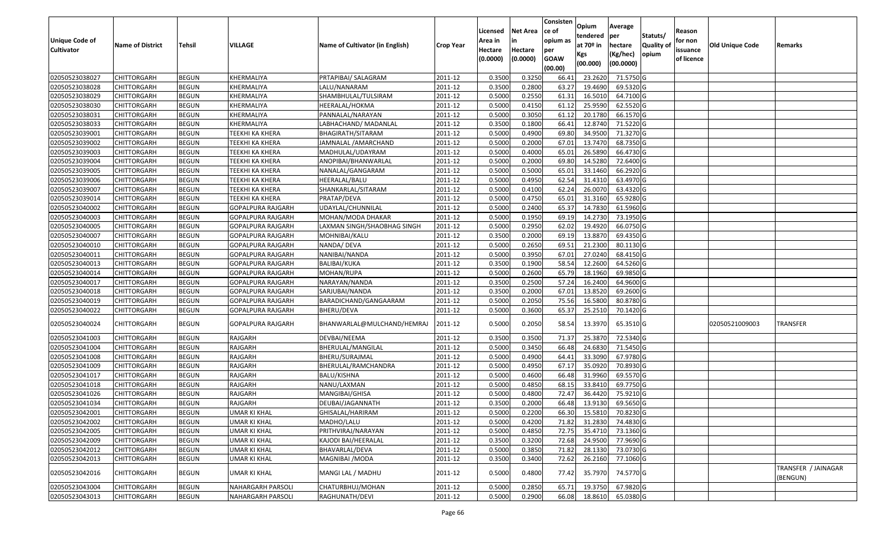| Unique Code of Cultivator | Name of District | Tehsil | VILLAGE | Name of Cultivator (in English) | Crop Year | Licensed Area in Hectare (0.0000) | Net Area in Hectare (0.0000) | Consisten ce of opium as per GOAW (00.00) | Opium tendered at 70º in Kgs (00.000) | Average per hectare (Kg/hec) (00.0000) | Statuts/ Quality of opium | Reason for non issuance of licence | Old Unique Code | Remarks |
|---|---|---|---|---|---|---|---|---|---|---|---|---|---|---|
| 02050523038027 | CHITTORGARH | BEGUN | KHERMALIYA | PRTAPIBAI/ SALAGRAM | 2011-12 | 0.3500 | 0.3250 | 66.41 | 23.2620 | 71.5750 | G | | | |
| 02050523038028 | CHITTORGARH | BEGUN | KHERMALIYA | LALU/NANARAM | 2011-12 | 0.3500 | 0.2800 | 63.27 | 19.4690 | 69.5320 | G | | | |
| 02050523038029 | CHITTORGARH | BEGUN | KHERMALIYA | SHAMBHULAL/TULSIRAM | 2011-12 | 0.5000 | 0.2550 | 61.31 | 16.5010 | 64.7100 | G | | | |
| 02050523038030 | CHITTORGARH | BEGUN | KHERMALIYA | HEERALAL/HOKMA | 2011-12 | 0.5000 | 0.4150 | 61.12 | 25.9590 | 62.5520 | G | | | |
| 02050523038031 | CHITTORGARH | BEGUN | KHERMALIYA | PANNALAL/NARAYAN | 2011-12 | 0.5000 | 0.3050 | 61.12 | 20.1780 | 66.1570 | G | | | |
| 02050523038033 | CHITTORGARH | BEGUN | KHERMALIYA | LABHACHAND/ MADANLAL | 2011-12 | 0.3500 | 0.1800 | 66.41 | 12.8740 | 71.5220 | G | | | |
| 02050523039001 | CHITTORGARH | BEGUN | TEEKHI KA KHERA | BHAGIRATH/SITARAM | 2011-12 | 0.5000 | 0.4900 | 69.80 | 34.9500 | 71.3270 | G | | | |
| 02050523039002 | CHITTORGARH | BEGUN | TEEKHI KA KHERA | JAMNALAL /AMARCHAND | 2011-12 | 0.5000 | 0.2000 | 67.01 | 13.7470 | 68.7350 | G | | | |
| 02050523039003 | CHITTORGARH | BEGUN | TEEKHI KA KHERA | MADHULAL/UDAYRAM | 2011-12 | 0.5000 | 0.4000 | 65.01 | 26.5890 | 66.4730 | G | | | |
| 02050523039004 | CHITTORGARH | BEGUN | TEEKHI KA KHERA | ANOPIBAI/BHANWARLAL | 2011-12 | 0.5000 | 0.2000 | 69.80 | 14.5280 | 72.6400 | G | | | |
| 02050523039005 | CHITTORGARH | BEGUN | TEEKHI KA KHERA | NANALAL/GANGARAM | 2011-12 | 0.5000 | 0.5000 | 65.01 | 33.1460 | 66.2920 | G | | | |
| 02050523039006 | CHITTORGARH | BEGUN | TEEKHI KA KHERA | HEERALAL/BALU | 2011-12 | 0.5000 | 0.4950 | 62.54 | 31.4310 | 63.4970 | G | | | |
| 02050523039007 | CHITTORGARH | BEGUN | TEEKHI KA KHERA | SHANKARLAL/SITARAM | 2011-12 | 0.5000 | 0.4100 | 62.24 | 26.0070 | 63.4320 | G | | | |
| 02050523039014 | CHITTORGARH | BEGUN | TEEKHI KA KHERA | PRATAP/DEVA | 2011-12 | 0.5000 | 0.4750 | 65.01 | 31.3160 | 65.9280 | G | | | |
| 02050523040002 | CHITTORGARH | BEGUN | GOPALPURA RAJGARH | UDAYLAL/CHUNNILAL | 2011-12 | 0.5000 | 0.2400 | 65.37 | 14.7830 | 61.5960 | G | | | |
| 02050523040003 | CHITTORGARH | BEGUN | GOPALPURA RAJGARH | MOHAN/MODA DHAKAR | 2011-12 | 0.5000 | 0.1950 | 69.19 | 14.2730 | 73.1950 | G | | | |
| 02050523040005 | CHITTORGARH | BEGUN | GOPALPURA RAJGARH | LAXMAN SINGH/SHAOBHAG SINGH | 2011-12 | 0.5000 | 0.2950 | 62.02 | 19.4920 | 66.0750 | G | | | |
| 02050523040007 | CHITTORGARH | BEGUN | GOPALPURA RAJGARH | MOHNIBAI/KALU | 2011-12 | 0.3500 | 0.2000 | 69.19 | 13.8870 | 69.4350 | G | | | |
| 02050523040010 | CHITTORGARH | BEGUN | GOPALPURA RAJGARH | NANDA/ DEVA | 2011-12 | 0.5000 | 0.2650 | 69.51 | 21.2300 | 80.1130 | G | | | |
| 02050523040011 | CHITTORGARH | BEGUN | GOPALPURA RAJGARH | NANIBAI/NANDA | 2011-12 | 0.5000 | 0.3950 | 67.01 | 27.0240 | 68.4150 | G | | | |
| 02050523040013 | CHITTORGARH | BEGUN | GOPALPURA RAJGARH | BALIBAI/KUKA | 2011-12 | 0.3500 | 0.1900 | 58.54 | 12.2600 | 64.5260 | G | | | |
| 02050523040014 | CHITTORGARH | BEGUN | GOPALPURA RAJGARH | MOHAN/RUPA | 2011-12 | 0.5000 | 0.2600 | 65.79 | 18.1960 | 69.9850 | G | | | |
| 02050523040017 | CHITTORGARH | BEGUN | GOPALPURA RAJGARH | NARAYAN/NANDA | 2011-12 | 0.3500 | 0.2500 | 57.24 | 16.2400 | 64.9600 | G | | | |
| 02050523040018 | CHITTORGARH | BEGUN | GOPALPURA RAJGARH | SARJUBAI/NANDA | 2011-12 | 0.3500 | 0.2000 | 67.01 | 13.8520 | 69.2600 | G | | | |
| 02050523040019 | CHITTORGARH | BEGUN | GOPALPURA RAJGARH | BARADICHAND/GANGAARAM | 2011-12 | 0.5000 | 0.2050 | 75.56 | 16.5800 | 80.8780 | G | | | |
| 02050523040022 | CHITTORGARH | BEGUN | GOPALPURA RAJGARH | BHERU/DEVA | 2011-12 | 0.5000 | 0.3600 | 65.37 | 25.2510 | 70.1420 | G | | | |
| 02050523040024 | CHITTORGARH | BEGUN | GOPALPURA RAJGARH | BHANWARLAL@MULCHAND/HEMRAJ | 2011-12 | 0.5000 | 0.2050 | 58.54 | 13.3970 | 65.3510 | G | | 02050521009003 | TRANSFER |
| 02050523041003 | CHITTORGARH | BEGUN | RAJGARH | DEVBAI/NEEMA | 2011-12 | 0.3500 | 0.3500 | 71.37 | 25.3870 | 72.5340 | G | | | |
| 02050523041004 | CHITTORGARH | BEGUN | RAJGARH | BHERULAL/MANGILAL | 2011-12 | 0.5000 | 0.3450 | 66.48 | 24.6830 | 71.5450 | G | | | |
| 02050523041008 | CHITTORGARH | BEGUN | RAJGARH | BHERU/SURAJMAL | 2011-12 | 0.5000 | 0.4900 | 64.41 | 33.3090 | 67.9780 | G | | | |
| 02050523041009 | CHITTORGARH | BEGUN | RAJGARH | BHERULAL/RAMCHANDRA | 2011-12 | 0.5000 | 0.4950 | 67.17 | 35.0920 | 70.8930 | G | | | |
| 02050523041017 | CHITTORGARH | BEGUN | RAJGARH | BALU/KISHNA | 2011-12 | 0.5000 | 0.4600 | 66.48 | 31.9960 | 69.5570 | G | | | |
| 02050523041018 | CHITTORGARH | BEGUN | RAJGARH | NANU/LAXMAN | 2011-12 | 0.5000 | 0.4850 | 68.15 | 33.8410 | 69.7750 | G | | | |
| 02050523041026 | CHITTORGARH | BEGUN | RAJGARH | MANGIBAI/GHISA | 2011-12 | 0.5000 | 0.4800 | 72.47 | 36.4420 | 75.9210 | G | | | |
| 02050523041034 | CHITTORGARH | BEGUN | RAJGARH | DEUBAI/JAGANNATH | 2011-12 | 0.3500 | 0.2000 | 66.48 | 13.9130 | 69.5650 | G | | | |
| 02050523042001 | CHITTORGARH | BEGUN | UMAR KI KHAL | GHISALAL/HARIRAM | 2011-12 | 0.5000 | 0.2200 | 66.30 | 15.5810 | 70.8230 | G | | | |
| 02050523042002 | CHITTORGARH | BEGUN | UMAR KI KHAL | MADHO/LALU | 2011-12 | 0.5000 | 0.4200 | 71.82 | 31.2830 | 74.4830 | G | | | |
| 02050523042005 | CHITTORGARH | BEGUN | UMAR KI KHAL | PRITHVIRAJ/NARAYAN | 2011-12 | 0.5000 | 0.4850 | 72.75 | 35.4710 | 73.1360 | G | | | |
| 02050523042009 | CHITTORGARH | BEGUN | UMAR KI KHAL | KAJODI BAI/HEERALAL | 2011-12 | 0.3500 | 0.3200 | 72.68 | 24.9500 | 77.9690 | G | | | |
| 02050523042012 | CHITTORGARH | BEGUN | UMAR KI KHAL | BHAVARLAL/DEVA | 2011-12 | 0.5000 | 0.3850 | 71.82 | 28.1330 | 73.0730 | G | | | |
| 02050523042013 | CHITTORGARH | BEGUN | UMAR KI KHAL | MAGNIBAI /MODA | 2011-12 | 0.3500 | 0.3400 | 72.62 | 26.2160 | 77.1060 | G | | | |
| 02050523042016 | CHITTORGARH | BEGUN | UMAR KI KHAL | MANGI LAL / MADHU | 2011-12 | 0.5000 | 0.4800 | 77.42 | 35.7970 | 74.5770 | G | | | TRANSFER / JAINAGAR (BENGUN) |
| 02050523043004 | CHITTORGARH | BEGUN | NAHARGARH PARSOLI | CHATURBHUJ/MOHAN | 2011-12 | 0.5000 | 0.2850 | 65.71 | 19.3750 | 67.9820 | G | | | |
| 02050523043013 | CHITTORGARH | BEGUN | NAHARGARH PARSOLI | RAGHUNATH/DEVI | 2011-12 | 0.5000 | 0.2900 | 66.08 | 18.8610 | 65.0380 | G | | | |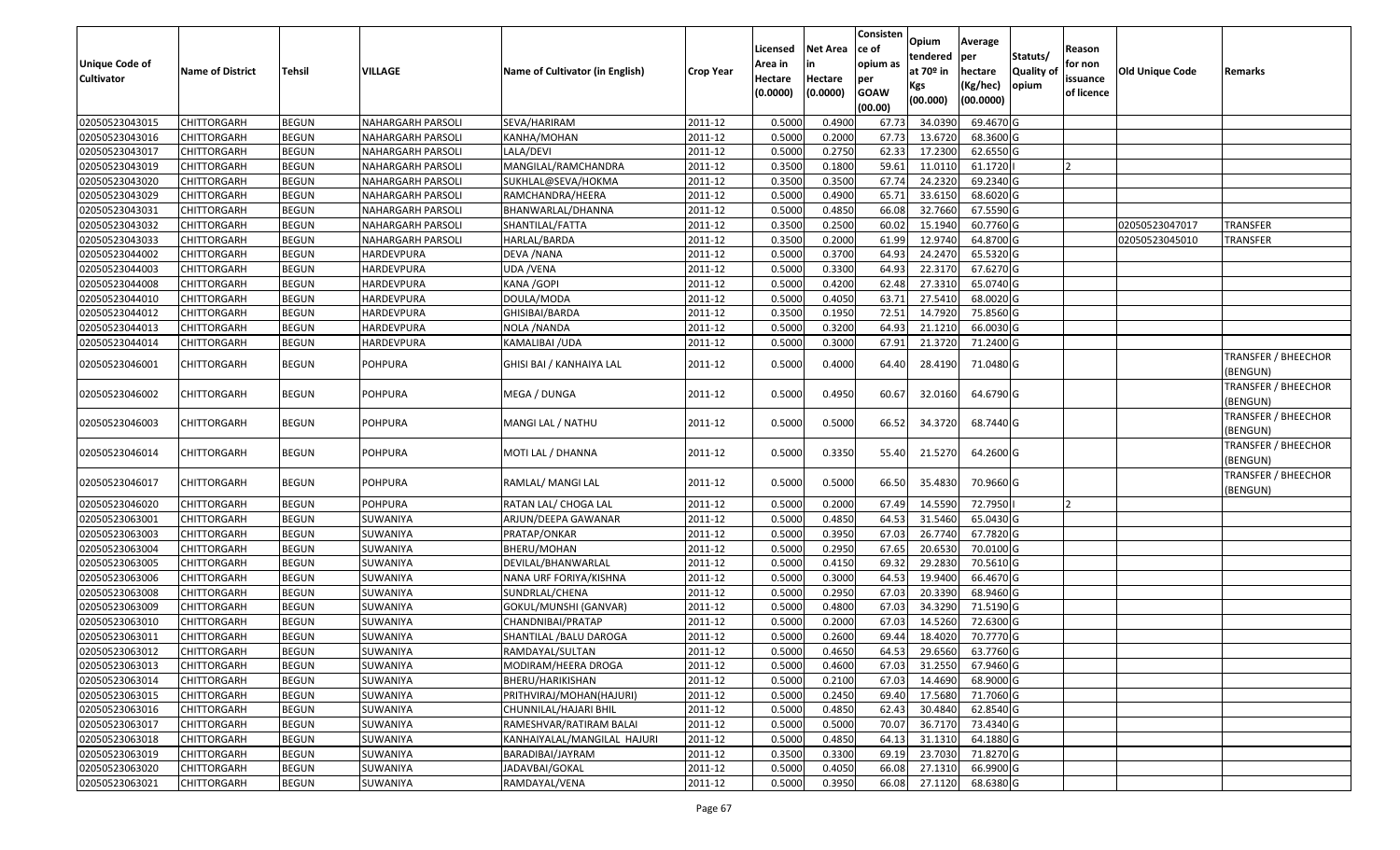| Unique Code of Cultivator | Name of District | Tehsil | VILLAGE | Name of Cultivator (in English) | Crop Year | Licensed Area in Hectare (0.0000) | Net Area in Hectare (0.0000) | Consistence of opium as per GOAW (00.00) | Opium tendered at 70º in Kgs (00.000) | Average per hectare (Kg/hec) (00.0000) | Statuts/ Quality of opium | Reason for non issuance of licence | Old Unique Code | Remarks |
|---|---|---|---|---|---|---|---|---|---|---|---|---|---|---|
| 02050523043015 | CHITTORGARH | BEGUN | NAHARGARH PARSOLI | SEVA/HARIRAM | 2011-12 | 0.5000 | 0.4900 | 67.73 | 34.0390 | 69.4670 | G | | | |
| 02050523043016 | CHITTORGARH | BEGUN | NAHARGARH PARSOLI | KANHA/MOHAN | 2011-12 | 0.5000 | 0.2000 | 67.73 | 13.6720 | 68.3600 | G | | | |
| 02050523043017 | CHITTORGARH | BEGUN | NAHARGARH PARSOLI | LALA/DEVI | 2011-12 | 0.5000 | 0.2750 | 62.33 | 17.2300 | 62.6550 | G | | | |
| 02050523043019 | CHITTORGARH | BEGUN | NAHARGARH PARSOLI | MANGILAL/RAMCHANDRA | 2011-12 | 0.3500 | 0.1800 | 59.61 | 11.0110 | 61.1720 | I | 2 | | |
| 02050523043020 | CHITTORGARH | BEGUN | NAHARGARH PARSOLI | SUKHLAL@SEVA/HOKMA | 2011-12 | 0.3500 | 0.3500 | 67.74 | 24.2320 | 69.2340 | G | | | |
| 02050523043029 | CHITTORGARH | BEGUN | NAHARGARH PARSOLI | RAMCHANDRA/HEERA | 2011-12 | 0.5000 | 0.4900 | 65.71 | 33.6150 | 68.6020 | G | | | |
| 02050523043031 | CHITTORGARH | BEGUN | NAHARGARH PARSOLI | BHANWARLAL/DHANNA | 2011-12 | 0.5000 | 0.4850 | 66.08 | 32.7660 | 67.5590 | G | | | |
| 02050523043032 | CHITTORGARH | BEGUN | NAHARGARH PARSOLI | SHANTILAL/FATTA | 2011-12 | 0.3500 | 0.2500 | 60.02 | 15.1940 | 60.7760 | G | | 02050523047017 | TRANSFER |
| 02050523043033 | CHITTORGARH | BEGUN | NAHARGARH PARSOLI | HARLAL/BARDA | 2011-12 | 0.3500 | 0.2000 | 61.99 | 12.9740 | 64.8700 | G | | 02050523045010 | TRANSFER |
| 02050523044002 | CHITTORGARH | BEGUN | HARDEVPURA | DEVA /NANA | 2011-12 | 0.5000 | 0.3700 | 64.93 | 24.2470 | 65.5320 | G | | | |
| 02050523044003 | CHITTORGARH | BEGUN | HARDEVPURA | UDA /VENA | 2011-12 | 0.5000 | 0.3300 | 64.93 | 22.3170 | 67.6270 | G | | | |
| 02050523044008 | CHITTORGARH | BEGUN | HARDEVPURA | KANA /GOPI | 2011-12 | 0.5000 | 0.4200 | 62.48 | 27.3310 | 65.0740 | G | | | |
| 02050523044010 | CHITTORGARH | BEGUN | HARDEVPURA | DOULA/MODA | 2011-12 | 0.5000 | 0.4050 | 63.71 | 27.5410 | 68.0020 | G | | | |
| 02050523044012 | CHITTORGARH | BEGUN | HARDEVPURA | GHISIBAI/BARDA | 2011-12 | 0.3500 | 0.1950 | 72.51 | 14.7920 | 75.8560 | G | | | |
| 02050523044013 | CHITTORGARH | BEGUN | HARDEVPURA | NOLA /NANDA | 2011-12 | 0.5000 | 0.3200 | 64.93 | 21.1210 | 66.0030 | G | | | |
| 02050523044014 | CHITTORGARH | BEGUN | HARDEVPURA | KAMALIBAI /UDA | 2011-12 | 0.5000 | 0.3000 | 67.91 | 21.3720 | 71.2400 | G | | | |
| 02050523046001 | CHITTORGARH | BEGUN | POHPURA | GHISI BAI / KANHAIYA LAL | 2011-12 | 0.5000 | 0.4000 | 64.40 | 28.4190 | 71.0480 | G | | | TRANSFER / BHEECHOR (BENGUN) |
| 02050523046002 | CHITTORGARH | BEGUN | POHPURA | MEGA / DUNGA | 2011-12 | 0.5000 | 0.4950 | 60.67 | 32.0160 | 64.6790 | G | | | TRANSFER / BHEECHOR (BENGUN) |
| 02050523046003 | CHITTORGARH | BEGUN | POHPURA | MANGI LAL / NATHU | 2011-12 | 0.5000 | 0.5000 | 66.52 | 34.3720 | 68.7440 | G | | | TRANSFER / BHEECHOR (BENGUN) |
| 02050523046014 | CHITTORGARH | BEGUN | POHPURA | MOTI LAL / DHANNA | 2011-12 | 0.5000 | 0.3350 | 55.40 | 21.5270 | 64.2600 | G | | | TRANSFER / BHEECHOR (BENGUN) |
| 02050523046017 | CHITTORGARH | BEGUN | POHPURA | RAMLAL/ MANGI LAL | 2011-12 | 0.5000 | 0.5000 | 66.50 | 35.4830 | 70.9660 | G | | | TRANSFER / BHEECHOR (BENGUN) |
| 02050523046020 | CHITTORGARH | BEGUN | POHPURA | RATAN LAL/ CHOGA LAL | 2011-12 | 0.5000 | 0.2000 | 67.49 | 14.5590 | 72.7950 | I | 2 | | |
| 02050523063001 | CHITTORGARH | BEGUN | SUWANIYA | ARJUN/DEEPA GAWANAR | 2011-12 | 0.5000 | 0.4850 | 64.53 | 31.5460 | 65.0430 | G | | | |
| 02050523063003 | CHITTORGARH | BEGUN | SUWANIYA | PRATAP/ONKAR | 2011-12 | 0.5000 | 0.3950 | 67.03 | 26.7740 | 67.7820 | G | | | |
| 02050523063004 | CHITTORGARH | BEGUN | SUWANIYA | BHERU/MOHAN | 2011-12 | 0.5000 | 0.2950 | 67.65 | 20.6530 | 70.0100 | G | | | |
| 02050523063005 | CHITTORGARH | BEGUN | SUWANIYA | DEVILAL/BHANWARLAL | 2011-12 | 0.5000 | 0.4150 | 69.32 | 29.2830 | 70.5610 | G | | | |
| 02050523063006 | CHITTORGARH | BEGUN | SUWANIYA | NANA URF FORIYA/KISHNA | 2011-12 | 0.5000 | 0.3000 | 64.53 | 19.9400 | 66.4670 | G | | | |
| 02050523063008 | CHITTORGARH | BEGUN | SUWANIYA | SUNDRLAL/CHENA | 2011-12 | 0.5000 | 0.2950 | 67.03 | 20.3390 | 68.9460 | G | | | |
| 02050523063009 | CHITTORGARH | BEGUN | SUWANIYA | GOKUL/MUNSHI (GANVAR) | 2011-12 | 0.5000 | 0.4800 | 67.03 | 34.3290 | 71.5190 | G | | | |
| 02050523063010 | CHITTORGARH | BEGUN | SUWANIYA | CHANDNIBAI/PRATAP | 2011-12 | 0.5000 | 0.2000 | 67.03 | 14.5260 | 72.6300 | G | | | |
| 02050523063011 | CHITTORGARH | BEGUN | SUWANIYA | SHANTILAL /BALU DAROGA | 2011-12 | 0.5000 | 0.2600 | 69.44 | 18.4020 | 70.7770 | G | | | |
| 02050523063012 | CHITTORGARH | BEGUN | SUWANIYA | RAMDAYAL/SULTAN | 2011-12 | 0.5000 | 0.4650 | 64.53 | 29.6560 | 63.7760 | G | | | |
| 02050523063013 | CHITTORGARH | BEGUN | SUWANIYA | MODIRAM/HEERA DROGA | 2011-12 | 0.5000 | 0.4600 | 67.03 | 31.2550 | 67.9460 | G | | | |
| 02050523063014 | CHITTORGARH | BEGUN | SUWANIYA | BHERU/HARIKISHAN | 2011-12 | 0.5000 | 0.2100 | 67.03 | 14.4690 | 68.9000 | G | | | |
| 02050523063015 | CHITTORGARH | BEGUN | SUWANIYA | PRITHVIRAJ/MOHAN(HAJURI) | 2011-12 | 0.5000 | 0.2450 | 69.40 | 17.5680 | 71.7060 | G | | | |
| 02050523063016 | CHITTORGARH | BEGUN | SUWANIYA | CHUNNILAL/HAJARI BHIL | 2011-12 | 0.5000 | 0.4850 | 62.43 | 30.4840 | 62.8540 | G | | | |
| 02050523063017 | CHITTORGARH | BEGUN | SUWANIYA | RAMESHVAR/RATIRAM BALAI | 2011-12 | 0.5000 | 0.5000 | 70.07 | 36.7170 | 73.4340 | G | | | |
| 02050523063018 | CHITTORGARH | BEGUN | SUWANIYA | KANHAIYALAL/MANGILAL HAJURI | 2011-12 | 0.5000 | 0.4850 | 64.13 | 31.1310 | 64.1880 | G | | | |
| 02050523063019 | CHITTORGARH | BEGUN | SUWANIYA | BARADIBAI/JAYRAM | 2011-12 | 0.3500 | 0.3300 | 69.19 | 23.7030 | 71.8270 | G | | | |
| 02050523063020 | CHITTORGARH | BEGUN | SUWANIYA | JADAVBAI/GOKAL | 2011-12 | 0.5000 | 0.4050 | 66.08 | 27.1310 | 66.9900 | G | | | |
| 02050523063021 | CHITTORGARH | BEGUN | SUWANIYA | RAMDAYAL/VENA | 2011-12 | 0.5000 | 0.3950 | 66.08 | 27.1120 | 68.6380 | G | | | |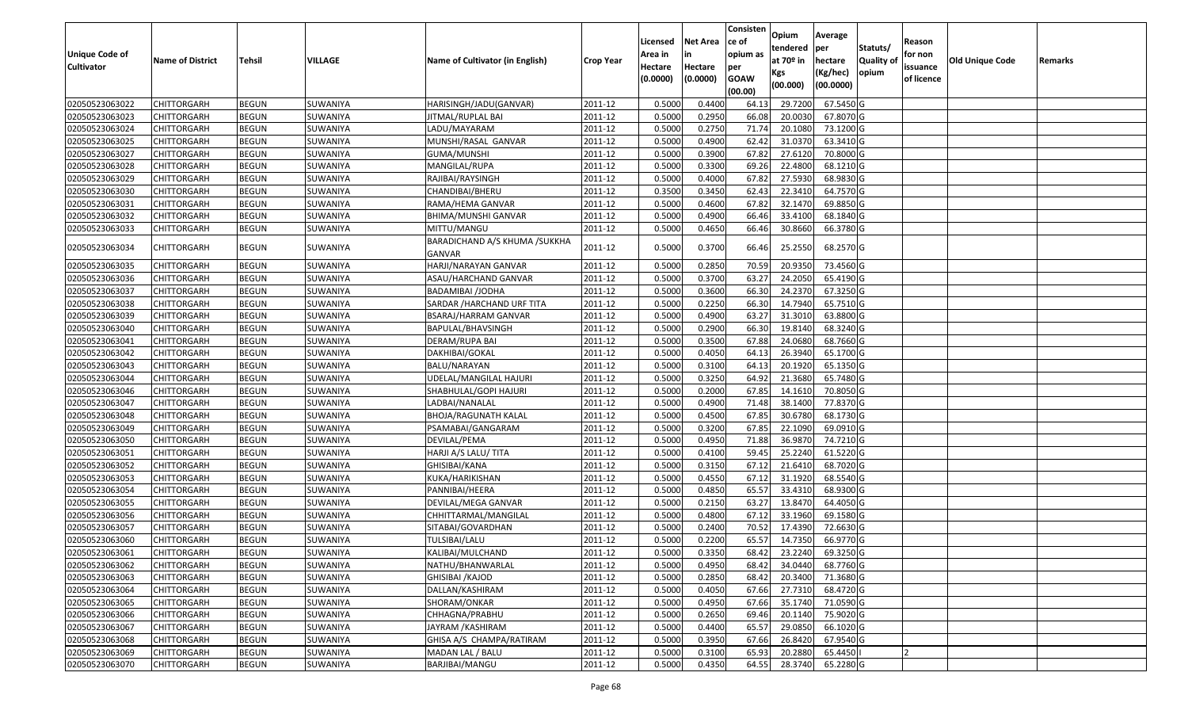| Unique Code of Cultivator | Name of District | Tehsil | VILLAGE | Name of Cultivator (in English) | Crop Year | Licensed Area in Hectare (0.0000) | Net Area in Hectare (0.0000) | Consisten ce of opium as per GOAW (00.00) | Opium tendered at 70º in Kgs (00.000) | Average per hectare (Kg/hec) (00.0000) | Statuts/ Quality of opium | Reason for non issuance of licence | Old Unique Code | Remarks |
|---|---|---|---|---|---|---|---|---|---|---|---|---|---|---|
| 02050523063022 | CHITTORGARH | BEGUN | SUWANIYA | HARISINGH/JADU(GANVAR) | 2011-12 | 0.5000 | 0.4400 | 64.13 | 29.7200 | 67.5450 | G | | | |
| 02050523063023 | CHITTORGARH | BEGUN | SUWANIYA | JITMAL/RUPLAL BAI | 2011-12 | 0.5000 | 0.2950 | 66.08 | 20.0030 | 67.8070 | G | | | |
| 02050523063024 | CHITTORGARH | BEGUN | SUWANIYA | LADU/MAYARAM | 2011-12 | 0.5000 | 0.2750 | 71.74 | 20.1080 | 73.1200 | G | | | |
| 02050523063025 | CHITTORGARH | BEGUN | SUWANIYA | MUNSHI/RASAL GANVAR | 2011-12 | 0.5000 | 0.4900 | 62.42 | 31.0370 | 63.3410 | G | | | |
| 02050523063027 | CHITTORGARH | BEGUN | SUWANIYA | GUMA/MUNSHI | 2011-12 | 0.5000 | 0.3900 | 67.82 | 27.6120 | 70.8000 | G | | | |
| 02050523063028 | CHITTORGARH | BEGUN | SUWANIYA | MANGILAL/RUPA | 2011-12 | 0.5000 | 0.3300 | 69.26 | 22.4800 | 68.1210 | G | | | |
| 02050523063029 | CHITTORGARH | BEGUN | SUWANIYA | RAJIBAI/RAYSINGH | 2011-12 | 0.5000 | 0.4000 | 67.82 | 27.5930 | 68.9830 | G | | | |
| 02050523063030 | CHITTORGARH | BEGUN | SUWANIYA | CHANDIBAI/BHERU | 2011-12 | 0.3500 | 0.3450 | 62.43 | 22.3410 | 64.7570 | G | | | |
| 02050523063031 | CHITTORGARH | BEGUN | SUWANIYA | RAMA/HEMA GANVAR | 2011-12 | 0.5000 | 0.4600 | 67.82 | 32.1470 | 69.8850 | G | | | |
| 02050523063032 | CHITTORGARH | BEGUN | SUWANIYA | BHIMA/MUNSHI GANVAR | 2011-12 | 0.5000 | 0.4900 | 66.46 | 33.4100 | 68.1840 | G | | | |
| 02050523063033 | CHITTORGARH | BEGUN | SUWANIYA | MITTU/MANGU | 2011-12 | 0.5000 | 0.4650 | 66.46 | 30.8660 | 66.3780 | G | | | |
| 02050523063034 | CHITTORGARH | BEGUN | SUWANIYA | BARADICHAND A/S KHUMA /SUKKHA GANVAR | 2011-12 | 0.5000 | 0.3700 | 66.46 | 25.2550 | 68.2570 | G | | | |
| 02050523063035 | CHITTORGARH | BEGUN | SUWANIYA | HARJI/NARAYAN GANVAR | 2011-12 | 0.5000 | 0.2850 | 70.59 | 20.9350 | 73.4560 | G | | | |
| 02050523063036 | CHITTORGARH | BEGUN | SUWANIYA | ASAU/HARCHAND GANVAR | 2011-12 | 0.5000 | 0.3700 | 63.27 | 24.2050 | 65.4190 | G | | | |
| 02050523063037 | CHITTORGARH | BEGUN | SUWANIYA | BADAMIBAI /JODHA | 2011-12 | 0.5000 | 0.3600 | 66.30 | 24.2370 | 67.3250 | G | | | |
| 02050523063038 | CHITTORGARH | BEGUN | SUWANIYA | SARDAR /HARCHAND URF TITA | 2011-12 | 0.5000 | 0.2250 | 66.30 | 14.7940 | 65.7510 | G | | | |
| 02050523063039 | CHITTORGARH | BEGUN | SUWANIYA | BSARAJ/HARRAM GANVAR | 2011-12 | 0.5000 | 0.4900 | 63.27 | 31.3010 | 63.8800 | G | | | |
| 02050523063040 | CHITTORGARH | BEGUN | SUWANIYA | BAPULAL/BHAVSINGH | 2011-12 | 0.5000 | 0.2900 | 66.30 | 19.8140 | 68.3240 | G | | | |
| 02050523063041 | CHITTORGARH | BEGUN | SUWANIYA | DERAM/RUPA BAI | 2011-12 | 0.5000 | 0.3500 | 67.88 | 24.0680 | 68.7660 | G | | | |
| 02050523063042 | CHITTORGARH | BEGUN | SUWANIYA | DAKHIBAI/GOKAL | 2011-12 | 0.5000 | 0.4050 | 64.13 | 26.3940 | 65.1700 | G | | | |
| 02050523063043 | CHITTORGARH | BEGUN | SUWANIYA | BALU/NARAYAN | 2011-12 | 0.5000 | 0.3100 | 64.13 | 20.1920 | 65.1350 | G | | | |
| 02050523063044 | CHITTORGARH | BEGUN | SUWANIYA | UDELAL/MANGILAL HAJURI | 2011-12 | 0.5000 | 0.3250 | 64.92 | 21.3680 | 65.7480 | G | | | |
| 02050523063046 | CHITTORGARH | BEGUN | SUWANIYA | SHABHULAL/GOPI HAJURI | 2011-12 | 0.5000 | 0.2000 | 67.85 | 14.1610 | 70.8050 | G | | | |
| 02050523063047 | CHITTORGARH | BEGUN | SUWANIYA | LADBAI/NANALAL | 2011-12 | 0.5000 | 0.4900 | 71.48 | 38.1400 | 77.8370 | G | | | |
| 02050523063048 | CHITTORGARH | BEGUN | SUWANIYA | BHOJA/RAGUNATH KALAL | 2011-12 | 0.5000 | 0.4500 | 67.85 | 30.6780 | 68.1730 | G | | | |
| 02050523063049 | CHITTORGARH | BEGUN | SUWANIYA | PSAMABAI/GANGARAM | 2011-12 | 0.5000 | 0.3200 | 67.85 | 22.1090 | 69.0910 | G | | | |
| 02050523063050 | CHITTORGARH | BEGUN | SUWANIYA | DEVILAL/PEMA | 2011-12 | 0.5000 | 0.4950 | 71.88 | 36.9870 | 74.7210 | G | | | |
| 02050523063051 | CHITTORGARH | BEGUN | SUWANIYA | HARJI A/S LALU/ TITA | 2011-12 | 0.5000 | 0.4100 | 59.45 | 25.2240 | 61.5220 | G | | | |
| 02050523063052 | CHITTORGARH | BEGUN | SUWANIYA | GHISIBAI/KANA | 2011-12 | 0.5000 | 0.3150 | 67.12 | 21.6410 | 68.7020 | G | | | |
| 02050523063053 | CHITTORGARH | BEGUN | SUWANIYA | KUKA/HARIKISHAN | 2011-12 | 0.5000 | 0.4550 | 67.12 | 31.1920 | 68.5540 | G | | | |
| 02050523063054 | CHITTORGARH | BEGUN | SUWANIYA | PANNIBAI/HEERA | 2011-12 | 0.5000 | 0.4850 | 65.57 | 33.4310 | 68.9300 | G | | | |
| 02050523063055 | CHITTORGARH | BEGUN | SUWANIYA | DEVILAL/MEGA GANVAR | 2011-12 | 0.5000 | 0.2150 | 63.27 | 13.8470 | 64.4050 | G | | | |
| 02050523063056 | CHITTORGARH | BEGUN | SUWANIYA | CHHITTARMAL/MANGILAL | 2011-12 | 0.5000 | 0.4800 | 67.12 | 33.1960 | 69.1580 | G | | | |
| 02050523063057 | CHITTORGARH | BEGUN | SUWANIYA | SITABAI/GOVARDHAN | 2011-12 | 0.5000 | 0.2400 | 70.52 | 17.4390 | 72.6630 | G | | | |
| 02050523063060 | CHITTORGARH | BEGUN | SUWANIYA | TULSIBAI/LALU | 2011-12 | 0.5000 | 0.2200 | 65.57 | 14.7350 | 66.9770 | G | | | |
| 02050523063061 | CHITTORGARH | BEGUN | SUWANIYA | KALIBAI/MULCHAND | 2011-12 | 0.5000 | 0.3350 | 68.42 | 23.2240 | 69.3250 | G | | | |
| 02050523063062 | CHITTORGARH | BEGUN | SUWANIYA | NATHU/BHANWARLAL | 2011-12 | 0.5000 | 0.4950 | 68.42 | 34.0440 | 68.7760 | G | | | |
| 02050523063063 | CHITTORGARH | BEGUN | SUWANIYA | GHISIBAI /KAJOD | 2011-12 | 0.5000 | 0.2850 | 68.42 | 20.3400 | 71.3680 | G | | | |
| 02050523063064 | CHITTORGARH | BEGUN | SUWANIYA | DALLAN/KASHIRAM | 2011-12 | 0.5000 | 0.4050 | 67.66 | 27.7310 | 68.4720 | G | | | |
| 02050523063065 | CHITTORGARH | BEGUN | SUWANIYA | SHORAM/ONKAR | 2011-12 | 0.5000 | 0.4950 | 67.66 | 35.1740 | 71.0590 | G | | | |
| 02050523063066 | CHITTORGARH | BEGUN | SUWANIYA | CHHAGNA/PRABHU | 2011-12 | 0.5000 | 0.2650 | 69.46 | 20.1140 | 75.9020 | G | | | |
| 02050523063067 | CHITTORGARH | BEGUN | SUWANIYA | JAYRAM /KASHIRAM | 2011-12 | 0.5000 | 0.4400 | 65.57 | 29.0850 | 66.1020 | G | | | |
| 02050523063068 | CHITTORGARH | BEGUN | SUWANIYA | GHISA A/S CHAMPA/RATIRAM | 2011-12 | 0.5000 | 0.3950 | 67.66 | 26.8420 | 67.9540 | G | | | |
| 02050523063069 | CHITTORGARH | BEGUN | SUWANIYA | MADAN LAL / BALU | 2011-12 | 0.5000 | 0.3100 | 65.93 | 20.2880 | 65.4450 | I | 2 | | |
| 02050523063070 | CHITTORGARH | BEGUN | SUWANIYA | BARJIBAI/MANGU | 2011-12 | 0.5000 | 0.4350 | 64.55 | 28.3740 | 65.2280 | G | | | |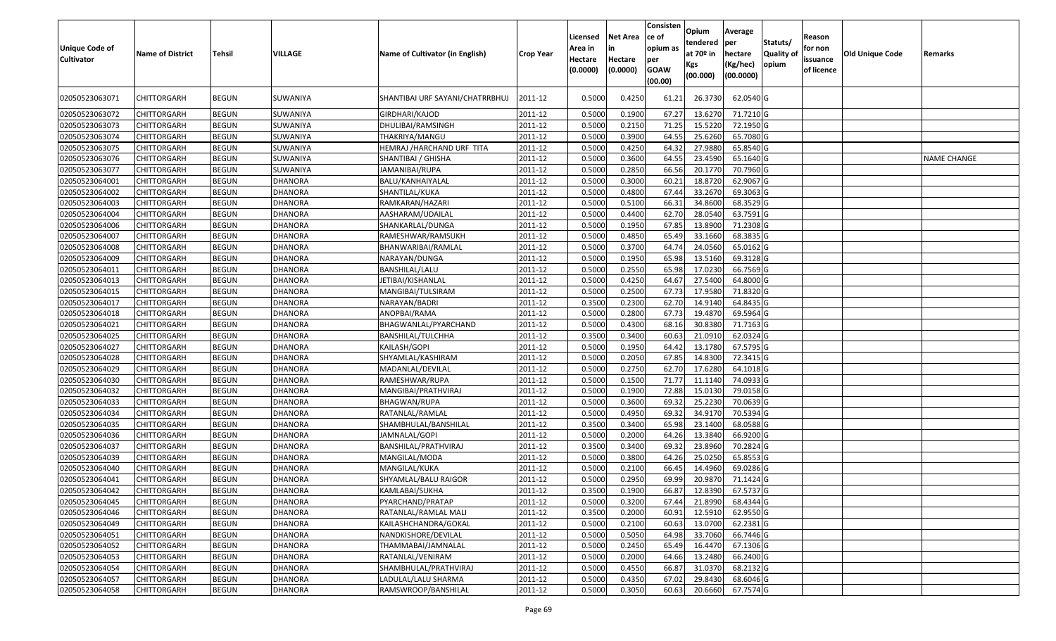| Unique Code of Cultivator | Name of District | Tehsil | VILLAGE | Name of Cultivator (in English) | Crop Year | Licensed Area in Hectare (0.0000) | Net Area in Hectare (0.0000) | Consistence of opium as per GOAW (00.00) | Opium tendered at 70º in Kgs (00.000) | Average per hectare (Kg/hec) (00.0000) | Statuts/ Quality of opium | Reason for non issuance of licence | Old Unique Code | Remarks |
|---|---|---|---|---|---|---|---|---|---|---|---|---|---|---|
| 02050523063071 | CHITTORGARH | BEGUN | SUWANIYA | SHANTIBAI URF SAYANI/CHATRRBHUJ | 2011-12 | 0.5000 | 0.4250 | 61.21 | 26.3730 | 62.0540 | G | | | |
| 02050523063072 | CHITTORGARH | BEGUN | SUWANIYA | GIRDHARI/KAJOD | 2011-12 | 0.5000 | 0.1900 | 67.27 | 13.6270 | 71.7210 | G | | | |
| 02050523063073 | CHITTORGARH | BEGUN | SUWANIYA | DHULIBAI/RAMSINGH | 2011-12 | 0.5000 | 0.2150 | 71.25 | 15.5220 | 72.1950 | G | | | |
| 02050523063074 | CHITTORGARH | BEGUN | SUWANIYA | THAKRIYA/MANGU | 2011-12 | 0.5000 | 0.3900 | 64.55 | 25.6260 | 65.7080 | G | | | |
| 02050523063075 | CHITTORGARH | BEGUN | SUWANIYA | HEMRAJ /HARCHAND URF TITA | 2011-12 | 0.5000 | 0.4250 | 64.32 | 27.9880 | 65.8540 | G | | | |
| 02050523063076 | CHITTORGARH | BEGUN | SUWANIYA | SHANTIBAI / GHISHA | 2011-12 | 0.5000 | 0.3600 | 64.55 | 23.4590 | 65.1640 | G | | | NAME CHANGE |
| 02050523063077 | CHITTORGARH | BEGUN | SUWANIYA | JAMANIBAI/RUPA | 2011-12 | 0.5000 | 0.2850 | 66.56 | 20.1770 | 70.7960 | G | | | |
| 02050523064001 | CHITTORGARH | BEGUN | DHANORA | BALU/KANHAIYALAL | 2011-12 | 0.5000 | 0.3000 | 60.21 | 18.8720 | 62.9067 | G | | | |
| 02050523064002 | CHITTORGARH | BEGUN | DHANORA | SHANTILAL/KUKA | 2011-12 | 0.5000 | 0.4800 | 67.44 | 33.2670 | 69.3063 | G | | | |
| 02050523064003 | CHITTORGARH | BEGUN | DHANORA | RAMKARAN/HAZARI | 2011-12 | 0.5000 | 0.5100 | 66.31 | 34.8600 | 68.3529 | G | | | |
| 02050523064004 | CHITTORGARH | BEGUN | DHANORA | AASHARAM/UDAILAL | 2011-12 | 0.5000 | 0.4400 | 62.70 | 28.0540 | 63.7591 | G | | | |
| 02050523064006 | CHITTORGARH | BEGUN | DHANORA | SHANKARLAL/DUNGA | 2011-12 | 0.5000 | 0.1950 | 67.85 | 13.8900 | 71.2308 | G | | | |
| 02050523064007 | CHITTORGARH | BEGUN | DHANORA | RAMESHWAR/RAMSUKH | 2011-12 | 0.5000 | 0.4850 | 65.49 | 33.1660 | 68.3835 | G | | | |
| 02050523064008 | CHITTORGARH | BEGUN | DHANORA | BHANWARIBAI/RAMLAL | 2011-12 | 0.5000 | 0.3700 | 64.74 | 24.0560 | 65.0162 | G | | | |
| 02050523064009 | CHITTORGARH | BEGUN | DHANORA | NARAYAN/DUNGA | 2011-12 | 0.5000 | 0.1950 | 65.98 | 13.5160 | 69.3128 | G | | | |
| 02050523064011 | CHITTORGARH | BEGUN | DHANORA | BANSHILAL/LALU | 2011-12 | 0.5000 | 0.2550 | 65.98 | 17.0230 | 66.7569 | G | | | |
| 02050523064013 | CHITTORGARH | BEGUN | DHANORA | JETIBAI/KISHANLAL | 2011-12 | 0.5000 | 0.4250 | 64.67 | 27.5400 | 64.8000 | G | | | |
| 02050523064015 | CHITTORGARH | BEGUN | DHANORA | MANGIBAI/TULSIRAM | 2011-12 | 0.5000 | 0.2500 | 67.73 | 17.9580 | 71.8320 | G | | | |
| 02050523064017 | CHITTORGARH | BEGUN | DHANORA | NARAYAN/BADRI | 2011-12 | 0.3500 | 0.2300 | 62.70 | 14.9140 | 64.8435 | G | | | |
| 02050523064018 | CHITTORGARH | BEGUN | DHANORA | ANOPBAI/RAMA | 2011-12 | 0.5000 | 0.2800 | 67.73 | 19.4870 | 69.5964 | G | | | |
| 02050523064021 | CHITTORGARH | BEGUN | DHANORA | BHAGWANLAL/PYARCHAND | 2011-12 | 0.5000 | 0.4300 | 68.16 | 30.8380 | 71.7163 | G | | | |
| 02050523064025 | CHITTORGARH | BEGUN | DHANORA | BANSHILAL/TULCHHA | 2011-12 | 0.3500 | 0.3400 | 60.63 | 21.0910 | 62.0324 | G | | | |
| 02050523064027 | CHITTORGARH | BEGUN | DHANORA | KAILASH/GOPI | 2011-12 | 0.5000 | 0.1950 | 64.42 | 13.1780 | 67.5795 | G | | | |
| 02050523064028 | CHITTORGARH | BEGUN | DHANORA | SHYAMLAL/KASHIRAM | 2011-12 | 0.5000 | 0.2050 | 67.85 | 14.8300 | 72.3415 | G | | | |
| 02050523064029 | CHITTORGARH | BEGUN | DHANORA | MADANLAL/DEVILAL | 2011-12 | 0.5000 | 0.2750 | 62.70 | 17.6280 | 64.1018 | G | | | |
| 02050523064030 | CHITTORGARH | BEGUN | DHANORA | RAMESHWAR/RUPA | 2011-12 | 0.5000 | 0.1500 | 71.77 | 11.1140 | 74.0933 | G | | | |
| 02050523064032 | CHITTORGARH | BEGUN | DHANORA | MANGIBAI/PRATHVIRAJ | 2011-12 | 0.5000 | 0.1900 | 72.88 | 15.0130 | 79.0158 | G | | | |
| 02050523064033 | CHITTORGARH | BEGUN | DHANORA | BHAGWAN/RUPA | 2011-12 | 0.5000 | 0.3600 | 69.32 | 25.2230 | 70.0639 | G | | | |
| 02050523064034 | CHITTORGARH | BEGUN | DHANORA | RATANLAL/RAMLAL | 2011-12 | 0.5000 | 0.4950 | 69.32 | 34.9170 | 70.5394 | G | | | |
| 02050523064035 | CHITTORGARH | BEGUN | DHANORA | SHAMBHULAL/BANSHILAL | 2011-12 | 0.3500 | 0.3400 | 65.98 | 23.1400 | 68.0588 | G | | | |
| 02050523064036 | CHITTORGARH | BEGUN | DHANORA | JAMNALAL/GOPI | 2011-12 | 0.5000 | 0.2000 | 64.26 | 13.3840 | 66.9200 | G | | | |
| 02050523064037 | CHITTORGARH | BEGUN | DHANORA | BANSHILAL/PRATHVIRAJ | 2011-12 | 0.3500 | 0.3400 | 69.32 | 23.8960 | 70.2824 | G | | | |
| 02050523064039 | CHITTORGARH | BEGUN | DHANORA | MANGILAL/MODA | 2011-12 | 0.5000 | 0.3800 | 64.26 | 25.0250 | 65.8553 | G | | | |
| 02050523064040 | CHITTORGARH | BEGUN | DHANORA | MANGILAL/KUKA | 2011-12 | 0.5000 | 0.2100 | 66.45 | 14.4960 | 69.0286 | G | | | |
| 02050523064041 | CHITTORGARH | BEGUN | DHANORA | SHYAMLAL/BALU RAIGOR | 2011-12 | 0.5000 | 0.2950 | 69.99 | 20.9870 | 71.1424 | G | | | |
| 02050523064042 | CHITTORGARH | BEGUN | DHANORA | KAMLABAI/SUKHA | 2011-12 | 0.3500 | 0.1900 | 66.87 | 12.8390 | 67.5737 | G | | | |
| 02050523064045 | CHITTORGARH | BEGUN | DHANORA | PYARCHAND/PRATAP | 2011-12 | 0.5000 | 0.3200 | 67.44 | 21.8990 | 68.4344 | G | | | |
| 02050523064046 | CHITTORGARH | BEGUN | DHANORA | RATANLAL/RAMLAL MALI | 2011-12 | 0.3500 | 0.2000 | 60.91 | 12.5910 | 62.9550 | G | | | |
| 02050523064049 | CHITTORGARH | BEGUN | DHANORA | KAILASHCHANDRA/GOKAL | 2011-12 | 0.5000 | 0.2100 | 60.63 | 13.0700 | 62.2381 | G | | | |
| 02050523064051 | CHITTORGARH | BEGUN | DHANORA | NANDKISHORE/DEVILAL | 2011-12 | 0.5000 | 0.5050 | 64.98 | 33.7060 | 66.7446 | G | | | |
| 02050523064052 | CHITTORGARH | BEGUN | DHANORA | THAMMABAI/JAMNALAL | 2011-12 | 0.5000 | 0.2450 | 65.49 | 16.4470 | 67.1306 | G | | | |
| 02050523064053 | CHITTORGARH | BEGUN | DHANORA | RATANLAL/VENIRAM | 2011-12 | 0.5000 | 0.2000 | 64.66 | 13.2480 | 66.2400 | G | | | |
| 02050523064054 | CHITTORGARH | BEGUN | DHANORA | SHAMBHULAL/PRATHVIRAJ | 2011-12 | 0.5000 | 0.4550 | 66.87 | 31.0370 | 68.2132 | G | | | |
| 02050523064057 | CHITTORGARH | BEGUN | DHANORA | LADULAL/LALU SHARMA | 2011-12 | 0.5000 | 0.4350 | 67.02 | 29.8430 | 68.6046 | G | | | |
| 02050523064058 | CHITTORGARH | BEGUN | DHANORA | RAMSWROOP/BANSHILAL | 2011-12 | 0.5000 | 0.3050 | 60.63 | 20.6660 | 67.7574 | G | | | |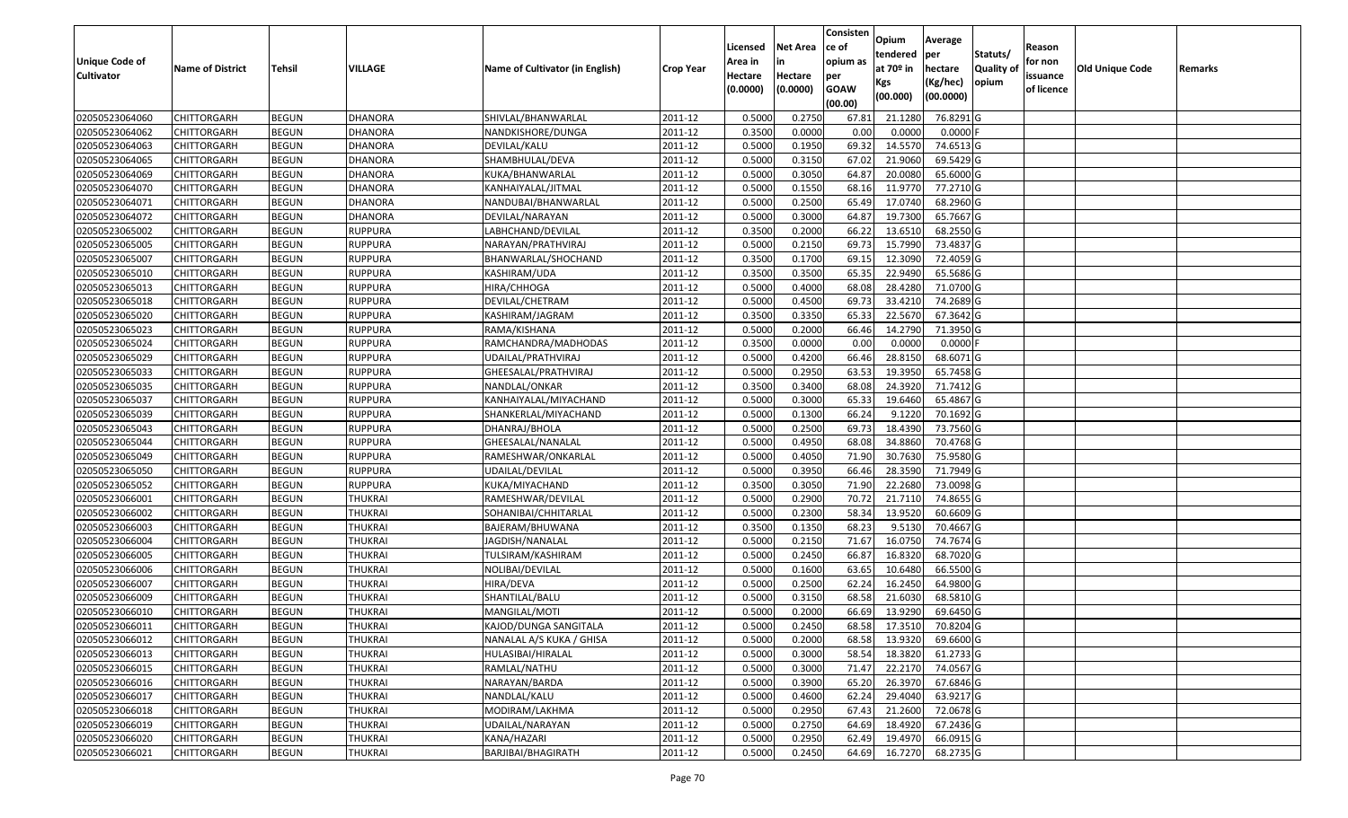| Unique Code of Cultivator | Name of District | Tehsil | VILLAGE | Name of Cultivator (in English) | Crop Year | Licensed Area in Hectare (0.0000) | Net Area in Hectare (0.0000) | Consistence of opium as per GOAW (00.00) | Opium tendered at 70º in Kgs (00.000) | Average per hectare (Kg/hec) (00.0000) | Statuts/ Quality of opium | Reason for non issuance of licence | Old Unique Code | Remarks |
|---|---|---|---|---|---|---|---|---|---|---|---|---|---|---|
| 02050523064060 | CHITTORGARH | BEGUN | DHANORA | SHIVLAL/BHANWARLAL | 2011-12 | 0.5000 | 0.2750 | 67.81 | 21.1280 | 76.8291 | G | | | |
| 02050523064062 | CHITTORGARH | BEGUN | DHANORA | NANDKISHORE/DUNGA | 2011-12 | 0.3500 | 0.0000 | 0.00 | 0.0000 | 0.0000 | F | | | |
| 02050523064063 | CHITTORGARH | BEGUN | DHANORA | DEVILAL/KALU | 2011-12 | 0.5000 | 0.1950 | 69.32 | 14.5570 | 74.6513 | G | | | |
| 02050523064065 | CHITTORGARH | BEGUN | DHANORA | SHAMBHULAL/DEVA | 2011-12 | 0.5000 | 0.3150 | 67.02 | 21.9060 | 69.5429 | G | | | |
| 02050523064069 | CHITTORGARH | BEGUN | DHANORA | KUKA/BHANWARLAL | 2011-12 | 0.5000 | 0.3050 | 64.87 | 20.0080 | 65.6000 | G | | | |
| 02050523064070 | CHITTORGARH | BEGUN | DHANORA | KANHAIYALAL/JITMAL | 2011-12 | 0.5000 | 0.1550 | 68.16 | 11.9770 | 77.2710 | G | | | |
| 02050523064071 | CHITTORGARH | BEGUN | DHANORA | NANDUBAI/BHANWARLAL | 2011-12 | 0.5000 | 0.2500 | 65.49 | 17.0740 | 68.2960 | G | | | |
| 02050523064072 | CHITTORGARH | BEGUN | DHANORA | DEVILAL/NARAYAN | 2011-12 | 0.5000 | 0.3000 | 64.87 | 19.7300 | 65.7667 | G | | | |
| 02050523065002 | CHITTORGARH | BEGUN | RUPPURA | LABHCHAND/DEVILAL | 2011-12 | 0.3500 | 0.2000 | 66.22 | 13.6510 | 68.2550 | G | | | |
| 02050523065005 | CHITTORGARH | BEGUN | RUPPURA | NARAYAN/PRATHVIRAJ | 2011-12 | 0.5000 | 0.2150 | 69.73 | 15.7990 | 73.4837 | G | | | |
| 02050523065007 | CHITTORGARH | BEGUN | RUPPURA | BHANWARLAL/SHOCHAND | 2011-12 | 0.3500 | 0.1700 | 69.15 | 12.3090 | 72.4059 | G | | | |
| 02050523065010 | CHITTORGARH | BEGUN | RUPPURA | KASHIRAM/UDA | 2011-12 | 0.3500 | 0.3500 | 65.35 | 22.9490 | 65.5686 | G | | | |
| 02050523065013 | CHITTORGARH | BEGUN | RUPPURA | HIRA/CHHOGA | 2011-12 | 0.5000 | 0.4000 | 68.08 | 28.4280 | 71.0700 | G | | | |
| 02050523065018 | CHITTORGARH | BEGUN | RUPPURA | DEVILAL/CHETRAM | 2011-12 | 0.5000 | 0.4500 | 69.73 | 33.4210 | 74.2689 | G | | | |
| 02050523065020 | CHITTORGARH | BEGUN | RUPPURA | KASHIRAM/JAGRAM | 2011-12 | 0.3500 | 0.3350 | 65.33 | 22.5670 | 67.3642 | G | | | |
| 02050523065023 | CHITTORGARH | BEGUN | RUPPURA | RAMA/KISHANA | 2011-12 | 0.5000 | 0.2000 | 66.46 | 14.2790 | 71.3950 | G | | | |
| 02050523065024 | CHITTORGARH | BEGUN | RUPPURA | RAMCHANDRA/MADHODAS | 2011-12 | 0.3500 | 0.0000 | 0.00 | 0.0000 | 0.0000 | F | | | |
| 02050523065029 | CHITTORGARH | BEGUN | RUPPURA | UDAILAL/PRATHVIRAJ | 2011-12 | 0.5000 | 0.4200 | 66.46 | 28.8150 | 68.6071 | G | | | |
| 02050523065033 | CHITTORGARH | BEGUN | RUPPURA | GHEESALAL/PRATHVIRAJ | 2011-12 | 0.5000 | 0.2950 | 63.53 | 19.3950 | 65.7458 | G | | | |
| 02050523065035 | CHITTORGARH | BEGUN | RUPPURA | NANDLAL/ONKAR | 2011-12 | 0.3500 | 0.3400 | 68.08 | 24.3920 | 71.7412 | G | | | |
| 02050523065037 | CHITTORGARH | BEGUN | RUPPURA | KANHAIYALAL/MIYACHAND | 2011-12 | 0.5000 | 0.3000 | 65.33 | 19.6460 | 65.4867 | G | | | |
| 02050523065039 | CHITTORGARH | BEGUN | RUPPURA | SHANKERLAL/MIYACHAND | 2011-12 | 0.5000 | 0.1300 | 66.24 | 9.1220 | 70.1692 | G | | | |
| 02050523065043 | CHITTORGARH | BEGUN | RUPPURA | DHANRAJ/BHOLA | 2011-12 | 0.5000 | 0.2500 | 69.73 | 18.4390 | 73.7560 | G | | | |
| 02050523065044 | CHITTORGARH | BEGUN | RUPPURA | GHEESALAL/NANALAL | 2011-12 | 0.5000 | 0.4950 | 68.08 | 34.8860 | 70.4768 | G | | | |
| 02050523065049 | CHITTORGARH | BEGUN | RUPPURA | RAMESHWAR/ONKARLAL | 2011-12 | 0.5000 | 0.4050 | 71.90 | 30.7630 | 75.9580 | G | | | |
| 02050523065050 | CHITTORGARH | BEGUN | RUPPURA | UDAILAL/DEVILAL | 2011-12 | 0.5000 | 0.3950 | 66.46 | 28.3590 | 71.7949 | G | | | |
| 02050523065052 | CHITTORGARH | BEGUN | RUPPURA | KUKA/MIYACHAND | 2011-12 | 0.3500 | 0.3050 | 71.90 | 22.2680 | 73.0098 | G | | | |
| 02050523066001 | CHITTORGARH | BEGUN | THUKRAI | RAMESHWAR/DEVILAL | 2011-12 | 0.5000 | 0.2900 | 70.72 | 21.7110 | 74.8655 | G | | | |
| 02050523066002 | CHITTORGARH | BEGUN | THUKRAI | SOHANIBAI/CHHITARLAL | 2011-12 | 0.5000 | 0.2300 | 58.34 | 13.9520 | 60.6609 | G | | | |
| 02050523066003 | CHITTORGARH | BEGUN | THUKRAI | BAJERAM/BHUWANA | 2011-12 | 0.3500 | 0.1350 | 68.23 | 9.5130 | 70.4667 | G | | | |
| 02050523066004 | CHITTORGARH | BEGUN | THUKRAI | JAGDISH/NANALAL | 2011-12 | 0.5000 | 0.2150 | 71.67 | 16.0750 | 74.7674 | G | | | |
| 02050523066005 | CHITTORGARH | BEGUN | THUKRAI | TULSIRAM/KASHIRAM | 2011-12 | 0.5000 | 0.2450 | 66.87 | 16.8320 | 68.7020 | G | | | |
| 02050523066006 | CHITTORGARH | BEGUN | THUKRAI | NOLIBAI/DEVILAL | 2011-12 | 0.5000 | 0.1600 | 63.65 | 10.6480 | 66.5500 | G | | | |
| 02050523066007 | CHITTORGARH | BEGUN | THUKRAI | HIRA/DEVA | 2011-12 | 0.5000 | 0.2500 | 62.24 | 16.2450 | 64.9800 | G | | | |
| 02050523066009 | CHITTORGARH | BEGUN | THUKRAI | SHANTILAL/BALU | 2011-12 | 0.5000 | 0.3150 | 68.58 | 21.6030 | 68.5810 | G | | | |
| 02050523066010 | CHITTORGARH | BEGUN | THUKRAI | MANGILAL/MOTI | 2011-12 | 0.5000 | 0.2000 | 66.69 | 13.9290 | 69.6450 | G | | | |
| 02050523066011 | CHITTORGARH | BEGUN | THUKRAI | KAJOD/DUNGA SANGITALA | 2011-12 | 0.5000 | 0.2450 | 68.58 | 17.3510 | 70.8204 | G | | | |
| 02050523066012 | CHITTORGARH | BEGUN | THUKRAI | NANALAL A/S KUKA / GHISA | 2011-12 | 0.5000 | 0.2000 | 68.58 | 13.9320 | 69.6600 | G | | | |
| 02050523066013 | CHITTORGARH | BEGUN | THUKRAI | HULASIBAI/HIRALAL | 2011-12 | 0.5000 | 0.3000 | 58.54 | 18.3820 | 61.2733 | G | | | |
| 02050523066015 | CHITTORGARH | BEGUN | THUKRAI | RAMLAL/NATHU | 2011-12 | 0.5000 | 0.3000 | 71.47 | 22.2170 | 74.0567 | G | | | |
| 02050523066016 | CHITTORGARH | BEGUN | THUKRAI | NARAYAN/BARDA | 2011-12 | 0.5000 | 0.3900 | 65.20 | 26.3970 | 67.6846 | G | | | |
| 02050523066017 | CHITTORGARH | BEGUN | THUKRAI | NANDLAL/KALU | 2011-12 | 0.5000 | 0.4600 | 62.24 | 29.4040 | 63.9217 | G | | | |
| 02050523066018 | CHITTORGARH | BEGUN | THUKRAI | MODIRAM/LAKHMA | 2011-12 | 0.5000 | 0.2950 | 67.43 | 21.2600 | 72.0678 | G | | | |
| 02050523066019 | CHITTORGARH | BEGUN | THUKRAI | UDAILAL/NARAYAN | 2011-12 | 0.5000 | 0.2750 | 64.69 | 18.4920 | 67.2436 | G | | | |
| 02050523066020 | CHITTORGARH | BEGUN | THUKRAI | KANA/HAZARI | 2011-12 | 0.5000 | 0.2950 | 62.49 | 19.4970 | 66.0915 | G | | | |
| 02050523066021 | CHITTORGARH | BEGUN | THUKRAI | BARJIBAI/BHAGIRATH | 2011-12 | 0.5000 | 0.2450 | 64.69 | 16.7270 | 68.2735 | G | | | |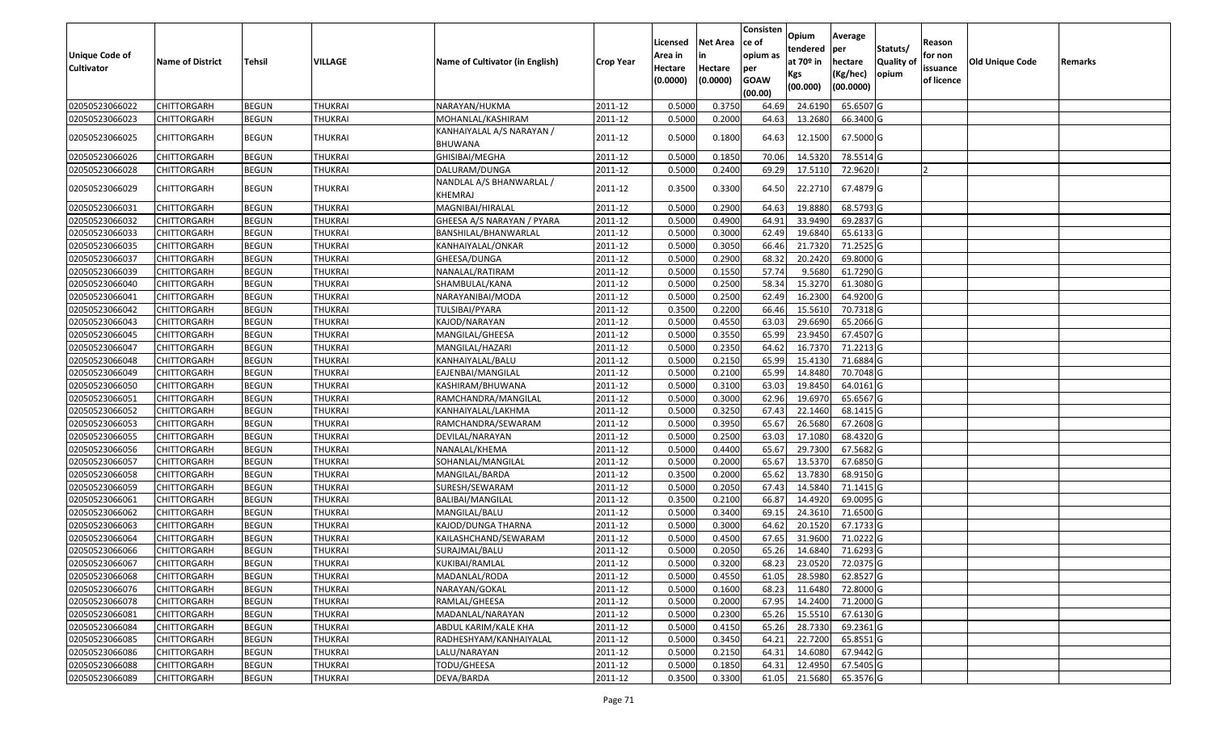| Unique Code of Cultivator | Name of District | Tehsil | VILLAGE | Name of Cultivator (in English) | Crop Year | Licensed Area in Hectare (0.0000) | Net Area in Hectare (0.0000) | Consistence of opium as per GOAW (00.00) | Opium tendered at 70º in Kgs (00.000) | Average per hectare (Kg/hec) (00.0000) | Statuts/ Quality of opium | Reason for non issuance of licence | Old Unique Code | Remarks |
|---|---|---|---|---|---|---|---|---|---|---|---|---|---|---|
| 02050523066022 | CHITTORGARH | BEGUN | THUKRAI | NARAYAN/HUKMA | 2011-12 | 0.5000 | 0.3750 | 64.69 | 24.6190 | 65.6507 | G | | | |
| 02050523066023 | CHITTORGARH | BEGUN | THUKRAI | MOHANLAL/KASHIRAM | 2011-12 | 0.5000 | 0.2000 | 64.63 | 13.2680 | 66.3400 | G | | | |
| 02050523066025 | CHITTORGARH | BEGUN | THUKRAI | KANHAIYALAL A/S NARAYAN / BHUWANA | 2011-12 | 0.5000 | 0.1800 | 64.63 | 12.1500 | 67.5000 | G | | | |
| 02050523066026 | CHITTORGARH | BEGUN | THUKRAI | GHISIBAI/MEGHA | 2011-12 | 0.5000 | 0.1850 | 70.06 | 14.5320 | 78.5514 | G | | | |
| 02050523066028 | CHITTORGARH | BEGUN | THUKRAI | DALURAM/DUNGA | 2011-12 | 0.5000 | 0.2400 | 69.29 | 17.5110 | 72.9620 | I | 2 | | |
| 02050523066029 | CHITTORGARH | BEGUN | THUKRAI | NANDLAL A/S BHANWARLAL / KHEMRAJ | 2011-12 | 0.3500 | 0.3300 | 64.50 | 22.2710 | 67.4879 | G | | | |
| 02050523066031 | CHITTORGARH | BEGUN | THUKRAI | MAGNIBAI/HIRALAL | 2011-12 | 0.5000 | 0.2900 | 64.63 | 19.8880 | 68.5793 | G | | | |
| 02050523066032 | CHITTORGARH | BEGUN | THUKRAI | GHEESA A/S NARAYAN / PYARA | 2011-12 | 0.5000 | 0.4900 | 64.91 | 33.9490 | 69.2837 | G | | | |
| 02050523066033 | CHITTORGARH | BEGUN | THUKRAI | BANSHILAL/BHANWARLAL | 2011-12 | 0.5000 | 0.3000 | 62.49 | 19.6840 | 65.6133 | G | | | |
| 02050523066035 | CHITTORGARH | BEGUN | THUKRAI | KANHAIYALAL/ONKAR | 2011-12 | 0.5000 | 0.3050 | 66.46 | 21.7320 | 71.2525 | G | | | |
| 02050523066037 | CHITTORGARH | BEGUN | THUKRAI | GHEESA/DUNGA | 2011-12 | 0.5000 | 0.2900 | 68.32 | 20.2420 | 69.8000 | G | | | |
| 02050523066039 | CHITTORGARH | BEGUN | THUKRAI | NANALAL/RATIRAM | 2011-12 | 0.5000 | 0.1550 | 57.74 | 9.5680 | 61.7290 | G | | | |
| 02050523066040 | CHITTORGARH | BEGUN | THUKRAI | SHAMBULAL/KANA | 2011-12 | 0.5000 | 0.2500 | 58.34 | 15.3270 | 61.3080 | G | | | |
| 02050523066041 | CHITTORGARH | BEGUN | THUKRAI | NARAYANIBAI/MODA | 2011-12 | 0.5000 | 0.2500 | 62.49 | 16.2300 | 64.9200 | G | | | |
| 02050523066042 | CHITTORGARH | BEGUN | THUKRAI | TULSIBAI/PYARA | 2011-12 | 0.3500 | 0.2200 | 66.46 | 15.5610 | 70.7318 | G | | | |
| 02050523066043 | CHITTORGARH | BEGUN | THUKRAI | KAJOD/NARAYAN | 2011-12 | 0.5000 | 0.4550 | 63.03 | 29.6690 | 65.2066 | G | | | |
| 02050523066045 | CHITTORGARH | BEGUN | THUKRAI | MANGILAL/GHEESA | 2011-12 | 0.5000 | 0.3550 | 65.99 | 23.9450 | 67.4507 | G | | | |
| 02050523066047 | CHITTORGARH | BEGUN | THUKRAI | MANGILAL/HAZARI | 2011-12 | 0.5000 | 0.2350 | 64.62 | 16.7370 | 71.2213 | G | | | |
| 02050523066048 | CHITTORGARH | BEGUN | THUKRAI | KANHAIYALAL/BALU | 2011-12 | 0.5000 | 0.2150 | 65.99 | 15.4130 | 71.6884 | G | | | |
| 02050523066049 | CHITTORGARH | BEGUN | THUKRAI | EAJENBAI/MANGILAL | 2011-12 | 0.5000 | 0.2100 | 65.99 | 14.8480 | 70.7048 | G | | | |
| 02050523066050 | CHITTORGARH | BEGUN | THUKRAI | KASHIRAM/BHUWANA | 2011-12 | 0.5000 | 0.3100 | 63.03 | 19.8450 | 64.0161 | G | | | |
| 02050523066051 | CHITTORGARH | BEGUN | THUKRAI | RAMCHANDRA/MANGILAL | 2011-12 | 0.5000 | 0.3000 | 62.96 | 19.6970 | 65.6567 | G | | | |
| 02050523066052 | CHITTORGARH | BEGUN | THUKRAI | KANHAIYALAL/LAKHMA | 2011-12 | 0.5000 | 0.3250 | 67.43 | 22.1460 | 68.1415 | G | | | |
| 02050523066053 | CHITTORGARH | BEGUN | THUKRAI | RAMCHANDRA/SEWARAM | 2011-12 | 0.5000 | 0.3950 | 65.67 | 26.5680 | 67.2608 | G | | | |
| 02050523066055 | CHITTORGARH | BEGUN | THUKRAI | DEVILAL/NARAYAN | 2011-12 | 0.5000 | 0.2500 | 63.03 | 17.1080 | 68.4320 | G | | | |
| 02050523066056 | CHITTORGARH | BEGUN | THUKRAI | NANALAL/KHEMA | 2011-12 | 0.5000 | 0.4400 | 65.67 | 29.7300 | 67.5682 | G | | | |
| 02050523066057 | CHITTORGARH | BEGUN | THUKRAI | SOHANLAL/MANGILAL | 2011-12 | 0.5000 | 0.2000 | 65.67 | 13.5370 | 67.6850 | G | | | |
| 02050523066058 | CHITTORGARH | BEGUN | THUKRAI | MANGILAL/BARDA | 2011-12 | 0.3500 | 0.2000 | 65.62 | 13.7830 | 68.9150 | G | | | |
| 02050523066059 | CHITTORGARH | BEGUN | THUKRAI | SURESH/SEWARAM | 2011-12 | 0.5000 | 0.2050 | 67.43 | 14.5840 | 71.1415 | G | | | |
| 02050523066061 | CHITTORGARH | BEGUN | THUKRAI | BALIBAI/MANGILAL | 2011-12 | 0.3500 | 0.2100 | 66.87 | 14.4920 | 69.0095 | G | | | |
| 02050523066062 | CHITTORGARH | BEGUN | THUKRAI | MANGILAL/BALU | 2011-12 | 0.5000 | 0.3400 | 69.15 | 24.3610 | 71.6500 | G | | | |
| 02050523066063 | CHITTORGARH | BEGUN | THUKRAI | KAJOD/DUNGA THARNA | 2011-12 | 0.5000 | 0.3000 | 64.62 | 20.1520 | 67.1733 | G | | | |
| 02050523066064 | CHITTORGARH | BEGUN | THUKRAI | KAILASHCHAND/SEWARAM | 2011-12 | 0.5000 | 0.4500 | 67.65 | 31.9600 | 71.0222 | G | | | |
| 02050523066066 | CHITTORGARH | BEGUN | THUKRAI | SURAJMAL/BALU | 2011-12 | 0.5000 | 0.2050 | 65.26 | 14.6840 | 71.6293 | G | | | |
| 02050523066067 | CHITTORGARH | BEGUN | THUKRAI | KUKIBAI/RAMLAL | 2011-12 | 0.5000 | 0.3200 | 68.23 | 23.0520 | 72.0375 | G | | | |
| 02050523066068 | CHITTORGARH | BEGUN | THUKRAI | MADANLAL/RODA | 2011-12 | 0.5000 | 0.4550 | 61.05 | 28.5980 | 62.8527 | G | | | |
| 02050523066076 | CHITTORGARH | BEGUN | THUKRAI | NARAYAN/GOKAL | 2011-12 | 0.5000 | 0.1600 | 68.23 | 11.6480 | 72.8000 | G | | | |
| 02050523066078 | CHITTORGARH | BEGUN | THUKRAI | RAMLAL/GHEESA | 2011-12 | 0.5000 | 0.2000 | 67.95 | 14.2400 | 71.2000 | G | | | |
| 02050523066081 | CHITTORGARH | BEGUN | THUKRAI | MADANLAL/NARAYAN | 2011-12 | 0.5000 | 0.2300 | 65.26 | 15.5510 | 67.6130 | G | | | |
| 02050523066084 | CHITTORGARH | BEGUN | THUKRAI | ABDUL KARIM/KALE KHA | 2011-12 | 0.5000 | 0.4150 | 65.26 | 28.7330 | 69.2361 | G | | | |
| 02050523066085 | CHITTORGARH | BEGUN | THUKRAI | RADHESHYAM/KANHAIYALAL | 2011-12 | 0.5000 | 0.3450 | 64.21 | 22.7200 | 65.8551 | G | | | |
| 02050523066086 | CHITTORGARH | BEGUN | THUKRAI | LALU/NARAYAN | 2011-12 | 0.5000 | 0.2150 | 64.31 | 14.6080 | 67.9442 | G | | | |
| 02050523066088 | CHITTORGARH | BEGUN | THUKRAI | TODU/GHEESA | 2011-12 | 0.5000 | 0.1850 | 64.31 | 12.4950 | 67.5405 | G | | | |
| 02050523066089 | CHITTORGARH | BEGUN | THUKRAI | DEVA/BARDA | 2011-12 | 0.3500 | 0.3300 | 61.05 | 21.5680 | 65.3576 | G | | | |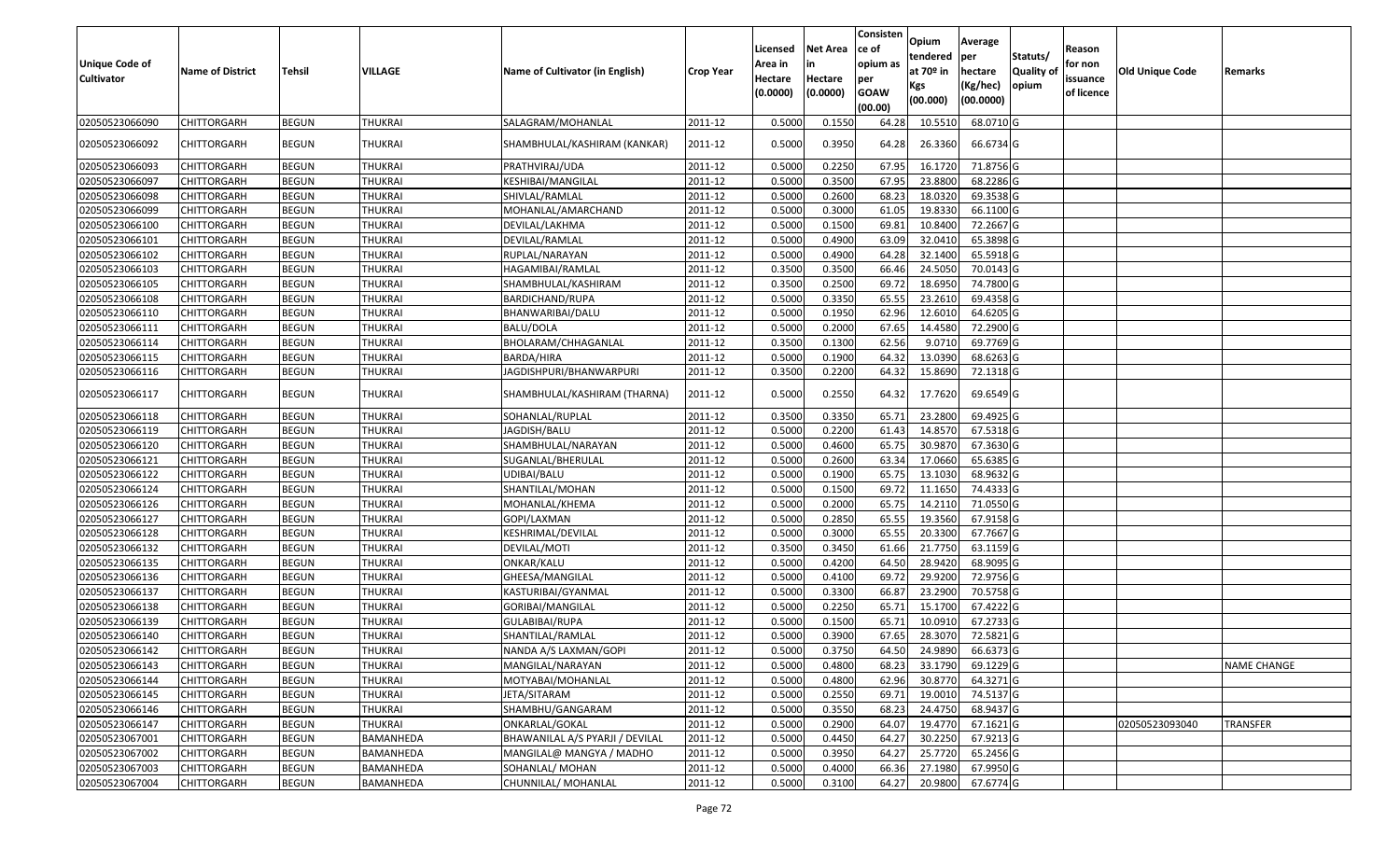| Unique Code of Cultivator | Name of District | Tehsil | VILLAGE | Name of Cultivator (in English) | Crop Year | Licensed Area in Hectare (0.0000) | Net Area in Hectare (0.0000) | Consisten ce of opium as per GOAW (00.00) | Opium tendered at 70º in Kgs (00.000) | Average per hectare (Kg/hec) (00.0000) | Statuts/ Quality of opium | Reason for non issuance of licence | Old Unique Code | Remarks |
|---|---|---|---|---|---|---|---|---|---|---|---|---|---|---|
| 02050523066090 | CHITTORGARH | BEGUN | THUKRAI | SALAGRAM/MOHANLAL | 2011-12 | 0.5000 | 0.1550 | 64.28 | 10.5510 | 68.0710 | G | | | |
| 02050523066092 | CHITTORGARH | BEGUN | THUKRAI | SHAMBHULAL/KASHIRAM (KANKAR) | 2011-12 | 0.5000 | 0.3950 | 64.28 | 26.3360 | 66.6734 | G | | | |
| 02050523066093 | CHITTORGARH | BEGUN | THUKRAI | PRATHVIRAJ/UDA | 2011-12 | 0.5000 | 0.2250 | 67.95 | 16.1720 | 71.8756 | G | | | |
| 02050523066097 | CHITTORGARH | BEGUN | THUKRAI | KESHIBAI/MANGILAL | 2011-12 | 0.5000 | 0.3500 | 67.95 | 23.8800 | 68.2286 | G | | | |
| 02050523066098 | CHITTORGARH | BEGUN | THUKRAI | SHIVLAL/RAMLAL | 2011-12 | 0.5000 | 0.2600 | 68.23 | 18.0320 | 69.3538 | G | | | |
| 02050523066099 | CHITTORGARH | BEGUN | THUKRAI | MOHANLAL/AMARCHAND | 2011-12 | 0.5000 | 0.3000 | 61.05 | 19.8330 | 66.1100 | G | | | |
| 02050523066100 | CHITTORGARH | BEGUN | THUKRAI | DEVILAL/LAKHMA | 2011-12 | 0.5000 | 0.1500 | 69.81 | 10.8400 | 72.2667 | G | | | |
| 02050523066101 | CHITTORGARH | BEGUN | THUKRAI | DEVILAL/RAMLAL | 2011-12 | 0.5000 | 0.4900 | 63.09 | 32.0410 | 65.3898 | G | | | |
| 02050523066102 | CHITTORGARH | BEGUN | THUKRAI | RUPLAL/NARAYAN | 2011-12 | 0.5000 | 0.4900 | 64.28 | 32.1400 | 65.5918 | G | | | |
| 02050523066103 | CHITTORGARH | BEGUN | THUKRAI | HAGAMIBAI/RAMLAL | 2011-12 | 0.3500 | 0.3500 | 66.46 | 24.5050 | 70.0143 | G | | | |
| 02050523066105 | CHITTORGARH | BEGUN | THUKRAI | SHAMBHULAL/KASHIRAM | 2011-12 | 0.3500 | 0.2500 | 69.72 | 18.6950 | 74.7800 | G | | | |
| 02050523066108 | CHITTORGARH | BEGUN | THUKRAI | BARDICHAND/RUPA | 2011-12 | 0.5000 | 0.3350 | 65.55 | 23.2610 | 69.4358 | G | | | |
| 02050523066110 | CHITTORGARH | BEGUN | THUKRAI | BHANWARIBAI/DALU | 2011-12 | 0.5000 | 0.1950 | 62.96 | 12.6010 | 64.6205 | G | | | |
| 02050523066111 | CHITTORGARH | BEGUN | THUKRAI | BALU/DOLA | 2011-12 | 0.5000 | 0.2000 | 67.65 | 14.4580 | 72.2900 | G | | | |
| 02050523066114 | CHITTORGARH | BEGUN | THUKRAI | BHOLARAM/CHHAGANLAL | 2011-12 | 0.3500 | 0.1300 | 62.56 | 9.0710 | 69.7769 | G | | | |
| 02050523066115 | CHITTORGARH | BEGUN | THUKRAI | BARDA/HIRA | 2011-12 | 0.5000 | 0.1900 | 64.32 | 13.0390 | 68.6263 | G | | | |
| 02050523066116 | CHITTORGARH | BEGUN | THUKRAI | JAGDISHPURI/BHANWARPURI | 2011-12 | 0.3500 | 0.2200 | 64.32 | 15.8690 | 72.1318 | G | | | |
| 02050523066117 | CHITTORGARH | BEGUN | THUKRAI | SHAMBHULAL/KASHIRAM (THARNA) | 2011-12 | 0.5000 | 0.2550 | 64.32 | 17.7620 | 69.6549 | G | | | |
| 02050523066118 | CHITTORGARH | BEGUN | THUKRAI | SOHANLAL/RUPLAL | 2011-12 | 0.3500 | 0.3350 | 65.71 | 23.2800 | 69.4925 | G | | | |
| 02050523066119 | CHITTORGARH | BEGUN | THUKRAI | JAGDISH/BALU | 2011-12 | 0.5000 | 0.2200 | 61.43 | 14.8570 | 67.5318 | G | | | |
| 02050523066120 | CHITTORGARH | BEGUN | THUKRAI | SHAMBHULAL/NARAYAN | 2011-12 | 0.5000 | 0.4600 | 65.75 | 30.9870 | 67.3630 | G | | | |
| 02050523066121 | CHITTORGARH | BEGUN | THUKRAI | SUGANLAL/BHERULAL | 2011-12 | 0.5000 | 0.2600 | 63.34 | 17.0660 | 65.6385 | G | | | |
| 02050523066122 | CHITTORGARH | BEGUN | THUKRAI | UDIBAI/BALU | 2011-12 | 0.5000 | 0.1900 | 65.75 | 13.1030 | 68.9632 | G | | | |
| 02050523066124 | CHITTORGARH | BEGUN | THUKRAI | SHANTILAL/MOHAN | 2011-12 | 0.5000 | 0.1500 | 69.72 | 11.1650 | 74.4333 | G | | | |
| 02050523066126 | CHITTORGARH | BEGUN | THUKRAI | MOHANLAL/KHEMA | 2011-12 | 0.5000 | 0.2000 | 65.75 | 14.2110 | 71.0550 | G | | | |
| 02050523066127 | CHITTORGARH | BEGUN | THUKRAI | GOPI/LAXMAN | 2011-12 | 0.5000 | 0.2850 | 65.55 | 19.3560 | 67.9158 | G | | | |
| 02050523066128 | CHITTORGARH | BEGUN | THUKRAI | KESHRIMAL/DEVILAL | 2011-12 | 0.5000 | 0.3000 | 65.55 | 20.3300 | 67.7667 | G | | | |
| 02050523066132 | CHITTORGARH | BEGUN | THUKRAI | DEVILAL/MOTI | 2011-12 | 0.3500 | 0.3450 | 61.66 | 21.7750 | 63.1159 | G | | | |
| 02050523066135 | CHITTORGARH | BEGUN | THUKRAI | ONKAR/KALU | 2011-12 | 0.5000 | 0.4200 | 64.50 | 28.9420 | 68.9095 | G | | | |
| 02050523066136 | CHITTORGARH | BEGUN | THUKRAI | GHEESA/MANGILAL | 2011-12 | 0.5000 | 0.4100 | 69.72 | 29.9200 | 72.9756 | G | | | |
| 02050523066137 | CHITTORGARH | BEGUN | THUKRAI | KASTURIBAI/GYANMAL | 2011-12 | 0.5000 | 0.3300 | 66.87 | 23.2900 | 70.5758 | G | | | |
| 02050523066138 | CHITTORGARH | BEGUN | THUKRAI | GORIBAI/MANGILAL | 2011-12 | 0.5000 | 0.2250 | 65.71 | 15.1700 | 67.4222 | G | | | |
| 02050523066139 | CHITTORGARH | BEGUN | THUKRAI | GULABIBAI/RUPA | 2011-12 | 0.5000 | 0.1500 | 65.71 | 10.0910 | 67.2733 | G | | | |
| 02050523066140 | CHITTORGARH | BEGUN | THUKRAI | SHANTILAL/RAMLAL | 2011-12 | 0.5000 | 0.3900 | 67.65 | 28.3070 | 72.5821 | G | | | |
| 02050523066142 | CHITTORGARH | BEGUN | THUKRAI | NANDA A/S LAXMAN/GOPI | 2011-12 | 0.5000 | 0.3750 | 64.50 | 24.9890 | 66.6373 | G | | | |
| 02050523066143 | CHITTORGARH | BEGUN | THUKRAI | MANGILAL/NARAYAN | 2011-12 | 0.5000 | 0.4800 | 68.23 | 33.1790 | 69.1229 | G | | | NAME CHANGE |
| 02050523066144 | CHITTORGARH | BEGUN | THUKRAI | MOTYABAI/MOHANLAL | 2011-12 | 0.5000 | 0.4800 | 62.96 | 30.8770 | 64.3271 | G | | | |
| 02050523066145 | CHITTORGARH | BEGUN | THUKRAI | JETA/SITARAM | 2011-12 | 0.5000 | 0.2550 | 69.71 | 19.0010 | 74.5137 | G | | | |
| 02050523066146 | CHITTORGARH | BEGUN | THUKRAI | SHAMBHU/GANGARAM | 2011-12 | 0.5000 | 0.3550 | 68.23 | 24.4750 | 68.9437 | G | | | |
| 02050523066147 | CHITTORGARH | BEGUN | THUKRAI | ONKARLAL/GOKAL | 2011-12 | 0.5000 | 0.2900 | 64.07 | 19.4770 | 67.1621 | G | | 02050523093040 | TRANSFER |
| 02050523067001 | CHITTORGARH | BEGUN | BAMANHEDA | BHAWANILAL A/S PYARJI / DEVILAL | 2011-12 | 0.5000 | 0.4450 | 64.27 | 30.2250 | 67.9213 | G | | | |
| 02050523067002 | CHITTORGARH | BEGUN | BAMANHEDA | MANGILAL@ MANGYA / MADHO | 2011-12 | 0.5000 | 0.3950 | 64.27 | 25.7720 | 65.2456 | G | | | |
| 02050523067003 | CHITTORGARH | BEGUN | BAMANHEDA | SOHANLAL/ MOHAN | 2011-12 | 0.5000 | 0.4000 | 66.36 | 27.1980 | 67.9950 | G | | | |
| 02050523067004 | CHITTORGARH | BEGUN | BAMANHEDA | CHUNNILAL/ MOHANLAL | 2011-12 | 0.5000 | 0.3100 | 64.27 | 20.9800 | 67.6774 | G | | | |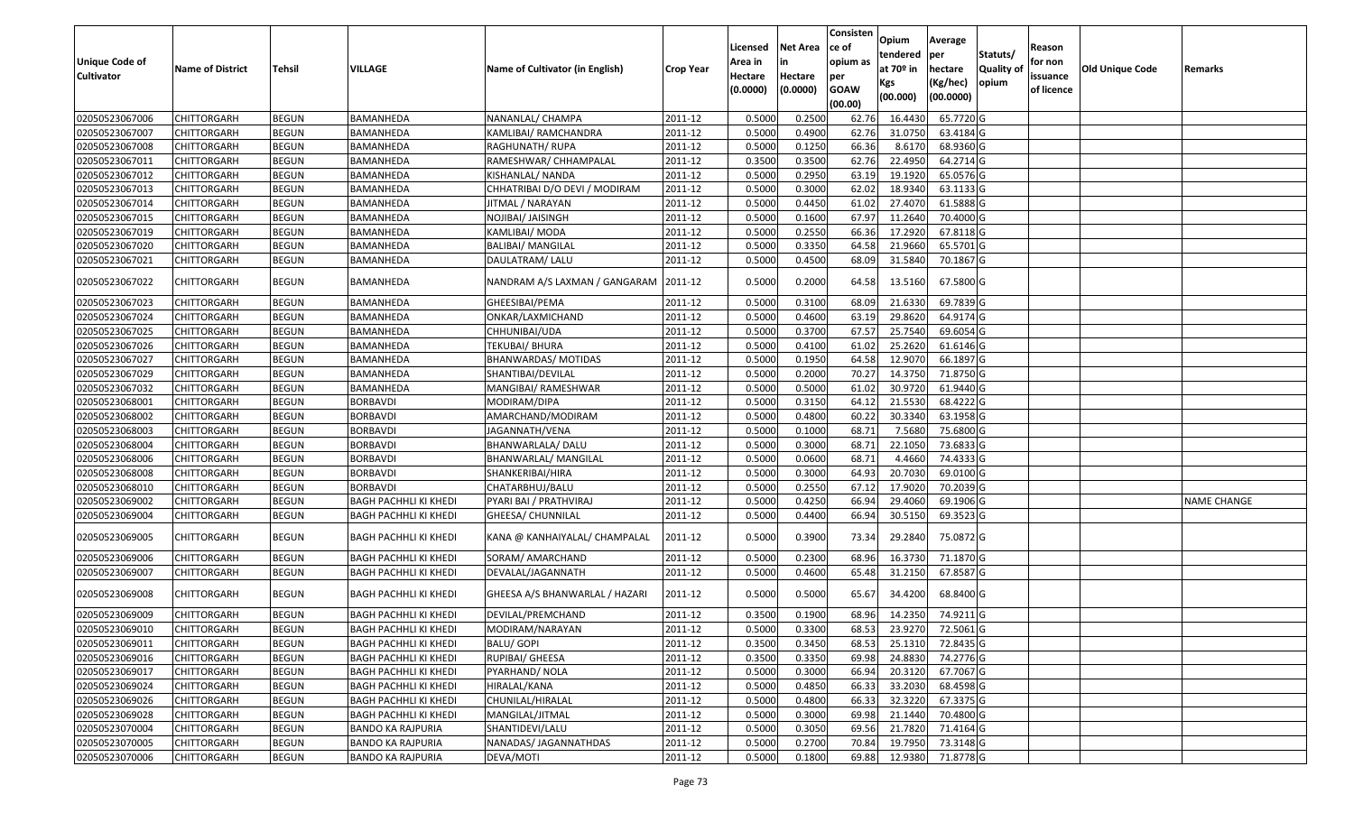| Unique Code of Cultivator | Name of District | Tehsil | VILLAGE | Name of Cultivator (in English) | Crop Year | Licensed Area in Hectare (0.0000) | Net Area in Hectare (0.0000) | Consistence of opium as per GOAW (00.00) | Opium tendered at 70º in Kgs (00.000) | Average per hectare (Kg/hec) (00.0000) | Statuts/ Quality of opium | Reason for non issuance of licence | Old Unique Code | Remarks |
|---|---|---|---|---|---|---|---|---|---|---|---|---|---|---|
| 02050523067006 | CHITTORGARH | BEGUN | BAMANHEDA | NANANLAL/ CHAMPA | 2011-12 | 0.5000 | 0.2500 | 62.76 | 16.4430 | 65.7720 | G | | | |
| 02050523067007 | CHITTORGARH | BEGUN | BAMANHEDA | KAMLIBAI/ RAMCHANDRA | 2011-12 | 0.5000 | 0.4900 | 62.76 | 31.0750 | 63.4184 | G | | | |
| 02050523067008 | CHITTORGARH | BEGUN | BAMANHEDA | RAGHUNATH/ RUPA | 2011-12 | 0.5000 | 0.1250 | 66.36 | 8.6170 | 68.9360 | G | | | |
| 02050523067011 | CHITTORGARH | BEGUN | BAMANHEDA | RAMESHWAR/ CHHAMPALAL | 2011-12 | 0.3500 | 0.3500 | 62.76 | 22.4950 | 64.2714 | G | | | |
| 02050523067012 | CHITTORGARH | BEGUN | BAMANHEDA | KISHANLAL/ NANDA | 2011-12 | 0.5000 | 0.2950 | 63.19 | 19.1920 | 65.0576 | G | | | |
| 02050523067013 | CHITTORGARH | BEGUN | BAMANHEDA | CHHATRIBAI D/O DEVI / MODIRAM | 2011-12 | 0.5000 | 0.3000 | 62.02 | 18.9340 | 63.1133 | G | | | |
| 02050523067014 | CHITTORGARH | BEGUN | BAMANHEDA | JITMAL / NARAYAN | 2011-12 | 0.5000 | 0.4450 | 61.02 | 27.4070 | 61.5888 | G | | | |
| 02050523067015 | CHITTORGARH | BEGUN | BAMANHEDA | NOJIBAI/ JAISINGH | 2011-12 | 0.5000 | 0.1600 | 67.97 | 11.2640 | 70.4000 | G | | | |
| 02050523067019 | CHITTORGARH | BEGUN | BAMANHEDA | KAMLIBAI/ MODA | 2011-12 | 0.5000 | 0.2550 | 66.36 | 17.2920 | 67.8118 | G | | | |
| 02050523067020 | CHITTORGARH | BEGUN | BAMANHEDA | BALIBAI/ MANGILAL | 2011-12 | 0.5000 | 0.3350 | 64.58 | 21.9660 | 65.5701 | G | | | |
| 02050523067021 | CHITTORGARH | BEGUN | BAMANHEDA | DAULATRAM/ LALU | 2011-12 | 0.5000 | 0.4500 | 68.09 | 31.5840 | 70.1867 | G | | | |
| 02050523067022 | CHITTORGARH | BEGUN | BAMANHEDA | NANDRAM A/S LAXMAN / GANGARAM | 2011-12 | 0.5000 | 0.2000 | 64.58 | 13.5160 | 67.5800 | G | | | |
| 02050523067023 | CHITTORGARH | BEGUN | BAMANHEDA | GHEESIBAI/PEMA | 2011-12 | 0.5000 | 0.3100 | 68.09 | 21.6330 | 69.7839 | G | | | |
| 02050523067024 | CHITTORGARH | BEGUN | BAMANHEDA | ONKAR/LAXMICHAND | 2011-12 | 0.5000 | 0.4600 | 63.19 | 29.8620 | 64.9174 | G | | | |
| 02050523067025 | CHITTORGARH | BEGUN | BAMANHEDA | CHHUNIBAI/UDA | 2011-12 | 0.5000 | 0.3700 | 67.57 | 25.7540 | 69.6054 | G | | | |
| 02050523067026 | CHITTORGARH | BEGUN | BAMANHEDA | TEKUBAI/ BHURA | 2011-12 | 0.5000 | 0.4100 | 61.02 | 25.2620 | 61.6146 | G | | | |
| 02050523067027 | CHITTORGARH | BEGUN | BAMANHEDA | BHANWARDAS/ MOTIDAS | 2011-12 | 0.5000 | 0.1950 | 64.58 | 12.9070 | 66.1897 | G | | | |
| 02050523067029 | CHITTORGARH | BEGUN | BAMANHEDA | SHANTIBAI/DEVILAL | 2011-12 | 0.5000 | 0.2000 | 70.27 | 14.3750 | 71.8750 | G | | | |
| 02050523067032 | CHITTORGARH | BEGUN | BAMANHEDA | MANGIBAI/ RAMESHWAR | 2011-12 | 0.5000 | 0.5000 | 61.02 | 30.9720 | 61.9440 | G | | | |
| 02050523068001 | CHITTORGARH | BEGUN | BORBAVDI | MODIRAM/DIPA | 2011-12 | 0.5000 | 0.3150 | 64.12 | 21.5530 | 68.4222 | G | | | |
| 02050523068002 | CHITTORGARH | BEGUN | BORBAVDI | AMARCHAND/MODIRAM | 2011-12 | 0.5000 | 0.4800 | 60.22 | 30.3340 | 63.1958 | G | | | |
| 02050523068003 | CHITTORGARH | BEGUN | BORBAVDI | JAGANNATH/VENA | 2011-12 | 0.5000 | 0.1000 | 68.71 | 7.5680 | 75.6800 | G | | | |
| 02050523068004 | CHITTORGARH | BEGUN | BORBAVDI | BHANWARLALA/ DALU | 2011-12 | 0.5000 | 0.3000 | 68.71 | 22.1050 | 73.6833 | G | | | |
| 02050523068006 | CHITTORGARH | BEGUN | BORBAVDI | BHANWARLAL/ MANGILAL | 2011-12 | 0.5000 | 0.0600 | 68.71 | 4.4660 | 74.4333 | G | | | |
| 02050523068008 | CHITTORGARH | BEGUN | BORBAVDI | SHANKERIBAI/HIRA | 2011-12 | 0.5000 | 0.3000 | 64.93 | 20.7030 | 69.0100 | G | | | |
| 02050523068010 | CHITTORGARH | BEGUN | BORBAVDI | CHATARBHUJ/BALU | 2011-12 | 0.5000 | 0.2550 | 67.12 | 17.9020 | 70.2039 | G | | | |
| 02050523069002 | CHITTORGARH | BEGUN | BAGH PACHHLI KI KHEDI | PYARI BAI / PRATHVIRAJ | 2011-12 | 0.5000 | 0.4250 | 66.94 | 29.4060 | 69.1906 | G | | | NAME CHANGE |
| 02050523069004 | CHITTORGARH | BEGUN | BAGH PACHHLI KI KHEDI | GHEESA/ CHUNNILAL | 2011-12 | 0.5000 | 0.4400 | 66.94 | 30.5150 | 69.3523 | G | | | |
| 02050523069005 | CHITTORGARH | BEGUN | BAGH PACHHLI KI KHEDI | KANA @ KANHAIYALAL/ CHAMPALAL | 2011-12 | 0.5000 | 0.3900 | 73.34 | 29.2840 | 75.0872 | G | | | |
| 02050523069006 | CHITTORGARH | BEGUN | BAGH PACHHLI KI KHEDI | SORAM/ AMARCHAND | 2011-12 | 0.5000 | 0.2300 | 68.96 | 16.3730 | 71.1870 | G | | | |
| 02050523069007 | CHITTORGARH | BEGUN | BAGH PACHHLI KI KHEDI | DEVALAL/JAGANNATH | 2011-12 | 0.5000 | 0.4600 | 65.48 | 31.2150 | 67.8587 | G | | | |
| 02050523069008 | CHITTORGARH | BEGUN | BAGH PACHHLI KI KHEDI | GHEESA A/S BHANWARLAL / HAZARI | 2011-12 | 0.5000 | 0.5000 | 65.67 | 34.4200 | 68.8400 | G | | | |
| 02050523069009 | CHITTORGARH | BEGUN | BAGH PACHHLI KI KHEDI | DEVILAL/PREMCHAND | 2011-12 | 0.3500 | 0.1900 | 68.96 | 14.2350 | 74.9211 | G | | | |
| 02050523069010 | CHITTORGARH | BEGUN | BAGH PACHHLI KI KHEDI | MODIRAM/NARAYAN | 2011-12 | 0.5000 | 0.3300 | 68.53 | 23.9270 | 72.5061 | G | | | |
| 02050523069011 | CHITTORGARH | BEGUN | BAGH PACHHLI KI KHEDI | BALU/ GOPI | 2011-12 | 0.3500 | 0.3450 | 68.53 | 25.1310 | 72.8435 | G | | | |
| 02050523069016 | CHITTORGARH | BEGUN | BAGH PACHHLI KI KHEDI | RUPIBAI/ GHEESA | 2011-12 | 0.3500 | 0.3350 | 69.98 | 24.8830 | 74.2776 | G | | | |
| 02050523069017 | CHITTORGARH | BEGUN | BAGH PACHHLI KI KHEDI | PYARHAND/ NOLA | 2011-12 | 0.5000 | 0.3000 | 66.94 | 20.3120 | 67.7067 | G | | | |
| 02050523069024 | CHITTORGARH | BEGUN | BAGH PACHHLI KI KHEDI | HIRALAL/KANA | 2011-12 | 0.5000 | 0.4850 | 66.33 | 33.2030 | 68.4598 | G | | | |
| 02050523069026 | CHITTORGARH | BEGUN | BAGH PACHHLI KI KHEDI | CHUNILAL/HIRALAL | 2011-12 | 0.5000 | 0.4800 | 66.33 | 32.3220 | 67.3375 | G | | | |
| 02050523069028 | CHITTORGARH | BEGUN | BAGH PACHHLI KI KHEDI | MANGILAL/JITMAL | 2011-12 | 0.5000 | 0.3000 | 69.98 | 21.1440 | 70.4800 | G | | | |
| 02050523070004 | CHITTORGARH | BEGUN | BANDO KA RAJPURIA | SHANTIDEVI/LALU | 2011-12 | 0.5000 | 0.3050 | 69.56 | 21.7820 | 71.4164 | G | | | |
| 02050523070005 | CHITTORGARH | BEGUN | BANDO KA RAJPURIA | NANADAS/ JAGANNATHDAS | 2011-12 | 0.5000 | 0.2700 | 70.84 | 19.7950 | 73.3148 | G | | | |
| 02050523070006 | CHITTORGARH | BEGUN | BANDO KA RAJPURIA | DEVA/MOTI | 2011-12 | 0.5000 | 0.1800 | 69.88 | 12.9380 | 71.8778 | G | | | |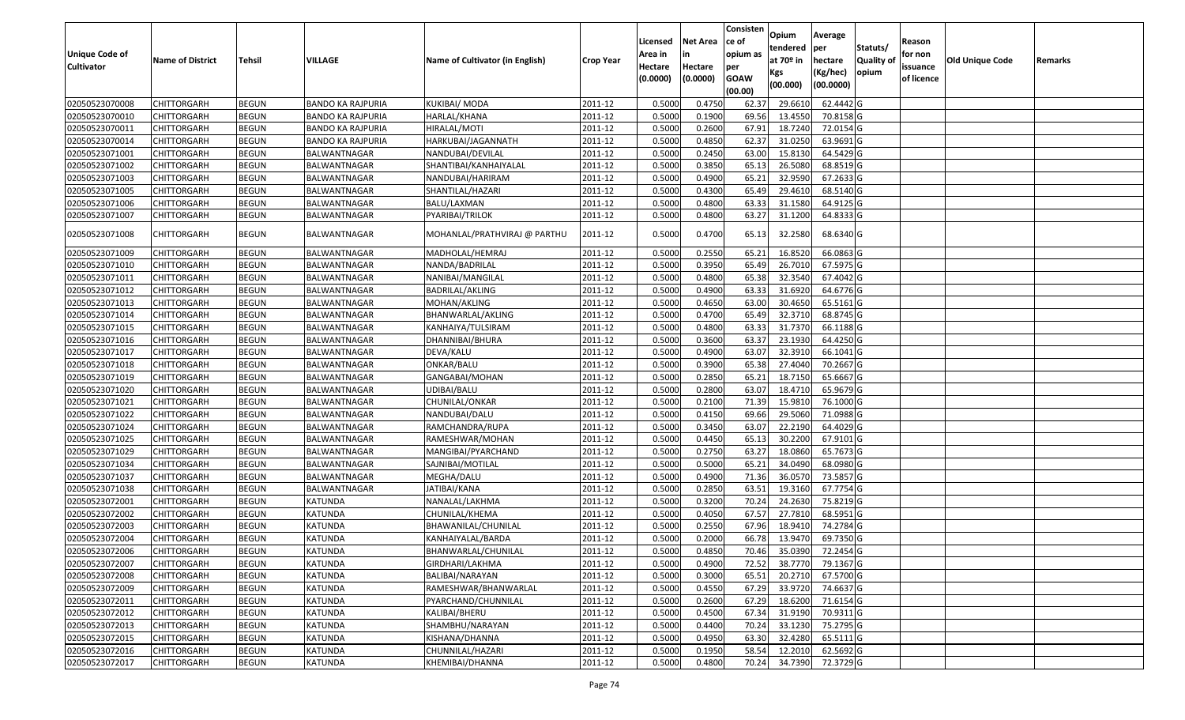| Unique Code of Cultivator | Name of District | Tehsil | VILLAGE | Name of Cultivator (in English) | Crop Year | Licensed Area in Hectare (0.0000) | Net Area in Hectare (0.0000) | Consistence of opium as per GOAW (00.00) | Opium tendered at 70º in Kgs (00.000) | Average per hectare (Kg/hec) (00.0000) | Statuts/ Quality of opium | Reason for non issuance of licence | Old Unique Code | Remarks |
|---|---|---|---|---|---|---|---|---|---|---|---|---|---|---|
| 02050523070008 | CHITTORGARH | BEGUN | BANDO KA RAJPURIA | KUKIBAI/ MODA | 2011-12 | 0.5000 | 0.4750 | 62.37 | 29.6610 | 62.4442 | G | | | |
| 02050523070010 | CHITTORGARH | BEGUN | BANDO KA RAJPURIA | HARLAL/KHANA | 2011-12 | 0.5000 | 0.1900 | 69.56 | 13.4550 | 70.8158 | G | | | |
| 02050523070011 | CHITTORGARH | BEGUN | BANDO KA RAJPURIA | HIRALAL/MOTI | 2011-12 | 0.5000 | 0.2600 | 67.91 | 18.7240 | 72.0154 | G | | | |
| 02050523070014 | CHITTORGARH | BEGUN | BANDO KA RAJPURIA | HARKUBAI/JAGANNATH | 2011-12 | 0.5000 | 0.4850 | 62.37 | 31.0250 | 63.9691 | G | | | |
| 02050523071001 | CHITTORGARH | BEGUN | BALWANTNAGAR | NANDUBAI/DEVILAL | 2011-12 | 0.5000 | 0.2450 | 63.00 | 15.8130 | 64.5429 | G | | | |
| 02050523071002 | CHITTORGARH | BEGUN | BALWANTNAGAR | SHANTIBAI/KANHAIYALAL | 2011-12 | 0.5000 | 0.3850 | 65.13 | 26.5080 | 68.8519 | G | | | |
| 02050523071003 | CHITTORGARH | BEGUN | BALWANTNAGAR | NANDUBAI/HARIRAM | 2011-12 | 0.5000 | 0.4900 | 65.21 | 32.9590 | 67.2633 | G | | | |
| 02050523071005 | CHITTORGARH | BEGUN | BALWANTNAGAR | SHANTILAL/HAZARI | 2011-12 | 0.5000 | 0.4300 | 65.49 | 29.4610 | 68.5140 | G | | | |
| 02050523071006 | CHITTORGARH | BEGUN | BALWANTNAGAR | BALU/LAXMAN | 2011-12 | 0.5000 | 0.4800 | 63.33 | 31.1580 | 64.9125 | G | | | |
| 02050523071007 | CHITTORGARH | BEGUN | BALWANTNAGAR | PYARIBAI/TRILOK | 2011-12 | 0.5000 | 0.4800 | 63.27 | 31.1200 | 64.8333 | G | | | |
| 02050523071008 | CHITTORGARH | BEGUN | BALWANTNAGAR | MOHANLAL/PRATHVIRAJ @ PARTHU | 2011-12 | 0.5000 | 0.4700 | 65.13 | 32.2580 | 68.6340 | G | | | |
| 02050523071009 | CHITTORGARH | BEGUN | BALWANTNAGAR | MADHOLAL/HEMRAJ | 2011-12 | 0.5000 | 0.2550 | 65.21 | 16.8520 | 66.0863 | G | | | |
| 02050523071010 | CHITTORGARH | BEGUN | BALWANTNAGAR | NANDA/BADRILAL | 2011-12 | 0.5000 | 0.3950 | 65.49 | 26.7010 | 67.5975 | G | | | |
| 02050523071011 | CHITTORGARH | BEGUN | BALWANTNAGAR | NANIBAI/MANGILAL | 2011-12 | 0.5000 | 0.4800 | 65.38 | 32.3540 | 67.4042 | G | | | |
| 02050523071012 | CHITTORGARH | BEGUN | BALWANTNAGAR | BADRILAL/AKLING | 2011-12 | 0.5000 | 0.4900 | 63.33 | 31.6920 | 64.6776 | G | | | |
| 02050523071013 | CHITTORGARH | BEGUN | BALWANTNAGAR | MOHAN/AKLING | 2011-12 | 0.5000 | 0.4650 | 63.00 | 30.4650 | 65.5161 | G | | | |
| 02050523071014 | CHITTORGARH | BEGUN | BALWANTNAGAR | BHANWARLAL/AKLING | 2011-12 | 0.5000 | 0.4700 | 65.49 | 32.3710 | 68.8745 | G | | | |
| 02050523071015 | CHITTORGARH | BEGUN | BALWANTNAGAR | KANHAIYA/TULSIRAM | 2011-12 | 0.5000 | 0.4800 | 63.33 | 31.7370 | 66.1188 | G | | | |
| 02050523071016 | CHITTORGARH | BEGUN | BALWANTNAGAR | DHANNIBAI/BHURA | 2011-12 | 0.5000 | 0.3600 | 63.37 | 23.1930 | 64.4250 | G | | | |
| 02050523071017 | CHITTORGARH | BEGUN | BALWANTNAGAR | DEVA/KALU | 2011-12 | 0.5000 | 0.4900 | 63.07 | 32.3910 | 66.1041 | G | | | |
| 02050523071018 | CHITTORGARH | BEGUN | BALWANTNAGAR | ONKAR/BALU | 2011-12 | 0.5000 | 0.3900 | 65.38 | 27.4040 | 70.2667 | G | | | |
| 02050523071019 | CHITTORGARH | BEGUN | BALWANTNAGAR | GANGABAI/MOHAN | 2011-12 | 0.5000 | 0.2850 | 65.21 | 18.7150 | 65.6667 | G | | | |
| 02050523071020 | CHITTORGARH | BEGUN | BALWANTNAGAR | UDIBAI/BALU | 2011-12 | 0.5000 | 0.2800 | 63.07 | 18.4710 | 65.9679 | G | | | |
| 02050523071021 | CHITTORGARH | BEGUN | BALWANTNAGAR | CHUNILAL/ONKAR | 2011-12 | 0.5000 | 0.2100 | 71.39 | 15.9810 | 76.1000 | G | | | |
| 02050523071022 | CHITTORGARH | BEGUN | BALWANTNAGAR | NANDUBAI/DALU | 2011-12 | 0.5000 | 0.4150 | 69.66 | 29.5060 | 71.0988 | G | | | |
| 02050523071024 | CHITTORGARH | BEGUN | BALWANTNAGAR | RAMCHANDRA/RUPA | 2011-12 | 0.5000 | 0.3450 | 63.07 | 22.2190 | 64.4029 | G | | | |
| 02050523071025 | CHITTORGARH | BEGUN | BALWANTNAGAR | RAMESHWAR/MOHAN | 2011-12 | 0.5000 | 0.4450 | 65.13 | 30.2200 | 67.9101 | G | | | |
| 02050523071029 | CHITTORGARH | BEGUN | BALWANTNAGAR | MANGIBAI/PYARCHAND | 2011-12 | 0.5000 | 0.2750 | 63.27 | 18.0860 | 65.7673 | G | | | |
| 02050523071034 | CHITTORGARH | BEGUN | BALWANTNAGAR | SAJNIBAI/MOTILAL | 2011-12 | 0.5000 | 0.5000 | 65.21 | 34.0490 | 68.0980 | G | | | |
| 02050523071037 | CHITTORGARH | BEGUN | BALWANTNAGAR | MEGHA/DALU | 2011-12 | 0.5000 | 0.4900 | 71.36 | 36.0570 | 73.5857 | G | | | |
| 02050523071038 | CHITTORGARH | BEGUN | BALWANTNAGAR | JATIBAI/KANA | 2011-12 | 0.5000 | 0.2850 | 63.51 | 19.3160 | 67.7754 | G | | | |
| 02050523072001 | CHITTORGARH | BEGUN | KATUNDA | NANALAL/LAKHMA | 2011-12 | 0.5000 | 0.3200 | 70.24 | 24.2630 | 75.8219 | G | | | |
| 02050523072002 | CHITTORGARH | BEGUN | KATUNDA | CHUNILAL/KHEMA | 2011-12 | 0.5000 | 0.4050 | 67.57 | 27.7810 | 68.5951 | G | | | |
| 02050523072003 | CHITTORGARH | BEGUN | KATUNDA | BHAWANILAL/CHUNILAL | 2011-12 | 0.5000 | 0.2550 | 67.96 | 18.9410 | 74.2784 | G | | | |
| 02050523072004 | CHITTORGARH | BEGUN | KATUNDA | KANHAIYALAL/BARDA | 2011-12 | 0.5000 | 0.2000 | 66.78 | 13.9470 | 69.7350 | G | | | |
| 02050523072006 | CHITTORGARH | BEGUN | KATUNDA | BHANWARLAL/CHUNILAL | 2011-12 | 0.5000 | 0.4850 | 70.46 | 35.0390 | 72.2454 | G | | | |
| 02050523072007 | CHITTORGARH | BEGUN | KATUNDA | GIRDHARI/LAKHMA | 2011-12 | 0.5000 | 0.4900 | 72.52 | 38.7770 | 79.1367 | G | | | |
| 02050523072008 | CHITTORGARH | BEGUN | KATUNDA | BALIBAI/NARAYAN | 2011-12 | 0.5000 | 0.3000 | 65.51 | 20.2710 | 67.5700 | G | | | |
| 02050523072009 | CHITTORGARH | BEGUN | KATUNDA | RAMESHWAR/BHANWARLAL | 2011-12 | 0.5000 | 0.4550 | 67.29 | 33.9720 | 74.6637 | G | | | |
| 02050523072011 | CHITTORGARH | BEGUN | KATUNDA | PYARCHAND/CHUNNILAL | 2011-12 | 0.5000 | 0.2600 | 67.29 | 18.6200 | 71.6154 | G | | | |
| 02050523072012 | CHITTORGARH | BEGUN | KATUNDA | KALIBAI/BHERU | 2011-12 | 0.5000 | 0.4500 | 67.34 | 31.9190 | 70.9311 | G | | | |
| 02050523072013 | CHITTORGARH | BEGUN | KATUNDA | SHAMBHU/NARAYAN | 2011-12 | 0.5000 | 0.4400 | 70.24 | 33.1230 | 75.2795 | G | | | |
| 02050523072015 | CHITTORGARH | BEGUN | KATUNDA | KISHANA/DHANNA | 2011-12 | 0.5000 | 0.4950 | 63.30 | 32.4280 | 65.5111 | G | | | |
| 02050523072016 | CHITTORGARH | BEGUN | KATUNDA | CHUNNILAL/HAZARI | 2011-12 | 0.5000 | 0.1950 | 58.54 | 12.2010 | 62.5692 | G | | | |
| 02050523072017 | CHITTORGARH | BEGUN | KATUNDA | KHEMIBAI/DHANNA | 2011-12 | 0.5000 | 0.4800 | 70.24 | 34.7390 | 72.3729 | G | | | |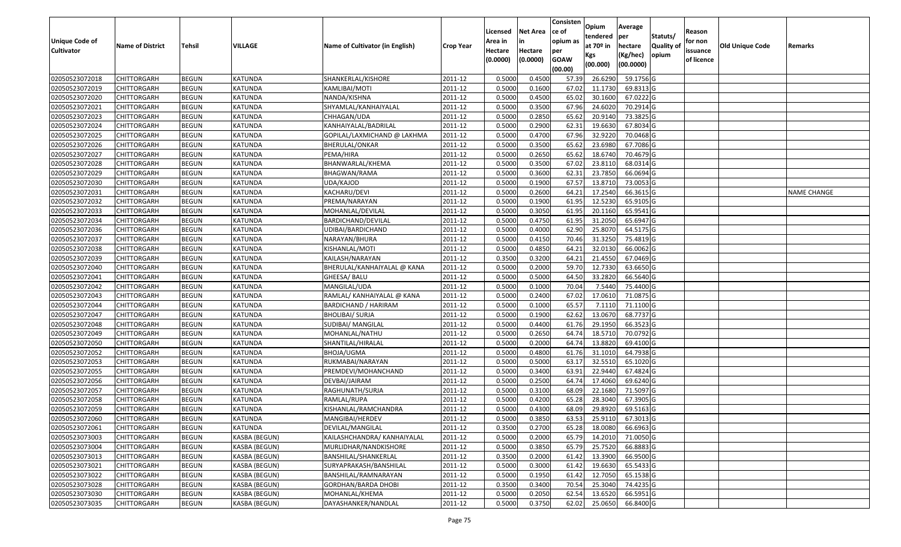| Unique Code of Cultivator | Name of District | Tehsil | VILLAGE | Name of Cultivator (in English) | Crop Year | Licensed Area in Hectare (0.0000) | Net Area in Hectare (0.0000) | Consistence of opium as per GOAW (00.00) | Opium tendered at 70º in Kgs (00.000) | Average per hectare (Kg/hec) (00.0000) | Statuts/ Quality of opium | Reason for non issuance of licence | Old Unique Code | Remarks |
|---|---|---|---|---|---|---|---|---|---|---|---|---|---|---|
| 02050523072018 | CHITTORGARH | BEGUN | KATUNDA | SHANKERLAL/KISHORE | 2011-12 | 0.5000 | 0.4500 | 57.39 | 26.6290 | 59.1756 | G | | | |
| 02050523072019 | CHITTORGARH | BEGUN | KATUNDA | KAMLIBAI/MOTI | 2011-12 | 0.5000 | 0.1600 | 67.02 | 11.1730 | 69.8313 | G | | | |
| 02050523072020 | CHITTORGARH | BEGUN | KATUNDA | NANDA/KISHNA | 2011-12 | 0.5000 | 0.4500 | 65.02 | 30.1600 | 67.0222 | G | | | |
| 02050523072021 | CHITTORGARH | BEGUN | KATUNDA | SHYAMLAL/KANHAIYALAL | 2011-12 | 0.5000 | 0.3500 | 67.96 | 24.6020 | 70.2914 | G | | | |
| 02050523072023 | CHITTORGARH | BEGUN | KATUNDA | CHHAGAN/UDA | 2011-12 | 0.5000 | 0.2850 | 65.62 | 20.9140 | 73.3825 | G | | | |
| 02050523072024 | CHITTORGARH | BEGUN | KATUNDA | KANHAIYALAL/BADRILAL | 2011-12 | 0.5000 | 0.2900 | 62.31 | 19.6630 | 67.8034 | G | | | |
| 02050523072025 | CHITTORGARH | BEGUN | KATUNDA | GOPILAL/LAXMICHAND @ LAKHMA | 2011-12 | 0.5000 | 0.4700 | 67.96 | 32.9220 | 70.0468 | G | | | |
| 02050523072026 | CHITTORGARH | BEGUN | KATUNDA | BHERULAL/ONKAR | 2011-12 | 0.5000 | 0.3500 | 65.62 | 23.6980 | 67.7086 | G | | | |
| 02050523072027 | CHITTORGARH | BEGUN | KATUNDA | PEMA/HIRA | 2011-12 | 0.5000 | 0.2650 | 65.62 | 18.6740 | 70.4679 | G | | | |
| 02050523072028 | CHITTORGARH | BEGUN | KATUNDA | BHANWARLAL/KHEMA | 2011-12 | 0.5000 | 0.3500 | 67.02 | 23.8110 | 68.0314 | G | | | |
| 02050523072029 | CHITTORGARH | BEGUN | KATUNDA | BHAGWAN/RAMA | 2011-12 | 0.5000 | 0.3600 | 62.31 | 23.7850 | 66.0694 | G | | | |
| 02050523072030 | CHITTORGARH | BEGUN | KATUNDA | UDA/KAJOD | 2011-12 | 0.5000 | 0.1900 | 67.57 | 13.8710 | 73.0053 | G | | | |
| 02050523072031 | CHITTORGARH | BEGUN | KATUNDA | KACHARU/DEVI | 2011-12 | 0.5000 | 0.2600 | 64.21 | 17.2540 | 66.3615 | G | | | NAME CHANGE |
| 02050523072032 | CHITTORGARH | BEGUN | KATUNDA | PREMA/NARAYAN | 2011-12 | 0.5000 | 0.1900 | 61.95 | 12.5230 | 65.9105 | G | | | |
| 02050523072033 | CHITTORGARH | BEGUN | KATUNDA | MOHANLAL/DEVILAL | 2011-12 | 0.5000 | 0.3050 | 61.95 | 20.1160 | 65.9541 | G | | | |
| 02050523072034 | CHITTORGARH | BEGUN | KATUNDA | BARDICHAND/DEVILAL | 2011-12 | 0.5000 | 0.4750 | 61.95 | 31.2050 | 65.6947 | G | | | |
| 02050523072036 | CHITTORGARH | BEGUN | KATUNDA | UDIBAI/BARDICHAND | 2011-12 | 0.5000 | 0.4000 | 62.90 | 25.8070 | 64.5175 | G | | | |
| 02050523072037 | CHITTORGARH | BEGUN | KATUNDA | NARAYAN/BHURA | 2011-12 | 0.5000 | 0.4150 | 70.46 | 31.3250 | 75.4819 | G | | | |
| 02050523072038 | CHITTORGARH | BEGUN | KATUNDA | KISHANLAL/MOTI | 2011-12 | 0.5000 | 0.4850 | 64.21 | 32.0130 | 66.0062 | G | | | |
| 02050523072039 | CHITTORGARH | BEGUN | KATUNDA | KAILASH/NARAYAN | 2011-12 | 0.3500 | 0.3200 | 64.21 | 21.4550 | 67.0469 | G | | | |
| 02050523072040 | CHITTORGARH | BEGUN | KATUNDA | BHERULAL/KANHAIYALAL @ KANA | 2011-12 | 0.5000 | 0.2000 | 59.70 | 12.7330 | 63.6650 | G | | | |
| 02050523072041 | CHITTORGARH | BEGUN | KATUNDA | GHEESA/ BALU | 2011-12 | 0.5000 | 0.5000 | 64.50 | 33.2820 | 66.5640 | G | | | |
| 02050523072042 | CHITTORGARH | BEGUN | KATUNDA | MANGILAL/UDA | 2011-12 | 0.5000 | 0.1000 | 70.04 | 7.5440 | 75.4400 | G | | | |
| 02050523072043 | CHITTORGARH | BEGUN | KATUNDA | RAMLAL/ KANHAIYALAL @ KANA | 2011-12 | 0.5000 | 0.2400 | 67.02 | 17.0610 | 71.0875 | G | | | |
| 02050523072044 | CHITTORGARH | BEGUN | KATUNDA | BARDICHAND / HARIRAM | 2011-12 | 0.5000 | 0.1000 | 65.57 | 7.1110 | 71.1100 | G | | | |
| 02050523072047 | CHITTORGARH | BEGUN | KATUNDA | BHOLIBAI/ SURJA | 2011-12 | 0.5000 | 0.1900 | 62.62 | 13.0670 | 68.7737 | G | | | |
| 02050523072048 | CHITTORGARH | BEGUN | KATUNDA | SUDIBAI/ MANGILAL | 2011-12 | 0.5000 | 0.4400 | 61.76 | 29.1950 | 66.3523 | G | | | |
| 02050523072049 | CHITTORGARH | BEGUN | KATUNDA | MOHANLAL/NATHU | 2011-12 | 0.5000 | 0.2650 | 64.74 | 18.5710 | 70.0792 | G | | | |
| 02050523072050 | CHITTORGARH | BEGUN | KATUNDA | SHANTILAL/HIRALAL | 2011-12 | 0.5000 | 0.2000 | 64.74 | 13.8820 | 69.4100 | G | | | |
| 02050523072052 | CHITTORGARH | BEGUN | KATUNDA | BHOJA/UGMA | 2011-12 | 0.5000 | 0.4800 | 61.76 | 31.1010 | 64.7938 | G | | | |
| 02050523072053 | CHITTORGARH | BEGUN | KATUNDA | RUKMABAI/NARAYAN | 2011-12 | 0.5000 | 0.5000 | 63.17 | 32.5510 | 65.1020 | G | | | |
| 02050523072055 | CHITTORGARH | BEGUN | KATUNDA | PREMDEVI/MOHANCHAND | 2011-12 | 0.5000 | 0.3400 | 63.91 | 22.9440 | 67.4824 | G | | | |
| 02050523072056 | CHITTORGARH | BEGUN | KATUNDA | DEVBAI/JAIRAM | 2011-12 | 0.5000 | 0.2500 | 64.74 | 17.4060 | 69.6240 | G | | | |
| 02050523072057 | CHITTORGARH | BEGUN | KATUNDA | RAGHUNATH/SURJA | 2011-12 | 0.5000 | 0.3100 | 68.09 | 22.1680 | 71.5097 | G | | | |
| 02050523072058 | CHITTORGARH | BEGUN | KATUNDA | RAMLAL/RUPA | 2011-12 | 0.5000 | 0.4200 | 65.28 | 28.3040 | 67.3905 | G | | | |
| 02050523072059 | CHITTORGARH | BEGUN | KATUNDA | KISHANLAL/RAMCHANDRA | 2011-12 | 0.5000 | 0.4300 | 68.09 | 29.8920 | 69.5163 | G | | | |
| 02050523072060 | CHITTORGARH | BEGUN | KATUNDA | MANGIBAI/HERDEV | 2011-12 | 0.5000 | 0.3850 | 63.53 | 25.9110 | 67.3013 | G | | | |
| 02050523072061 | CHITTORGARH | BEGUN | KATUNDA | DEVILAL/MANGILAL | 2011-12 | 0.3500 | 0.2700 | 65.28 | 18.0080 | 66.6963 | G | | | |
| 02050523073003 | CHITTORGARH | BEGUN | KASBA (BEGUN) | KAILASHCHANDRA/ KANHAIYALAL | 2011-12 | 0.5000 | 0.2000 | 65.79 | 14.2010 | 71.0050 | G | | | |
| 02050523073004 | CHITTORGARH | BEGUN | KASBA (BEGUN) | MURLIDHAR/NANDKISHORE | 2011-12 | 0.5000 | 0.3850 | 65.79 | 25.7520 | 66.8883 | G | | | |
| 02050523073013 | CHITTORGARH | BEGUN | KASBA (BEGUN) | BANSHILAL/SHANKERLAL | 2011-12 | 0.3500 | 0.2000 | 61.42 | 13.3900 | 66.9500 | G | | | |
| 02050523073021 | CHITTORGARH | BEGUN | KASBA (BEGUN) | SURYAPRAKASH/BANSHILAL | 2011-12 | 0.5000 | 0.3000 | 61.42 | 19.6630 | 65.5433 | G | | | |
| 02050523073022 | CHITTORGARH | BEGUN | KASBA (BEGUN) | BANSHILAL/RAMNARAYAN | 2011-12 | 0.5000 | 0.1950 | 61.42 | 12.7050 | 65.1538 | G | | | |
| 02050523073028 | CHITTORGARH | BEGUN | KASBA (BEGUN) | GORDHAN/BARDA DHOBI | 2011-12 | 0.3500 | 0.3400 | 70.54 | 25.3040 | 74.4235 | G | | | |
| 02050523073030 | CHITTORGARH | BEGUN | KASBA (BEGUN) | MOHANLAL/KHEMA | 2011-12 | 0.5000 | 0.2050 | 62.54 | 13.6520 | 66.5951 | G | | | |
| 02050523073035 | CHITTORGARH | BEGUN | KASBA (BEGUN) | DAYASHANKER/NANDLAL | 2011-12 | 0.5000 | 0.3750 | 62.02 | 25.0650 | 66.8400 | G | | | |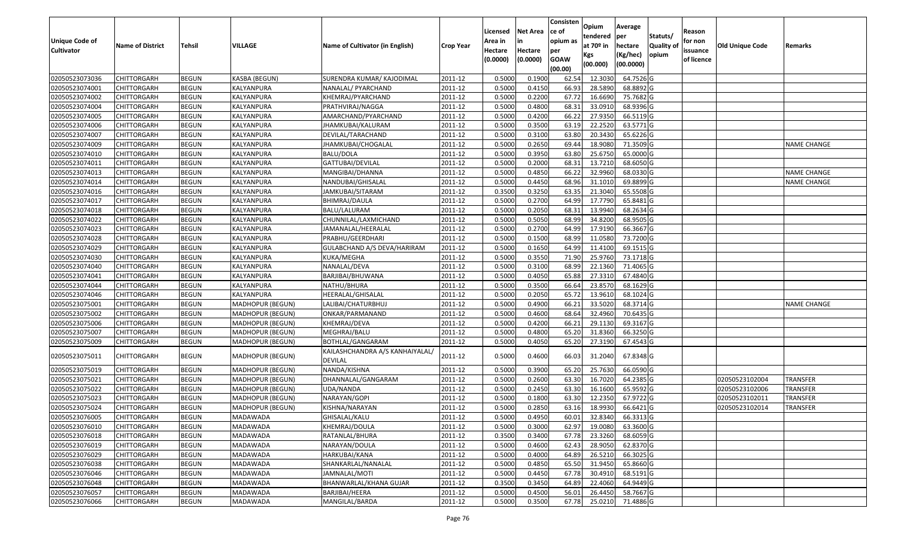| Unique Code of Cultivator | Name of District | Tehsil | VILLAGE | Name of Cultivator (in English) | Crop Year | Licensed Area in Hectare (0.0000) | Net Area in Hectare (0.0000) | Consistence of opium as per GOAW (00.00) | Opium tendered at 70º in Kgs (00.000) | Average per hectare (Kg/hec) (00.0000) | Statuts/ Quality of opium | Reason for non issuance of licence | Old Unique Code | Remarks |
|---|---|---|---|---|---|---|---|---|---|---|---|---|---|---|
| 02050523073036 | CHITTORGARH | BEGUN | KASBA (BEGUN) | SURENDRA KUMAR/ KAJODIMAL | 2011-12 | 0.5000 | 0.1900 | 62.54 | 12.3030 | 64.7526 | G | | | |
| 02050523074001 | CHITTORGARH | BEGUN | KALYANPURA | NANALAL/ PYARCHAND | 2011-12 | 0.5000 | 0.4150 | 66.93 | 28.5890 | 68.8892 | G | | | |
| 02050523074002 | CHITTORGARH | BEGUN | KALYANPURA | KHEMRAJ/PYARCHAND | 2011-12 | 0.5000 | 0.2200 | 67.72 | 16.6690 | 75.7682 | G | | | |
| 02050523074004 | CHITTORGARH | BEGUN | KALYANPURA | PRATHVIRAJ/NAGGA | 2011-12 | 0.5000 | 0.4800 | 68.31 | 33.0910 | 68.9396 | G | | | |
| 02050523074005 | CHITTORGARH | BEGUN | KALYANPURA | AMARCHAND/PYARCHAND | 2011-12 | 0.5000 | 0.4200 | 66.22 | 27.9350 | 66.5119 | G | | | |
| 02050523074006 | CHITTORGARH | BEGUN | KALYANPURA | JHAMKUBAI/KALURAM | 2011-12 | 0.5000 | 0.3500 | 63.19 | 22.2520 | 63.5771 | G | | | |
| 02050523074007 | CHITTORGARH | BEGUN | KALYANPURA | DEVILAL/TARACHAND | 2011-12 | 0.5000 | 0.3100 | 63.80 | 20.3430 | 65.6226 | G | | | |
| 02050523074009 | CHITTORGARH | BEGUN | KALYANPURA | JHAMKUBAI/CHOGALAL | 2011-12 | 0.5000 | 0.2650 | 69.44 | 18.9080 | 71.3509 | G | | | NAME CHANGE |
| 02050523074010 | CHITTORGARH | BEGUN | KALYANPURA | BALU/DOLA | 2011-12 | 0.5000 | 0.3950 | 63.80 | 25.6750 | 65.0000 | G | | | |
| 02050523074011 | CHITTORGARH | BEGUN | KALYANPURA | GATTUBAI/DEVILAL | 2011-12 | 0.5000 | 0.2000 | 68.31 | 13.7210 | 68.6050 | G | | | |
| 02050523074013 | CHITTORGARH | BEGUN | KALYANPURA | MANGIBAI/DHANNA | 2011-12 | 0.5000 | 0.4850 | 66.22 | 32.9960 | 68.0330 | G | | | NAME CHANGE |
| 02050523074014 | CHITTORGARH | BEGUN | KALYANPURA | NANDUBAI/GHISALAL | 2011-12 | 0.5000 | 0.4450 | 68.96 | 31.1010 | 69.8899 | G | | | NAME CHANGE |
| 02050523074016 | CHITTORGARH | BEGUN | KALYANPURA | JAMKUBAI/SITARAM | 2011-12 | 0.3500 | 0.3250 | 63.35 | 21.3040 | 65.5508 | G | | | |
| 02050523074017 | CHITTORGARH | BEGUN | KALYANPURA | BHIMRAJ/DAULA | 2011-12 | 0.5000 | 0.2700 | 64.99 | 17.7790 | 65.8481 | G | | | |
| 02050523074018 | CHITTORGARH | BEGUN | KALYANPURA | BALU/LALURAM | 2011-12 | 0.5000 | 0.2050 | 68.31 | 13.9940 | 68.2634 | G | | | |
| 02050523074022 | CHITTORGARH | BEGUN | KALYANPURA | CHUNNILAL/LAXMICHAND | 2011-12 | 0.5000 | 0.5050 | 68.99 | 34.8200 | 68.9505 | G | | | |
| 02050523074023 | CHITTORGARH | BEGUN | KALYANPURA | JAMANALAL/HEERALAL | 2011-12 | 0.5000 | 0.2700 | 64.99 | 17.9190 | 66.3667 | G | | | |
| 02050523074028 | CHITTORGARH | BEGUN | KALYANPURA | PRABHU/GEERDHARI | 2011-12 | 0.5000 | 0.1500 | 68.99 | 11.0580 | 73.7200 | G | | | |
| 02050523074029 | CHITTORGARH | BEGUN | KALYANPURA | GULABCHAND A/S DEVA/HARIRAM | 2011-12 | 0.5000 | 0.1650 | 64.99 | 11.4100 | 69.1515 | G | | | |
| 02050523074030 | CHITTORGARH | BEGUN | KALYANPURA | KUKA/MEGHA | 2011-12 | 0.5000 | 0.3550 | 71.90 | 25.9760 | 73.1718 | G | | | |
| 02050523074040 | CHITTORGARH | BEGUN | KALYANPURA | NANALAL/DEVA | 2011-12 | 0.5000 | 0.3100 | 68.99 | 22.1360 | 71.4065 | G | | | |
| 02050523074041 | CHITTORGARH | BEGUN | KALYANPURA | BARJIBAI/BHUWANA | 2011-12 | 0.5000 | 0.4050 | 65.88 | 27.3310 | 67.4840 | G | | | |
| 02050523074044 | CHITTORGARH | BEGUN | KALYANPURA | NATHU/BHURA | 2011-12 | 0.5000 | 0.3500 | 66.64 | 23.8570 | 68.1629 | G | | | |
| 02050523074046 | CHITTORGARH | BEGUN | KALYANPURA | HEERALAL/GHISALAL | 2011-12 | 0.5000 | 0.2050 | 65.72 | 13.9610 | 68.1024 | G | | | |
| 02050523075001 | CHITTORGARH | BEGUN | MADHOPUR (BEGUN) | LALIBAI/CHATURBHUJ | 2011-12 | 0.5000 | 0.4900 | 66.21 | 33.5020 | 68.3714 | G | | | NAME CHANGE |
| 02050523075002 | CHITTORGARH | BEGUN | MADHOPUR (BEGUN) | ONKAR/PARMANAND | 2011-12 | 0.5000 | 0.4600 | 68.64 | 32.4960 | 70.6435 | G | | | |
| 02050523075006 | CHITTORGARH | BEGUN | MADHOPUR (BEGUN) | KHEMRAJ/DEVA | 2011-12 | 0.5000 | 0.4200 | 66.21 | 29.1130 | 69.3167 | G | | | |
| 02050523075007 | CHITTORGARH | BEGUN | MADHOPUR (BEGUN) | MEGHRAJ/BALU | 2011-12 | 0.5000 | 0.4800 | 65.20 | 31.8360 | 66.3250 | G | | | |
| 02050523075009 | CHITTORGARH | BEGUN | MADHOPUR (BEGUN) | BOTHLAL/GANGARAM | 2011-12 | 0.5000 | 0.4050 | 65.20 | 27.3190 | 67.4543 | G | | | |
| 02050523075011 | CHITTORGARH | BEGUN | MADHOPUR (BEGUN) | KAILASHCHANDRA A/S KANHAIYALAL/ DEVILAL | 2011-12 | 0.5000 | 0.4600 | 66.03 | 31.2040 | 67.8348 | G | | | |
| 02050523075019 | CHITTORGARH | BEGUN | MADHOPUR (BEGUN) | NANDA/KISHNA | 2011-12 | 0.5000 | 0.3900 | 65.20 | 25.7630 | 66.0590 | G | | | |
| 02050523075021 | CHITTORGARH | BEGUN | MADHOPUR (BEGUN) | DHANNALAL/GANGARAM | 2011-12 | 0.5000 | 0.2600 | 63.30 | 16.7020 | 64.2385 | G | | 02050523102004 | TRANSFER |
| 02050523075022 | CHITTORGARH | BEGUN | MADHOPUR (BEGUN) | UDA/NANDA | 2011-12 | 0.5000 | 0.2450 | 63.30 | 16.1600 | 65.9592 | G | | 02050523102006 | TRANSFER |
| 02050523075023 | CHITTORGARH | BEGUN | MADHOPUR (BEGUN) | NARAYAN/GOPI | 2011-12 | 0.5000 | 0.1800 | 63.30 | 12.2350 | 67.9722 | G | | 02050523102011 | TRANSFER |
| 02050523075024 | CHITTORGARH | BEGUN | MADHOPUR (BEGUN) | KISHNA/NARAYAN | 2011-12 | 0.5000 | 0.2850 | 63.16 | 18.9930 | 66.6421 | G | | 02050523102014 | TRANSFER |
| 02050523076005 | CHITTORGARH | BEGUN | MADAWADA | GHISALAL/KALU | 2011-12 | 0.5000 | 0.4950 | 60.01 | 32.8340 | 66.3313 | G | | | |
| 02050523076010 | CHITTORGARH | BEGUN | MADAWADA | KHEMRAJ/DOULA | 2011-12 | 0.5000 | 0.3000 | 62.97 | 19.0080 | 63.3600 | G | | | |
| 02050523076018 | CHITTORGARH | BEGUN | MADAWADA | RATANLAL/BHURA | 2011-12 | 0.3500 | 0.3400 | 67.78 | 23.3260 | 68.6059 | G | | | |
| 02050523076019 | CHITTORGARH | BEGUN | MADAWADA | NARAYAN/DOULA | 2011-12 | 0.5000 | 0.4600 | 62.43 | 28.9050 | 62.8370 | G | | | |
| 02050523076029 | CHITTORGARH | BEGUN | MADAWADA | HARKUBAI/KANA | 2011-12 | 0.5000 | 0.4000 | 64.89 | 26.5210 | 66.3025 | G | | | |
| 02050523076038 | CHITTORGARH | BEGUN | MADAWADA | SHANKARLAL/NANALAL | 2011-12 | 0.5000 | 0.4850 | 65.50 | 31.9450 | 65.8660 | G | | | |
| 02050523076046 | CHITTORGARH | BEGUN | MADAWADA | JAMNALAL/MOTI | 2011-12 | 0.5000 | 0.4450 | 67.78 | 30.4910 | 68.5191 | G | | | |
| 02050523076048 | CHITTORGARH | BEGUN | MADAWADA | BHANWARLAL/KHANA GUJAR | 2011-12 | 0.3500 | 0.3450 | 64.89 | 22.4060 | 64.9449 | G | | | |
| 02050523076057 | CHITTORGARH | BEGUN | MADAWADA | BARJIBAI/HEERA | 2011-12 | 0.5000 | 0.4500 | 56.01 | 26.4450 | 58.7667 | G | | | |
| 02050523076066 | CHITTORGARH | BEGUN | MADAWADA | MANGILAL/BARDA | 2011-12 | 0.5000 | 0.3500 | 67.78 | 25.0210 | 71.4886 | G | | | |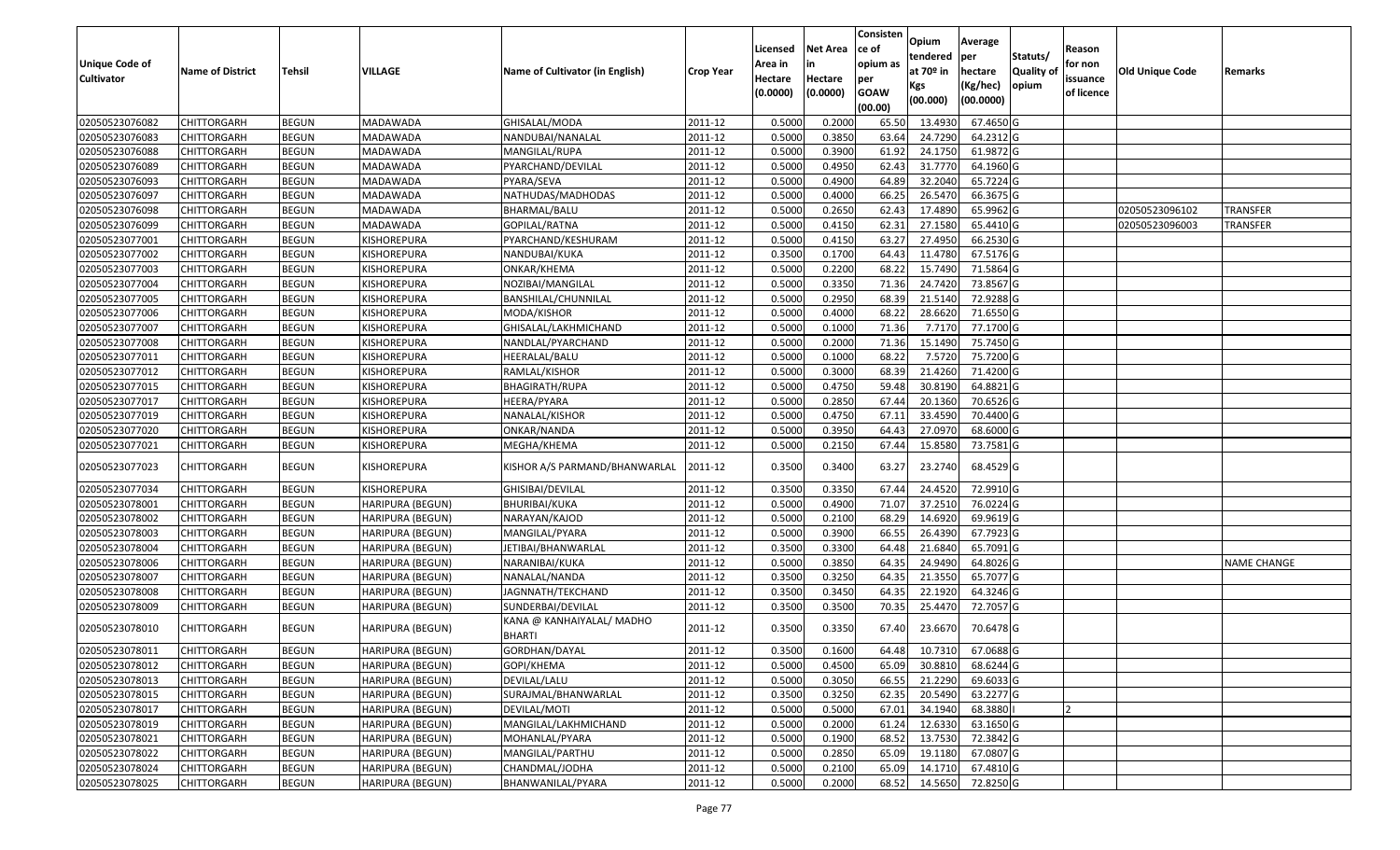| Unique Code of Cultivator | Name of District | Tehsil | VILLAGE | Name of Cultivator (in English) | Crop Year | Licensed Area in Hectare (0.0000) | Net Area in Hectare (0.0000) | Consistence of opium as per GOAW (00.00) | Opium tendered at 70º in Kgs (00.000) | Average per hectare (Kg/hec) (00.0000) | Statuts/ Quality of opium | Reason for non issuance of licence | Old Unique Code | Remarks |
|---|---|---|---|---|---|---|---|---|---|---|---|---|---|---|
| 02050523076082 | CHITTORGARH | BEGUN | MADAWADA | GHISALAL/MODA | 2011-12 | 0.5000 | 0.2000 | 65.50 | 13.4930 | 67.4650 | G | | | |
| 02050523076083 | CHITTORGARH | BEGUN | MADAWADA | NANDUBAI/NANALAL | 2011-12 | 0.5000 | 0.3850 | 63.64 | 24.7290 | 64.2312 | G | | | |
| 02050523076088 | CHITTORGARH | BEGUN | MADAWADA | MANGILAL/RUPA | 2011-12 | 0.5000 | 0.3900 | 61.92 | 24.1750 | 61.9872 | G | | | |
| 02050523076089 | CHITTORGARH | BEGUN | MADAWADA | PYARCHAND/DEVILAL | 2011-12 | 0.5000 | 0.4950 | 62.43 | 31.7770 | 64.1960 | G | | | |
| 02050523076093 | CHITTORGARH | BEGUN | MADAWADA | PYARA/SEVA | 2011-12 | 0.5000 | 0.4900 | 64.89 | 32.2040 | 65.7224 | G | | | |
| 02050523076097 | CHITTORGARH | BEGUN | MADAWADA | NATHUDAS/MADHODAS | 2011-12 | 0.5000 | 0.4000 | 66.25 | 26.5470 | 66.3675 | G | | | |
| 02050523076098 | CHITTORGARH | BEGUN | MADAWADA | BHARMAL/BALU | 2011-12 | 0.5000 | 0.2650 | 62.43 | 17.4890 | 65.9962 | G | | 02050523096102 | TRANSFER |
| 02050523076099 | CHITTORGARH | BEGUN | MADAWADA | GOPILAL/RATNA | 2011-12 | 0.5000 | 0.4150 | 62.31 | 27.1580 | 65.4410 | G | | 02050523096003 | TRANSFER |
| 02050523077001 | CHITTORGARH | BEGUN | KISHOREPURA | PYARCHAND/KESHURAM | 2011-12 | 0.5000 | 0.4150 | 63.27 | 27.4950 | 66.2530 | G | | | |
| 02050523077002 | CHITTORGARH | BEGUN | KISHOREPURA | NANDUBAI/KUKA | 2011-12 | 0.3500 | 0.1700 | 64.43 | 11.4780 | 67.5176 | G | | | |
| 02050523077003 | CHITTORGARH | BEGUN | KISHOREPURA | ONKAR/KHEMA | 2011-12 | 0.5000 | 0.2200 | 68.22 | 15.7490 | 71.5864 | G | | | |
| 02050523077004 | CHITTORGARH | BEGUN | KISHOREPURA | NOZIBAI/MANGILAL | 2011-12 | 0.5000 | 0.3350 | 71.36 | 24.7420 | 73.8567 | G | | | |
| 02050523077005 | CHITTORGARH | BEGUN | KISHOREPURA | BANSHILAL/CHUNNILAL | 2011-12 | 0.5000 | 0.2950 | 68.39 | 21.5140 | 72.9288 | G | | | |
| 02050523077006 | CHITTORGARH | BEGUN | KISHOREPURA | MODA/KISHOR | 2011-12 | 0.5000 | 0.4000 | 68.22 | 28.6620 | 71.6550 | G | | | |
| 02050523077007 | CHITTORGARH | BEGUN | KISHOREPURA | GHISALAL/LAKHMICHAND | 2011-12 | 0.5000 | 0.1000 | 71.36 | 7.7170 | 77.1700 | G | | | |
| 02050523077008 | CHITTORGARH | BEGUN | KISHOREPURA | NANDLAL/PYARCHAND | 2011-12 | 0.5000 | 0.2000 | 71.36 | 15.1490 | 75.7450 | G | | | |
| 02050523077011 | CHITTORGARH | BEGUN | KISHOREPURA | HEERALAL/BALU | 2011-12 | 0.5000 | 0.1000 | 68.22 | 7.5720 | 75.7200 | G | | | |
| 02050523077012 | CHITTORGARH | BEGUN | KISHOREPURA | RAMLAL/KISHOR | 2011-12 | 0.5000 | 0.3000 | 68.39 | 21.4260 | 71.4200 | G | | | |
| 02050523077015 | CHITTORGARH | BEGUN | KISHOREPURA | BHAGIRATH/RUPA | 2011-12 | 0.5000 | 0.4750 | 59.48 | 30.8190 | 64.8821 | G | | | |
| 02050523077017 | CHITTORGARH | BEGUN | KISHOREPURA | HEERA/PYARA | 2011-12 | 0.5000 | 0.2850 | 67.44 | 20.1360 | 70.6526 | G | | | |
| 02050523077019 | CHITTORGARH | BEGUN | KISHOREPURA | NANALAL/KISHOR | 2011-12 | 0.5000 | 0.4750 | 67.11 | 33.4590 | 70.4400 | G | | | |
| 02050523077020 | CHITTORGARH | BEGUN | KISHOREPURA | ONKAR/NANDA | 2011-12 | 0.5000 | 0.3950 | 64.43 | 27.0970 | 68.6000 | G | | | |
| 02050523077021 | CHITTORGARH | BEGUN | KISHOREPURA | MEGHA/KHEMA | 2011-12 | 0.5000 | 0.2150 | 67.44 | 15.8580 | 73.7581 | G | | | |
| 02050523077023 | CHITTORGARH | BEGUN | KISHOREPURA | KISHOR A/S PARMAND/BHANWARLAL | 2011-12 | 0.3500 | 0.3400 | 63.27 | 23.2740 | 68.4529 | G | | | |
| 02050523077034 | CHITTORGARH | BEGUN | KISHOREPURA | GHISIBAI/DEVILAL | 2011-12 | 0.3500 | 0.3350 | 67.44 | 24.4520 | 72.9910 | G | | | |
| 02050523078001 | CHITTORGARH | BEGUN | HARIPURA (BEGUN) | BHURIBAI/KUKA | 2011-12 | 0.5000 | 0.4900 | 71.07 | 37.2510 | 76.0224 | G | | | |
| 02050523078002 | CHITTORGARH | BEGUN | HARIPURA (BEGUN) | NARAYAN/KAJOD | 2011-12 | 0.5000 | 0.2100 | 68.29 | 14.6920 | 69.9619 | G | | | |
| 02050523078003 | CHITTORGARH | BEGUN | HARIPURA (BEGUN) | MANGILAL/PYARA | 2011-12 | 0.5000 | 0.3900 | 66.55 | 26.4390 | 67.7923 | G | | | |
| 02050523078004 | CHITTORGARH | BEGUN | HARIPURA (BEGUN) | JETIBAI/BHANWARLAL | 2011-12 | 0.3500 | 0.3300 | 64.48 | 21.6840 | 65.7091 | G | | | |
| 02050523078006 | CHITTORGARH | BEGUN | HARIPURA (BEGUN) | NARANIBAI/KUKA | 2011-12 | 0.5000 | 0.3850 | 64.35 | 24.9490 | 64.8026 | G | | | NAME CHANGE |
| 02050523078007 | CHITTORGARH | BEGUN | HARIPURA (BEGUN) | NANALAL/NANDA | 2011-12 | 0.3500 | 0.3250 | 64.35 | 21.3550 | 65.7077 | G | | | |
| 02050523078008 | CHITTORGARH | BEGUN | HARIPURA (BEGUN) | JAGNNATH/TEKCHAND | 2011-12 | 0.3500 | 0.3450 | 64.35 | 22.1920 | 64.3246 | G | | | |
| 02050523078009 | CHITTORGARH | BEGUN | HARIPURA (BEGUN) | SUNDERBAI/DEVILAL | 2011-12 | 0.3500 | 0.3500 | 70.35 | 25.4470 | 72.7057 | G | | | |
| 02050523078010 | CHITTORGARH | BEGUN | HARIPURA (BEGUN) | KANA @ KANHAIYALAL/ MADHO BHARTI | 2011-12 | 0.3500 | 0.3350 | 67.40 | 23.6670 | 70.6478 | G | | | |
| 02050523078011 | CHITTORGARH | BEGUN | HARIPURA (BEGUN) | GORDHAN/DAYAL | 2011-12 | 0.3500 | 0.1600 | 64.48 | 10.7310 | 67.0688 | G | | | |
| 02050523078012 | CHITTORGARH | BEGUN | HARIPURA (BEGUN) | GOPI/KHEMA | 2011-12 | 0.5000 | 0.4500 | 65.09 | 30.8810 | 68.6244 | G | | | |
| 02050523078013 | CHITTORGARH | BEGUN | HARIPURA (BEGUN) | DEVILAL/LALU | 2011-12 | 0.5000 | 0.3050 | 66.55 | 21.2290 | 69.6033 | G | | | |
| 02050523078015 | CHITTORGARH | BEGUN | HARIPURA (BEGUN) | SURAJMAL/BHANWARLAL | 2011-12 | 0.3500 | 0.3250 | 62.35 | 20.5490 | 63.2277 | G | | | |
| 02050523078017 | CHITTORGARH | BEGUN | HARIPURA (BEGUN) | DEVILAL/MOTI | 2011-12 | 0.5000 | 0.5000 | 67.01 | 34.1940 | 68.3880 | I | 2 | | |
| 02050523078019 | CHITTORGARH | BEGUN | HARIPURA (BEGUN) | MANGILAL/LAKHMICHAND | 2011-12 | 0.5000 | 0.2000 | 61.24 | 12.6330 | 63.1650 | G | | | |
| 02050523078021 | CHITTORGARH | BEGUN | HARIPURA (BEGUN) | MOHANLAL/PYARA | 2011-12 | 0.5000 | 0.1900 | 68.52 | 13.7530 | 72.3842 | G | | | |
| 02050523078022 | CHITTORGARH | BEGUN | HARIPURA (BEGUN) | MANGILAL/PARTHU | 2011-12 | 0.5000 | 0.2850 | 65.09 | 19.1180 | 67.0807 | G | | | |
| 02050523078024 | CHITTORGARH | BEGUN | HARIPURA (BEGUN) | CHANDMAL/JODHA | 2011-12 | 0.5000 | 0.2100 | 65.09 | 14.1710 | 67.4810 | G | | | |
| 02050523078025 | CHITTORGARH | BEGUN | HARIPURA (BEGUN) | BHANWANILAL/PYARA | 2011-12 | 0.5000 | 0.2000 | 68.52 | 14.5650 | 72.8250 | G | | | |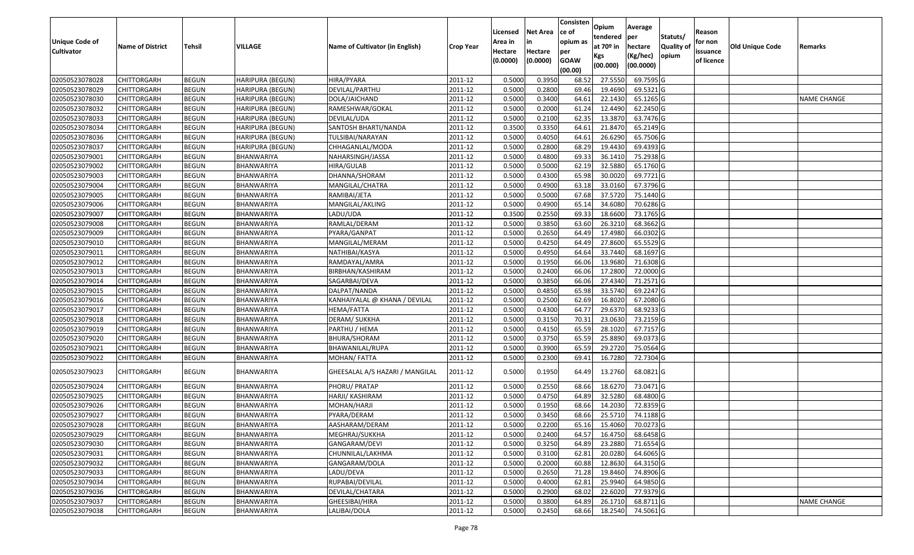| Unique Code of Cultivator | Name of District | Tehsil | VILLAGE | Name of Cultivator (in English) | Crop Year | Licensed Area in Hectare (0.0000) | Net Area in Hectare (0.0000) | Consisten ce of opium as per GOAW (00.00) | Opium tendered at 70º in Kgs (00.000) | Average per hectare (Kg/hec) (00.0000) | Statuts/ Quality of opium | Reason for non issuance of licence | Old Unique Code | Remarks |
|---|---|---|---|---|---|---|---|---|---|---|---|---|---|---|
| 02050523078028 | CHITTORGARH | BEGUN | HARIPURA (BEGUN) | HIRA/PYARA | 2011-12 | 0.5000 | 0.3950 | 68.52 | 27.5550 | 69.7595 | G | | | |
| 02050523078029 | CHITTORGARH | BEGUN | HARIPURA (BEGUN) | DEVILAL/PARTHU | 2011-12 | 0.5000 | 0.2800 | 69.46 | 19.4690 | 69.5321 | G | | | |
| 02050523078030 | CHITTORGARH | BEGUN | HARIPURA (BEGUN) | DOLA/JAICHAND | 2011-12 | 0.5000 | 0.3400 | 64.61 | 22.1430 | 65.1265 | G | | | NAME CHANGE |
| 02050523078032 | CHITTORGARH | BEGUN | HARIPURA (BEGUN) | RAMESHWAR/GOKAL | 2011-12 | 0.5000 | 0.2000 | 61.24 | 12.4490 | 62.2450 | G | | | |
| 02050523078033 | CHITTORGARH | BEGUN | HARIPURA (BEGUN) | DEVILAL/UDA | 2011-12 | 0.5000 | 0.2100 | 62.35 | 13.3870 | 63.7476 | G | | | |
| 02050523078034 | CHITTORGARH | BEGUN | HARIPURA (BEGUN) | SANTOSH BHARTI/NANDA | 2011-12 | 0.3500 | 0.3350 | 64.61 | 21.8470 | 65.2149 | G | | | |
| 02050523078036 | CHITTORGARH | BEGUN | HARIPURA (BEGUN) | TULSIBAI/NARAYAN | 2011-12 | 0.5000 | 0.4050 | 64.61 | 26.6290 | 65.7506 | G | | | |
| 02050523078037 | CHITTORGARH | BEGUN | HARIPURA (BEGUN) | CHHAGANLAL/MODA | 2011-12 | 0.5000 | 0.2800 | 68.29 | 19.4430 | 69.4393 | G | | | |
| 02050523079001 | CHITTORGARH | BEGUN | BHANWARIYA | NAHARSINGH/JASSA | 2011-12 | 0.5000 | 0.4800 | 69.33 | 36.1410 | 75.2938 | G | | | |
| 02050523079002 | CHITTORGARH | BEGUN | BHANWARIYA | HIRA/GULAB | 2011-12 | 0.5000 | 0.5000 | 62.19 | 32.5880 | 65.1760 | G | | | |
| 02050523079003 | CHITTORGARH | BEGUN | BHANWARIYA | DHANNA/SHORAM | 2011-12 | 0.5000 | 0.4300 | 65.98 | 30.0020 | 69.7721 | G | | | |
| 02050523079004 | CHITTORGARH | BEGUN | BHANWARIYA | MANGILAL/CHATRA | 2011-12 | 0.5000 | 0.4900 | 63.18 | 33.0160 | 67.3796 | G | | | |
| 02050523079005 | CHITTORGARH | BEGUN | BHANWARIYA | RAMIBAI/JETA | 2011-12 | 0.5000 | 0.5000 | 67.68 | 37.5720 | 75.1440 | G | | | |
| 02050523079006 | CHITTORGARH | BEGUN | BHANWARIYA | MANGILAL/AKLING | 2011-12 | 0.5000 | 0.4900 | 65.14 | 34.6080 | 70.6286 | G | | | |
| 02050523079007 | CHITTORGARH | BEGUN | BHANWARIYA | LADU/UDA | 2011-12 | 0.3500 | 0.2550 | 69.33 | 18.6600 | 73.1765 | G | | | |
| 02050523079008 | CHITTORGARH | BEGUN | BHANWARIYA | RAMLAL/DERAM | 2011-12 | 0.5000 | 0.3850 | 63.60 | 26.3210 | 68.3662 | G | | | |
| 02050523079009 | CHITTORGARH | BEGUN | BHANWARIYA | PYARA/GANPAT | 2011-12 | 0.5000 | 0.2650 | 64.49 | 17.4980 | 66.0302 | G | | | |
| 02050523079010 | CHITTORGARH | BEGUN | BHANWARIYA | MANGILAL/MERAM | 2011-12 | 0.5000 | 0.4250 | 64.49 | 27.8600 | 65.5529 | G | | | |
| 02050523079011 | CHITTORGARH | BEGUN | BHANWARIYA | NATHIBAI/KASYA | 2011-12 | 0.5000 | 0.4950 | 64.64 | 33.7440 | 68.1697 | G | | | |
| 02050523079012 | CHITTORGARH | BEGUN | BHANWARIYA | RAMDAYAL/AMRA | 2011-12 | 0.5000 | 0.1950 | 66.06 | 13.9680 | 71.6308 | G | | | |
| 02050523079013 | CHITTORGARH | BEGUN | BHANWARIYA | BIRBHAN/KASHIRAM | 2011-12 | 0.5000 | 0.2400 | 66.06 | 17.2800 | 72.0000 | G | | | |
| 02050523079014 | CHITTORGARH | BEGUN | BHANWARIYA | SAGARBAI/DEVA | 2011-12 | 0.5000 | 0.3850 | 66.06 | 27.4340 | 71.2571 | G | | | |
| 02050523079015 | CHITTORGARH | BEGUN | BHANWARIYA | DALPAT/NANDA | 2011-12 | 0.5000 | 0.4850 | 65.98 | 33.5740 | 69.2247 | G | | | |
| 02050523079016 | CHITTORGARH | BEGUN | BHANWARIYA | KANHAIYALAL @ KHANA / DEVILAL | 2011-12 | 0.5000 | 0.2500 | 62.69 | 16.8020 | 67.2080 | G | | | |
| 02050523079017 | CHITTORGARH | BEGUN | BHANWARIYA | HEMA/FATTA | 2011-12 | 0.5000 | 0.4300 | 64.77 | 29.6370 | 68.9233 | G | | | |
| 02050523079018 | CHITTORGARH | BEGUN | BHANWARIYA | DERAM/ SUKKHA | 2011-12 | 0.5000 | 0.3150 | 70.31 | 23.0630 | 73.2159 | G | | | |
| 02050523079019 | CHITTORGARH | BEGUN | BHANWARIYA | PARTHU / HEMA | 2011-12 | 0.5000 | 0.4150 | 65.59 | 28.1020 | 67.7157 | G | | | |
| 02050523079020 | CHITTORGARH | BEGUN | BHANWARIYA | BHURA/SHORAM | 2011-12 | 0.5000 | 0.3750 | 65.59 | 25.8890 | 69.0373 | G | | | |
| 02050523079021 | CHITTORGARH | BEGUN | BHANWARIYA | BHAWANILAL/RUPA | 2011-12 | 0.5000 | 0.3900 | 65.59 | 29.2720 | 75.0564 | G | | | |
| 02050523079022 | CHITTORGARH | BEGUN | BHANWARIYA | MOHAN/ FATTA | 2011-12 | 0.5000 | 0.2300 | 69.41 | 16.7280 | 72.7304 | G | | | |
| 02050523079023 | CHITTORGARH | BEGUN | BHANWARIYA | GHEESALAL A/S HAZARI / MANGILAL | 2011-12 | 0.5000 | 0.1950 | 64.49 | 13.2760 | 68.0821 | G | | | |
| 02050523079024 | CHITTORGARH | BEGUN | BHANWARIYA | PHORU/ PRATAP | 2011-12 | 0.5000 | 0.2550 | 68.66 | 18.6270 | 73.0471 | G | | | |
| 02050523079025 | CHITTORGARH | BEGUN | BHANWARIYA | HARJI/ KASHIRAM | 2011-12 | 0.5000 | 0.4750 | 64.89 | 32.5280 | 68.4800 | G | | | |
| 02050523079026 | CHITTORGARH | BEGUN | BHANWARIYA | MOHAN/HARJI | 2011-12 | 0.5000 | 0.1950 | 68.66 | 14.2030 | 72.8359 | G | | | |
| 02050523079027 | CHITTORGARH | BEGUN | BHANWARIYA | PYARA/DERAM | 2011-12 | 0.5000 | 0.3450 | 68.66 | 25.5710 | 74.1188 | G | | | |
| 02050523079028 | CHITTORGARH | BEGUN | BHANWARIYA | AASHARAM/DERAM | 2011-12 | 0.5000 | 0.2200 | 65.16 | 15.4060 | 70.0273 | G | | | |
| 02050523079029 | CHITTORGARH | BEGUN | BHANWARIYA | MEGHRAJ/SUKKHA | 2011-12 | 0.5000 | 0.2400 | 64.57 | 16.4750 | 68.6458 | G | | | |
| 02050523079030 | CHITTORGARH | BEGUN | BHANWARIYA | GANGARAM/DEVI | 2011-12 | 0.5000 | 0.3250 | 64.89 | 23.2880 | 71.6554 | G | | | |
| 02050523079031 | CHITTORGARH | BEGUN | BHANWARIYA | CHUNNILAL/LAKHMA | 2011-12 | 0.5000 | 0.3100 | 62.81 | 20.0280 | 64.6065 | G | | | |
| 02050523079032 | CHITTORGARH | BEGUN | BHANWARIYA | GANGARAM/DOLA | 2011-12 | 0.5000 | 0.2000 | 60.88 | 12.8630 | 64.3150 | G | | | |
| 02050523079033 | CHITTORGARH | BEGUN | BHANWARIYA | LADU/DEVA | 2011-12 | 0.5000 | 0.2650 | 71.28 | 19.8460 | 74.8906 | G | | | |
| 02050523079034 | CHITTORGARH | BEGUN | BHANWARIYA | RUPABAI/DEVILAL | 2011-12 | 0.5000 | 0.4000 | 62.81 | 25.9940 | 64.9850 | G | | | |
| 02050523079036 | CHITTORGARH | BEGUN | BHANWARIYA | DEVILAL/CHATARA | 2011-12 | 0.5000 | 0.2900 | 68.02 | 22.6020 | 77.9379 | G | | | |
| 02050523079037 | CHITTORGARH | BEGUN | BHANWARIYA | GHEESIBAI/HIRA | 2011-12 | 0.5000 | 0.3800 | 64.89 | 26.1710 | 68.8711 | G | | | NAME CHANGE |
| 02050523079038 | CHITTORGARH | BEGUN | BHANWARIYA | LALIBAI/DOLA | 2011-12 | 0.5000 | 0.2450 | 68.66 | 18.2540 | 74.5061 | G | | | |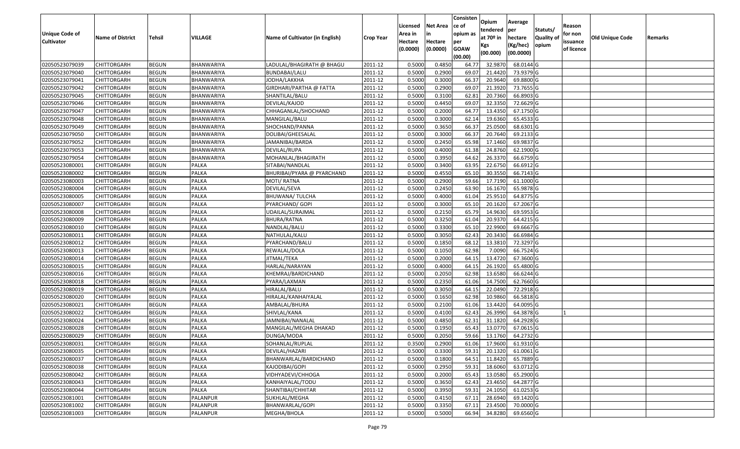| Unique Code of Cultivator | Name of District | Tehsil | VILLAGE | Name of Cultivator (in English) | Crop Year | Licensed Area in Hectare (0.0000) | Net Area in Hectare (0.0000) | Consistence of opium as per GOAW (00.00) | Opium tendered at 70º in Kgs (00.000) | Average per hectare (Kg/hec) (00.0000) | Statuts/ Quality of opium | Reason for non issuance of licence | Old Unique Code | Remarks |
|---|---|---|---|---|---|---|---|---|---|---|---|---|---|---|
| 02050523079039 | CHITTORGARH | BEGUN | BHANWARIYA | LADULAL/BHAGIRATH @ BHAGU | 2011-12 | 0.5000 | 0.4850 | 64.77 | 32.9870 | 68.0144 | G | | | |
| 02050523079040 | CHITTORGARH | BEGUN | BHANWARIYA | BUNDABAI/LALU | 2011-12 | 0.5000 | 0.2900 | 69.07 | 21.4420 | 73.9379 | G | | | |
| 02050523079041 | CHITTORGARH | BEGUN | BHANWARIYA | JODHA/LAKKHA | 2011-12 | 0.5000 | 0.3000 | 66.37 | 20.9640 | 69.8800 | G | | | |
| 02050523079042 | CHITTORGARH | BEGUN | BHANWARIYA | GIRDHARI/PARTHA @ FATTA | 2011-12 | 0.5000 | 0.2900 | 69.07 | 21.3920 | 73.7655 | G | | | |
| 02050523079045 | CHITTORGARH | BEGUN | BHANWARIYA | SHANTILAL/BALU | 2011-12 | 0.5000 | 0.3100 | 62.81 | 20.7360 | 66.8903 | G | | | |
| 02050523079046 | CHITTORGARH | BEGUN | BHANWARIYA | DEVILAL/KAJOD | 2011-12 | 0.5000 | 0.4450 | 69.07 | 32.3350 | 72.6629 | G | | | |
| 02050523079047 | CHITTORGARH | BEGUN | BHANWARIYA | CHHAGANLAL/SHOCHAND | 2011-12 | 0.5000 | 0.2000 | 64.77 | 13.4350 | 67.1750 | G | | | |
| 02050523079048 | CHITTORGARH | BEGUN | BHANWARIYA | MANGILAL/BALU | 2011-12 | 0.5000 | 0.3000 | 62.14 | 19.6360 | 65.4533 | G | | | |
| 02050523079049 | CHITTORGARH | BEGUN | BHANWARIYA | SHOCHAND/PANNA | 2011-12 | 0.5000 | 0.3650 | 66.37 | 25.0500 | 68.6301 | G | | | |
| 02050523079050 | CHITTORGARH | BEGUN | BHANWARIYA | DOLIBAI/GHEESALAL | 2011-12 | 0.5000 | 0.3000 | 66.37 | 20.7640 | 69.2133 | G | | | |
| 02050523079052 | CHITTORGARH | BEGUN | BHANWARIYA | JAMANIBAI/BARDA | 2011-12 | 0.5000 | 0.2450 | 65.98 | 17.1460 | 69.9837 | G | | | |
| 02050523079053 | CHITTORGARH | BEGUN | BHANWARIYA | DEVILAL/RUPA | 2011-12 | 0.5000 | 0.4000 | 61.38 | 24.8760 | 62.1900 | G | | | |
| 02050523079054 | CHITTORGARH | BEGUN | BHANWARIYA | MOHANLAL/BHAGIRATH | 2011-12 | 0.5000 | 0.3950 | 64.62 | 26.3370 | 66.6759 | G | | | |
| 02050523080001 | CHITTORGARH | BEGUN | PALKA | SITABAI/NANDLAL | 2011-12 | 0.5000 | 0.3400 | 63.95 | 22.6750 | 66.6912 | G | | | |
| 02050523080002 | CHITTORGARH | BEGUN | PALKA | BHURIBAI/PYARA @ PYARCHAND | 2011-12 | 0.5000 | 0.4550 | 65.10 | 30.3550 | 66.7143 | G | | | |
| 02050523080003 | CHITTORGARH | BEGUN | PALKA | MOTI/ RATNA | 2011-12 | 0.5000 | 0.2900 | 59.66 | 17.7190 | 61.1000 | G | | | |
| 02050523080004 | CHITTORGARH | BEGUN | PALKA | DEVILAL/SEVA | 2011-12 | 0.5000 | 0.2450 | 63.90 | 16.1670 | 65.9878 | G | | | |
| 02050523080005 | CHITTORGARH | BEGUN | PALKA | BHUWANA/ TULCHA | 2011-12 | 0.5000 | 0.4000 | 61.04 | 25.9510 | 64.8775 | G | | | |
| 02050523080007 | CHITTORGARH | BEGUN | PALKA | PYARCHAND/ GOPI | 2011-12 | 0.5000 | 0.3000 | 65.10 | 20.1620 | 67.2067 | G | | | |
| 02050523080008 | CHITTORGARH | BEGUN | PALKA | UDAILAL/SURAJMAL | 2011-12 | 0.5000 | 0.2150 | 65.79 | 14.9630 | 69.5953 | G | | | |
| 02050523080009 | CHITTORGARH | BEGUN | PALKA | BHURA/RATNA | 2011-12 | 0.5000 | 0.3250 | 61.04 | 20.9370 | 64.4215 | G | | | |
| 02050523080010 | CHITTORGARH | BEGUN | PALKA | NANDLAL/BALU | 2011-12 | 0.5000 | 0.3300 | 65.10 | 22.9900 | 69.6667 | G | | | |
| 02050523080011 | CHITTORGARH | BEGUN | PALKA | NATHULAL/KALU | 2011-12 | 0.5000 | 0.3050 | 62.43 | 20.3430 | 66.6984 | G | | | |
| 02050523080012 | CHITTORGARH | BEGUN | PALKA | PYARCHAND/BALU | 2011-12 | 0.5000 | 0.1850 | 68.12 | 13.3810 | 72.3297 | G | | | |
| 02050523080013 | CHITTORGARH | BEGUN | PALKA | REWALAL/DOLA | 2011-12 | 0.5000 | 0.1050 | 62.98 | 7.0090 | 66.7524 | G | | | |
| 02050523080014 | CHITTORGARH | BEGUN | PALKA | JITMAL/TEKA | 2011-12 | 0.5000 | 0.2000 | 64.15 | 13.4720 | 67.3600 | G | | | |
| 02050523080015 | CHITTORGARH | BEGUN | PALKA | HARLAL/NARAYAN | 2011-12 | 0.5000 | 0.4000 | 64.15 | 26.1920 | 65.4800 | G | | | |
| 02050523080016 | CHITTORGARH | BEGUN | PALKA | KHEMRAJ/BARDICHAND | 2011-12 | 0.5000 | 0.2050 | 62.98 | 13.6580 | 66.6244 | G | | | |
| 02050523080018 | CHITTORGARH | BEGUN | PALKA | PYARA/LAXMAN | 2011-12 | 0.5000 | 0.2350 | 61.06 | 14.7500 | 62.7660 | G | | | |
| 02050523080019 | CHITTORGARH | BEGUN | PALKA | HIRALAL/BALU | 2011-12 | 0.5000 | 0.3050 | 64.15 | 22.0490 | 72.2918 | G | | | |
| 02050523080020 | CHITTORGARH | BEGUN | PALKA | HIRALAL/KANHAIYALAL | 2011-12 | 0.5000 | 0.1650 | 62.98 | 10.9860 | 66.5818 | G | | | |
| 02050523080021 | CHITTORGARH | BEGUN | PALKA | AMBALAL/BHURA | 2011-12 | 0.5000 | 0.2100 | 61.06 | 13.4420 | 64.0095 | G | | | |
| 02050523080022 | CHITTORGARH | BEGUN | PALKA | SHIVLAL/KANA | 2011-12 | 0.5000 | 0.4100 | 62.43 | 26.3990 | 64.3878 | G | 1 | | |
| 02050523080024 | CHITTORGARH | BEGUN | PALKA | JAMNIBAI/NANALAL | 2011-12 | 0.5000 | 0.4850 | 62.31 | 31.1820 | 64.2928 | G | | | |
| 02050523080028 | CHITTORGARH | BEGUN | PALKA | MANGILAL/MEGHA DHAKAD | 2011-12 | 0.5000 | 0.1950 | 65.43 | 13.0770 | 67.0615 | G | | | |
| 02050523080029 | CHITTORGARH | BEGUN | PALKA | DUNGA/MODA | 2011-12 | 0.5000 | 0.2050 | 59.66 | 13.1760 | 64.2732 | G | | | |
| 02050523080031 | CHITTORGARH | BEGUN | PALKA | SOHANLAL/RUPLAL | 2011-12 | 0.3500 | 0.2900 | 61.06 | 17.9600 | 61.9310 | G | | | |
| 02050523080035 | CHITTORGARH | BEGUN | PALKA | DEVILAL/HAZARI | 2011-12 | 0.5000 | 0.3300 | 59.31 | 20.1320 | 61.0061 | G | | | |
| 02050523080037 | CHITTORGARH | BEGUN | PALKA | BHANWARLAL/BARDICHAND | 2011-12 | 0.5000 | 0.1800 | 64.51 | 11.8420 | 65.7889 | G | | | |
| 02050523080038 | CHITTORGARH | BEGUN | PALKA | KAJODIBAI/GOPI | 2011-12 | 0.5000 | 0.2950 | 59.31 | 18.6060 | 63.0712 | G | | | |
| 02050523080042 | CHITTORGARH | BEGUN | PALKA | VIDHYADEVI/CHHOGA | 2011-12 | 0.5000 | 0.2000 | 65.43 | 13.0580 | 65.2900 | G | | | |
| 02050523080043 | CHITTORGARH | BEGUN | PALKA | KANHAIYALAL/TODU | 2011-12 | 0.5000 | 0.3650 | 62.43 | 23.4650 | 64.2877 | G | | | |
| 02050523080044 | CHITTORGARH | BEGUN | PALKA | SHANTIBAI/CHHITAR | 2011-12 | 0.5000 | 0.3950 | 59.31 | 24.1050 | 61.0253 | G | | | |
| 02050523081001 | CHITTORGARH | BEGUN | PALANPUR | SUKHLAL/MEGHA | 2011-12 | 0.5000 | 0.4150 | 67.11 | 28.6940 | 69.1420 | G | | | |
| 02050523081002 | CHITTORGARH | BEGUN | PALANPUR | BHANWARLAL/GOPI | 2011-12 | 0.5000 | 0.3350 | 67.11 | 23.4500 | 70.0000 | G | | | |
| 02050523081003 | CHITTORGARH | BEGUN | PALANPUR | MEGHA/BHOLA | 2011-12 | 0.5000 | 0.5000 | 66.94 | 34.8280 | 69.6560 | G | | | |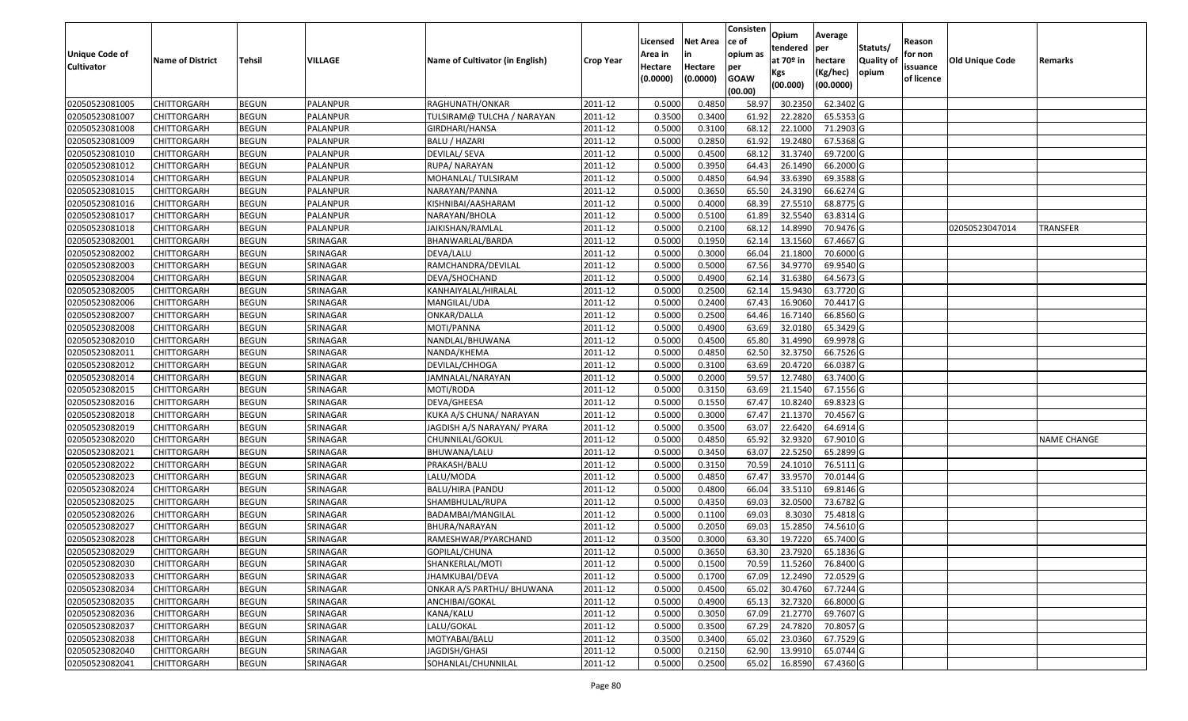| Unique Code of Cultivator | Name of District | Tehsil | VILLAGE | Name of Cultivator (in English) | Crop Year | Licensed Area in Hectare (0.0000) | Net Area in Hectare (0.0000) | Consistence of opium as per GOAW (00.00) | Opium tendered at 70º in Kgs (00.000) | Average per hectare (Kg/hec) (00.0000) | Statuts/ Quality of opium | Reason for non issuance of licence | Old Unique Code | Remarks |
|---|---|---|---|---|---|---|---|---|---|---|---|---|---|---|
| 02050523081005 | CHITTORGARH | BEGUN | PALANPUR | RAGHUNATH/ONKAR | 2011-12 | 0.5000 | 0.4850 | 58.97 | 30.2350 | 62.3402 | G | | | |
| 02050523081007 | CHITTORGARH | BEGUN | PALANPUR | TULSIRAM@ TULCHA / NARAYAN | 2011-12 | 0.3500 | 0.3400 | 61.92 | 22.2820 | 65.5353 | G | | | |
| 02050523081008 | CHITTORGARH | BEGUN | PALANPUR | GIRDHARI/HANSA | 2011-12 | 0.5000 | 0.3100 | 68.12 | 22.1000 | 71.2903 | G | | | |
| 02050523081009 | CHITTORGARH | BEGUN | PALANPUR | BALU / HAZARI | 2011-12 | 0.5000 | 0.2850 | 61.92 | 19.2480 | 67.5368 | G | | | |
| 02050523081010 | CHITTORGARH | BEGUN | PALANPUR | DEVILAL/ SEVA | 2011-12 | 0.5000 | 0.4500 | 68.12 | 31.3740 | 69.7200 | G | | | |
| 02050523081012 | CHITTORGARH | BEGUN | PALANPUR | RUPA/ NARAYAN | 2011-12 | 0.5000 | 0.3950 | 64.43 | 26.1490 | 66.2000 | G | | | |
| 02050523081014 | CHITTORGARH | BEGUN | PALANPUR | MOHANLAL/ TULSIRAM | 2011-12 | 0.5000 | 0.4850 | 64.94 | 33.6390 | 69.3588 | G | | | |
| 02050523081015 | CHITTORGARH | BEGUN | PALANPUR | NARAYAN/PANNA | 2011-12 | 0.5000 | 0.3650 | 65.50 | 24.3190 | 66.6274 | G | | | |
| 02050523081016 | CHITTORGARH | BEGUN | PALANPUR | KISHNIBAI/AASHARAM | 2011-12 | 0.5000 | 0.4000 | 68.39 | 27.5510 | 68.8775 | G | | | |
| 02050523081017 | CHITTORGARH | BEGUN | PALANPUR | NARAYAN/BHOLA | 2011-12 | 0.5000 | 0.5100 | 61.89 | 32.5540 | 63.8314 | G | | | |
| 02050523081018 | CHITTORGARH | BEGUN | PALANPUR | JAIKISHAN/RAMLAL | 2011-12 | 0.5000 | 0.2100 | 68.12 | 14.8990 | 70.9476 | G | | 02050523047014 | TRANSFER |
| 02050523082001 | CHITTORGARH | BEGUN | SRINAGAR | BHANWARLAL/BARDA | 2011-12 | 0.5000 | 0.1950 | 62.14 | 13.1560 | 67.4667 | G | | | |
| 02050523082002 | CHITTORGARH | BEGUN | SRINAGAR | DEVA/LALU | 2011-12 | 0.5000 | 0.3000 | 66.04 | 21.1800 | 70.6000 | G | | | |
| 02050523082003 | CHITTORGARH | BEGUN | SRINAGAR | RAMCHANDRA/DEVILAL | 2011-12 | 0.5000 | 0.5000 | 67.56 | 34.9770 | 69.9540 | G | | | |
| 02050523082004 | CHITTORGARH | BEGUN | SRINAGAR | DEVA/SHOCHAND | 2011-12 | 0.5000 | 0.4900 | 62.14 | 31.6380 | 64.5673 | G | | | |
| 02050523082005 | CHITTORGARH | BEGUN | SRINAGAR | KANHAIYALAL/HIRALAL | 2011-12 | 0.5000 | 0.2500 | 62.14 | 15.9430 | 63.7720 | G | | | |
| 02050523082006 | CHITTORGARH | BEGUN | SRINAGAR | MANGILAL/UDA | 2011-12 | 0.5000 | 0.2400 | 67.43 | 16.9060 | 70.4417 | G | | | |
| 02050523082007 | CHITTORGARH | BEGUN | SRINAGAR | ONKAR/DALLA | 2011-12 | 0.5000 | 0.2500 | 64.46 | 16.7140 | 66.8560 | G | | | |
| 02050523082008 | CHITTORGARH | BEGUN | SRINAGAR | MOTI/PANNA | 2011-12 | 0.5000 | 0.4900 | 63.69 | 32.0180 | 65.3429 | G | | | |
| 02050523082010 | CHITTORGARH | BEGUN | SRINAGAR | NANDLAL/BHUWANA | 2011-12 | 0.5000 | 0.4500 | 65.80 | 31.4990 | 69.9978 | G | | | |
| 02050523082011 | CHITTORGARH | BEGUN | SRINAGAR | NANDA/KHEMA | 2011-12 | 0.5000 | 0.4850 | 62.50 | 32.3750 | 66.7526 | G | | | |
| 02050523082012 | CHITTORGARH | BEGUN | SRINAGAR | DEVILAL/CHHOGA | 2011-12 | 0.5000 | 0.3100 | 63.69 | 20.4720 | 66.0387 | G | | | |
| 02050523082014 | CHITTORGARH | BEGUN | SRINAGAR | JAMNALAL/NARAYAN | 2011-12 | 0.5000 | 0.2000 | 59.57 | 12.7480 | 63.7400 | G | | | |
| 02050523082015 | CHITTORGARH | BEGUN | SRINAGAR | MOTI/RODA | 2011-12 | 0.5000 | 0.3150 | 63.69 | 21.1540 | 67.1556 | G | | | |
| 02050523082016 | CHITTORGARH | BEGUN | SRINAGAR | DEVA/GHEESA | 2011-12 | 0.5000 | 0.1550 | 67.47 | 10.8240 | 69.8323 | G | | | |
| 02050523082018 | CHITTORGARH | BEGUN | SRINAGAR | KUKA A/S CHUNA/ NARAYAN | 2011-12 | 0.5000 | 0.3000 | 67.47 | 21.1370 | 70.4567 | G | | | |
| 02050523082019 | CHITTORGARH | BEGUN | SRINAGAR | JAGDISH A/S NARAYAN/ PYARA | 2011-12 | 0.5000 | 0.3500 | 63.07 | 22.6420 | 64.6914 | G | | | |
| 02050523082020 | CHITTORGARH | BEGUN | SRINAGAR | CHUNNILAL/GOKUL | 2011-12 | 0.5000 | 0.4850 | 65.92 | 32.9320 | 67.9010 | G | | | NAME CHANGE |
| 02050523082021 | CHITTORGARH | BEGUN | SRINAGAR | BHUWANA/LALU | 2011-12 | 0.5000 | 0.3450 | 63.07 | 22.5250 | 65.2899 | G | | | |
| 02050523082022 | CHITTORGARH | BEGUN | SRINAGAR | PRAKASH/BALU | 2011-12 | 0.5000 | 0.3150 | 70.59 | 24.1010 | 76.5111 | G | | | |
| 02050523082023 | CHITTORGARH | BEGUN | SRINAGAR | LALU/MODA | 2011-12 | 0.5000 | 0.4850 | 67.47 | 33.9570 | 70.0144 | G | | | |
| 02050523082024 | CHITTORGARH | BEGUN | SRINAGAR | BALU/HIRA (PANDU | 2011-12 | 0.5000 | 0.4800 | 66.04 | 33.5110 | 69.8146 | G | | | |
| 02050523082025 | CHITTORGARH | BEGUN | SRINAGAR | SHAMBHULAL/RUPA | 2011-12 | 0.5000 | 0.4350 | 69.03 | 32.0500 | 73.6782 | G | | | |
| 02050523082026 | CHITTORGARH | BEGUN | SRINAGAR | BADAMBAI/MANGILAL | 2011-12 | 0.5000 | 0.1100 | 69.03 | 8.3030 | 75.4818 | G | | | |
| 02050523082027 | CHITTORGARH | BEGUN | SRINAGAR | BHURA/NARAYAN | 2011-12 | 0.5000 | 0.2050 | 69.03 | 15.2850 | 74.5610 | G | | | |
| 02050523082028 | CHITTORGARH | BEGUN | SRINAGAR | RAMESHWAR/PYARCHAND | 2011-12 | 0.3500 | 0.3000 | 63.30 | 19.7220 | 65.7400 | G | | | |
| 02050523082029 | CHITTORGARH | BEGUN | SRINAGAR | GOPILAL/CHUNA | 2011-12 | 0.5000 | 0.3650 | 63.30 | 23.7920 | 65.1836 | G | | | |
| 02050523082030 | CHITTORGARH | BEGUN | SRINAGAR | SHANKERLAL/MOTI | 2011-12 | 0.5000 | 0.1500 | 70.59 | 11.5260 | 76.8400 | G | | | |
| 02050523082033 | CHITTORGARH | BEGUN | SRINAGAR | JHAMKUBAI/DEVA | 2011-12 | 0.5000 | 0.1700 | 67.09 | 12.2490 | 72.0529 | G | | | |
| 02050523082034 | CHITTORGARH | BEGUN | SRINAGAR | ONKAR A/S PARTHU/ BHUWANA | 2011-12 | 0.5000 | 0.4500 | 65.02 | 30.4760 | 67.7244 | G | | | |
| 02050523082035 | CHITTORGARH | BEGUN | SRINAGAR | ANCHIBAI/GOKAL | 2011-12 | 0.5000 | 0.4900 | 65.13 | 32.7320 | 66.8000 | G | | | |
| 02050523082036 | CHITTORGARH | BEGUN | SRINAGAR | KANA/KALU | 2011-12 | 0.5000 | 0.3050 | 67.09 | 21.2770 | 69.7607 | G | | | |
| 02050523082037 | CHITTORGARH | BEGUN | SRINAGAR | LALU/GOKAL | 2011-12 | 0.5000 | 0.3500 | 67.29 | 24.7820 | 70.8057 | G | | | |
| 02050523082038 | CHITTORGARH | BEGUN | SRINAGAR | MOTYABAI/BALU | 2011-12 | 0.3500 | 0.3400 | 65.02 | 23.0360 | 67.7529 | G | | | |
| 02050523082040 | CHITTORGARH | BEGUN | SRINAGAR | JAGDISH/GHASI | 2011-12 | 0.5000 | 0.2150 | 62.90 | 13.9910 | 65.0744 | G | | | |
| 02050523082041 | CHITTORGARH | BEGUN | SRINAGAR | SOHANLAL/CHUNNILAL | 2011-12 | 0.5000 | 0.2500 | 65.02 | 16.8590 | 67.4360 | G | | | |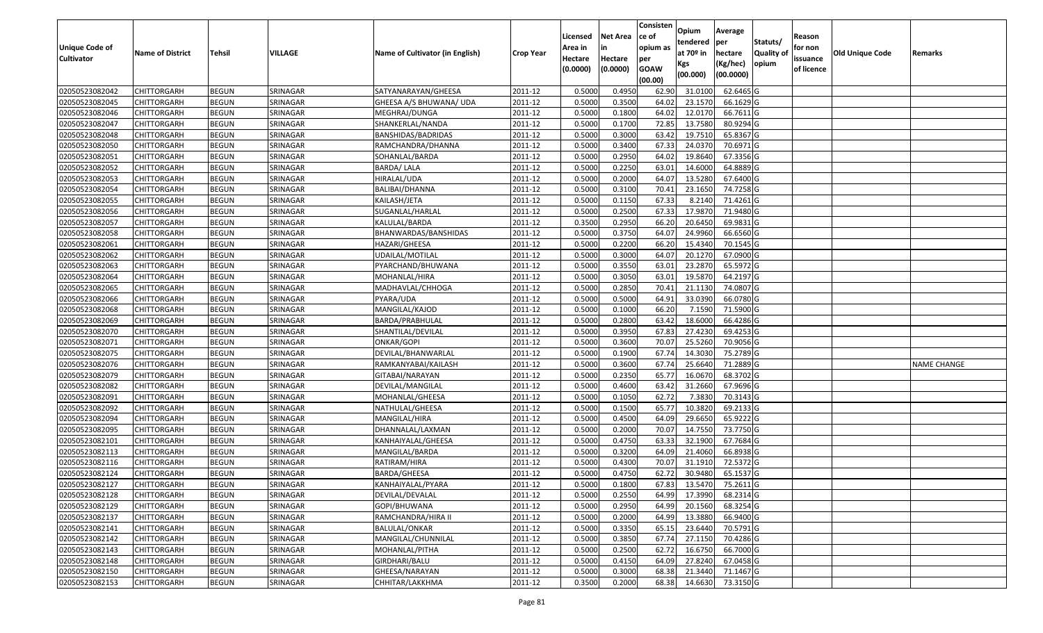| Unique Code of Cultivator | Name of District | Tehsil | VILLAGE | Name of Cultivator (in English) | Crop Year | Licensed Area in Hectare (0.0000) | Net Area in Hectare (0.0000) | Consistence of opium as per GOAW (00.00) | Opium tendered at 70º in Kgs (00.000) | Average per hectare (Kg/hec) (00.0000) | Statuts/ Quality of opium | Reason for non issuance of licence | Old Unique Code | Remarks |
|---|---|---|---|---|---|---|---|---|---|---|---|---|---|---|
| 02050523082042 | CHITTORGARH | BEGUN | SRINAGAR | SATYANARAYAN/GHEESA | 2011-12 | 0.5000 | 0.4950 | 62.90 | 31.0100 | 62.6465 | G | | | |
| 02050523082045 | CHITTORGARH | BEGUN | SRINAGAR | GHEESA A/S BHUWANA/ UDA | 2011-12 | 0.5000 | 0.3500 | 64.02 | 23.1570 | 66.1629 | G | | | |
| 02050523082046 | CHITTORGARH | BEGUN | SRINAGAR | MEGHRAJ/DUNGA | 2011-12 | 0.5000 | 0.1800 | 64.02 | 12.0170 | 66.7611 | G | | | |
| 02050523082047 | CHITTORGARH | BEGUN | SRINAGAR | SHANKERLAL/NANDA | 2011-12 | 0.5000 | 0.1700 | 72.85 | 13.7580 | 80.9294 | G | | | |
| 02050523082048 | CHITTORGARH | BEGUN | SRINAGAR | BANSHIDAS/BADRIDAS | 2011-12 | 0.5000 | 0.3000 | 63.42 | 19.7510 | 65.8367 | G | | | |
| 02050523082050 | CHITTORGARH | BEGUN | SRINAGAR | RAMCHANDRA/DHANNA | 2011-12 | 0.5000 | 0.3400 | 67.33 | 24.0370 | 70.6971 | G | | | |
| 02050523082051 | CHITTORGARH | BEGUN | SRINAGAR | SOHANLAL/BARDA | 2011-12 | 0.5000 | 0.2950 | 64.02 | 19.8640 | 67.3356 | G | | | |
| 02050523082052 | CHITTORGARH | BEGUN | SRINAGAR | BARDA/ LALA | 2011-12 | 0.5000 | 0.2250 | 63.01 | 14.6000 | 64.8889 | G | | | |
| 02050523082053 | CHITTORGARH | BEGUN | SRINAGAR | HIRALAL/UDA | 2011-12 | 0.5000 | 0.2000 | 64.07 | 13.5280 | 67.6400 | G | | | |
| 02050523082054 | CHITTORGARH | BEGUN | SRINAGAR | BALIBAI/DHANNA | 2011-12 | 0.5000 | 0.3100 | 70.41 | 23.1650 | 74.7258 | G | | | |
| 02050523082055 | CHITTORGARH | BEGUN | SRINAGAR | KAILASH/JETA | 2011-12 | 0.5000 | 0.1150 | 67.33 | 8.2140 | 71.4261 | G | | | |
| 02050523082056 | CHITTORGARH | BEGUN | SRINAGAR | SUGANLAL/HARLAL | 2011-12 | 0.5000 | 0.2500 | 67.33 | 17.9870 | 71.9480 | G | | | |
| 02050523082057 | CHITTORGARH | BEGUN | SRINAGAR | KALULAL/BARDA | 2011-12 | 0.3500 | 0.2950 | 66.20 | 20.6450 | 69.9831 | G | | | |
| 02050523082058 | CHITTORGARH | BEGUN | SRINAGAR | BHANWARDAS/BANSHIDAS | 2011-12 | 0.5000 | 0.3750 | 64.07 | 24.9960 | 66.6560 | G | | | |
| 02050523082061 | CHITTORGARH | BEGUN | SRINAGAR | HAZARI/GHEESA | 2011-12 | 0.5000 | 0.2200 | 66.20 | 15.4340 | 70.1545 | G | | | |
| 02050523082062 | CHITTORGARH | BEGUN | SRINAGAR | UDAILAL/MOTILAL | 2011-12 | 0.5000 | 0.3000 | 64.07 | 20.1270 | 67.0900 | G | | | |
| 02050523082063 | CHITTORGARH | BEGUN | SRINAGAR | PYARCHAND/BHUWANA | 2011-12 | 0.5000 | 0.3550 | 63.01 | 23.2870 | 65.5972 | G | | | |
| 02050523082064 | CHITTORGARH | BEGUN | SRINAGAR | MOHANLAL/HIRA | 2011-12 | 0.5000 | 0.3050 | 63.01 | 19.5870 | 64.2197 | G | | | |
| 02050523082065 | CHITTORGARH | BEGUN | SRINAGAR | MADHAVLAL/CHHOGA | 2011-12 | 0.5000 | 0.2850 | 70.41 | 21.1130 | 74.0807 | G | | | |
| 02050523082066 | CHITTORGARH | BEGUN | SRINAGAR | PYARA/UDA | 2011-12 | 0.5000 | 0.5000 | 64.91 | 33.0390 | 66.0780 | G | | | |
| 02050523082068 | CHITTORGARH | BEGUN | SRINAGAR | MANGILAL/KAJOD | 2011-12 | 0.5000 | 0.1000 | 66.20 | 7.1590 | 71.5900 | G | | | |
| 02050523082069 | CHITTORGARH | BEGUN | SRINAGAR | BARDA/PRABHULAL | 2011-12 | 0.5000 | 0.2800 | 63.42 | 18.6000 | 66.4286 | G | | | |
| 02050523082070 | CHITTORGARH | BEGUN | SRINAGAR | SHANTILAL/DEVILAL | 2011-12 | 0.5000 | 0.3950 | 67.83 | 27.4230 | 69.4253 | G | | | |
| 02050523082071 | CHITTORGARH | BEGUN | SRINAGAR | ONKAR/GOPI | 2011-12 | 0.5000 | 0.3600 | 70.07 | 25.5260 | 70.9056 | G | | | |
| 02050523082075 | CHITTORGARH | BEGUN | SRINAGAR | DEVILAL/BHANWARLAL | 2011-12 | 0.5000 | 0.1900 | 67.74 | 14.3030 | 75.2789 | G | | | |
| 02050523082076 | CHITTORGARH | BEGUN | SRINAGAR | RAMKANYABAI/KAILASH | 2011-12 | 0.5000 | 0.3600 | 67.74 | 25.6640 | 71.2889 | G | | | NAME CHANGE |
| 02050523082079 | CHITTORGARH | BEGUN | SRINAGAR | GITABAI/NARAYAN | 2011-12 | 0.5000 | 0.2350 | 65.77 | 16.0670 | 68.3702 | G | | | |
| 02050523082082 | CHITTORGARH | BEGUN | SRINAGAR | DEVILAL/MANGILAL | 2011-12 | 0.5000 | 0.4600 | 63.42 | 31.2660 | 67.9696 | G | | | |
| 02050523082091 | CHITTORGARH | BEGUN | SRINAGAR | MOHANLAL/GHEESA | 2011-12 | 0.5000 | 0.1050 | 62.72 | 7.3830 | 70.3143 | G | | | |
| 02050523082092 | CHITTORGARH | BEGUN | SRINAGAR | NATHULAL/GHEESA | 2011-12 | 0.5000 | 0.1500 | 65.77 | 10.3820 | 69.2133 | G | | | |
| 02050523082094 | CHITTORGARH | BEGUN | SRINAGAR | MANGILAL/HIRA | 2011-12 | 0.5000 | 0.4500 | 64.09 | 29.6650 | 65.9222 | G | | | |
| 02050523082095 | CHITTORGARH | BEGUN | SRINAGAR | DHANNALAL/LAXMAN | 2011-12 | 0.5000 | 0.2000 | 70.07 | 14.7550 | 73.7750 | G | | | |
| 02050523082101 | CHITTORGARH | BEGUN | SRINAGAR | KANHAIYALAL/GHEESA | 2011-12 | 0.5000 | 0.4750 | 63.33 | 32.1900 | 67.7684 | G | | | |
| 02050523082113 | CHITTORGARH | BEGUN | SRINAGAR | MANGILAL/BARDA | 2011-12 | 0.5000 | 0.3200 | 64.09 | 21.4060 | 66.8938 | G | | | |
| 02050523082116 | CHITTORGARH | BEGUN | SRINAGAR | RATIRAM/HIRA | 2011-12 | 0.5000 | 0.4300 | 70.07 | 31.1910 | 72.5372 | G | | | |
| 02050523082124 | CHITTORGARH | BEGUN | SRINAGAR | BARDA/GHEESA | 2011-12 | 0.5000 | 0.4750 | 62.72 | 30.9480 | 65.1537 | G | | | |
| 02050523082127 | CHITTORGARH | BEGUN | SRINAGAR | KANHAIYALAL/PYARA | 2011-12 | 0.5000 | 0.1800 | 67.83 | 13.5470 | 75.2611 | G | | | |
| 02050523082128 | CHITTORGARH | BEGUN | SRINAGAR | DEVILAL/DEVALAL | 2011-12 | 0.5000 | 0.2550 | 64.99 | 17.3990 | 68.2314 | G | | | |
| 02050523082129 | CHITTORGARH | BEGUN | SRINAGAR | GOPI/BHUWANA | 2011-12 | 0.5000 | 0.2950 | 64.99 | 20.1560 | 68.3254 | G | | | |
| 02050523082137 | CHITTORGARH | BEGUN | SRINAGAR | RAMCHANDRA/HIRA II | 2011-12 | 0.5000 | 0.2000 | 64.99 | 13.3880 | 66.9400 | G | | | |
| 02050523082141 | CHITTORGARH | BEGUN | SRINAGAR | BALULAL/ONKAR | 2011-12 | 0.5000 | 0.3350 | 65.15 | 23.6440 | 70.5791 | G | | | |
| 02050523082142 | CHITTORGARH | BEGUN | SRINAGAR | MANGILAL/CHUNNILAL | 2011-12 | 0.5000 | 0.3850 | 67.74 | 27.1150 | 70.4286 | G | | | |
| 02050523082143 | CHITTORGARH | BEGUN | SRINAGAR | MOHANLAL/PITHA | 2011-12 | 0.5000 | 0.2500 | 62.72 | 16.6750 | 66.7000 | G | | | |
| 02050523082148 | CHITTORGARH | BEGUN | SRINAGAR | GIRDHARI/BALU | 2011-12 | 0.5000 | 0.4150 | 64.09 | 27.8240 | 67.0458 | G | | | |
| 02050523082150 | CHITTORGARH | BEGUN | SRINAGAR | GHEESA/NARAYAN | 2011-12 | 0.5000 | 0.3000 | 68.38 | 21.3440 | 71.1467 | G | | | |
| 02050523082153 | CHITTORGARH | BEGUN | SRINAGAR | CHHITAR/LAKKHMA | 2011-12 | 0.3500 | 0.2000 | 68.38 | 14.6630 | 73.3150 | G | | | |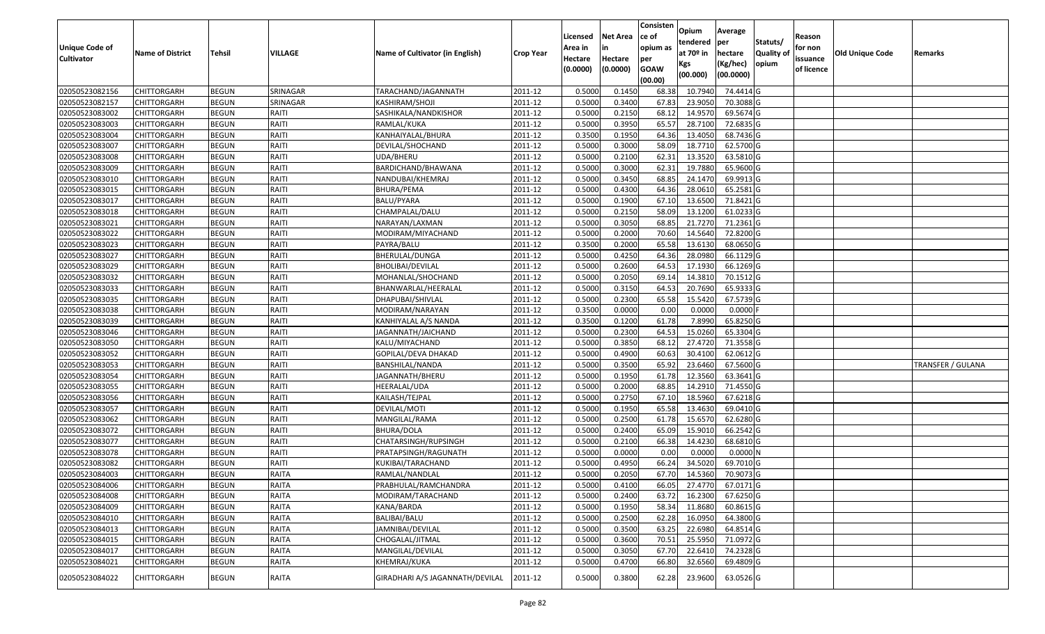| Unique Code of Cultivator | Name of District | Tehsil | VILLAGE | Name of Cultivator (in English) | Crop Year | Licensed Area in Hectare (0.0000) | Net Area in Hectare (0.0000) | Consistence of opium as per GOAW (00.00) | Opium tendered at 70º in Kgs (00.000) | Average per hectare (Kg/hec) (00.0000) | Statuts/ Quality of opium | Reason for non issuance of licence | Old Unique Code | Remarks |
|---|---|---|---|---|---|---|---|---|---|---|---|---|---|---|
| 02050523082156 | CHITTORGARH | BEGUN | SRINAGAR | TARACHAND/JAGANNATH | 2011-12 | 0.5000 | 0.1450 | 68.38 | 10.7940 | 74.4414 | G | | | |
| 02050523082157 | CHITTORGARH | BEGUN | SRINAGAR | KASHIRAM/SHOJI | 2011-12 | 0.5000 | 0.3400 | 67.83 | 23.9050 | 70.3088 | G | | | |
| 02050523083002 | CHITTORGARH | BEGUN | RAITI | SASHIKALA/NANDKISHOR | 2011-12 | 0.5000 | 0.2150 | 68.12 | 14.9570 | 69.5674 | G | | | |
| 02050523083003 | CHITTORGARH | BEGUN | RAITI | RAMLAL/KUKA | 2011-12 | 0.5000 | 0.3950 | 65.57 | 28.7100 | 72.6835 | G | | | |
| 02050523083004 | CHITTORGARH | BEGUN | RAITI | KANHAIYALAL/BHURA | 2011-12 | 0.3500 | 0.1950 | 64.36 | 13.4050 | 68.7436 | G | | | |
| 02050523083007 | CHITTORGARH | BEGUN | RAITI | DEVILAL/SHOCHAND | 2011-12 | 0.5000 | 0.3000 | 58.09 | 18.7710 | 62.5700 | G | | | |
| 02050523083008 | CHITTORGARH | BEGUN | RAITI | UDA/BHERU | 2011-12 | 0.5000 | 0.2100 | 62.31 | 13.3520 | 63.5810 | G | | | |
| 02050523083009 | CHITTORGARH | BEGUN | RAITI | BARDICHAND/BHAWANA | 2011-12 | 0.5000 | 0.3000 | 62.31 | 19.7880 | 65.9600 | G | | | |
| 02050523083010 | CHITTORGARH | BEGUN | RAITI | NANDUBAI/KHEMRAJ | 2011-12 | 0.5000 | 0.3450 | 68.85 | 24.1470 | 69.9913 | G | | | |
| 02050523083015 | CHITTORGARH | BEGUN | RAITI | BHURA/PEMA | 2011-12 | 0.5000 | 0.4300 | 64.36 | 28.0610 | 65.2581 | G | | | |
| 02050523083017 | CHITTORGARH | BEGUN | RAITI | BALU/PYARA | 2011-12 | 0.5000 | 0.1900 | 67.10 | 13.6500 | 71.8421 | G | | | |
| 02050523083018 | CHITTORGARH | BEGUN | RAITI | CHAMPALAL/DALU | 2011-12 | 0.5000 | 0.2150 | 58.09 | 13.1200 | 61.0233 | G | | | |
| 02050523083021 | CHITTORGARH | BEGUN | RAITI | NARAYAN/LAXMAN | 2011-12 | 0.5000 | 0.3050 | 68.85 | 21.7270 | 71.2361 | G | | | |
| 02050523083022 | CHITTORGARH | BEGUN | RAITI | MODIRAM/MIYACHAND | 2011-12 | 0.5000 | 0.2000 | 70.60 | 14.5640 | 72.8200 | G | | | |
| 02050523083023 | CHITTORGARH | BEGUN | RAITI | PAYRA/BALU | 2011-12 | 0.3500 | 0.2000 | 65.58 | 13.6130 | 68.0650 | G | | | |
| 02050523083027 | CHITTORGARH | BEGUN | RAITI | BHERULAL/DUNGA | 2011-12 | 0.5000 | 0.4250 | 64.36 | 28.0980 | 66.1129 | G | | | |
| 02050523083029 | CHITTORGARH | BEGUN | RAITI | BHOLIBAI/DEVILAL | 2011-12 | 0.5000 | 0.2600 | 64.53 | 17.1930 | 66.1269 | G | | | |
| 02050523083032 | CHITTORGARH | BEGUN | RAITI | MOHANLAL/SHOCHAND | 2011-12 | 0.5000 | 0.2050 | 69.14 | 14.3810 | 70.1512 | G | | | |
| 02050523083033 | CHITTORGARH | BEGUN | RAITI | BHANWARLAL/HEERALAL | 2011-12 | 0.5000 | 0.3150 | 64.53 | 20.7690 | 65.9333 | G | | | |
| 02050523083035 | CHITTORGARH | BEGUN | RAITI | DHAPUBAI/SHIVLAL | 2011-12 | 0.5000 | 0.2300 | 65.58 | 15.5420 | 67.5739 | G | | | |
| 02050523083038 | CHITTORGARH | BEGUN | RAITI | MODIRAM/NARAYAN | 2011-12 | 0.3500 | 0.0000 | 0.00 | 0.0000 | 0.0000 | F | | | |
| 02050523083039 | CHITTORGARH | BEGUN | RAITI | KANHIYALAL A/S NANDA | 2011-12 | 0.3500 | 0.1200 | 61.78 | 7.8990 | 65.8250 | G | | | |
| 02050523083046 | CHITTORGARH | BEGUN | RAITI | JAGANNATH/JAICHAND | 2011-12 | 0.5000 | 0.2300 | 64.53 | 15.0260 | 65.3304 | G | | | |
| 02050523083050 | CHITTORGARH | BEGUN | RAITI | KALU/MIYACHAND | 2011-12 | 0.5000 | 0.3850 | 68.12 | 27.4720 | 71.3558 | G | | | |
| 02050523083052 | CHITTORGARH | BEGUN | RAITI | GOPILAL/DEVA DHAKAD | 2011-12 | 0.5000 | 0.4900 | 60.63 | 30.4100 | 62.0612 | G | | | |
| 02050523083053 | CHITTORGARH | BEGUN | RAITI | BANSHILAL/NANDA | 2011-12 | 0.5000 | 0.3500 | 65.92 | 23.6460 | 67.5600 | G | | | TRANSFER / GULANA |
| 02050523083054 | CHITTORGARH | BEGUN | RAITI | JAGANNATH/BHERU | 2011-12 | 0.5000 | 0.1950 | 61.78 | 12.3560 | 63.3641 | G | | | |
| 02050523083055 | CHITTORGARH | BEGUN | RAITI | HEERALAL/UDA | 2011-12 | 0.5000 | 0.2000 | 68.85 | 14.2910 | 71.4550 | G | | | |
| 02050523083056 | CHITTORGARH | BEGUN | RAITI | KAILASH/TEJPAL | 2011-12 | 0.5000 | 0.2750 | 67.10 | 18.5960 | 67.6218 | G | | | |
| 02050523083057 | CHITTORGARH | BEGUN | RAITI | DEVILAL/MOTI | 2011-12 | 0.5000 | 0.1950 | 65.58 | 13.4630 | 69.0410 | G | | | |
| 02050523083062 | CHITTORGARH | BEGUN | RAITI | MANGILAL/RAMA | 2011-12 | 0.5000 | 0.2500 | 61.78 | 15.6570 | 62.6280 | G | | | |
| 02050523083072 | CHITTORGARH | BEGUN | RAITI | BHURA/DOLA | 2011-12 | 0.5000 | 0.2400 | 65.09 | 15.9010 | 66.2542 | G | | | |
| 02050523083077 | CHITTORGARH | BEGUN | RAITI | CHATARSINGH/RUPSINGH | 2011-12 | 0.5000 | 0.2100 | 66.38 | 14.4230 | 68.6810 | G | | | |
| 02050523083078 | CHITTORGARH | BEGUN | RAITI | PRATAPSINGH/RAGUNATH | 2011-12 | 0.5000 | 0.0000 | 0.00 | 0.0000 | 0.0000 | N | | | |
| 02050523083082 | CHITTORGARH | BEGUN | RAITI | KUKIBAI/TARACHAND | 2011-12 | 0.5000 | 0.4950 | 66.24 | 34.5020 | 69.7010 | G | | | |
| 02050523084003 | CHITTORGARH | BEGUN | RAITA | RAMLAL/NANDLAL | 2011-12 | 0.5000 | 0.2050 | 67.70 | 14.5360 | 70.9073 | G | | | |
| 02050523084006 | CHITTORGARH | BEGUN | RAITA | PRABHULAL/RAMCHANDRA | 2011-12 | 0.5000 | 0.4100 | 66.05 | 27.4770 | 67.0171 | G | | | |
| 02050523084008 | CHITTORGARH | BEGUN | RAITA | MODIRAM/TARACHAND | 2011-12 | 0.5000 | 0.2400 | 63.72 | 16.2300 | 67.6250 | G | | | |
| 02050523084009 | CHITTORGARH | BEGUN | RAITA | KANA/BARDA | 2011-12 | 0.5000 | 0.1950 | 58.34 | 11.8680 | 60.8615 | G | | | |
| 02050523084010 | CHITTORGARH | BEGUN | RAITA | BALIBAI/BALU | 2011-12 | 0.5000 | 0.2500 | 62.28 | 16.0950 | 64.3800 | G | | | |
| 02050523084013 | CHITTORGARH | BEGUN | RAITA | JAMNIBAI/DEVILAL | 2011-12 | 0.5000 | 0.3500 | 63.25 | 22.6980 | 64.8514 | G | | | |
| 02050523084015 | CHITTORGARH | BEGUN | RAITA | CHOGALAL/JITMAL | 2011-12 | 0.5000 | 0.3600 | 70.51 | 25.5950 | 71.0972 | G | | | |
| 02050523084017 | CHITTORGARH | BEGUN | RAITA | MANGILAL/DEVILAL | 2011-12 | 0.5000 | 0.3050 | 67.70 | 22.6410 | 74.2328 | G | | | |
| 02050523084021 | CHITTORGARH | BEGUN | RAITA | KHEMRAJ/KUKA | 2011-12 | 0.5000 | 0.4700 | 66.80 | 32.6560 | 69.4809 | G | | | |
| 02050523084022 | CHITTORGARH | BEGUN | RAITA | GIRADHARI A/S JAGANNATH/DEVILAL | 2011-12 | 0.5000 | 0.3800 | 62.28 | 23.9600 | 63.0526 | G | | | |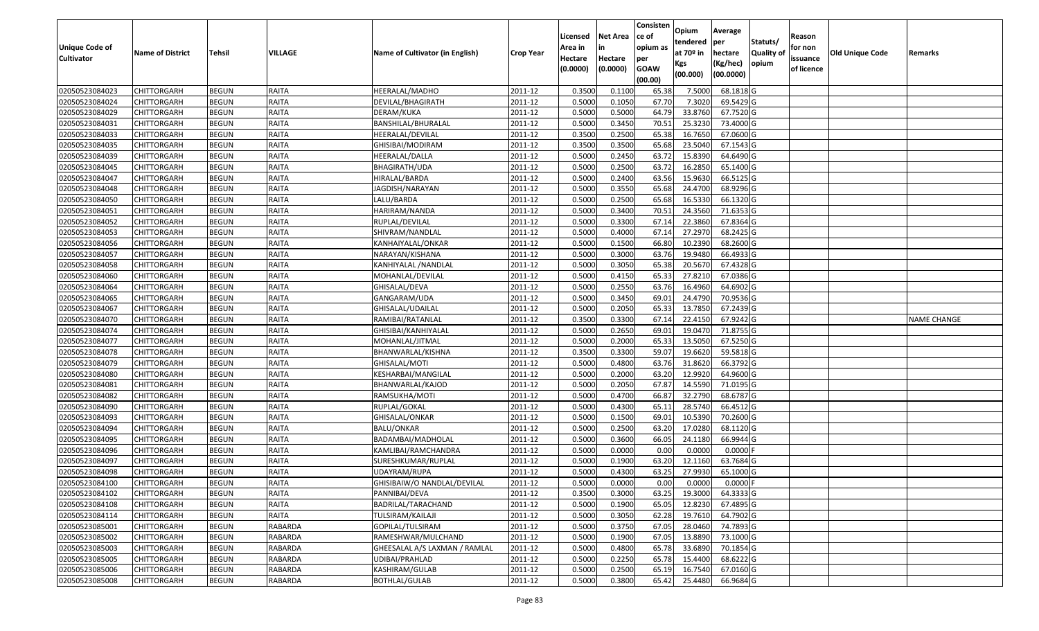| Unique Code of Cultivator | Name of District | Tehsil | VILLAGE | Name of Cultivator (in English) | Crop Year | Licensed Area in Hectare (0.0000) | Net Area in Hectare (0.0000) | Consistence of opium as per GOAW (00.00) | Opium tendered at 70º in Kgs (00.000) | Average per hectare (Kg/hec) (00.0000) | Statuts/ Quality of opium | Reason for non issuance of licence | Old Unique Code | Remarks |
|---|---|---|---|---|---|---|---|---|---|---|---|---|---|---|
| 02050523084023 | CHITTORGARH | BEGUN | RAITA | HEERALAL/MADHO | 2011-12 | 0.3500 | 0.1100 | 65.38 | 7.5000 | 68.1818 | G | | | |
| 02050523084024 | CHITTORGARH | BEGUN | RAITA | DEVILAL/BHAGIRATH | 2011-12 | 0.5000 | 0.1050 | 67.70 | 7.3020 | 69.5429 | G | | | |
| 02050523084029 | CHITTORGARH | BEGUN | RAITA | DERAM/KUKA | 2011-12 | 0.5000 | 0.5000 | 64.79 | 33.8760 | 67.7520 | G | | | |
| 02050523084031 | CHITTORGARH | BEGUN | RAITA | BANSHILAL/BHURALAL | 2011-12 | 0.5000 | 0.3450 | 70.51 | 25.3230 | 73.4000 | G | | | |
| 02050523084033 | CHITTORGARH | BEGUN | RAITA | HEERALAL/DEVILAL | 2011-12 | 0.3500 | 0.2500 | 65.38 | 16.7650 | 67.0600 | G | | | |
| 02050523084035 | CHITTORGARH | BEGUN | RAITA | GHISIBAI/MODIRAM | 2011-12 | 0.3500 | 0.3500 | 65.68 | 23.5040 | 67.1543 | G | | | |
| 02050523084039 | CHITTORGARH | BEGUN | RAITA | HEERALAL/DALLA | 2011-12 | 0.5000 | 0.2450 | 63.72 | 15.8390 | 64.6490 | G | | | |
| 02050523084045 | CHITTORGARH | BEGUN | RAITA | BHAGIRATH/UDA | 2011-12 | 0.5000 | 0.2500 | 63.72 | 16.2850 | 65.1400 | G | | | |
| 02050523084047 | CHITTORGARH | BEGUN | RAITA | HIRALAL/BARDA | 2011-12 | 0.5000 | 0.2400 | 63.56 | 15.9630 | 66.5125 | G | | | |
| 02050523084048 | CHITTORGARH | BEGUN | RAITA | JAGDISH/NARAYAN | 2011-12 | 0.5000 | 0.3550 | 65.68 | 24.4700 | 68.9296 | G | | | |
| 02050523084050 | CHITTORGARH | BEGUN | RAITA | LALU/BARDA | 2011-12 | 0.5000 | 0.2500 | 65.68 | 16.5330 | 66.1320 | G | | | |
| 02050523084051 | CHITTORGARH | BEGUN | RAITA | HARIRAM/NANDA | 2011-12 | 0.5000 | 0.3400 | 70.51 | 24.3560 | 71.6353 | G | | | |
| 02050523084052 | CHITTORGARH | BEGUN | RAITA | RUPLAL/DEVILAL | 2011-12 | 0.5000 | 0.3300 | 67.14 | 22.3860 | 67.8364 | G | | | |
| 02050523084053 | CHITTORGARH | BEGUN | RAITA | SHIVRAM/NANDLAL | 2011-12 | 0.5000 | 0.4000 | 67.14 | 27.2970 | 68.2425 | G | | | |
| 02050523084056 | CHITTORGARH | BEGUN | RAITA | KANHAIYALAL/ONKAR | 2011-12 | 0.5000 | 0.1500 | 66.80 | 10.2390 | 68.2600 | G | | | |
| 02050523084057 | CHITTORGARH | BEGUN | RAITA | NARAYAN/KISHANA | 2011-12 | 0.5000 | 0.3000 | 63.76 | 19.9480 | 66.4933 | G | | | |
| 02050523084058 | CHITTORGARH | BEGUN | RAITA | KANHIYALAL /NANDLAL | 2011-12 | 0.5000 | 0.3050 | 65.38 | 20.5670 | 67.4328 | G | | | |
| 02050523084060 | CHITTORGARH | BEGUN | RAITA | MOHANLAL/DEVILAL | 2011-12 | 0.5000 | 0.4150 | 65.33 | 27.8210 | 67.0386 | G | | | |
| 02050523084064 | CHITTORGARH | BEGUN | RAITA | GHISALAL/DEVA | 2011-12 | 0.5000 | 0.2550 | 63.76 | 16.4960 | 64.6902 | G | | | |
| 02050523084065 | CHITTORGARH | BEGUN | RAITA | GANGARAM/UDA | 2011-12 | 0.5000 | 0.3450 | 69.01 | 24.4790 | 70.9536 | G | | | |
| 02050523084067 | CHITTORGARH | BEGUN | RAITA | GHISALAL/UDAILAL | 2011-12 | 0.5000 | 0.2050 | 65.33 | 13.7850 | 67.2439 | G | | | |
| 02050523084070 | CHITTORGARH | BEGUN | RAITA | RAMIBAI/RATANLAL | 2011-12 | 0.3500 | 0.3300 | 67.14 | 22.4150 | 67.9242 | G | | | NAME CHANGE |
| 02050523084074 | CHITTORGARH | BEGUN | RAITA | GHISIBAI/KANHIYALAL | 2011-12 | 0.5000 | 0.2650 | 69.01 | 19.0470 | 71.8755 | G | | | |
| 02050523084077 | CHITTORGARH | BEGUN | RAITA | MOHANLAL/JITMAL | 2011-12 | 0.5000 | 0.2000 | 65.33 | 13.5050 | 67.5250 | G | | | |
| 02050523084078 | CHITTORGARH | BEGUN | RAITA | BHANWARLAL/KISHNA | 2011-12 | 0.3500 | 0.3300 | 59.07 | 19.6620 | 59.5818 | G | | | |
| 02050523084079 | CHITTORGARH | BEGUN | RAITA | GHISALAL/MOTI | 2011-12 | 0.5000 | 0.4800 | 63.76 | 31.8620 | 66.3792 | G | | | |
| 02050523084080 | CHITTORGARH | BEGUN | RAITA | KESHARBAI/MANGILAL | 2011-12 | 0.5000 | 0.2000 | 63.20 | 12.9920 | 64.9600 | G | | | |
| 02050523084081 | CHITTORGARH | BEGUN | RAITA | BHANWARLAL/KAJOD | 2011-12 | 0.5000 | 0.2050 | 67.87 | 14.5590 | 71.0195 | G | | | |
| 02050523084082 | CHITTORGARH | BEGUN | RAITA | RAMSUKHA/MOTI | 2011-12 | 0.5000 | 0.4700 | 66.87 | 32.2790 | 68.6787 | G | | | |
| 02050523084090 | CHITTORGARH | BEGUN | RAITA | RUPLAL/GOKAL | 2011-12 | 0.5000 | 0.4300 | 65.11 | 28.5740 | 66.4512 | G | | | |
| 02050523084093 | CHITTORGARH | BEGUN | RAITA | GHISALAL/ONKAR | 2011-12 | 0.5000 | 0.1500 | 69.01 | 10.5390 | 70.2600 | G | | | |
| 02050523084094 | CHITTORGARH | BEGUN | RAITA | BALU/ONKAR | 2011-12 | 0.5000 | 0.2500 | 63.20 | 17.0280 | 68.1120 | G | | | |
| 02050523084095 | CHITTORGARH | BEGUN | RAITA | BADAMBAI/MADHOLAL | 2011-12 | 0.5000 | 0.3600 | 66.05 | 24.1180 | 66.9944 | G | | | |
| 02050523084096 | CHITTORGARH | BEGUN | RAITA | KAMLIBAI/RAMCHANDRA | 2011-12 | 0.5000 | 0.0000 | 0.00 | 0.0000 | 0.0000 | F | | | |
| 02050523084097 | CHITTORGARH | BEGUN | RAITA | SURESHKUMAR/RUPLAL | 2011-12 | 0.5000 | 0.1900 | 63.20 | 12.1160 | 63.7684 | G | | | |
| 02050523084098 | CHITTORGARH | BEGUN | RAITA | UDAYRAM/RUPA | 2011-12 | 0.5000 | 0.4300 | 63.25 | 27.9930 | 65.1000 | G | | | |
| 02050523084100 | CHITTORGARH | BEGUN | RAITA | GHISIBAIW/O NANDLAL/DEVILAL | 2011-12 | 0.5000 | 0.0000 | 0.00 | 0.0000 | 0.0000 | F | | | |
| 02050523084102 | CHITTORGARH | BEGUN | RAITA | PANNIBAI/DEVA | 2011-12 | 0.3500 | 0.3000 | 63.25 | 19.3000 | 64.3333 | G | | | |
| 02050523084108 | CHITTORGARH | BEGUN | RAITA | BADRILAL/TARACHAND | 2011-12 | 0.5000 | 0.1900 | 65.05 | 12.8230 | 67.4895 | G | | | |
| 02050523084114 | CHITTORGARH | BEGUN | RAITA | TULSIRAM/KAILAJI | 2011-12 | 0.5000 | 0.3050 | 62.28 | 19.7610 | 64.7902 | G | | | |
| 02050523085001 | CHITTORGARH | BEGUN | RABARDA | GOPILAL/TULSIRAM | 2011-12 | 0.5000 | 0.3750 | 67.05 | 28.0460 | 74.7893 | G | | | |
| 02050523085002 | CHITTORGARH | BEGUN | RABARDA | RAMESHWAR/MULCHAND | 2011-12 | 0.5000 | 0.1900 | 67.05 | 13.8890 | 73.1000 | G | | | |
| 02050523085003 | CHITTORGARH | BEGUN | RABARDA | GHEESALAL A/S LAXMAN / RAMLAL | 2011-12 | 0.5000 | 0.4800 | 65.78 | 33.6890 | 70.1854 | G | | | |
| 02050523085005 | CHITTORGARH | BEGUN | RABARDA | UDIBAI/PRAHLAD | 2011-12 | 0.5000 | 0.2250 | 65.78 | 15.4400 | 68.6222 | G | | | |
| 02050523085006 | CHITTORGARH | BEGUN | RABARDA | KASHIRAM/GULAB | 2011-12 | 0.5000 | 0.2500 | 65.19 | 16.7540 | 67.0160 | G | | | |
| 02050523085008 | CHITTORGARH | BEGUN | RABARDA | BOTHLAL/GULAB | 2011-12 | 0.5000 | 0.3800 | 65.42 | 25.4480 | 66.9684 | G | | | |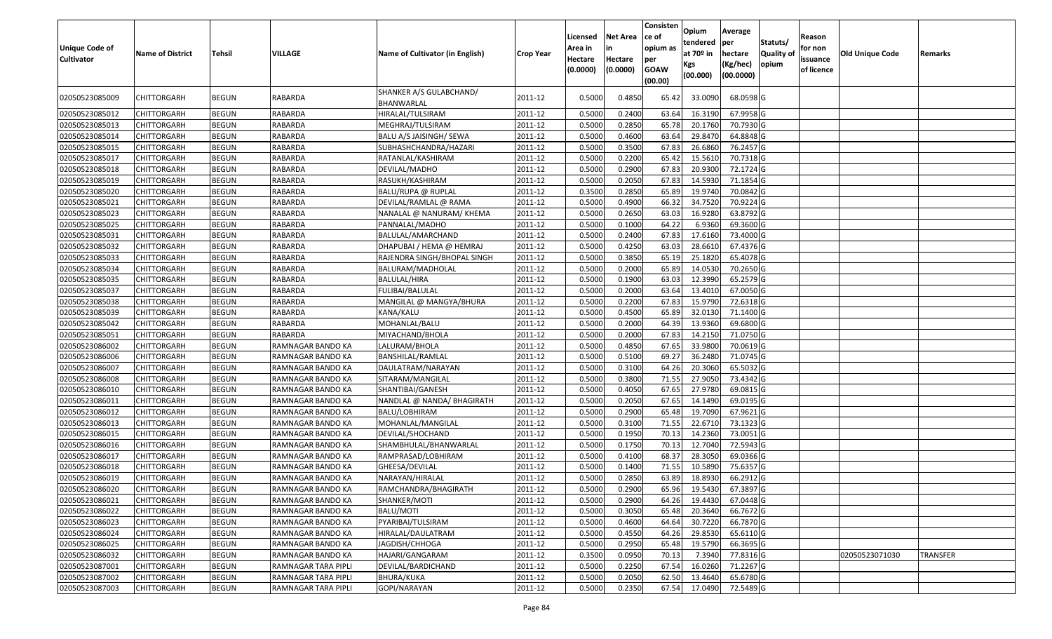| Unique Code of Cultivator | Name of District | Tehsil | VILLAGE | Name of Cultivator (in English) | Crop Year | Licensed Area in Hectare (0.0000) | Net Area in Hectare (0.0000) | Consisten ce of opium as per GOAW (00.00) | Opium tendered at 70º in Kgs (00.000) | Average per hectare (Kg/hec) (00.0000) | Statuts/ Quality of opium | Reason for non issuance of licence | Old Unique Code | Remarks |
|---|---|---|---|---|---|---|---|---|---|---|---|---|---|---|
| 02050523085009 | CHITTORGARH | BEGUN | RABARDA | SHANKER A/S GULABCHAND/ BHANWARLAL | 2011-12 | 0.5000 | 0.4850 | 65.42 | 33.0090 | 68.0598 | G | | | |
| 02050523085012 | CHITTORGARH | BEGUN | RABARDA | HIRALAL/TULSIRAM | 2011-12 | 0.5000 | 0.2400 | 63.64 | 16.3190 | 67.9958 | G | | | |
| 02050523085013 | CHITTORGARH | BEGUN | RABARDA | MEGHRAJ/TULSIRAM | 2011-12 | 0.5000 | 0.2850 | 65.78 | 20.1760 | 70.7930 | G | | | |
| 02050523085014 | CHITTORGARH | BEGUN | RABARDA | BALU A/S JAISINGH/ SEWA | 2011-12 | 0.5000 | 0.4600 | 63.64 | 29.8470 | 64.8848 | G | | | |
| 02050523085015 | CHITTORGARH | BEGUN | RABARDA | SUBHASHCHANDRA/HAZARI | 2011-12 | 0.5000 | 0.3500 | 67.83 | 26.6860 | 76.2457 | G | | | |
| 02050523085017 | CHITTORGARH | BEGUN | RABARDA | RATANLAL/KASHIRAM | 2011-12 | 0.5000 | 0.2200 | 65.42 | 15.5610 | 70.7318 | G | | | |
| 02050523085018 | CHITTORGARH | BEGUN | RABARDA | DEVILAL/MADHO | 2011-12 | 0.5000 | 0.2900 | 67.83 | 20.9300 | 72.1724 | G | | | |
| 02050523085019 | CHITTORGARH | BEGUN | RABARDA | RASUKH/KASHIRAM | 2011-12 | 0.5000 | 0.2050 | 67.83 | 14.5930 | 71.1854 | G | | | |
| 02050523085020 | CHITTORGARH | BEGUN | RABARDA | BALU/RUPA @ RUPLAL | 2011-12 | 0.3500 | 0.2850 | 65.89 | 19.9740 | 70.0842 | G | | | |
| 02050523085021 | CHITTORGARH | BEGUN | RABARDA | DEVILAL/RAMLAL @ RAMA | 2011-12 | 0.5000 | 0.4900 | 66.32 | 34.7520 | 70.9224 | G | | | |
| 02050523085023 | CHITTORGARH | BEGUN | RABARDA | NANALAL @ NANURAM/ KHEMA | 2011-12 | 0.5000 | 0.2650 | 63.03 | 16.9280 | 63.8792 | G | | | |
| 02050523085025 | CHITTORGARH | BEGUN | RABARDA | PANNALAL/MADHO | 2011-12 | 0.5000 | 0.1000 | 64.22 | 6.9360 | 69.3600 | G | | | |
| 02050523085031 | CHITTORGARH | BEGUN | RABARDA | BALULAL/AMARCHAND | 2011-12 | 0.5000 | 0.2400 | 67.83 | 17.6160 | 73.4000 | G | | | |
| 02050523085032 | CHITTORGARH | BEGUN | RABARDA | DHAPUBAI / HEMA @ HEMRAJ | 2011-12 | 0.5000 | 0.4250 | 63.03 | 28.6610 | 67.4376 | G | | | |
| 02050523085033 | CHITTORGARH | BEGUN | RABARDA | RAJENDRA SINGH/BHOPAL SINGH | 2011-12 | 0.5000 | 0.3850 | 65.19 | 25.1820 | 65.4078 | G | | | |
| 02050523085034 | CHITTORGARH | BEGUN | RABARDA | BALURAM/MADHOLAL | 2011-12 | 0.5000 | 0.2000 | 65.89 | 14.0530 | 70.2650 | G | | | |
| 02050523085035 | CHITTORGARH | BEGUN | RABARDA | BALULAL/HIRA | 2011-12 | 0.5000 | 0.1900 | 63.03 | 12.3990 | 65.2579 | G | | | |
| 02050523085037 | CHITTORGARH | BEGUN | RABARDA | FULIBAI/BALULAL | 2011-12 | 0.5000 | 0.2000 | 63.64 | 13.4010 | 67.0050 | G | | | |
| 02050523085038 | CHITTORGARH | BEGUN | RABARDA | MANGILAL @ MANGYA/BHURA | 2011-12 | 0.5000 | 0.2200 | 67.83 | 15.9790 | 72.6318 | G | | | |
| 02050523085039 | CHITTORGARH | BEGUN | RABARDA | KANA/KALU | 2011-12 | 0.5000 | 0.4500 | 65.89 | 32.0130 | 71.1400 | G | | | |
| 02050523085042 | CHITTORGARH | BEGUN | RABARDA | MOHANLAL/BALU | 2011-12 | 0.5000 | 0.2000 | 64.39 | 13.9360 | 69.6800 | G | | | |
| 02050523085051 | CHITTORGARH | BEGUN | RABARDA | MIYACHAND/BHOLA | 2011-12 | 0.5000 | 0.2000 | 67.83 | 14.2150 | 71.0750 | G | | | |
| 02050523086002 | CHITTORGARH | BEGUN | RAMNAGAR BANDO KA | LALURAM/BHOLA | 2011-12 | 0.5000 | 0.4850 | 67.65 | 33.9800 | 70.0619 | G | | | |
| 02050523086006 | CHITTORGARH | BEGUN | RAMNAGAR BANDO KA | BANSHILAL/RAMLAL | 2011-12 | 0.5000 | 0.5100 | 69.27 | 36.2480 | 71.0745 | G | | | |
| 02050523086007 | CHITTORGARH | BEGUN | RAMNAGAR BANDO KA | DAULATRAM/NARAYAN | 2011-12 | 0.5000 | 0.3100 | 64.26 | 20.3060 | 65.5032 | G | | | |
| 02050523086008 | CHITTORGARH | BEGUN | RAMNAGAR BANDO KA | SITARAM/MANGILAL | 2011-12 | 0.5000 | 0.3800 | 71.55 | 27.9050 | 73.4342 | G | | | |
| 02050523086010 | CHITTORGARH | BEGUN | RAMNAGAR BANDO KA | SHANTIBAI/GANESH | 2011-12 | 0.5000 | 0.4050 | 67.65 | 27.9780 | 69.0815 | G | | | |
| 02050523086011 | CHITTORGARH | BEGUN | RAMNAGAR BANDO KA | NANDLAL @ NANDA/ BHAGIRATH | 2011-12 | 0.5000 | 0.2050 | 67.65 | 14.1490 | 69.0195 | G | | | |
| 02050523086012 | CHITTORGARH | BEGUN | RAMNAGAR BANDO KA | BALU/LOBHIRAM | 2011-12 | 0.5000 | 0.2900 | 65.48 | 19.7090 | 67.9621 | G | | | |
| 02050523086013 | CHITTORGARH | BEGUN | RAMNAGAR BANDO KA | MOHANLAL/MANGILAL | 2011-12 | 0.5000 | 0.3100 | 71.55 | 22.6710 | 73.1323 | G | | | |
| 02050523086015 | CHITTORGARH | BEGUN | RAMNAGAR BANDO KA | DEVILAL/SHOCHAND | 2011-12 | 0.5000 | 0.1950 | 70.13 | 14.2360 | 73.0051 | G | | | |
| 02050523086016 | CHITTORGARH | BEGUN | RAMNAGAR BANDO KA | SHAMBHULAL/BHANWARLAL | 2011-12 | 0.5000 | 0.1750 | 70.13 | 12.7040 | 72.5943 | G | | | |
| 02050523086017 | CHITTORGARH | BEGUN | RAMNAGAR BANDO KA | RAMPRASAD/LOBHIRAM | 2011-12 | 0.5000 | 0.4100 | 68.37 | 28.3050 | 69.0366 | G | | | |
| 02050523086018 | CHITTORGARH | BEGUN | RAMNAGAR BANDO KA | GHEESA/DEVILAL | 2011-12 | 0.5000 | 0.1400 | 71.55 | 10.5890 | 75.6357 | G | | | |
| 02050523086019 | CHITTORGARH | BEGUN | RAMNAGAR BANDO KA | NARAYAN/HIRALAL | 2011-12 | 0.5000 | 0.2850 | 63.89 | 18.8930 | 66.2912 | G | | | |
| 02050523086020 | CHITTORGARH | BEGUN | RAMNAGAR BANDO KA | RAMCHANDRA/BHAGIRATH | 2011-12 | 0.5000 | 0.2900 | 65.96 | 19.5430 | 67.3897 | G | | | |
| 02050523086021 | CHITTORGARH | BEGUN | RAMNAGAR BANDO KA | SHANKER/MOTI | 2011-12 | 0.5000 | 0.2900 | 64.26 | 19.4430 | 67.0448 | G | | | |
| 02050523086022 | CHITTORGARH | BEGUN | RAMNAGAR BANDO KA | BALU/MOTI | 2011-12 | 0.5000 | 0.3050 | 65.48 | 20.3640 | 66.7672 | G | | | |
| 02050523086023 | CHITTORGARH | BEGUN | RAMNAGAR BANDO KA | PYARIBAI/TULSIRAM | 2011-12 | 0.5000 | 0.4600 | 64.64 | 30.7220 | 66.7870 | G | | | |
| 02050523086024 | CHITTORGARH | BEGUN | RAMNAGAR BANDO KA | HIRALAL/DAULATRAM | 2011-12 | 0.5000 | 0.4550 | 64.26 | 29.8530 | 65.6110 | G | | | |
| 02050523086025 | CHITTORGARH | BEGUN | RAMNAGAR BANDO KA | JAGDISH/CHHOGA | 2011-12 | 0.5000 | 0.2950 | 65.48 | 19.5790 | 66.3695 | G | | | |
| 02050523086032 | CHITTORGARH | BEGUN | RAMNAGAR BANDO KA | HAJARI/GANGARAM | 2011-12 | 0.3500 | 0.0950 | 70.13 | 7.3940 | 77.8316 | G | | 02050523071030 | TRANSFER |
| 02050523087001 | CHITTORGARH | BEGUN | RAMNAGAR TARA PIPLI | DEVILAL/BARDICHAND | 2011-12 | 0.5000 | 0.2250 | 67.54 | 16.0260 | 71.2267 | G | | | |
| 02050523087002 | CHITTORGARH | BEGUN | RAMNAGAR TARA PIPLI | BHURA/KUKA | 2011-12 | 0.5000 | 0.2050 | 62.50 | 13.4640 | 65.6780 | G | | | |
| 02050523087003 | CHITTORGARH | BEGUN | RAMNAGAR TARA PIPLI | GOPI/NARAYAN | 2011-12 | 0.5000 | 0.2350 | 67.54 | 17.0490 | 72.5489 | G | | | |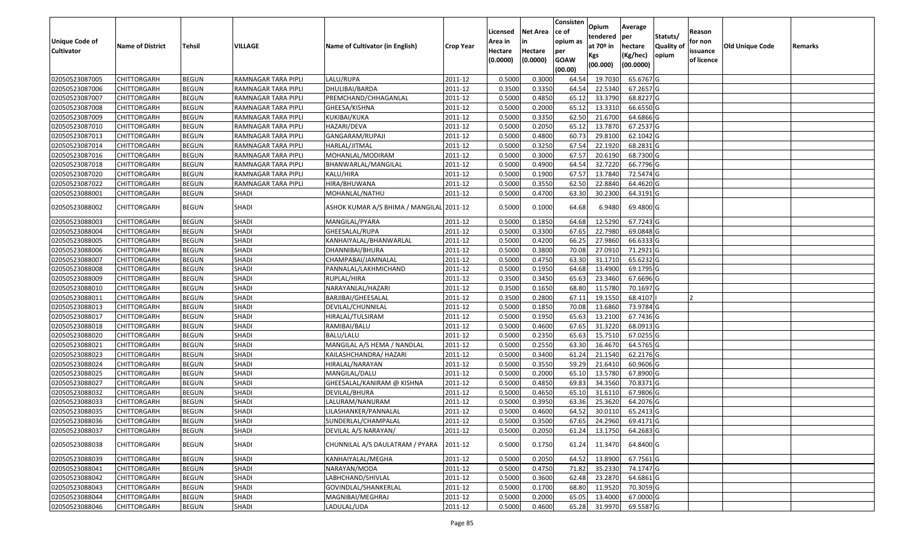| Unique Code of Cultivator | Name of District | Tehsil | VILLAGE | Name of Cultivator (in English) | Crop Year | Licensed Area in Hectare (0.0000) | Net Area in Hectare (0.0000) | Consistence of opium as per GOAW (00.00) | Opium tendered at 70º in Kgs (00.000) | Average per hectare (Kg/hec) (00.0000) | Statuts/ Quality of opium | Reason for non issuance of licence | Old Unique Code | Remarks |
|---|---|---|---|---|---|---|---|---|---|---|---|---|---|---|
| 02050523087005 | CHITTORGARH | BEGUN | RAMNAGAR TARA PIPLI | LALU/RUPA | 2011-12 | 0.5000 | 0.3000 | 64.54 | 19.7030 | 65.6767 | G | | | |
| 02050523087006 | CHITTORGARH | BEGUN | RAMNAGAR TARA PIPLI | DHULIBAI/BARDA | 2011-12 | 0.3500 | 0.3350 | 64.54 | 22.5340 | 67.2657 | G | | | |
| 02050523087007 | CHITTORGARH | BEGUN | RAMNAGAR TARA PIPLI | PREMCHAND/CHHAGANLAL | 2011-12 | 0.5000 | 0.4850 | 65.12 | 33.3790 | 68.8227 | G | | | |
| 02050523087008 | CHITTORGARH | BEGUN | RAMNAGAR TARA PIPLI | GHEESA/KISHNA | 2011-12 | 0.5000 | 0.2000 | 65.12 | 13.3310 | 66.6550 | G | | | |
| 02050523087009 | CHITTORGARH | BEGUN | RAMNAGAR TARA PIPLI | KUKIBAI/KUKA | 2011-12 | 0.5000 | 0.3350 | 62.50 | 21.6700 | 64.6866 | G | | | |
| 02050523087010 | CHITTORGARH | BEGUN | RAMNAGAR TARA PIPLI | HAZARI/DEVA | 2011-12 | 0.5000 | 0.2050 | 65.12 | 13.7870 | 67.2537 | G | | | |
| 02050523087013 | CHITTORGARH | BEGUN | RAMNAGAR TARA PIPLI | GANGARAM/RUPAJI | 2011-12 | 0.5000 | 0.4800 | 60.73 | 29.8100 | 62.1042 | G | | | |
| 02050523087014 | CHITTORGARH | BEGUN | RAMNAGAR TARA PIPLI | HARLAL/JITMAL | 2011-12 | 0.5000 | 0.3250 | 67.54 | 22.1920 | 68.2831 | G | | | |
| 02050523087016 | CHITTORGARH | BEGUN | RAMNAGAR TARA PIPLI | MOHANLAL/MODIRAM | 2011-12 | 0.5000 | 0.3000 | 67.57 | 20.6190 | 68.7300 | G | | | |
| 02050523087018 | CHITTORGARH | BEGUN | RAMNAGAR TARA PIPLI | BHANWARLAL/MANGILAL | 2011-12 | 0.5000 | 0.4900 | 64.54 | 32.7220 | 66.7796 | G | | | |
| 02050523087020 | CHITTORGARH | BEGUN | RAMNAGAR TARA PIPLI | KALU/HIRA | 2011-12 | 0.5000 | 0.1900 | 67.57 | 13.7840 | 72.5474 | G | | | |
| 02050523087022 | CHITTORGARH | BEGUN | RAMNAGAR TARA PIPLI | HIRA/BHUWANA | 2011-12 | 0.5000 | 0.3550 | 62.50 | 22.8840 | 64.4620 | G | | | |
| 02050523088001 | CHITTORGARH | BEGUN | SHADI | MOHANLAL/NATHU | 2011-12 | 0.5000 | 0.4700 | 63.30 | 30.2300 | 64.3191 | G | | | |
| 02050523088002 | CHITTORGARH | BEGUN | SHADI | ASHOK KUMAR A/S BHIMA / MANGILAL | 2011-12 | 0.5000 | 0.1000 | 64.68 | 6.9480 | 69.4800 | G | | | |
| 02050523088003 | CHITTORGARH | BEGUN | SHADI | MANGILAL/PYARA | 2011-12 | 0.5000 | 0.1850 | 64.68 | 12.5290 | 67.7243 | G | | | |
| 02050523088004 | CHITTORGARH | BEGUN | SHADI | GHEESALAL/RUPA | 2011-12 | 0.5000 | 0.3300 | 67.65 | 22.7980 | 69.0848 | G | | | |
| 02050523088005 | CHITTORGARH | BEGUN | SHADI | KANHAIYALAL/BHANWARLAL | 2011-12 | 0.5000 | 0.4200 | 66.25 | 27.9860 | 66.6333 | G | | | |
| 02050523088006 | CHITTORGARH | BEGUN | SHADI | DHANNIBAI/BHURA | 2011-12 | 0.5000 | 0.3800 | 70.08 | 27.0910 | 71.2921 | G | | | |
| 02050523088007 | CHITTORGARH | BEGUN | SHADI | CHAMPABAI/JAMNALAL | 2011-12 | 0.5000 | 0.4750 | 63.30 | 31.1710 | 65.6232 | G | | | |
| 02050523088008 | CHITTORGARH | BEGUN | SHADI | PANNALAL/LAKHMICHAND | 2011-12 | 0.5000 | 0.1950 | 64.68 | 13.4900 | 69.1795 | G | | | |
| 02050523088009 | CHITTORGARH | BEGUN | SHADI | RUPLAL/HIRA | 2011-12 | 0.3500 | 0.3450 | 65.63 | 23.3460 | 67.6696 | G | | | |
| 02050523088010 | CHITTORGARH | BEGUN | SHADI | NARAYANLAL/HAZARI | 2011-12 | 0.3500 | 0.1650 | 68.80 | 11.5780 | 70.1697 | G | | | |
| 02050523088011 | CHITTORGARH | BEGUN | SHADI | BARJIBAI/GHEESALAL | 2011-12 | 0.3500 | 0.2800 | 67.11 | 19.1550 | 68.4107 | I | 2 | | |
| 02050523088013 | CHITTORGARH | BEGUN | SHADI | DEVILAL/CHUNNILAL | 2011-12 | 0.5000 | 0.1850 | 70.08 | 13.6860 | 73.9784 | G | | | |
| 02050523088017 | CHITTORGARH | BEGUN | SHADI | HIRALAL/TULSIRAM | 2011-12 | 0.5000 | 0.1950 | 65.63 | 13.2100 | 67.7436 | G | | | |
| 02050523088018 | CHITTORGARH | BEGUN | SHADI | RAMIBAI/BALU | 2011-12 | 0.5000 | 0.4600 | 67.65 | 31.3220 | 68.0913 | G | | | |
| 02050523088020 | CHITTORGARH | BEGUN | SHADI | BALU/LALU | 2011-12 | 0.5000 | 0.2350 | 65.63 | 15.7510 | 67.0255 | G | | | |
| 02050523088021 | CHITTORGARH | BEGUN | SHADI | MANGILAL A/S HEMA / NANDLAL | 2011-12 | 0.5000 | 0.2550 | 63.30 | 16.4670 | 64.5765 | G | | | |
| 02050523088023 | CHITTORGARH | BEGUN | SHADI | KAILASHCHANDRA/ HAZARI | 2011-12 | 0.5000 | 0.3400 | 61.24 | 21.1540 | 62.2176 | G | | | |
| 02050523088024 | CHITTORGARH | BEGUN | SHADI | HIRALAL/NARAYAN | 2011-12 | 0.5000 | 0.3550 | 59.29 | 21.6410 | 60.9606 | G | | | |
| 02050523088025 | CHITTORGARH | BEGUN | SHADI | MANGILAL/DALU | 2011-12 | 0.5000 | 0.2000 | 65.10 | 13.5780 | 67.8900 | G | | | |
| 02050523088027 | CHITTORGARH | BEGUN | SHADI | GHEESALAL/KANIRAM @ KISHNA | 2011-12 | 0.5000 | 0.4850 | 69.83 | 34.3560 | 70.8371 | G | | | |
| 02050523088032 | CHITTORGARH | BEGUN | SHADI | DEVILAL/BHURA | 2011-12 | 0.5000 | 0.4650 | 65.10 | 31.6110 | 67.9806 | G | | | |
| 02050523088033 | CHITTORGARH | BEGUN | SHADI | LALURAM/NANURAM | 2011-12 | 0.5000 | 0.3950 | 63.36 | 25.3620 | 64.2076 | G | | | |
| 02050523088035 | CHITTORGARH | BEGUN | SHADI | LILASHANKER/PANNALAL | 2011-12 | 0.5000 | 0.4600 | 64.52 | 30.0110 | 65.2413 | G | | | |
| 02050523088036 | CHITTORGARH | BEGUN | SHADI | SUNDERLAL/CHAMPALAL | 2011-12 | 0.5000 | 0.3500 | 67.65 | 24.2960 | 69.4171 | G | | | |
| 02050523088037 | CHITTORGARH | BEGUN | SHADI | DEVILAL A/S NARAYAN/ | 2011-12 | 0.5000 | 0.2050 | 61.24 | 13.1750 | 64.2683 | G | | | |
| 02050523088038 | CHITTORGARH | BEGUN | SHADI | CHUNNILAL A/S DAULATRAM / PYARA | 2011-12 | 0.5000 | 0.1750 | 61.24 | 11.3470 | 64.8400 | G | | | |
| 02050523088039 | CHITTORGARH | BEGUN | SHADI | KANHAIYALAL/MEGHA | 2011-12 | 0.5000 | 0.2050 | 64.52 | 13.8900 | 67.7561 | G | | | |
| 02050523088041 | CHITTORGARH | BEGUN | SHADI | NARAYAN/MODA | 2011-12 | 0.5000 | 0.4750 | 71.82 | 35.2330 | 74.1747 | G | | | |
| 02050523088042 | CHITTORGARH | BEGUN | SHADI | LABHCHAND/SHIVLAL | 2011-12 | 0.5000 | 0.3600 | 62.48 | 23.2870 | 64.6861 | G | | | |
| 02050523088043 | CHITTORGARH | BEGUN | SHADI | GOVINDLAL/SHANKERLAL | 2011-12 | 0.5000 | 0.1700 | 68.80 | 11.9520 | 70.3059 | G | | | |
| 02050523088044 | CHITTORGARH | BEGUN | SHADI | MAGNIBAI/MEGHRAJ | 2011-12 | 0.5000 | 0.2000 | 65.05 | 13.4000 | 67.0000 | G | | | |
| 02050523088046 | CHITTORGARH | BEGUN | SHADI | LADULAL/UDA | 2011-12 | 0.5000 | 0.4600 | 65.28 | 31.9970 | 69.5587 | G | | | |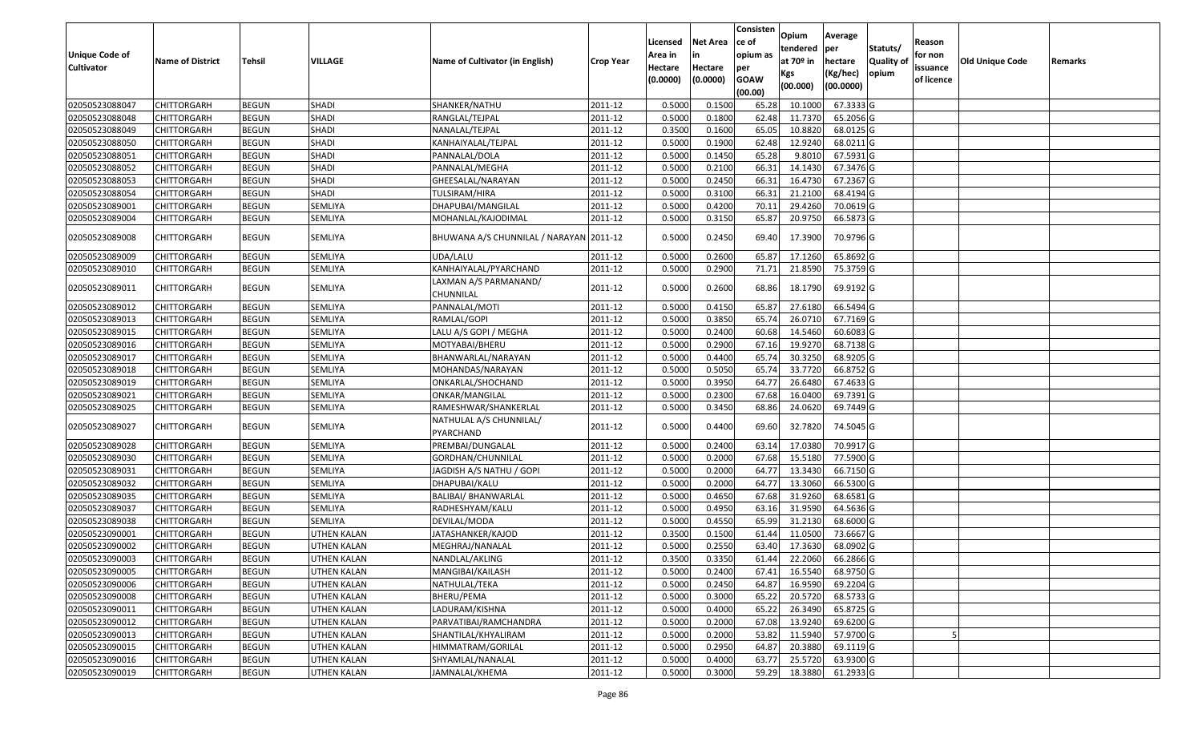| Unique Code of Cultivator | Name of District | Tehsil | VILLAGE | Name of Cultivator (in English) | Crop Year | Licensed Area in Hectare (0.0000) | Net Area in Hectare (0.0000) | Consistence of opium as per GOAW (00.00) | Opium tendered at 70º in Kgs (00.000) | Average per hectare (Kg/hec) (00.0000) | Statuts/ Quality of opium | Reason for non issuance of licence | Old Unique Code | Remarks |
|---|---|---|---|---|---|---|---|---|---|---|---|---|---|---|
| 02050523088047 | CHITTORGARH | BEGUN | SHADI | SHANKER/NATHU | 2011-12 | 0.5000 | 0.1500 | 65.28 | 10.1000 | 67.3333 | G | | | |
| 02050523088048 | CHITTORGARH | BEGUN | SHADI | RANGLAL/TEJPAL | 2011-12 | 0.5000 | 0.1800 | 62.48 | 11.7370 | 65.2056 | G | | | |
| 02050523088049 | CHITTORGARH | BEGUN | SHADI | NANALAL/TEJPAL | 2011-12 | 0.3500 | 0.1600 | 65.05 | 10.8820 | 68.0125 | G | | | |
| 02050523088050 | CHITTORGARH | BEGUN | SHADI | KANHAIYALAL/TEJPAL | 2011-12 | 0.5000 | 0.1900 | 62.48 | 12.9240 | 68.0211 | G | | | |
| 02050523088051 | CHITTORGARH | BEGUN | SHADI | PANNALAL/DOLA | 2011-12 | 0.5000 | 0.1450 | 65.28 | 9.8010 | 67.5931 | G | | | |
| 02050523088052 | CHITTORGARH | BEGUN | SHADI | PANNALAL/MEGHA | 2011-12 | 0.5000 | 0.2100 | 66.31 | 14.1430 | 67.3476 | G | | | |
| 02050523088053 | CHITTORGARH | BEGUN | SHADI | GHEESALAL/NARAYAN | 2011-12 | 0.5000 | 0.2450 | 66.31 | 16.4730 | 67.2367 | G | | | |
| 02050523088054 | CHITTORGARH | BEGUN | SHADI | TULSIRAM/HIRA | 2011-12 | 0.5000 | 0.3100 | 66.31 | 21.2100 | 68.4194 | G | | | |
| 02050523089001 | CHITTORGARH | BEGUN | SEMLIYA | DHAPUBAI/MANGILAL | 2011-12 | 0.5000 | 0.4200 | 70.11 | 29.4260 | 70.0619 | G | | | |
| 02050523089004 | CHITTORGARH | BEGUN | SEMLIYA | MOHANLAL/KAJODIMAL | 2011-12 | 0.5000 | 0.3150 | 65.87 | 20.9750 | 66.5873 | G | | | |
| 02050523089008 | CHITTORGARH | BEGUN | SEMLIYA | BHUWANA A/S CHUNNILAL / NARAYAN | 2011-12 | 0.5000 | 0.2450 | 69.40 | 17.3900 | 70.9796 | G | | | |
| 02050523089009 | CHITTORGARH | BEGUN | SEMLIYA | UDA/LALU | 2011-12 | 0.5000 | 0.2600 | 65.87 | 17.1260 | 65.8692 | G | | | |
| 02050523089010 | CHITTORGARH | BEGUN | SEMLIYA | KANHAIYALAL/PYARCHAND | 2011-12 | 0.5000 | 0.2900 | 71.71 | 21.8590 | 75.3759 | G | | | |
| 02050523089011 | CHITTORGARH | BEGUN | SEMLIYA | LAXMAN A/S PARMANAND/ CHUNNILAL | 2011-12 | 0.5000 | 0.2600 | 68.86 | 18.1790 | 69.9192 | G | | | |
| 02050523089012 | CHITTORGARH | BEGUN | SEMLIYA | PANNALAL/MOTI | 2011-12 | 0.5000 | 0.4150 | 65.87 | 27.6180 | 66.5494 | G | | | |
| 02050523089013 | CHITTORGARH | BEGUN | SEMLIYA | RAMLAL/GOPI | 2011-12 | 0.5000 | 0.3850 | 65.74 | 26.0710 | 67.7169 | G | | | |
| 02050523089015 | CHITTORGARH | BEGUN | SEMLIYA | LALU A/S GOPI / MEGHA | 2011-12 | 0.5000 | 0.2400 | 60.68 | 14.5460 | 60.6083 | G | | | |
| 02050523089016 | CHITTORGARH | BEGUN | SEMLIYA | MOTYABAI/BHERU | 2011-12 | 0.5000 | 0.2900 | 67.16 | 19.9270 | 68.7138 | G | | | |
| 02050523089017 | CHITTORGARH | BEGUN | SEMLIYA | BHANWARLAL/NARAYAN | 2011-12 | 0.5000 | 0.4400 | 65.74 | 30.3250 | 68.9205 | G | | | |
| 02050523089018 | CHITTORGARH | BEGUN | SEMLIYA | MOHANDAS/NARAYAN | 2011-12 | 0.5000 | 0.5050 | 65.74 | 33.7720 | 66.8752 | G | | | |
| 02050523089019 | CHITTORGARH | BEGUN | SEMLIYA | ONKARLAL/SHOCHAND | 2011-12 | 0.5000 | 0.3950 | 64.77 | 26.6480 | 67.4633 | G | | | |
| 02050523089021 | CHITTORGARH | BEGUN | SEMLIYA | ONKAR/MANGILAL | 2011-12 | 0.5000 | 0.2300 | 67.68 | 16.0400 | 69.7391 | G | | | |
| 02050523089025 | CHITTORGARH | BEGUN | SEMLIYA | RAMESHWAR/SHANKERLAL | 2011-12 | 0.5000 | 0.3450 | 68.86 | 24.0620 | 69.7449 | G | | | |
| 02050523089027 | CHITTORGARH | BEGUN | SEMLIYA | NATHULAL A/S CHUNNILAL/ PYARCHAND | 2011-12 | 0.5000 | 0.4400 | 69.60 | 32.7820 | 74.5045 | G | | | |
| 02050523089028 | CHITTORGARH | BEGUN | SEMLIYA | PREMBAI/DUNGALAL | 2011-12 | 0.5000 | 0.2400 | 63.14 | 17.0380 | 70.9917 | G | | | |
| 02050523089030 | CHITTORGARH | BEGUN | SEMLIYA | GORDHAN/CHUNNILAL | 2011-12 | 0.5000 | 0.2000 | 67.68 | 15.5180 | 77.5900 | G | | | |
| 02050523089031 | CHITTORGARH | BEGUN | SEMLIYA | JAGDISH A/S NATHU / GOPI | 2011-12 | 0.5000 | 0.2000 | 64.77 | 13.3430 | 66.7150 | G | | | |
| 02050523089032 | CHITTORGARH | BEGUN | SEMLIYA | DHAPUBAI/KALU | 2011-12 | 0.5000 | 0.2000 | 64.77 | 13.3060 | 66.5300 | G | | | |
| 02050523089035 | CHITTORGARH | BEGUN | SEMLIYA | BALIBAI/ BHANWARLAL | 2011-12 | 0.5000 | 0.4650 | 67.68 | 31.9260 | 68.6581 | G | | | |
| 02050523089037 | CHITTORGARH | BEGUN | SEMLIYA | RADHESHYAM/KALU | 2011-12 | 0.5000 | 0.4950 | 63.16 | 31.9590 | 64.5636 | G | | | |
| 02050523089038 | CHITTORGARH | BEGUN | SEMLIYA | DEVILAL/MODA | 2011-12 | 0.5000 | 0.4550 | 65.99 | 31.2130 | 68.6000 | G | | | |
| 02050523090001 | CHITTORGARH | BEGUN | UTHEN KALAN | JATASHANKER/KAJOD | 2011-12 | 0.3500 | 0.1500 | 61.44 | 11.0500 | 73.6667 | G | | | |
| 02050523090002 | CHITTORGARH | BEGUN | UTHEN KALAN | MEGHRAJ/NANALAL | 2011-12 | 0.5000 | 0.2550 | 63.40 | 17.3630 | 68.0902 | G | | | |
| 02050523090003 | CHITTORGARH | BEGUN | UTHEN KALAN | NANDLAL/AKLING | 2011-12 | 0.3500 | 0.3350 | 61.44 | 22.2060 | 66.2866 | G | | | |
| 02050523090005 | CHITTORGARH | BEGUN | UTHEN KALAN | MANGIBAI/KAILASH | 2011-12 | 0.5000 | 0.2400 | 67.41 | 16.5540 | 68.9750 | G | | | |
| 02050523090006 | CHITTORGARH | BEGUN | UTHEN KALAN | NATHULAL/TEKA | 2011-12 | 0.5000 | 0.2450 | 64.87 | 16.9590 | 69.2204 | G | | | |
| 02050523090008 | CHITTORGARH | BEGUN | UTHEN KALAN | BHERU/PEMA | 2011-12 | 0.5000 | 0.3000 | 65.22 | 20.5720 | 68.5733 | G | | | |
| 02050523090011 | CHITTORGARH | BEGUN | UTHEN KALAN | LADURAM/KISHNA | 2011-12 | 0.5000 | 0.4000 | 65.22 | 26.3490 | 65.8725 | G | | | |
| 02050523090012 | CHITTORGARH | BEGUN | UTHEN KALAN | PARVATIBAI/RAMCHANDRA | 2011-12 | 0.5000 | 0.2000 | 67.08 | 13.9240 | 69.6200 | G | | | |
| 02050523090013 | CHITTORGARH | BEGUN | UTHEN KALAN | SHANTILAL/KHYALIRAM | 2011-12 | 0.5000 | 0.2000 | 53.82 | 11.5940 | 57.9700 | G | 5 | | |
| 02050523090015 | CHITTORGARH | BEGUN | UTHEN KALAN | HIMMATRAM/GORILAL | 2011-12 | 0.5000 | 0.2950 | 64.87 | 20.3880 | 69.1119 | G | | | |
| 02050523090016 | CHITTORGARH | BEGUN | UTHEN KALAN | SHYAMLAL/NANALAL | 2011-12 | 0.5000 | 0.4000 | 63.77 | 25.5720 | 63.9300 | G | | | |
| 02050523090019 | CHITTORGARH | BEGUN | UTHEN KALAN | JAMNALAL/KHEMA | 2011-12 | 0.5000 | 0.3000 | 59.29 | 18.3880 | 61.2933 | G | | | |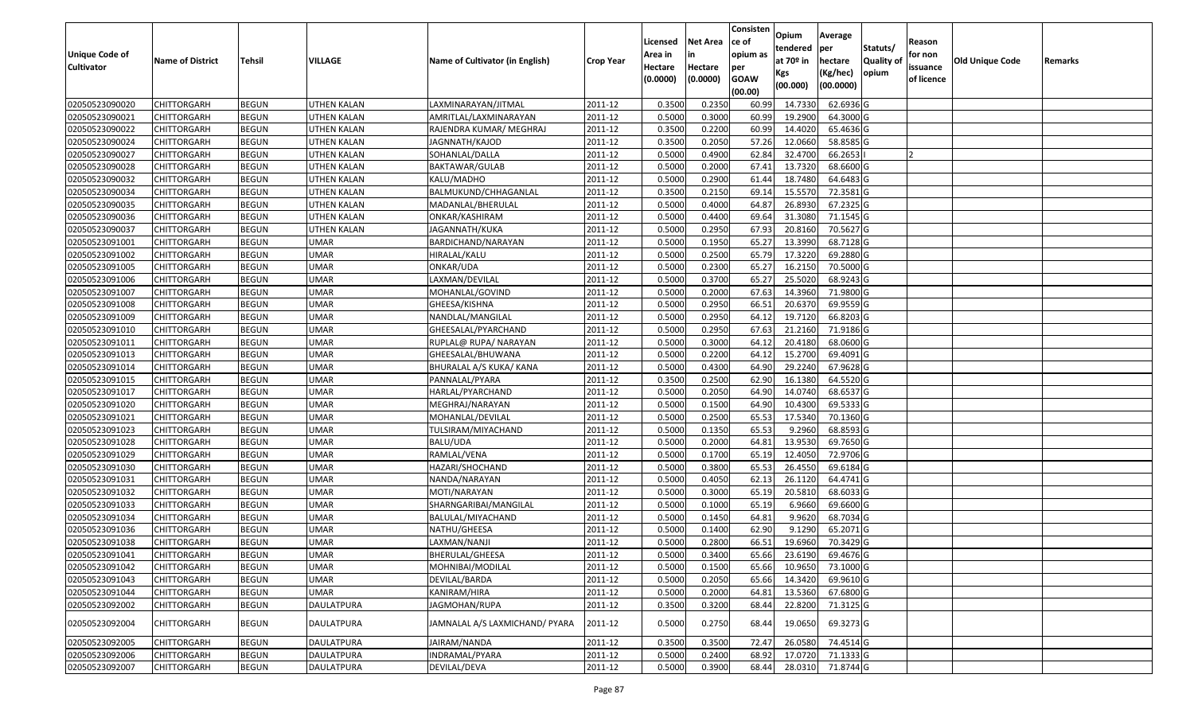| Unique Code of Cultivator | Name of District | Tehsil | VILLAGE | Name of Cultivator (in English) | Crop Year | Licensed Area in Hectare (0.0000) | Net Area in Hectare (0.0000) | Consisten ce of opium as per GOAW (00.00) | Opium tendered at 70º in Kgs (00.000) | Average per hectare (Kg/hec) (00.0000) | Statuts/ Quality of opium | Reason for non issuance of licence | Old Unique Code | Remarks |
|---|---|---|---|---|---|---|---|---|---|---|---|---|---|---|
| 02050523090020 | CHITTORGARH | BEGUN | UTHEN KALAN | LAXMINARAYAN/JITMAL | 2011-12 | 0.3500 | 0.2350 | 60.99 | 14.7330 | 62.6936 | G | | | |
| 02050523090021 | CHITTORGARH | BEGUN | UTHEN KALAN | AMRITLAL/LAXMINARAYAN | 2011-12 | 0.5000 | 0.3000 | 60.99 | 19.2900 | 64.3000 | G | | | |
| 02050523090022 | CHITTORGARH | BEGUN | UTHEN KALAN | RAJENDRA KUMAR/ MEGHRAJ | 2011-12 | 0.3500 | 0.2200 | 60.99 | 14.4020 | 65.4636 | G | | | |
| 02050523090024 | CHITTORGARH | BEGUN | UTHEN KALAN | JAGNNATH/KAJOD | 2011-12 | 0.3500 | 0.2050 | 57.26 | 12.0660 | 58.8585 | G | | | |
| 02050523090027 | CHITTORGARH | BEGUN | UTHEN KALAN | SOHANLAL/DALLA | 2011-12 | 0.5000 | 0.4900 | 62.84 | 32.4700 | 66.2653 | I | 2 | | |
| 02050523090028 | CHITTORGARH | BEGUN | UTHEN KALAN | BAKTAWAR/GULAB | 2011-12 | 0.5000 | 0.2000 | 67.41 | 13.7320 | 68.6600 | G | | | |
| 02050523090032 | CHITTORGARH | BEGUN | UTHEN KALAN | KALU/MADHO | 2011-12 | 0.5000 | 0.2900 | 61.44 | 18.7480 | 64.6483 | G | | | |
| 02050523090034 | CHITTORGARH | BEGUN | UTHEN KALAN | BALMUKUND/CHHAGANLAL | 2011-12 | 0.3500 | 0.2150 | 69.14 | 15.5570 | 72.3581 | G | | | |
| 02050523090035 | CHITTORGARH | BEGUN | UTHEN KALAN | MADANLAL/BHERULAL | 2011-12 | 0.5000 | 0.4000 | 64.87 | 26.8930 | 67.2325 | G | | | |
| 02050523090036 | CHITTORGARH | BEGUN | UTHEN KALAN | ONKAR/KASHIRAM | 2011-12 | 0.5000 | 0.4400 | 69.64 | 31.3080 | 71.1545 | G | | | |
| 02050523090037 | CHITTORGARH | BEGUN | UTHEN KALAN | JAGANNATH/KUKA | 2011-12 | 0.5000 | 0.2950 | 67.93 | 20.8160 | 70.5627 | G | | | |
| 02050523091001 | CHITTORGARH | BEGUN | UMAR | BARDICHAND/NARAYAN | 2011-12 | 0.5000 | 0.1950 | 65.27 | 13.3990 | 68.7128 | G | | | |
| 02050523091002 | CHITTORGARH | BEGUN | UMAR | HIRALAL/KALU | 2011-12 | 0.5000 | 0.2500 | 65.79 | 17.3220 | 69.2880 | G | | | |
| 02050523091005 | CHITTORGARH | BEGUN | UMAR | ONKAR/UDA | 2011-12 | 0.5000 | 0.2300 | 65.27 | 16.2150 | 70.5000 | G | | | |
| 02050523091006 | CHITTORGARH | BEGUN | UMAR | LAXMAN/DEVILAL | 2011-12 | 0.5000 | 0.3700 | 65.27 | 25.5020 | 68.9243 | G | | | |
| 02050523091007 | CHITTORGARH | BEGUN | UMAR | MOHANLAL/GOVIND | 2011-12 | 0.5000 | 0.2000 | 67.63 | 14.3960 | 71.9800 | G | | | |
| 02050523091008 | CHITTORGARH | BEGUN | UMAR | GHEESA/KISHNA | 2011-12 | 0.5000 | 0.2950 | 66.51 | 20.6370 | 69.9559 | G | | | |
| 02050523091009 | CHITTORGARH | BEGUN | UMAR | NANDLAL/MANGILAL | 2011-12 | 0.5000 | 0.2950 | 64.12 | 19.7120 | 66.8203 | G | | | |
| 02050523091010 | CHITTORGARH | BEGUN | UMAR | GHEESALAL/PYARCHAND | 2011-12 | 0.5000 | 0.2950 | 67.63 | 21.2160 | 71.9186 | G | | | |
| 02050523091011 | CHITTORGARH | BEGUN | UMAR | RUPLAL@ RUPA/ NARAYAN | 2011-12 | 0.5000 | 0.3000 | 64.12 | 20.4180 | 68.0600 | G | | | |
| 02050523091013 | CHITTORGARH | BEGUN | UMAR | GHEESALAL/BHUWANA | 2011-12 | 0.5000 | 0.2200 | 64.12 | 15.2700 | 69.4091 | G | | | |
| 02050523091014 | CHITTORGARH | BEGUN | UMAR | BHURALAL A/S KUKA/ KANA | 2011-12 | 0.5000 | 0.4300 | 64.90 | 29.2240 | 67.9628 | G | | | |
| 02050523091015 | CHITTORGARH | BEGUN | UMAR | PANNALAL/PYARA | 2011-12 | 0.3500 | 0.2500 | 62.90 | 16.1380 | 64.5520 | G | | | |
| 02050523091017 | CHITTORGARH | BEGUN | UMAR | HARLAL/PYARCHAND | 2011-12 | 0.5000 | 0.2050 | 64.90 | 14.0740 | 68.6537 | G | | | |
| 02050523091020 | CHITTORGARH | BEGUN | UMAR | MEGHRAJ/NARAYAN | 2011-12 | 0.5000 | 0.1500 | 64.90 | 10.4300 | 69.5333 | G | | | |
| 02050523091021 | CHITTORGARH | BEGUN | UMAR | MOHANLAL/DEVILAL | 2011-12 | 0.5000 | 0.2500 | 65.53 | 17.5340 | 70.1360 | G | | | |
| 02050523091023 | CHITTORGARH | BEGUN | UMAR | TULSIRAM/MIYACHAND | 2011-12 | 0.5000 | 0.1350 | 65.53 | 9.2960 | 68.8593 | G | | | |
| 02050523091028 | CHITTORGARH | BEGUN | UMAR | BALU/UDA | 2011-12 | 0.5000 | 0.2000 | 64.81 | 13.9530 | 69.7650 | G | | | |
| 02050523091029 | CHITTORGARH | BEGUN | UMAR | RAMLAL/VENA | 2011-12 | 0.5000 | 0.1700 | 65.19 | 12.4050 | 72.9706 | G | | | |
| 02050523091030 | CHITTORGARH | BEGUN | UMAR | HAZARI/SHOCHAND | 2011-12 | 0.5000 | 0.3800 | 65.53 | 26.4550 | 69.6184 | G | | | |
| 02050523091031 | CHITTORGARH | BEGUN | UMAR | NANDA/NARAYAN | 2011-12 | 0.5000 | 0.4050 | 62.13 | 26.1120 | 64.4741 | G | | | |
| 02050523091032 | CHITTORGARH | BEGUN | UMAR | MOTI/NARAYAN | 2011-12 | 0.5000 | 0.3000 | 65.19 | 20.5810 | 68.6033 | G | | | |
| 02050523091033 | CHITTORGARH | BEGUN | UMAR | SHARNGARIBAI/MANGILAL | 2011-12 | 0.5000 | 0.1000 | 65.19 | 6.9660 | 69.6600 | G | | | |
| 02050523091034 | CHITTORGARH | BEGUN | UMAR | BALULAL/MIYACHAND | 2011-12 | 0.5000 | 0.1450 | 64.81 | 9.9620 | 68.7034 | G | | | |
| 02050523091036 | CHITTORGARH | BEGUN | UMAR | NATHU/GHEESA | 2011-12 | 0.5000 | 0.1400 | 62.90 | 9.1290 | 65.2071 | G | | | |
| 02050523091038 | CHITTORGARH | BEGUN | UMAR | LAXMAN/NANJI | 2011-12 | 0.5000 | 0.2800 | 66.51 | 19.6960 | 70.3429 | G | | | |
| 02050523091041 | CHITTORGARH | BEGUN | UMAR | BHERULAL/GHEESA | 2011-12 | 0.5000 | 0.3400 | 65.66 | 23.6190 | 69.4676 | G | | | |
| 02050523091042 | CHITTORGARH | BEGUN | UMAR | MOHNIBAI/MODILAL | 2011-12 | 0.5000 | 0.1500 | 65.66 | 10.9650 | 73.1000 | G | | | |
| 02050523091043 | CHITTORGARH | BEGUN | UMAR | DEVILAL/BARDA | 2011-12 | 0.5000 | 0.2050 | 65.66 | 14.3420 | 69.9610 | G | | | |
| 02050523091044 | CHITTORGARH | BEGUN | UMAR | KANIRAM/HIRA | 2011-12 | 0.5000 | 0.2000 | 64.81 | 13.5360 | 67.6800 | G | | | |
| 02050523092002 | CHITTORGARH | BEGUN | DAULATPURA | JAGMOHAN/RUPA | 2011-12 | 0.3500 | 0.3200 | 68.44 | 22.8200 | 71.3125 | G | | | |
| 02050523092004 | CHITTORGARH | BEGUN | DAULATPURA | JAMNALAL A/S LAXMICHAND/ PYARA | 2011-12 | 0.5000 | 0.2750 | 68.44 | 19.0650 | 69.3273 | G | | | |
| 02050523092005 | CHITTORGARH | BEGUN | DAULATPURA | JAIRAM/NANDA | 2011-12 | 0.3500 | 0.3500 | 72.47 | 26.0580 | 74.4514 | G | | | |
| 02050523092006 | CHITTORGARH | BEGUN | DAULATPURA | INDRAMAL/PYARA | 2011-12 | 0.5000 | 0.2400 | 68.92 | 17.0720 | 71.1333 | G | | | |
| 02050523092007 | CHITTORGARH | BEGUN | DAULATPURA | DEVILAL/DEVA | 2011-12 | 0.5000 | 0.3900 | 68.44 | 28.0310 | 71.8744 | G | | | |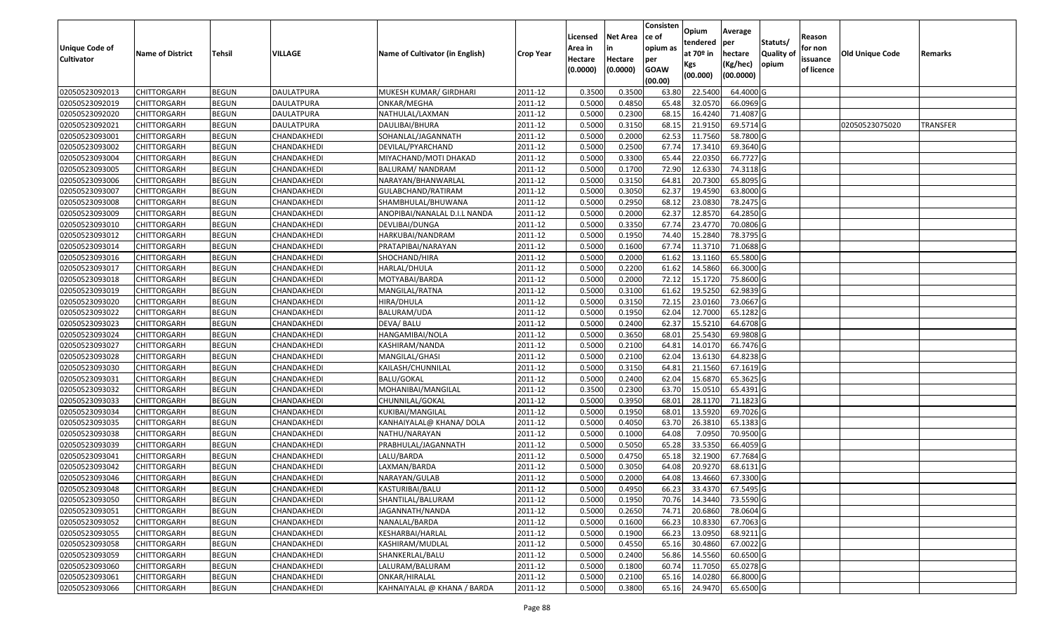| Unique Code of Cultivator | Name of District | Tehsil | VILLAGE | Name of Cultivator (in English) | Crop Year | Licensed Area in Hectare (0.0000) | Net Area in Hectare (0.0000) | Consistence of opium as per GOAW (00.00) | Opium tendered at 70º in Kgs (00.000) | Average per hectare (Kg/hec) (00.0000) | Statuts/ Quality of opium | Reason for non issuance of licence | Old Unique Code | Remarks |
|---|---|---|---|---|---|---|---|---|---|---|---|---|---|---|
| 02050523092013 | CHITTORGARH | BEGUN | DAULATPURA | MUKESH KUMAR/ GIRDHARI | 2011-12 | 0.3500 | 0.3500 | 63.80 | 22.5400 | 64.4000 | G | | | |
| 02050523092019 | CHITTORGARH | BEGUN | DAULATPURA | ONKAR/MEGHA | 2011-12 | 0.5000 | 0.4850 | 65.48 | 32.0570 | 66.0969 | G | | | |
| 02050523092020 | CHITTORGARH | BEGUN | DAULATPURA | NATHULAL/LAXMAN | 2011-12 | 0.5000 | 0.2300 | 68.15 | 16.4240 | 71.4087 | G | | | |
| 02050523092021 | CHITTORGARH | BEGUN | DAULATPURA | DAULIBAI/BHURA | 2011-12 | 0.5000 | 0.3150 | 68.15 | 21.9150 | 69.5714 | G | | 02050523075020 | TRANSFER |
| 02050523093001 | CHITTORGARH | BEGUN | CHANDAKHEDI | SOHANLAL/JAGANNATH | 2011-12 | 0.5000 | 0.2000 | 62.53 | 11.7560 | 58.7800 | G | | | |
| 02050523093002 | CHITTORGARH | BEGUN | CHANDAKHEDI | DEVILAL/PYARCHAND | 2011-12 | 0.5000 | 0.2500 | 67.74 | 17.3410 | 69.3640 | G | | | |
| 02050523093004 | CHITTORGARH | BEGUN | CHANDAKHEDI | MIYACHAND/MOTI DHAKAD | 2011-12 | 0.5000 | 0.3300 | 65.44 | 22.0350 | 66.7727 | G | | | |
| 02050523093005 | CHITTORGARH | BEGUN | CHANDAKHEDI | BALURAM/ NANDRAM | 2011-12 | 0.5000 | 0.1700 | 72.90 | 12.6330 | 74.3118 | G | | | |
| 02050523093006 | CHITTORGARH | BEGUN | CHANDAKHEDI | NARAYAN/BHANWARLAL | 2011-12 | 0.5000 | 0.3150 | 64.81 | 20.7300 | 65.8095 | G | | | |
| 02050523093007 | CHITTORGARH | BEGUN | CHANDAKHEDI | GULABCHAND/RATIRAM | 2011-12 | 0.5000 | 0.3050 | 62.37 | 19.4590 | 63.8000 | G | | | |
| 02050523093008 | CHITTORGARH | BEGUN | CHANDAKHEDI | SHAMBHULAL/BHUWANA | 2011-12 | 0.5000 | 0.2950 | 68.12 | 23.0830 | 78.2475 | G | | | |
| 02050523093009 | CHITTORGARH | BEGUN | CHANDAKHEDI | ANOPIBAI/NANALAL D.I.L NANDA | 2011-12 | 0.5000 | 0.2000 | 62.37 | 12.8570 | 64.2850 | G | | | |
| 02050523093010 | CHITTORGARH | BEGUN | CHANDAKHEDI | DEVLIBAI/DUNGA | 2011-12 | 0.5000 | 0.3350 | 67.74 | 23.4770 | 70.0806 | G | | | |
| 02050523093012 | CHITTORGARH | BEGUN | CHANDAKHEDI | HARKUBAI/NANDRAM | 2011-12 | 0.5000 | 0.1950 | 74.40 | 15.2840 | 78.3795 | G | | | |
| 02050523093014 | CHITTORGARH | BEGUN | CHANDAKHEDI | PRATAPIBAI/NARAYAN | 2011-12 | 0.5000 | 0.1600 | 67.74 | 11.3710 | 71.0688 | G | | | |
| 02050523093016 | CHITTORGARH | BEGUN | CHANDAKHEDI | SHOCHAND/HIRA | 2011-12 | 0.5000 | 0.2000 | 61.62 | 13.1160 | 65.5800 | G | | | |
| 02050523093017 | CHITTORGARH | BEGUN | CHANDAKHEDI | HARLAL/DHULA | 2011-12 | 0.5000 | 0.2200 | 61.62 | 14.5860 | 66.3000 | G | | | |
| 02050523093018 | CHITTORGARH | BEGUN | CHANDAKHEDI | MOTYABAI/BARDA | 2011-12 | 0.5000 | 0.2000 | 72.12 | 15.1720 | 75.8600 | G | | | |
| 02050523093019 | CHITTORGARH | BEGUN | CHANDAKHEDI | MANGILAL/RATNA | 2011-12 | 0.5000 | 0.3100 | 61.62 | 19.5250 | 62.9839 | G | | | |
| 02050523093020 | CHITTORGARH | BEGUN | CHANDAKHEDI | HIRA/DHULA | 2011-12 | 0.5000 | 0.3150 | 72.15 | 23.0160 | 73.0667 | G | | | |
| 02050523093022 | CHITTORGARH | BEGUN | CHANDAKHEDI | BALURAM/UDA | 2011-12 | 0.5000 | 0.1950 | 62.04 | 12.7000 | 65.1282 | G | | | |
| 02050523093023 | CHITTORGARH | BEGUN | CHANDAKHEDI | DEVA/ BALU | 2011-12 | 0.5000 | 0.2400 | 62.37 | 15.5210 | 64.6708 | G | | | |
| 02050523093024 | CHITTORGARH | BEGUN | CHANDAKHEDI | HANGAMIBAI/NOLA | 2011-12 | 0.5000 | 0.3650 | 68.01 | 25.5430 | 69.9808 | G | | | |
| 02050523093027 | CHITTORGARH | BEGUN | CHANDAKHEDI | KASHIRAM/NANDA | 2011-12 | 0.5000 | 0.2100 | 64.81 | 14.0170 | 66.7476 | G | | | |
| 02050523093028 | CHITTORGARH | BEGUN | CHANDAKHEDI | MANGILAL/GHASI | 2011-12 | 0.5000 | 0.2100 | 62.04 | 13.6130 | 64.8238 | G | | | |
| 02050523093030 | CHITTORGARH | BEGUN | CHANDAKHEDI | KAILASH/CHUNNILAL | 2011-12 | 0.5000 | 0.3150 | 64.81 | 21.1560 | 67.1619 | G | | | |
| 02050523093031 | CHITTORGARH | BEGUN | CHANDAKHEDI | BALU/GOKAL | 2011-12 | 0.5000 | 0.2400 | 62.04 | 15.6870 | 65.3625 | G | | | |
| 02050523093032 | CHITTORGARH | BEGUN | CHANDAKHEDI | MOHANIBAI/MANGILAL | 2011-12 | 0.3500 | 0.2300 | 63.70 | 15.0510 | 65.4391 | G | | | |
| 02050523093033 | CHITTORGARH | BEGUN | CHANDAKHEDI | CHUNNILAL/GOKAL | 2011-12 | 0.5000 | 0.3950 | 68.01 | 28.1170 | 71.1823 | G | | | |
| 02050523093034 | CHITTORGARH | BEGUN | CHANDAKHEDI | KUKIBAI/MANGILAL | 2011-12 | 0.5000 | 0.1950 | 68.01 | 13.5920 | 69.7026 | G | | | |
| 02050523093035 | CHITTORGARH | BEGUN | CHANDAKHEDI | KANHAIYALAL@ KHANA/ DOLA | 2011-12 | 0.5000 | 0.4050 | 63.70 | 26.3810 | 65.1383 | G | | | |
| 02050523093038 | CHITTORGARH | BEGUN | CHANDAKHEDI | NATHU/NARAYAN | 2011-12 | 0.5000 | 0.1000 | 64.08 | 7.0950 | 70.9500 | G | | | |
| 02050523093039 | CHITTORGARH | BEGUN | CHANDAKHEDI | PRABHULAL/JAGANNATH | 2011-12 | 0.5000 | 0.5050 | 65.28 | 33.5350 | 66.4059 | G | | | |
| 02050523093041 | CHITTORGARH | BEGUN | CHANDAKHEDI | LALU/BARDA | 2011-12 | 0.5000 | 0.4750 | 65.18 | 32.1900 | 67.7684 | G | | | |
| 02050523093042 | CHITTORGARH | BEGUN | CHANDAKHEDI | LAXMAN/BARDA | 2011-12 | 0.5000 | 0.3050 | 64.08 | 20.9270 | 68.6131 | G | | | |
| 02050523093046 | CHITTORGARH | BEGUN | CHANDAKHEDI | NARAYAN/GULAB | 2011-12 | 0.5000 | 0.2000 | 64.08 | 13.4660 | 67.3300 | G | | | |
| 02050523093048 | CHITTORGARH | BEGUN | CHANDAKHEDI | KASTURIBAI/BALU | 2011-12 | 0.5000 | 0.4950 | 66.23 | 33.4370 | 67.5495 | G | | | |
| 02050523093050 | CHITTORGARH | BEGUN | CHANDAKHEDI | SHANTILAL/BALURAM | 2011-12 | 0.5000 | 0.1950 | 70.76 | 14.3440 | 73.5590 | G | | | |
| 02050523093051 | CHITTORGARH | BEGUN | CHANDAKHEDI | JAGANNATH/NANDA | 2011-12 | 0.5000 | 0.2650 | 74.71 | 20.6860 | 78.0604 | G | | | |
| 02050523093052 | CHITTORGARH | BEGUN | CHANDAKHEDI | NANALAL/BARDA | 2011-12 | 0.5000 | 0.1600 | 66.23 | 10.8330 | 67.7063 | G | | | |
| 02050523093055 | CHITTORGARH | BEGUN | CHANDAKHEDI | KESHARBAI/HARLAL | 2011-12 | 0.5000 | 0.1900 | 66.23 | 13.0950 | 68.9211 | G | | | |
| 02050523093058 | CHITTORGARH | BEGUN | CHANDAKHEDI | KASHIRAM/MUDLAL | 2011-12 | 0.5000 | 0.4550 | 65.16 | 30.4860 | 67.0022 | G | | | |
| 02050523093059 | CHITTORGARH | BEGUN | CHANDAKHEDI | SHANKERLAL/BALU | 2011-12 | 0.5000 | 0.2400 | 56.86 | 14.5560 | 60.6500 | G | | | |
| 02050523093060 | CHITTORGARH | BEGUN | CHANDAKHEDI | LALURAM/BALURAM | 2011-12 | 0.5000 | 0.1800 | 60.74 | 11.7050 | 65.0278 | G | | | |
| 02050523093061 | CHITTORGARH | BEGUN | CHANDAKHEDI | ONKAR/HIRALAL | 2011-12 | 0.5000 | 0.2100 | 65.16 | 14.0280 | 66.8000 | G | | | |
| 02050523093066 | CHITTORGARH | BEGUN | CHANDAKHEDI | KAHNAIYALAL @ KHANA / BARDA | 2011-12 | 0.5000 | 0.3800 | 65.16 | 24.9470 | 65.6500 | G | | | |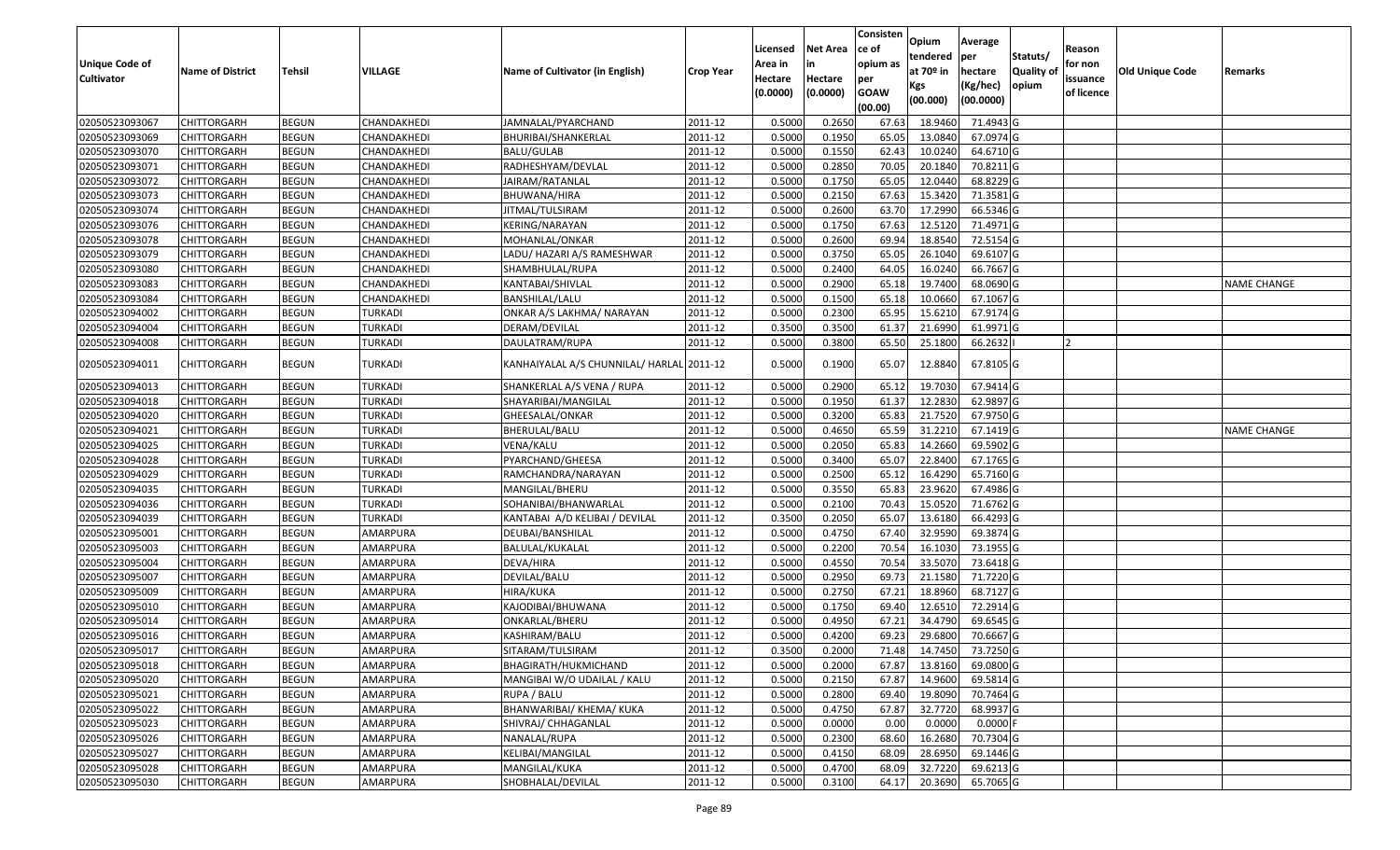| Unique Code of Cultivator | Name of District | Tehsil | VILLAGE | Name of Cultivator (in English) | Crop Year | Licensed Area in Hectare (0.0000) | Net Area in Hectare (0.0000) | Consistence of opium as per GOAW (00.00) | Opium tendered at 70º in Kgs (00.000) | Average per hectare (Kg/hec) (00.0000) | Statuts/ Quality of opium | Reason for non issuance of licence | Old Unique Code | Remarks |
|---|---|---|---|---|---|---|---|---|---|---|---|---|---|---|
| 02050523093067 | CHITTORGARH | BEGUN | CHANDAKHEDI | JAMNALAL/PYARCHAND | 2011-12 | 0.5000 | 0.2650 | 67.63 | 18.9460 | 71.4943 | G | | | |
| 02050523093069 | CHITTORGARH | BEGUN | CHANDAKHEDI | BHURIBAI/SHANKERLAL | 2011-12 | 0.5000 | 0.1950 | 65.05 | 13.0840 | 67.0974 | G | | | |
| 02050523093070 | CHITTORGARH | BEGUN | CHANDAKHEDI | BALU/GULAB | 2011-12 | 0.5000 | 0.1550 | 62.43 | 10.0240 | 64.6710 | G | | | |
| 02050523093071 | CHITTORGARH | BEGUN | CHANDAKHEDI | RADHESHYAM/DEVLAL | 2011-12 | 0.5000 | 0.2850 | 70.05 | 20.1840 | 70.8211 | G | | | |
| 02050523093072 | CHITTORGARH | BEGUN | CHANDAKHEDI | JAIRAM/RATANLAL | 2011-12 | 0.5000 | 0.1750 | 65.05 | 12.0440 | 68.8229 | G | | | |
| 02050523093073 | CHITTORGARH | BEGUN | CHANDAKHEDI | BHUWANA/HIRA | 2011-12 | 0.5000 | 0.2150 | 67.63 | 15.3420 | 71.3581 | G | | | |
| 02050523093074 | CHITTORGARH | BEGUN | CHANDAKHEDI | JITMAL/TULSIRAM | 2011-12 | 0.5000 | 0.2600 | 63.70 | 17.2990 | 66.5346 | G | | | |
| 02050523093076 | CHITTORGARH | BEGUN | CHANDAKHEDI | KERING/NARAYAN | 2011-12 | 0.5000 | 0.1750 | 67.63 | 12.5120 | 71.4971 | G | | | |
| 02050523093078 | CHITTORGARH | BEGUN | CHANDAKHEDI | MOHANLAL/ONKAR | 2011-12 | 0.5000 | 0.2600 | 69.94 | 18.8540 | 72.5154 | G | | | |
| 02050523093079 | CHITTORGARH | BEGUN | CHANDAKHEDI | LADU/ HAZARI A/S RAMESHWAR | 2011-12 | 0.5000 | 0.3750 | 65.05 | 26.1040 | 69.6107 | G | | | |
| 02050523093080 | CHITTORGARH | BEGUN | CHANDAKHEDI | SHAMBHULAL/RUPA | 2011-12 | 0.5000 | 0.2400 | 64.05 | 16.0240 | 66.7667 | G | | | |
| 02050523093083 | CHITTORGARH | BEGUN | CHANDAKHEDI | KANTABAI/SHIVLAL | 2011-12 | 0.5000 | 0.2900 | 65.18 | 19.7400 | 68.0690 | G | | | NAME CHANGE |
| 02050523093084 | CHITTORGARH | BEGUN | CHANDAKHEDI | BANSHILAL/LALU | 2011-12 | 0.5000 | 0.1500 | 65.18 | 10.0660 | 67.1067 | G | | | |
| 02050523094002 | CHITTORGARH | BEGUN | TURKADI | ONKAR A/S LAKHMA/ NARAYAN | 2011-12 | 0.5000 | 0.2300 | 65.95 | 15.6210 | 67.9174 | G | | | |
| 02050523094004 | CHITTORGARH | BEGUN | TURKADI | DERAM/DEVILAL | 2011-12 | 0.3500 | 0.3500 | 61.37 | 21.6990 | 61.9971 | G | | | |
| 02050523094008 | CHITTORGARH | BEGUN | TURKADI | DAULATRAM/RUPA | 2011-12 | 0.5000 | 0.3800 | 65.50 | 25.1800 | 66.2632 | I | 2 | | |
| 02050523094011 | CHITTORGARH | BEGUN | TURKADI | KANHAIYALAL A/S CHUNNILAL/ HARLAL | 2011-12 | 0.5000 | 0.1900 | 65.07 | 12.8840 | 67.8105 | G | | | |
| 02050523094013 | CHITTORGARH | BEGUN | TURKADI | SHANKERLAL A/S VENA / RUPA | 2011-12 | 0.5000 | 0.2900 | 65.12 | 19.7030 | 67.9414 | G | | | |
| 02050523094018 | CHITTORGARH | BEGUN | TURKADI | SHAYARIBAI/MANGILAL | 2011-12 | 0.5000 | 0.1950 | 61.37 | 12.2830 | 62.9897 | G | | | |
| 02050523094020 | CHITTORGARH | BEGUN | TURKADI | GHEESALAL/ONKAR | 2011-12 | 0.5000 | 0.3200 | 65.83 | 21.7520 | 67.9750 | G | | | |
| 02050523094021 | CHITTORGARH | BEGUN | TURKADI | BHERULAL/BALU | 2011-12 | 0.5000 | 0.4650 | 65.59 | 31.2210 | 67.1419 | G | | | NAME CHANGE |
| 02050523094025 | CHITTORGARH | BEGUN | TURKADI | VENA/KALU | 2011-12 | 0.5000 | 0.2050 | 65.83 | 14.2660 | 69.5902 | G | | | |
| 02050523094028 | CHITTORGARH | BEGUN | TURKADI | PYARCHAND/GHEESA | 2011-12 | 0.5000 | 0.3400 | 65.07 | 22.8400 | 67.1765 | G | | | |
| 02050523094029 | CHITTORGARH | BEGUN | TURKADI | RAMCHANDRA/NARAYAN | 2011-12 | 0.5000 | 0.2500 | 65.12 | 16.4290 | 65.7160 | G | | | |
| 02050523094035 | CHITTORGARH | BEGUN | TURKADI | MANGILAL/BHERU | 2011-12 | 0.5000 | 0.3550 | 65.83 | 23.9620 | 67.4986 | G | | | |
| 02050523094036 | CHITTORGARH | BEGUN | TURKADI | SOHANIBAI/BHANWARLAL | 2011-12 | 0.5000 | 0.2100 | 70.43 | 15.0520 | 71.6762 | G | | | |
| 02050523094039 | CHITTORGARH | BEGUN | TURKADI | KANTABAI A/D KELIBAI / DEVILAL | 2011-12 | 0.3500 | 0.2050 | 65.07 | 13.6180 | 66.4293 | G | | | |
| 02050523095001 | CHITTORGARH | BEGUN | AMARPURA | DEUBAI/BANSHILAL | 2011-12 | 0.5000 | 0.4750 | 67.40 | 32.9590 | 69.3874 | G | | | |
| 02050523095003 | CHITTORGARH | BEGUN | AMARPURA | BALULAL/KUKALAL | 2011-12 | 0.5000 | 0.2200 | 70.54 | 16.1030 | 73.1955 | G | | | |
| 02050523095004 | CHITTORGARH | BEGUN | AMARPURA | DEVA/HIRA | 2011-12 | 0.5000 | 0.4550 | 70.54 | 33.5070 | 73.6418 | G | | | |
| 02050523095007 | CHITTORGARH | BEGUN | AMARPURA | DEVILAL/BALU | 2011-12 | 0.5000 | 0.2950 | 69.73 | 21.1580 | 71.7220 | G | | | |
| 02050523095009 | CHITTORGARH | BEGUN | AMARPURA | HIRA/KUKA | 2011-12 | 0.5000 | 0.2750 | 67.21 | 18.8960 | 68.7127 | G | | | |
| 02050523095010 | CHITTORGARH | BEGUN | AMARPURA | KAJODIBAI/BHUWANA | 2011-12 | 0.5000 | 0.1750 | 69.40 | 12.6510 | 72.2914 | G | | | |
| 02050523095014 | CHITTORGARH | BEGUN | AMARPURA | ONKARLAL/BHERU | 2011-12 | 0.5000 | 0.4950 | 67.21 | 34.4790 | 69.6545 | G | | | |
| 02050523095016 | CHITTORGARH | BEGUN | AMARPURA | KASHIRAM/BALU | 2011-12 | 0.5000 | 0.4200 | 69.23 | 29.6800 | 70.6667 | G | | | |
| 02050523095017 | CHITTORGARH | BEGUN | AMARPURA | SITARAM/TULSIRAM | 2011-12 | 0.3500 | 0.2000 | 71.48 | 14.7450 | 73.7250 | G | | | |
| 02050523095018 | CHITTORGARH | BEGUN | AMARPURA | BHAGIRATH/HUKMICHAND | 2011-12 | 0.5000 | 0.2000 | 67.87 | 13.8160 | 69.0800 | G | | | |
| 02050523095020 | CHITTORGARH | BEGUN | AMARPURA | MANGIBAI W/O UDAILAL / KALU | 2011-12 | 0.5000 | 0.2150 | 67.87 | 14.9600 | 69.5814 | G | | | |
| 02050523095021 | CHITTORGARH | BEGUN | AMARPURA | RUPA / BALU | 2011-12 | 0.5000 | 0.2800 | 69.40 | 19.8090 | 70.7464 | G | | | |
| 02050523095022 | CHITTORGARH | BEGUN | AMARPURA | BHANWARIBAI/ KHEMA/ KUKA | 2011-12 | 0.5000 | 0.4750 | 67.87 | 32.7720 | 68.9937 | G | | | |
| 02050523095023 | CHITTORGARH | BEGUN | AMARPURA | SHIVRAJ/ CHHAGANLAL | 2011-12 | 0.5000 | 0.0000 | 0.00 | 0.0000 | 0.0000 | F | | | |
| 02050523095026 | CHITTORGARH | BEGUN | AMARPURA | NANALAL/RUPA | 2011-12 | 0.5000 | 0.2300 | 68.60 | 16.2680 | 70.7304 | G | | | |
| 02050523095027 | CHITTORGARH | BEGUN | AMARPURA | KELIBAI/MANGILAL | 2011-12 | 0.5000 | 0.4150 | 68.09 | 28.6950 | 69.1446 | G | | | |
| 02050523095028 | CHITTORGARH | BEGUN | AMARPURA | MANGILAL/KUKA | 2011-12 | 0.5000 | 0.4700 | 68.09 | 32.7220 | 69.6213 | G | | | |
| 02050523095030 | CHITTORGARH | BEGUN | AMARPURA | SHOBHALAL/DEVILAL | 2011-12 | 0.5000 | 0.3100 | 64.17 | 20.3690 | 65.7065 | G | | | |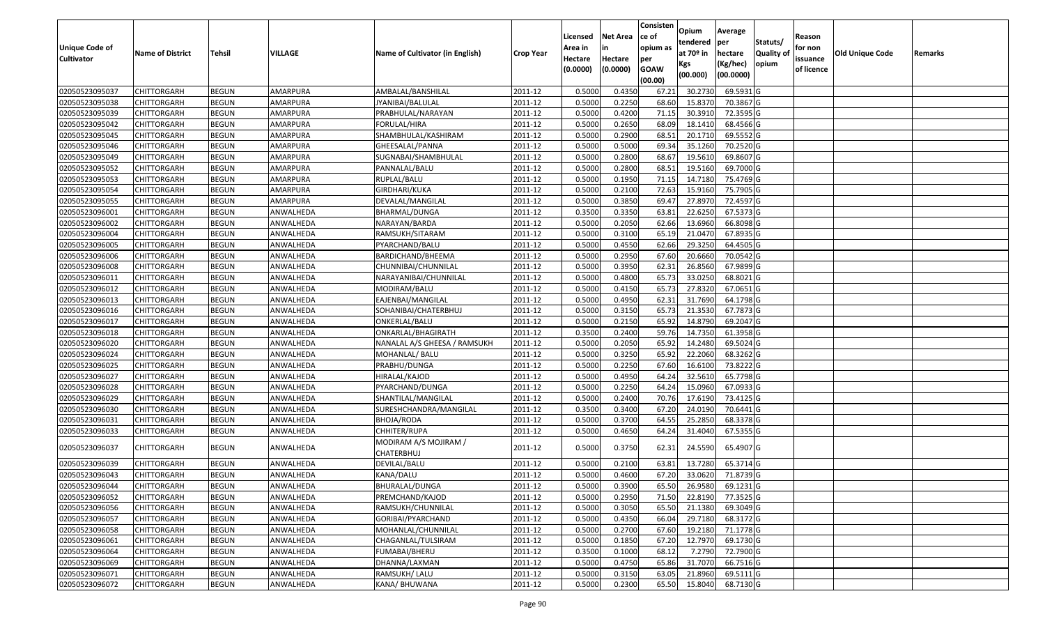| Unique Code of Cultivator | Name of District | Tehsil | VILLAGE | Name of Cultivator (in English) | Crop Year | Licensed Area in Hectare (0.0000) | Net Area in Hectare (0.0000) | Consistence of opium as per GOAW (00.00) | Opium tendered at 70º in Kgs (00.000) | Average per hectare (Kg/hec) (00.0000) | Statuts/ Quality of opium | Reason for non issuance of licence | Old Unique Code | Remarks |
|---|---|---|---|---|---|---|---|---|---|---|---|---|---|---|
| 02050523095037 | CHITTORGARH | BEGUN | AMARPURA | AMBALAL/BANSHILAL | 2011-12 | 0.5000 | 0.4350 | 67.21 | 30.2730 | 69.5931 | G | | | |
| 02050523095038 | CHITTORGARH | BEGUN | AMARPURA | JYANIBAI/BALULAL | 2011-12 | 0.5000 | 0.2250 | 68.60 | 15.8370 | 70.3867 | G | | | |
| 02050523095039 | CHITTORGARH | BEGUN | AMARPURA | PRABHULAL/NARAYAN | 2011-12 | 0.5000 | 0.4200 | 71.15 | 30.3910 | 72.3595 | G | | | |
| 02050523095042 | CHITTORGARH | BEGUN | AMARPURA | FORULAL/HIRA | 2011-12 | 0.5000 | 0.2650 | 68.09 | 18.1410 | 68.4566 | G | | | |
| 02050523095045 | CHITTORGARH | BEGUN | AMARPURA | SHAMBHULAL/KASHIRAM | 2011-12 | 0.5000 | 0.2900 | 68.51 | 20.1710 | 69.5552 | G | | | |
| 02050523095046 | CHITTORGARH | BEGUN | AMARPURA | GHEESALAL/PANNA | 2011-12 | 0.5000 | 0.5000 | 69.34 | 35.1260 | 70.2520 | G | | | |
| 02050523095049 | CHITTORGARH | BEGUN | AMARPURA | SUGNABAI/SHAMBHULAL | 2011-12 | 0.5000 | 0.2800 | 68.67 | 19.5610 | 69.8607 | G | | | |
| 02050523095052 | CHITTORGARH | BEGUN | AMARPURA | PANNALAL/BALU | 2011-12 | 0.5000 | 0.2800 | 68.51 | 19.5160 | 69.7000 | G | | | |
| 02050523095053 | CHITTORGARH | BEGUN | AMARPURA | RUPLAL/BALU | 2011-12 | 0.5000 | 0.1950 | 71.15 | 14.7180 | 75.4769 | G | | | |
| 02050523095054 | CHITTORGARH | BEGUN | AMARPURA | GIRDHARI/KUKA | 2011-12 | 0.5000 | 0.2100 | 72.63 | 15.9160 | 75.7905 | G | | | |
| 02050523095055 | CHITTORGARH | BEGUN | AMARPURA | DEVALAL/MANGILAL | 2011-12 | 0.5000 | 0.3850 | 69.47 | 27.8970 | 72.4597 | G | | | |
| 02050523096001 | CHITTORGARH | BEGUN | ANWALHEDA | BHARMAL/DUNGA | 2011-12 | 0.3500 | 0.3350 | 63.81 | 22.6250 | 67.5373 | G | | | |
| 02050523096002 | CHITTORGARH | BEGUN | ANWALHEDA | NARAYAN/BARDA | 2011-12 | 0.5000 | 0.2050 | 62.66 | 13.6960 | 66.8098 | G | | | |
| 02050523096004 | CHITTORGARH | BEGUN | ANWALHEDA | RAMSUKH/SITARAM | 2011-12 | 0.5000 | 0.3100 | 65.19 | 21.0470 | 67.8935 | G | | | |
| 02050523096005 | CHITTORGARH | BEGUN | ANWALHEDA | PYARCHAND/BALU | 2011-12 | 0.5000 | 0.4550 | 62.66 | 29.3250 | 64.4505 | G | | | |
| 02050523096006 | CHITTORGARH | BEGUN | ANWALHEDA | BARDICHAND/BHEEMA | 2011-12 | 0.5000 | 0.2950 | 67.60 | 20.6660 | 70.0542 | G | | | |
| 02050523096008 | CHITTORGARH | BEGUN | ANWALHEDA | CHUNNIBAI/CHUNNILAL | 2011-12 | 0.5000 | 0.3950 | 62.31 | 26.8560 | 67.9899 | G | | | |
| 02050523096011 | CHITTORGARH | BEGUN | ANWALHEDA | NARAYANIBAI/CHUNNILAL | 2011-12 | 0.5000 | 0.4800 | 65.73 | 33.0250 | 68.8021 | G | | | |
| 02050523096012 | CHITTORGARH | BEGUN | ANWALHEDA | MODIRAM/BALU | 2011-12 | 0.5000 | 0.4150 | 65.73 | 27.8320 | 67.0651 | G | | | |
| 02050523096013 | CHITTORGARH | BEGUN | ANWALHEDA | EAJENBAI/MANGILAL | 2011-12 | 0.5000 | 0.4950 | 62.31 | 31.7690 | 64.1798 | G | | | |
| 02050523096016 | CHITTORGARH | BEGUN | ANWALHEDA | SOHANIBAI/CHATERBHUJ | 2011-12 | 0.5000 | 0.3150 | 65.73 | 21.3530 | 67.7873 | G | | | |
| 02050523096017 | CHITTORGARH | BEGUN | ANWALHEDA | ONKERLAL/BALU | 2011-12 | 0.5000 | 0.2150 | 65.92 | 14.8790 | 69.2047 | G | | | |
| 02050523096018 | CHITTORGARH | BEGUN | ANWALHEDA | ONKARLAL/BHAGIRATH | 2011-12 | 0.3500 | 0.2400 | 59.76 | 14.7350 | 61.3958 | G | | | |
| 02050523096020 | CHITTORGARH | BEGUN | ANWALHEDA | NANALAL A/S GHEESA / RAMSUKH | 2011-12 | 0.5000 | 0.2050 | 65.92 | 14.2480 | 69.5024 | G | | | |
| 02050523096024 | CHITTORGARH | BEGUN | ANWALHEDA | MOHANLAL/ BALU | 2011-12 | 0.5000 | 0.3250 | 65.92 | 22.2060 | 68.3262 | G | | | |
| 02050523096025 | CHITTORGARH | BEGUN | ANWALHEDA | PRABHU/DUNGA | 2011-12 | 0.5000 | 0.2250 | 67.60 | 16.6100 | 73.8222 | G | | | |
| 02050523096027 | CHITTORGARH | BEGUN | ANWALHEDA | HIRALAL/KAJOD | 2011-12 | 0.5000 | 0.4950 | 64.24 | 32.5610 | 65.7798 | G | | | |
| 02050523096028 | CHITTORGARH | BEGUN | ANWALHEDA | PYARCHAND/DUNGA | 2011-12 | 0.5000 | 0.2250 | 64.24 | 15.0960 | 67.0933 | G | | | |
| 02050523096029 | CHITTORGARH | BEGUN | ANWALHEDA | SHANTILAL/MANGILAL | 2011-12 | 0.5000 | 0.2400 | 70.76 | 17.6190 | 73.4125 | G | | | |
| 02050523096030 | CHITTORGARH | BEGUN | ANWALHEDA | SURESHCHANDRA/MANGILAL | 2011-12 | 0.3500 | 0.3400 | 67.20 | 24.0190 | 70.6441 | G | | | |
| 02050523096031 | CHITTORGARH | BEGUN | ANWALHEDA | BHOJA/RODA | 2011-12 | 0.5000 | 0.3700 | 64.55 | 25.2850 | 68.3378 | G | | | |
| 02050523096033 | CHITTORGARH | BEGUN | ANWALHEDA | CHHITER/RUPA | 2011-12 | 0.5000 | 0.4650 | 64.24 | 31.4040 | 67.5355 | G | | | |
| 02050523096037 | CHITTORGARH | BEGUN | ANWALHEDA | MODIRAM A/S MOJIRAM / CHATERBHUJ | 2011-12 | 0.5000 | 0.3750 | 62.31 | 24.5590 | 65.4907 | G | | | |
| 02050523096039 | CHITTORGARH | BEGUN | ANWALHEDA | DEVILAL/BALU | 2011-12 | 0.5000 | 0.2100 | 63.81 | 13.7280 | 65.3714 | G | | | |
| 02050523096043 | CHITTORGARH | BEGUN | ANWALHEDA | KANA/DALU | 2011-12 | 0.5000 | 0.4600 | 67.20 | 33.0620 | 71.8739 | G | | | |
| 02050523096044 | CHITTORGARH | BEGUN | ANWALHEDA | BHURALAL/DUNGA | 2011-12 | 0.5000 | 0.3900 | 65.50 | 26.9580 | 69.1231 | G | | | |
| 02050523096052 | CHITTORGARH | BEGUN | ANWALHEDA | PREMCHAND/KAJOD | 2011-12 | 0.5000 | 0.2950 | 71.50 | 22.8190 | 77.3525 | G | | | |
| 02050523096056 | CHITTORGARH | BEGUN | ANWALHEDA | RAMSUKH/CHUNNILAL | 2011-12 | 0.5000 | 0.3050 | 65.50 | 21.1380 | 69.3049 | G | | | |
| 02050523096057 | CHITTORGARH | BEGUN | ANWALHEDA | GORIBAI/PYARCHAND | 2011-12 | 0.5000 | 0.4350 | 66.04 | 29.7180 | 68.3172 | G | | | |
| 02050523096058 | CHITTORGARH | BEGUN | ANWALHEDA | MOHANLAL/CHUNNILAL | 2011-12 | 0.5000 | 0.2700 | 67.60 | 19.2180 | 71.1778 | G | | | |
| 02050523096061 | CHITTORGARH | BEGUN | ANWALHEDA | CHAGANLAL/TULSIRAM | 2011-12 | 0.5000 | 0.1850 | 67.20 | 12.7970 | 69.1730 | G | | | |
| 02050523096064 | CHITTORGARH | BEGUN | ANWALHEDA | FUMABAI/BHERU | 2011-12 | 0.3500 | 0.1000 | 68.12 | 7.2790 | 72.7900 | G | | | |
| 02050523096069 | CHITTORGARH | BEGUN | ANWALHEDA | DHANNA/LAXMAN | 2011-12 | 0.5000 | 0.4750 | 65.86 | 31.7070 | 66.7516 | G | | | |
| 02050523096071 | CHITTORGARH | BEGUN | ANWALHEDA | RAMSUKH/ LALU | 2011-12 | 0.5000 | 0.3150 | 63.05 | 21.8960 | 69.5111 | G | | | |
| 02050523096072 | CHITTORGARH | BEGUN | ANWALHEDA | KANA/ BHUWANA | 2011-12 | 0.5000 | 0.2300 | 65.50 | 15.8040 | 68.7130 | G | | | |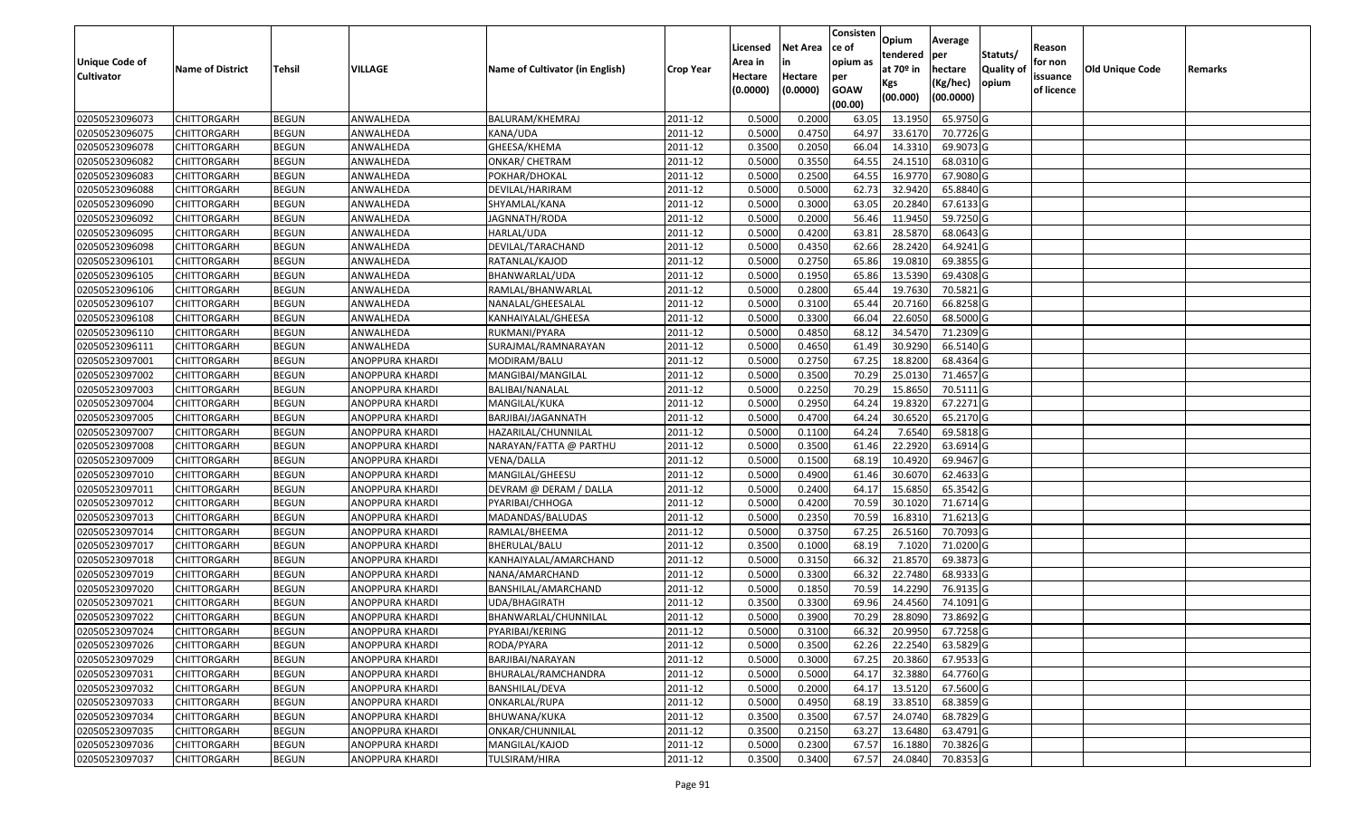| Unique Code of Cultivator | Name of District | Tehsil | VILLAGE | Name of Cultivator (in English) | Crop Year | Licensed Area in Hectare (0.0000) | Net Area in Hectare (0.0000) | Consistence of opium as per GOAW (00.00) | Opium tendered at 70º in Kgs (00.000) | Average per hectare (Kg/hec) (00.0000) | Statuts/ Quality of opium | Reason for non issuance of licence | Old Unique Code | Remarks |
|---|---|---|---|---|---|---|---|---|---|---|---|---|---|---|
| 02050523096073 | CHITTORGARH | BEGUN | ANWALHEDA | BALURAM/KHEMRAJ | 2011-12 | 0.5000 | 0.2000 | 63.05 | 13.1950 | 65.9750 | G | | | |
| 02050523096075 | CHITTORGARH | BEGUN | ANWALHEDA | KANA/UDA | 2011-12 | 0.5000 | 0.4750 | 64.97 | 33.6170 | 70.7726 | G | | | |
| 02050523096078 | CHITTORGARH | BEGUN | ANWALHEDA | GHEESA/KHEMA | 2011-12 | 0.3500 | 0.2050 | 66.04 | 14.3310 | 69.9073 | G | | | |
| 02050523096082 | CHITTORGARH | BEGUN | ANWALHEDA | ONKAR/ CHETRAM | 2011-12 | 0.5000 | 0.3550 | 64.55 | 24.1510 | 68.0310 | G | | | |
| 02050523096083 | CHITTORGARH | BEGUN | ANWALHEDA | POKHAR/DHOKAL | 2011-12 | 0.5000 | 0.2500 | 64.55 | 16.9770 | 67.9080 | G | | | |
| 02050523096088 | CHITTORGARH | BEGUN | ANWALHEDA | DEVILAL/HARIRAM | 2011-12 | 0.5000 | 0.5000 | 62.73 | 32.9420 | 65.8840 | G | | | |
| 02050523096090 | CHITTORGARH | BEGUN | ANWALHEDA | SHYAMLAL/KANA | 2011-12 | 0.5000 | 0.3000 | 63.05 | 20.2840 | 67.6133 | G | | | |
| 02050523096092 | CHITTORGARH | BEGUN | ANWALHEDA | JAGNNATH/RODA | 2011-12 | 0.5000 | 0.2000 | 56.46 | 11.9450 | 59.7250 | G | | | |
| 02050523096095 | CHITTORGARH | BEGUN | ANWALHEDA | HARLAL/UDA | 2011-12 | 0.5000 | 0.4200 | 63.81 | 28.5870 | 68.0643 | G | | | |
| 02050523096098 | CHITTORGARH | BEGUN | ANWALHEDA | DEVILAL/TARACHAND | 2011-12 | 0.5000 | 0.4350 | 62.66 | 28.2420 | 64.9241 | G | | | |
| 02050523096101 | CHITTORGARH | BEGUN | ANWALHEDA | RATANLAL/KAJOD | 2011-12 | 0.5000 | 0.2750 | 65.86 | 19.0810 | 69.3855 | G | | | |
| 02050523096105 | CHITTORGARH | BEGUN | ANWALHEDA | BHANWARLAL/UDA | 2011-12 | 0.5000 | 0.1950 | 65.86 | 13.5390 | 69.4308 | G | | | |
| 02050523096106 | CHITTORGARH | BEGUN | ANWALHEDA | RAMLAL/BHANWARLAL | 2011-12 | 0.5000 | 0.2800 | 65.44 | 19.7630 | 70.5821 | G | | | |
| 02050523096107 | CHITTORGARH | BEGUN | ANWALHEDA | NANALAL/GHEESALAL | 2011-12 | 0.5000 | 0.3100 | 65.44 | 20.7160 | 66.8258 | G | | | |
| 02050523096108 | CHITTORGARH | BEGUN | ANWALHEDA | KANHAIYALAL/GHEESA | 2011-12 | 0.5000 | 0.3300 | 66.04 | 22.6050 | 68.5000 | G | | | |
| 02050523096110 | CHITTORGARH | BEGUN | ANWALHEDA | RUKMANI/PYARA | 2011-12 | 0.5000 | 0.4850 | 68.12 | 34.5470 | 71.2309 | G | | | |
| 02050523096111 | CHITTORGARH | BEGUN | ANWALHEDA | SURAJMAL/RAMNARAYAN | 2011-12 | 0.5000 | 0.4650 | 61.49 | 30.9290 | 66.5140 | G | | | |
| 02050523097001 | CHITTORGARH | BEGUN | ANOPPURA KHARDI | MODIRAM/BALU | 2011-12 | 0.5000 | 0.2750 | 67.25 | 18.8200 | 68.4364 | G | | | |
| 02050523097002 | CHITTORGARH | BEGUN | ANOPPURA KHARDI | MANGIBAI/MANGILAL | 2011-12 | 0.5000 | 0.3500 | 70.29 | 25.0130 | 71.4657 | G | | | |
| 02050523097003 | CHITTORGARH | BEGUN | ANOPPURA KHARDI | BALIBAI/NANALAL | 2011-12 | 0.5000 | 0.2250 | 70.29 | 15.8650 | 70.5111 | G | | | |
| 02050523097004 | CHITTORGARH | BEGUN | ANOPPURA KHARDI | MANGILAL/KUKA | 2011-12 | 0.5000 | 0.2950 | 64.24 | 19.8320 | 67.2271 | G | | | |
| 02050523097005 | CHITTORGARH | BEGUN | ANOPPURA KHARDI | BARJIBAI/JAGANNATH | 2011-12 | 0.5000 | 0.4700 | 64.24 | 30.6520 | 65.2170 | G | | | |
| 02050523097007 | CHITTORGARH | BEGUN | ANOPPURA KHARDI | HAZARILAL/CHUNNILAL | 2011-12 | 0.5000 | 0.1100 | 64.24 | 7.6540 | 69.5818 | G | | | |
| 02050523097008 | CHITTORGARH | BEGUN | ANOPPURA KHARDI | NARAYAN/FATTA @ PARTHU | 2011-12 | 0.5000 | 0.3500 | 61.46 | 22.2920 | 63.6914 | G | | | |
| 02050523097009 | CHITTORGARH | BEGUN | ANOPPURA KHARDI | VENA/DALLA | 2011-12 | 0.5000 | 0.1500 | 68.19 | 10.4920 | 69.9467 | G | | | |
| 02050523097010 | CHITTORGARH | BEGUN | ANOPPURA KHARDI | MANGILAL/GHEESU | 2011-12 | 0.5000 | 0.4900 | 61.46 | 30.6070 | 62.4633 | G | | | |
| 02050523097011 | CHITTORGARH | BEGUN | ANOPPURA KHARDI | DEVRAM @ DERAM / DALLA | 2011-12 | 0.5000 | 0.2400 | 64.17 | 15.6850 | 65.3542 | G | | | |
| 02050523097012 | CHITTORGARH | BEGUN | ANOPPURA KHARDI | PYARIBAI/CHHOGA | 2011-12 | 0.5000 | 0.4200 | 70.59 | 30.1020 | 71.6714 | G | | | |
| 02050523097013 | CHITTORGARH | BEGUN | ANOPPURA KHARDI | MADANDAS/BALUDAS | 2011-12 | 0.5000 | 0.2350 | 70.59 | 16.8310 | 71.6213 | G | | | |
| 02050523097014 | CHITTORGARH | BEGUN | ANOPPURA KHARDI | RAMLAL/BHEEMA | 2011-12 | 0.5000 | 0.3750 | 67.25 | 26.5160 | 70.7093 | G | | | |
| 02050523097017 | CHITTORGARH | BEGUN | ANOPPURA KHARDI | BHERULAL/BALU | 2011-12 | 0.3500 | 0.1000 | 68.19 | 7.1020 | 71.0200 | G | | | |
| 02050523097018 | CHITTORGARH | BEGUN | ANOPPURA KHARDI | KANHAIYALAL/AMARCHAND | 2011-12 | 0.5000 | 0.3150 | 66.32 | 21.8570 | 69.3873 | G | | | |
| 02050523097019 | CHITTORGARH | BEGUN | ANOPPURA KHARDI | NANA/AMARCHAND | 2011-12 | 0.5000 | 0.3300 | 66.32 | 22.7480 | 68.9333 | G | | | |
| 02050523097020 | CHITTORGARH | BEGUN | ANOPPURA KHARDI | BANSHILAL/AMARCHAND | 2011-12 | 0.5000 | 0.1850 | 70.59 | 14.2290 | 76.9135 | G | | | |
| 02050523097021 | CHITTORGARH | BEGUN | ANOPPURA KHARDI | UDA/BHAGIRATH | 2011-12 | 0.3500 | 0.3300 | 69.96 | 24.4560 | 74.1091 | G | | | |
| 02050523097022 | CHITTORGARH | BEGUN | ANOPPURA KHARDI | BHANWARLAL/CHUNNILAL | 2011-12 | 0.5000 | 0.3900 | 70.29 | 28.8090 | 73.8692 | G | | | |
| 02050523097024 | CHITTORGARH | BEGUN | ANOPPURA KHARDI | PYARIBAI/KERING | 2011-12 | 0.5000 | 0.3100 | 66.32 | 20.9950 | 67.7258 | G | | | |
| 02050523097026 | CHITTORGARH | BEGUN | ANOPPURA KHARDI | RODA/PYARA | 2011-12 | 0.5000 | 0.3500 | 62.26 | 22.2540 | 63.5829 | G | | | |
| 02050523097029 | CHITTORGARH | BEGUN | ANOPPURA KHARDI | BARJIBAI/NARAYAN | 2011-12 | 0.5000 | 0.3000 | 67.25 | 20.3860 | 67.9533 | G | | | |
| 02050523097031 | CHITTORGARH | BEGUN | ANOPPURA KHARDI | BHURALAL/RAMCHANDRA | 2011-12 | 0.5000 | 0.5000 | 64.17 | 32.3880 | 64.7760 | G | | | |
| 02050523097032 | CHITTORGARH | BEGUN | ANOPPURA KHARDI | BANSHILAL/DEVA | 2011-12 | 0.5000 | 0.2000 | 64.17 | 13.5120 | 67.5600 | G | | | |
| 02050523097033 | CHITTORGARH | BEGUN | ANOPPURA KHARDI | ONKARLAL/RUPA | 2011-12 | 0.5000 | 0.4950 | 68.19 | 33.8510 | 68.3859 | G | | | |
| 02050523097034 | CHITTORGARH | BEGUN | ANOPPURA KHARDI | BHUWANA/KUKA | 2011-12 | 0.3500 | 0.3500 | 67.57 | 24.0740 | 68.7829 | G | | | |
| 02050523097035 | CHITTORGARH | BEGUN | ANOPPURA KHARDI | ONKAR/CHUNNILAL | 2011-12 | 0.3500 | 0.2150 | 63.27 | 13.6480 | 63.4791 | G | | | |
| 02050523097036 | CHITTORGARH | BEGUN | ANOPPURA KHARDI | MANGILAL/KAJOD | 2011-12 | 0.5000 | 0.2300 | 67.57 | 16.1880 | 70.3826 | G | | | |
| 02050523097037 | CHITTORGARH | BEGUN | ANOPPURA KHARDI | TULSIRAM/HIRA | 2011-12 | 0.3500 | 0.3400 | 67.57 | 24.0840 | 70.8353 | G | | | |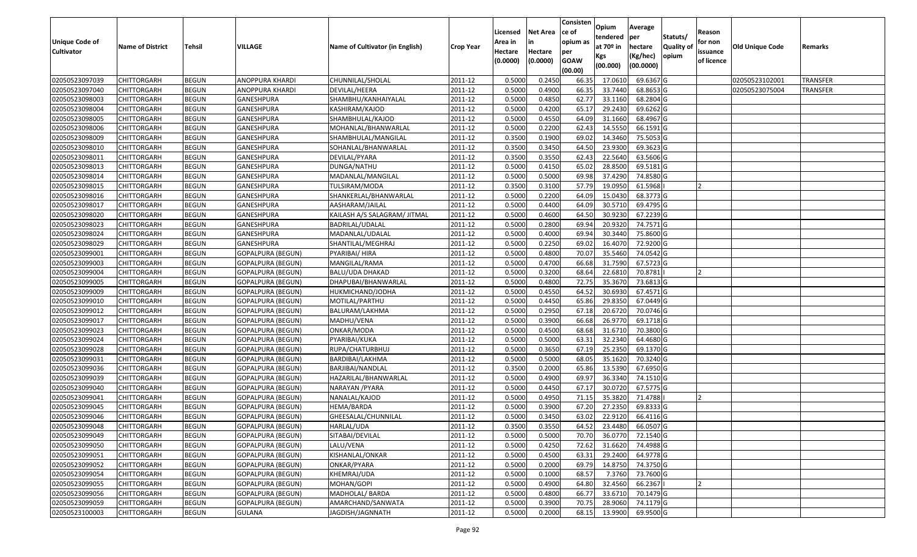| Unique Code of Cultivator | Name of District | Tehsil | VILLAGE | Name of Cultivator (in English) | Crop Year | Licensed Area in Hectare (0.0000) | Net Area in Hectare (0.0000) | Consistence of opium as per GOAW (00.00) | Opium tendered at 70º in Kgs (00.000) | Average per hectare (Kg/hec) (00.0000) | Statuts/ Quality of opium | Reason for non issuance of licence | Old Unique Code | Remarks |
|---|---|---|---|---|---|---|---|---|---|---|---|---|---|---|
| 02050523097039 | CHITTORGARH | BEGUN | ANOPPURA KHARDI | CHUNNILAL/SHOLAL | 2011-12 | 0.5000 | 0.2450 | 66.35 | 17.0610 | 69.6367 | G | | 02050523102001 | TRANSFER |
| 02050523097040 | CHITTORGARH | BEGUN | ANOPPURA KHARDI | DEVILAL/HEERA | 2011-12 | 0.5000 | 0.4900 | 66.35 | 33.7440 | 68.8653 | G | | 02050523075004 | TRANSFER |
| 02050523098003 | CHITTORGARH | BEGUN | GANESHPURA | SHAMBHU/KANHAIYALAL | 2011-12 | 0.5000 | 0.4850 | 62.77 | 33.1160 | 68.2804 | G | | | |
| 02050523098004 | CHITTORGARH | BEGUN | GANESHPURA | KASHIRAM/KAJOD | 2011-12 | 0.5000 | 0.4200 | 65.17 | 29.2430 | 69.6262 | G | | | |
| 02050523098005 | CHITTORGARH | BEGUN | GANESHPURA | SHAMBHULAL/KAJOD | 2011-12 | 0.5000 | 0.4550 | 64.09 | 31.1660 | 68.4967 | G | | | |
| 02050523098006 | CHITTORGARH | BEGUN | GANESHPURA | MOHANLAL/BHANWARLAL | 2011-12 | 0.5000 | 0.2200 | 62.43 | 14.5550 | 66.1591 | G | | | |
| 02050523098009 | CHITTORGARH | BEGUN | GANESHPURA | SHAMBHULAL/MANGILAL | 2011-12 | 0.3500 | 0.1900 | 69.02 | 14.3460 | 75.5053 | G | | | |
| 02050523098010 | CHITTORGARH | BEGUN | GANESHPURA | SOHANLAL/BHANWARLAL | 2011-12 | 0.3500 | 0.3450 | 64.50 | 23.9300 | 69.3623 | G | | | |
| 02050523098011 | CHITTORGARH | BEGUN | GANESHPURA | DEVILAL/PYARA | 2011-12 | 0.3500 | 0.3550 | 62.43 | 22.5640 | 63.5606 | G | | | |
| 02050523098013 | CHITTORGARH | BEGUN | GANESHPURA | DUNGA/NATHU | 2011-12 | 0.5000 | 0.4150 | 65.02 | 28.8500 | 69.5181 | G | | | |
| 02050523098014 | CHITTORGARH | BEGUN | GANESHPURA | MADANLAL/MANGILAL | 2011-12 | 0.5000 | 0.5000 | 69.98 | 37.4290 | 74.8580 | G | | | |
| 02050523098015 | CHITTORGARH | BEGUN | GANESHPURA | TULSIRAM/MODA | 2011-12 | 0.3500 | 0.3100 | 57.79 | 19.0950 | 61.5968 | I | 2 | | |
| 02050523098016 | CHITTORGARH | BEGUN | GANESHPURA | SHANKERLAL/BHANWARLAL | 2011-12 | 0.5000 | 0.2200 | 64.09 | 15.0430 | 68.3773 | G | | | |
| 02050523098017 | CHITTORGARH | BEGUN | GANESHPURA | AASHARAM/JAILAL | 2011-12 | 0.5000 | 0.4400 | 64.09 | 30.5710 | 69.4795 | G | | | |
| 02050523098020 | CHITTORGARH | BEGUN | GANESHPURA | KAILASH A/S SALAGRAM/ JITMAL | 2011-12 | 0.5000 | 0.4600 | 64.50 | 30.9230 | 67.2239 | G | | | |
| 02050523098023 | CHITTORGARH | BEGUN | GANESHPURA | BADRILAL/UDALAL | 2011-12 | 0.5000 | 0.2800 | 69.94 | 20.9320 | 74.7571 | G | | | |
| 02050523098024 | CHITTORGARH | BEGUN | GANESHPURA | MADANLAL/UDALAL | 2011-12 | 0.5000 | 0.4000 | 69.94 | 30.3440 | 75.8600 | G | | | |
| 02050523098029 | CHITTORGARH | BEGUN | GANESHPURA | SHANTILAL/MEGHRAJ | 2011-12 | 0.5000 | 0.2250 | 69.02 | 16.4070 | 72.9200 | G | | | |
| 02050523099001 | CHITTORGARH | BEGUN | GOPALPURA (BEGUN) | PYARIBAI/ HIRA | 2011-12 | 0.5000 | 0.4800 | 70.07 | 35.5460 | 74.0542 | G | | | |
| 02050523099003 | CHITTORGARH | BEGUN | GOPALPURA (BEGUN) | MANGILAL/RAMA | 2011-12 | 0.5000 | 0.4700 | 66.68 | 31.7590 | 67.5723 | G | | | |
| 02050523099004 | CHITTORGARH | BEGUN | GOPALPURA (BEGUN) | BALU/UDA DHAKAD | 2011-12 | 0.5000 | 0.3200 | 68.64 | 22.6810 | 70.8781 | I | 2 | | |
| 02050523099005 | CHITTORGARH | BEGUN | GOPALPURA (BEGUN) | DHAPUBAI/BHANWARLAL | 2011-12 | 0.5000 | 0.4800 | 72.75 | 35.3670 | 73.6813 | G | | | |
| 02050523099009 | CHITTORGARH | BEGUN | GOPALPURA (BEGUN) | HUKMICHAND/JODHA | 2011-12 | 0.5000 | 0.4550 | 64.52 | 30.6930 | 67.4571 | G | | | |
| 02050523099010 | CHITTORGARH | BEGUN | GOPALPURA (BEGUN) | MOTILAL/PARTHU | 2011-12 | 0.5000 | 0.4450 | 65.86 | 29.8350 | 67.0449 | G | | | |
| 02050523099012 | CHITTORGARH | BEGUN | GOPALPURA (BEGUN) | BALURAM/LAKHMA | 2011-12 | 0.5000 | 0.2950 | 67.18 | 20.6720 | 70.0746 | G | | | |
| 02050523099017 | CHITTORGARH | BEGUN | GOPALPURA (BEGUN) | MADHU/VENA | 2011-12 | 0.5000 | 0.3900 | 66.68 | 26.9770 | 69.1718 | G | | | |
| 02050523099023 | CHITTORGARH | BEGUN | GOPALPURA (BEGUN) | ONKAR/MODA | 2011-12 | 0.5000 | 0.4500 | 68.68 | 31.6710 | 70.3800 | G | | | |
| 02050523099024 | CHITTORGARH | BEGUN | GOPALPURA (BEGUN) | PYARIBAI/KUKA | 2011-12 | 0.5000 | 0.5000 | 63.31 | 32.2340 | 64.4680 | G | | | |
| 02050523099028 | CHITTORGARH | BEGUN | GOPALPURA (BEGUN) | RUPA/CHATURBHUJ | 2011-12 | 0.5000 | 0.3650 | 67.19 | 25.2350 | 69.1370 | G | | | |
| 02050523099031 | CHITTORGARH | BEGUN | GOPALPURA (BEGUN) | BARDIBAI/LAKHMA | 2011-12 | 0.5000 | 0.5000 | 68.05 | 35.1620 | 70.3240 | G | | | |
| 02050523099036 | CHITTORGARH | BEGUN | GOPALPURA (BEGUN) | BARJIBAI/NANDLAL | 2011-12 | 0.3500 | 0.2000 | 65.86 | 13.5390 | 67.6950 | G | | | |
| 02050523099039 | CHITTORGARH | BEGUN | GOPALPURA (BEGUN) | HAZARILAL/BHANWARLAL | 2011-12 | 0.5000 | 0.4900 | 69.97 | 36.3340 | 74.1510 | G | | | |
| 02050523099040 | CHITTORGARH | BEGUN | GOPALPURA (BEGUN) | NARAYAN /PYARA | 2011-12 | 0.5000 | 0.4450 | 67.17 | 30.0720 | 67.5775 | G | | | |
| 02050523099041 | CHITTORGARH | BEGUN | GOPALPURA (BEGUN) | NANALAL/KAJOD | 2011-12 | 0.5000 | 0.4950 | 71.15 | 35.3820 | 71.4788 | I | 2 | | |
| 02050523099045 | CHITTORGARH | BEGUN | GOPALPURA (BEGUN) | HEMA/BARDA | 2011-12 | 0.5000 | 0.3900 | 67.20 | 27.2350 | 69.8333 | G | | | |
| 02050523099046 | CHITTORGARH | BEGUN | GOPALPURA (BEGUN) | GHEESALAL/CHUNNILAL | 2011-12 | 0.5000 | 0.3450 | 63.02 | 22.9120 | 66.4116 | G | | | |
| 02050523099048 | CHITTORGARH | BEGUN | GOPALPURA (BEGUN) | HARLAL/UDA | 2011-12 | 0.3500 | 0.3550 | 64.52 | 23.4480 | 66.0507 | G | | | |
| 02050523099049 | CHITTORGARH | BEGUN | GOPALPURA (BEGUN) | SITABAI/DEVILAL | 2011-12 | 0.5000 | 0.5000 | 70.70 | 36.0770 | 72.1540 | G | | | |
| 02050523099050 | CHITTORGARH | BEGUN | GOPALPURA (BEGUN) | LALU/VENA | 2011-12 | 0.5000 | 0.4250 | 72.62 | 31.6620 | 74.4988 | G | | | |
| 02050523099051 | CHITTORGARH | BEGUN | GOPALPURA (BEGUN) | KISHANLAL/ONKAR | 2011-12 | 0.5000 | 0.4500 | 63.31 | 29.2400 | 64.9778 | G | | | |
| 02050523099052 | CHITTORGARH | BEGUN | GOPALPURA (BEGUN) | ONKAR/PYARA | 2011-12 | 0.5000 | 0.2000 | 69.79 | 14.8750 | 74.3750 | G | | | |
| 02050523099054 | CHITTORGARH | BEGUN | GOPALPURA (BEGUN) | KHEMRAJ/UDA | 2011-12 | 0.5000 | 0.1000 | 68.57 | 7.3760 | 73.7600 | G | | | |
| 02050523099055 | CHITTORGARH | BEGUN | GOPALPURA (BEGUN) | MOHAN/GOPI | 2011-12 | 0.5000 | 0.4900 | 64.80 | 32.4560 | 66.2367 | I | 2 | | |
| 02050523099056 | CHITTORGARH | BEGUN | GOPALPURA (BEGUN) | MADHOLAL/ BARDA | 2011-12 | 0.5000 | 0.4800 | 66.77 | 33.6710 | 70.1479 | G | | | |
| 02050523099059 | CHITTORGARH | BEGUN | GOPALPURA (BEGUN) | AMARCHAND/SANWATA | 2011-12 | 0.5000 | 0.3900 | 70.75 | 28.9060 | 74.1179 | G | | | |
| 02050523100003 | CHITTORGARH | BEGUN | GULANA | JAGDISH/JAGNNATH | 2011-12 | 0.5000 | 0.2000 | 68.15 | 13.9900 | 69.9500 | G | | | |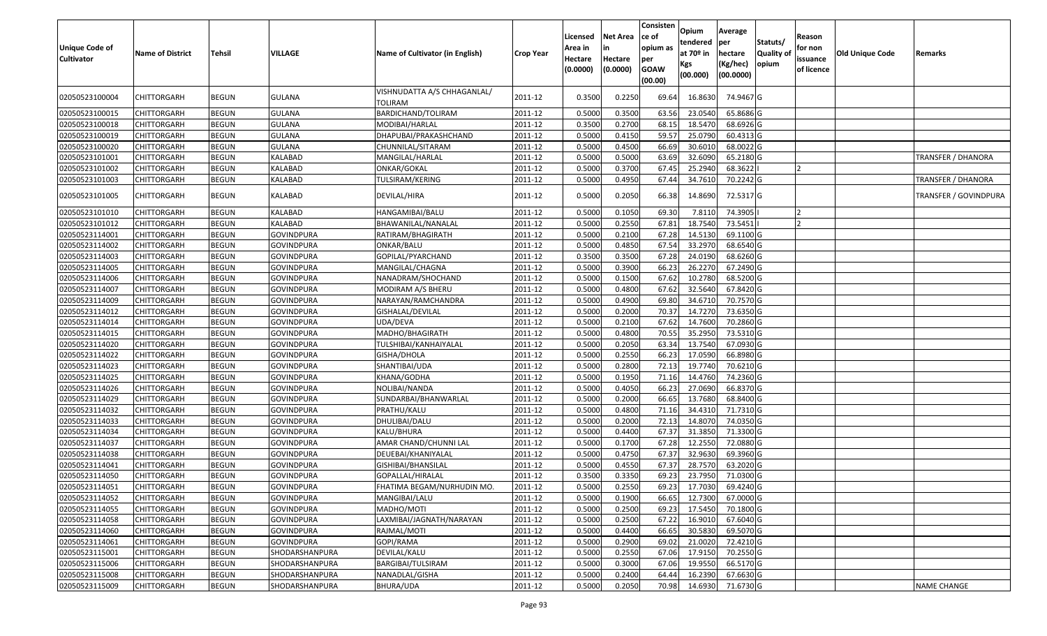| Unique Code of Cultivator | Name of District | Tehsil | VILLAGE | Name of Cultivator (in English) | Crop Year | Licensed Area in Hectare (0.0000) | Net Area in Hectare (0.0000) | Consistence of opium as per GOAW (00.00) | Opium tendered at 70º in Kgs (00.000) | Average per hectare (Kg/hec) (00.0000) | Statuts/ Quality of opium | Reason for non issuance of licence | Old Unique Code | Remarks |
|---|---|---|---|---|---|---|---|---|---|---|---|---|---|---|
| 02050523100004 | CHITTORGARH | BEGUN | GULANA | VISHNUDATTA A/S CHHAGANLAL/ TOLIRAM | 2011-12 | 0.3500 | 0.2250 | 69.64 | 16.8630 | 74.9467 | G | | | |
| 02050523100015 | CHITTORGARH | BEGUN | GULANA | BARDICHAND/TOLIRAM | 2011-12 | 0.5000 | 0.3500 | 63.56 | 23.0540 | 65.8686 | G | | | |
| 02050523100018 | CHITTORGARH | BEGUN | GULANA | MODIBAI/HARLAL | 2011-12 | 0.3500 | 0.2700 | 68.15 | 18.5470 | 68.6926 | G | | | |
| 02050523100019 | CHITTORGARH | BEGUN | GULANA | DHAPUBAI/PRAKASHCHAND | 2011-12 | 0.5000 | 0.4150 | 59.57 | 25.0790 | 60.4313 | G | | | |
| 02050523100020 | CHITTORGARH | BEGUN | GULANA | CHUNNILAL/SITARAM | 2011-12 | 0.5000 | 0.4500 | 66.69 | 30.6010 | 68.0022 | G | | | |
| 02050523101001 | CHITTORGARH | BEGUN | KALABAD | MANGILAL/HARLAL | 2011-12 | 0.5000 | 0.5000 | 63.69 | 32.6090 | 65.2180 | G | | | TRANSFER / DHANORA |
| 02050523101002 | CHITTORGARH | BEGUN | KALABAD | ONKAR/GOKAL | 2011-12 | 0.5000 | 0.3700 | 67.45 | 25.2940 | 68.3622 | I | 2 | | |
| 02050523101003 | CHITTORGARH | BEGUN | KALABAD | TULSIRAM/KERING | 2011-12 | 0.5000 | 0.4950 | 67.44 | 34.7610 | 70.2242 | G | | | TRANSFER / DHANORA |
| 02050523101005 | CHITTORGARH | BEGUN | KALABAD | DEVILAL/HIRA | 2011-12 | 0.5000 | 0.2050 | 66.38 | 14.8690 | 72.5317 | G | | | TRANSFER / GOVINDPURA |
| 02050523101010 | CHITTORGARH | BEGUN | KALABAD | HANGAMIBAI/BALU | 2011-12 | 0.5000 | 0.1050 | 69.30 | 7.8110 | 74.3905 | I | 2 | | |
| 02050523101012 | CHITTORGARH | BEGUN | KALABAD | BHAWANILAL/NANALAL | 2011-12 | 0.5000 | 0.2550 | 67.81 | 18.7540 | 73.5451 | I | 2 | | |
| 02050523114001 | CHITTORGARH | BEGUN | GOVINDPURA | RATIRAM/BHAGIRATH | 2011-12 | 0.5000 | 0.2100 | 67.28 | 14.5130 | 69.1100 | G | | | |
| 02050523114002 | CHITTORGARH | BEGUN | GOVINDPURA | ONKAR/BALU | 2011-12 | 0.5000 | 0.4850 | 67.54 | 33.2970 | 68.6540 | G | | | |
| 02050523114003 | CHITTORGARH | BEGUN | GOVINDPURA | GOPILAL/PYARCHAND | 2011-12 | 0.3500 | 0.3500 | 67.28 | 24.0190 | 68.6260 | G | | | |
| 02050523114005 | CHITTORGARH | BEGUN | GOVINDPURA | MANGILAL/CHAGNA | 2011-12 | 0.5000 | 0.3900 | 66.23 | 26.2270 | 67.2490 | G | | | |
| 02050523114006 | CHITTORGARH | BEGUN | GOVINDPURA | NANADRAM/SHOCHAND | 2011-12 | 0.5000 | 0.1500 | 67.62 | 10.2780 | 68.5200 | G | | | |
| 02050523114007 | CHITTORGARH | BEGUN | GOVINDPURA | MODIRAM A/S BHERU | 2011-12 | 0.5000 | 0.4800 | 67.62 | 32.5640 | 67.8420 | G | | | |
| 02050523114009 | CHITTORGARH | BEGUN | GOVINDPURA | NARAYAN/RAMCHANDRA | 2011-12 | 0.5000 | 0.4900 | 69.80 | 34.6710 | 70.7570 | G | | | |
| 02050523114012 | CHITTORGARH | BEGUN | GOVINDPURA | GISHALAL/DEVILAL | 2011-12 | 0.5000 | 0.2000 | 70.37 | 14.7270 | 73.6350 | G | | | |
| 02050523114014 | CHITTORGARH | BEGUN | GOVINDPURA | UDA/DEVA | 2011-12 | 0.5000 | 0.2100 | 67.62 | 14.7600 | 70.2860 | G | | | |
| 02050523114015 | CHITTORGARH | BEGUN | GOVINDPURA | MADHO/BHAGIRATH | 2011-12 | 0.5000 | 0.4800 | 70.55 | 35.2950 | 73.5310 | G | | | |
| 02050523114020 | CHITTORGARH | BEGUN | GOVINDPURA | TULSHIBAI/KANHAIYALAL | 2011-12 | 0.5000 | 0.2050 | 63.34 | 13.7540 | 67.0930 | G | | | |
| 02050523114022 | CHITTORGARH | BEGUN | GOVINDPURA | GISHA/DHOLA | 2011-12 | 0.5000 | 0.2550 | 66.23 | 17.0590 | 66.8980 | G | | | |
| 02050523114023 | CHITTORGARH | BEGUN | GOVINDPURA | SHANTIBAI/UDA | 2011-12 | 0.5000 | 0.2800 | 72.13 | 19.7740 | 70.6210 | G | | | |
| 02050523114025 | CHITTORGARH | BEGUN | GOVINDPURA | KHANA/GODHA | 2011-12 | 0.5000 | 0.1950 | 71.16 | 14.4760 | 74.2360 | G | | | |
| 02050523114026 | CHITTORGARH | BEGUN | GOVINDPURA | NOLIBAI/NANDA | 2011-12 | 0.5000 | 0.4050 | 66.23 | 27.0690 | 66.8370 | G | | | |
| 02050523114029 | CHITTORGARH | BEGUN | GOVINDPURA | SUNDARBAI/BHANWARLAL | 2011-12 | 0.5000 | 0.2000 | 66.65 | 13.7680 | 68.8400 | G | | | |
| 02050523114032 | CHITTORGARH | BEGUN | GOVINDPURA | PRATHU/KALU | 2011-12 | 0.5000 | 0.4800 | 71.16 | 34.4310 | 71.7310 | G | | | |
| 02050523114033 | CHITTORGARH | BEGUN | GOVINDPURA | DHULIBAI/DALU | 2011-12 | 0.5000 | 0.2000 | 72.13 | 14.8070 | 74.0350 | G | | | |
| 02050523114034 | CHITTORGARH | BEGUN | GOVINDPURA | KALU/BHURA | 2011-12 | 0.5000 | 0.4400 | 67.37 | 31.3850 | 71.3300 | G | | | |
| 02050523114037 | CHITTORGARH | BEGUN | GOVINDPURA | AMAR CHAND/CHUNNI LAL | 2011-12 | 0.5000 | 0.1700 | 67.28 | 12.2550 | 72.0880 | G | | | |
| 02050523114038 | CHITTORGARH | BEGUN | GOVINDPURA | DEUEBAI/KHANIYALAL | 2011-12 | 0.5000 | 0.4750 | 67.37 | 32.9630 | 69.3960 | G | | | |
| 02050523114041 | CHITTORGARH | BEGUN | GOVINDPURA | GISHIBAI/BHANSILAL | 2011-12 | 0.5000 | 0.4550 | 67.37 | 28.7570 | 63.2020 | G | | | |
| 02050523114050 | CHITTORGARH | BEGUN | GOVINDPURA | GOPALLAL/HIRALAL | 2011-12 | 0.3500 | 0.3350 | 69.23 | 23.7950 | 71.0300 | G | | | |
| 02050523114051 | CHITTORGARH | BEGUN | GOVINDPURA | FHATIMA BEGAM/NURHUDIN MO. | 2011-12 | 0.5000 | 0.2550 | 69.23 | 17.7030 | 69.4240 | G | | | |
| 02050523114052 | CHITTORGARH | BEGUN | GOVINDPURA | MANGIBAI/LALU | 2011-12 | 0.5000 | 0.1900 | 66.65 | 12.7300 | 67.0000 | G | | | |
| 02050523114055 | CHITTORGARH | BEGUN | GOVINDPURA | MADHO/MOTI | 2011-12 | 0.5000 | 0.2500 | 69.23 | 17.5450 | 70.1800 | G | | | |
| 02050523114058 | CHITTORGARH | BEGUN | GOVINDPURA | LAXMIBAI/JAGNATH/NARAYAN | 2011-12 | 0.5000 | 0.2500 | 67.22 | 16.9010 | 67.6040 | G | | | |
| 02050523114060 | CHITTORGARH | BEGUN | GOVINDPURA | RAJMAL/MOTI | 2011-12 | 0.5000 | 0.4400 | 66.65 | 30.5830 | 69.5070 | G | | | |
| 02050523114061 | CHITTORGARH | BEGUN | GOVINDPURA | GOPI/RAMA | 2011-12 | 0.5000 | 0.2900 | 69.02 | 21.0020 | 72.4210 | G | | | |
| 02050523115001 | CHITTORGARH | BEGUN | SHODARSHANPURA | DEVILAL/KALU | 2011-12 | 0.5000 | 0.2550 | 67.06 | 17.9150 | 70.2550 | G | | | |
| 02050523115006 | CHITTORGARH | BEGUN | SHODARSHANPURA | BARGIBAI/TULSIRAM | 2011-12 | 0.5000 | 0.3000 | 67.06 | 19.9550 | 66.5170 | G | | | |
| 02050523115008 | CHITTORGARH | BEGUN | SHODARSHANPURA | NANADLAL/GISHA | 2011-12 | 0.5000 | 0.2400 | 64.44 | 16.2390 | 67.6630 | G | | | |
| 02050523115009 | CHITTORGARH | BEGUN | SHODARSHANPURA | BHURA/UDA | 2011-12 | 0.5000 | 0.2050 | 70.98 | 14.6930 | 71.6730 | G | | | NAME CHANGE |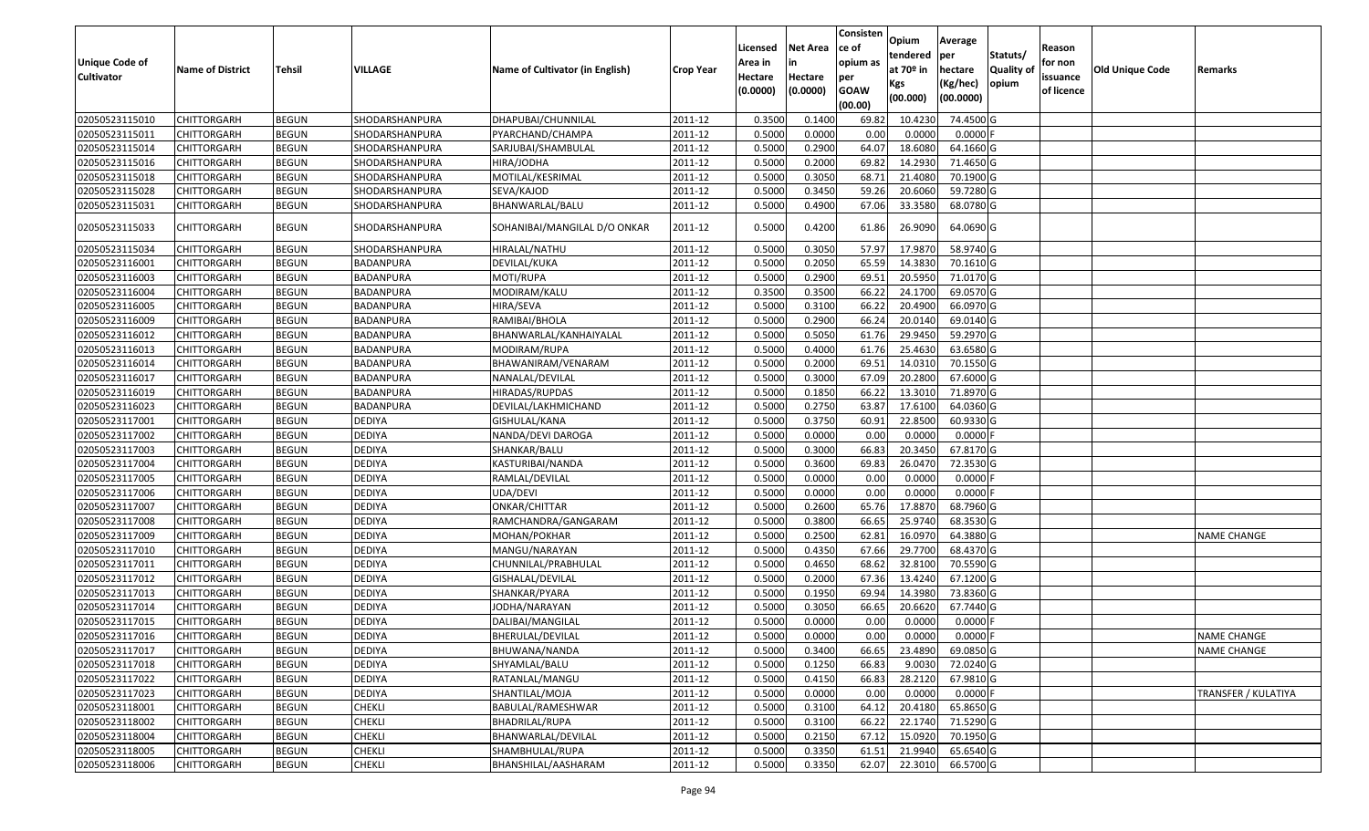| Unique Code of Cultivator | Name of District | Tehsil | VILLAGE | Name of Cultivator (in English) | Crop Year | Licensed Area in Hectare (0.0000) | Net Area in Hectare (0.0000) | Consistence of opium as per GOAW (00.00) | Opium tendered at 70º in Kgs (00.000) | Average per hectare (Kg/hec) (00.0000) | Statuts/ Quality of opium | Reason for non issuance of licence | Old Unique Code | Remarks |
|---|---|---|---|---|---|---|---|---|---|---|---|---|---|---|
| 02050523115010 | CHITTORGARH | BEGUN | SHODARSHANPURA | DHAPUBAI/CHUNNILAL | 2011-12 | 0.3500 | 0.1400 | 69.82 | 10.4230 | 74.4500 | G | | | |
| 02050523115011 | CHITTORGARH | BEGUN | SHODARSHANPURA | PYARCHAND/CHAMPA | 2011-12 | 0.5000 | 0.0000 | 0.00 | 0.0000 | 0.0000 | F | | | |
| 02050523115014 | CHITTORGARH | BEGUN | SHODARSHANPURA | SARJUBAI/SHAMBULAL | 2011-12 | 0.5000 | 0.2900 | 64.07 | 18.6080 | 64.1660 | G | | | |
| 02050523115016 | CHITTORGARH | BEGUN | SHODARSHANPURA | HIRA/JODHA | 2011-12 | 0.5000 | 0.2000 | 69.82 | 14.2930 | 71.4650 | G | | | |
| 02050523115018 | CHITTORGARH | BEGUN | SHODARSHANPURA | MOTILAL/KESRIMAL | 2011-12 | 0.5000 | 0.3050 | 68.71 | 21.4080 | 70.1900 | G | | | |
| 02050523115028 | CHITTORGARH | BEGUN | SHODARSHANPURA | SEVA/KAJOD | 2011-12 | 0.5000 | 0.3450 | 59.26 | 20.6060 | 59.7280 | G | | | |
| 02050523115031 | CHITTORGARH | BEGUN | SHODARSHANPURA | BHANWARLAL/BALU | 2011-12 | 0.5000 | 0.4900 | 67.06 | 33.3580 | 68.0780 | G | | | |
| 02050523115033 | CHITTORGARH | BEGUN | SHODARSHANPURA | SOHANIBAI/MANGILAL D/O ONKAR | 2011-12 | 0.5000 | 0.4200 | 61.86 | 26.9090 | 64.0690 | G | | | |
| 02050523115034 | CHITTORGARH | BEGUN | SHODARSHANPURA | HIRALAL/NATHU | 2011-12 | 0.5000 | 0.3050 | 57.97 | 17.9870 | 58.9740 | G | | | |
| 02050523116001 | CHITTORGARH | BEGUN | BADANPURA | DEVILAL/KUKA | 2011-12 | 0.5000 | 0.2050 | 65.59 | 14.3830 | 70.1610 | G | | | |
| 02050523116003 | CHITTORGARH | BEGUN | BADANPURA | MOTI/RUPA | 2011-12 | 0.5000 | 0.2900 | 69.51 | 20.5950 | 71.0170 | G | | | |
| 02050523116004 | CHITTORGARH | BEGUN | BADANPURA | MODIRAM/KALU | 2011-12 | 0.3500 | 0.3500 | 66.22 | 24.1700 | 69.0570 | G | | | |
| 02050523116005 | CHITTORGARH | BEGUN | BADANPURA | HIRA/SEVA | 2011-12 | 0.5000 | 0.3100 | 66.22 | 20.4900 | 66.0970 | G | | | |
| 02050523116009 | CHITTORGARH | BEGUN | BADANPURA | RAMIBAI/BHOLA | 2011-12 | 0.5000 | 0.2900 | 66.24 | 20.0140 | 69.0140 | G | | | |
| 02050523116012 | CHITTORGARH | BEGUN | BADANPURA | BHANWARLAL/KANHAIYALAL | 2011-12 | 0.5000 | 0.5050 | 61.76 | 29.9450 | 59.2970 | G | | | |
| 02050523116013 | CHITTORGARH | BEGUN | BADANPURA | MODIRAM/RUPA | 2011-12 | 0.5000 | 0.4000 | 61.76 | 25.4630 | 63.6580 | G | | | |
| 02050523116014 | CHITTORGARH | BEGUN | BADANPURA | BHAWANIRAM/VENARAM | 2011-12 | 0.5000 | 0.2000 | 69.51 | 14.0310 | 70.1550 | G | | | |
| 02050523116017 | CHITTORGARH | BEGUN | BADANPURA | NANALAL/DEVILAL | 2011-12 | 0.5000 | 0.3000 | 67.09 | 20.2800 | 67.6000 | G | | | |
| 02050523116019 | CHITTORGARH | BEGUN | BADANPURA | HIRADAS/RUPDAS | 2011-12 | 0.5000 | 0.1850 | 66.22 | 13.3010 | 71.8970 | G | | | |
| 02050523116023 | CHITTORGARH | BEGUN | BADANPURA | DEVILAL/LAKHMICHAND | 2011-12 | 0.5000 | 0.2750 | 63.87 | 17.6100 | 64.0360 | G | | | |
| 02050523117001 | CHITTORGARH | BEGUN | DEDIYA | GISHULAL/KANA | 2011-12 | 0.5000 | 0.3750 | 60.91 | 22.8500 | 60.9330 | G | | | |
| 02050523117002 | CHITTORGARH | BEGUN | DEDIYA | NANDA/DEVI DAROGA | 2011-12 | 0.5000 | 0.0000 | 0.00 | 0.0000 | 0.0000 | F | | | |
| 02050523117003 | CHITTORGARH | BEGUN | DEDIYA | SHANKAR/BALU | 2011-12 | 0.5000 | 0.3000 | 66.83 | 20.3450 | 67.8170 | G | | | |
| 02050523117004 | CHITTORGARH | BEGUN | DEDIYA | KASTURIBAI/NANDA | 2011-12 | 0.5000 | 0.3600 | 69.83 | 26.0470 | 72.3530 | G | | | |
| 02050523117005 | CHITTORGARH | BEGUN | DEDIYA | RAMLAL/DEVILAL | 2011-12 | 0.5000 | 0.0000 | 0.00 | 0.0000 | 0.0000 | F | | | |
| 02050523117006 | CHITTORGARH | BEGUN | DEDIYA | UDA/DEVI | 2011-12 | 0.5000 | 0.0000 | 0.00 | 0.0000 | 0.0000 | F | | | |
| 02050523117007 | CHITTORGARH | BEGUN | DEDIYA | ONKAR/CHITTAR | 2011-12 | 0.5000 | 0.2600 | 65.76 | 17.8870 | 68.7960 | G | | | |
| 02050523117008 | CHITTORGARH | BEGUN | DEDIYA | RAMCHANDRA/GANGARAM | 2011-12 | 0.5000 | 0.3800 | 66.65 | 25.9740 | 68.3530 | G | | | |
| 02050523117009 | CHITTORGARH | BEGUN | DEDIYA | MOHAN/POKHAR | 2011-12 | 0.5000 | 0.2500 | 62.81 | 16.0970 | 64.3880 | G | | | NAME CHANGE |
| 02050523117010 | CHITTORGARH | BEGUN | DEDIYA | MANGU/NARAYAN | 2011-12 | 0.5000 | 0.4350 | 67.66 | 29.7700 | 68.4370 | G | | | |
| 02050523117011 | CHITTORGARH | BEGUN | DEDIYA | CHUNNILAL/PRABHULAL | 2011-12 | 0.5000 | 0.4650 | 68.62 | 32.8100 | 70.5590 | G | | | |
| 02050523117012 | CHITTORGARH | BEGUN | DEDIYA | GISHALAL/DEVILAL | 2011-12 | 0.5000 | 0.2000 | 67.36 | 13.4240 | 67.1200 | G | | | |
| 02050523117013 | CHITTORGARH | BEGUN | DEDIYA | SHANKAR/PYARA | 2011-12 | 0.5000 | 0.1950 | 69.94 | 14.3980 | 73.8360 | G | | | |
| 02050523117014 | CHITTORGARH | BEGUN | DEDIYA | JODHA/NARAYAN | 2011-12 | 0.5000 | 0.3050 | 66.65 | 20.6620 | 67.7440 | G | | | |
| 02050523117015 | CHITTORGARH | BEGUN | DEDIYA | DALIBAI/MANGILAL | 2011-12 | 0.5000 | 0.0000 | 0.00 | 0.0000 | 0.0000 | F | | | |
| 02050523117016 | CHITTORGARH | BEGUN | DEDIYA | BHERULAL/DEVILAL | 2011-12 | 0.5000 | 0.0000 | 0.00 | 0.0000 | 0.0000 | F | | | NAME CHANGE |
| 02050523117017 | CHITTORGARH | BEGUN | DEDIYA | BHUWANA/NANDA | 2011-12 | 0.5000 | 0.3400 | 66.65 | 23.4890 | 69.0850 | G | | | NAME CHANGE |
| 02050523117018 | CHITTORGARH | BEGUN | DEDIYA | SHYAMLAL/BALU | 2011-12 | 0.5000 | 0.1250 | 66.83 | 9.0030 | 72.0240 | G | | | |
| 02050523117022 | CHITTORGARH | BEGUN | DEDIYA | RATANLAL/MANGU | 2011-12 | 0.5000 | 0.4150 | 66.83 | 28.2120 | 67.9810 | G | | | |
| 02050523117023 | CHITTORGARH | BEGUN | DEDIYA | SHANTILAL/MOJA | 2011-12 | 0.5000 | 0.0000 | 0.00 | 0.0000 | 0.0000 | F | | | TRANSFER / KULATIYA |
| 02050523118001 | CHITTORGARH | BEGUN | CHEKLI | BABULAL/RAMESHWAR | 2011-12 | 0.5000 | 0.3100 | 64.12 | 20.4180 | 65.8650 | G | | | |
| 02050523118002 | CHITTORGARH | BEGUN | CHEKLI | BHADRILAL/RUPA | 2011-12 | 0.5000 | 0.3100 | 66.22 | 22.1740 | 71.5290 | G | | | |
| 02050523118004 | CHITTORGARH | BEGUN | CHEKLI | BHANWARLAL/DEVILAL | 2011-12 | 0.5000 | 0.2150 | 67.12 | 15.0920 | 70.1950 | G | | | |
| 02050523118005 | CHITTORGARH | BEGUN | CHEKLI | SHAMBHULAL/RUPA | 2011-12 | 0.5000 | 0.3350 | 61.51 | 21.9940 | 65.6540 | G | | | |
| 02050523118006 | CHITTORGARH | BEGUN | CHEKLI | BHANSHILAL/AASHARAM | 2011-12 | 0.5000 | 0.3350 | 62.07 | 22.3010 | 66.5700 | G | | | |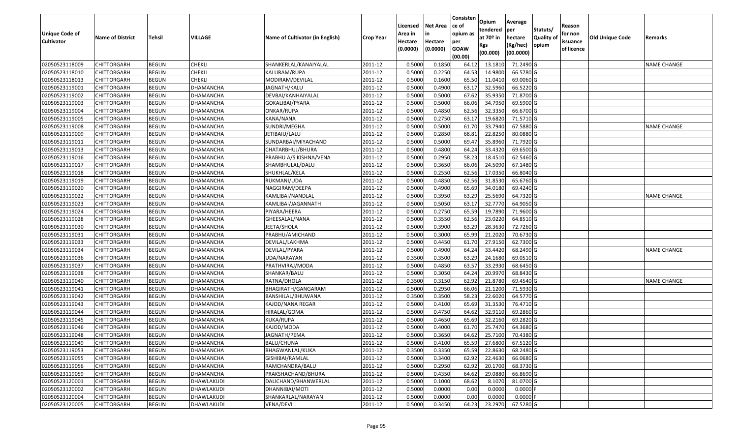| Unique Code of Cultivator | Name of District | Tehsil | VILLAGE | Name of Cultivator (in English) | Crop Year | Licensed Area in Hectare (0.0000) | Net Area in Hectare (0.0000) | Consistence of opium as per GOAW (00.00) | Opium tendered at 70º in Kgs (00.000) | Average per hectare (Kg/hec) (00.0000) | Statuts/ Quality of opium | Reason for non issuance of licence | Old Unique Code | Remarks |
|---|---|---|---|---|---|---|---|---|---|---|---|---|---|---|
| 02050523118009 | CHITTORGARH | BEGUN | CHEKLI | SHANKERLAL/KANAIYALAL | 2011-12 | 0.5000 | 0.1850 | 64.12 | 13.1810 | 71.2490 | G | | | NAME CHANGE |
| 02050523118010 | CHITTORGARH | BEGUN | CHEKLI | KALURAM/RUPA | 2011-12 | 0.5000 | 0.2250 | 64.53 | 14.9800 | 66.5780 | G | | | |
| 02050523118013 | CHITTORGARH | BEGUN | CHEKLI | MODIRAM/DEVILAL | 2011-12 | 0.5000 | 0.1600 | 65.50 | 11.0410 | 69.0060 | G | | | |
| 02050523119001 | CHITTORGARH | BEGUN | DHAMANCHA | JAGNATH/KALU | 2011-12 | 0.5000 | 0.4900 | 63.17 | 32.5960 | 66.5220 | G | | | |
| 02050523119002 | CHITTORGARH | BEGUN | DHAMANCHA | DEVBAI/KANHAIYALAL | 2011-12 | 0.5000 | 0.5000 | 67.62 | 35.9350 | 71.8700 | G | | | |
| 02050523119003 | CHITTORGARH | BEGUN | DHAMANCHA | GOKALIBAI/PYARA | 2011-12 | 0.5000 | 0.5000 | 66.06 | 34.7950 | 69.5900 | G | | | |
| 02050523119004 | CHITTORGARH | BEGUN | DHAMANCHA | ONKAR/RUPA | 2011-12 | 0.5000 | 0.4850 | 62.56 | 32.3350 | 66.6700 | G | | | |
| 02050523119005 | CHITTORGARH | BEGUN | DHAMANCHA | KANA/NANA | 2011-12 | 0.5000 | 0.2750 | 63.17 | 19.6820 | 71.5710 | G | | | |
| 02050523119008 | CHITTORGARH | BEGUN | DHAMANCHA | SUNDRI/MEGHA | 2011-12 | 0.5000 | 0.5000 | 61.70 | 33.7940 | 67.5880 | G | | | NAME CHANGE |
| 02050523119009 | CHITTORGARH | BEGUN | DHAMANCHA | JETIBAIU/LALU | 2011-12 | 0.5000 | 0.2850 | 68.81 | 22.8250 | 80.0880 | G | | | |
| 02050523119011 | CHITTORGARH | BEGUN | DHAMANCHA | SUNDARBAI/MIYACHAND | 2011-12 | 0.5000 | 0.5000 | 69.47 | 35.8960 | 71.7920 | G | | | |
| 02050523119013 | CHITTORGARH | BEGUN | DHAMANCHA | CHATARBHUJ/BHURA | 2011-12 | 0.5000 | 0.4800 | 64.24 | 33.4320 | 69.6500 | G | | | |
| 02050523119016 | CHITTORGARH | BEGUN | DHAMANCHA | PRABHU A/S KISHNA/VENA | 2011-12 | 0.5000 | 0.2950 | 58.23 | 18.4510 | 62.5460 | G | | | |
| 02050523119017 | CHITTORGARH | BEGUN | DHAMANCHA | SHAMBHULAL/DALU | 2011-12 | 0.5000 | 0.3650 | 66.06 | 24.5090 | 67.1480 | G | | | |
| 02050523119018 | CHITTORGARH | BEGUN | DHAMANCHA | SHUKHLAL/KELA | 2011-12 | 0.5000 | 0.2550 | 62.56 | 17.0350 | 66.8040 | G | | | |
| 02050523119019 | CHITTORGARH | BEGUN | DHAMANCHA | RUKMANI/UDA | 2011-12 | 0.5000 | 0.4850 | 62.56 | 31.8530 | 65.6760 | G | | | |
| 02050523119020 | CHITTORGARH | BEGUN | DHAMANCHA | NAGGIRAM/DEEPA | 2011-12 | 0.5000 | 0.4900 | 65.69 | 34.0180 | 69.4240 | G | | | |
| 02050523119022 | CHITTORGARH | BEGUN | DHAMANCHA | KAMLIBAI/NANDLAL | 2011-12 | 0.5000 | 0.3950 | 63.29 | 25.5690 | 64.7320 | G | | | NAME CHANGE |
| 02050523119023 | CHITTORGARH | BEGUN | DHAMANCHA | KAMLIBAI/JAGANNATH | 2011-12 | 0.5000 | 0.5050 | 63.17 | 32.7770 | 64.9050 | G | | | |
| 02050523119024 | CHITTORGARH | BEGUN | DHAMANCHA | PIYARA/HEERA | 2011-12 | 0.5000 | 0.2750 | 65.59 | 19.7890 | 71.9600 | G | | | |
| 02050523119028 | CHITTORGARH | BEGUN | DHAMANCHA | GHEESALAL/NANA | 2011-12 | 0.5000 | 0.3550 | 62.56 | 23.0220 | 64.8510 | G | | | |
| 02050523119030 | CHITTORGARH | BEGUN | DHAMANCHA | JEETA/SHOLA | 2011-12 | 0.5000 | 0.3900 | 63.29 | 28.3630 | 72.7260 | G | | | |
| 02050523119031 | CHITTORGARH | BEGUN | DHAMANCHA | PRABHU/AMICHAND | 2011-12 | 0.5000 | 0.3000 | 65.99 | 21.2020 | 70.6730 | G | | | |
| 02050523119033 | CHITTORGARH | BEGUN | DHAMANCHA | DEVILAL/LAKHMA | 2011-12 | 0.5000 | 0.4450 | 61.70 | 27.9150 | 62.7300 | G | | | |
| 02050523119034 | CHITTORGARH | BEGUN | DHAMANCHA | DEVILAL/PYARA | 2011-12 | 0.5000 | 0.4900 | 64.24 | 33.4420 | 68.2490 | G | | | NAME CHANGE |
| 02050523119036 | CHITTORGARH | BEGUN | DHAMANCHA | UDA/NARAYAN | 2011-12 | 0.3500 | 0.3500 | 63.29 | 24.1680 | 69.0510 | G | | | |
| 02050523119037 | CHITTORGARH | BEGUN | DHAMANCHA | PRATHVIRAJ/MODA | 2011-12 | 0.5000 | 0.4850 | 63.57 | 33.2930 | 68.6450 | G | | | |
| 02050523119038 | CHITTORGARH | BEGUN | DHAMANCHA | SHANKAR/BALU | 2011-12 | 0.5000 | 0.3050 | 64.24 | 20.9970 | 68.8430 | G | | | |
| 02050523119040 | CHITTORGARH | BEGUN | DHAMANCHA | RATNA/DHOLA | 2011-12 | 0.3500 | 0.3150 | 62.92 | 21.8780 | 69.4540 | G | | | NAME CHANGE |
| 02050523119041 | CHITTORGARH | BEGUN | DHAMANCHA | BHAGIRATH/GANGARAM | 2011-12 | 0.5000 | 0.2950 | 66.06 | 21.1200 | 71.5930 | G | | | |
| 02050523119042 | CHITTORGARH | BEGUN | DHAMANCHA | BANSHILAL/BHUWANA | 2011-12 | 0.3500 | 0.3500 | 58.23 | 22.6020 | 64.5770 | G | | | |
| 02050523119043 | CHITTORGARH | BEGUN | DHAMANCHA | KAJOD/NANA REGAR | 2011-12 | 0.5000 | 0.4100 | 65.69 | 31.3530 | 76.4710 | G | | | |
| 02050523119044 | CHITTORGARH | BEGUN | DHAMANCHA | HIRALAL/GOMA | 2011-12 | 0.5000 | 0.4750 | 64.62 | 32.9110 | 69.2860 | G | | | |
| 02050523119045 | CHITTORGARH | BEGUN | DHAMANCHA | KUKA/RUPA | 2011-12 | 0.5000 | 0.4650 | 65.69 | 32.2160 | 69.2820 | G | | | |
| 02050523119046 | CHITTORGARH | BEGUN | DHAMANCHA | KAJOD/MODA | 2011-12 | 0.5000 | 0.4000 | 61.70 | 25.7470 | 64.3680 | G | | | |
| 02050523119048 | CHITTORGARH | BEGUN | DHAMANCHA | JAGNATH/PEMA | 2011-12 | 0.5000 | 0.3650 | 64.62 | 25.7100 | 70.4380 | G | | | |
| 02050523119049 | CHITTORGARH | BEGUN | DHAMANCHA | BALU/CHUNA | 2011-12 | 0.5000 | 0.4100 | 65.59 | 27.6800 | 67.5120 | G | | | |
| 02050523119053 | CHITTORGARH | BEGUN | DHAMANCHA | BHAGWANLAL/KUKA | 2011-12 | 0.3500 | 0.3350 | 65.59 | 22.8630 | 68.2480 | G | | | |
| 02050523119055 | CHITTORGARH | BEGUN | DHAMANCHA | GISHIBAI/RAMLAL | 2011-12 | 0.5000 | 0.3400 | 62.92 | 22.4630 | 66.0680 | G | | | |
| 02050523119056 | CHITTORGARH | BEGUN | DHAMANCHA | RAMCHANDRA/BALU | 2011-12 | 0.5000 | 0.2950 | 62.92 | 20.1700 | 68.3730 | G | | | |
| 02050523119059 | CHITTORGARH | BEGUN | DHAMANCHA | PRAKSHACHAND/BHURA | 2011-12 | 0.5000 | 0.4350 | 64.62 | 29.0880 | 66.8690 | G | | | |
| 02050523120001 | CHITTORGARH | BEGUN | DHAWLAKUDI | DALICHAND/BHANWERLAL | 2011-12 | 0.5000 | 0.1000 | 68.62 | 8.1070 | 81.0700 | G | | | |
| 02050523120002 | CHITTORGARH | BEGUN | DHAWLAKUDI | DHANNIBAI/MOTI | 2011-12 | 0.5000 | 0.0000 | 0.00 | 0.0000 | 0.0000 | F | | | |
| 02050523120004 | CHITTORGARH | BEGUN | DHAWLAKUDI | SHANKARLAL/NARAYAN | 2011-12 | 0.5000 | 0.0000 | 0.00 | 0.0000 | 0.0000 | F | | | |
| 02050523120005 | CHITTORGARH | BEGUN | DHAWLAKUDI | VENA/DEVI | 2011-12 | 0.5000 | 0.3450 | 64.23 | 23.2970 | 67.5280 | G | | | |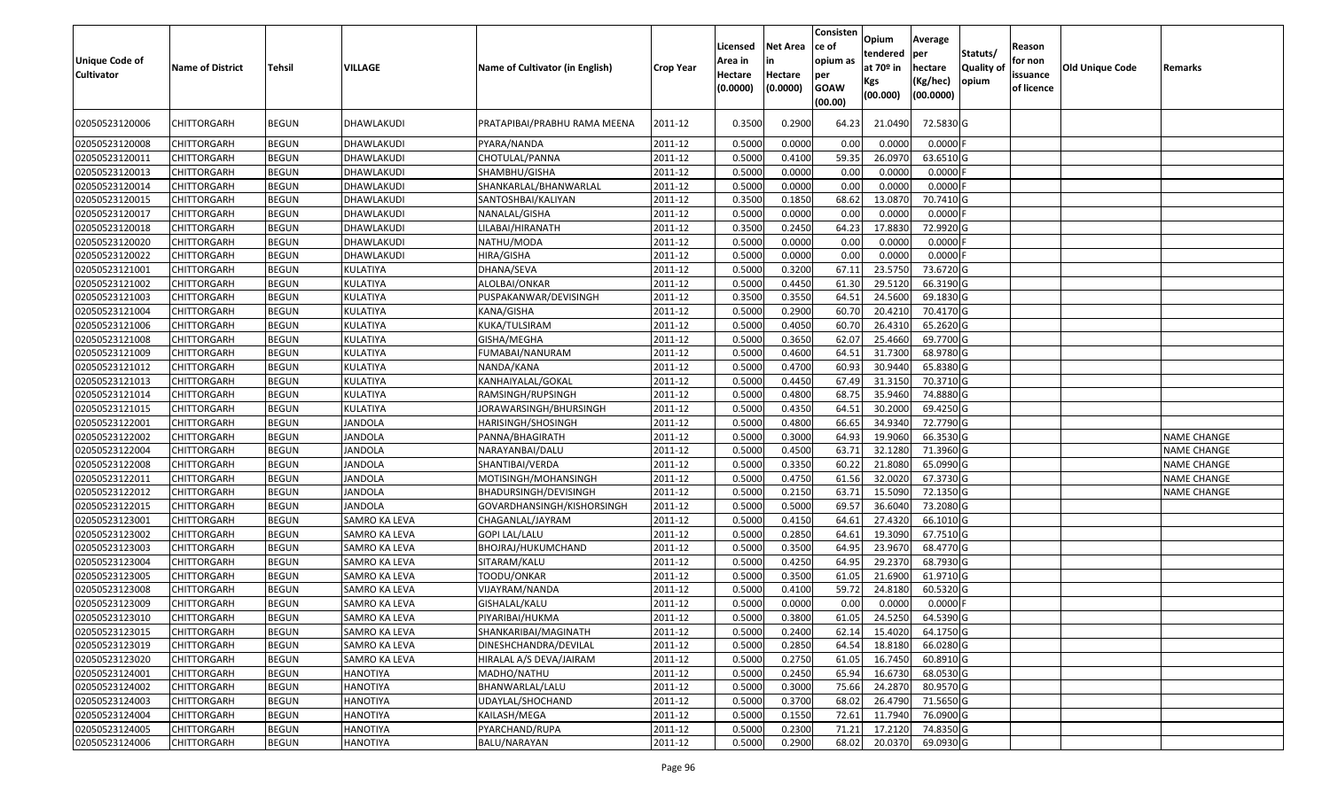| Unique Code of Cultivator | Name of District | Tehsil | VILLAGE | Name of Cultivator (in English) | Crop Year | Licensed Area in Hectare (0.0000) | Net Area in Hectare (0.0000) | Consistence of opium as per GOAW (00.00) | Opium tendered at 70º in Kgs (00.000) | Average per hectare (Kg/hec) (00.0000) | Statuts/ Quality of opium | Reason for non issuance of licence | Old Unique Code | Remarks |
|---|---|---|---|---|---|---|---|---|---|---|---|---|---|---|
| 02050523120006 | CHITTORGARH | BEGUN | DHAWLAKUDI | PRATAPIBAI/PRABHU RAMA MEENA | 2011-12 | 0.3500 | 0.2900 | 64.23 | 21.0490 | 72.5830 | G | | | |
| 02050523120008 | CHITTORGARH | BEGUN | DHAWLAKUDI | PYARA/NANDA | 2011-12 | 0.5000 | 0.0000 | 0.00 | 0.0000 | 0.0000 | F | | | |
| 02050523120011 | CHITTORGARH | BEGUN | DHAWLAKUDI | CHOTULAL/PANNA | 2011-12 | 0.5000 | 0.4100 | 59.35 | 26.0970 | 63.6510 | G | | | |
| 02050523120013 | CHITTORGARH | BEGUN | DHAWLAKUDI | SHAMBHU/GISHA | 2011-12 | 0.5000 | 0.0000 | 0.00 | 0.0000 | 0.0000 | F | | | |
| 02050523120014 | CHITTORGARH | BEGUN | DHAWLAKUDI | SHANKARLAL/BHANWARLAL | 2011-12 | 0.5000 | 0.0000 | 0.00 | 0.0000 | 0.0000 | F | | | |
| 02050523120015 | CHITTORGARH | BEGUN | DHAWLAKUDI | SANTOSHBAI/KALIYAN | 2011-12 | 0.3500 | 0.1850 | 68.62 | 13.0870 | 70.7410 | G | | | |
| 02050523120017 | CHITTORGARH | BEGUN | DHAWLAKUDI | NANALAL/GISHA | 2011-12 | 0.5000 | 0.0000 | 0.00 | 0.0000 | 0.0000 | F | | | |
| 02050523120018 | CHITTORGARH | BEGUN | DHAWLAKUDI | LILABAI/HIRANATH | 2011-12 | 0.3500 | 0.2450 | 64.23 | 17.8830 | 72.9920 | G | | | |
| 02050523120020 | CHITTORGARH | BEGUN | DHAWLAKUDI | NATHU/MODA | 2011-12 | 0.5000 | 0.0000 | 0.00 | 0.0000 | 0.0000 | F | | | |
| 02050523120022 | CHITTORGARH | BEGUN | DHAWLAKUDI | HIRA/GISHA | 2011-12 | 0.5000 | 0.0000 | 0.00 | 0.0000 | 0.0000 | F | | | |
| 02050523121001 | CHITTORGARH | BEGUN | KULATIYA | DHANA/SEVA | 2011-12 | 0.5000 | 0.3200 | 67.11 | 23.5750 | 73.6720 | G | | | |
| 02050523121002 | CHITTORGARH | BEGUN | KULATIYA | ALOLBAI/ONKAR | 2011-12 | 0.5000 | 0.4450 | 61.30 | 29.5120 | 66.3190 | G | | | |
| 02050523121003 | CHITTORGARH | BEGUN | KULATIYA | PUSPAKANWAR/DEVISINGH | 2011-12 | 0.3500 | 0.3550 | 64.51 | 24.5600 | 69.1830 | G | | | |
| 02050523121004 | CHITTORGARH | BEGUN | KULATIYA | KANA/GISHA | 2011-12 | 0.5000 | 0.2900 | 60.70 | 20.4210 | 70.4170 | G | | | |
| 02050523121006 | CHITTORGARH | BEGUN | KULATIYA | KUKA/TULSIRAM | 2011-12 | 0.5000 | 0.4050 | 60.70 | 26.4310 | 65.2620 | G | | | |
| 02050523121008 | CHITTORGARH | BEGUN | KULATIYA | GISHA/MEGHA | 2011-12 | 0.5000 | 0.3650 | 62.07 | 25.4660 | 69.7700 | G | | | |
| 02050523121009 | CHITTORGARH | BEGUN | KULATIYA | FUMABAI/NANURAM | 2011-12 | 0.5000 | 0.4600 | 64.51 | 31.7300 | 68.9780 | G | | | |
| 02050523121012 | CHITTORGARH | BEGUN | KULATIYA | NANDA/KANA | 2011-12 | 0.5000 | 0.4700 | 60.93 | 30.9440 | 65.8380 | G | | | |
| 02050523121013 | CHITTORGARH | BEGUN | KULATIYA | KANHAIYALAL/GOKAL | 2011-12 | 0.5000 | 0.4450 | 67.49 | 31.3150 | 70.3710 | G | | | |
| 02050523121014 | CHITTORGARH | BEGUN | KULATIYA | RAMSINGH/RUPSINGH | 2011-12 | 0.5000 | 0.4800 | 68.75 | 35.9460 | 74.8880 | G | | | |
| 02050523121015 | CHITTORGARH | BEGUN | KULATIYA | JORAWARSINGH/BHURSINGH | 2011-12 | 0.5000 | 0.4350 | 64.51 | 30.2000 | 69.4250 | G | | | |
| 02050523122001 | CHITTORGARH | BEGUN | JANDOLA | HARISINGH/SHOSINGH | 2011-12 | 0.5000 | 0.4800 | 66.65 | 34.9340 | 72.7790 | G | | | |
| 02050523122002 | CHITTORGARH | BEGUN | JANDOLA | PANNA/BHAGIRATH | 2011-12 | 0.5000 | 0.3000 | 64.93 | 19.9060 | 66.3530 | G | | | NAME CHANGE |
| 02050523122004 | CHITTORGARH | BEGUN | JANDOLA | NARAYANBAI/DALU | 2011-12 | 0.5000 | 0.4500 | 63.71 | 32.1280 | 71.3960 | G | | | NAME CHANGE |
| 02050523122008 | CHITTORGARH | BEGUN | JANDOLA | SHANTIBAI/VERDA | 2011-12 | 0.5000 | 0.3350 | 60.22 | 21.8080 | 65.0990 | G | | | NAME CHANGE |
| 02050523122011 | CHITTORGARH | BEGUN | JANDOLA | MOTISINGH/MOHANSINGH | 2011-12 | 0.5000 | 0.4750 | 61.56 | 32.0020 | 67.3730 | G | | | NAME CHANGE |
| 02050523122012 | CHITTORGARH | BEGUN | JANDOLA | BHADURSINGH/DEVISINGH | 2011-12 | 0.5000 | 0.2150 | 63.71 | 15.5090 | 72.1350 | G | | | NAME CHANGE |
| 02050523122015 | CHITTORGARH | BEGUN | JANDOLA | GOVARDHANSINGH/KISHORSINGH | 2011-12 | 0.5000 | 0.5000 | 69.57 | 36.6040 | 73.2080 | G | | | |
| 02050523123001 | CHITTORGARH | BEGUN | SAMRO KA LEVA | CHAGANLAL/JAYRAM | 2011-12 | 0.5000 | 0.4150 | 64.61 | 27.4320 | 66.1010 | G | | | |
| 02050523123002 | CHITTORGARH | BEGUN | SAMRO KA LEVA | GOPI LAL/LALU | 2011-12 | 0.5000 | 0.2850 | 64.61 | 19.3090 | 67.7510 | G | | | |
| 02050523123003 | CHITTORGARH | BEGUN | SAMRO KA LEVA | BHOJRAJ/HUKUMCHAND | 2011-12 | 0.5000 | 0.3500 | 64.95 | 23.9670 | 68.4770 | G | | | |
| 02050523123004 | CHITTORGARH | BEGUN | SAMRO KA LEVA | SITARAM/KALU | 2011-12 | 0.5000 | 0.4250 | 64.95 | 29.2370 | 68.7930 | G | | | |
| 02050523123005 | CHITTORGARH | BEGUN | SAMRO KA LEVA | TOODU/ONKAR | 2011-12 | 0.5000 | 0.3500 | 61.05 | 21.6900 | 61.9710 | G | | | |
| 02050523123008 | CHITTORGARH | BEGUN | SAMRO KA LEVA | VIJAYRAM/NANDA | 2011-12 | 0.5000 | 0.4100 | 59.72 | 24.8180 | 60.5320 | G | | | |
| 02050523123009 | CHITTORGARH | BEGUN | SAMRO KA LEVA | GISHALAL/KALU | 2011-12 | 0.5000 | 0.0000 | 0.00 | 0.0000 | 0.0000 | F | | | |
| 02050523123010 | CHITTORGARH | BEGUN | SAMRO KA LEVA | PIYARIBAI/HUKMA | 2011-12 | 0.5000 | 0.3800 | 61.05 | 24.5250 | 64.5390 | G | | | |
| 02050523123015 | CHITTORGARH | BEGUN | SAMRO KA LEVA | SHANKARIBAI/MAGINATH | 2011-12 | 0.5000 | 0.2400 | 62.14 | 15.4020 | 64.1750 | G | | | |
| 02050523123019 | CHITTORGARH | BEGUN | SAMRO KA LEVA | DINESHCHANDRA/DEVILAL | 2011-12 | 0.5000 | 0.2850 | 64.54 | 18.8180 | 66.0280 | G | | | |
| 02050523123020 | CHITTORGARH | BEGUN | SAMRO KA LEVA | HIRALAL A/S DEVA/JAIRAM | 2011-12 | 0.5000 | 0.2750 | 61.05 | 16.7450 | 60.8910 | G | | | |
| 02050523124001 | CHITTORGARH | BEGUN | HANOTIYA | MADHO/NATHU | 2011-12 | 0.5000 | 0.2450 | 65.94 | 16.6730 | 68.0530 | G | | | |
| 02050523124002 | CHITTORGARH | BEGUN | HANOTIYA | BHANWARLAL/LALU | 2011-12 | 0.5000 | 0.3000 | 75.66 | 24.2870 | 80.9570 | G | | | |
| 02050523124003 | CHITTORGARH | BEGUN | HANOTIYA | UDAYLAL/SHOCHAND | 2011-12 | 0.5000 | 0.3700 | 68.02 | 26.4790 | 71.5650 | G | | | |
| 02050523124004 | CHITTORGARH | BEGUN | HANOTIYA | KAILASH/MEGA | 2011-12 | 0.5000 | 0.1550 | 72.61 | 11.7940 | 76.0900 | G | | | |
| 02050523124005 | CHITTORGARH | BEGUN | HANOTIYA | PYARCHAND/RUPA | 2011-12 | 0.5000 | 0.2300 | 71.21 | 17.2120 | 74.8350 | G | | | |
| 02050523124006 | CHITTORGARH | BEGUN | HANOTIYA | BALU/NARAYAN | 2011-12 | 0.5000 | 0.2900 | 68.02 | 20.0370 | 69.0930 | G | | | |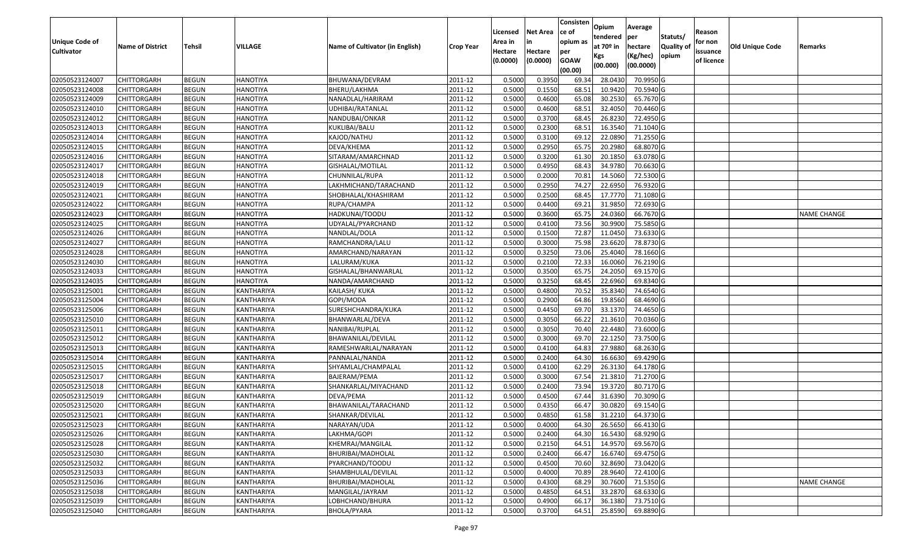| Unique Code of Cultivator | Name of District | Tehsil | VILLAGE | Name of Cultivator (in English) | Crop Year | Licensed Area in Hectare (0.0000) | Net Area in Hectare (0.0000) | Consisten ce of opium as per GOAW (00.00) | Opium tendered at 70º in Kgs (00.000) | Average per hectare (Kg/hec) (00.0000) | Statuts/ Quality of opium | Reason for non issuance of licence | Old Unique Code | Remarks |
|---|---|---|---|---|---|---|---|---|---|---|---|---|---|---|
| 02050523124007 | CHITTORGARH | BEGUN | HANOTIYA | BHUWANA/DEVRAM | 2011-12 | 0.5000 | 0.3950 | 69.34 | 28.0430 | 70.9950 | G | | | |
| 02050523124008 | CHITTORGARH | BEGUN | HANOTIYA | BHERU/LAKHMA | 2011-12 | 0.5000 | 0.1550 | 68.51 | 10.9420 | 70.5940 | G | | | |
| 02050523124009 | CHITTORGARH | BEGUN | HANOTIYA | NANADLAL/HARIRAM | 2011-12 | 0.5000 | 0.4600 | 65.08 | 30.2530 | 65.7670 | G | | | |
| 02050523124010 | CHITTORGARH | BEGUN | HANOTIYA | UDHIBAI/RATANLAL | 2011-12 | 0.5000 | 0.4600 | 68.51 | 32.4050 | 70.4460 | G | | | |
| 02050523124012 | CHITTORGARH | BEGUN | HANOTIYA | NANDUBAI/ONKAR | 2011-12 | 0.5000 | 0.3700 | 68.45 | 26.8230 | 72.4950 | G | | | |
| 02050523124013 | CHITTORGARH | BEGUN | HANOTIYA | KUKLIBAI/BALU | 2011-12 | 0.5000 | 0.2300 | 68.51 | 16.3540 | 71.1040 | G | | | |
| 02050523124014 | CHITTORGARH | BEGUN | HANOTIYA | KAJOD/NATHU | 2011-12 | 0.5000 | 0.3100 | 69.12 | 22.0890 | 71.2550 | G | | | |
| 02050523124015 | CHITTORGARH | BEGUN | HANOTIYA | DEVA/KHEMA | 2011-12 | 0.5000 | 0.2950 | 65.75 | 20.2980 | 68.8070 | G | | | |
| 02050523124016 | CHITTORGARH | BEGUN | HANOTIYA | SITARAM/AMARCHNAD | 2011-12 | 0.5000 | 0.3200 | 61.30 | 20.1850 | 63.0780 | G | | | |
| 02050523124017 | CHITTORGARH | BEGUN | HANOTIYA | GISHALAL/MOTILAL | 2011-12 | 0.5000 | 0.4950 | 68.43 | 34.9780 | 70.6630 | G | | | |
| 02050523124018 | CHITTORGARH | BEGUN | HANOTIYA | CHUNNILAL/RUPA | 2011-12 | 0.5000 | 0.2000 | 70.81 | 14.5060 | 72.5300 | G | | | |
| 02050523124019 | CHITTORGARH | BEGUN | HANOTIYA | LAKHMICHAND/TARACHAND | 2011-12 | 0.5000 | 0.2950 | 74.27 | 22.6950 | 76.9320 | G | | | |
| 02050523124021 | CHITTORGARH | BEGUN | HANOTIYA | SHOBHALAL/KHASHIRAM | 2011-12 | 0.5000 | 0.2500 | 68.45 | 17.7770 | 71.1080 | G | | | |
| 02050523124022 | CHITTORGARH | BEGUN | HANOTIYA | RUPA/CHAMPA | 2011-12 | 0.5000 | 0.4400 | 69.21 | 31.9850 | 72.6930 | G | | | |
| 02050523124023 | CHITTORGARH | BEGUN | HANOTIYA | HADKUNAI/TOODU | 2011-12 | 0.5000 | 0.3600 | 65.75 | 24.0360 | 66.7670 | G | | | NAME CHANGE |
| 02050523124025 | CHITTORGARH | BEGUN | HANOTIYA | UDYALAL/PYARCHAND | 2011-12 | 0.5000 | 0.4100 | 73.56 | 30.9900 | 75.5850 | G | | | |
| 02050523124026 | CHITTORGARH | BEGUN | HANOTIYA | NANDLAL/DOLA | 2011-12 | 0.5000 | 0.1500 | 72.87 | 11.0450 | 73.6330 | G | | | |
| 02050523124027 | CHITTORGARH | BEGUN | HANOTIYA | RAMCHANDRA/LALU | 2011-12 | 0.5000 | 0.3000 | 75.98 | 23.6620 | 78.8730 | G | | | |
| 02050523124028 | CHITTORGARH | BEGUN | HANOTIYA | AMARCHAND/NARAYAN | 2011-12 | 0.5000 | 0.3250 | 73.06 | 25.4040 | 78.1660 | G | | | |
| 02050523124030 | CHITTORGARH | BEGUN | HANOTIYA | LALURAM/KUKA | 2011-12 | 0.5000 | 0.2100 | 72.33 | 16.0060 | 76.2190 | G | | | |
| 02050523124033 | CHITTORGARH | BEGUN | HANOTIYA | GISHALAL/BHANWARLAL | 2011-12 | 0.5000 | 0.3500 | 65.75 | 24.2050 | 69.1570 | G | | | |
| 02050523124035 | CHITTORGARH | BEGUN | HANOTIYA | NANDA/AMARCHAND | 2011-12 | 0.5000 | 0.3250 | 68.45 | 22.6960 | 69.8340 | G | | | |
| 02050523125001 | CHITTORGARH | BEGUN | KANTHARIYA | KAILASH/ KUKA | 2011-12 | 0.5000 | 0.4800 | 70.52 | 35.8340 | 74.6540 | G | | | |
| 02050523125004 | CHITTORGARH | BEGUN | KANTHARIYA | GOPI/MODA | 2011-12 | 0.5000 | 0.2900 | 64.86 | 19.8560 | 68.4690 | G | | | |
| 02050523125006 | CHITTORGARH | BEGUN | KANTHARIYA | SURESHCHANDRA/KUKA | 2011-12 | 0.5000 | 0.4450 | 69.70 | 33.1370 | 74.4650 | G | | | |
| 02050523125010 | CHITTORGARH | BEGUN | KANTHARIYA | BHANWARLAL/DEVA | 2011-12 | 0.5000 | 0.3050 | 66.22 | 21.3610 | 70.0360 | G | | | |
| 02050523125011 | CHITTORGARH | BEGUN | KANTHARIYA | NANIBAI/RUPLAL | 2011-12 | 0.5000 | 0.3050 | 70.40 | 22.4480 | 73.6000 | G | | | |
| 02050523125012 | CHITTORGARH | BEGUN | KANTHARIYA | BHAWANILAL/DEVILAL | 2011-12 | 0.5000 | 0.3000 | 69.70 | 22.1250 | 73.7500 | G | | | |
| 02050523125013 | CHITTORGARH | BEGUN | KANTHARIYA | RAMESHWARLAL/NARAYAN | 2011-12 | 0.5000 | 0.4100 | 64.83 | 27.9880 | 68.2630 | G | | | |
| 02050523125014 | CHITTORGARH | BEGUN | KANTHARIYA | PANNALAL/NANDA | 2011-12 | 0.5000 | 0.2400 | 64.30 | 16.6630 | 69.4290 | G | | | |
| 02050523125015 | CHITTORGARH | BEGUN | KANTHARIYA | SHYAMLAL/CHAMPALAL | 2011-12 | 0.5000 | 0.4100 | 62.29 | 26.3130 | 64.1780 | G | | | |
| 02050523125017 | CHITTORGARH | BEGUN | KANTHARIYA | BAJERAM/PEMA | 2011-12 | 0.5000 | 0.3000 | 67.54 | 21.3810 | 71.2700 | G | | | |
| 02050523125018 | CHITTORGARH | BEGUN | KANTHARIYA | SHANKARLAL/MIYACHAND | 2011-12 | 0.5000 | 0.2400 | 73.94 | 19.3720 | 80.7170 | G | | | |
| 02050523125019 | CHITTORGARH | BEGUN | KANTHARIYA | DEVA/PEMA | 2011-12 | 0.5000 | 0.4500 | 67.44 | 31.6390 | 70.3090 | G | | | |
| 02050523125020 | CHITTORGARH | BEGUN | KANTHARIYA | BHAWANILAL/TARACHAND | 2011-12 | 0.5000 | 0.4350 | 66.47 | 30.0820 | 69.1540 | G | | | |
| 02050523125021 | CHITTORGARH | BEGUN | KANTHARIYA | SHANKAR/DEVILAL | 2011-12 | 0.5000 | 0.4850 | 61.58 | 31.2210 | 64.3730 | G | | | |
| 02050523125023 | CHITTORGARH | BEGUN | KANTHARIYA | NARAYAN/UDA | 2011-12 | 0.5000 | 0.4000 | 64.30 | 26.5650 | 66.4130 | G | | | |
| 02050523125026 | CHITTORGARH | BEGUN | KANTHARIYA | LAKHMA/GOPI | 2011-12 | 0.5000 | 0.2400 | 64.30 | 16.5430 | 68.9290 | G | | | |
| 02050523125028 | CHITTORGARH | BEGUN | KANTHARIYA | KHEMRAJ/MANGILAL | 2011-12 | 0.5000 | 0.2150 | 64.51 | 14.9570 | 69.5670 | G | | | |
| 02050523125030 | CHITTORGARH | BEGUN | KANTHARIYA | BHURIBAI/MADHOLAL | 2011-12 | 0.5000 | 0.2400 | 66.47 | 16.6740 | 69.4750 | G | | | |
| 02050523125032 | CHITTORGARH | BEGUN | KANTHARIYA | PYARCHAND/TOODU | 2011-12 | 0.5000 | 0.4500 | 70.60 | 32.8690 | 73.0420 | G | | | |
| 02050523125033 | CHITTORGARH | BEGUN | KANTHARIYA | SHAMBHULAL/DEVILAL | 2011-12 | 0.5000 | 0.4000 | 70.89 | 28.9640 | 72.4100 | G | | | |
| 02050523125036 | CHITTORGARH | BEGUN | KANTHARIYA | BHURIBAI/MADHOLAL | 2011-12 | 0.5000 | 0.4300 | 68.29 | 30.7600 | 71.5350 | G | | | NAME CHANGE |
| 02050523125038 | CHITTORGARH | BEGUN | KANTHARIYA | MANGILAL/JAYRAM | 2011-12 | 0.5000 | 0.4850 | 64.51 | 33.2870 | 68.6330 | G | | | |
| 02050523125039 | CHITTORGARH | BEGUN | KANTHARIYA | LOBHCHAND/BHURA | 2011-12 | 0.5000 | 0.4900 | 66.17 | 36.1380 | 73.7510 | G | | | |
| 02050523125040 | CHITTORGARH | BEGUN | KANTHARIYA | BHOLA/PYARA | 2011-12 | 0.5000 | 0.3700 | 64.51 | 25.8590 | 69.8890 | G | | | |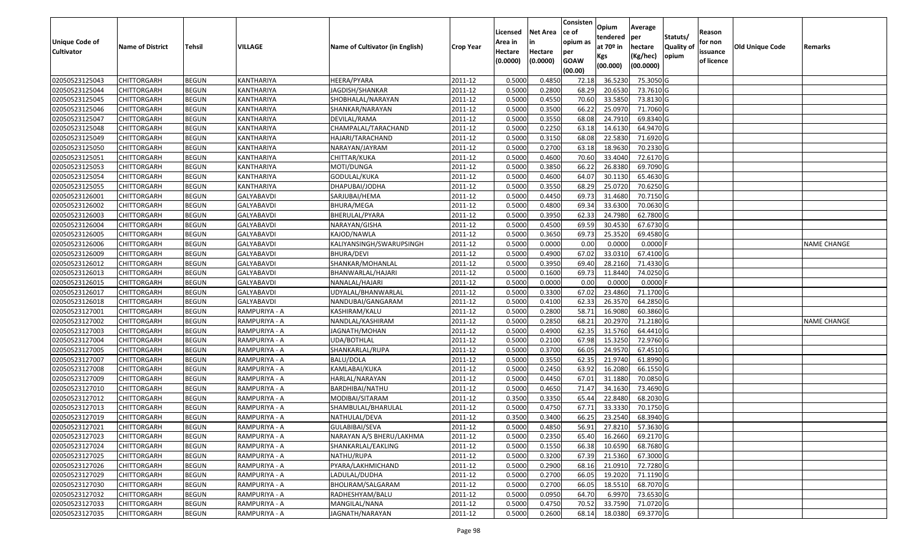| Unique Code of Cultivator | Name of District | Tehsil | VILLAGE | Name of Cultivator (in English) | Crop Year | Licensed Area in Hectare (0.0000) | Net Area in Hectare (0.0000) | Consistence of opium as per GOAW (00.00) | Opium tendered at 70º in Kgs (00.000) | Average per hectare (Kg/hec) (00.0000) | Statuts/ Quality of opium | Reason for non issuance of licence | Old Unique Code | Remarks |
|---|---|---|---|---|---|---|---|---|---|---|---|---|---|---|
| 02050523125043 | CHITTORGARH | BEGUN | KANTHARIYA | HEERA/PYARA | 2011-12 | 0.5000 | 0.4850 | 72.18 | 36.5230 | 75.3050 | G | | | |
| 02050523125044 | CHITTORGARH | BEGUN | KANTHARIYA | JAGDISH/SHANKAR | 2011-12 | 0.5000 | 0.2800 | 68.29 | 20.6530 | 73.7610 | G | | | |
| 02050523125045 | CHITTORGARH | BEGUN | KANTHARIYA | SHOBHALAL/NARAYAN | 2011-12 | 0.5000 | 0.4550 | 70.60 | 33.5850 | 73.8130 | G | | | |
| 02050523125046 | CHITTORGARH | BEGUN | KANTHARIYA | SHANKAR/NARAYAN | 2011-12 | 0.5000 | 0.3500 | 66.22 | 25.0970 | 71.7060 | G | | | |
| 02050523125047 | CHITTORGARH | BEGUN | KANTHARIYA | DEVILAL/RAMA | 2011-12 | 0.5000 | 0.3550 | 68.08 | 24.7910 | 69.8340 | G | | | |
| 02050523125048 | CHITTORGARH | BEGUN | KANTHARIYA | CHAMPALAL/TARACHAND | 2011-12 | 0.5000 | 0.2250 | 63.18 | 14.6130 | 64.9470 | G | | | |
| 02050523125049 | CHITTORGARH | BEGUN | KANTHARIYA | HAJARI/TARACHAND | 2011-12 | 0.5000 | 0.3150 | 68.08 | 22.5830 | 71.6920 | G | | | |
| 02050523125050 | CHITTORGARH | BEGUN | KANTHARIYA | NARAYAN/JAYRAM | 2011-12 | 0.5000 | 0.2700 | 63.18 | 18.9630 | 70.2330 | G | | | |
| 02050523125051 | CHITTORGARH | BEGUN | KANTHARIYA | CHITTAR/KUKA | 2011-12 | 0.5000 | 0.4600 | 70.60 | 33.4040 | 72.6170 | G | | | |
| 02050523125053 | CHITTORGARH | BEGUN | KANTHARIYA | MOTI/DUNGA | 2011-12 | 0.5000 | 0.3850 | 66.22 | 26.8380 | 69.7090 | G | | | |
| 02050523125054 | CHITTORGARH | BEGUN | KANTHARIYA | GODULAL/KUKA | 2011-12 | 0.5000 | 0.4600 | 64.07 | 30.1130 | 65.4630 | G | | | |
| 02050523125055 | CHITTORGARH | BEGUN | KANTHARIYA | DHAPUBAI/JODHA | 2011-12 | 0.5000 | 0.3550 | 68.29 | 25.0720 | 70.6250 | G | | | |
| 02050523126001 | CHITTORGARH | BEGUN | GALYABAVDI | SARJUBAI/HEMA | 2011-12 | 0.5000 | 0.4450 | 69.73 | 31.4680 | 70.7150 | G | | | |
| 02050523126002 | CHITTORGARH | BEGUN | GALYABAVDI | BHURA/MEGA | 2011-12 | 0.5000 | 0.4800 | 69.34 | 33.6300 | 70.0630 | G | | | |
| 02050523126003 | CHITTORGARH | BEGUN | GALYABAVDI | BHERULAL/PYARA | 2011-12 | 0.5000 | 0.3950 | 62.33 | 24.7980 | 62.7800 | G | | | |
| 02050523126004 | CHITTORGARH | BEGUN | GALYABAVDI | NARAYAN/GISHA | 2011-12 | 0.5000 | 0.4500 | 69.59 | 30.4530 | 67.6730 | G | | | |
| 02050523126005 | CHITTORGARH | BEGUN | GALYABAVDI | KAJOD/NAWLA | 2011-12 | 0.5000 | 0.3650 | 69.73 | 25.3520 | 69.4580 | G | | | |
| 02050523126006 | CHITTORGARH | BEGUN | GALYABAVDI | KALIYANSINGH/SWARUPSINGH | 2011-12 | 0.5000 | 0.0000 | 0.00 | 0.0000 | 0.0000 | F | | | NAME CHANGE |
| 02050523126009 | CHITTORGARH | BEGUN | GALYABAVDI | BHURA/DEVI | 2011-12 | 0.5000 | 0.4900 | 67.02 | 33.0310 | 67.4100 | G | | | |
| 02050523126012 | CHITTORGARH | BEGUN | GALYABAVDI | SHANKAR/MOHANLAL | 2011-12 | 0.5000 | 0.3950 | 69.40 | 28.2160 | 71.4330 | G | | | |
| 02050523126013 | CHITTORGARH | BEGUN | GALYABAVDI | BHANWARLAL/HAJARI | 2011-12 | 0.5000 | 0.1600 | 69.73 | 11.8440 | 74.0250 | G | | | |
| 02050523126015 | CHITTORGARH | BEGUN | GALYABAVDI | NANALAL/HAJARI | 2011-12 | 0.5000 | 0.0000 | 0.00 | 0.0000 | 0.0000 | F | | | |
| 02050523126017 | CHITTORGARH | BEGUN | GALYABAVDI | UDYALAL/BHANWARLAL | 2011-12 | 0.5000 | 0.3300 | 67.02 | 23.4860 | 71.1700 | G | | | |
| 02050523126018 | CHITTORGARH | BEGUN | GALYABAVDI | NANDUBAI/GANGARAM | 2011-12 | 0.5000 | 0.4100 | 62.33 | 26.3570 | 64.2850 | G | | | |
| 02050523127001 | CHITTORGARH | BEGUN | RAMPURIYA - A | KASHIRAM/KALU | 2011-12 | 0.5000 | 0.2800 | 58.71 | 16.9080 | 60.3860 | G | | | |
| 02050523127002 | CHITTORGARH | BEGUN | RAMPURIYA - A | NANDLAL/KASHIRAM | 2011-12 | 0.5000 | 0.2850 | 68.21 | 20.2970 | 71.2180 | G | | | NAME CHANGE |
| 02050523127003 | CHITTORGARH | BEGUN | RAMPURIYA - A | JAGNATH/MOHAN | 2011-12 | 0.5000 | 0.4900 | 62.35 | 31.5760 | 64.4410 | G | | | |
| 02050523127004 | CHITTORGARH | BEGUN | RAMPURIYA - A | UDA/BOTHLAL | 2011-12 | 0.5000 | 0.2100 | 67.98 | 15.3250 | 72.9760 | G | | | |
| 02050523127005 | CHITTORGARH | BEGUN | RAMPURIYA - A | SHANKARLAL/RUPA | 2011-12 | 0.5000 | 0.3700 | 66.05 | 24.9570 | 67.4510 | G | | | |
| 02050523127007 | CHITTORGARH | BEGUN | RAMPURIYA - A | BALU/DOLA | 2011-12 | 0.5000 | 0.3550 | 62.35 | 21.9740 | 61.8990 | G | | | |
| 02050523127008 | CHITTORGARH | BEGUN | RAMPURIYA - A | KAMLABAI/KUKA | 2011-12 | 0.5000 | 0.2450 | 63.92 | 16.2080 | 66.1550 | G | | | |
| 02050523127009 | CHITTORGARH | BEGUN | RAMPURIYA - A | HARLAL/NARAYAN | 2011-12 | 0.5000 | 0.4450 | 67.01 | 31.1880 | 70.0850 | G | | | |
| 02050523127010 | CHITTORGARH | BEGUN | RAMPURIYA - A | BARDHIBAI/NATHU | 2011-12 | 0.5000 | 0.4650 | 71.47 | 34.1630 | 73.4690 | G | | | |
| 02050523127012 | CHITTORGARH | BEGUN | RAMPURIYA - A | MODIBAI/SITARAM | 2011-12 | 0.3500 | 0.3350 | 65.44 | 22.8480 | 68.2030 | G | | | |
| 02050523127013 | CHITTORGARH | BEGUN | RAMPURIYA - A | SHAMBULAL/BHARULAL | 2011-12 | 0.5000 | 0.4750 | 67.71 | 33.3330 | 70.1750 | G | | | |
| 02050523127019 | CHITTORGARH | BEGUN | RAMPURIYA - A | NATHULAL/DEVA | 2011-12 | 0.3500 | 0.3400 | 66.25 | 23.2540 | 68.3940 | G | | | |
| 02050523127021 | CHITTORGARH | BEGUN | RAMPURIYA - A | GULABIBAI/SEVA | 2011-12 | 0.5000 | 0.4850 | 56.91 | 27.8210 | 57.3630 | G | | | |
| 02050523127023 | CHITTORGARH | BEGUN | RAMPURIYA - A | NARAYAN A/S BHERU/LAKHMA | 2011-12 | 0.5000 | 0.2350 | 65.40 | 16.2660 | 69.2170 | G | | | |
| 02050523127024 | CHITTORGARH | BEGUN | RAMPURIYA - A | SHANKARLAL/EAKLING | 2011-12 | 0.5000 | 0.1550 | 66.38 | 10.6590 | 68.7680 | G | | | |
| 02050523127025 | CHITTORGARH | BEGUN | RAMPURIYA - A | NATHU/RUPA | 2011-12 | 0.5000 | 0.3200 | 67.39 | 21.5360 | 67.3000 | G | | | |
| 02050523127026 | CHITTORGARH | BEGUN | RAMPURIYA - A | PYARA/LAKHMICHAND | 2011-12 | 0.5000 | 0.2900 | 68.16 | 21.0910 | 72.7280 | G | | | |
| 02050523127029 | CHITTORGARH | BEGUN | RAMPURIYA - A | LADULAL/DUDHA | 2011-12 | 0.5000 | 0.2700 | 66.05 | 19.2020 | 71.1190 | G | | | |
| 02050523127030 | CHITTORGARH | BEGUN | RAMPURIYA - A | BHOLIRAM/SALGARAM | 2011-12 | 0.5000 | 0.2700 | 66.05 | 18.5510 | 68.7070 | G | | | |
| 02050523127032 | CHITTORGARH | BEGUN | RAMPURIYA - A | RADHESHYAM/BALU | 2011-12 | 0.5000 | 0.0950 | 64.70 | 6.9970 | 73.6530 | G | | | |
| 02050523127033 | CHITTORGARH | BEGUN | RAMPURIYA - A | MANGILAL/NANA | 2011-12 | 0.5000 | 0.4750 | 70.52 | 33.7590 | 71.0720 | G | | | |
| 02050523127035 | CHITTORGARH | BEGUN | RAMPURIYA - A | JAGNATH/NARAYAN | 2011-12 | 0.5000 | 0.2600 | 68.14 | 18.0380 | 69.3770 | G | | | |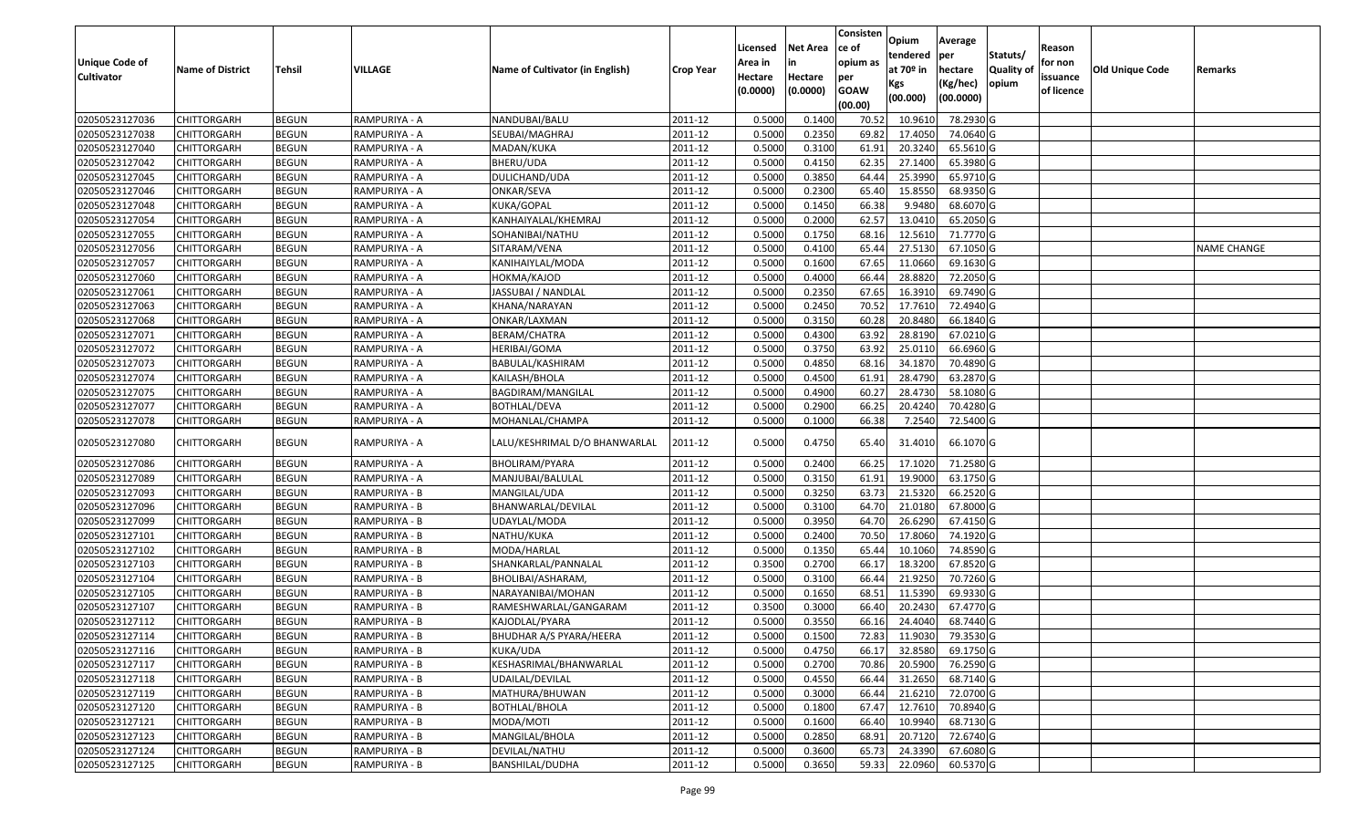| Unique Code of Cultivator | Name of District | Tehsil | VILLAGE | Name of Cultivator (in English) | Crop Year | Licensed Area in Hectare (0.0000) | Net Area in Hectare (0.0000) | Consistence of opium as per GOAW (00.00) | Opium tendered at 70º in Kgs (00.000) | Average per hectare (Kg/hec) (00.0000) | Statuts/ Quality of opium | Reason for non issuance of licence | Old Unique Code | Remarks |
|---|---|---|---|---|---|---|---|---|---|---|---|---|---|---|
| 02050523127036 | CHITTORGARH | BEGUN | RAMPURIYA - A | NANDUBAI/BALU | 2011-12 | 0.5000 | 0.1400 | 70.52 | 10.9610 | 78.2930 | G | | | |
| 02050523127038 | CHITTORGARH | BEGUN | RAMPURIYA - A | SEUBAI/MAGHRAJ | 2011-12 | 0.5000 | 0.2350 | 69.82 | 17.4050 | 74.0640 | G | | | |
| 02050523127040 | CHITTORGARH | BEGUN | RAMPURIYA - A | MADAN/KUKA | 2011-12 | 0.5000 | 0.3100 | 61.91 | 20.3240 | 65.5610 | G | | | |
| 02050523127042 | CHITTORGARH | BEGUN | RAMPURIYA - A | BHERU/UDA | 2011-12 | 0.5000 | 0.4150 | 62.35 | 27.1400 | 65.3980 | G | | | |
| 02050523127045 | CHITTORGARH | BEGUN | RAMPURIYA - A | DULICHAND/UDA | 2011-12 | 0.5000 | 0.3850 | 64.44 | 25.3990 | 65.9710 | G | | | |
| 02050523127046 | CHITTORGARH | BEGUN | RAMPURIYA - A | ONKAR/SEVA | 2011-12 | 0.5000 | 0.2300 | 65.40 | 15.8550 | 68.9350 | G | | | |
| 02050523127048 | CHITTORGARH | BEGUN | RAMPURIYA - A | KUKA/GOPAL | 2011-12 | 0.5000 | 0.1450 | 66.38 | 9.9480 | 68.6070 | G | | | |
| 02050523127054 | CHITTORGARH | BEGUN | RAMPURIYA - A | KANHAIYALAL/KHEMRAJ | 2011-12 | 0.5000 | 0.2000 | 62.57 | 13.0410 | 65.2050 | G | | | |
| 02050523127055 | CHITTORGARH | BEGUN | RAMPURIYA - A | SOHANIBAI/NATHU | 2011-12 | 0.5000 | 0.1750 | 68.16 | 12.5610 | 71.7770 | G | | | |
| 02050523127056 | CHITTORGARH | BEGUN | RAMPURIYA - A | SITARAM/VENA | 2011-12 | 0.5000 | 0.4100 | 65.44 | 27.5130 | 67.1050 | G | | | NAME CHANGE |
| 02050523127057 | CHITTORGARH | BEGUN | RAMPURIYA - A | KANIHAIYLAL/MODA | 2011-12 | 0.5000 | 0.1600 | 67.65 | 11.0660 | 69.1630 | G | | | |
| 02050523127060 | CHITTORGARH | BEGUN | RAMPURIYA - A | HOKMA/KAJOD | 2011-12 | 0.5000 | 0.4000 | 66.44 | 28.8820 | 72.2050 | G | | | |
| 02050523127061 | CHITTORGARH | BEGUN | RAMPURIYA - A | JASSUBAI / NANDLAL | 2011-12 | 0.5000 | 0.2350 | 67.65 | 16.3910 | 69.7490 | G | | | |
| 02050523127063 | CHITTORGARH | BEGUN | RAMPURIYA - A | KHANA/NARAYAN | 2011-12 | 0.5000 | 0.2450 | 70.52 | 17.7610 | 72.4940 | G | | | |
| 02050523127068 | CHITTORGARH | BEGUN | RAMPURIYA - A | ONKAR/LAXMAN | 2011-12 | 0.5000 | 0.3150 | 60.28 | 20.8480 | 66.1840 | G | | | |
| 02050523127071 | CHITTORGARH | BEGUN | RAMPURIYA - A | BERAM/CHATRA | 2011-12 | 0.5000 | 0.4300 | 63.92 | 28.8190 | 67.0210 | G | | | |
| 02050523127072 | CHITTORGARH | BEGUN | RAMPURIYA - A | HERIBAI/GOMA | 2011-12 | 0.5000 | 0.3750 | 63.92 | 25.0110 | 66.6960 | G | | | |
| 02050523127073 | CHITTORGARH | BEGUN | RAMPURIYA - A | BABULAL/KASHIRAM | 2011-12 | 0.5000 | 0.4850 | 68.16 | 34.1870 | 70.4890 | G | | | |
| 02050523127074 | CHITTORGARH | BEGUN | RAMPURIYA - A | KAILASH/BHOLA | 2011-12 | 0.5000 | 0.4500 | 61.91 | 28.4790 | 63.2870 | G | | | |
| 02050523127075 | CHITTORGARH | BEGUN | RAMPURIYA - A | BAGDIRAM/MANGILAL | 2011-12 | 0.5000 | 0.4900 | 60.27 | 28.4730 | 58.1080 | G | | | |
| 02050523127077 | CHITTORGARH | BEGUN | RAMPURIYA - A | BOTHLAL/DEVA | 2011-12 | 0.5000 | 0.2900 | 66.25 | 20.4240 | 70.4280 | G | | | |
| 02050523127078 | CHITTORGARH | BEGUN | RAMPURIYA - A | MOHANLAL/CHAMPA | 2011-12 | 0.5000 | 0.1000 | 66.38 | 7.2540 | 72.5400 | G | | | |
| 02050523127080 | CHITTORGARH | BEGUN | RAMPURIYA - A | LALU/KESHRIMAL D/O BHANWARLAL | 2011-12 | 0.5000 | 0.4750 | 65.40 | 31.4010 | 66.1070 | G | | | |
| 02050523127086 | CHITTORGARH | BEGUN | RAMPURIYA - A | BHOLIRAM/PYARA | 2011-12 | 0.5000 | 0.2400 | 66.25 | 17.1020 | 71.2580 | G | | | |
| 02050523127089 | CHITTORGARH | BEGUN | RAMPURIYA - A | MANJUBAI/BALULAL | 2011-12 | 0.5000 | 0.3150 | 61.91 | 19.9000 | 63.1750 | G | | | |
| 02050523127093 | CHITTORGARH | BEGUN | RAMPURIYA - B | MANGILAL/UDA | 2011-12 | 0.5000 | 0.3250 | 63.73 | 21.5320 | 66.2520 | G | | | |
| 02050523127096 | CHITTORGARH | BEGUN | RAMPURIYA - B | BHANWARLAL/DEVILAL | 2011-12 | 0.5000 | 0.3100 | 64.70 | 21.0180 | 67.8000 | G | | | |
| 02050523127099 | CHITTORGARH | BEGUN | RAMPURIYA - B | UDAYLAL/MODA | 2011-12 | 0.5000 | 0.3950 | 64.70 | 26.6290 | 67.4150 | G | | | |
| 02050523127101 | CHITTORGARH | BEGUN | RAMPURIYA - B | NATHU/KUKA | 2011-12 | 0.5000 | 0.2400 | 70.50 | 17.8060 | 74.1920 | G | | | |
| 02050523127102 | CHITTORGARH | BEGUN | RAMPURIYA - B | MODA/HARLAL | 2011-12 | 0.5000 | 0.1350 | 65.44 | 10.1060 | 74.8590 | G | | | |
| 02050523127103 | CHITTORGARH | BEGUN | RAMPURIYA - B | SHANKARLAL/PANNALAL | 2011-12 | 0.3500 | 0.2700 | 66.17 | 18.3200 | 67.8520 | G | | | |
| 02050523127104 | CHITTORGARH | BEGUN | RAMPURIYA - B | BHOLIBAI/ASHARAM, | 2011-12 | 0.5000 | 0.3100 | 66.44 | 21.9250 | 70.7260 | G | | | |
| 02050523127105 | CHITTORGARH | BEGUN | RAMPURIYA - B | NARAYANIBAI/MOHAN | 2011-12 | 0.5000 | 0.1650 | 68.51 | 11.5390 | 69.9330 | G | | | |
| 02050523127107 | CHITTORGARH | BEGUN | RAMPURIYA - B | RAMESHWARLAL/GANGARAM | 2011-12 | 0.3500 | 0.3000 | 66.40 | 20.2430 | 67.4770 | G | | | |
| 02050523127112 | CHITTORGARH | BEGUN | RAMPURIYA - B | KAJODLAL/PYARA | 2011-12 | 0.5000 | 0.3550 | 66.16 | 24.4040 | 68.7440 | G | | | |
| 02050523127114 | CHITTORGARH | BEGUN | RAMPURIYA - B | BHUDHAR A/S PYARA/HEERA | 2011-12 | 0.5000 | 0.1500 | 72.83 | 11.9030 | 79.3530 | G | | | |
| 02050523127116 | CHITTORGARH | BEGUN | RAMPURIYA - B | KUKA/UDA | 2011-12 | 0.5000 | 0.4750 | 66.17 | 32.8580 | 69.1750 | G | | | |
| 02050523127117 | CHITTORGARH | BEGUN | RAMPURIYA - B | KESHASRIMAL/BHANWARLAL | 2011-12 | 0.5000 | 0.2700 | 70.86 | 20.5900 | 76.2590 | G | | | |
| 02050523127118 | CHITTORGARH | BEGUN | RAMPURIYA - B | UDAILAL/DEVILAL | 2011-12 | 0.5000 | 0.4550 | 66.44 | 31.2650 | 68.7140 | G | | | |
| 02050523127119 | CHITTORGARH | BEGUN | RAMPURIYA - B | MATHURA/BHUWAN | 2011-12 | 0.5000 | 0.3000 | 66.44 | 21.6210 | 72.0700 | G | | | |
| 02050523127120 | CHITTORGARH | BEGUN | RAMPURIYA - B | BOTHLAL/BHOLA | 2011-12 | 0.5000 | 0.1800 | 67.47 | 12.7610 | 70.8940 | G | | | |
| 02050523127121 | CHITTORGARH | BEGUN | RAMPURIYA - B | MODA/MOTI | 2011-12 | 0.5000 | 0.1600 | 66.40 | 10.9940 | 68.7130 | G | | | |
| 02050523127123 | CHITTORGARH | BEGUN | RAMPURIYA - B | MANGILAL/BHOLA | 2011-12 | 0.5000 | 0.2850 | 68.91 | 20.7120 | 72.6740 | G | | | |
| 02050523127124 | CHITTORGARH | BEGUN | RAMPURIYA - B | DEVILAL/NATHU | 2011-12 | 0.5000 | 0.3600 | 65.73 | 24.3390 | 67.6080 | G | | | |
| 02050523127125 | CHITTORGARH | BEGUN | RAMPURIYA - B | BANSHILAL/DUDHA | 2011-12 | 0.5000 | 0.3650 | 59.33 | 22.0960 | 60.5370 | G | | | |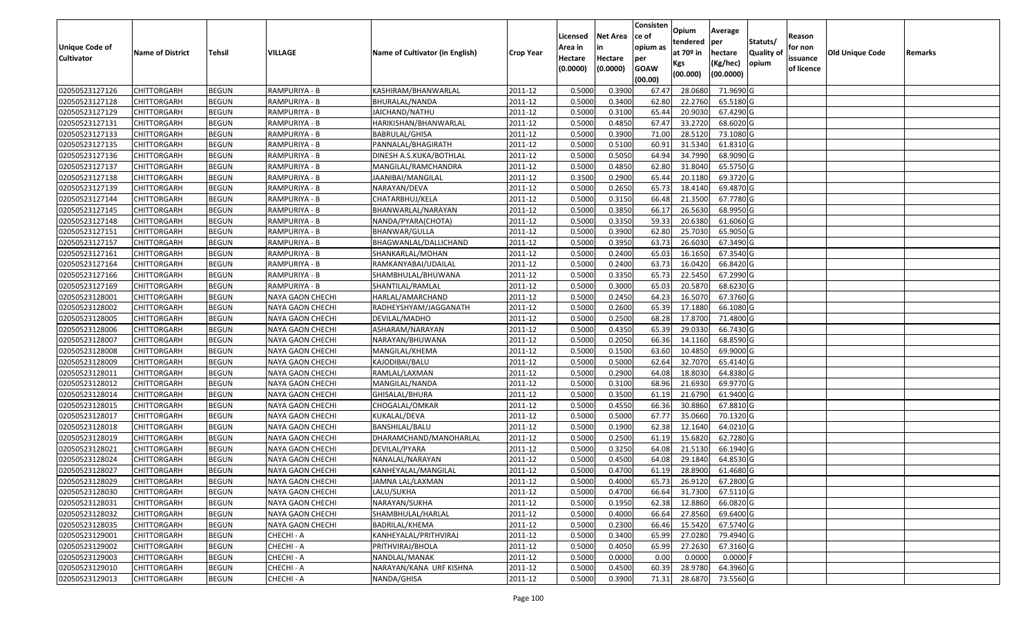| Unique Code of Cultivator | Name of District | Tehsil | VILLAGE | Name of Cultivator (in English) | Crop Year | Licensed Area in Hectare (0.0000) | Net Area in Hectare (0.0000) | Consisten ce of opium as per GOAW (00.00) | Opium tendered at 70º in Kgs (00.000) | Average per hectare (Kg/hec) (00.0000) | Statuts/ Quality of opium | Reason for non issuance of licence | Old Unique Code | Remarks |
|---|---|---|---|---|---|---|---|---|---|---|---|---|---|---|
| 02050523127126 | CHITTORGARH | BEGUN | RAMPURIYA - B | KASHIRAM/BHANWARLAL | 2011-12 | 0.5000 | 0.3900 | 67.47 | 28.0680 | 71.9690 | G | | | |
| 02050523127128 | CHITTORGARH | BEGUN | RAMPURIYA - B | BHURALAL/NANDA | 2011-12 | 0.5000 | 0.3400 | 62.80 | 22.2760 | 65.5180 | G | | | |
| 02050523127129 | CHITTORGARH | BEGUN | RAMPURIYA - B | JAICHAND/NATHU | 2011-12 | 0.5000 | 0.3100 | 65.44 | 20.9030 | 67.4290 | G | | | |
| 02050523127131 | CHITTORGARH | BEGUN | RAMPURIYA - B | HARIKISHAN/BHANWARLAL | 2011-12 | 0.5000 | 0.4850 | 67.47 | 33.2720 | 68.6020 | G | | | |
| 02050523127133 | CHITTORGARH | BEGUN | RAMPURIYA - B | BABRULAL/GHISA | 2011-12 | 0.5000 | 0.3900 | 71.00 | 28.5120 | 73.1080 | G | | | |
| 02050523127135 | CHITTORGARH | BEGUN | RAMPURIYA - B | PANNALAL/BHAGIRATH | 2011-12 | 0.5000 | 0.5100 | 60.91 | 31.5340 | 61.8310 | G | | | |
| 02050523127136 | CHITTORGARH | BEGUN | RAMPURIYA - B | DINESH A.S.KUKA/BOTHLAL | 2011-12 | 0.5000 | 0.5050 | 64.94 | 34.7990 | 68.9090 | G | | | |
| 02050523127137 | CHITTORGARH | BEGUN | RAMPURIYA - B | MANGILAL/RAMCHANDRA | 2011-12 | 0.5000 | 0.4850 | 62.80 | 31.8040 | 65.5750 | G | | | |
| 02050523127138 | CHITTORGARH | BEGUN | RAMPURIYA - B | JAANIBAI/MANGILAL | 2011-12 | 0.3500 | 0.2900 | 65.44 | 20.1180 | 69.3720 | G | | | |
| 02050523127139 | CHITTORGARH | BEGUN | RAMPURIYA - B | NARAYAN/DEVA | 2011-12 | 0.5000 | 0.2650 | 65.73 | 18.4140 | 69.4870 | G | | | |
| 02050523127144 | CHITTORGARH | BEGUN | RAMPURIYA - B | CHATARBHUJ/KELA | 2011-12 | 0.5000 | 0.3150 | 66.48 | 21.3500 | 67.7780 | G | | | |
| 02050523127145 | CHITTORGARH | BEGUN | RAMPURIYA - B | BHANWARLAL/NARAYAN | 2011-12 | 0.5000 | 0.3850 | 66.17 | 26.5630 | 68.9950 | G | | | |
| 02050523127148 | CHITTORGARH | BEGUN | RAMPURIYA - B | NANDA/PYARA(CHOTA) | 2011-12 | 0.5000 | 0.3350 | 59.33 | 20.6380 | 61.6060 | G | | | |
| 02050523127151 | CHITTORGARH | BEGUN | RAMPURIYA - B | BHANWAR/GULLA | 2011-12 | 0.5000 | 0.3900 | 62.80 | 25.7030 | 65.9050 | G | | | |
| 02050523127157 | CHITTORGARH | BEGUN | RAMPURIYA - B | BHAGWANLAL/DALLICHAND | 2011-12 | 0.5000 | 0.3950 | 63.73 | 26.6030 | 67.3490 | G | | | |
| 02050523127161 | CHITTORGARH | BEGUN | RAMPURIYA - B | SHANKARLAL/MOHAN | 2011-12 | 0.5000 | 0.2400 | 65.03 | 16.1650 | 67.3540 | G | | | |
| 02050523127164 | CHITTORGARH | BEGUN | RAMPURIYA - B | RAMKANYABAI/UDAILAL | 2011-12 | 0.5000 | 0.2400 | 63.73 | 16.0420 | 66.8420 | G | | | |
| 02050523127166 | CHITTORGARH | BEGUN | RAMPURIYA - B | SHAMBHULAL/BHUWANA | 2011-12 | 0.5000 | 0.3350 | 65.73 | 22.5450 | 67.2990 | G | | | |
| 02050523127169 | CHITTORGARH | BEGUN | RAMPURIYA - B | SHANTILAL/RAMLAL | 2011-12 | 0.5000 | 0.3000 | 65.03 | 20.5870 | 68.6230 | G | | | |
| 02050523128001 | CHITTORGARH | BEGUN | NAYA GAON CHECHI | HARLAL/AMARCHAND | 2011-12 | 0.5000 | 0.2450 | 64.23 | 16.5070 | 67.3760 | G | | | |
| 02050523128002 | CHITTORGARH | BEGUN | NAYA GAON CHECHI | RADHEYSHYAM/JAGGANATH | 2011-12 | 0.5000 | 0.2600 | 65.39 | 17.1880 | 66.1080 | G | | | |
| 02050523128005 | CHITTORGARH | BEGUN | NAYA GAON CHECHI | DEVILAL/MADHO | 2011-12 | 0.5000 | 0.2500 | 68.28 | 17.8700 | 71.4800 | G | | | |
| 02050523128006 | CHITTORGARH | BEGUN | NAYA GAON CHECHI | ASHARAM/NARAYAN | 2011-12 | 0.5000 | 0.4350 | 65.39 | 29.0330 | 66.7430 | G | | | |
| 02050523128007 | CHITTORGARH | BEGUN | NAYA GAON CHECHI | NARAYAN/BHUWANA | 2011-12 | 0.5000 | 0.2050 | 66.36 | 14.1160 | 68.8590 | G | | | |
| 02050523128008 | CHITTORGARH | BEGUN | NAYA GAON CHECHI | MANGILAL/KHEMA | 2011-12 | 0.5000 | 0.1500 | 63.60 | 10.4850 | 69.9000 | G | | | |
| 02050523128009 | CHITTORGARH | BEGUN | NAYA GAON CHECHI | KAJODIBAI/BALU | 2011-12 | 0.5000 | 0.5000 | 62.64 | 32.7070 | 65.4140 | G | | | |
| 02050523128011 | CHITTORGARH | BEGUN | NAYA GAON CHECHI | RAMLAL/LAXMAN | 2011-12 | 0.5000 | 0.2900 | 64.08 | 18.8030 | 64.8380 | G | | | |
| 02050523128012 | CHITTORGARH | BEGUN | NAYA GAON CHECHI | MANGILAL/NANDA | 2011-12 | 0.5000 | 0.3100 | 68.96 | 21.6930 | 69.9770 | G | | | |
| 02050523128014 | CHITTORGARH | BEGUN | NAYA GAON CHECHI | GHISALAL/BHURA | 2011-12 | 0.5000 | 0.3500 | 61.19 | 21.6790 | 61.9400 | G | | | |
| 02050523128015 | CHITTORGARH | BEGUN | NAYA GAON CHECHI | CHOGALAL/OMKAR | 2011-12 | 0.5000 | 0.4550 | 66.36 | 30.8860 | 67.8810 | G | | | |
| 02050523128017 | CHITTORGARH | BEGUN | NAYA GAON CHECHI | KUKALAL/DEVA | 2011-12 | 0.5000 | 0.5000 | 67.77 | 35.0660 | 70.1320 | G | | | |
| 02050523128018 | CHITTORGARH | BEGUN | NAYA GAON CHECHI | BANSHILAL/BALU | 2011-12 | 0.5000 | 0.1900 | 62.38 | 12.1640 | 64.0210 | G | | | |
| 02050523128019 | CHITTORGARH | BEGUN | NAYA GAON CHECHI | DHARAMCHAND/MANOHARLAL | 2011-12 | 0.5000 | 0.2500 | 61.19 | 15.6820 | 62.7280 | G | | | |
| 02050523128021 | CHITTORGARH | BEGUN | NAYA GAON CHECHI | DEVILAL/PYARA | 2011-12 | 0.5000 | 0.3250 | 64.08 | 21.5130 | 66.1940 | G | | | |
| 02050523128024 | CHITTORGARH | BEGUN | NAYA GAON CHECHI | NANALAL/NARAYAN | 2011-12 | 0.5000 | 0.4500 | 64.08 | 29.1840 | 64.8530 | G | | | |
| 02050523128027 | CHITTORGARH | BEGUN | NAYA GAON CHECHI | KANHEYALAL/MANGILAL | 2011-12 | 0.5000 | 0.4700 | 61.19 | 28.8900 | 61.4680 | G | | | |
| 02050523128029 | CHITTORGARH | BEGUN | NAYA GAON CHECHI | JAMNA LAL/LAXMAN | 2011-12 | 0.5000 | 0.4000 | 65.73 | 26.9120 | 67.2800 | G | | | |
| 02050523128030 | CHITTORGARH | BEGUN | NAYA GAON CHECHI | LALU/SUKHA | 2011-12 | 0.5000 | 0.4700 | 66.64 | 31.7300 | 67.5110 | G | | | |
| 02050523128031 | CHITTORGARH | BEGUN | NAYA GAON CHECHI | NARAYAN/SUKHA | 2011-12 | 0.5000 | 0.1950 | 62.38 | 12.8860 | 66.0820 | G | | | |
| 02050523128032 | CHITTORGARH | BEGUN | NAYA GAON CHECHI | SHAMBHULAL/HARLAL | 2011-12 | 0.5000 | 0.4000 | 66.64 | 27.8560 | 69.6400 | G | | | |
| 02050523128035 | CHITTORGARH | BEGUN | NAYA GAON CHECHI | BADRILAL/KHEMA | 2011-12 | 0.5000 | 0.2300 | 66.46 | 15.5420 | 67.5740 | G | | | |
| 02050523129001 | CHITTORGARH | BEGUN | CHECHI - A | KANHEYALAL/PRITHVIRAJ | 2011-12 | 0.5000 | 0.3400 | 65.99 | 27.0280 | 79.4940 | G | | | |
| 02050523129002 | CHITTORGARH | BEGUN | CHECHI - A | PRITHVIRAJ/BHOLA | 2011-12 | 0.5000 | 0.4050 | 65.99 | 27.2630 | 67.3160 | G | | | |
| 02050523129003 | CHITTORGARH | BEGUN | CHECHI - A | NANDLAL/MANAK | 2011-12 | 0.5000 | 0.0000 | 0.00 | 0.0000 | 0.0000 | F | | | |
| 02050523129010 | CHITTORGARH | BEGUN | CHECHI - A | NARAYAN/KANA URF KISHNA | 2011-12 | 0.5000 | 0.4500 | 60.39 | 28.9780 | 64.3960 | G | | | |
| 02050523129013 | CHITTORGARH | BEGUN | CHECHI - A | NANDA/GHISA | 2011-12 | 0.5000 | 0.3900 | 71.31 | 28.6870 | 73.5560 | G | | | |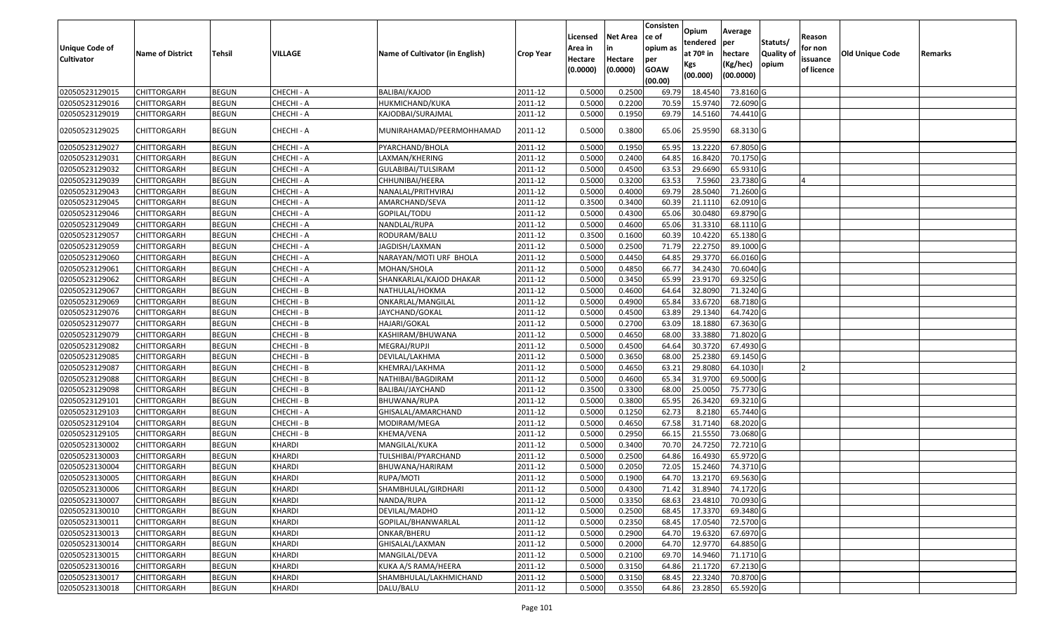| Unique Code of Cultivator | Name of District | Tehsil | VILLAGE | Name of Cultivator (in English) | Crop Year | Licensed Area in Hectare (0.0000) | Net Area in Hectare (0.0000) | Consistence of opium as per GOAW (00.00) | Opium tendered at 70º in Kgs (00.000) | Average per hectare (Kg/hec) (00.0000) | Statuts/ Quality of opium | Reason for non issuance of licence | Old Unique Code | Remarks |
|---|---|---|---|---|---|---|---|---|---|---|---|---|---|---|
| 02050523129015 | CHITTORGARH | BEGUN | CHECHI - A | BALIBAI/KAJOD | 2011-12 | 0.5000 | 0.2500 | 69.79 | 18.4540 | 73.8160 | G | | | |
| 02050523129016 | CHITTORGARH | BEGUN | CHECHI - A | HUKMICHAND/KUKA | 2011-12 | 0.5000 | 0.2200 | 70.59 | 15.9740 | 72.6090 | G | | | |
| 02050523129019 | CHITTORGARH | BEGUN | CHECHI - A | KAJODBAI/SURAJMAL | 2011-12 | 0.5000 | 0.1950 | 69.79 | 14.5160 | 74.4410 | G | | | |
| 02050523129025 | CHITTORGARH | BEGUN | CHECHI - A | MUNIRAHAMAD/PEERMOHHAMAD | 2011-12 | 0.5000 | 0.3800 | 65.06 | 25.9590 | 68.3130 | G | | | |
| 02050523129027 | CHITTORGARH | BEGUN | CHECHI - A | PYARCHAND/BHOLA | 2011-12 | 0.5000 | 0.1950 | 65.95 | 13.2220 | 67.8050 | G | | | |
| 02050523129031 | CHITTORGARH | BEGUN | CHECHI - A | LAXMAN/KHERING | 2011-12 | 0.5000 | 0.2400 | 64.85 | 16.8420 | 70.1750 | G | | | |
| 02050523129032 | CHITTORGARH | BEGUN | CHECHI - A | GULABIBAI/TULSIRAM | 2011-12 | 0.5000 | 0.4500 | 63.53 | 29.6690 | 65.9310 | G | | | |
| 02050523129039 | CHITTORGARH | BEGUN | CHECHI - A | CHHUNIBAI/HEERA | 2011-12 | 0.5000 | 0.3200 | 63.53 | 7.5960 | 23.7380 | G | 4 | | |
| 02050523129043 | CHITTORGARH | BEGUN | CHECHI - A | NANALAL/PRITHVIRAJ | 2011-12 | 0.5000 | 0.4000 | 69.79 | 28.5040 | 71.2600 | G | | | |
| 02050523129045 | CHITTORGARH | BEGUN | CHECHI - A | AMARCHAND/SEVA | 2011-12 | 0.3500 | 0.3400 | 60.39 | 21.1110 | 62.0910 | G | | | |
| 02050523129046 | CHITTORGARH | BEGUN | CHECHI - A | GOPILAL/TODU | 2011-12 | 0.5000 | 0.4300 | 65.06 | 30.0480 | 69.8790 | G | | | |
| 02050523129049 | CHITTORGARH | BEGUN | CHECHI - A | NANDLAL/RUPA | 2011-12 | 0.5000 | 0.4600 | 65.06 | 31.3310 | 68.1110 | G | | | |
| 02050523129057 | CHITTORGARH | BEGUN | CHECHI - A | RODURAM/BALU | 2011-12 | 0.3500 | 0.1600 | 60.39 | 10.4220 | 65.1380 | G | | | |
| 02050523129059 | CHITTORGARH | BEGUN | CHECHI - A | JAGDISH/LAXMAN | 2011-12 | 0.5000 | 0.2500 | 71.79 | 22.2750 | 89.1000 | G | | | |
| 02050523129060 | CHITTORGARH | BEGUN | CHECHI - A | NARAYAN/MOTI URF BHOLA | 2011-12 | 0.5000 | 0.4450 | 64.85 | 29.3770 | 66.0160 | G | | | |
| 02050523129061 | CHITTORGARH | BEGUN | CHECHI - A | MOHAN/SHOLA | 2011-12 | 0.5000 | 0.4850 | 66.77 | 34.2430 | 70.6040 | G | | | |
| 02050523129062 | CHITTORGARH | BEGUN | CHECHI - A | SHANKARLAL/KAJOD DHAKAR | 2011-12 | 0.5000 | 0.3450 | 65.99 | 23.9170 | 69.3250 | G | | | |
| 02050523129067 | CHITTORGARH | BEGUN | CHECHI - B | NATHULAL/HOKMA | 2011-12 | 0.5000 | 0.4600 | 64.64 | 32.8090 | 71.3240 | G | | | |
| 02050523129069 | CHITTORGARH | BEGUN | CHECHI - B | ONKARLAL/MANGILAL | 2011-12 | 0.5000 | 0.4900 | 65.84 | 33.6720 | 68.7180 | G | | | |
| 02050523129076 | CHITTORGARH | BEGUN | CHECHI - B | JAYCHAND/GOKAL | 2011-12 | 0.5000 | 0.4500 | 63.89 | 29.1340 | 64.7420 | G | | | |
| 02050523129077 | CHITTORGARH | BEGUN | CHECHI - B | HAJARI/GOKAL | 2011-12 | 0.5000 | 0.2700 | 63.09 | 18.1880 | 67.3630 | G | | | |
| 02050523129079 | CHITTORGARH | BEGUN | CHECHI - B | KASHIRAM/BHUWANA | 2011-12 | 0.5000 | 0.4650 | 68.00 | 33.3880 | 71.8020 | G | | | |
| 02050523129082 | CHITTORGARH | BEGUN | CHECHI - B | MEGRAJ/RUPJI | 2011-12 | 0.5000 | 0.4500 | 64.64 | 30.3720 | 67.4930 | G | | | |
| 02050523129085 | CHITTORGARH | BEGUN | CHECHI - B | DEVILAL/LAKHMA | 2011-12 | 0.5000 | 0.3650 | 68.00 | 25.2380 | 69.1450 | G | | | |
| 02050523129087 | CHITTORGARH | BEGUN | CHECHI - B | KHEMRAJ/LAKHMA | 2011-12 | 0.5000 | 0.4650 | 63.21 | 29.8080 | 64.1030 | I | 2 | | |
| 02050523129088 | CHITTORGARH | BEGUN | CHECHI - B | NATHIBAI/BAGDIRAM | 2011-12 | 0.5000 | 0.4600 | 65.34 | 31.9700 | 69.5000 | G | | | |
| 02050523129098 | CHITTORGARH | BEGUN | CHECHI - B | BALIBAI/JAYCHAND | 2011-12 | 0.3500 | 0.3300 | 68.00 | 25.0050 | 75.7730 | G | | | |
| 02050523129101 | CHITTORGARH | BEGUN | CHECHI - B | BHUWANA/RUPA | 2011-12 | 0.5000 | 0.3800 | 65.95 | 26.3420 | 69.3210 | G | | | |
| 02050523129103 | CHITTORGARH | BEGUN | CHECHI - A | GHISALAL/AMARCHAND | 2011-12 | 0.5000 | 0.1250 | 62.73 | 8.2180 | 65.7440 | G | | | |
| 02050523129104 | CHITTORGARH | BEGUN | CHECHI - B | MODIRAM/MEGA | 2011-12 | 0.5000 | 0.4650 | 67.58 | 31.7140 | 68.2020 | G | | | |
| 02050523129105 | CHITTORGARH | BEGUN | CHECHI - B | KHEMA/VENA | 2011-12 | 0.5000 | 0.2950 | 66.15 | 21.5550 | 73.0680 | G | | | |
| 02050523130002 | CHITTORGARH | BEGUN | KHARDI | MANGILAL/KUKA | 2011-12 | 0.5000 | 0.3400 | 70.70 | 24.7250 | 72.7210 | G | | | |
| 02050523130003 | CHITTORGARH | BEGUN | KHARDI | TULSHIBAI/PYARCHAND | 2011-12 | 0.5000 | 0.2500 | 64.86 | 16.4930 | 65.9720 | G | | | |
| 02050523130004 | CHITTORGARH | BEGUN | KHARDI | BHUWANA/HARIRAM | 2011-12 | 0.5000 | 0.2050 | 72.05 | 15.2460 | 74.3710 | G | | | |
| 02050523130005 | CHITTORGARH | BEGUN | KHARDI | RUPA/MOTI | 2011-12 | 0.5000 | 0.1900 | 64.70 | 13.2170 | 69.5630 | G | | | |
| 02050523130006 | CHITTORGARH | BEGUN | KHARDI | SHAMBHULAL/GIRDHARI | 2011-12 | 0.5000 | 0.4300 | 71.42 | 31.8940 | 74.1720 | G | | | |
| 02050523130007 | CHITTORGARH | BEGUN | KHARDI | NANDA/RUPA | 2011-12 | 0.5000 | 0.3350 | 68.63 | 23.4810 | 70.0930 | G | | | |
| 02050523130010 | CHITTORGARH | BEGUN | KHARDI | DEVILAL/MADHO | 2011-12 | 0.5000 | 0.2500 | 68.45 | 17.3370 | 69.3480 | G | | | |
| 02050523130011 | CHITTORGARH | BEGUN | KHARDI | GOPILAL/BHANWARLAL | 2011-12 | 0.5000 | 0.2350 | 68.45 | 17.0540 | 72.5700 | G | | | |
| 02050523130013 | CHITTORGARH | BEGUN | KHARDI | ONKAR/BHERU | 2011-12 | 0.5000 | 0.2900 | 64.70 | 19.6320 | 67.6970 | G | | | |
| 02050523130014 | CHITTORGARH | BEGUN | KHARDI | GHISALAL/LAXMAN | 2011-12 | 0.5000 | 0.2000 | 64.70 | 12.9770 | 64.8850 | G | | | |
| 02050523130015 | CHITTORGARH | BEGUN | KHARDI | MANGILAL/DEVA | 2011-12 | 0.5000 | 0.2100 | 69.70 | 14.9460 | 71.1710 | G | | | |
| 02050523130016 | CHITTORGARH | BEGUN | KHARDI | KUKA A/S RAMA/HEERA | 2011-12 | 0.5000 | 0.3150 | 64.86 | 21.1720 | 67.2130 | G | | | |
| 02050523130017 | CHITTORGARH | BEGUN | KHARDI | SHAMBHULAL/LAKHMICHAND | 2011-12 | 0.5000 | 0.3150 | 68.45 | 22.3240 | 70.8700 | G | | | |
| 02050523130018 | CHITTORGARH | BEGUN | KHARDI | DALU/BALU | 2011-12 | 0.5000 | 0.3550 | 64.86 | 23.2850 | 65.5920 | G | | | |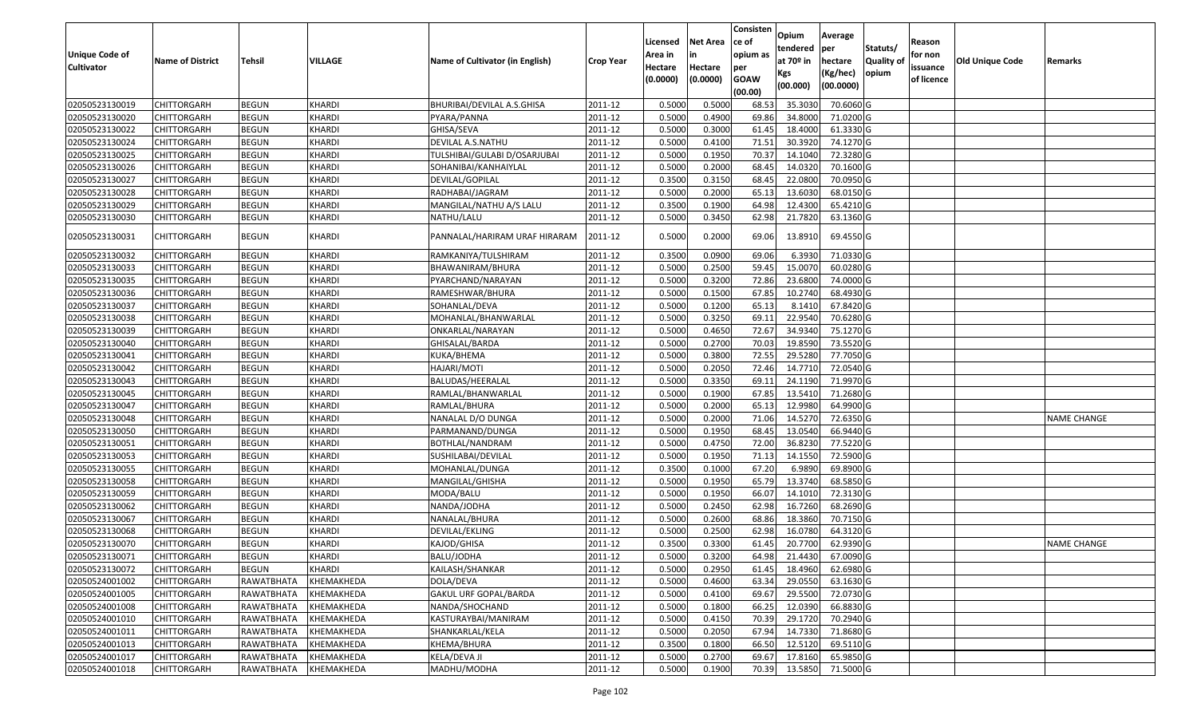| Unique Code of Cultivator | Name of District | Tehsil | VILLAGE | Name of Cultivator (in English) | Crop Year | Licensed Area in Hectare (0.0000) | Net Area in Hectare (0.0000) | Consistence of opium as per GOAW (00.00) | Opium tendered at 70º in Kgs (00.000) | Average per hectare (Kg/hec) (00.0000) | Statuts/ Quality of opium | Reason for non issuance of licence | Old Unique Code | Remarks |
|---|---|---|---|---|---|---|---|---|---|---|---|---|---|---|
| 02050523130019 | CHITTORGARH | BEGUN | KHARDI | BHURIBAI/DEVILAL A.S.GHISA | 2011-12 | 0.5000 | 0.5000 | 68.53 | 35.3030 | 70.6060 | G | | | |
| 02050523130020 | CHITTORGARH | BEGUN | KHARDI | PYARA/PANNA | 2011-12 | 0.5000 | 0.4900 | 69.86 | 34.8000 | 71.0200 | G | | | |
| 02050523130022 | CHITTORGARH | BEGUN | KHARDI | GHISA/SEVA | 2011-12 | 0.5000 | 0.3000 | 61.45 | 18.4000 | 61.3330 | G | | | |
| 02050523130024 | CHITTORGARH | BEGUN | KHARDI | DEVILAL A.S.NATHU | 2011-12 | 0.5000 | 0.4100 | 71.51 | 30.3920 | 74.1270 | G | | | |
| 02050523130025 | CHITTORGARH | BEGUN | KHARDI | TULSHIBAI/GULABI D/OSARJUBAI | 2011-12 | 0.5000 | 0.1950 | 70.37 | 14.1040 | 72.3280 | G | | | |
| 02050523130026 | CHITTORGARH | BEGUN | KHARDI | SOHANIBAI/KANHAIYLAL | 2011-12 | 0.5000 | 0.2000 | 68.45 | 14.0320 | 70.1600 | G | | | |
| 02050523130027 | CHITTORGARH | BEGUN | KHARDI | DEVILAL/GOPILAL | 2011-12 | 0.3500 | 0.3150 | 68.45 | 22.0800 | 70.0950 | G | | | |
| 02050523130028 | CHITTORGARH | BEGUN | KHARDI | RADHABAI/JAGRAM | 2011-12 | 0.5000 | 0.2000 | 65.13 | 13.6030 | 68.0150 | G | | | |
| 02050523130029 | CHITTORGARH | BEGUN | KHARDI | MANGILAL/NATHU A/S LALU | 2011-12 | 0.3500 | 0.1900 | 64.98 | 12.4300 | 65.4210 | G | | | |
| 02050523130030 | CHITTORGARH | BEGUN | KHARDI | NATHU/LALU | 2011-12 | 0.5000 | 0.3450 | 62.98 | 21.7820 | 63.1360 | G | | | |
| 02050523130031 | CHITTORGARH | BEGUN | KHARDI | PANNALAL/HARIRAM URAF HIRARAM | 2011-12 | 0.5000 | 0.2000 | 69.06 | 13.8910 | 69.4550 | G | | | |
| 02050523130032 | CHITTORGARH | BEGUN | KHARDI | RAMKANIYA/TULSHIRAM | 2011-12 | 0.3500 | 0.0900 | 69.06 | 6.3930 | 71.0330 | G | | | |
| 02050523130033 | CHITTORGARH | BEGUN | KHARDI | BHAWANIRAM/BHURA | 2011-12 | 0.5000 | 0.2500 | 59.45 | 15.0070 | 60.0280 | G | | | |
| 02050523130035 | CHITTORGARH | BEGUN | KHARDI | PYARCHAND/NARAYAN | 2011-12 | 0.5000 | 0.3200 | 72.86 | 23.6800 | 74.0000 | G | | | |
| 02050523130036 | CHITTORGARH | BEGUN | KHARDI | RAMESHWAR/BHURA | 2011-12 | 0.5000 | 0.1500 | 67.85 | 10.2740 | 68.4930 | G | | | |
| 02050523130037 | CHITTORGARH | BEGUN | KHARDI | SOHANLAL/DEVA | 2011-12 | 0.5000 | 0.1200 | 65.13 | 8.1410 | 67.8420 | G | | | |
| 02050523130038 | CHITTORGARH | BEGUN | KHARDI | MOHANLAL/BHANWARLAL | 2011-12 | 0.5000 | 0.3250 | 69.11 | 22.9540 | 70.6280 | G | | | |
| 02050523130039 | CHITTORGARH | BEGUN | KHARDI | ONKARLAL/NARAYAN | 2011-12 | 0.5000 | 0.4650 | 72.67 | 34.9340 | 75.1270 | G | | | |
| 02050523130040 | CHITTORGARH | BEGUN | KHARDI | GHISALAL/BARDA | 2011-12 | 0.5000 | 0.2700 | 70.03 | 19.8590 | 73.5520 | G | | | |
| 02050523130041 | CHITTORGARH | BEGUN | KHARDI | KUKA/BHEMA | 2011-12 | 0.5000 | 0.3800 | 72.55 | 29.5280 | 77.7050 | G | | | |
| 02050523130042 | CHITTORGARH | BEGUN | KHARDI | HAJARI/MOTI | 2011-12 | 0.5000 | 0.2050 | 72.46 | 14.7710 | 72.0540 | G | | | |
| 02050523130043 | CHITTORGARH | BEGUN | KHARDI | BALUDAS/HEERALAL | 2011-12 | 0.5000 | 0.3350 | 69.11 | 24.1190 | 71.9970 | G | | | |
| 02050523130045 | CHITTORGARH | BEGUN | KHARDI | RAMLAL/BHANWARLAL | 2011-12 | 0.5000 | 0.1900 | 67.85 | 13.5410 | 71.2680 | G | | | |
| 02050523130047 | CHITTORGARH | BEGUN | KHARDI | RAMLAL/BHURA | 2011-12 | 0.5000 | 0.2000 | 65.13 | 12.9980 | 64.9900 | G | | | |
| 02050523130048 | CHITTORGARH | BEGUN | KHARDI | NANALAL D/O DUNGA | 2011-12 | 0.5000 | 0.2000 | 71.06 | 14.5270 | 72.6350 | G | | | NAME CHANGE |
| 02050523130050 | CHITTORGARH | BEGUN | KHARDI | PARMANAND/DUNGA | 2011-12 | 0.5000 | 0.1950 | 68.45 | 13.0540 | 66.9440 | G | | | |
| 02050523130051 | CHITTORGARH | BEGUN | KHARDI | BOTHLAL/NANDRAM | 2011-12 | 0.5000 | 0.4750 | 72.00 | 36.8230 | 77.5220 | G | | | |
| 02050523130053 | CHITTORGARH | BEGUN | KHARDI | SUSHILABAI/DEVILAL | 2011-12 | 0.5000 | 0.1950 | 71.13 | 14.1550 | 72.5900 | G | | | |
| 02050523130055 | CHITTORGARH | BEGUN | KHARDI | MOHANLAL/DUNGA | 2011-12 | 0.3500 | 0.1000 | 67.20 | 6.9890 | 69.8900 | G | | | |
| 02050523130058 | CHITTORGARH | BEGUN | KHARDI | MANGILAL/GHISHA | 2011-12 | 0.5000 | 0.1950 | 65.79 | 13.3740 | 68.5850 | G | | | |
| 02050523130059 | CHITTORGARH | BEGUN | KHARDI | MODA/BALU | 2011-12 | 0.5000 | 0.1950 | 66.07 | 14.1010 | 72.3130 | G | | | |
| 02050523130062 | CHITTORGARH | BEGUN | KHARDI | NANDA/JODHA | 2011-12 | 0.5000 | 0.2450 | 62.98 | 16.7260 | 68.2690 | G | | | |
| 02050523130067 | CHITTORGARH | BEGUN | KHARDI | NANALAL/BHURA | 2011-12 | 0.5000 | 0.2600 | 68.86 | 18.3860 | 70.7150 | G | | | |
| 02050523130068 | CHITTORGARH | BEGUN | KHARDI | DEVILAL/EKLING | 2011-12 | 0.5000 | 0.2500 | 62.98 | 16.0780 | 64.3120 | G | | | |
| 02050523130070 | CHITTORGARH | BEGUN | KHARDI | KAJOD/GHISA | 2011-12 | 0.3500 | 0.3300 | 61.45 | 20.7700 | 62.9390 | G | | | NAME CHANGE |
| 02050523130071 | CHITTORGARH | BEGUN | KHARDI | BALU/JODHA | 2011-12 | 0.5000 | 0.3200 | 64.98 | 21.4430 | 67.0090 | G | | | |
| 02050523130072 | CHITTORGARH | BEGUN | KHARDI | KAILASH/SHANKAR | 2011-12 | 0.5000 | 0.2950 | 61.45 | 18.4960 | 62.6980 | G | | | |
| 02050524001002 | CHITTORGARH | RAWATBHATA | KHEMAKHEDA | DOLA/DEVA | 2011-12 | 0.5000 | 0.4600 | 63.34 | 29.0550 | 63.1630 | G | | | |
| 02050524001005 | CHITTORGARH | RAWATBHATA | KHEMAKHEDA | GAKUL URF GOPAL/BARDA | 2011-12 | 0.5000 | 0.4100 | 69.67 | 29.5500 | 72.0730 | G | | | |
| 02050524001008 | CHITTORGARH | RAWATBHATA | KHEMAKHEDA | NANDA/SHOCHAND | 2011-12 | 0.5000 | 0.1800 | 66.25 | 12.0390 | 66.8830 | G | | | |
| 02050524001010 | CHITTORGARH | RAWATBHATA | KHEMAKHEDA | KASTURAYBAI/MANIRAM | 2011-12 | 0.5000 | 0.4150 | 70.39 | 29.1720 | 70.2940 | G | | | |
| 02050524001011 | CHITTORGARH | RAWATBHATA | KHEMAKHEDA | SHANKARLAL/KELA | 2011-12 | 0.5000 | 0.2050 | 67.94 | 14.7330 | 71.8680 | G | | | |
| 02050524001013 | CHITTORGARH | RAWATBHATA | KHEMAKHEDA | KHEMA/BHURA | 2011-12 | 0.3500 | 0.1800 | 66.50 | 12.5120 | 69.5110 | G | | | |
| 02050524001017 | CHITTORGARH | RAWATBHATA | KHEMAKHEDA | KELA/DEVA JI | 2011-12 | 0.5000 | 0.2700 | 69.67 | 17.8160 | 65.9850 | G | | | |
| 02050524001018 | CHITTORGARH | RAWATBHATA | KHEMAKHEDA | MADHU/MODHA | 2011-12 | 0.5000 | 0.1900 | 70.39 | 13.5850 | 71.5000 | G | | | |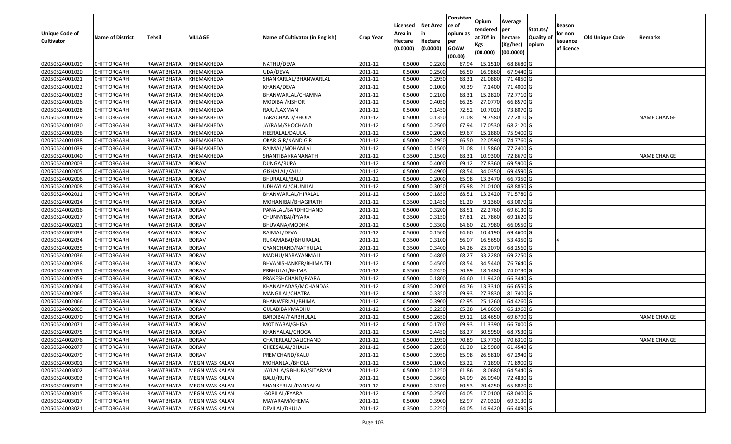| Unique Code of Cultivator | Name of District | Tehsil | VILLAGE | Name of Cultivator (in English) | Crop Year | Licensed Area in Hectare (0.0000) | Net Area in Hectare (0.0000) | Consisten ce of opium as per GOAW (00.00) | Opium tendered at 70º in Kgs (00.000) | Average per hectare (Kg/hec) (00.0000) | Statuts/ Quality of opium | Reason for non issuance of licence | Old Unique Code | Remarks |
|---|---|---|---|---|---|---|---|---|---|---|---|---|---|---|
| 02050524001019 | CHITTORGARH | RAWATBHATA | KHEMAKHEDA | NATHU/DEVA | 2011-12 | 0.5000 | 0.2200 | 67.94 | 15.1510 | 68.8680 | G | | | |
| 02050524001020 | CHITTORGARH | RAWATBHATA | KHEMAKHEDA | UDA/DEVA | 2011-12 | 0.5000 | 0.2500 | 66.50 | 16.9860 | 67.9440 | G | | | |
| 02050524001021 | CHITTORGARH | RAWATBHATA | KHEMAKHEDA | SHANKARLAL/BHANWARLAL | 2011-12 | 0.5000 | 0.2950 | 68.31 | 21.0880 | 71.4850 | G | | | |
| 02050524001022 | CHITTORGARH | RAWATBHATA | KHEMAKHEDA | KHANA/DEVA | 2011-12 | 0.5000 | 0.1000 | 70.39 | 7.1400 | 71.4000 | G | | | |
| 02050524001023 | CHITTORGARH | RAWATBHATA | KHEMAKHEDA | BHANWARLAL/CHAMNA | 2011-12 | 0.5000 | 0.2100 | 68.31 | 15.2820 | 72.7710 | G | | | |
| 02050524001026 | CHITTORGARH | RAWATBHATA | KHEMAKHEDA | MODIBAI/KISHOR | 2011-12 | 0.5000 | 0.4050 | 66.25 | 27.0770 | 66.8570 | G | | | |
| 02050524001028 | CHITTORGARH | RAWATBHATA | KHEMAKHEDA | RAJU/LAXMAN | 2011-12 | 0.5000 | 0.1450 | 72.52 | 10.7020 | 73.8070 | G | | | |
| 02050524001029 | CHITTORGARH | RAWATBHATA | KHEMAKHEDA | TARACHAND/BHOLA | 2011-12 | 0.5000 | 0.1350 | 71.08 | 9.7580 | 72.2810 | G | | | NAME CHANGE |
| 02050524001030 | CHITTORGARH | RAWATBHATA | KHEMAKHEDA | JAYRAM/SHOCHAND | 2011-12 | 0.5000 | 0.2500 | 67.94 | 17.0530 | 68.2120 | G | | | |
| 02050524001036 | CHITTORGARH | RAWATBHATA | KHEMAKHEDA | HEERALAL/DAULA | 2011-12 | 0.5000 | 0.2000 | 69.67 | 15.1880 | 75.9400 | G | | | |
| 02050524001038 | CHITTORGARH | RAWATBHATA | KHEMAKHEDA | OKAR GIR/NAND GIR | 2011-12 | 0.5000 | 0.2950 | 66.50 | 22.0590 | 74.7760 | G | | | |
| 02050524001039 | CHITTORGARH | RAWATBHATA | KHEMAKHEDA | RAJMAL/MOHANLAL | 2011-12 | 0.5000 | 0.1500 | 71.08 | 11.5860 | 77.2400 | G | | | |
| 02050524001040 | CHITTORGARH | RAWATBHATA | KHEMAKHEDA | SHANTIBAI/KANANATH | 2011-12 | 0.3500 | 0.1500 | 68.31 | 10.9300 | 72.8670 | G | | | NAME CHANGE |
| 02050524002003 | CHITTORGARH | RAWATBHATA | BORAV | DUNGA/RUPA | 2011-12 | 0.5000 | 0.4000 | 69.12 | 27.8360 | 69.5900 | G | | | |
| 02050524002005 | CHITTORGARH | RAWATBHATA | BORAV | GISHALAL/KALU | 2011-12 | 0.5000 | 0.4900 | 68.54 | 34.0350 | 69.4590 | G | | | |
| 02050524002006 | CHITTORGARH | RAWATBHATA | BORAV | BHURALAL/BALU | 2011-12 | 0.5000 | 0.2000 | 65.98 | 13.3470 | 66.7350 | G | | | |
| 02050524002008 | CHITTORGARH | RAWATBHATA | BORAV | UDHAYLAL/CHUNILAL | 2011-12 | 0.5000 | 0.3050 | 65.98 | 21.0100 | 68.8850 | G | | | |
| 02050524002011 | CHITTORGARH | RAWATBHATA | BORAV | BHANWARLAL/HIRALAL | 2011-12 | 0.5000 | 0.1850 | 68.51 | 13.2420 | 71.5780 | G | | | |
| 02050524002014 | CHITTORGARH | RAWATBHATA | BORAV | MOHANIBAI/BHAGIRATH | 2011-12 | 0.3500 | 0.1450 | 61.20 | 9.1360 | 63.0070 | G | | | |
| 02050524002016 | CHITTORGARH | RAWATBHATA | BORAV | PANALAL/BARDHICHAND | 2011-12 | 0.5000 | 0.3200 | 68.51 | 22.2760 | 69.6130 | G | | | |
| 02050524002017 | CHITTORGARH | RAWATBHATA | BORAV | CHUNNYBAI/PYARA | 2011-12 | 0.3500 | 0.3150 | 67.81 | 21.7860 | 69.1620 | G | | | |
| 02050524002021 | CHITTORGARH | RAWATBHATA | BORAV | BHUVANA/MODHA | 2011-12 | 0.5000 | 0.3300 | 64.60 | 21.7980 | 66.0550 | G | | | |
| 02050524002033 | CHITTORGARH | RAWATBHATA | BORAV | RAJMAL/DEVA | 2011-12 | 0.5000 | 0.1500 | 64.60 | 10.4190 | 69.4600 | G | | | |
| 02050524002034 | CHITTORGARH | RAWATBHATA | BORAV | RUKAMABAI/BHURALAL | 2011-12 | 0.3500 | 0.3100 | 56.07 | 16.5650 | 53.4350 | G | 4 | | |
| 02050524002035 | CHITTORGARH | RAWATBHATA | BORAV | GYANCHAND/NATHULAL | 2011-12 | 0.3500 | 0.3400 | 64.26 | 23.2070 | 68.2560 | G | | | |
| 02050524002036 | CHITTORGARH | RAWATBHATA | BORAV | MADHU/NARAYANMALI | 2011-12 | 0.5000 | 0.4800 | 68.27 | 33.2280 | 69.2250 | G | | | |
| 02050524002038 | CHITTORGARH | RAWATBHATA | BORAV | BHVANISHANKER/BHIMA TELI | 2011-12 | 0.5000 | 0.4500 | 68.54 | 34.5440 | 76.7640 | G | | | |
| 02050524002051 | CHITTORGARH | RAWATBHATA | BORAV | PRBHULAL/BHIMA | 2011-12 | 0.3500 | 0.2450 | 70.89 | 18.1480 | 74.0730 | G | | | |
| 02050524002059 | CHITTORGARH | RAWATBHATA | BORAV | PRAKESHCHAND/PYARA | 2011-12 | 0.5000 | 0.1800 | 64.60 | 11.9420 | 66.3440 | G | | | |
| 02050524002064 | CHITTORGARH | RAWATBHATA | BORAV | KHANAIYADAS/MOHANDAS | 2011-12 | 0.3500 | 0.2000 | 64.76 | 13.3310 | 66.6550 | G | | | |
| 02050524002065 | CHITTORGARH | RAWATBHATA | BORAV | MANGILAL/CHATRA | 2011-12 | 0.5000 | 0.3350 | 69.93 | 27.3830 | 81.7400 | G | | | |
| 02050524002066 | CHITTORGARH | RAWATBHATA | BORAV | BHANWERLAL/BHIMA | 2011-12 | 0.5000 | 0.3900 | 62.95 | 25.1260 | 64.4260 | G | | | |
| 02050524002069 | CHITTORGARH | RAWATBHATA | BORAV | GULABIBAI/MADHU | 2011-12 | 0.5000 | 0.2250 | 65.28 | 14.6690 | 65.1960 | G | | | |
| 02050524002070 | CHITTORGARH | RAWATBHATA | BORAV | BARDIBAI/PARBHULAL | 2011-12 | 0.5000 | 0.2650 | 69.12 | 18.4650 | 69.6790 | G | | | NAME CHANGE |
| 02050524002071 | CHITTORGARH | RAWATBHATA | BORAV | MOTIYABAI/GHISA | 2011-12 | 0.5000 | 0.1700 | 69.93 | 11.3390 | 66.7000 | G | | | |
| 02050524002075 | CHITTORGARH | RAWATBHATA | BORAV | KHANYALAL/CHOGA | 2011-12 | 0.5000 | 0.4450 | 68.27 | 30.5950 | 68.7530 | G | | | |
| 02050524002076 | CHITTORGARH | RAWATBHATA | BORAV | CHATERLAL/DALICHAND | 2011-12 | 0.5000 | 0.1950 | 70.89 | 13.7730 | 70.6310 | G | | | NAME CHANGE |
| 02050524002077 | CHITTORGARH | RAWATBHATA | BORAV | GHEESALAL/BHAJJA | 2011-12 | 0.5000 | 0.2050 | 61.20 | 12.5980 | 61.4540 | G | | | |
| 02050524002079 | CHITTORGARH | RAWATBHATA | BORAV | PREMCHAND/KALU | 2011-12 | 0.5000 | 0.3950 | 65.98 | 26.5810 | 67.2940 | G | | | |
| 02050524003001 | CHITTORGARH | RAWATBHATA | MEGNIWAS KALAN | MOHANLAL/BHOLA | 2011-12 | 0.5000 | 0.1000 | 63.22 | 7.1890 | 71.8900 | G | | | |
| 02050524003002 | CHITTORGARH | RAWATBHATA | MEGNIWAS KALAN | JAYLAL A/S BHURA/SITARAM | 2011-12 | 0.5000 | 0.1250 | 61.86 | 8.0680 | 64.5440 | G | | | |
| 02050524003003 | CHITTORGARH | RAWATBHATA | MEGNIWAS KALAN | BALU/RUPA | 2011-12 | 0.5000 | 0.3600 | 64.09 | 26.0940 | 72.4830 | G | | | |
| 02050524003013 | CHITTORGARH | RAWATBHATA | MEGNIWAS KALAN | SHANKERLAL/PANNALAL | 2011-12 | 0.5000 | 0.3100 | 60.53 | 20.4250 | 65.8870 | G | | | |
| 02050524003015 | CHITTORGARH | RAWATBHATA | MEGNIWAS KALAN | GOPILAL/PYARA | 2011-12 | 0.5000 | 0.2500 | 64.05 | 17.0100 | 68.0400 | G | | | |
| 02050524003017 | CHITTORGARH | RAWATBHATA | MEGNIWAS KALAN | MAYARAM/KHEMA | 2011-12 | 0.5000 | 0.3900 | 62.97 | 27.0320 | 69.3130 | G | | | |
| 02050524003021 | CHITTORGARH | RAWATBHATA | MEGNIWAS KALAN | DEVILAL/DHULA | 2011-12 | 0.3500 | 0.2250 | 64.05 | 14.9420 | 66.4090 | G | | | |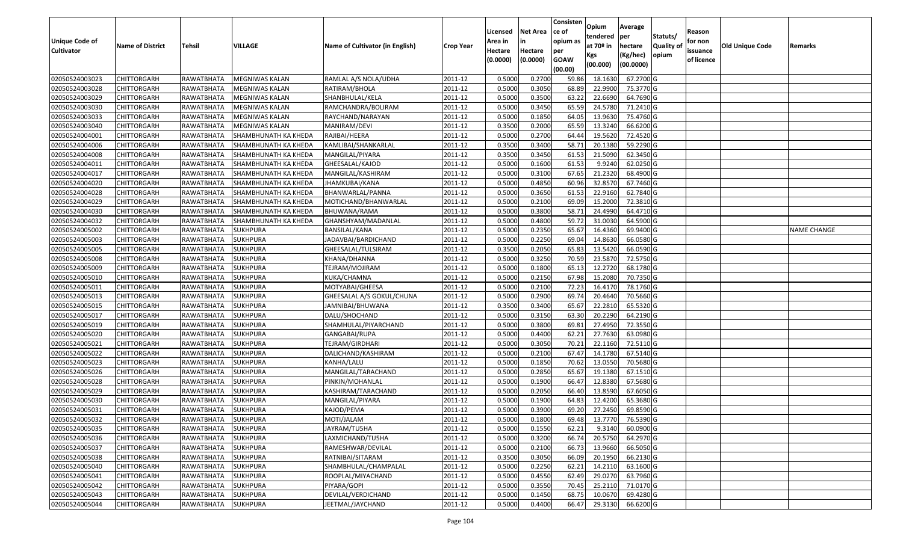| Unique Code of Cultivator | Name of District | Tehsil | VILLAGE | Name of Cultivator (in English) | Crop Year | Licensed Area in Hectare (0.0000) | Net Area in Hectare (0.0000) | Consisten ce of opium as per GOAW (00.00) | Opium tendered at 70º in Kgs (00.000) | Average per hectare (Kg/hec) (00.0000) | Statuts/ Quality of opium | Reason for non issuance of licence | Old Unique Code | Remarks |
|---|---|---|---|---|---|---|---|---|---|---|---|---|---|---|
| 02050524003023 | CHITTORGARH | RAWATBHATA | MEGNIWAS KALAN | RAMLAL A/S NOLA/UDHA | 2011-12 | 0.5000 | 0.2700 | 59.86 | 18.1630 | 67.2700 | G | | | |
| 02050524003028 | CHITTORGARH | RAWATBHATA | MEGNIWAS KALAN | RATIRAM/BHOLA | 2011-12 | 0.5000 | 0.3050 | 68.89 | 22.9900 | 75.3770 | G | | | |
| 02050524003029 | CHITTORGARH | RAWATBHATA | MEGNIWAS KALAN | SHANBHULAL/KELA | 2011-12 | 0.5000 | 0.3500 | 63.22 | 22.6690 | 64.7690 | G | | | |
| 02050524003030 | CHITTORGARH | RAWATBHATA | MEGNIWAS KALAN | RAMCHANDRA/BOLIRAM | 2011-12 | 0.5000 | 0.3450 | 65.59 | 24.5780 | 71.2410 | G | | | |
| 02050524003033 | CHITTORGARH | RAWATBHATA | MEGNIWAS KALAN | RAYCHAND/NARAYAN | 2011-12 | 0.5000 | 0.1850 | 64.05 | 13.9630 | 75.4760 | G | | | |
| 02050524003040 | CHITTORGARH | RAWATBHATA | MEGNIWAS KALAN | MANIRAM/DEVI | 2011-12 | 0.3500 | 0.2000 | 65.59 | 13.3240 | 66.6200 | G | | | |
| 02050524004001 | CHITTORGARH | RAWATBHATA | SHAMBHUNATH KA KHEDA | RAJIBAI/HEERA | 2011-12 | 0.5000 | 0.2700 | 64.44 | 19.5620 | 72.4520 | G | | | |
| 02050524004006 | CHITTORGARH | RAWATBHATA | SHAMBHUNATH KA KHEDA | KAMLIBAI/SHANKARLAL | 2011-12 | 0.3500 | 0.3400 | 58.71 | 20.1380 | 59.2290 | G | | | |
| 02050524004008 | CHITTORGARH | RAWATBHATA | SHAMBHUNATH KA KHEDA | MANGILAL/PIYARA | 2011-12 | 0.3500 | 0.3450 | 61.53 | 21.5090 | 62.3450 | G | | | |
| 02050524004011 | CHITTORGARH | RAWATBHATA | SHAMBHUNATH KA KHEDA | GHEESALAL/KAJOD | 2011-12 | 0.5000 | 0.1600 | 61.53 | 9.9240 | 62.0250 | G | | | |
| 02050524004017 | CHITTORGARH | RAWATBHATA | SHAMBHUNATH KA KHEDA | MANGILAL/KASHIRAM | 2011-12 | 0.5000 | 0.3100 | 67.65 | 21.2320 | 68.4900 | G | | | |
| 02050524004020 | CHITTORGARH | RAWATBHATA | SHAMBHUNATH KA KHEDA | JHAMKUBAI/KANA | 2011-12 | 0.5000 | 0.4850 | 60.96 | 32.8570 | 67.7460 | G | | | |
| 02050524004028 | CHITTORGARH | RAWATBHATA | SHAMBHUNATH KA KHEDA | BHANWARLAL/PANNA | 2011-12 | 0.5000 | 0.3650 | 61.53 | 22.9160 | 62.7840 | G | | | |
| 02050524004029 | CHITTORGARH | RAWATBHATA | SHAMBHUNATH KA KHEDA | MOTICHAND/BHANWARLAL | 2011-12 | 0.5000 | 0.2100 | 69.09 | 15.2000 | 72.3810 | G | | | |
| 02050524004030 | CHITTORGARH | RAWATBHATA | SHAMBHUNATH KA KHEDA | BHUWANA/RAMA | 2011-12 | 0.5000 | 0.3800 | 58.71 | 24.4990 | 64.4710 | G | | | |
| 02050524004032 | CHITTORGARH | RAWATBHATA | SHAMBHUNATH KA KHEDA | GHANSHYAM/MADANLAL | 2011-12 | 0.5000 | 0.4800 | 59.72 | 31.0030 | 64.5900 | G | | | |
| 02050524005002 | CHITTORGARH | RAWATBHATA | SUKHPURA | BANSILAL/KANA | 2011-12 | 0.5000 | 0.2350 | 65.67 | 16.4360 | 69.9400 | G | | | NAME CHANGE |
| 02050524005003 | CHITTORGARH | RAWATBHATA | SUKHPURA | JADAVBAI/BARDICHAND | 2011-12 | 0.5000 | 0.2250 | 69.04 | 14.8630 | 66.0580 | G | | | |
| 02050524005005 | CHITTORGARH | RAWATBHATA | SUKHPURA | GHEESALAL/TULSIRAM | 2011-12 | 0.3500 | 0.2050 | 65.83 | 13.5420 | 66.0590 | G | | | |
| 02050524005008 | CHITTORGARH | RAWATBHATA | SUKHPURA | KHANA/DHANNA | 2011-12 | 0.5000 | 0.3250 | 70.59 | 23.5870 | 72.5750 | G | | | |
| 02050524005009 | CHITTORGARH | RAWATBHATA | SUKHPURA | TEJRAM/MOJIRAM | 2011-12 | 0.5000 | 0.1800 | 65.13 | 12.2720 | 68.1780 | G | | | |
| 02050524005010 | CHITTORGARH | RAWATBHATA | SUKHPURA | KUKA/CHAMNA | 2011-12 | 0.5000 | 0.2150 | 67.98 | 15.2080 | 70.7350 | G | | | |
| 02050524005011 | CHITTORGARH | RAWATBHATA | SUKHPURA | MOTYABAI/GHEESA | 2011-12 | 0.5000 | 0.2100 | 72.23 | 16.4170 | 78.1760 | G | | | |
| 02050524005013 | CHITTORGARH | RAWATBHATA | SUKHPURA | GHEESALAL A/S GOKUL/CHUNA | 2011-12 | 0.5000 | 0.2900 | 69.74 | 20.4640 | 70.5660 | G | | | |
| 02050524005015 | CHITTORGARH | RAWATBHATA | SUKHPURA | JAMNIBAI/BHUWANA | 2011-12 | 0.3500 | 0.3400 | 65.67 | 22.2810 | 65.5320 | G | | | |
| 02050524005017 | CHITTORGARH | RAWATBHATA | SUKHPURA | DALU/SHOCHAND | 2011-12 | 0.5000 | 0.3150 | 63.30 | 20.2290 | 64.2190 | G | | | |
| 02050524005019 | CHITTORGARH | RAWATBHATA | SUKHPURA | SHAMHULAL/PIYARCHAND | 2011-12 | 0.5000 | 0.3800 | 69.81 | 27.4950 | 72.3550 | G | | | |
| 02050524005020 | CHITTORGARH | RAWATBHATA | SUKHPURA | GANGABAI/RUPA | 2011-12 | 0.5000 | 0.4400 | 62.21 | 27.7630 | 63.0980 | G | | | |
| 02050524005021 | CHITTORGARH | RAWATBHATA | SUKHPURA | TEJRAM/GIRDHARI | 2011-12 | 0.5000 | 0.3050 | 70.21 | 22.1160 | 72.5110 | G | | | |
| 02050524005022 | CHITTORGARH | RAWATBHATA | SUKHPURA | DALICHAND/KASHIRAM | 2011-12 | 0.5000 | 0.2100 | 67.47 | 14.1780 | 67.5140 | G | | | |
| 02050524005023 | CHITTORGARH | RAWATBHATA | SUKHPURA | KANHA/LALU | 2011-12 | 0.5000 | 0.1850 | 70.62 | 13.0550 | 70.5680 | G | | | |
| 02050524005026 | CHITTORGARH | RAWATBHATA | SUKHPURA | MANGILAL/TARACHAND | 2011-12 | 0.5000 | 0.2850 | 65.67 | 19.1380 | 67.1510 | G | | | |
| 02050524005028 | CHITTORGARH | RAWATBHATA | SUKHPURA | PINKIN/MOHANLAL | 2011-12 | 0.5000 | 0.1900 | 66.47 | 12.8380 | 67.5680 | G | | | |
| 02050524005029 | CHITTORGARH | RAWATBHATA | SUKHPURA | KASHIRAM/TARACHAND | 2011-12 | 0.5000 | 0.2050 | 66.40 | 13.8590 | 67.6050 | G | | | |
| 02050524005030 | CHITTORGARH | RAWATBHATA | SUKHPURA | MANGILAL/PIYARA | 2011-12 | 0.5000 | 0.1900 | 64.83 | 12.4200 | 65.3680 | G | | | |
| 02050524005031 | CHITTORGARH | RAWATBHATA | SUKHPURA | KAJOD/PEMA | 2011-12 | 0.5000 | 0.3900 | 69.20 | 27.2450 | 69.8590 | G | | | |
| 02050524005032 | CHITTORGARH | RAWATBHATA | SUKHPURA | MOTI/JALAM | 2011-12 | 0.5000 | 0.1800 | 69.48 | 13.7770 | 76.5390 | G | | | |
| 02050524005035 | CHITTORGARH | RAWATBHATA | SUKHPURA | JAYRAM/TUSHA | 2011-12 | 0.5000 | 0.1550 | 62.21 | 9.3140 | 60.0900 | G | | | |
| 02050524005036 | CHITTORGARH | RAWATBHATA | SUKHPURA | LAXMICHAND/TUSHA | 2011-12 | 0.5000 | 0.3200 | 66.74 | 20.5750 | 64.2970 | G | | | |
| 02050524005037 | CHITTORGARH | RAWATBHATA | SUKHPURA | RAMESHWAR/DEVILAL | 2011-12 | 0.5000 | 0.2100 | 66.73 | 13.9660 | 66.5050 | G | | | |
| 02050524005038 | CHITTORGARH | RAWATBHATA | SUKHPURA | RATNIBAI/SITARAM | 2011-12 | 0.3500 | 0.3050 | 66.09 | 20.1950 | 66.2130 | G | | | |
| 02050524005040 | CHITTORGARH | RAWATBHATA | SUKHPURA | SHAMBHULAL/CHAMPALAL | 2011-12 | 0.5000 | 0.2250 | 62.21 | 14.2110 | 63.1600 | G | | | |
| 02050524005041 | CHITTORGARH | RAWATBHATA | SUKHPURA | ROOPLAL/MIYACHAND | 2011-12 | 0.5000 | 0.4550 | 62.49 | 29.0270 | 63.7960 | G | | | |
| 02050524005042 | CHITTORGARH | RAWATBHATA | SUKHPURA | PIYARA/GOPI | 2011-12 | 0.5000 | 0.3550 | 70.45 | 25.2110 | 71.0170 | G | | | |
| 02050524005043 | CHITTORGARH | RAWATBHATA | SUKHPURA | DEVILAL/VERDICHAND | 2011-12 | 0.5000 | 0.1450 | 68.75 | 10.0670 | 69.4280 | G | | | |
| 02050524005044 | CHITTORGARH | RAWATBHATA | SUKHPURA | JEETMAL/JAYCHAND | 2011-12 | 0.5000 | 0.4400 | 66.47 | 29.3130 | 66.6200 | G | | | |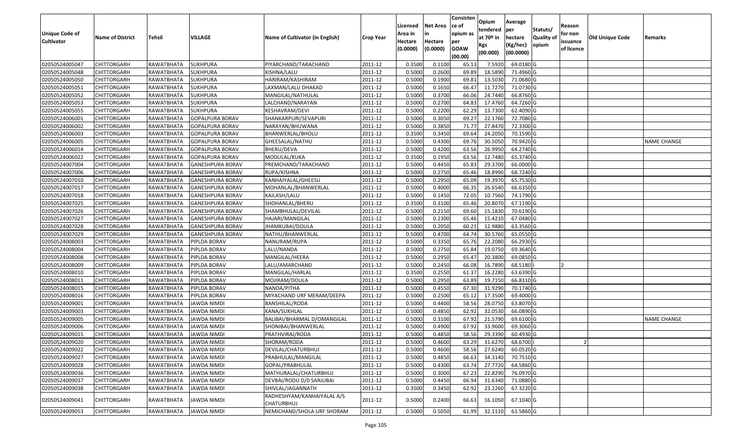| Unique Code of Cultivator | Name of District | Tehsil | VILLAGE | Name of Cultivator (in English) | Crop Year | Licensed Area in Hectare (0.0000) | Net Area in Hectare (0.0000) | Consistence of opium as per GOAW (00.00) | Opium tendered at 70º in Kgs (00.000) | Average per hectare (Kg/hec) (00.0000) | Statuts/ Quality of opium | Reason for non issuance of licence | Old Unique Code | Remarks |
|---|---|---|---|---|---|---|---|---|---|---|---|---|---|---|
| 02050524005047 | CHITTORGARH | RAWATBHATA | SUKHPURA | PIYARCHAND/TARACHAND | 2011-12 | 0.3500 | 0.1100 | 65.13 | 7.5920 | 69.0180 | G | | | |
| 02050524005048 | CHITTORGARH | RAWATBHATA | SUKHPURA | KISHNA/LALU | 2011-12 | 0.5000 | 0.2600 | 69.89 | 18.5890 | 71.4960 | G | | | |
| 02050524005050 | CHITTORGARH | RAWATBHATA | SUKHPURA | HARIRAM/KASHIRAM | 2011-12 | 0.5000 | 0.1900 | 69.81 | 13.5030 | 71.0680 | G | | | |
| 02050524005051 | CHITTORGARH | RAWATBHATA | SUKHPURA | LAXMAN/LALU DHAKAD | 2011-12 | 0.5000 | 0.1650 | 66.47 | 11.7270 | 71.0730 | G | | | |
| 02050524005052 | CHITTORGARH | RAWATBHATA | SUKHPURA | MANGILAL/NATHULAL | 2011-12 | 0.5000 | 0.3700 | 66.06 | 24.7440 | 66.8760 | G | | | |
| 02050524005053 | CHITTORGARH | RAWATBHATA | SUKHPURA | LALCHAND/NARAYAN | 2011-12 | 0.5000 | 0.2700 | 64.83 | 17.4760 | 64.7260 | G | | | |
| 02050524005055 | CHITTORGARH | RAWATBHATA | SUKHPURA | KESHAVRAM/DEVI | 2011-12 | 0.5000 | 0.2200 | 62.29 | 13.7300 | 62.4090 | G | | | |
| 02050524006001 | CHITTORGARH | RAWATBHATA | GOPALPURA BORAV | SHANKARPURI/SEVAPURI | 2011-12 | 0.5000 | 0.3050 | 69.27 | 22.1760 | 72.7080 | G | | | |
| 02050524006002 | CHITTORGARH | RAWATBHATA | GOPALPURA BORAV | NARAYAN/BHUWANA | 2011-12 | 0.5000 | 0.3850 | 71.77 | 27.8470 | 72.3300 | G | | | |
| 02050524006003 | CHITTORGARH | RAWATBHATA | GOPALPURA BORAV | BHANWERLAL/BHOLU | 2011-12 | 0.3500 | 0.3450 | 69.64 | 24.2050 | 70.1590 | G | | | |
| 02050524006005 | CHITTORGARH | RAWATBHATA | GOPALPURA BORAV | GHEESALAL/NATHU | 2011-12 | 0.5000 | 0.4300 | 69.76 | 30.5050 | 70.9420 | G | | | NAME CHANGE |
| 02050524006014 | CHITTORGARH | RAWATBHATA | GOPALPURA BORAV | BHERU/DEVA | 2011-12 | 0.5000 | 0.4200 | 63.56 | 26.9950 | 64.2740 | G | | | |
| 02050524006022 | CHITTORGARH | RAWATBHATA | GOPALPURA BORAV | MODULAL/KUKA | 2011-12 | 0.3500 | 0.1950 | 63.56 | 12.7480 | 65.3740 | G | | | |
| 02050524007004 | CHITTORGARH | RAWATBHATA | GANESHPURA BORAV | PREMCHAND/TARACHAND | 2011-12 | 0.5000 | 0.4450 | 65.83 | 29.3700 | 66.0000 | G | | | |
| 02050524007006 | CHITTORGARH | RAWATBHATA | GANESHPURA BORAV | RUPA/KISHNA | 2011-12 | 0.5000 | 0.2750 | 65.46 | 18.8990 | 68.7240 | G | | | |
| 02050524007010 | CHITTORGARH | RAWATBHATA | GANESHPURA BORAV | KANHAIYALAL/GHEESU | 2011-12 | 0.5000 | 0.2950 | 65.09 | 19.3970 | 65.7530 | G | | | |
| 02050524007017 | CHITTORGARH | RAWATBHATA | GANESHPURA BORAV | MOHANLAL/BHANWERLAL | 2011-12 | 0.5000 | 0.4000 | 66.35 | 26.6540 | 66.6350 | G | | | |
| 02050524007018 | CHITTORGARH | RAWATBHATA | GANESHPURA BORAV | KAILASH/LALU | 2011-12 | 0.5000 | 0.1450 | 72.05 | 10.7560 | 74.1790 | G | | | |
| 02050524007025 | CHITTORGARH | RAWATBHATA | GANESHPURA BORAV | SHOHANLAL/BHERU | 2011-12 | 0.3500 | 0.3100 | 65.46 | 20.8070 | 67.1190 | G | | | |
| 02050524007026 | CHITTORGARH | RAWATBHATA | GANESHPURA BORAV | SHAMBHULAL/DEVILAL | 2011-12 | 0.5000 | 0.2150 | 69.60 | 15.1830 | 70.6190 | G | | | |
| 02050524007027 | CHITTORGARH | RAWATBHATA | GANESHPURA BORAV | HAJARI/MANGILAL | 2011-12 | 0.5000 | 0.2300 | 65.46 | 15.4210 | 67.0480 | G | | | |
| 02050524007028 | CHITTORGARH | RAWATBHATA | GANESHPURA BORAV | JHAMKUBAI/DOULA | 2011-12 | 0.5000 | 0.2050 | 60.21 | 12.9880 | 63.3560 | G | | | |
| 02050524007029 | CHITTORGARH | RAWATBHATA | GANESHPURA BORAV | NATHU/BHANWERLAL | 2011-12 | 0.5000 | 0.4700 | 64.74 | 30.5760 | 65.0550 | G | | | |
| 02050524008003 | CHITTORGARH | RAWATBHATA | PIPLDA BORAV | NANURAM/RUPA | 2011-12 | 0.5000 | 0.3350 | 65.76 | 22.2080 | 66.2930 | G | | | |
| 02050524008004 | CHITTORGARH | RAWATBHATA | PIPLDA BORAV | LALU/NANDA | 2011-12 | 0.5000 | 0.2750 | 65.84 | 19.0750 | 69.3640 | G | | | |
| 02050524008008 | CHITTORGARH | RAWATBHATA | PIPLDA BORAV | MANGILAL/HEERA | 2011-12 | 0.5000 | 0.2950 | 65.47 | 20.3800 | 69.0850 | G | | | |
| 02050524008009 | CHITTORGARH | RAWATBHATA | PIPLDA BORAV | LALU/AMARCHAND | 2011-12 | 0.5000 | 0.2450 | 66.08 | 16.7890 | 68.5180 | I | 2 | | |
| 02050524008010 | CHITTORGARH | RAWATBHATA | PIPLDA BORAV | MANGILAL/HARLAL | 2011-12 | 0.3500 | 0.2550 | 61.37 | 16.2280 | 63.6390 | G | | | |
| 02050524008011 | CHITTORGARH | RAWATBHATA | PIPLDA BORAV | MOJIRAM/DOULA | 2011-12 | 0.5000 | 0.2950 | 63.89 | 19.7150 | 66.8310 | G | | | |
| 02050524008015 | CHITTORGARH | RAWATBHATA | PIPLDA BORAV | NANDA/PITHA | 2011-12 | 0.5000 | 0.4550 | 67.30 | 31.9290 | 70.1740 | G | | | |
| 02050524008016 | CHITTORGARH | RAWATBHATA | PIPLDA BORAV | MIYACHAND URF MERAM/DEEPA | 2011-12 | 0.5000 | 0.2500 | 65.12 | 17.3500 | 69.4000 | G | | | |
| 02050524009001 | CHITTORGARH | RAWATBHATA | JAWDA NIMDI | BANSHILAL/RODA | 2011-12 | 0.5000 | 0.4400 | 58.56 | 28.0750 | 63.8070 | G | | | |
| 02050524009003 | CHITTORGARH | RAWATBHATA | JAWDA NIMDI | KANA/SUKHLAL | 2011-12 | 0.5000 | 0.4850 | 62.92 | 32.0530 | 66.0890 | G | | | |
| 02050524009005 | CHITTORGARH | RAWATBHATA | JAWDA NIMDI | BALIBAI/BHARMAL D/OMANGILAL | 2011-12 | 0.5000 | 0.3100 | 67.92 | 21.5790 | 69.6100 | G | | | NAME CHANGE |
| 02050524009006 | CHITTORGARH | RAWATBHATA | JAWDA NIMDI | SHONIBAI/BHANWERLAL | 2011-12 | 0.5000 | 0.4900 | 67.92 | 33.9600 | 69.3060 | G | | | |
| 02050524009015 | CHITTORGARH | RAWATBHATA | JAWDA NIMDI | PRATHVIRAJ/RODA | 2011-12 | 0.5000 | 0.4850 | 58.56 | 29.3390 | 60.4930 | G | | | |
| 02050524009020 | CHITTORGARH | RAWATBHATA | JAWDA NIMDI | SHORAM/RODA | 2011-12 | 0.5000 | 0.4600 | 63.29 | 31.6270 | 68.6700 | I | 2 | | |
| 02050524009022 | CHITTORGARH | RAWATBHATA | JAWDA NIMDI | DEVILAL/CHATURBHUJ | 2011-12 | 0.5000 | 0.4600 | 58.56 | 27.6240 | 60.0520 | G | | | |
| 02050524009027 | CHITTORGARH | RAWATBHATA | JAWDA NIMDI | PRABHULAL/MANGILAL | 2011-12 | 0.5000 | 0.4850 | 66.63 | 34.3140 | 70.7510 | G | | | |
| 02050524009028 | CHITTORGARH | RAWATBHATA | JAWDA NIMDI | GOPAL/PRABHULAL | 2011-12 | 0.5000 | 0.4300 | 63.74 | 27.7720 | 64.5860 | G | | | |
| 02050524009036 | CHITTORGARH | RAWATBHATA | JAWDA NIMDI | MATHURALAL/CHATURBHUJ | 2011-12 | 0.5000 | 0.3000 | 67.23 | 22.8290 | 76.0970 | G | | | |
| 02050524009037 | CHITTORGARH | RAWATBHATA | JAWDA NIMDI | DEVBAI/RODU D/0 SARJUBAI | 2011-12 | 0.5000 | 0.4450 | 66.94 | 31.6340 | 71.0880 | G | | | |
| 02050524009038 | CHITTORGARH | RAWATBHATA | JAWDA NIMDI | SHIVLAL/JAGANNATH | 2011-12 | 0.3500 | 0.3450 | 62.92 | 23.2260 | 67.3220 | G | | | |
| 02050524009041 | CHITTORGARH | RAWATBHATA | JAWDA NIMDI | RADHESHYAM/KANHAIYALAL A/S CHATURBHUJ | 2011-12 | 0.5000 | 0.2400 | 66.63 | 16.1050 | 67.1040 | G | | | |
| 02050524009053 | CHITTORGARH | RAWATBHATA | JAWDA NIMDI | NEMICHAND/SHOLA URF SHORAM | 2011-12 | 0.5000 | 0.5050 | 61.99 | 32.1110 | 63.5860 | G | | | |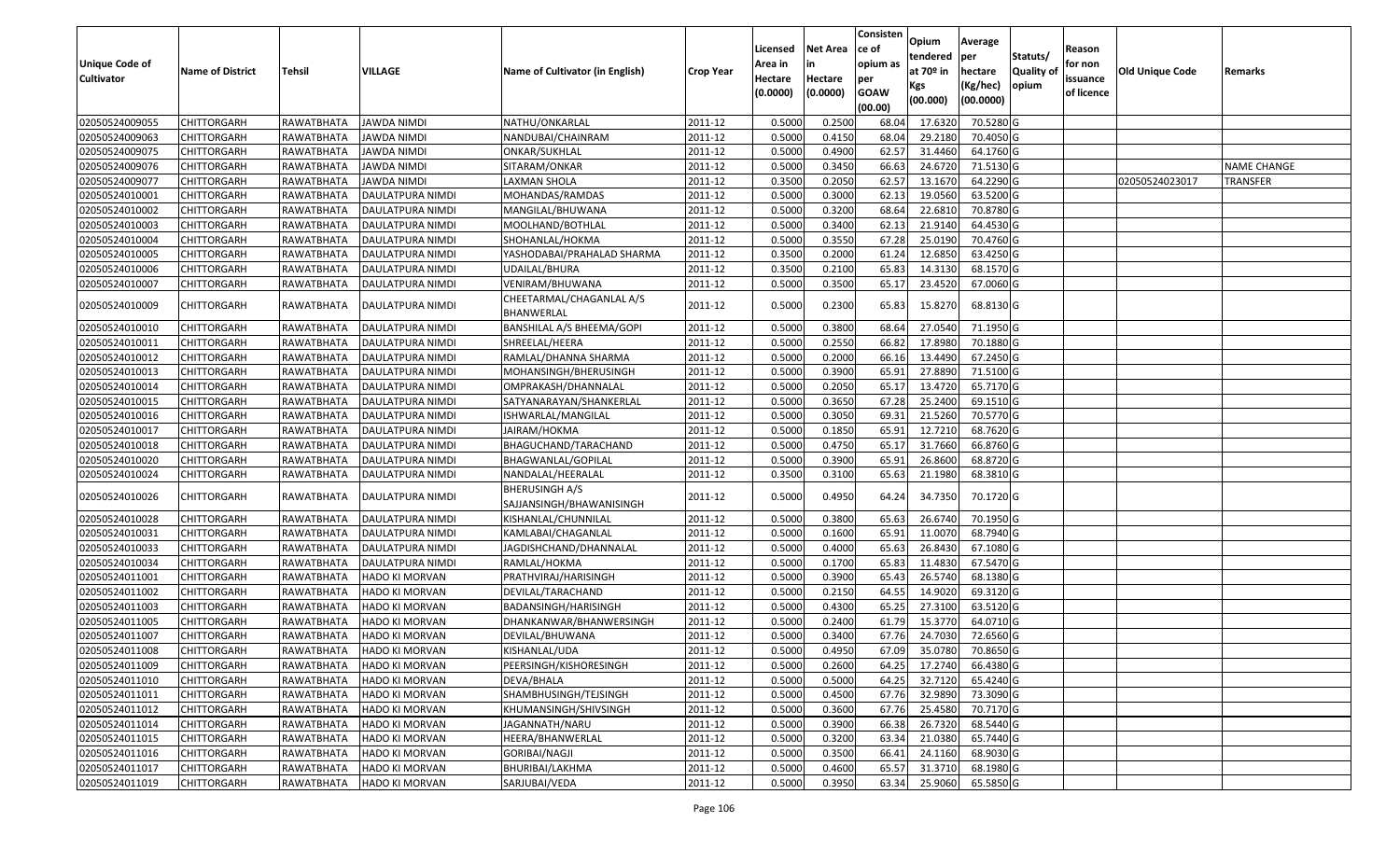| Unique Code of Cultivator | Name of District | Tehsil | VILLAGE | Name of Cultivator (in English) | Crop Year | Licensed Area in Hectare (0.0000) | Net Area in Hectare (0.0000) | Consistence of opium as per GOAW (00.00) | Opium tendered at 70º in Kgs (00.000) | Average per hectare (Kg/hec) (00.0000) | Statuts/ Quality of opium | Reason for non issuance of licence | Old Unique Code | Remarks |
|---|---|---|---|---|---|---|---|---|---|---|---|---|---|---|
| 02050524009055 | CHITTORGARH | RAWATBHATA | JAWDA NIMDI | NATHU/ONKARLAL | 2011-12 | 0.5000 | 0.2500 | 68.04 | 17.6320 | 70.5280 | G | | | |
| 02050524009063 | CHITTORGARH | RAWATBHATA | JAWDA NIMDI | NANDUBAI/CHAINRAM | 2011-12 | 0.5000 | 0.4150 | 68.04 | 29.2180 | 70.4050 | G | | | |
| 02050524009075 | CHITTORGARH | RAWATBHATA | JAWDA NIMDI | ONKAR/SUKHLAL | 2011-12 | 0.5000 | 0.4900 | 62.57 | 31.4460 | 64.1760 | G | | | |
| 02050524009076 | CHITTORGARH | RAWATBHATA | JAWDA NIMDI | SITARAM/ONKAR | 2011-12 | 0.5000 | 0.3450 | 66.63 | 24.6720 | 71.5130 | G | | | NAME CHANGE |
| 02050524009077 | CHITTORGARH | RAWATBHATA | JAWDA NIMDI | LAXMAN SHOLA | 2011-12 | 0.3500 | 0.2050 | 62.57 | 13.1670 | 64.2290 | G | | 02050524023017 | TRANSFER |
| 02050524010001 | CHITTORGARH | RAWATBHATA | DAULATPURA NIMDI | MOHANDAS/RAMDAS | 2011-12 | 0.5000 | 0.3000 | 62.13 | 19.0560 | 63.5200 | G | | | |
| 02050524010002 | CHITTORGARH | RAWATBHATA | DAULATPURA NIMDI | MANGILAL/BHUWANA | 2011-12 | 0.5000 | 0.3200 | 68.64 | 22.6810 | 70.8780 | G | | | |
| 02050524010003 | CHITTORGARH | RAWATBHATA | DAULATPURA NIMDI | MOOLHAND/BOTHLAL | 2011-12 | 0.5000 | 0.3400 | 62.13 | 21.9140 | 64.4530 | G | | | |
| 02050524010004 | CHITTORGARH | RAWATBHATA | DAULATPURA NIMDI | SHOHANLAL/HOKMA | 2011-12 | 0.5000 | 0.3550 | 67.28 | 25.0190 | 70.4760 | G | | | |
| 02050524010005 | CHITTORGARH | RAWATBHATA | DAULATPURA NIMDI | YASHODABAI/PRAHALAD SHARMA | 2011-12 | 0.3500 | 0.2000 | 61.24 | 12.6850 | 63.4250 | G | | | |
| 02050524010006 | CHITTORGARH | RAWATBHATA | DAULATPURA NIMDI | UDAILAL/BHURA | 2011-12 | 0.3500 | 0.2100 | 65.83 | 14.3130 | 68.1570 | G | | | |
| 02050524010007 | CHITTORGARH | RAWATBHATA | DAULATPURA NIMDI | VENIRAM/BHUWANA | 2011-12 | 0.5000 | 0.3500 | 65.17 | 23.4520 | 67.0060 | G | | | |
| 02050524010009 | CHITTORGARH | RAWATBHATA | DAULATPURA NIMDI | CHEETARMAL/CHAGANLAL A/S BHANWERLAL | 2011-12 | 0.5000 | 0.2300 | 65.83 | 15.8270 | 68.8130 | G | | | |
| 02050524010010 | CHITTORGARH | RAWATBHATA | DAULATPURA NIMDI | BANSHILAL A/S BHEEMA/GOPI | 2011-12 | 0.5000 | 0.3800 | 68.64 | 27.0540 | 71.1950 | G | | | |
| 02050524010011 | CHITTORGARH | RAWATBHATA | DAULATPURA NIMDI | SHREELAL/HEERA | 2011-12 | 0.5000 | 0.2550 | 66.82 | 17.8980 | 70.1880 | G | | | |
| 02050524010012 | CHITTORGARH | RAWATBHATA | DAULATPURA NIMDI | RAMLAL/DHANNA SHARMA | 2011-12 | 0.5000 | 0.2000 | 66.16 | 13.4490 | 67.2450 | G | | | |
| 02050524010013 | CHITTORGARH | RAWATBHATA | DAULATPURA NIMDI | MOHANSINGH/BHERUSINGH | 2011-12 | 0.5000 | 0.3900 | 65.91 | 27.8890 | 71.5100 | G | | | |
| 02050524010014 | CHITTORGARH | RAWATBHATA | DAULATPURA NIMDI | OMPRAKASH/DHANNALAL | 2011-12 | 0.5000 | 0.2050 | 65.17 | 13.4720 | 65.7170 | G | | | |
| 02050524010015 | CHITTORGARH | RAWATBHATA | DAULATPURA NIMDI | SATYANARAYAN/SHANKERLAL | 2011-12 | 0.5000 | 0.3650 | 67.28 | 25.2400 | 69.1510 | G | | | |
| 02050524010016 | CHITTORGARH | RAWATBHATA | DAULATPURA NIMDI | ISHWARLAL/MANGILAL | 2011-12 | 0.5000 | 0.3050 | 69.31 | 21.5260 | 70.5770 | G | | | |
| 02050524010017 | CHITTORGARH | RAWATBHATA | DAULATPURA NIMDI | JAIRAM/HOKMA | 2011-12 | 0.5000 | 0.1850 | 65.91 | 12.7210 | 68.7620 | G | | | |
| 02050524010018 | CHITTORGARH | RAWATBHATA | DAULATPURA NIMDI | BHAGUCHAND/TARACHAND | 2011-12 | 0.5000 | 0.4750 | 65.17 | 31.7660 | 66.8760 | G | | | |
| 02050524010020 | CHITTORGARH | RAWATBHATA | DAULATPURA NIMDI | BHAGWANLAL/GOPILAL | 2011-12 | 0.5000 | 0.3900 | 65.91 | 26.8600 | 68.8720 | G | | | |
| 02050524010024 | CHITTORGARH | RAWATBHATA | DAULATPURA NIMDI | NANDALAL/HEERALAL | 2011-12 | 0.3500 | 0.3100 | 65.63 | 21.1980 | 68.3810 | G | | | |
| 02050524010026 | CHITTORGARH | RAWATBHATA | DAULATPURA NIMDI | BHERUSINGH A/S SAJJANSINGH/BHAWANISINGH | 2011-12 | 0.5000 | 0.4950 | 64.24 | 34.7350 | 70.1720 | G | | | |
| 02050524010028 | CHITTORGARH | RAWATBHATA | DAULATPURA NIMDI | KISHANLAL/CHUNNILAL | 2011-12 | 0.5000 | 0.3800 | 65.63 | 26.6740 | 70.1950 | G | | | |
| 02050524010031 | CHITTORGARH | RAWATBHATA | DAULATPURA NIMDI | KAMLABAI/CHAGANLAL | 2011-12 | 0.5000 | 0.1600 | 65.91 | 11.0070 | 68.7940 | G | | | |
| 02050524010033 | CHITTORGARH | RAWATBHATA | DAULATPURA NIMDI | JAGDISHCHAND/DHANNALAL | 2011-12 | 0.5000 | 0.4000 | 65.63 | 26.8430 | 67.1080 | G | | | |
| 02050524010034 | CHITTORGARH | RAWATBHATA | DAULATPURA NIMDI | RAMLAL/HOKMA | 2011-12 | 0.5000 | 0.1700 | 65.83 | 11.4830 | 67.5470 | G | | | |
| 02050524011001 | CHITTORGARH | RAWATBHATA | HADO KI MORVAN | PRATHVIRAJ/HARISINGH | 2011-12 | 0.5000 | 0.3900 | 65.43 | 26.5740 | 68.1380 | G | | | |
| 02050524011002 | CHITTORGARH | RAWATBHATA | HADO KI MORVAN | DEVILAL/TARACHAND | 2011-12 | 0.5000 | 0.2150 | 64.55 | 14.9020 | 69.3120 | G | | | |
| 02050524011003 | CHITTORGARH | RAWATBHATA | HADO KI MORVAN | BADANSINGH/HARISINGH | 2011-12 | 0.5000 | 0.4300 | 65.25 | 27.3100 | 63.5120 | G | | | |
| 02050524011005 | CHITTORGARH | RAWATBHATA | HADO KI MORVAN | DHANKANWAR/BHANWERSINGH | 2011-12 | 0.5000 | 0.2400 | 61.79 | 15.3770 | 64.0710 | G | | | |
| 02050524011007 | CHITTORGARH | RAWATBHATA | HADO KI MORVAN | DEVILAL/BHUWANA | 2011-12 | 0.5000 | 0.3400 | 67.76 | 24.7030 | 72.6560 | G | | | |
| 02050524011008 | CHITTORGARH | RAWATBHATA | HADO KI MORVAN | KISHANLAL/UDA | 2011-12 | 0.5000 | 0.4950 | 67.09 | 35.0780 | 70.8650 | G | | | |
| 02050524011009 | CHITTORGARH | RAWATBHATA | HADO KI MORVAN | PEERSINGH/KISHORESINGH | 2011-12 | 0.5000 | 0.2600 | 64.25 | 17.2740 | 66.4380 | G | | | |
| 02050524011010 | CHITTORGARH | RAWATBHATA | HADO KI MORVAN | DEVA/BHALA | 2011-12 | 0.5000 | 0.5000 | 64.25 | 32.7120 | 65.4240 | G | | | |
| 02050524011011 | CHITTORGARH | RAWATBHATA | HADO KI MORVAN | SHAMBHUSINGH/TEJSINGH | 2011-12 | 0.5000 | 0.4500 | 67.76 | 32.9890 | 73.3090 | G | | | |
| 02050524011012 | CHITTORGARH | RAWATBHATA | HADO KI MORVAN | KHUMANSINGH/SHIVSINGH | 2011-12 | 0.5000 | 0.3600 | 67.76 | 25.4580 | 70.7170 | G | | | |
| 02050524011014 | CHITTORGARH | RAWATBHATA | HADO KI MORVAN | JAGANNATH/NARU | 2011-12 | 0.5000 | 0.3900 | 66.38 | 26.7320 | 68.5440 | G | | | |
| 02050524011015 | CHITTORGARH | RAWATBHATA | HADO KI MORVAN | HEERA/BHANWERLAL | 2011-12 | 0.5000 | 0.3200 | 63.34 | 21.0380 | 65.7440 | G | | | |
| 02050524011016 | CHITTORGARH | RAWATBHATA | HADO KI MORVAN | GORIBAI/NAGJI | 2011-12 | 0.5000 | 0.3500 | 66.41 | 24.1160 | 68.9030 | G | | | |
| 02050524011017 | CHITTORGARH | RAWATBHATA | HADO KI MORVAN | BHURIBAI/LAKHMA | 2011-12 | 0.5000 | 0.4600 | 65.57 | 31.3710 | 68.1980 | G | | | |
| 02050524011019 | CHITTORGARH | RAWATBHATA | HADO KI MORVAN | SARJUBAI/VEDA | 2011-12 | 0.5000 | 0.3950 | 63.34 | 25.9060 | 65.5850 | G | | | |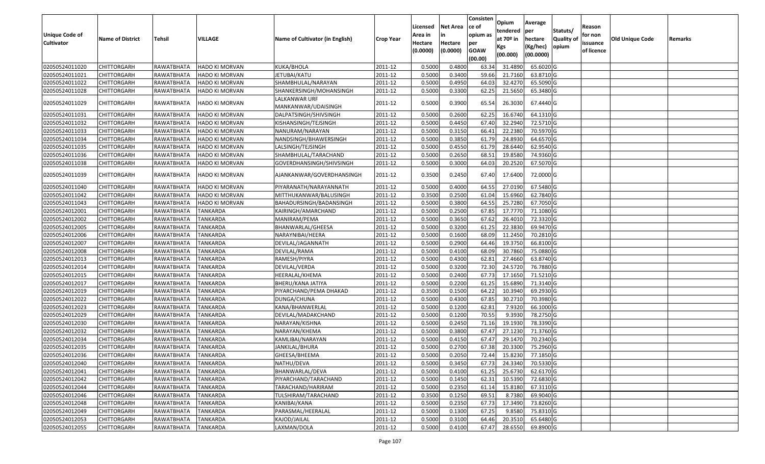| Unique Code of Cultivator | Name of District | Tehsil | VILLAGE | Name of Cultivator (in English) | Crop Year | Licensed Area in Hectare (0.0000) | Net Area in Hectare (0.0000) | Consistence of opium as per GOAW (00.00) | Opium tendered at 70º in Kgs (00.000) | Average per hectare (Kg/hec) (00.0000) | Statuts/ Quality of opium | Reason for non issuance of licence | Old Unique Code | Remarks |
|---|---|---|---|---|---|---|---|---|---|---|---|---|---|---|
| 02050524011020 | CHITTORGARH | RAWATBHATA | HADO KI MORVAN | KUKA/BHOLA | 2011-12 | 0.5000 | 0.4800 | 63.34 | 31.4890 | 65.6020 | G | | | |
| 02050524011021 | CHITTORGARH | RAWATBHATA | HADO KI MORVAN | JETUBAI/KATU | 2011-12 | 0.5000 | 0.3400 | 59.66 | 21.7160 | 63.8710 | G | | | |
| 02050524011022 | CHITTORGARH | RAWATBHATA | HADO KI MORVAN | SHAMBHULAL/NARAYAN | 2011-12 | 0.5000 | 0.4950 | 64.03 | 32.4270 | 65.5090 | G | | | |
| 02050524011028 | CHITTORGARH | RAWATBHATA | HADO KI MORVAN | SHANKERSINGH/MOHANSINGH | 2011-12 | 0.5000 | 0.3300 | 62.25 | 21.5650 | 65.3480 | G | | | |
| 02050524011029 | CHITTORGARH | RAWATBHATA | HADO KI MORVAN | LALKANWAR URF MANKANWAR/UDAISINGH | 2011-12 | 0.5000 | 0.3900 | 65.54 | 26.3030 | 67.4440 | G | | | |
| 02050524011031 | CHITTORGARH | RAWATBHATA | HADO KI MORVAN | DALPATSINGH/SHIVSINGH | 2011-12 | 0.5000 | 0.2600 | 62.25 | 16.6740 | 64.1310 | G | | | |
| 02050524011032 | CHITTORGARH | RAWATBHATA | HADO KI MORVAN | KISHANSINGH/TEJSINGH | 2011-12 | 0.5000 | 0.4450 | 67.40 | 32.2940 | 72.5710 | G | | | |
| 02050524011033 | CHITTORGARH | RAWATBHATA | HADO KI MORVAN | NANURAM/NARAYAN | 2011-12 | 0.5000 | 0.3150 | 66.41 | 22.2380 | 70.5970 | G | | | |
| 02050524011034 | CHITTORGARH | RAWATBHATA | HADO KI MORVAN | NANDSINGH/BHAWERSINGH | 2011-12 | 0.5000 | 0.3850 | 61.79 | 24.8930 | 64.6570 | G | | | |
| 02050524011035 | CHITTORGARH | RAWATBHATA | HADO KI MORVAN | LALSINGH/TEJSINGH | 2011-12 | 0.5000 | 0.4550 | 61.79 | 28.6440 | 62.9540 | G | | | |
| 02050524011036 | CHITTORGARH | RAWATBHATA | HADO KI MORVAN | SHAMBHULAL/TARACHAND | 2011-12 | 0.5000 | 0.2650 | 68.51 | 19.8580 | 74.9360 | G | | | |
| 02050524011038 | CHITTORGARH | RAWATBHATA | HADO KI MORVAN | GOVERDHANSINGH/SHIVSINGH | 2011-12 | 0.5000 | 0.3000 | 64.03 | 20.2520 | 67.5070 | G | | | |
| 02050524011039 | CHITTORGARH | RAWATBHATA | HADO KI MORVAN | AJANKANWAR/GOVERDHANSINGH | 2011-12 | 0.3500 | 0.2450 | 67.40 | 17.6400 | 72.0000 | G | | | |
| 02050524011040 | CHITTORGARH | RAWATBHATA | HADO KI MORVAN | PIYARANATH/NARAYANNATH | 2011-12 | 0.5000 | 0.4000 | 64.55 | 27.0190 | 67.5480 | G | | | |
| 02050524011042 | CHITTORGARH | RAWATBHATA | HADO KI MORVAN | MITTHUKANWAR/BALUSINGH | 2011-12 | 0.3500 | 0.2500 | 61.04 | 15.6960 | 62.7840 | G | | | |
| 02050524011043 | CHITTORGARH | RAWATBHATA | HADO KI MORVAN | BAHADURSINGH/BADANSINGH | 2011-12 | 0.5000 | 0.3800 | 64.55 | 25.7280 | 67.7050 | G | | | |
| 02050524012001 | CHITTORGARH | RAWATBHATA | TANKARDA | KAIRINGH/AMARCHAND | 2011-12 | 0.5000 | 0.2500 | 67.85 | 17.7770 | 71.1080 | G | | | |
| 02050524012002 | CHITTORGARH | RAWATBHATA | TANKARDA | MANIRAM/PEMA | 2011-12 | 0.5000 | 0.3650 | 67.62 | 26.4010 | 72.3320 | G | | | |
| 02050524012005 | CHITTORGARH | RAWATBHATA | TANKARDA | BHANWARLAL/GHEESA | 2011-12 | 0.5000 | 0.3200 | 61.25 | 22.3830 | 69.9470 | G | | | |
| 02050524012006 | CHITTORGARH | RAWATBHATA | TANKARDA | NARAYNIBAI/HEERA | 2011-12 | 0.5000 | 0.1600 | 68.09 | 11.2450 | 70.2810 | G | | | |
| 02050524012007 | CHITTORGARH | RAWATBHATA | TANKARDA | DEVILAL/JAGANNATH | 2011-12 | 0.5000 | 0.2900 | 64.46 | 19.3750 | 66.8100 | G | | | |
| 02050524012008 | CHITTORGARH | RAWATBHATA | TANKARDA | DEVILAL/RAMA | 2011-12 | 0.5000 | 0.4100 | 68.09 | 30.7860 | 75.0880 | G | | | |
| 02050524012013 | CHITTORGARH | RAWATBHATA | TANKARDA | RAMESH/PIYRA | 2011-12 | 0.5000 | 0.4300 | 62.81 | 27.4660 | 63.8740 | G | | | |
| 02050524012014 | CHITTORGARH | RAWATBHATA | TANKARDA | DEVILAL/VERDA | 2011-12 | 0.5000 | 0.3200 | 72.30 | 24.5720 | 76.7880 | G | | | |
| 02050524012015 | CHITTORGARH | RAWATBHATA | TANKARDA | HEERALAL/KHEMA | 2011-12 | 0.5000 | 0.2400 | 67.73 | 17.1650 | 71.5210 | G | | | |
| 02050524012017 | CHITTORGARH | RAWATBHATA | TANKARDA | BHERU/KANA JATIYA | 2011-12 | 0.5000 | 0.2200 | 61.25 | 15.6890 | 71.3140 | G | | | |
| 02050524012019 | CHITTORGARH | RAWATBHATA | TANKARDA | PIYARCHAND/PEMA DHAKAD | 2011-12 | 0.3500 | 0.1500 | 64.22 | 10.3940 | 69.2930 | G | | | |
| 02050524012022 | CHITTORGARH | RAWATBHATA | TANKARDA | DUNGA/CHUNA | 2011-12 | 0.5000 | 0.4300 | 67.85 | 30.2710 | 70.3980 | G | | | |
| 02050524012023 | CHITTORGARH | RAWATBHATA | TANKARDA | KANA/BHANWERLAL | 2011-12 | 0.5000 | 0.1200 | 62.81 | 7.9320 | 66.1000 | G | | | |
| 02050524012029 | CHITTORGARH | RAWATBHATA | TANKARDA | DEVILAL/MADAKCHAND | 2011-12 | 0.5000 | 0.1200 | 70.55 | 9.3930 | 78.2750 | G | | | |
| 02050524012030 | CHITTORGARH | RAWATBHATA | TANKARDA | NARAYAN/KISHNA | 2011-12 | 0.5000 | 0.2450 | 71.16 | 19.1930 | 78.3390 | G | | | |
| 02050524012032 | CHITTORGARH | RAWATBHATA | TANKARDA | NARAYAN/KHEMA | 2011-12 | 0.5000 | 0.3800 | 67.47 | 27.1230 | 71.3760 | G | | | |
| 02050524012034 | CHITTORGARH | RAWATBHATA | TANKARDA | KAMLIBAI/NARAYAN | 2011-12 | 0.5000 | 0.4150 | 67.47 | 29.1470 | 70.2340 | G | | | |
| 02050524012035 | CHITTORGARH | RAWATBHATA | TANKARDA | JANKILAL/BHURA | 2011-12 | 0.5000 | 0.2700 | 67.38 | 20.3300 | 75.2960 | G | | | |
| 02050524012036 | CHITTORGARH | RAWATBHATA | TANKARDA | GHEESA/BHEEMA | 2011-12 | 0.5000 | 0.2050 | 72.44 | 15.8230 | 77.1850 | G | | | |
| 02050524012040 | CHITTORGARH | RAWATBHATA | TANKARDA | NATHU/DEVA | 2011-12 | 0.5000 | 0.3450 | 67.73 | 24.3340 | 70.5330 | G | | | |
| 02050524012041 | CHITTORGARH | RAWATBHATA | TANKARDA | BHANWARLAL/DEVA | 2011-12 | 0.5000 | 0.4100 | 61.25 | 25.6730 | 62.6170 | G | | | |
| 02050524012042 | CHITTORGARH | RAWATBHATA | TANKARDA | PIYARCHAND/TARACHAND | 2011-12 | 0.5000 | 0.1450 | 62.31 | 10.5390 | 72.6830 | G | | | |
| 02050524012044 | CHITTORGARH | RAWATBHATA | TANKARDA | TARACHAND/HARIRAM | 2011-12 | 0.5000 | 0.2350 | 61.14 | 15.8180 | 67.3110 | G | | | |
| 02050524012046 | CHITTORGARH | RAWATBHATA | TANKARDA | TULSHIRAM/TARACHAND | 2011-12 | 0.3500 | 0.1250 | 69.51 | 8.7380 | 69.9040 | G | | | |
| 02050524012048 | CHITTORGARH | RAWATBHATA | TANKARDA | KANIBAI/KANA | 2011-12 | 0.5000 | 0.2350 | 67.73 | 17.3490 | 73.8260 | G | | | |
| 02050524012049 | CHITTORGARH | RAWATBHATA | TANKARDA | PARASMAL/HEERALAL | 2011-12 | 0.5000 | 0.1300 | 67.25 | 9.8580 | 75.8310 | G | | | |
| 02050524012053 | CHITTORGARH | RAWATBHATA | TANKARDA | KAJOD/JAILAL | 2011-12 | 0.5000 | 0.3100 | 64.46 | 20.3510 | 65.6480 | G | | | |
| 02050524012055 | CHITTORGARH | RAWATBHATA | TANKARDA | LAXMAN/DOLA | 2011-12 | 0.5000 | 0.4100 | 67.47 | 28.6550 | 69.8900 | G | | | |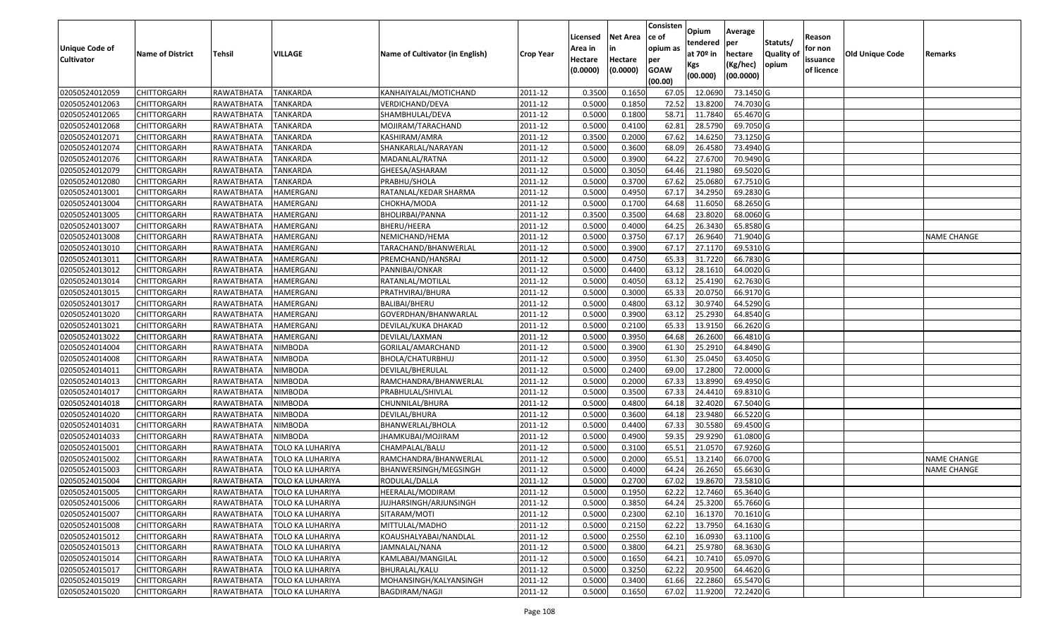| Unique Code of Cultivator | Name of District | Tehsil | VILLAGE | Name of Cultivator (in English) | Crop Year | Licensed Area in Hectare (0.0000) | Net Area in Hectare (0.0000) | Consisten ce of opium as per GOAW (00.00) | Opium tendered at 70º in Kgs (00.000) | Average per hectare (Kg/hec) (00.0000) | Statuts/ Quality of opium | Reason for non issuance of licence | Old Unique Code | Remarks |
|---|---|---|---|---|---|---|---|---|---|---|---|---|---|---|
| 02050524012059 | CHITTORGARH | RAWATBHATA | TANKARDA | KANHAIYALAL/MOTICHAND | 2011-12 | 0.3500 | 0.1650 | 67.05 | 12.0690 | 73.1450 | G | | | |
| 02050524012063 | CHITTORGARH | RAWATBHATA | TANKARDA | VERDICHAND/DEVA | 2011-12 | 0.5000 | 0.1850 | 72.52 | 13.8200 | 74.7030 | G | | | |
| 02050524012065 | CHITTORGARH | RAWATBHATA | TANKARDA | SHAMBHULAL/DEVA | 2011-12 | 0.5000 | 0.1800 | 58.71 | 11.7840 | 65.4670 | G | | | |
| 02050524012068 | CHITTORGARH | RAWATBHATA | TANKARDA | MOJIRAM/TARACHAND | 2011-12 | 0.5000 | 0.4100 | 62.81 | 28.5790 | 69.7050 | G | | | |
| 02050524012071 | CHITTORGARH | RAWATBHATA | TANKARDA | KASHIRAM/AMRA | 2011-12 | 0.3500 | 0.2000 | 67.62 | 14.6250 | 73.1250 | G | | | |
| 02050524012074 | CHITTORGARH | RAWATBHATA | TANKARDA | SHANKARLAL/NARAYAN | 2011-12 | 0.5000 | 0.3600 | 68.09 | 26.4580 | 73.4940 | G | | | |
| 02050524012076 | CHITTORGARH | RAWATBHATA | TANKARDA | MADANLAL/RATNA | 2011-12 | 0.5000 | 0.3900 | 64.22 | 27.6700 | 70.9490 | G | | | |
| 02050524012079 | CHITTORGARH | RAWATBHATA | TANKARDA | GHEESA/ASHARAM | 2011-12 | 0.5000 | 0.3050 | 64.46 | 21.1980 | 69.5020 | G | | | |
| 02050524012080 | CHITTORGARH | RAWATBHATA | TANKARDA | PRABHU/SHOLA | 2011-12 | 0.5000 | 0.3700 | 67.62 | 25.0680 | 67.7510 | G | | | |
| 02050524013001 | CHITTORGARH | RAWATBHATA | HAMERGANJ | RATANLAL/KEDAR SHARMA | 2011-12 | 0.5000 | 0.4950 | 67.17 | 34.2950 | 69.2830 | G | | | |
| 02050524013004 | CHITTORGARH | RAWATBHATA | HAMERGANJ | CHOKHA/MODA | 2011-12 | 0.5000 | 0.1700 | 64.68 | 11.6050 | 68.2650 | G | | | |
| 02050524013005 | CHITTORGARH | RAWATBHATA | HAMERGANJ | BHOLIRBAI/PANNA | 2011-12 | 0.3500 | 0.3500 | 64.68 | 23.8020 | 68.0060 | G | | | |
| 02050524013007 | CHITTORGARH | RAWATBHATA | HAMERGANJ | BHERU/HEERA | 2011-12 | 0.5000 | 0.4000 | 64.25 | 26.3430 | 65.8580 | G | | | |
| 02050524013008 | CHITTORGARH | RAWATBHATA | HAMERGANJ | NEMICHAND/HEMA | 2011-12 | 0.5000 | 0.3750 | 67.17 | 26.9640 | 71.9040 | G | | | NAME CHANGE |
| 02050524013010 | CHITTORGARH | RAWATBHATA | HAMERGANJ | TARACHAND/BHANWERLAL | 2011-12 | 0.5000 | 0.3900 | 67.17 | 27.1170 | 69.5310 | G | | | |
| 02050524013011 | CHITTORGARH | RAWATBHATA | HAMERGANJ | PREMCHAND/HANSRAJ | 2011-12 | 0.5000 | 0.4750 | 65.33 | 31.7220 | 66.7830 | G | | | |
| 02050524013012 | CHITTORGARH | RAWATBHATA | HAMERGANJ | PANNIBAI/ONKAR | 2011-12 | 0.5000 | 0.4400 | 63.12 | 28.1610 | 64.0020 | G | | | |
| 02050524013014 | CHITTORGARH | RAWATBHATA | HAMERGANJ | RATANLAL/MOTILAL | 2011-12 | 0.5000 | 0.4050 | 63.12 | 25.4190 | 62.7630 | G | | | |
| 02050524013015 | CHITTORGARH | RAWATBHATA | HAMERGANJ | PRATHVIRAJ/BHURA | 2011-12 | 0.5000 | 0.3000 | 65.33 | 20.0750 | 66.9170 | G | | | |
| 02050524013017 | CHITTORGARH | RAWATBHATA | HAMERGANJ | BALIBAI/BHERU | 2011-12 | 0.5000 | 0.4800 | 63.12 | 30.9740 | 64.5290 | G | | | |
| 02050524013020 | CHITTORGARH | RAWATBHATA | HAMERGANJ | GOVERDHAN/BHANWARLAL | 2011-12 | 0.5000 | 0.3900 | 63.12 | 25.2930 | 64.8540 | G | | | |
| 02050524013021 | CHITTORGARH | RAWATBHATA | HAMERGANJ | DEVILAL/KUKA DHAKAD | 2011-12 | 0.5000 | 0.2100 | 65.33 | 13.9150 | 66.2620 | G | | | |
| 02050524013022 | CHITTORGARH | RAWATBHATA | HAMERGANJ | DEVILAL/LAXMAN | 2011-12 | 0.5000 | 0.3950 | 64.68 | 26.2600 | 66.4810 | G | | | |
| 02050524014004 | CHITTORGARH | RAWATBHATA | NIMBODA | GORILAL/AMARCHAND | 2011-12 | 0.5000 | 0.3900 | 61.30 | 25.2910 | 64.8490 | G | | | |
| 02050524014008 | CHITTORGARH | RAWATBHATA | NIMBODA | BHOLA/CHATURBHUJ | 2011-12 | 0.5000 | 0.3950 | 61.30 | 25.0450 | 63.4050 | G | | | |
| 02050524014011 | CHITTORGARH | RAWATBHATA | NIMBODA | DEVILAL/BHERULAL | 2011-12 | 0.5000 | 0.2400 | 69.00 | 17.2800 | 72.0000 | G | | | |
| 02050524014013 | CHITTORGARH | RAWATBHATA | NIMBODA | RAMCHANDRA/BHANWERLAL | 2011-12 | 0.5000 | 0.2000 | 67.33 | 13.8990 | 69.4950 | G | | | |
| 02050524014017 | CHITTORGARH | RAWATBHATA | NIMBODA | PRABHULAL/SHIVLAL | 2011-12 | 0.5000 | 0.3500 | 67.33 | 24.4410 | 69.8310 | G | | | |
| 02050524014018 | CHITTORGARH | RAWATBHATA | NIMBODA | CHUNNILAL/BHURA | 2011-12 | 0.5000 | 0.4800 | 64.18 | 32.4020 | 67.5040 | G | | | |
| 02050524014020 | CHITTORGARH | RAWATBHATA | NIMBODA | DEVILAL/BHURA | 2011-12 | 0.5000 | 0.3600 | 64.18 | 23.9480 | 66.5220 | G | | | |
| 02050524014031 | CHITTORGARH | RAWATBHATA | NIMBODA | BHANWERLAL/BHOLA | 2011-12 | 0.5000 | 0.4400 | 67.33 | 30.5580 | 69.4500 | G | | | |
| 02050524014033 | CHITTORGARH | RAWATBHATA | NIMBODA | JHAMKUBAI/MOJIRAM | 2011-12 | 0.5000 | 0.4900 | 59.35 | 29.9290 | 61.0800 | G | | | |
| 02050524015001 | CHITTORGARH | RAWATBHATA | TOLO KA LUHARIYA | CHAMPALAL/BALU | 2011-12 | 0.5000 | 0.3100 | 65.51 | 21.0570 | 67.9260 | G | | | |
| 02050524015002 | CHITTORGARH | RAWATBHATA | TOLO KA LUHARIYA | RAMCHANDRA/BHANWERLAL | 2011-12 | 0.5000 | 0.2000 | 65.51 | 13.2140 | 66.0700 | G | | | NAME CHANGE |
| 02050524015003 | CHITTORGARH | RAWATBHATA | TOLO KA LUHARIYA | BHANWERSINGH/MEGSINGH | 2011-12 | 0.5000 | 0.4000 | 64.24 | 26.2650 | 65.6630 | G | | | NAME CHANGE |
| 02050524015004 | CHITTORGARH | RAWATBHATA | TOLO KA LUHARIYA | RODULAL/DALLA | 2011-12 | 0.5000 | 0.2700 | 67.02 | 19.8670 | 73.5810 | G | | | |
| 02050524015005 | CHITTORGARH | RAWATBHATA | TOLO KA LUHARIYA | HEERALAL/MODIRAM | 2011-12 | 0.5000 | 0.1950 | 62.22 | 12.7460 | 65.3640 | G | | | |
| 02050524015006 | CHITTORGARH | RAWATBHATA | TOLO KA LUHARIYA | JUJHARSINGH/ARJUNSINGH | 2011-12 | 0.5000 | 0.3850 | 64.24 | 25.3200 | 65.7660 | G | | | |
| 02050524015007 | CHITTORGARH | RAWATBHATA | TOLO KA LUHARIYA | SITARAM/MOTI | 2011-12 | 0.5000 | 0.2300 | 62.10 | 16.1370 | 70.1610 | G | | | |
| 02050524015008 | CHITTORGARH | RAWATBHATA | TOLO KA LUHARIYA | MITTULAL/MADHO | 2011-12 | 0.5000 | 0.2150 | 62.22 | 13.7950 | 64.1630 | G | | | |
| 02050524015012 | CHITTORGARH | RAWATBHATA | TOLO KA LUHARIYA | KOAUSHALYABAI/NANDLAL | 2011-12 | 0.5000 | 0.2550 | 62.10 | 16.0930 | 63.1100 | G | | | |
| 02050524015013 | CHITTORGARH | RAWATBHATA | TOLO KA LUHARIYA | JAMNALAL/NANA | 2011-12 | 0.5000 | 0.3800 | 64.21 | 25.9780 | 68.3630 | G | | | |
| 02050524015014 | CHITTORGARH | RAWATBHATA | TOLO KA LUHARIYA | KAMLABAI/MANGILAL | 2011-12 | 0.5000 | 0.1650 | 64.21 | 10.7410 | 65.0970 | G | | | |
| 02050524015017 | CHITTORGARH | RAWATBHATA | TOLO KA LUHARIYA | BHURALAL/KALU | 2011-12 | 0.5000 | 0.3250 | 62.22 | 20.9500 | 64.4620 | G | | | |
| 02050524015019 | CHITTORGARH | RAWATBHATA | TOLO KA LUHARIYA | MOHANSINGH/KALYANSINGH | 2011-12 | 0.5000 | 0.3400 | 61.66 | 22.2860 | 65.5470 | G | | | |
| 02050524015020 | CHITTORGARH | RAWATBHATA | TOLO KA LUHARIYA | BAGDIRAM/NAGJI | 2011-12 | 0.5000 | 0.1650 | 67.02 | 11.9200 | 72.2420 | G | | | |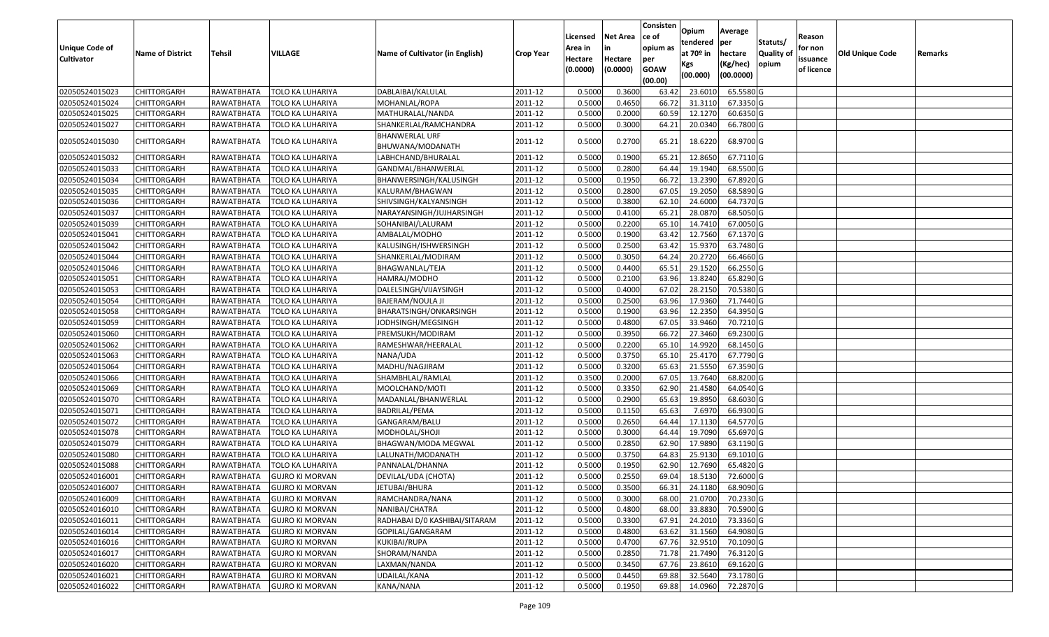| Unique Code of Cultivator | Name of District | Tehsil | VILLAGE | Name of Cultivator (in English) | Crop Year | Licensed Area in Hectare (0.0000) | Net Area in Hectare (0.0000) | Consistence of opium as per GOAW (00.00) | Opium tendered at 70º in Kgs (00.000) | Average per hectare (Kg/hec) (00.0000) | Statuts/ Quality of opium | Reason for non issuance of licence | Old Unique Code | Remarks |
|---|---|---|---|---|---|---|---|---|---|---|---|---|---|---|
| 02050524015023 | CHITTORGARH | RAWATBHATA | TOLO KA LUHARIYA | DABLAIBAI/KALULAL | 2011-12 | 0.5000 | 0.3600 | 63.42 | 23.6010 | 65.5580 | G | | | |
| 02050524015024 | CHITTORGARH | RAWATBHATA | TOLO KA LUHARIYA | MOHANLAL/ROPA | 2011-12 | 0.5000 | 0.4650 | 66.72 | 31.3110 | 67.3350 | G | | | |
| 02050524015025 | CHITTORGARH | RAWATBHATA | TOLO KA LUHARIYA | MATHURALAL/NANDA | 2011-12 | 0.5000 | 0.2000 | 60.59 | 12.1270 | 60.6350 | G | | | |
| 02050524015027 | CHITTORGARH | RAWATBHATA | TOLO KA LUHARIYA | SHANKERLAL/RAMCHANDRA | 2011-12 | 0.5000 | 0.3000 | 64.21 | 20.0340 | 66.7800 | G | | | |
| 02050524015030 | CHITTORGARH | RAWATBHATA | TOLO KA LUHARIYA | BHANWERLAL URF BHUWANA/MODANATH | 2011-12 | 0.5000 | 0.2700 | 65.21 | 18.6220 | 68.9700 | G | | | |
| 02050524015032 | CHITTORGARH | RAWATBHATA | TOLO KA LUHARIYA | LABHCHAND/BHURALAL | 2011-12 | 0.5000 | 0.1900 | 65.21 | 12.8650 | 67.7110 | G | | | |
| 02050524015033 | CHITTORGARH | RAWATBHATA | TOLO KA LUHARIYA | GANDMAL/BHANWERLAL | 2011-12 | 0.5000 | 0.2800 | 64.44 | 19.1940 | 68.5500 | G | | | |
| 02050524015034 | CHITTORGARH | RAWATBHATA | TOLO KA LUHARIYA | BHANWERSINGH/KALUSINGH | 2011-12 | 0.5000 | 0.1950 | 66.72 | 13.2390 | 67.8920 | G | | | |
| 02050524015035 | CHITTORGARH | RAWATBHATA | TOLO KA LUHARIYA | KALURAM/BHAGWAN | 2011-12 | 0.5000 | 0.2800 | 67.05 | 19.2050 | 68.5890 | G | | | |
| 02050524015036 | CHITTORGARH | RAWATBHATA | TOLO KA LUHARIYA | SHIVSINGH/KALYANSINGH | 2011-12 | 0.5000 | 0.3800 | 62.10 | 24.6000 | 64.7370 | G | | | |
| 02050524015037 | CHITTORGARH | RAWATBHATA | TOLO KA LUHARIYA | NARAYANSINGH/JUJHARSINGH | 2011-12 | 0.5000 | 0.4100 | 65.21 | 28.0870 | 68.5050 | G | | | |
| 02050524015039 | CHITTORGARH | RAWATBHATA | TOLO KA LUHARIYA | SOHANIBAI/LALURAM | 2011-12 | 0.5000 | 0.2200 | 65.10 | 14.7410 | 67.0050 | G | | | |
| 02050524015041 | CHITTORGARH | RAWATBHATA | TOLO KA LUHARIYA | AMBALAL/MODHO | 2011-12 | 0.5000 | 0.1900 | 63.42 | 12.7560 | 67.1370 | G | | | |
| 02050524015042 | CHITTORGARH | RAWATBHATA | TOLO KA LUHARIYA | KALUSINGH/ISHWERSINGH | 2011-12 | 0.5000 | 0.2500 | 63.42 | 15.9370 | 63.7480 | G | | | |
| 02050524015044 | CHITTORGARH | RAWATBHATA | TOLO KA LUHARIYA | SHANKERLAL/MODIRAM | 2011-12 | 0.5000 | 0.3050 | 64.24 | 20.2720 | 66.4660 | G | | | |
| 02050524015046 | CHITTORGARH | RAWATBHATA | TOLO KA LUHARIYA | BHAGWANLAL/TEJA | 2011-12 | 0.5000 | 0.4400 | 65.51 | 29.1520 | 66.2550 | G | | | |
| 02050524015051 | CHITTORGARH | RAWATBHATA | TOLO KA LUHARIYA | HAMRAJ/MODHO | 2011-12 | 0.5000 | 0.2100 | 63.96 | 13.8240 | 65.8290 | G | | | |
| 02050524015053 | CHITTORGARH | RAWATBHATA | TOLO KA LUHARIYA | DALELSINGH/VIJAYSINGH | 2011-12 | 0.5000 | 0.4000 | 67.02 | 28.2150 | 70.5380 | G | | | |
| 02050524015054 | CHITTORGARH | RAWATBHATA | TOLO KA LUHARIYA | BAJERAM/NOULA JI | 2011-12 | 0.5000 | 0.2500 | 63.96 | 17.9360 | 71.7440 | G | | | |
| 02050524015058 | CHITTORGARH | RAWATBHATA | TOLO KA LUHARIYA | BHARATSINGH/ONKARSINGH | 2011-12 | 0.5000 | 0.1900 | 63.96 | 12.2350 | 64.3950 | G | | | |
| 02050524015059 | CHITTORGARH | RAWATBHATA | TOLO KA LUHARIYA | JODHSINGH/MEGSINGH | 2011-12 | 0.5000 | 0.4800 | 67.05 | 33.9460 | 70.7210 | G | | | |
| 02050524015060 | CHITTORGARH | RAWATBHATA | TOLO KA LUHARIYA | PREMSUKH/MODIRAM | 2011-12 | 0.5000 | 0.3950 | 66.72 | 27.3460 | 69.2300 | G | | | |
| 02050524015062 | CHITTORGARH | RAWATBHATA | TOLO KA LUHARIYA | RAMESHWAR/HEERALAL | 2011-12 | 0.5000 | 0.2200 | 65.10 | 14.9920 | 68.1450 | G | | | |
| 02050524015063 | CHITTORGARH | RAWATBHATA | TOLO KA LUHARIYA | NANA/UDA | 2011-12 | 0.5000 | 0.3750 | 65.10 | 25.4170 | 67.7790 | G | | | |
| 02050524015064 | CHITTORGARH | RAWATBHATA | TOLO KA LUHARIYA | MADHU/NAGJIRAM | 2011-12 | 0.5000 | 0.3200 | 65.63 | 21.5550 | 67.3590 | G | | | |
| 02050524015066 | CHITTORGARH | RAWATBHATA | TOLO KA LUHARIYA | SHAMBHLAL/RAMLAL | 2011-12 | 0.3500 | 0.2000 | 67.05 | 13.7640 | 68.8200 | G | | | |
| 02050524015069 | CHITTORGARH | RAWATBHATA | TOLO KA LUHARIYA | MOOLCHAND/MOTI | 2011-12 | 0.5000 | 0.3350 | 62.90 | 21.4580 | 64.0540 | G | | | |
| 02050524015070 | CHITTORGARH | RAWATBHATA | TOLO KA LUHARIYA | MADANLAL/BHANWERLAL | 2011-12 | 0.5000 | 0.2900 | 65.63 | 19.8950 | 68.6030 | G | | | |
| 02050524015071 | CHITTORGARH | RAWATBHATA | TOLO KA LUHARIYA | BADRILAL/PEMA | 2011-12 | 0.5000 | 0.1150 | 65.63 | 7.6970 | 66.9300 | G | | | |
| 02050524015072 | CHITTORGARH | RAWATBHATA | TOLO KA LUHARIYA | GANGARAM/BALU | 2011-12 | 0.5000 | 0.2650 | 64.44 | 17.1130 | 64.5770 | G | | | |
| 02050524015078 | CHITTORGARH | RAWATBHATA | TOLO KA LUHARIYA | MODHOLAL/SHOJI | 2011-12 | 0.5000 | 0.3000 | 64.44 | 19.7090 | 65.6970 | G | | | |
| 02050524015079 | CHITTORGARH | RAWATBHATA | TOLO KA LUHARIYA | BHAGWAN/MODA MEGWAL | 2011-12 | 0.5000 | 0.2850 | 62.90 | 17.9890 | 63.1190 | G | | | |
| 02050524015080 | CHITTORGARH | RAWATBHATA | TOLO KA LUHARIYA | LALUNATH/MODANATH | 2011-12 | 0.5000 | 0.3750 | 64.83 | 25.9130 | 69.1010 | G | | | |
| 02050524015088 | CHITTORGARH | RAWATBHATA | TOLO KA LUHARIYA | PANNALAL/DHANNA | 2011-12 | 0.5000 | 0.1950 | 62.90 | 12.7690 | 65.4820 | G | | | |
| 02050524016001 | CHITTORGARH | RAWATBHATA | GUJRO KI MORVAN | DEVILAL/UDA (CHOTA) | 2011-12 | 0.5000 | 0.2550 | 69.04 | 18.5130 | 72.6000 | G | | | |
| 02050524016007 | CHITTORGARH | RAWATBHATA | GUJRO KI MORVAN | JETUBAI/BHURA | 2011-12 | 0.5000 | 0.3500 | 66.31 | 24.1180 | 68.9090 | G | | | |
| 02050524016009 | CHITTORGARH | RAWATBHATA | GUJRO KI MORVAN | RAMCHANDRA/NANA | 2011-12 | 0.5000 | 0.3000 | 68.00 | 21.0700 | 70.2330 | G | | | |
| 02050524016010 | CHITTORGARH | RAWATBHATA | GUJRO KI MORVAN | NANIBAI/CHATRA | 2011-12 | 0.5000 | 0.4800 | 68.00 | 33.8830 | 70.5900 | G | | | |
| 02050524016011 | CHITTORGARH | RAWATBHATA | GUJRO KI MORVAN | RADHABAI D/0 KASHIBAI/SITARAM | 2011-12 | 0.5000 | 0.3300 | 67.91 | 24.2010 | 73.3360 | G | | | |
| 02050524016014 | CHITTORGARH | RAWATBHATA | GUJRO KI MORVAN | GOPILAL/GANGARAM | 2011-12 | 0.5000 | 0.4800 | 63.62 | 31.1560 | 64.9080 | G | | | |
| 02050524016016 | CHITTORGARH | RAWATBHATA | GUJRO KI MORVAN | KUKIBAI/RUPA | 2011-12 | 0.5000 | 0.4700 | 67.76 | 32.9510 | 70.1090 | G | | | |
| 02050524016017 | CHITTORGARH | RAWATBHATA | GUJRO KI MORVAN | SHORAM/NANDA | 2011-12 | 0.5000 | 0.2850 | 71.78 | 21.7490 | 76.3120 | G | | | |
| 02050524016020 | CHITTORGARH | RAWATBHATA | GUJRO KI MORVAN | LAXMAN/NANDA | 2011-12 | 0.5000 | 0.3450 | 67.76 | 23.8610 | 69.1620 | G | | | |
| 02050524016021 | CHITTORGARH | RAWATBHATA | GUJRO KI MORVAN | UDAILAL/KANA | 2011-12 | 0.5000 | 0.4450 | 69.88 | 32.5640 | 73.1780 | G | | | |
| 02050524016022 | CHITTORGARH | RAWATBHATA | GUJRO KI MORVAN | KANA/NANA | 2011-12 | 0.5000 | 0.1950 | 69.88 | 14.0960 | 72.2870 | G | | | |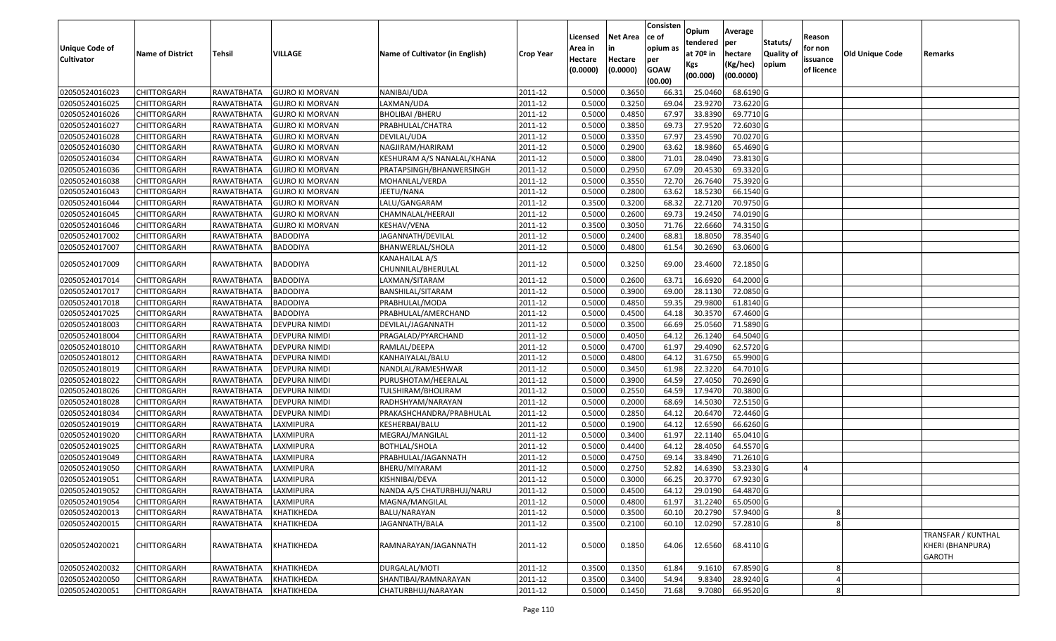| Unique Code of Cultivator | Name of District | Tehsil | VILLAGE | Name of Cultivator (in English) | Crop Year | Licensed Area in Hectare (0.0000) | Net Area in Hectare (0.0000) | Consistence of opium as per GOAW (00.00) | Opium tendered at 70º in Kgs (00.000) | Average per hectare (Kg/hec) (00.0000) | Statuts/ Quality of opium | Reason for non issuance of licence | Old Unique Code | Remarks |
|---|---|---|---|---|---|---|---|---|---|---|---|---|---|---|
| 02050524016023 | CHITTORGARH | RAWATBHATA | GUJRO KI MORVAN | NANIBAI/UDA | 2011-12 | 0.5000 | 0.3650 | 66.31 | 25.0460 | 68.6190 | G | | | |
| 02050524016025 | CHITTORGARH | RAWATBHATA | GUJRO KI MORVAN | LAXMAN/UDA | 2011-12 | 0.5000 | 0.3250 | 69.04 | 23.9270 | 73.6220 | G | | | |
| 02050524016026 | CHITTORGARH | RAWATBHATA | GUJRO KI MORVAN | BHOLIBAI /BHERU | 2011-12 | 0.5000 | 0.4850 | 67.97 | 33.8390 | 69.7710 | G | | | |
| 02050524016027 | CHITTORGARH | RAWATBHATA | GUJRO KI MORVAN | PRABHULAL/CHATRA | 2011-12 | 0.5000 | 0.3850 | 69.73 | 27.9520 | 72.6030 | G | | | |
| 02050524016028 | CHITTORGARH | RAWATBHATA | GUJRO KI MORVAN | DEVILAL/UDA | 2011-12 | 0.5000 | 0.3350 | 67.97 | 23.4590 | 70.0270 | G | | | |
| 02050524016030 | CHITTORGARH | RAWATBHATA | GUJRO KI MORVAN | NAGJIRAM/HARIRAM | 2011-12 | 0.5000 | 0.2900 | 63.62 | 18.9860 | 65.4690 | G | | | |
| 02050524016034 | CHITTORGARH | RAWATBHATA | GUJRO KI MORVAN | KESHURAM A/S NANALAL/KHANA | 2011-12 | 0.5000 | 0.3800 | 71.01 | 28.0490 | 73.8130 | G | | | |
| 02050524016036 | CHITTORGARH | RAWATBHATA | GUJRO KI MORVAN | PRATAPSINGH/BHANWERSINGH | 2011-12 | 0.5000 | 0.2950 | 67.09 | 20.4530 | 69.3320 | G | | | |
| 02050524016038 | CHITTORGARH | RAWATBHATA | GUJRO KI MORVAN | MOHANLAL/VERDA | 2011-12 | 0.5000 | 0.3550 | 72.70 | 26.7640 | 75.3920 | G | | | |
| 02050524016043 | CHITTORGARH | RAWATBHATA | GUJRO KI MORVAN | JEETU/NANA | 2011-12 | 0.5000 | 0.2800 | 63.62 | 18.5230 | 66.1540 | G | | | |
| 02050524016044 | CHITTORGARH | RAWATBHATA | GUJRO KI MORVAN | LALU/GANGARAM | 2011-12 | 0.3500 | 0.3200 | 68.32 | 22.7120 | 70.9750 | G | | | |
| 02050524016045 | CHITTORGARH | RAWATBHATA | GUJRO KI MORVAN | CHAMNALAL/HEERAJI | 2011-12 | 0.5000 | 0.2600 | 69.73 | 19.2450 | 74.0190 | G | | | |
| 02050524016046 | CHITTORGARH | RAWATBHATA | GUJRO KI MORVAN | KESHAV/VENA | 2011-12 | 0.3500 | 0.3050 | 71.76 | 22.6660 | 74.3150 | G | | | |
| 02050524017002 | CHITTORGARH | RAWATBHATA | BADODIYA | JAGANNATH/DEVILAL | 2011-12 | 0.5000 | 0.2400 | 68.81 | 18.8050 | 78.3540 | G | | | |
| 02050524017007 | CHITTORGARH | RAWATBHATA | BADODIYA | BHANWERLAL/SHOLA | 2011-12 | 0.5000 | 0.4800 | 61.54 | 30.2690 | 63.0600 | G | | | |
| 02050524017009 | CHITTORGARH | RAWATBHATA | BADODIYA | KANAHAILAL A/S CHUNNILAL/BHERULAL | 2011-12 | 0.5000 | 0.3250 | 69.00 | 23.4600 | 72.1850 | G | | | |
| 02050524017014 | CHITTORGARH | RAWATBHATA | BADODIYA | LAXMAN/SITARAM | 2011-12 | 0.5000 | 0.2600 | 63.71 | 16.6920 | 64.2000 | G | | | |
| 02050524017017 | CHITTORGARH | RAWATBHATA | BADODIYA | BANSHILAL/SITARAM | 2011-12 | 0.5000 | 0.3900 | 69.00 | 28.1130 | 72.0850 | G | | | |
| 02050524017018 | CHITTORGARH | RAWATBHATA | BADODIYA | PRABHULAL/MODA | 2011-12 | 0.5000 | 0.4850 | 59.35 | 29.9800 | 61.8140 | G | | | |
| 02050524017025 | CHITTORGARH | RAWATBHATA | BADODIYA | PRABHULAL/AMERCHAND | 2011-12 | 0.5000 | 0.4500 | 64.18 | 30.3570 | 67.4600 | G | | | |
| 02050524018003 | CHITTORGARH | RAWATBHATA | DEVPURA NIMDI | DEVILAL/JAGANNATH | 2011-12 | 0.5000 | 0.3500 | 66.69 | 25.0560 | 71.5890 | G | | | |
| 02050524018004 | CHITTORGARH | RAWATBHATA | DEVPURA NIMDI | PRAGALAD/PYARCHAND | 2011-12 | 0.5000 | 0.4050 | 64.12 | 26.1240 | 64.5040 | G | | | |
| 02050524018010 | CHITTORGARH | RAWATBHATA | DEVPURA NIMDI | RAMLAL/DEEPA | 2011-12 | 0.5000 | 0.4700 | 61.97 | 29.4090 | 62.5720 | G | | | |
| 02050524018012 | CHITTORGARH | RAWATBHATA | DEVPURA NIMDI | KANHAIYALAL/BALU | 2011-12 | 0.5000 | 0.4800 | 64.12 | 31.6750 | 65.9900 | G | | | |
| 02050524018019 | CHITTORGARH | RAWATBHATA | DEVPURA NIMDI | NANDLAL/RAMESHWAR | 2011-12 | 0.5000 | 0.3450 | 61.98 | 22.3220 | 64.7010 | G | | | |
| 02050524018022 | CHITTORGARH | RAWATBHATA | DEVPURA NIMDI | PURUSHOTAM/HEERALAL | 2011-12 | 0.5000 | 0.3900 | 64.59 | 27.4050 | 70.2690 | G | | | |
| 02050524018026 | CHITTORGARH | RAWATBHATA | DEVPURA NIMDI | TULSHIRAM/BHOLIRAM | 2011-12 | 0.5000 | 0.2550 | 64.59 | 17.9470 | 70.3800 | G | | | |
| 02050524018028 | CHITTORGARH | RAWATBHATA | DEVPURA NIMDI | RADHSHYAM/NARAYAN | 2011-12 | 0.5000 | 0.2000 | 68.69 | 14.5030 | 72.5150 | G | | | |
| 02050524018034 | CHITTORGARH | RAWATBHATA | DEVPURA NIMDI | PRAKASHCHANDRA/PRABHULAL | 2011-12 | 0.5000 | 0.2850 | 64.12 | 20.6470 | 72.4460 | G | | | |
| 02050524019019 | CHITTORGARH | RAWATBHATA | LAXMIPURA | KESHERBAI/BALU | 2011-12 | 0.5000 | 0.1900 | 64.12 | 12.6590 | 66.6260 | G | | | |
| 02050524019020 | CHITTORGARH | RAWATBHATA | LAXMIPURA | MEGRAJ/MANGILAL | 2011-12 | 0.5000 | 0.3400 | 61.97 | 22.1140 | 65.0410 | G | | | |
| 02050524019025 | CHITTORGARH | RAWATBHATA | LAXMIPURA | BOTHLAL/SHOLA | 2011-12 | 0.5000 | 0.4400 | 64.12 | 28.4050 | 64.5570 | G | | | |
| 02050524019049 | CHITTORGARH | RAWATBHATA | LAXMIPURA | PRABHULAL/JAGANNATH | 2011-12 | 0.5000 | 0.4750 | 69.14 | 33.8490 | 71.2610 | G | | | |
| 02050524019050 | CHITTORGARH | RAWATBHATA | LAXMIPURA | BHERU/MIYARAM | 2011-12 | 0.5000 | 0.2750 | 52.82 | 14.6390 | 53.2330 | G | 4 | | |
| 02050524019051 | CHITTORGARH | RAWATBHATA | LAXMIPURA | KISHNIBAI/DEVA | 2011-12 | 0.5000 | 0.3000 | 66.25 | 20.3770 | 67.9230 | G | | | |
| 02050524019052 | CHITTORGARH | RAWATBHATA | LAXMIPURA | NANDA A/S CHATURBHUJ/NARU | 2011-12 | 0.5000 | 0.4500 | 64.12 | 29.0190 | 64.4870 | G | | | |
| 02050524019054 | CHITTORGARH | RAWATBHATA | LAXMIPURA | MAGNA/MANGILAL | 2011-12 | 0.5000 | 0.4800 | 61.97 | 31.2240 | 65.0500 | G | | | |
| 02050524020013 | CHITTORGARH | RAWATBHATA | KHATIKHEDA | BALU/NARAYAN | 2011-12 | 0.5000 | 0.3500 | 60.10 | 20.2790 | 57.9400 | G | 8 | | |
| 02050524020015 | CHITTORGARH | RAWATBHATA | KHATIKHEDA | JAGANNATH/BALA | 2011-12 | 0.3500 | 0.2100 | 60.10 | 12.0290 | 57.2810 | G | 8 | | |
| 02050524020021 | CHITTORGARH | RAWATBHATA | KHATIKHEDA | RAMNARAYAN/JAGANNATH | 2011-12 | 0.5000 | 0.1850 | 64.06 | 12.6560 | 68.4110 | G | | | TRANSFAR / KUNTHAL KHERI (BHANPURA) GAROTH |
| 02050524020032 | CHITTORGARH | RAWATBHATA | KHATIKHEDA | DURGALAL/MOTI | 2011-12 | 0.3500 | 0.1350 | 61.84 | 9.1610 | 67.8590 | G | 8 | | |
| 02050524020050 | CHITTORGARH | RAWATBHATA | KHATIKHEDA | SHANTIBAI/RAMNARAYAN | 2011-12 | 0.3500 | 0.3400 | 54.94 | 9.8340 | 28.9240 | G | 4 | | |
| 02050524020051 | CHITTORGARH | RAWATBHATA | KHATIKHEDA | CHATURBHUJ/NARAYAN | 2011-12 | 0.5000 | 0.1450 | 71.68 | 9.7080 | 66.9520 | G | 8 | | |